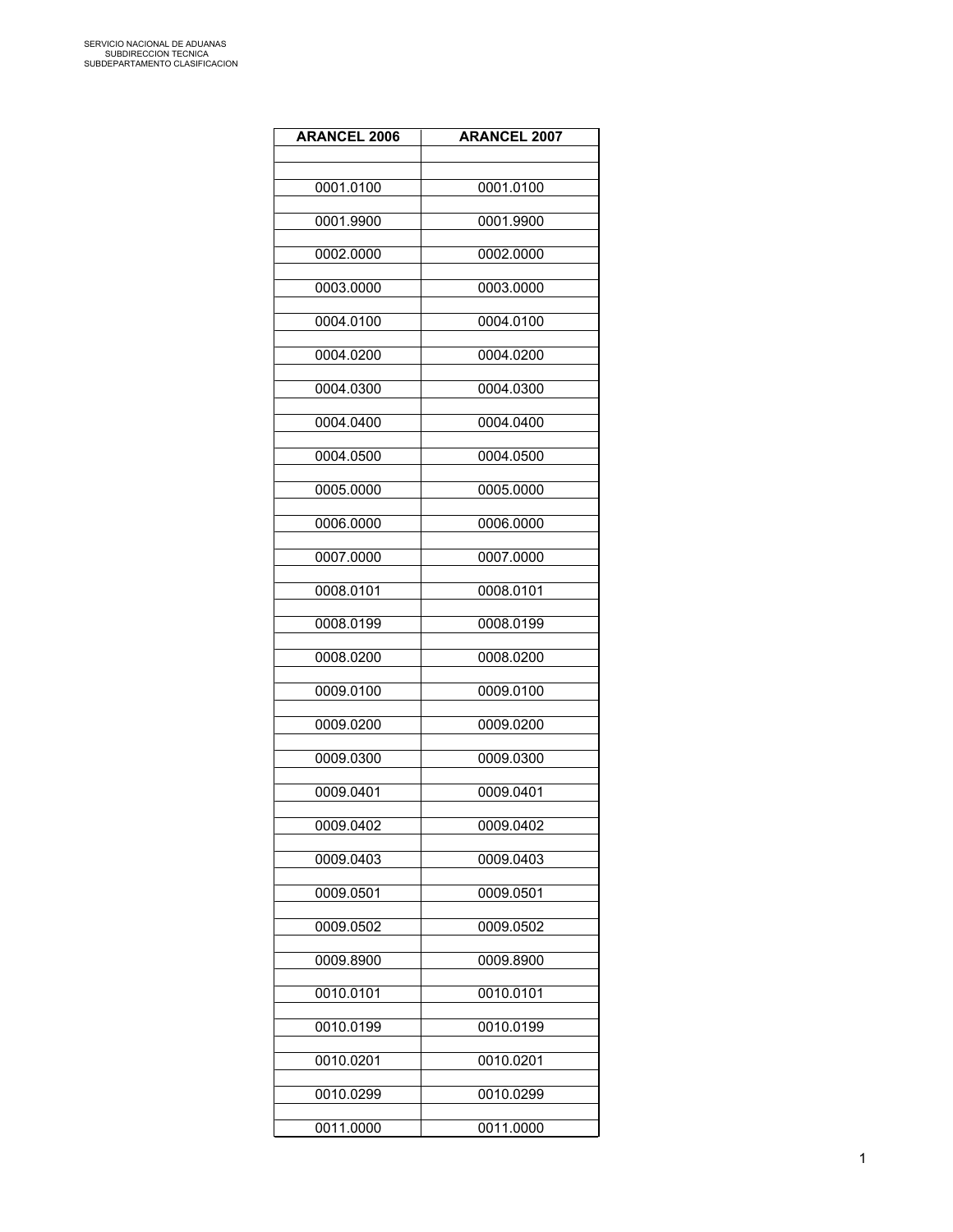SERVICIO NACIONAL DE ADUANAS
SUBDIRECCION TECNICA
SUBDEPARTAMENTO CLASIFICACION

| ARANCEL 2006 | ARANCEL 2007 |
|---|---|
| 0001.0100 | 0001.0100 |
| 0001.9900 | 0001.9900 |
| 0002.0000 | 0002.0000 |
| 0003.0000 | 0003.0000 |
| 0004.0100 | 0004.0100 |
| 0004.0200 | 0004.0200 |
| 0004.0300 | 0004.0300 |
| 0004.0400 | 0004.0400 |
| 0004.0500 | 0004.0500 |
| 0005.0000 | 0005.0000 |
| 0006.0000 | 0006.0000 |
| 0007.0000 | 0007.0000 |
| 0008.0101 | 0008.0101 |
| 0008.0199 | 0008.0199 |
| 0008.0200 | 0008.0200 |
| 0009.0100 | 0009.0100 |
| 0009.0200 | 0009.0200 |
| 0009.0300 | 0009.0300 |
| 0009.0401 | 0009.0401 |
| 0009.0402 | 0009.0402 |
| 0009.0403 | 0009.0403 |
| 0009.0501 | 0009.0501 |
| 0009.0502 | 0009.0502 |
| 0009.8900 | 0009.8900 |
| 0010.0101 | 0010.0101 |
| 0010.0199 | 0010.0199 |
| 0010.0201 | 0010.0201 |
| 0010.0299 | 0010.0299 |
| 0011.0000 | 0011.0000 |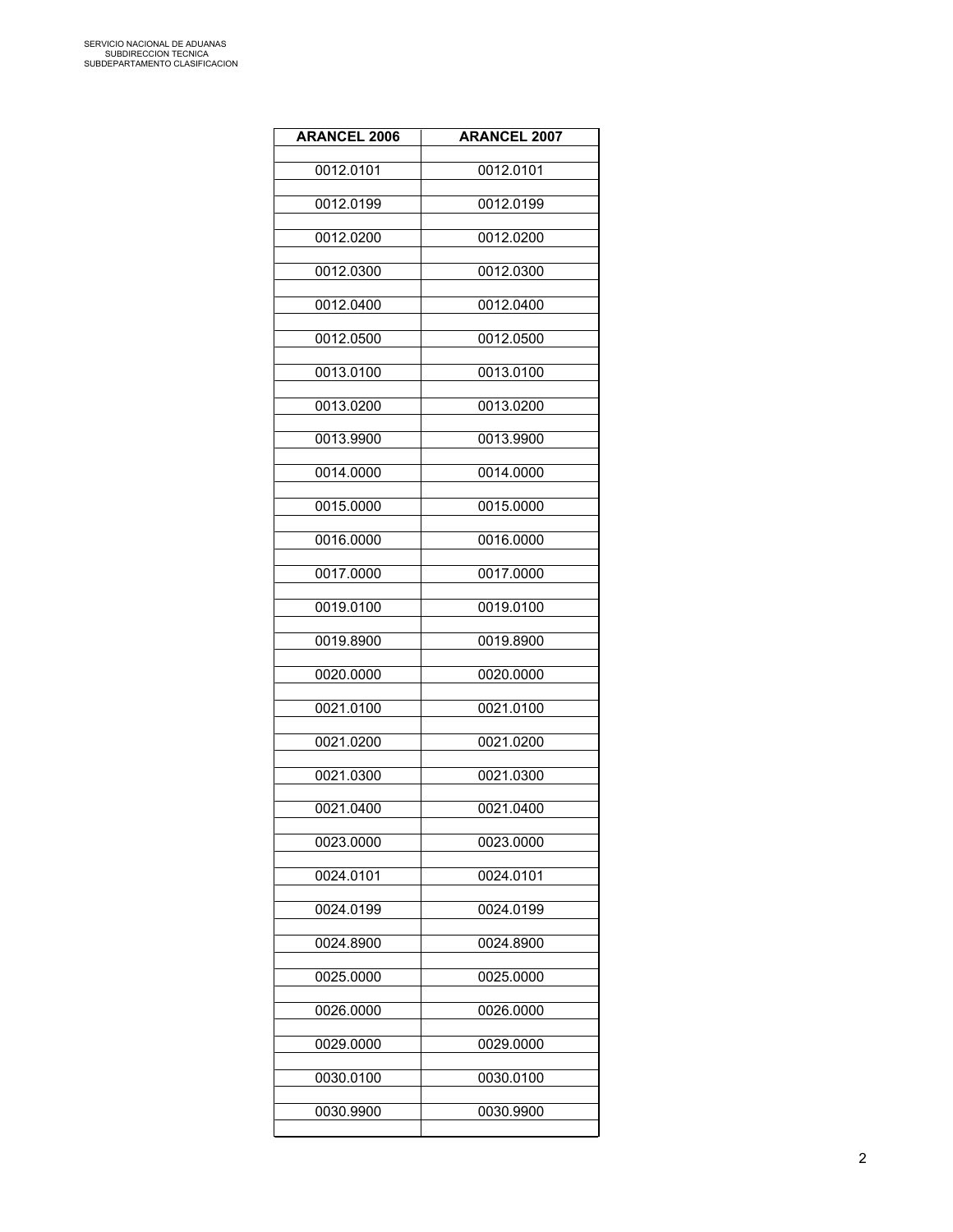| ARANCEL 2006 | ARANCEL 2007 |
|---|---|
| 0012.0101 | 0012.0101 |
| 0012.0199 | 0012.0199 |
| 0012.0200 | 0012.0200 |
| 0012.0300 | 0012.0300 |
| 0012.0400 | 0012.0400 |
| 0012.0500 | 0012.0500 |
| 0013.0100 | 0013.0100 |
| 0013.0200 | 0013.0200 |
| 0013.9900 | 0013.9900 |
| 0014.0000 | 0014.0000 |
| 0015.0000 | 0015.0000 |
| 0016.0000 | 0016.0000 |
| 0017.0000 | 0017.0000 |
| 0019.0100 | 0019.0100 |
| 0019.8900 | 0019.8900 |
| 0020.0000 | 0020.0000 |
| 0021.0100 | 0021.0100 |
| 0021.0200 | 0021.0200 |
| 0021.0300 | 0021.0300 |
| 0021.0400 | 0021.0400 |
| 0023.0000 | 0023.0000 |
| 0024.0101 | 0024.0101 |
| 0024.0199 | 0024.0199 |
| 0024.8900 | 0024.8900 |
| 0025.0000 | 0025.0000 |
| 0026.0000 | 0026.0000 |
| 0029.0000 | 0029.0000 |
| 0030.0100 | 0030.0100 |
| 0030.9900 | 0030.9900 |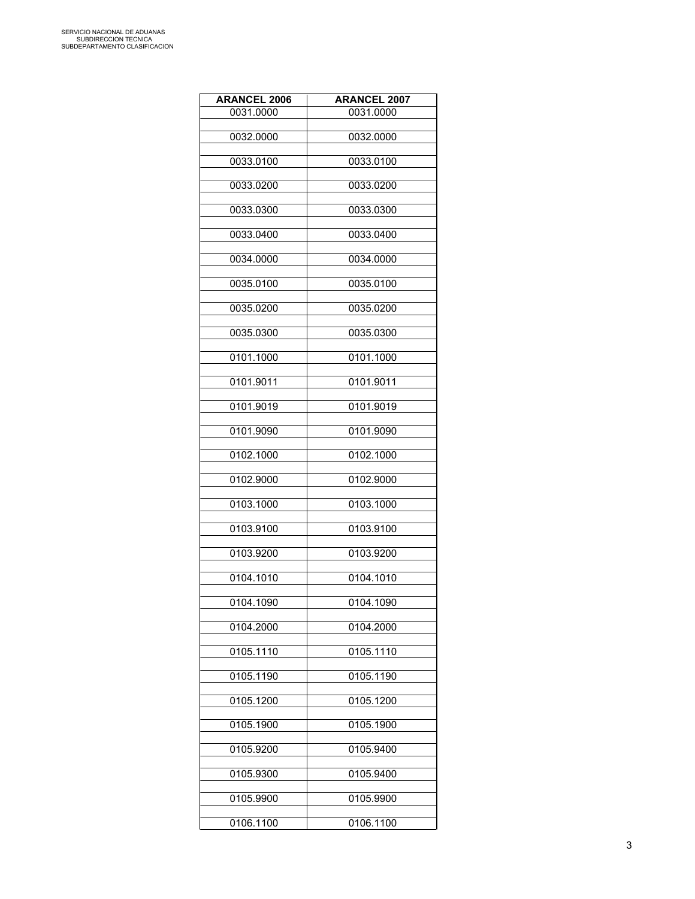| ARANCEL 2006 | ARANCEL 2007 |
| --- | --- |
| 0031.0000 | 0031.0000 |
| 0032.0000 | 0032.0000 |
| 0033.0100 | 0033.0100 |
| 0033.0200 | 0033.0200 |
| 0033.0300 | 0033.0300 |
| 0033.0400 | 0033.0400 |
| 0034.0000 | 0034.0000 |
| 0035.0100 | 0035.0100 |
| 0035.0200 | 0035.0200 |
| 0035.0300 | 0035.0300 |
| 0101.1000 | 0101.1000 |
| 0101.9011 | 0101.9011 |
| 0101.9019 | 0101.9019 |
| 0101.9090 | 0101.9090 |
| 0102.1000 | 0102.1000 |
| 0102.9000 | 0102.9000 |
| 0103.1000 | 0103.1000 |
| 0103.9100 | 0103.9100 |
| 0103.9200 | 0103.9200 |
| 0104.1010 | 0104.1010 |
| 0104.1090 | 0104.1090 |
| 0104.2000 | 0104.2000 |
| 0105.1110 | 0105.1110 |
| 0105.1190 | 0105.1190 |
| 0105.1200 | 0105.1200 |
| 0105.1900 | 0105.1900 |
| 0105.9200 | 0105.9400 |
| 0105.9300 | 0105.9400 |
| 0105.9900 | 0105.9900 |
| 0106.1100 | 0106.1100 |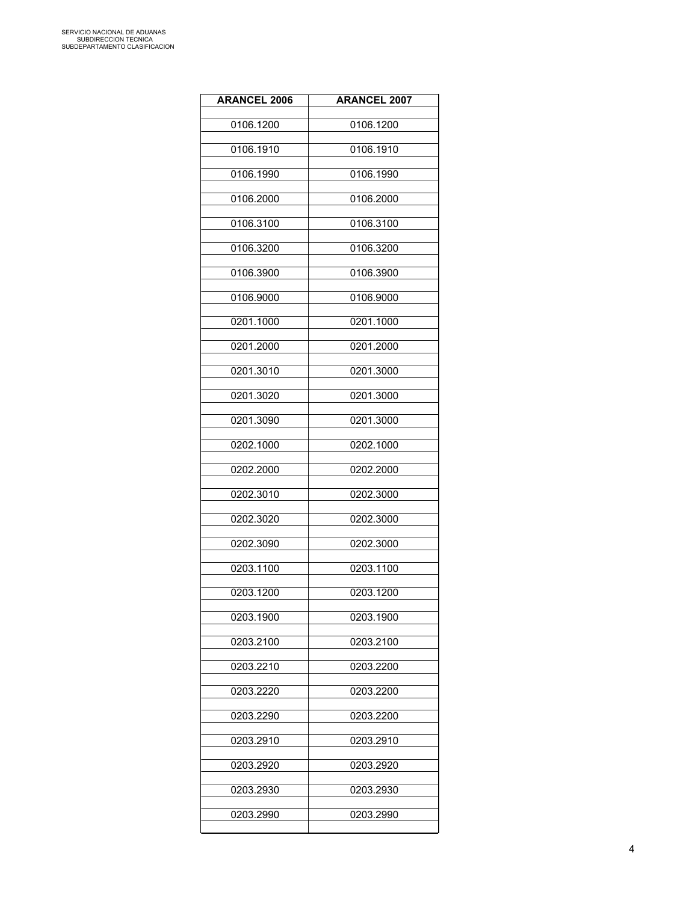| ARANCEL 2006 | ARANCEL 2007 |
|---|---|
| 0106.1200 | 0106.1200 |
| 0106.1910 | 0106.1910 |
| 0106.1990 | 0106.1990 |
| 0106.2000 | 0106.2000 |
| 0106.3100 | 0106.3100 |
| 0106.3200 | 0106.3200 |
| 0106.3900 | 0106.3900 |
| 0106.9000 | 0106.9000 |
| 0201.1000 | 0201.1000 |
| 0201.2000 | 0201.2000 |
| 0201.3010 | 0201.3000 |
| 0201.3020 | 0201.3000 |
| 0201.3090 | 0201.3000 |
| 0202.1000 | 0202.1000 |
| 0202.2000 | 0202.2000 |
| 0202.3010 | 0202.3000 |
| 0202.3020 | 0202.3000 |
| 0202.3090 | 0202.3000 |
| 0203.1100 | 0203.1100 |
| 0203.1200 | 0203.1200 |
| 0203.1900 | 0203.1900 |
| 0203.2100 | 0203.2100 |
| 0203.2210 | 0203.2200 |
| 0203.2220 | 0203.2200 |
| 0203.2290 | 0203.2200 |
| 0203.2910 | 0203.2910 |
| 0203.2920 | 0203.2920 |
| 0203.2930 | 0203.2930 |
| 0203.2990 | 0203.2990 |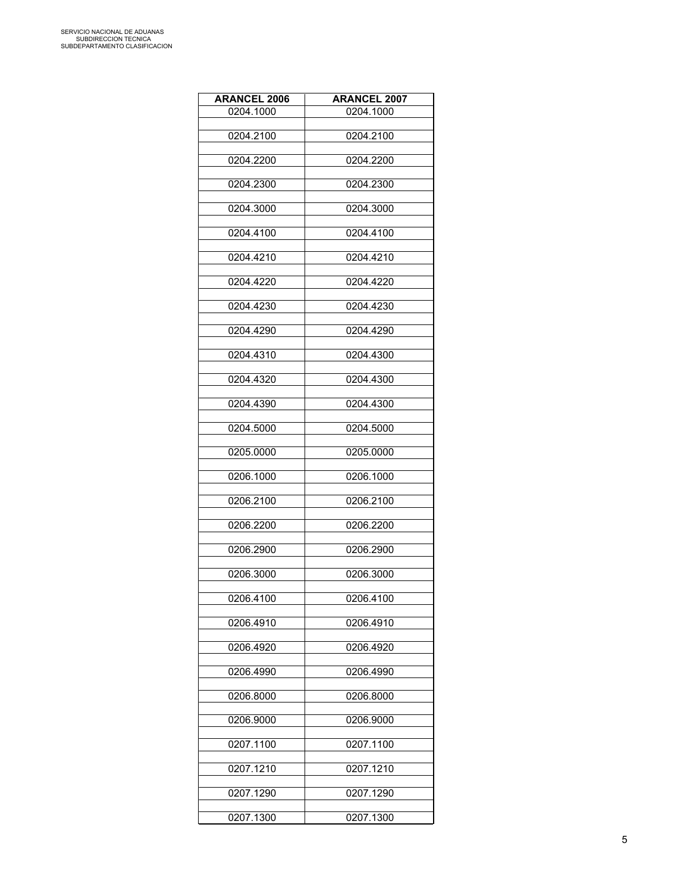| ARANCEL 2006 | ARANCEL 2007 |
|---|---|
| 0204.1000 | 0204.1000 |
| 0204.2100 | 0204.2100 |
| 0204.2200 | 0204.2200 |
| 0204.2300 | 0204.2300 |
| 0204.3000 | 0204.3000 |
| 0204.4100 | 0204.4100 |
| 0204.4210 | 0204.4210 |
| 0204.4220 | 0204.4220 |
| 0204.4230 | 0204.4230 |
| 0204.4290 | 0204.4290 |
| 0204.4310 | 0204.4300 |
| 0204.4320 | 0204.4300 |
| 0204.4390 | 0204.4300 |
| 0204.5000 | 0204.5000 |
| 0205.0000 | 0205.0000 |
| 0206.1000 | 0206.1000 |
| 0206.2100 | 0206.2100 |
| 0206.2200 | 0206.2200 |
| 0206.2900 | 0206.2900 |
| 0206.3000 | 0206.3000 |
| 0206.4100 | 0206.4100 |
| 0206.4910 | 0206.4910 |
| 0206.4920 | 0206.4920 |
| 0206.4990 | 0206.4990 |
| 0206.8000 | 0206.8000 |
| 0206.9000 | 0206.9000 |
| 0207.1100 | 0207.1100 |
| 0207.1210 | 0207.1210 |
| 0207.1290 | 0207.1290 |
| 0207.1300 | 0207.1300 |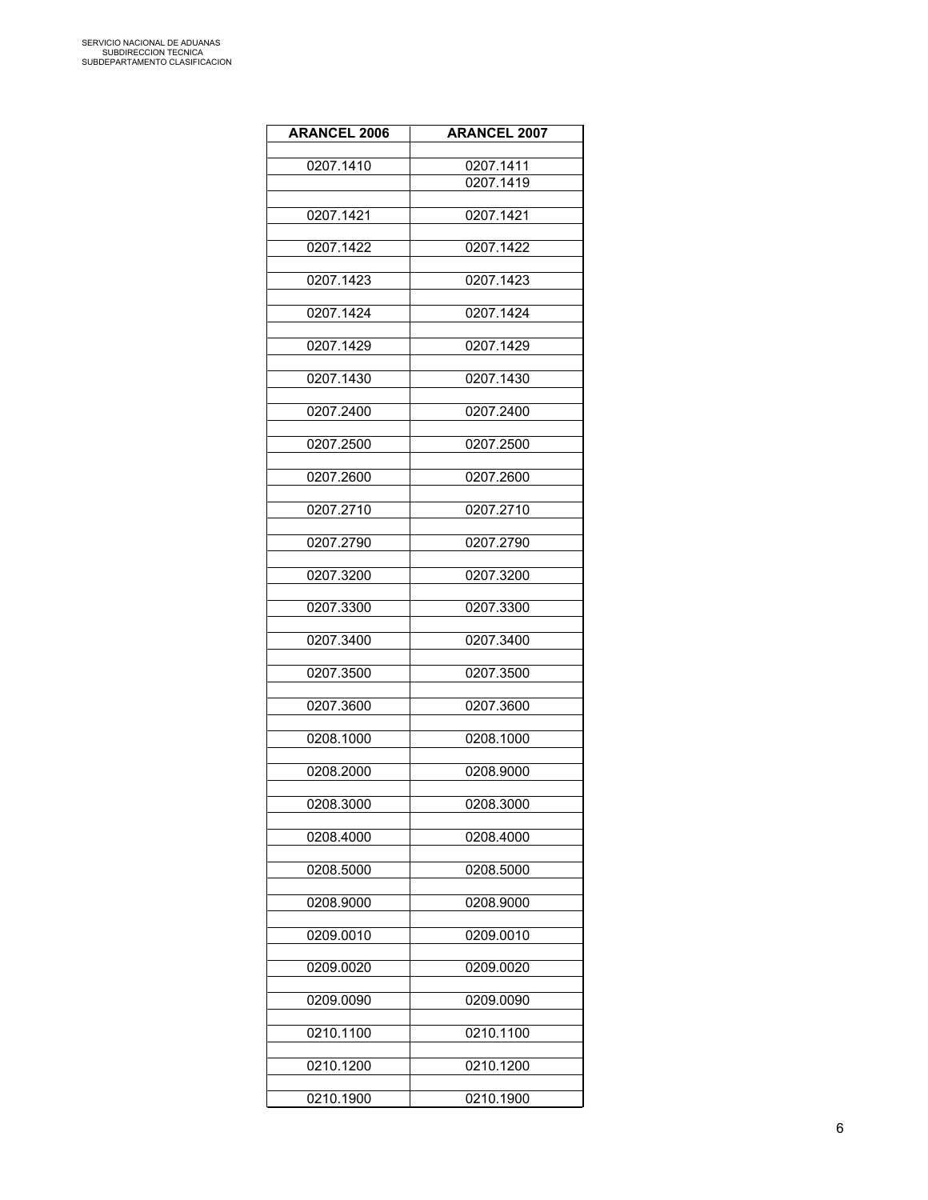| ARANCEL 2006 | ARANCEL 2007 |
|---|---|
| | |
| 0207.1410 | 0207.1411 |
| | 0207.1419 |
| | |
| 0207.1421 | 0207.1421 |
| | |
| 0207.1422 | 0207.1422 |
| | |
| 0207.1423 | 0207.1423 |
| | |
| 0207.1424 | 0207.1424 |
| | |
| 0207.1429 | 0207.1429 |
| | |
| 0207.1430 | 0207.1430 |
| | |
| 0207.2400 | 0207.2400 |
| | |
| 0207.2500 | 0207.2500 |
| | |
| 0207.2600 | 0207.2600 |
| | |
| 0207.2710 | 0207.2710 |
| | |
| 0207.2790 | 0207.2790 |
| | |
| 0207.3200 | 0207.3200 |
| | |
| 0207.3300 | 0207.3300 |
| | |
| 0207.3400 | 0207.3400 |
| | |
| 0207.3500 | 0207.3500 |
| | |
| 0207.3600 | 0207.3600 |
| | |
| 0208.1000 | 0208.1000 |
| | |
| 0208.2000 | 0208.9000 |
| | |
| 0208.3000 | 0208.3000 |
| | |
| 0208.4000 | 0208.4000 |
| | |
| 0208.5000 | 0208.5000 |
| | |
| 0208.9000 | 0208.9000 |
| | |
| 0209.0010 | 0209.0010 |
| | |
| 0209.0020 | 0209.0020 |
| | |
| 0209.0090 | 0209.0090 |
| | |
| 0210.1100 | 0210.1100 |
| | |
| 0210.1200 | 0210.1200 |
| | |
| 0210.1900 | 0210.1900 |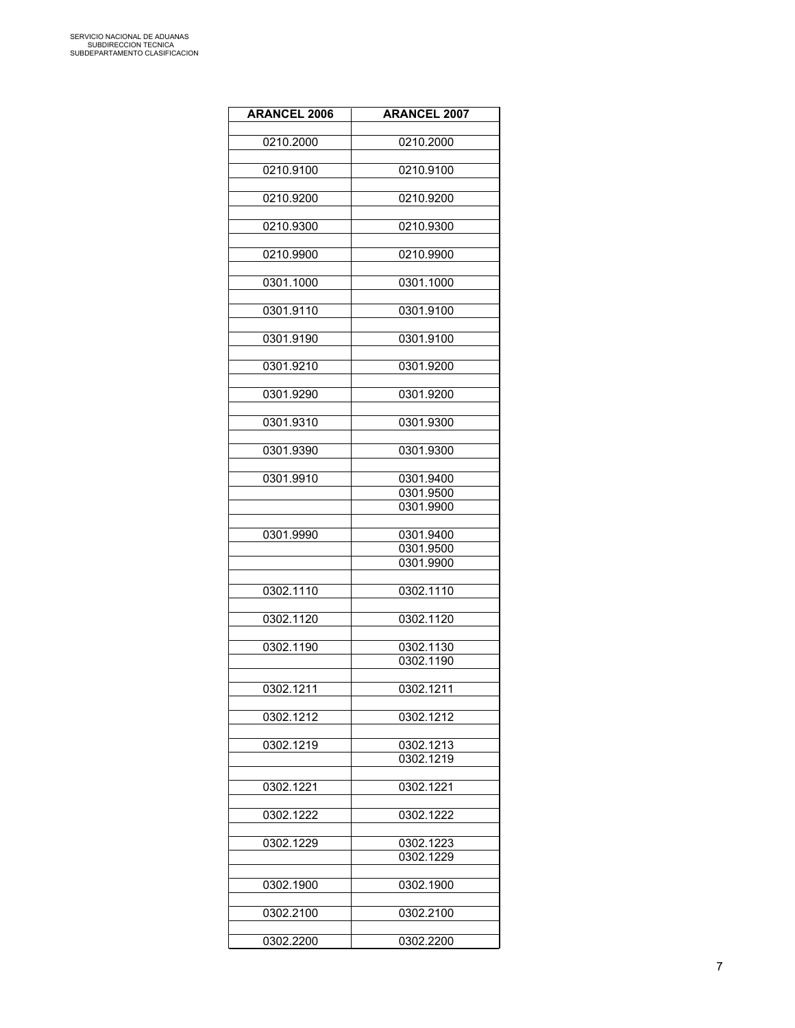| ARANCEL 2006 | ARANCEL 2007 |
|---|---|
| 0210.2000 | 0210.2000 |
| 0210.9100 | 0210.9100 |
| 0210.9200 | 0210.9200 |
| 0210.9300 | 0210.9300 |
| 0210.9900 | 0210.9900 |
| 0301.1000 | 0301.1000 |
| 0301.9110 | 0301.9100 |
| 0301.9190 | 0301.9100 |
| 0301.9210 | 0301.9200 |
| 0301.9290 | 0301.9200 |
| 0301.9310 | 0301.9300 |
| 0301.9390 | 0301.9300 |
| 0301.9910 | 0301.9400 |
| | 0301.9500 |
| | 0301.9900 |
| 0301.9990 | 0301.9400 |
| | 0301.9500 |
| | 0301.9900 |
| 0302.1110 | 0302.1110 |
| 0302.1120 | 0302.1120 |
| 0302.1190 | 0302.1130 |
| | 0302.1190 |
| 0302.1211 | 0302.1211 |
| 0302.1212 | 0302.1212 |
| 0302.1219 | 0302.1213 |
| | 0302.1219 |
| 0302.1221 | 0302.1221 |
| 0302.1222 | 0302.1222 |
| 0302.1229 | 0302.1223 |
| | 0302.1229 |
| 0302.1900 | 0302.1900 |
| 0302.2100 | 0302.2100 |
| 0302.2200 | 0302.2200 |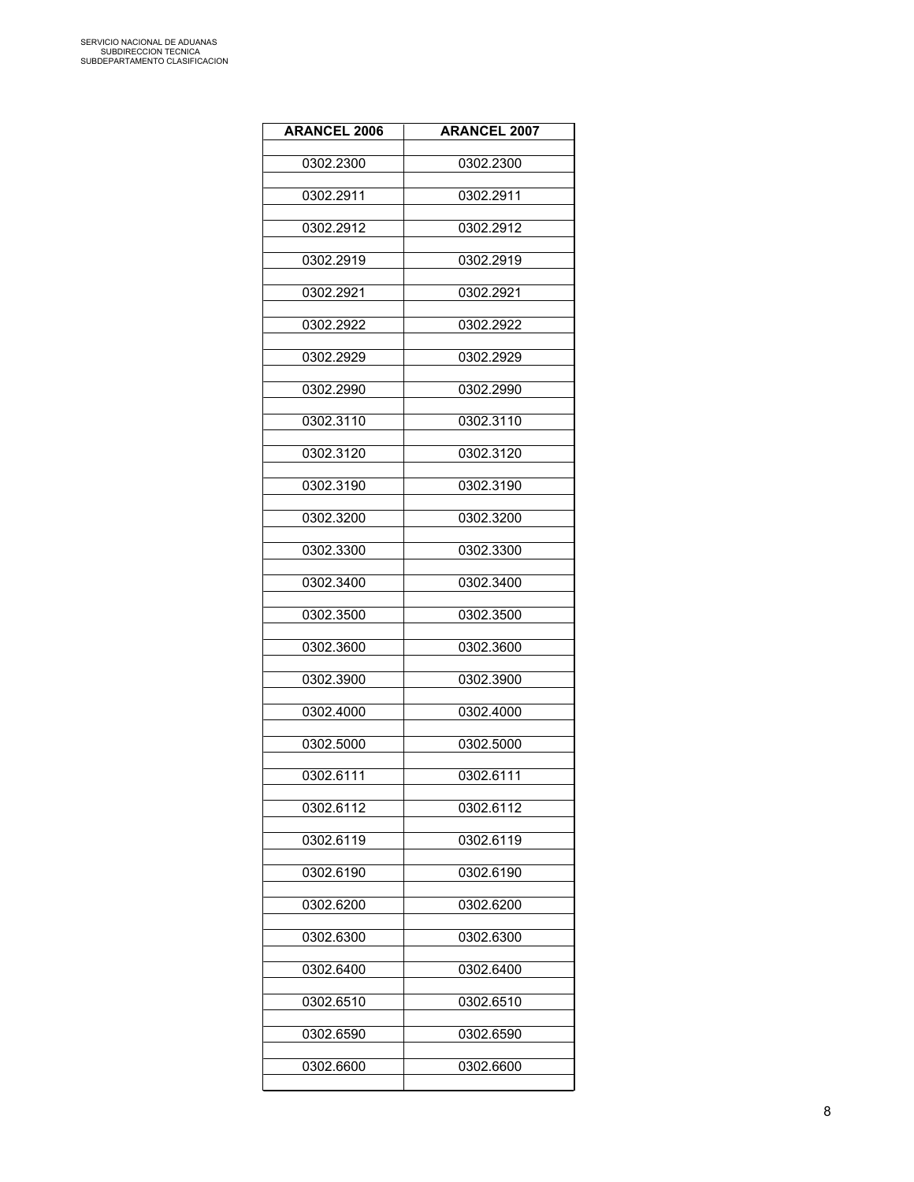| ARANCEL 2006 | ARANCEL 2007 |
|---|---|
| 0302.2300 | 0302.2300 |
| 0302.2911 | 0302.2911 |
| 0302.2912 | 0302.2912 |
| 0302.2919 | 0302.2919 |
| 0302.2921 | 0302.2921 |
| 0302.2922 | 0302.2922 |
| 0302.2929 | 0302.2929 |
| 0302.2990 | 0302.2990 |
| 0302.3110 | 0302.3110 |
| 0302.3120 | 0302.3120 |
| 0302.3190 | 0302.3190 |
| 0302.3200 | 0302.3200 |
| 0302.3300 | 0302.3300 |
| 0302.3400 | 0302.3400 |
| 0302.3500 | 0302.3500 |
| 0302.3600 | 0302.3600 |
| 0302.3900 | 0302.3900 |
| 0302.4000 | 0302.4000 |
| 0302.5000 | 0302.5000 |
| 0302.6111 | 0302.6111 |
| 0302.6112 | 0302.6112 |
| 0302.6119 | 0302.6119 |
| 0302.6190 | 0302.6190 |
| 0302.6200 | 0302.6200 |
| 0302.6300 | 0302.6300 |
| 0302.6400 | 0302.6400 |
| 0302.6510 | 0302.6510 |
| 0302.6590 | 0302.6590 |
| 0302.6600 | 0302.6600 |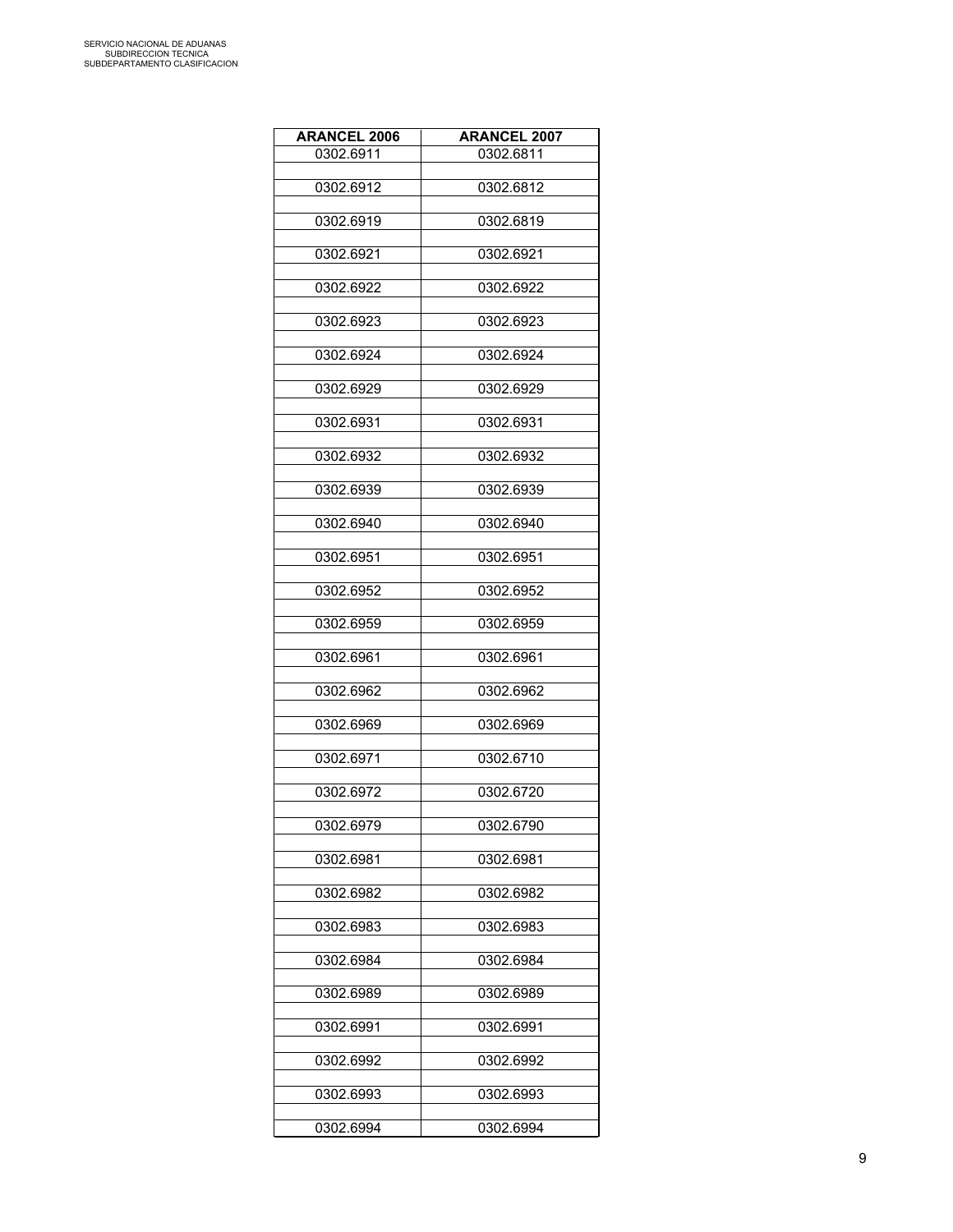| ARANCEL 2006 | ARANCEL 2007 |
|---|---|
| 0302.6911 | 0302.6811 |
| 0302.6912 | 0302.6812 |
| 0302.6919 | 0302.6819 |
| 0302.6921 | 0302.6921 |
| 0302.6922 | 0302.6922 |
| 0302.6923 | 0302.6923 |
| 0302.6924 | 0302.6924 |
| 0302.6929 | 0302.6929 |
| 0302.6931 | 0302.6931 |
| 0302.6932 | 0302.6932 |
| 0302.6939 | 0302.6939 |
| 0302.6940 | 0302.6940 |
| 0302.6951 | 0302.6951 |
| 0302.6952 | 0302.6952 |
| 0302.6959 | 0302.6959 |
| 0302.6961 | 0302.6961 |
| 0302.6962 | 0302.6962 |
| 0302.6969 | 0302.6969 |
| 0302.6971 | 0302.6710 |
| 0302.6972 | 0302.6720 |
| 0302.6979 | 0302.6790 |
| 0302.6981 | 0302.6981 |
| 0302.6982 | 0302.6982 |
| 0302.6983 | 0302.6983 |
| 0302.6984 | 0302.6984 |
| 0302.6989 | 0302.6989 |
| 0302.6991 | 0302.6991 |
| 0302.6992 | 0302.6992 |
| 0302.6993 | 0302.6993 |
| 0302.6994 | 0302.6994 |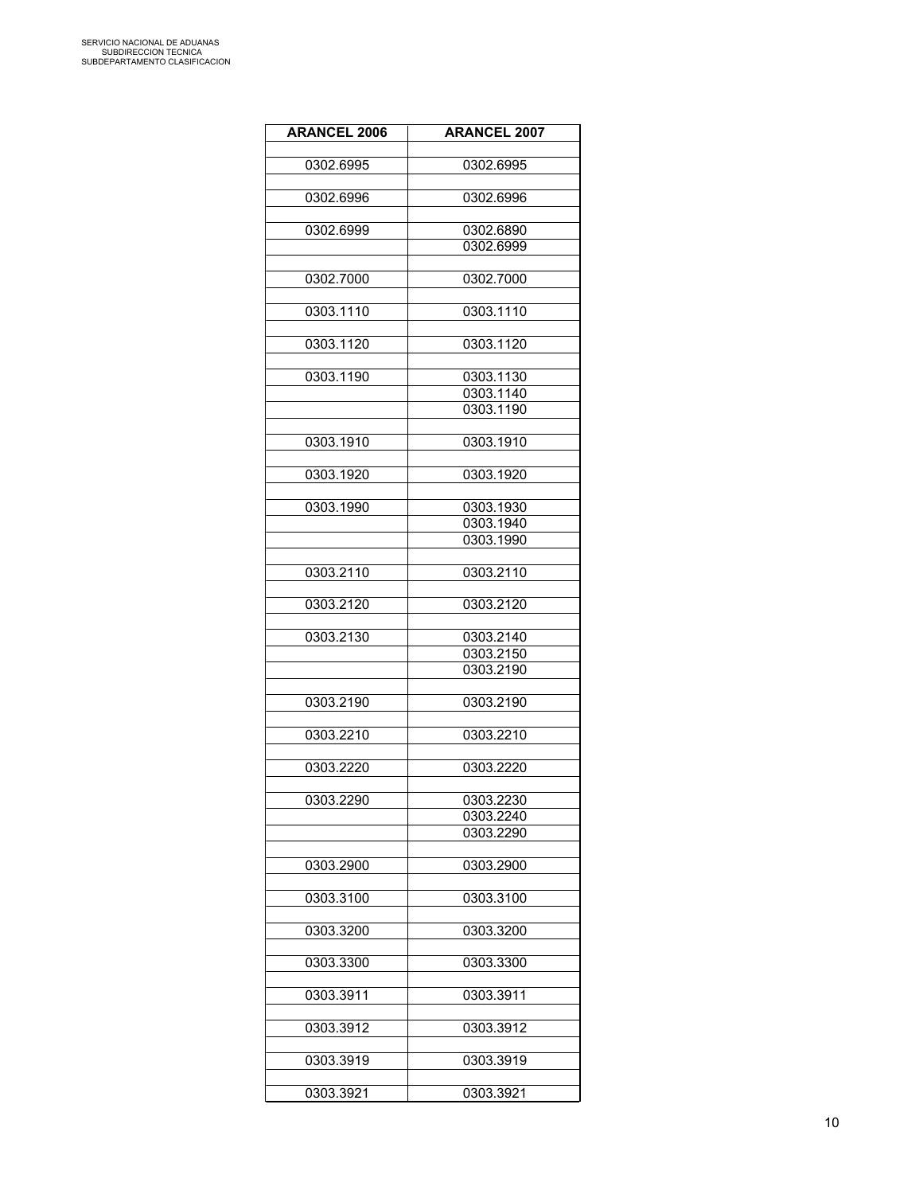| ARANCEL 2006 | ARANCEL 2007 |
|---|---|
| 0302.6995 | 0302.6995 |
| 0302.6996 | 0302.6996 |
| 0302.6999 | 0302.6890 |
| | 0302.6999 |
| 0302.7000 | 0302.7000 |
| 0303.1110 | 0303.1110 |
| 0303.1120 | 0303.1120 |
| 0303.1190 | 0303.1130 |
| | 0303.1140 |
| | 0303.1190 |
| 0303.1910 | 0303.1910 |
| 0303.1920 | 0303.1920 |
| 0303.1990 | 0303.1930 |
| | 0303.1940 |
| | 0303.1990 |
| 0303.2110 | 0303.2110 |
| 0303.2120 | 0303.2120 |
| 0303.2130 | 0303.2140 |
| | 0303.2150 |
| | 0303.2190 |
| 0303.2190 | 0303.2190 |
| 0303.2210 | 0303.2210 |
| 0303.2220 | 0303.2220 |
| 0303.2290 | 0303.2230 |
| | 0303.2240 |
| | 0303.2290 |
| 0303.2900 | 0303.2900 |
| 0303.3100 | 0303.3100 |
| 0303.3200 | 0303.3200 |
| 0303.3300 | 0303.3300 |
| 0303.3911 | 0303.3911 |
| 0303.3912 | 0303.3912 |
| 0303.3919 | 0303.3919 |
| 0303.3921 | 0303.3921 |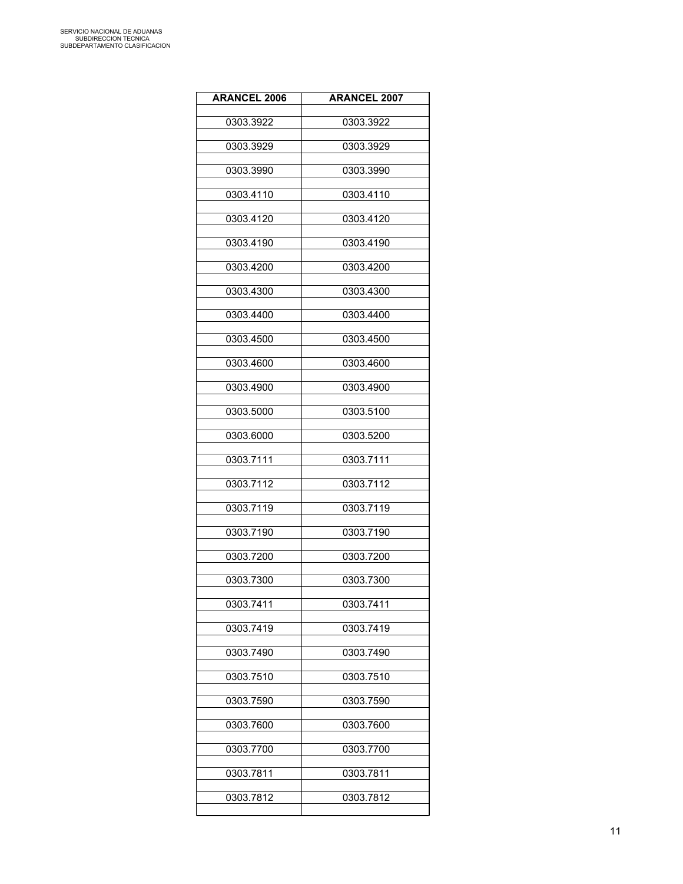| ARANCEL 2006 | ARANCEL 2007 |
|---|---|
| 0303.3922 | 0303.3922 |
| 0303.3929 | 0303.3929 |
| 0303.3990 | 0303.3990 |
| 0303.4110 | 0303.4110 |
| 0303.4120 | 0303.4120 |
| 0303.4190 | 0303.4190 |
| 0303.4200 | 0303.4200 |
| 0303.4300 | 0303.4300 |
| 0303.4400 | 0303.4400 |
| 0303.4500 | 0303.4500 |
| 0303.4600 | 0303.4600 |
| 0303.4900 | 0303.4900 |
| 0303.5000 | 0303.5100 |
| 0303.6000 | 0303.5200 |
| 0303.7111 | 0303.7111 |
| 0303.7112 | 0303.7112 |
| 0303.7119 | 0303.7119 |
| 0303.7190 | 0303.7190 |
| 0303.7200 | 0303.7200 |
| 0303.7300 | 0303.7300 |
| 0303.7411 | 0303.7411 |
| 0303.7419 | 0303.7419 |
| 0303.7490 | 0303.7490 |
| 0303.7510 | 0303.7510 |
| 0303.7590 | 0303.7590 |
| 0303.7600 | 0303.7600 |
| 0303.7700 | 0303.7700 |
| 0303.7811 | 0303.7811 |
| 0303.7812 | 0303.7812 |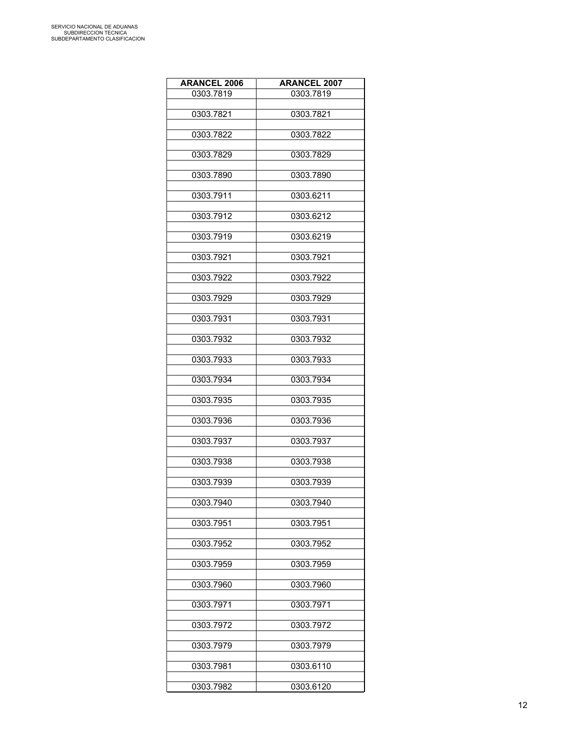| ARANCEL 2006 | ARANCEL 2007 |
|---|---|
| 0303.7819 | 0303.7819 |
| 0303.7821 | 0303.7821 |
| 0303.7822 | 0303.7822 |
| 0303.7829 | 0303.7829 |
| 0303.7890 | 0303.7890 |
| 0303.7911 | 0303.6211 |
| 0303.7912 | 0303.6212 |
| 0303.7919 | 0303.6219 |
| 0303.7921 | 0303.7921 |
| 0303.7922 | 0303.7922 |
| 0303.7929 | 0303.7929 |
| 0303.7931 | 0303.7931 |
| 0303.7932 | 0303.7932 |
| 0303.7933 | 0303.7933 |
| 0303.7934 | 0303.7934 |
| 0303.7935 | 0303.7935 |
| 0303.7936 | 0303.7936 |
| 0303.7937 | 0303.7937 |
| 0303.7938 | 0303.7938 |
| 0303.7939 | 0303.7939 |
| 0303.7940 | 0303.7940 |
| 0303.7951 | 0303.7951 |
| 0303.7952 | 0303.7952 |
| 0303.7959 | 0303.7959 |
| 0303.7960 | 0303.7960 |
| 0303.7971 | 0303.7971 |
| 0303.7972 | 0303.7972 |
| 0303.7979 | 0303.7979 |
| 0303.7981 | 0303.6110 |
| 0303.7982 | 0303.6120 |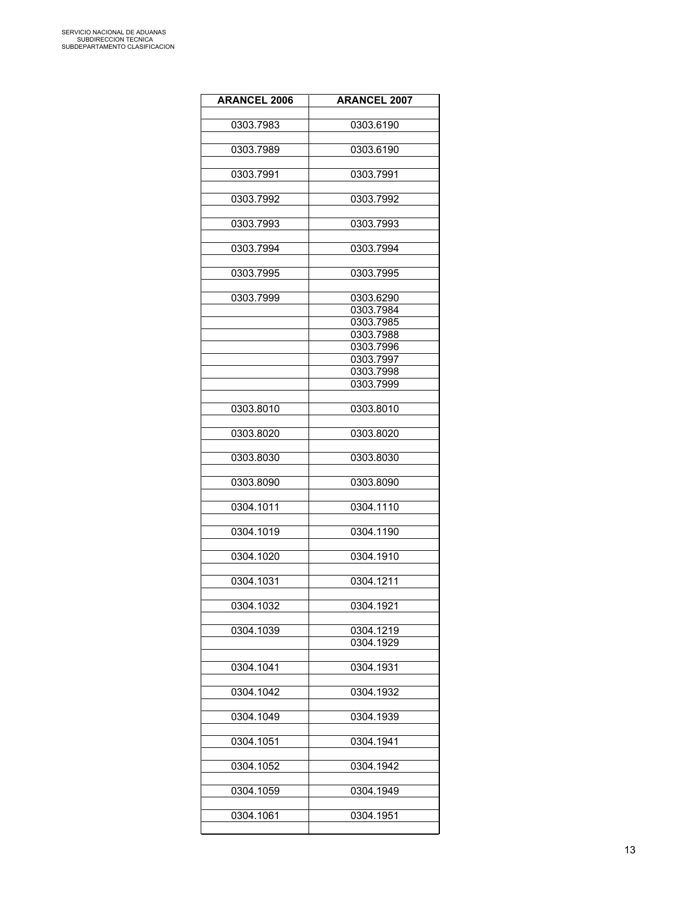| ARANCEL 2006 | ARANCEL 2007 |
|---|---|
| 0303.7983 | 0303.6190 |
| 0303.7989 | 0303.6190 |
| 0303.7991 | 0303.7991 |
| 0303.7992 | 0303.7992 |
| 0303.7993 | 0303.7993 |
| 0303.7994 | 0303.7994 |
| 0303.7995 | 0303.7995 |
| 0303.7999 | 0303.6290 |
| | 0303.7984 |
| | 0303.7985 |
| | 0303.7988 |
| | 0303.7996 |
| | 0303.7997 |
| | 0303.7998 |
| | 0303.7999 |
| 0303.8010 | 0303.8010 |
| 0303.8020 | 0303.8020 |
| 0303.8030 | 0303.8030 |
| 0303.8090 | 0303.8090 |
| 0304.1011 | 0304.1110 |
| 0304.1019 | 0304.1190 |
| 0304.1020 | 0304.1910 |
| 0304.1031 | 0304.1211 |
| 0304.1032 | 0304.1921 |
| 0304.1039 | 0304.1219 |
| | 0304.1929 |
| 0304.1041 | 0304.1931 |
| 0304.1042 | 0304.1932 |
| 0304.1049 | 0304.1939 |
| 0304.1051 | 0304.1941 |
| 0304.1052 | 0304.1942 |
| 0304.1059 | 0304.1949 |
| 0304.1061 | 0304.1951 |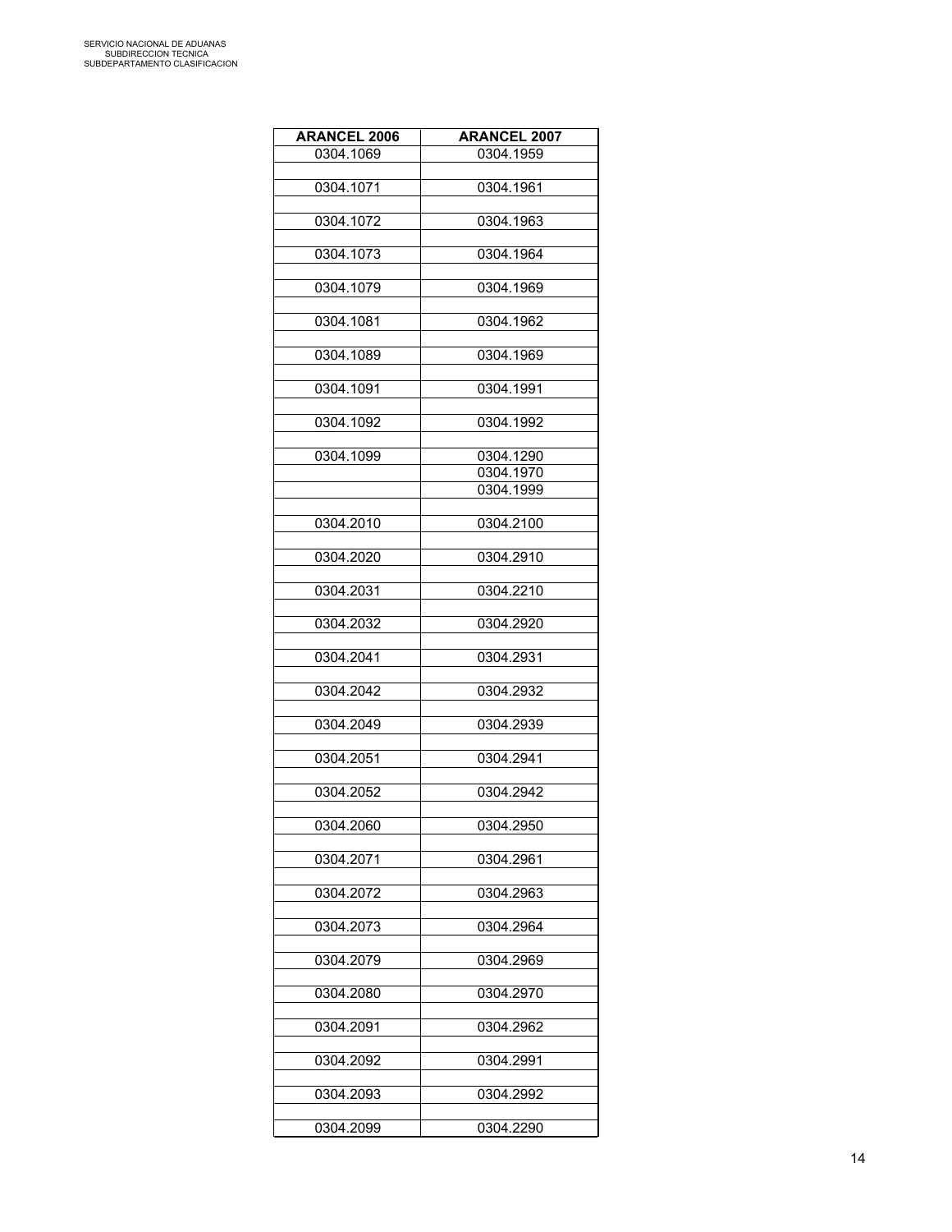| ARANCEL 2006 | ARANCEL 2007 |
|---|---|
| 0304.1069 | 0304.1959 |
| 0304.1071 | 0304.1961 |
| 0304.1072 | 0304.1963 |
| 0304.1073 | 0304.1964 |
| 0304.1079 | 0304.1969 |
| 0304.1081 | 0304.1962 |
| 0304.1089 | 0304.1969 |
| 0304.1091 | 0304.1991 |
| 0304.1092 | 0304.1992 |
| 0304.1099 | 0304.1290 |
| | 0304.1970 |
| | 0304.1999 |
| 0304.2010 | 0304.2100 |
| 0304.2020 | 0304.2910 |
| 0304.2031 | 0304.2210 |
| 0304.2032 | 0304.2920 |
| 0304.2041 | 0304.2931 |
| 0304.2042 | 0304.2932 |
| 0304.2049 | 0304.2939 |
| 0304.2051 | 0304.2941 |
| 0304.2052 | 0304.2942 |
| 0304.2060 | 0304.2950 |
| 0304.2071 | 0304.2961 |
| 0304.2072 | 0304.2963 |
| 0304.2073 | 0304.2964 |
| 0304.2079 | 0304.2969 |
| 0304.2080 | 0304.2970 |
| 0304.2091 | 0304.2962 |
| 0304.2092 | 0304.2991 |
| 0304.2093 | 0304.2992 |
| 0304.2099 | 0304.2290 |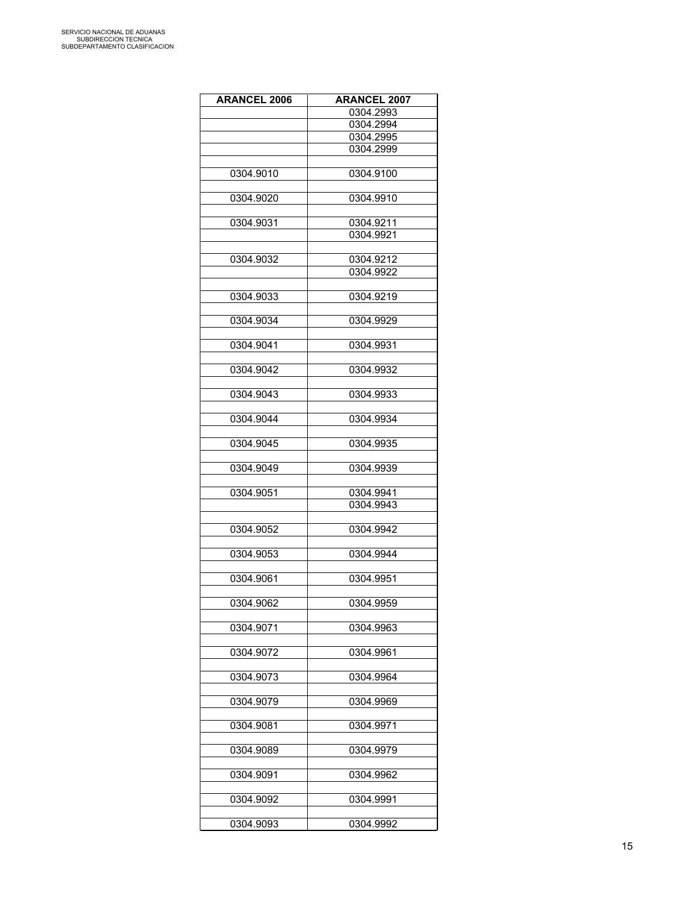| ARANCEL 2006 | ARANCEL 2007 |
|---|---|
| | 0304.2993 |
| | 0304.2994 |
| | 0304.2995 |
| | 0304.2999 |
| | |
| 0304.9010 | 0304.9100 |
| | |
| 0304.9020 | 0304.9910 |
| | |
| 0304.9031 | 0304.9211 |
| | 0304.9921 |
| | |
| 0304.9032 | 0304.9212 |
| | 0304.9922 |
| | |
| 0304.9033 | 0304.9219 |
| | |
| 0304.9034 | 0304.9929 |
| | |
| 0304.9041 | 0304.9931 |
| | |
| 0304.9042 | 0304.9932 |
| | |
| 0304.9043 | 0304.9933 |
| | |
| 0304.9044 | 0304.9934 |
| | |
| 0304.9045 | 0304.9935 |
| | |
| 0304.9049 | 0304.9939 |
| | |
| 0304.9051 | 0304.9941 |
| | 0304.9943 |
| | |
| 0304.9052 | 0304.9942 |
| | |
| 0304.9053 | 0304.9944 |
| | |
| 0304.9061 | 0304.9951 |
| | |
| 0304.9062 | 0304.9959 |
| | |
| 0304.9071 | 0304.9963 |
| | |
| 0304.9072 | 0304.9961 |
| | |
| 0304.9073 | 0304.9964 |
| | |
| 0304.9079 | 0304.9969 |
| | |
| 0304.9081 | 0304.9971 |
| | |
| 0304.9089 | 0304.9979 |
| | |
| 0304.9091 | 0304.9962 |
| | |
| 0304.9092 | 0304.9991 |
| | |
| 0304.9093 | 0304.9992 |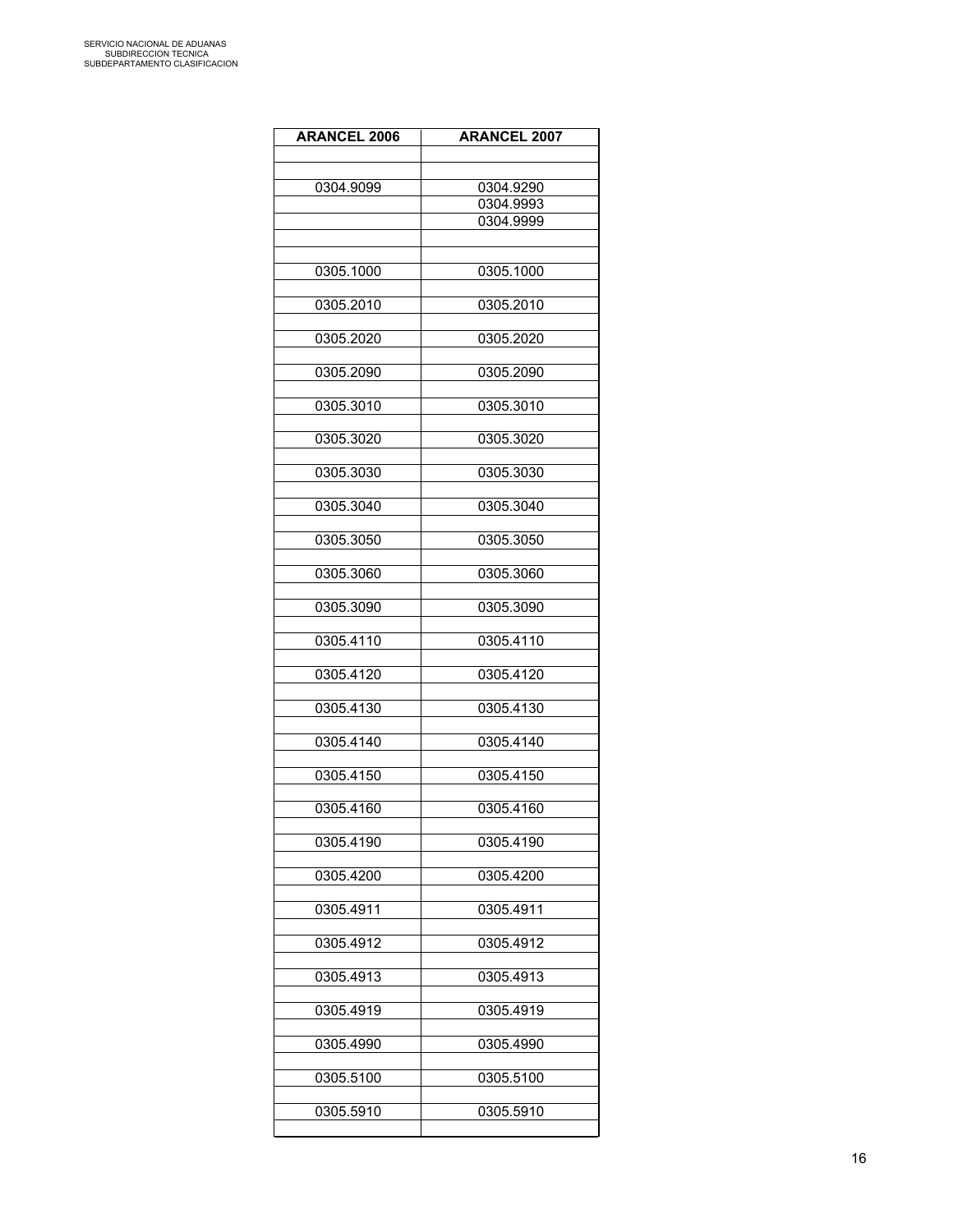| ARANCEL 2006 | ARANCEL 2007 |
| --- | --- |
| | |
| | |
| 0304.9099 | 0304.9290 |
| | 0304.9993 |
| | 0304.9999 |
| | |
| | |
| 0305.1000 | 0305.1000 |
| | |
| 0305.2010 | 0305.2010 |
| | |
| 0305.2020 | 0305.2020 |
| | |
| 0305.2090 | 0305.2090 |
| | |
| 0305.3010 | 0305.3010 |
| | |
| 0305.3020 | 0305.3020 |
| | |
| 0305.3030 | 0305.3030 |
| | |
| 0305.3040 | 0305.3040 |
| | |
| 0305.3050 | 0305.3050 |
| | |
| 0305.3060 | 0305.3060 |
| | |
| 0305.3090 | 0305.3090 |
| | |
| 0305.4110 | 0305.4110 |
| | |
| 0305.4120 | 0305.4120 |
| | |
| 0305.4130 | 0305.4130 |
| | |
| 0305.4140 | 0305.4140 |
| | |
| 0305.4150 | 0305.4150 |
| | |
| 0305.4160 | 0305.4160 |
| | |
| 0305.4190 | 0305.4190 |
| | |
| 0305.4200 | 0305.4200 |
| | |
| 0305.4911 | 0305.4911 |
| | |
| 0305.4912 | 0305.4912 |
| | |
| 0305.4913 | 0305.4913 |
| | |
| 0305.4919 | 0305.4919 |
| | |
| 0305.4990 | 0305.4990 |
| | |
| 0305.5100 | 0305.5100 |
| | |
| 0305.5910 | 0305.5910 |
| | |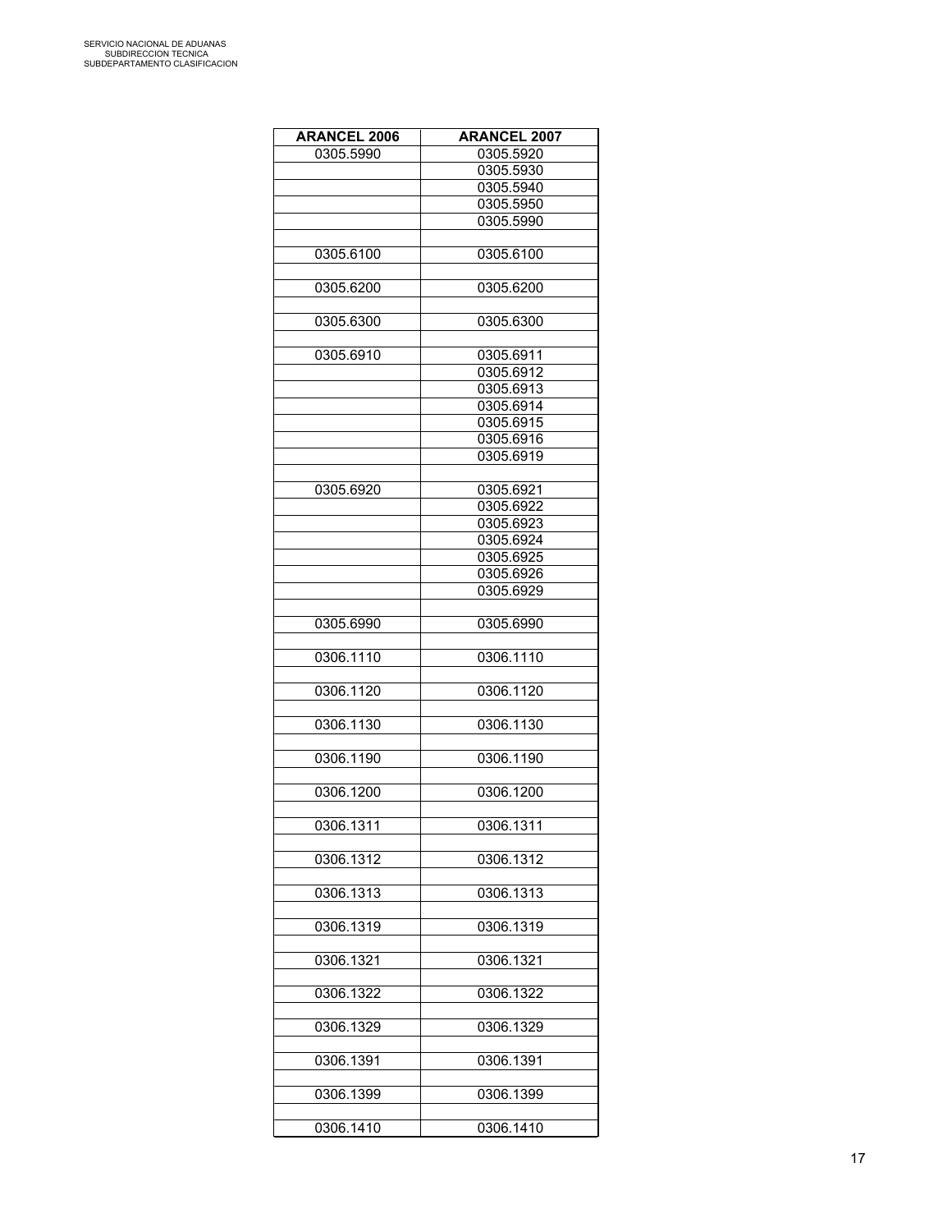| ARANCEL 2006 | ARANCEL 2007 |
| --- | --- |
| 0305.5990 | 0305.5920 |
| | 0305.5930 |
| | 0305.5940 |
| | 0305.5950 |
| | 0305.5990 |
| | |
| 0305.6100 | 0305.6100 |
| | |
| 0305.6200 | 0305.6200 |
| | |
| 0305.6300 | 0305.6300 |
| | |
| 0305.6910 | 0305.6911 |
| | 0305.6912 |
| | 0305.6913 |
| | 0305.6914 |
| | 0305.6915 |
| | 0305.6916 |
| | 0305.6919 |
| | |
| 0305.6920 | 0305.6921 |
| | 0305.6922 |
| | 0305.6923 |
| | 0305.6924 |
| | 0305.6925 |
| | 0305.6926 |
| | 0305.6929 |
| | |
| 0305.6990 | 0305.6990 |
| | |
| 0306.1110 | 0306.1110 |
| | |
| 0306.1120 | 0306.1120 |
| | |
| 0306.1130 | 0306.1130 |
| | |
| 0306.1190 | 0306.1190 |
| | |
| 0306.1200 | 0306.1200 |
| | |
| 0306.1311 | 0306.1311 |
| | |
| 0306.1312 | 0306.1312 |
| | |
| 0306.1313 | 0306.1313 |
| | |
| 0306.1319 | 0306.1319 |
| | |
| 0306.1321 | 0306.1321 |
| | |
| 0306.1322 | 0306.1322 |
| | |
| 0306.1329 | 0306.1329 |
| | |
| 0306.1391 | 0306.1391 |
| | |
| 0306.1399 | 0306.1399 |
| | |
| 0306.1410 | 0306.1410 |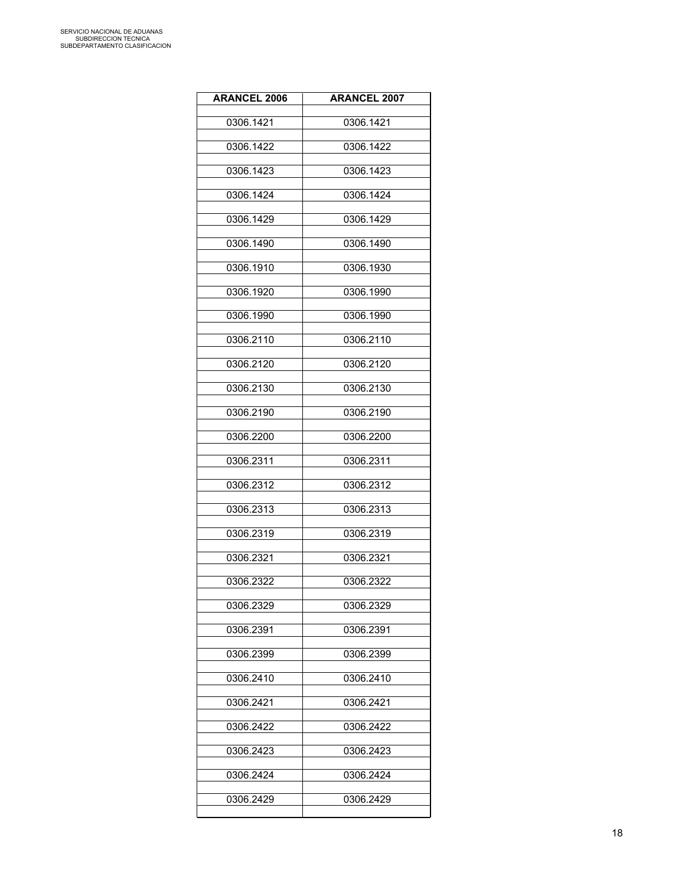| ARANCEL 2006 | ARANCEL 2007 |
|---|---|
| 0306.1421 | 0306.1421 |
| 0306.1422 | 0306.1422 |
| 0306.1423 | 0306.1423 |
| 0306.1424 | 0306.1424 |
| 0306.1429 | 0306.1429 |
| 0306.1490 | 0306.1490 |
| 0306.1910 | 0306.1930 |
| 0306.1920 | 0306.1990 |
| 0306.1990 | 0306.1990 |
| 0306.2110 | 0306.2110 |
| 0306.2120 | 0306.2120 |
| 0306.2130 | 0306.2130 |
| 0306.2190 | 0306.2190 |
| 0306.2200 | 0306.2200 |
| 0306.2311 | 0306.2311 |
| 0306.2312 | 0306.2312 |
| 0306.2313 | 0306.2313 |
| 0306.2319 | 0306.2319 |
| 0306.2321 | 0306.2321 |
| 0306.2322 | 0306.2322 |
| 0306.2329 | 0306.2329 |
| 0306.2391 | 0306.2391 |
| 0306.2399 | 0306.2399 |
| 0306.2410 | 0306.2410 |
| 0306.2421 | 0306.2421 |
| 0306.2422 | 0306.2422 |
| 0306.2423 | 0306.2423 |
| 0306.2424 | 0306.2424 |
| 0306.2429 | 0306.2429 |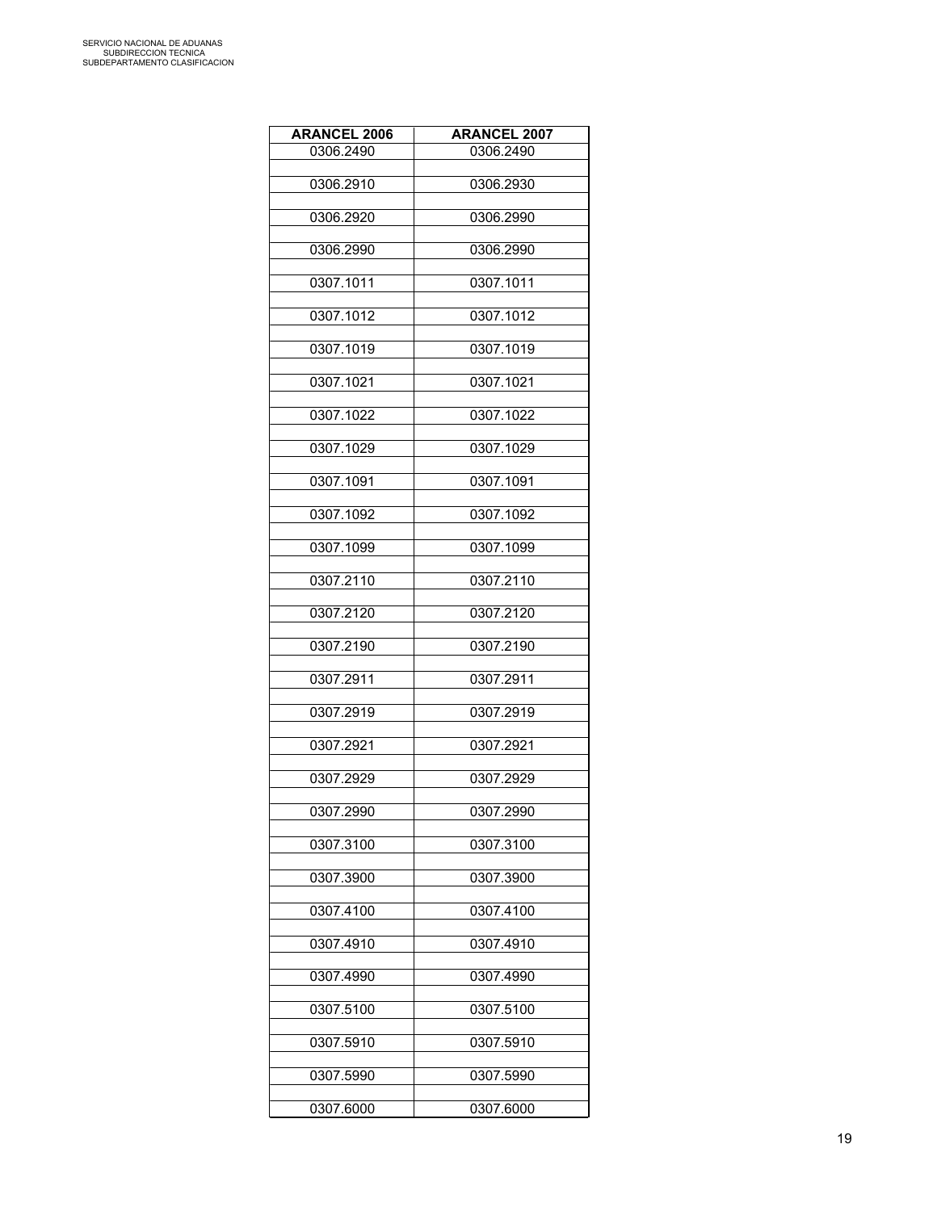SERVICIO NACIONAL DE ADUANAS
SUBDIRECCION TECNICA
SUBDEPARTAMENTO CLASIFICACION

| ARANCEL 2006 | ARANCEL 2007 |
|---|---|
| 0306.2490 | 0306.2490 |
| 0306.2910 | 0306.2930 |
| 0306.2920 | 0306.2990 |
| 0306.2990 | 0306.2990 |
| 0307.1011 | 0307.1011 |
| 0307.1012 | 0307.1012 |
| 0307.1019 | 0307.1019 |
| 0307.1021 | 0307.1021 |
| 0307.1022 | 0307.1022 |
| 0307.1029 | 0307.1029 |
| 0307.1091 | 0307.1091 |
| 0307.1092 | 0307.1092 |
| 0307.1099 | 0307.1099 |
| 0307.2110 | 0307.2110 |
| 0307.2120 | 0307.2120 |
| 0307.2190 | 0307.2190 |
| 0307.2911 | 0307.2911 |
| 0307.2919 | 0307.2919 |
| 0307.2921 | 0307.2921 |
| 0307.2929 | 0307.2929 |
| 0307.2990 | 0307.2990 |
| 0307.3100 | 0307.3100 |
| 0307.3900 | 0307.3900 |
| 0307.4100 | 0307.4100 |
| 0307.4910 | 0307.4910 |
| 0307.4990 | 0307.4990 |
| 0307.5100 | 0307.5100 |
| 0307.5910 | 0307.5910 |
| 0307.5990 | 0307.5990 |
| 0307.6000 | 0307.6000 |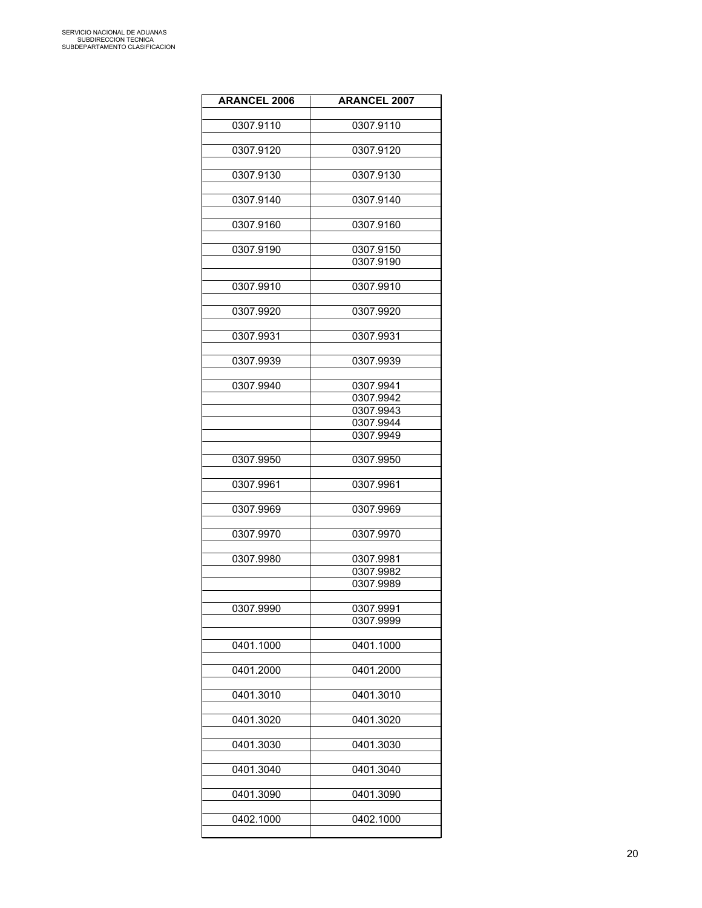| ARANCEL 2006 | ARANCEL 2007 |
| --- | --- |
| 0307.9110 | 0307.9110 |
| 0307.9120 | 0307.9120 |
| 0307.9130 | 0307.9130 |
| 0307.9140 | 0307.9140 |
| 0307.9160 | 0307.9160 |
| 0307.9190 | 0307.9150 |
| | 0307.9190 |
| 0307.9910 | 0307.9910 |
| 0307.9920 | 0307.9920 |
| 0307.9931 | 0307.9931 |
| 0307.9939 | 0307.9939 |
| 0307.9940 | 0307.9941 |
| | 0307.9942 |
| | 0307.9943 |
| | 0307.9944 |
| | 0307.9949 |
| 0307.9950 | 0307.9950 |
| 0307.9961 | 0307.9961 |
| 0307.9969 | 0307.9969 |
| 0307.9970 | 0307.9970 |
| 0307.9980 | 0307.9981 |
| | 0307.9982 |
| | 0307.9989 |
| 0307.9990 | 0307.9991 |
| | 0307.9999 |
| 0401.1000 | 0401.1000 |
| 0401.2000 | 0401.2000 |
| 0401.3010 | 0401.3010 |
| 0401.3020 | 0401.3020 |
| 0401.3030 | 0401.3030 |
| 0401.3040 | 0401.3040 |
| 0401.3090 | 0401.3090 |
| 0402.1000 | 0402.1000 |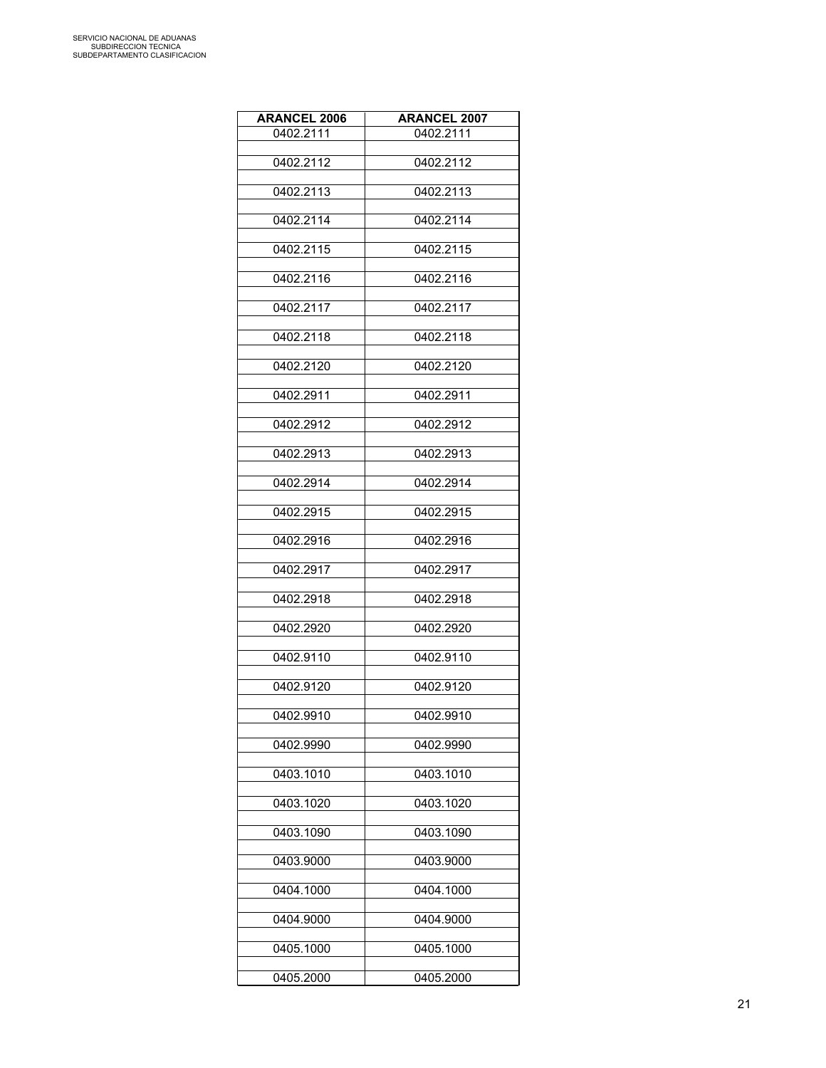| ARANCEL 2006 | ARANCEL 2007 |
|---|---|
| 0402.2111 | 0402.2111 |
| 0402.2112 | 0402.2112 |
| 0402.2113 | 0402.2113 |
| 0402.2114 | 0402.2114 |
| 0402.2115 | 0402.2115 |
| 0402.2116 | 0402.2116 |
| 0402.2117 | 0402.2117 |
| 0402.2118 | 0402.2118 |
| 0402.2120 | 0402.2120 |
| 0402.2911 | 0402.2911 |
| 0402.2912 | 0402.2912 |
| 0402.2913 | 0402.2913 |
| 0402.2914 | 0402.2914 |
| 0402.2915 | 0402.2915 |
| 0402.2916 | 0402.2916 |
| 0402.2917 | 0402.2917 |
| 0402.2918 | 0402.2918 |
| 0402.2920 | 0402.2920 |
| 0402.9110 | 0402.9110 |
| 0402.9120 | 0402.9120 |
| 0402.9910 | 0402.9910 |
| 0402.9990 | 0402.9990 |
| 0403.1010 | 0403.1010 |
| 0403.1020 | 0403.1020 |
| 0403.1090 | 0403.1090 |
| 0403.9000 | 0403.9000 |
| 0404.1000 | 0404.1000 |
| 0404.9000 | 0404.9000 |
| 0405.1000 | 0405.1000 |
| 0405.2000 | 0405.2000 |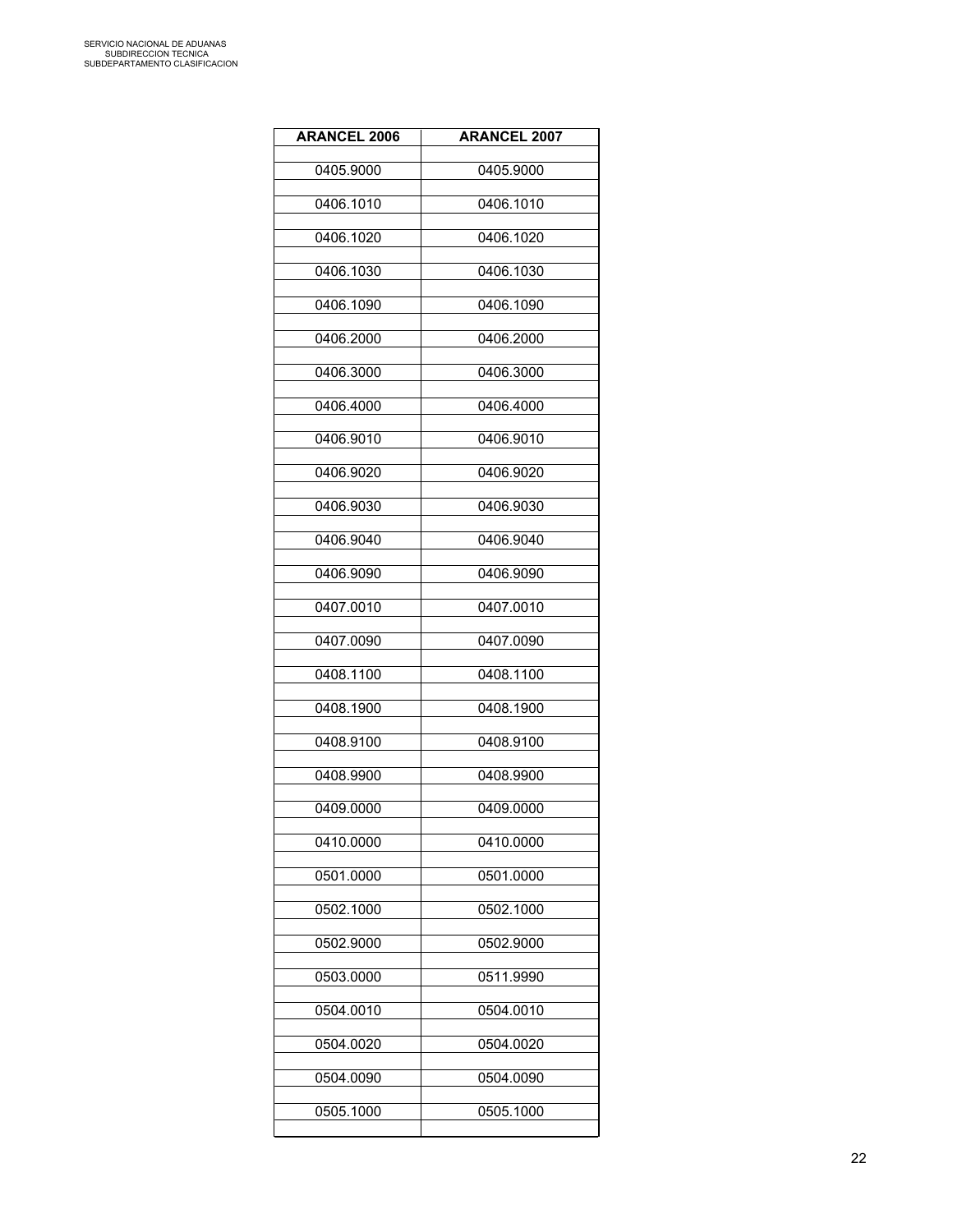| ARANCEL 2006 | ARANCEL 2007 |
|---|---|
| 0405.9000 | 0405.9000 |
| 0406.1010 | 0406.1010 |
| 0406.1020 | 0406.1020 |
| 0406.1030 | 0406.1030 |
| 0406.1090 | 0406.1090 |
| 0406.2000 | 0406.2000 |
| 0406.3000 | 0406.3000 |
| 0406.4000 | 0406.4000 |
| 0406.9010 | 0406.9010 |
| 0406.9020 | 0406.9020 |
| 0406.9030 | 0406.9030 |
| 0406.9040 | 0406.9040 |
| 0406.9090 | 0406.9090 |
| 0407.0010 | 0407.0010 |
| 0407.0090 | 0407.0090 |
| 0408.1100 | 0408.1100 |
| 0408.1900 | 0408.1900 |
| 0408.9100 | 0408.9100 |
| 0408.9900 | 0408.9900 |
| 0409.0000 | 0409.0000 |
| 0410.0000 | 0410.0000 |
| 0501.0000 | 0501.0000 |
| 0502.1000 | 0502.1000 |
| 0502.9000 | 0502.9000 |
| 0503.0000 | 0511.9990 |
| 0504.0010 | 0504.0010 |
| 0504.0020 | 0504.0020 |
| 0504.0090 | 0504.0090 |
| 0505.1000 | 0505.1000 |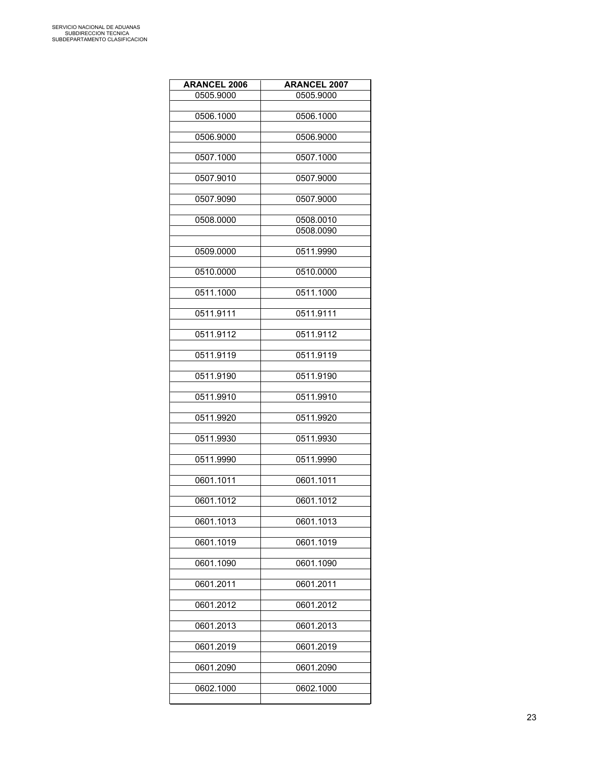| ARANCEL 2006 | ARANCEL 2007 |
|---|---|
| 0505.9000 | 0505.9000 |
| | |
| 0506.1000 | 0506.1000 |
| | |
| 0506.9000 | 0506.9000 |
| | |
| 0507.1000 | 0507.1000 |
| | |
| 0507.9010 | 0507.9000 |
| | |
| 0507.9090 | 0507.9000 |
| | |
| 0508.0000 | 0508.0010 |
| | 0508.0090 |
| | |
| 0509.0000 | 0511.9990 |
| | |
| 0510.0000 | 0510.0000 |
| | |
| 0511.1000 | 0511.1000 |
| | |
| 0511.9111 | 0511.9111 |
| | |
| 0511.9112 | 0511.9112 |
| | |
| 0511.9119 | 0511.9119 |
| | |
| 0511.9190 | 0511.9190 |
| | |
| 0511.9910 | 0511.9910 |
| | |
| 0511.9920 | 0511.9920 |
| | |
| 0511.9930 | 0511.9930 |
| | |
| 0511.9990 | 0511.9990 |
| | |
| 0601.1011 | 0601.1011 |
| | |
| 0601.1012 | 0601.1012 |
| | |
| 0601.1013 | 0601.1013 |
| | |
| 0601.1019 | 0601.1019 |
| | |
| 0601.1090 | 0601.1090 |
| | |
| 0601.2011 | 0601.2011 |
| | |
| 0601.2012 | 0601.2012 |
| | |
| 0601.2013 | 0601.2013 |
| | |
| 0601.2019 | 0601.2019 |
| | |
| 0601.2090 | 0601.2090 |
| | |
| 0602.1000 | 0602.1000 |
| | |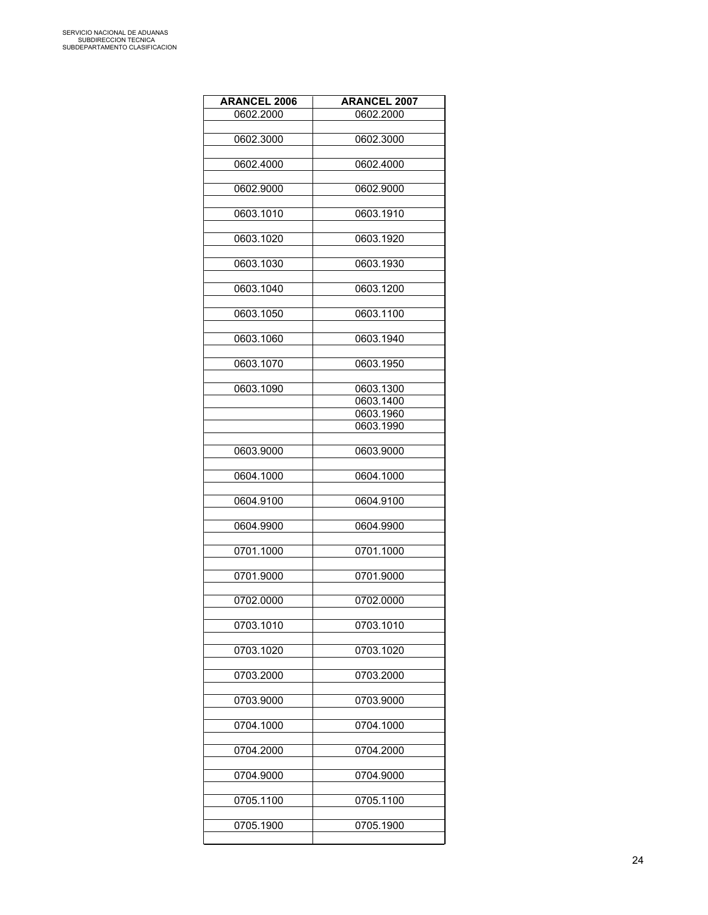| ARANCEL 2006 | ARANCEL 2007 |
| --- | --- |
| 0602.2000 | 0602.2000 |
| 0602.3000 | 0602.3000 |
| 0602.4000 | 0602.4000 |
| 0602.9000 | 0602.9000 |
| 0603.1010 | 0603.1910 |
| 0603.1020 | 0603.1920 |
| 0603.1030 | 0603.1930 |
| 0603.1040 | 0603.1200 |
| 0603.1050 | 0603.1100 |
| 0603.1060 | 0603.1940 |
| 0603.1070 | 0603.1950 |
| 0603.1090 | 0603.1300 |
| | 0603.1400 |
| | 0603.1960 |
| | 0603.1990 |
| 0603.9000 | 0603.9000 |
| 0604.1000 | 0604.1000 |
| 0604.9100 | 0604.9100 |
| 0604.9900 | 0604.9900 |
| 0701.1000 | 0701.1000 |
| 0701.9000 | 0701.9000 |
| 0702.0000 | 0702.0000 |
| 0703.1010 | 0703.1010 |
| 0703.1020 | 0703.1020 |
| 0703.2000 | 0703.2000 |
| 0703.9000 | 0703.9000 |
| 0704.1000 | 0704.1000 |
| 0704.2000 | 0704.2000 |
| 0704.9000 | 0704.9000 |
| 0705.1100 | 0705.1100 |
| 0705.1900 | 0705.1900 |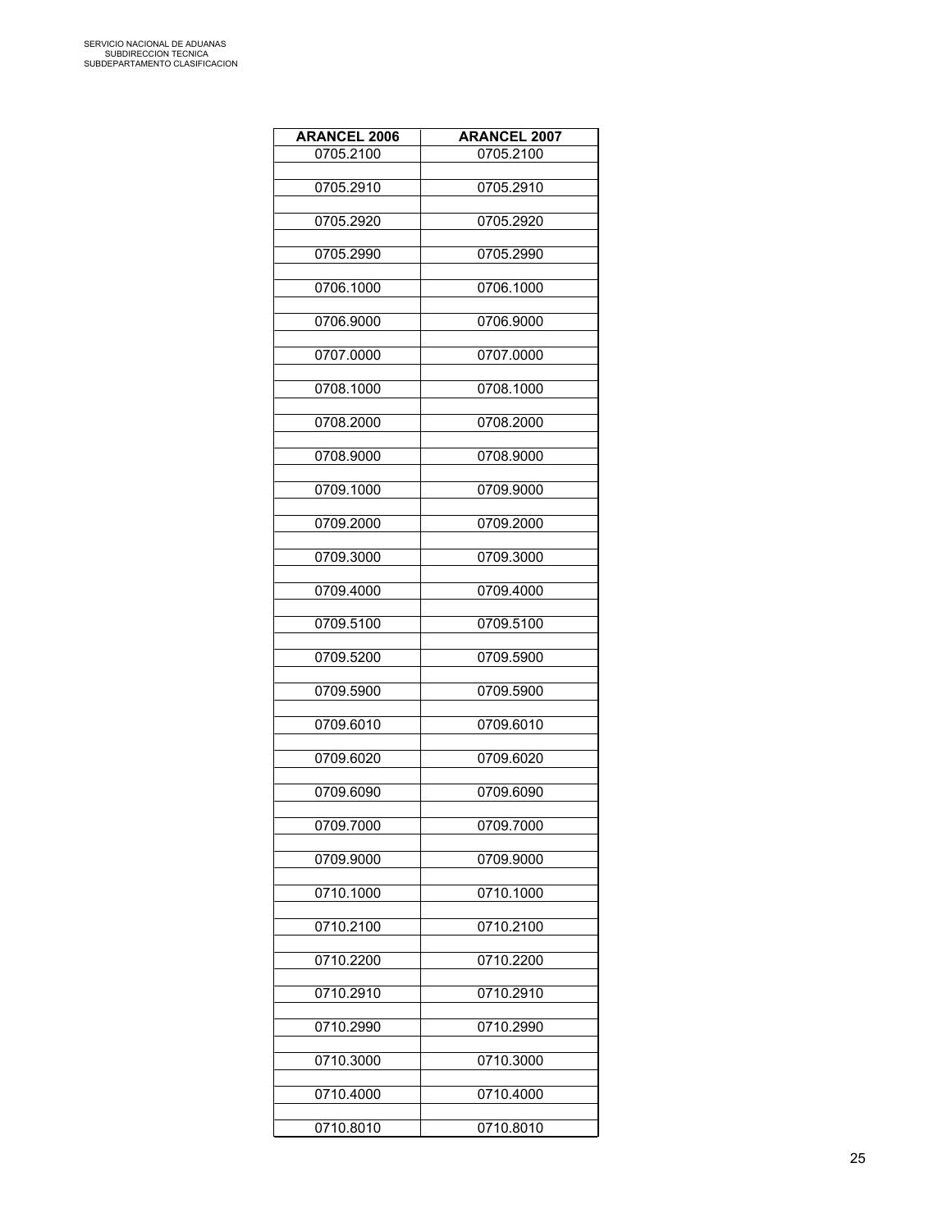| ARANCEL 2006 | ARANCEL 2007 |
|---|---|
| 0705.2100 | 0705.2100 |
| 0705.2910 | 0705.2910 |
| 0705.2920 | 0705.2920 |
| 0705.2990 | 0705.2990 |
| 0706.1000 | 0706.1000 |
| 0706.9000 | 0706.9000 |
| 0707.0000 | 0707.0000 |
| 0708.1000 | 0708.1000 |
| 0708.2000 | 0708.2000 |
| 0708.9000 | 0708.9000 |
| 0709.1000 | 0709.9000 |
| 0709.2000 | 0709.2000 |
| 0709.3000 | 0709.3000 |
| 0709.4000 | 0709.4000 |
| 0709.5100 | 0709.5100 |
| 0709.5200 | 0709.5900 |
| 0709.5900 | 0709.5900 |
| 0709.6010 | 0709.6010 |
| 0709.6020 | 0709.6020 |
| 0709.6090 | 0709.6090 |
| 0709.7000 | 0709.7000 |
| 0709.9000 | 0709.9000 |
| 0710.1000 | 0710.1000 |
| 0710.2100 | 0710.2100 |
| 0710.2200 | 0710.2200 |
| 0710.2910 | 0710.2910 |
| 0710.2990 | 0710.2990 |
| 0710.3000 | 0710.3000 |
| 0710.4000 | 0710.4000 |
| 0710.8010 | 0710.8010 |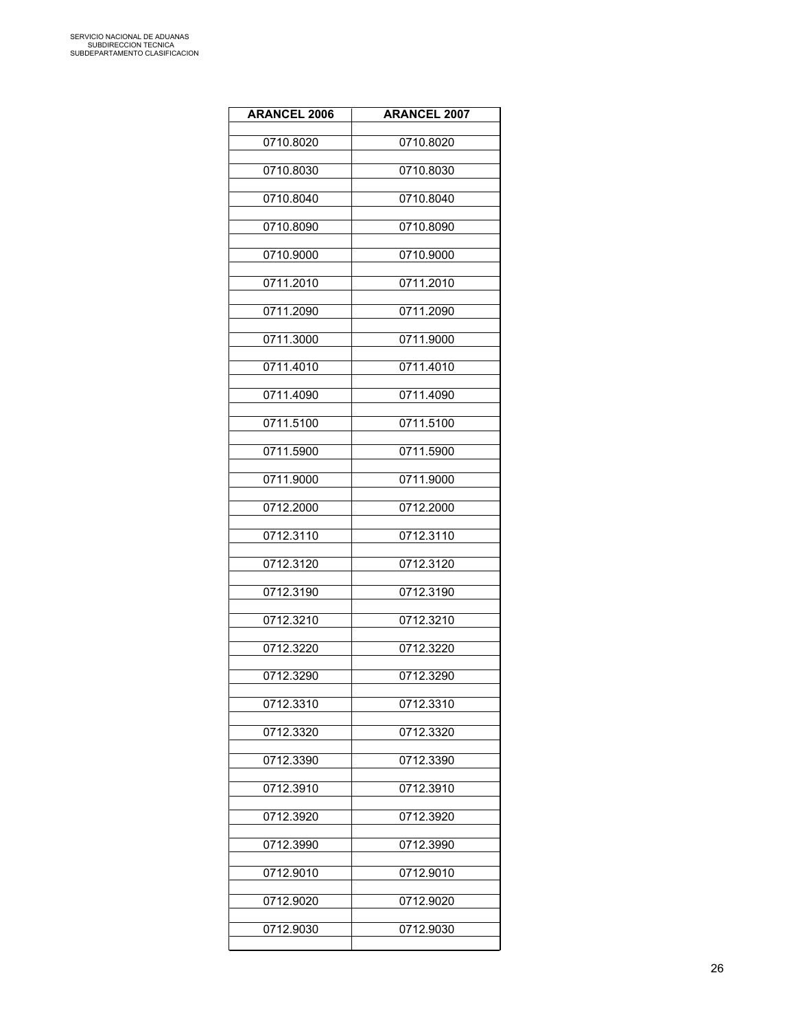| ARANCEL 2006 | ARANCEL 2007 |
| --- | --- |
| 0710.8020 | 0710.8020 |
| 0710.8030 | 0710.8030 |
| 0710.8040 | 0710.8040 |
| 0710.8090 | 0710.8090 |
| 0710.9000 | 0710.9000 |
| 0711.2010 | 0711.2010 |
| 0711.2090 | 0711.2090 |
| 0711.3000 | 0711.9000 |
| 0711.4010 | 0711.4010 |
| 0711.4090 | 0711.4090 |
| 0711.5100 | 0711.5100 |
| 0711.5900 | 0711.5900 |
| 0711.9000 | 0711.9000 |
| 0712.2000 | 0712.2000 |
| 0712.3110 | 0712.3110 |
| 0712.3120 | 0712.3120 |
| 0712.3190 | 0712.3190 |
| 0712.3210 | 0712.3210 |
| 0712.3220 | 0712.3220 |
| 0712.3290 | 0712.3290 |
| 0712.3310 | 0712.3310 |
| 0712.3320 | 0712.3320 |
| 0712.3390 | 0712.3390 |
| 0712.3910 | 0712.3910 |
| 0712.3920 | 0712.3920 |
| 0712.3990 | 0712.3990 |
| 0712.9010 | 0712.9010 |
| 0712.9020 | 0712.9020 |
| 0712.9030 | 0712.9030 |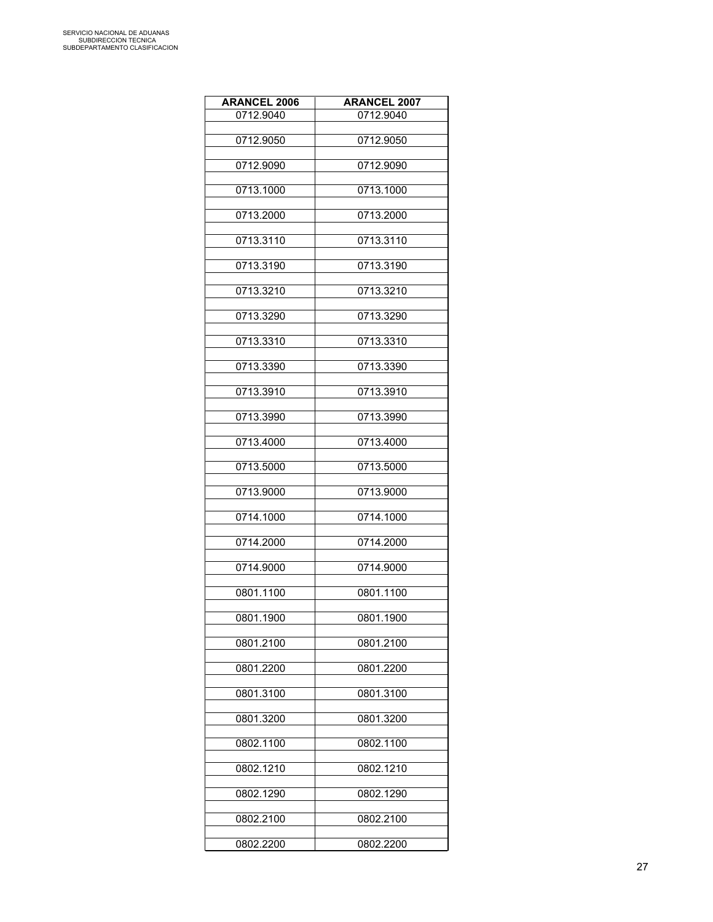| ARANCEL 2006 | ARANCEL 2007 |
|---|---|
| 0712.9040 | 0712.9040 |
| 0712.9050 | 0712.9050 |
| 0712.9090 | 0712.9090 |
| 0713.1000 | 0713.1000 |
| 0713.2000 | 0713.2000 |
| 0713.3110 | 0713.3110 |
| 0713.3190 | 0713.3190 |
| 0713.3210 | 0713.3210 |
| 0713.3290 | 0713.3290 |
| 0713.3310 | 0713.3310 |
| 0713.3390 | 0713.3390 |
| 0713.3910 | 0713.3910 |
| 0713.3990 | 0713.3990 |
| 0713.4000 | 0713.4000 |
| 0713.5000 | 0713.5000 |
| 0713.9000 | 0713.9000 |
| 0714.1000 | 0714.1000 |
| 0714.2000 | 0714.2000 |
| 0714.9000 | 0714.9000 |
| 0801.1100 | 0801.1100 |
| 0801.1900 | 0801.1900 |
| 0801.2100 | 0801.2100 |
| 0801.2200 | 0801.2200 |
| 0801.3100 | 0801.3100 |
| 0801.3200 | 0801.3200 |
| 0802.1100 | 0802.1100 |
| 0802.1210 | 0802.1210 |
| 0802.1290 | 0802.1290 |
| 0802.2100 | 0802.2100 |
| 0802.2200 | 0802.2200 |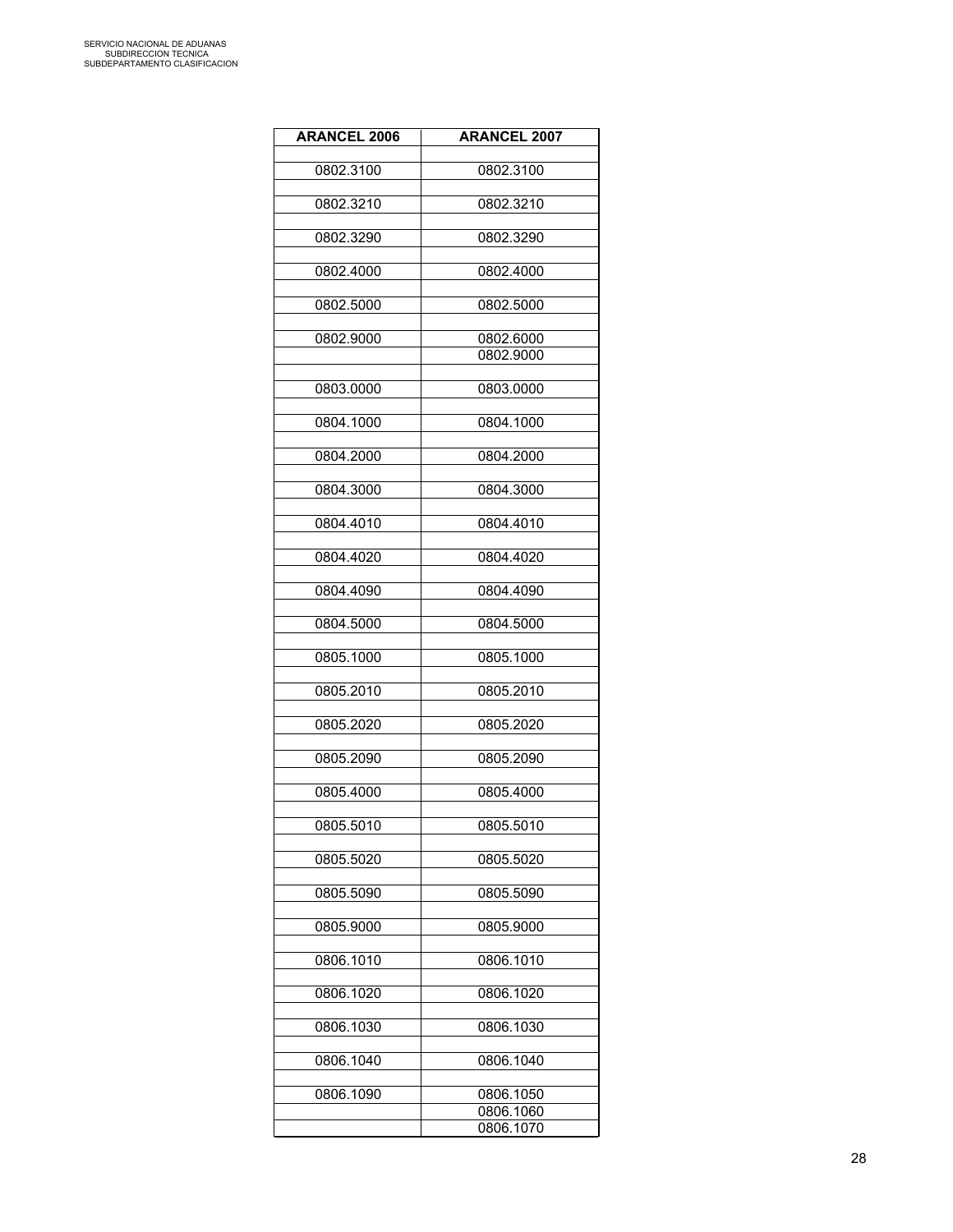| ARANCEL 2006 | ARANCEL 2007 |
|---|---|
| 0802.3100 | 0802.3100 |
| 0802.3210 | 0802.3210 |
| 0802.3290 | 0802.3290 |
| 0802.4000 | 0802.4000 |
| 0802.5000 | 0802.5000 |
| 0802.9000 | 0802.6000 |
| | 0802.9000 |
| 0803.0000 | 0803.0000 |
| 0804.1000 | 0804.1000 |
| 0804.2000 | 0804.2000 |
| 0804.3000 | 0804.3000 |
| 0804.4010 | 0804.4010 |
| 0804.4020 | 0804.4020 |
| 0804.4090 | 0804.4090 |
| 0804.5000 | 0804.5000 |
| 0805.1000 | 0805.1000 |
| 0805.2010 | 0805.2010 |
| 0805.2020 | 0805.2020 |
| 0805.2090 | 0805.2090 |
| 0805.4000 | 0805.4000 |
| 0805.5010 | 0805.5010 |
| 0805.5020 | 0805.5020 |
| 0805.5090 | 0805.5090 |
| 0805.9000 | 0805.9000 |
| 0806.1010 | 0806.1010 |
| 0806.1020 | 0806.1020 |
| 0806.1030 | 0806.1030 |
| 0806.1040 | 0806.1040 |
| 0806.1090 | 0806.1050 |
| | 0806.1060 |
| | 0806.1070 |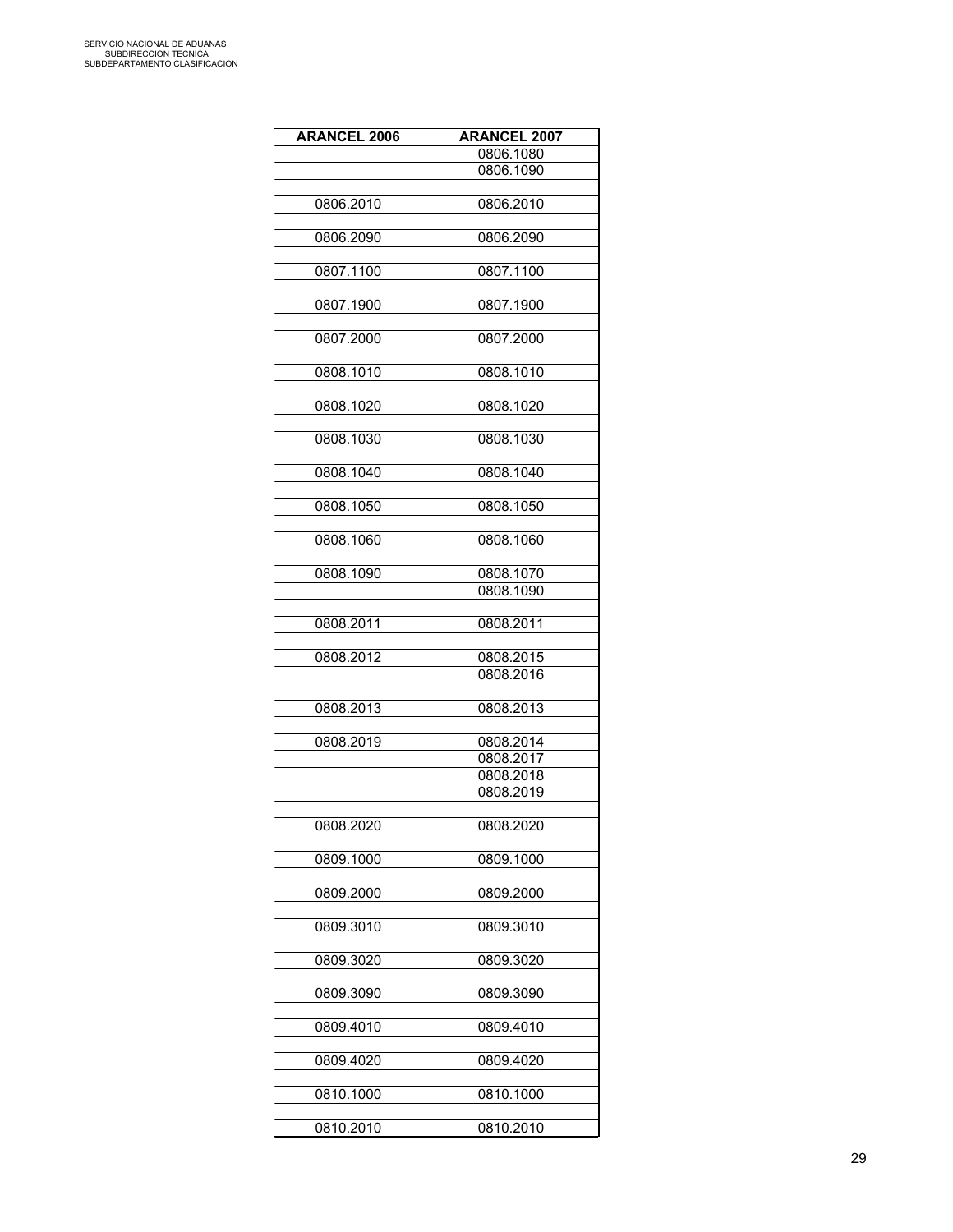| ARANCEL 2006 | ARANCEL 2007 |
|---|---|
| | 0806.1080 |
| | 0806.1090 |
| | |
| 0806.2010 | 0806.2010 |
| | |
| 0806.2090 | 0806.2090 |
| | |
| 0807.1100 | 0807.1100 |
| | |
| 0807.1900 | 0807.1900 |
| | |
| 0807.2000 | 0807.2000 |
| | |
| 0808.1010 | 0808.1010 |
| | |
| 0808.1020 | 0808.1020 |
| | |
| 0808.1030 | 0808.1030 |
| | |
| 0808.1040 | 0808.1040 |
| | |
| 0808.1050 | 0808.1050 |
| | |
| 0808.1060 | 0808.1060 |
| | |
| 0808.1090 | 0808.1070 |
| | 0808.1090 |
| | |
| 0808.2011 | 0808.2011 |
| | |
| 0808.2012 | 0808.2015 |
| | 0808.2016 |
| | |
| 0808.2013 | 0808.2013 |
| | |
| 0808.2019 | 0808.2014 |
| | 0808.2017 |
| | 0808.2018 |
| | 0808.2019 |
| | |
| 0808.2020 | 0808.2020 |
| | |
| 0809.1000 | 0809.1000 |
| | |
| 0809.2000 | 0809.2000 |
| | |
| 0809.3010 | 0809.3010 |
| | |
| 0809.3020 | 0809.3020 |
| | |
| 0809.3090 | 0809.3090 |
| | |
| 0809.4010 | 0809.4010 |
| | |
| 0809.4020 | 0809.4020 |
| | |
| 0810.1000 | 0810.1000 |
| | |
| 0810.2010 | 0810.2010 |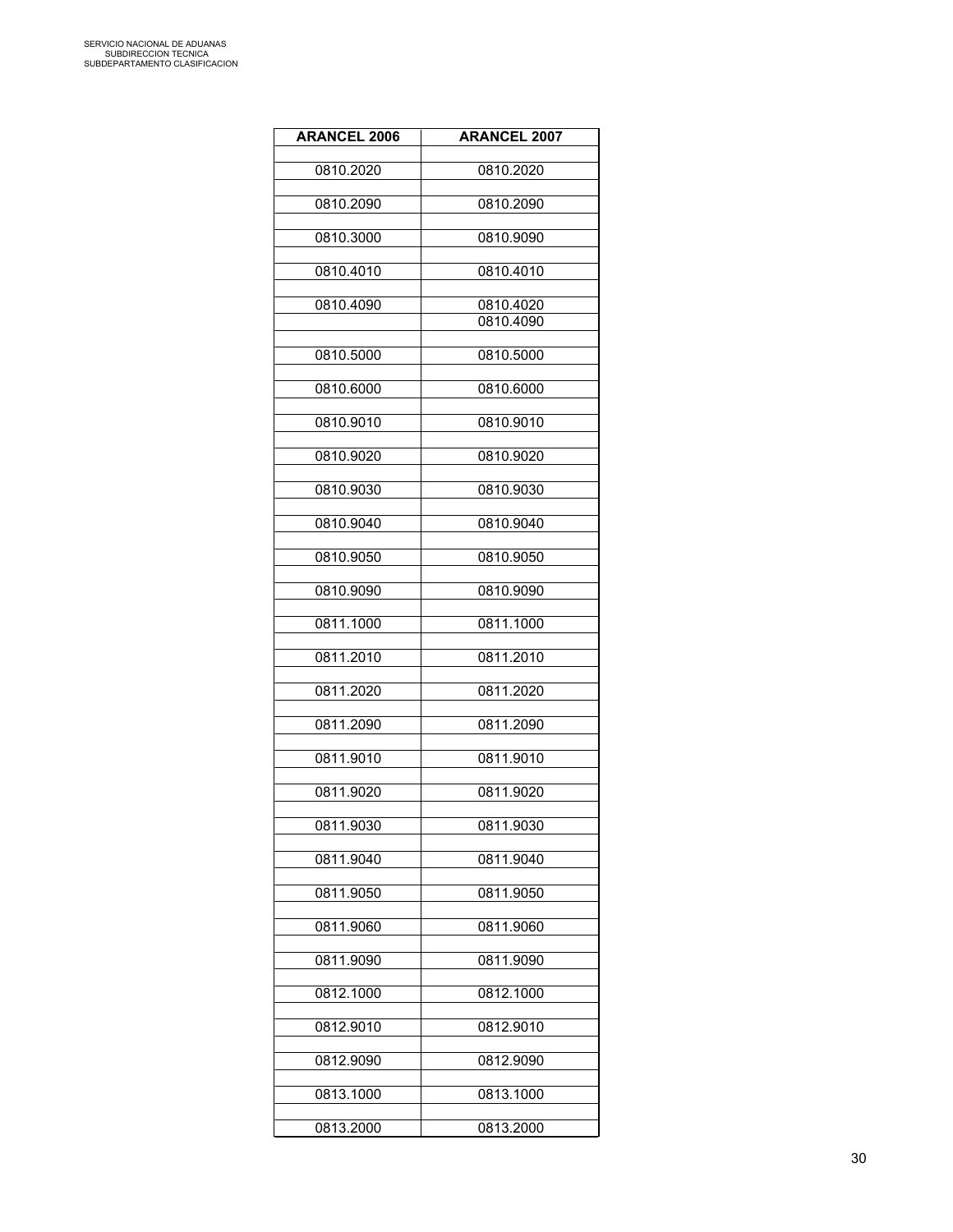| ARANCEL 2006 | ARANCEL 2007 |
|---|---|
| 0810.2020 | 0810.2020 |
| 0810.2090 | 0810.2090 |
| 0810.3000 | 0810.9090 |
| 0810.4010 | 0810.4010 |
| 0810.4090 | 0810.4020 |
| | 0810.4090 |
| 0810.5000 | 0810.5000 |
| 0810.6000 | 0810.6000 |
| 0810.9010 | 0810.9010 |
| 0810.9020 | 0810.9020 |
| 0810.9030 | 0810.9030 |
| 0810.9040 | 0810.9040 |
| 0810.9050 | 0810.9050 |
| 0810.9090 | 0810.9090 |
| 0811.1000 | 0811.1000 |
| 0811.2010 | 0811.2010 |
| 0811.2020 | 0811.2020 |
| 0811.2090 | 0811.2090 |
| 0811.9010 | 0811.9010 |
| 0811.9020 | 0811.9020 |
| 0811.9030 | 0811.9030 |
| 0811.9040 | 0811.9040 |
| 0811.9050 | 0811.9050 |
| 0811.9060 | 0811.9060 |
| 0811.9090 | 0811.9090 |
| 0812.1000 | 0812.1000 |
| 0812.9010 | 0812.9010 |
| 0812.9090 | 0812.9090 |
| 0813.1000 | 0813.1000 |
| 0813.2000 | 0813.2000 |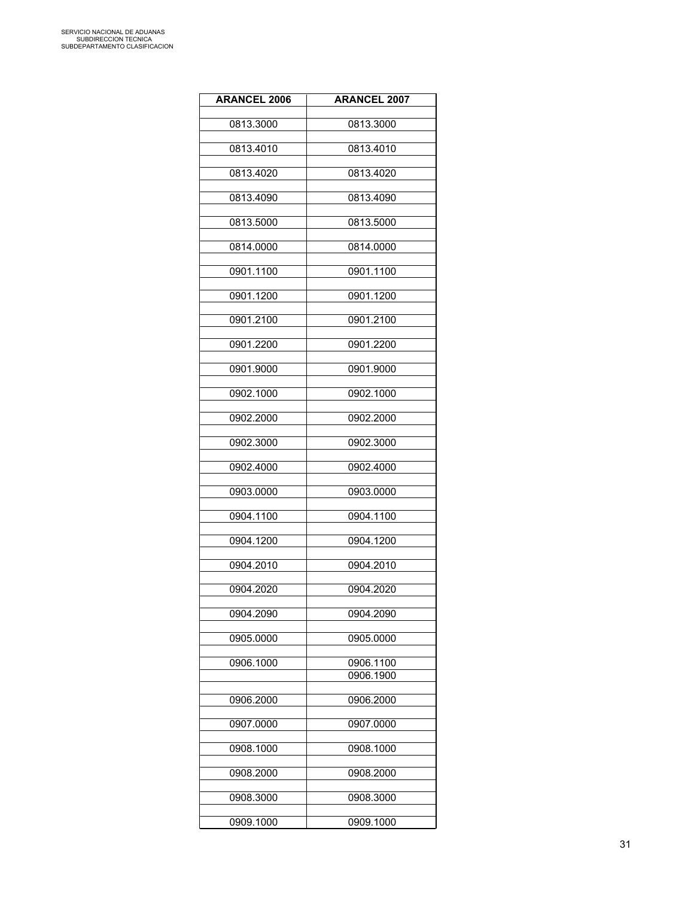| ARANCEL 2006 | ARANCEL 2007 |
|---|---|
| 0813.3000 | 0813.3000 |
| 0813.4010 | 0813.4010 |
| 0813.4020 | 0813.4020 |
| 0813.4090 | 0813.4090 |
| 0813.5000 | 0813.5000 |
| 0814.0000 | 0814.0000 |
| 0901.1100 | 0901.1100 |
| 0901.1200 | 0901.1200 |
| 0901.2100 | 0901.2100 |
| 0901.2200 | 0901.2200 |
| 0901.9000 | 0901.9000 |
| 0902.1000 | 0902.1000 |
| 0902.2000 | 0902.2000 |
| 0902.3000 | 0902.3000 |
| 0902.4000 | 0902.4000 |
| 0903.0000 | 0903.0000 |
| 0904.1100 | 0904.1100 |
| 0904.1200 | 0904.1200 |
| 0904.2010 | 0904.2010 |
| 0904.2020 | 0904.2020 |
| 0904.2090 | 0904.2090 |
| 0905.0000 | 0905.0000 |
| 0906.1000 | 0906.1100 |
| | 0906.1900 |
| 0906.2000 | 0906.2000 |
| 0907.0000 | 0907.0000 |
| 0908.1000 | 0908.1000 |
| 0908.2000 | 0908.2000 |
| 0908.3000 | 0908.3000 |
| 0909.1000 | 0909.1000 |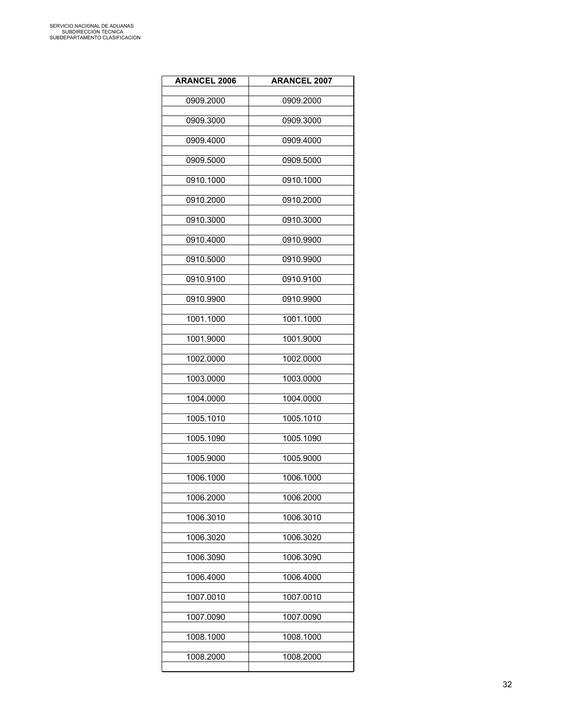| ARANCEL 2006 | ARANCEL 2007 |
|---|---|
| 0909.2000 | 0909.2000 |
| 0909.3000 | 0909.3000 |
| 0909.4000 | 0909.4000 |
| 0909.5000 | 0909.5000 |
| 0910.1000 | 0910.1000 |
| 0910.2000 | 0910.2000 |
| 0910.3000 | 0910.3000 |
| 0910.4000 | 0910.9900 |
| 0910.5000 | 0910.9900 |
| 0910.9100 | 0910.9100 |
| 0910.9900 | 0910.9900 |
| 1001.1000 | 1001.1000 |
| 1001.9000 | 1001.9000 |
| 1002.0000 | 1002.0000 |
| 1003.0000 | 1003.0000 |
| 1004.0000 | 1004.0000 |
| 1005.1010 | 1005.1010 |
| 1005.1090 | 1005.1090 |
| 1005.9000 | 1005.9000 |
| 1006.1000 | 1006.1000 |
| 1006.2000 | 1006.2000 |
| 1006.3010 | 1006.3010 |
| 1006.3020 | 1006.3020 |
| 1006.3090 | 1006.3090 |
| 1006.4000 | 1006.4000 |
| 1007.0010 | 1007.0010 |
| 1007.0090 | 1007.0090 |
| 1008.1000 | 1008.1000 |
| 1008.2000 | 1008.2000 |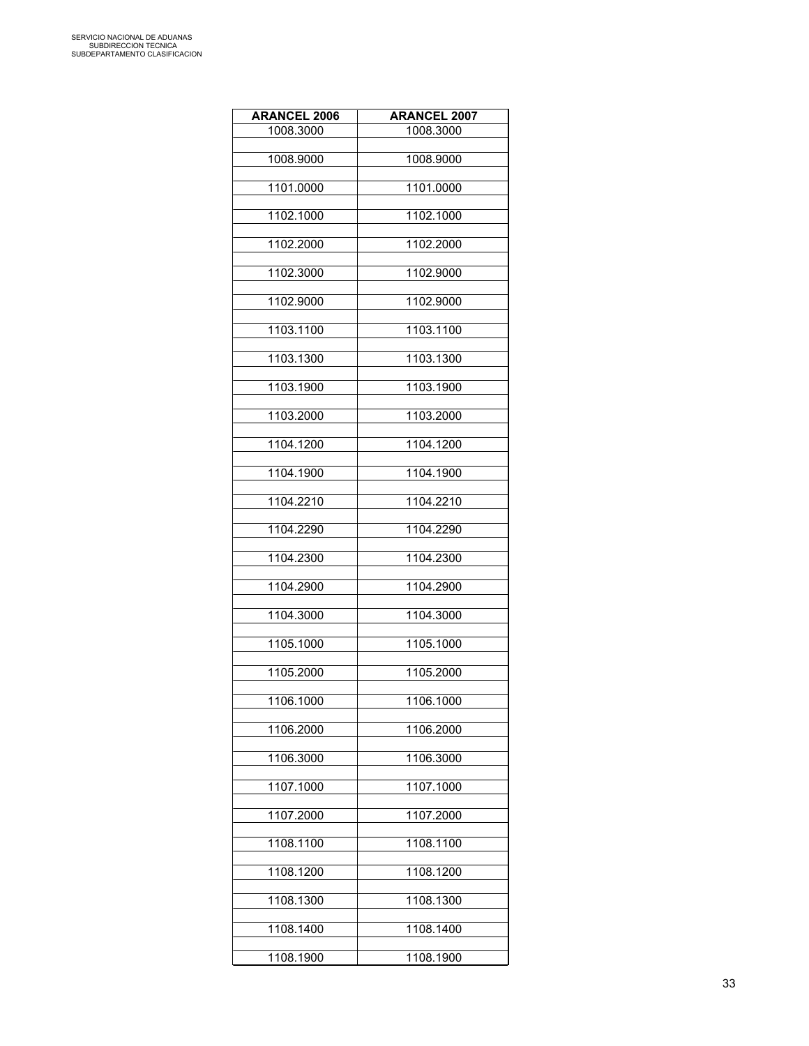| ARANCEL 2006 | ARANCEL 2007 |
|---|---|
| 1008.3000 | 1008.3000 |
| 1008.9000 | 1008.9000 |
| 1101.0000 | 1101.0000 |
| 1102.1000 | 1102.1000 |
| 1102.2000 | 1102.2000 |
| 1102.3000 | 1102.9000 |
| 1102.9000 | 1102.9000 |
| 1103.1100 | 1103.1100 |
| 1103.1300 | 1103.1300 |
| 1103.1900 | 1103.1900 |
| 1103.2000 | 1103.2000 |
| 1104.1200 | 1104.1200 |
| 1104.1900 | 1104.1900 |
| 1104.2210 | 1104.2210 |
| 1104.2290 | 1104.2290 |
| 1104.2300 | 1104.2300 |
| 1104.2900 | 1104.2900 |
| 1104.3000 | 1104.3000 |
| 1105.1000 | 1105.1000 |
| 1105.2000 | 1105.2000 |
| 1106.1000 | 1106.1000 |
| 1106.2000 | 1106.2000 |
| 1106.3000 | 1106.3000 |
| 1107.1000 | 1107.1000 |
| 1107.2000 | 1107.2000 |
| 1108.1100 | 1108.1100 |
| 1108.1200 | 1108.1200 |
| 1108.1300 | 1108.1300 |
| 1108.1400 | 1108.1400 |
| 1108.1900 | 1108.1900 |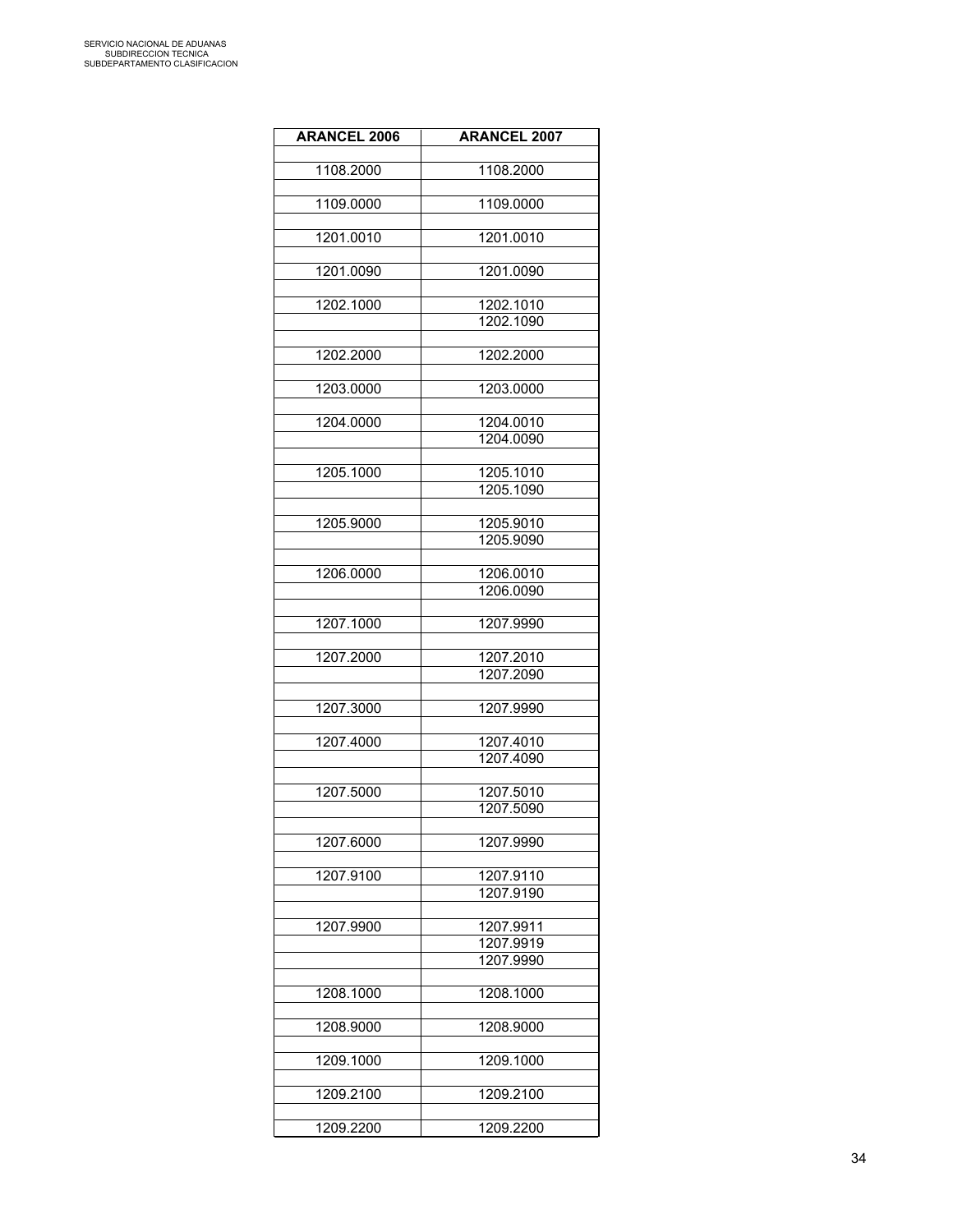| ARANCEL 2006 | ARANCEL 2007 |
|---|---|
| 1108.2000 | 1108.2000 |
| 1109.0000 | 1109.0000 |
| 1201.0010 | 1201.0010 |
| 1201.0090 | 1201.0090 |
| 1202.1000 | 1202.1010 |
| | 1202.1090 |
| 1202.2000 | 1202.2000 |
| 1203.0000 | 1203.0000 |
| 1204.0000 | 1204.0010 |
| | 1204.0090 |
| 1205.1000 | 1205.1010 |
| | 1205.1090 |
| 1205.9000 | 1205.9010 |
| | 1205.9090 |
| 1206.0000 | 1206.0010 |
| | 1206.0090 |
| 1207.1000 | 1207.9990 |
| 1207.2000 | 1207.2010 |
| | 1207.2090 |
| 1207.3000 | 1207.9990 |
| 1207.4000 | 1207.4010 |
| | 1207.4090 |
| 1207.5000 | 1207.5010 |
| | 1207.5090 |
| 1207.6000 | 1207.9990 |
| 1207.9100 | 1207.9110 |
| | 1207.9190 |
| 1207.9900 | 1207.9911 |
| | 1207.9919 |
| | 1207.9990 |
| 1208.1000 | 1208.1000 |
| 1208.9000 | 1208.9000 |
| 1209.1000 | 1209.1000 |
| 1209.2100 | 1209.2100 |
| 1209.2200 | 1209.2200 |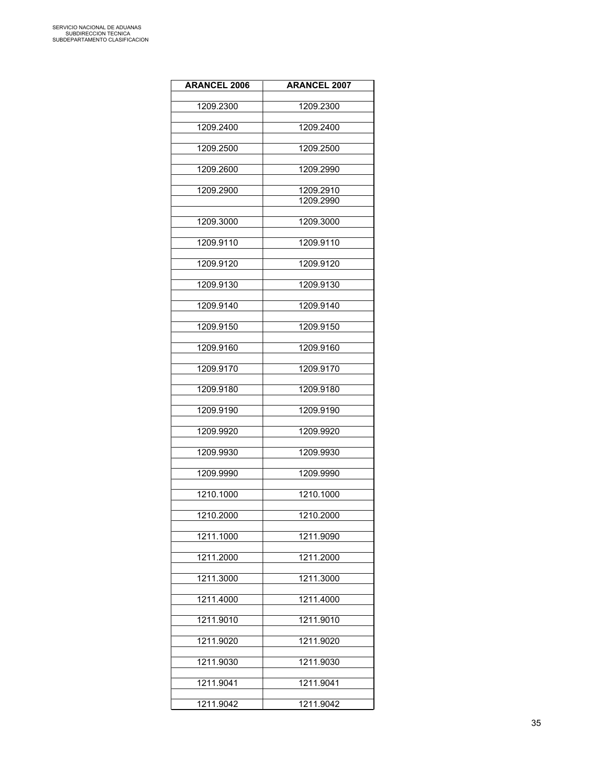| ARANCEL 2006 | ARANCEL 2007 |
|---|---|
| 1209.2300 | 1209.2300 |
| 1209.2400 | 1209.2400 |
| 1209.2500 | 1209.2500 |
| 1209.2600 | 1209.2990 |
| 1209.2900 | 1209.2910 |
| | 1209.2990 |
| 1209.3000 | 1209.3000 |
| 1209.9110 | 1209.9110 |
| 1209.9120 | 1209.9120 |
| 1209.9130 | 1209.9130 |
| 1209.9140 | 1209.9140 |
| 1209.9150 | 1209.9150 |
| 1209.9160 | 1209.9160 |
| 1209.9170 | 1209.9170 |
| 1209.9180 | 1209.9180 |
| 1209.9190 | 1209.9190 |
| 1209.9920 | 1209.9920 |
| 1209.9930 | 1209.9930 |
| 1209.9990 | 1209.9990 |
| 1210.1000 | 1210.1000 |
| 1210.2000 | 1210.2000 |
| 1211.1000 | 1211.9090 |
| 1211.2000 | 1211.2000 |
| 1211.3000 | 1211.3000 |
| 1211.4000 | 1211.4000 |
| 1211.9010 | 1211.9010 |
| 1211.9020 | 1211.9020 |
| 1211.9030 | 1211.9030 |
| 1211.9041 | 1211.9041 |
| 1211.9042 | 1211.9042 |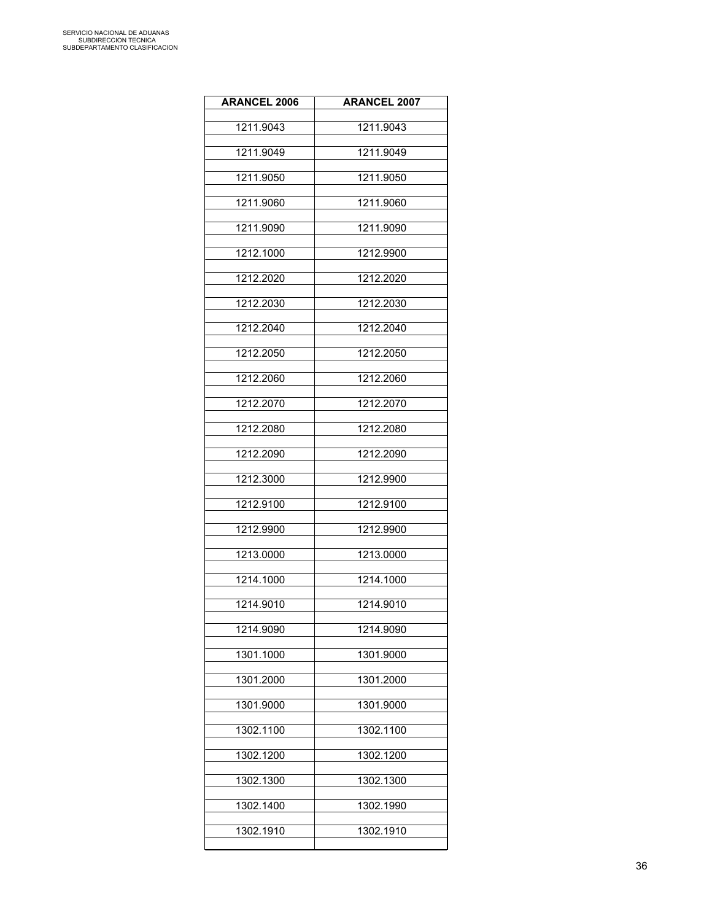| ARANCEL 2006 | ARANCEL 2007 |
|---|---|
| 1211.9043 | 1211.9043 |
| 1211.9049 | 1211.9049 |
| 1211.9050 | 1211.9050 |
| 1211.9060 | 1211.9060 |
| 1211.9090 | 1211.9090 |
| 1212.1000 | 1212.9900 |
| 1212.2020 | 1212.2020 |
| 1212.2030 | 1212.2030 |
| 1212.2040 | 1212.2040 |
| 1212.2050 | 1212.2050 |
| 1212.2060 | 1212.2060 |
| 1212.2070 | 1212.2070 |
| 1212.2080 | 1212.2080 |
| 1212.2090 | 1212.2090 |
| 1212.3000 | 1212.9900 |
| 1212.9100 | 1212.9100 |
| 1212.9900 | 1212.9900 |
| 1213.0000 | 1213.0000 |
| 1214.1000 | 1214.1000 |
| 1214.9010 | 1214.9010 |
| 1214.9090 | 1214.9090 |
| 1301.1000 | 1301.9000 |
| 1301.2000 | 1301.2000 |
| 1301.9000 | 1301.9000 |
| 1302.1100 | 1302.1100 |
| 1302.1200 | 1302.1200 |
| 1302.1300 | 1302.1300 |
| 1302.1400 | 1302.1990 |
| 1302.1910 | 1302.1910 |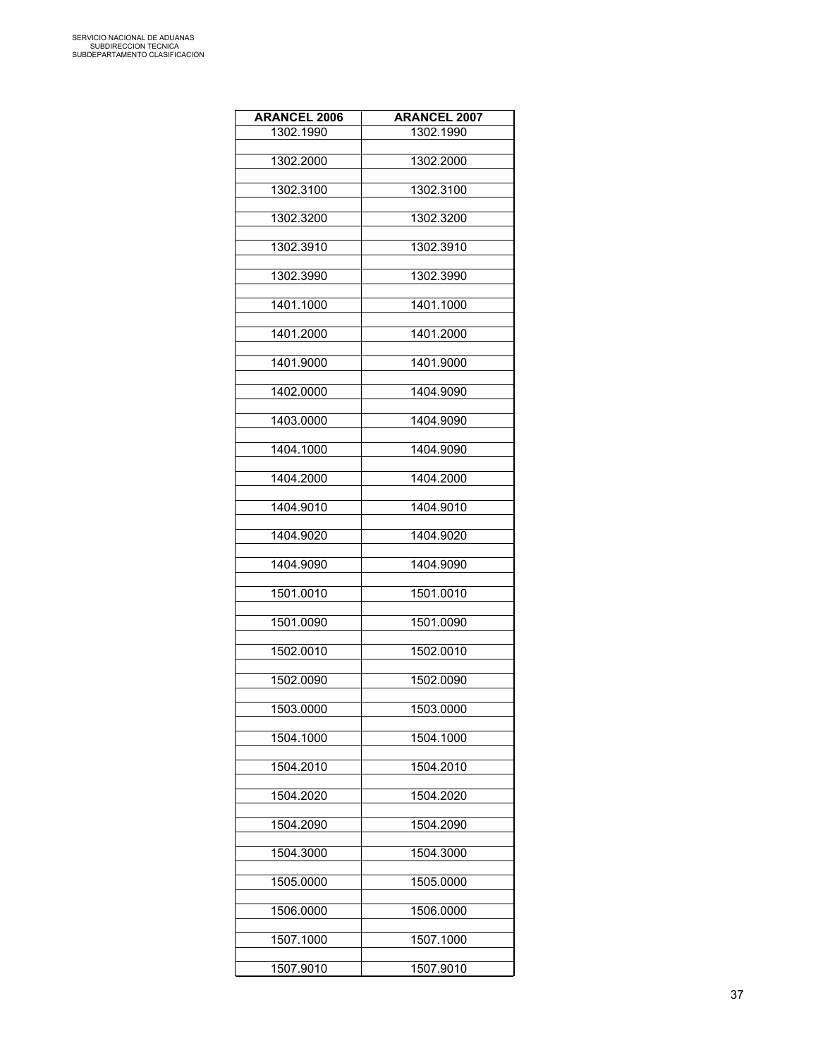| ARANCEL 2006 | ARANCEL 2007 |
|---|---|
| 1302.1990 | 1302.1990 |
| 1302.2000 | 1302.2000 |
| 1302.3100 | 1302.3100 |
| 1302.3200 | 1302.3200 |
| 1302.3910 | 1302.3910 |
| 1302.3990 | 1302.3990 |
| 1401.1000 | 1401.1000 |
| 1401.2000 | 1401.2000 |
| 1401.9000 | 1401.9000 |
| 1402.0000 | 1404.9090 |
| 1403.0000 | 1404.9090 |
| 1404.1000 | 1404.9090 |
| 1404.2000 | 1404.2000 |
| 1404.9010 | 1404.9010 |
| 1404.9020 | 1404.9020 |
| 1404.9090 | 1404.9090 |
| 1501.0010 | 1501.0010 |
| 1501.0090 | 1501.0090 |
| 1502.0010 | 1502.0010 |
| 1502.0090 | 1502.0090 |
| 1503.0000 | 1503.0000 |
| 1504.1000 | 1504.1000 |
| 1504.2010 | 1504.2010 |
| 1504.2020 | 1504.2020 |
| 1504.2090 | 1504.2090 |
| 1504.3000 | 1504.3000 |
| 1505.0000 | 1505.0000 |
| 1506.0000 | 1506.0000 |
| 1507.1000 | 1507.1000 |
| 1507.9010 | 1507.9010 |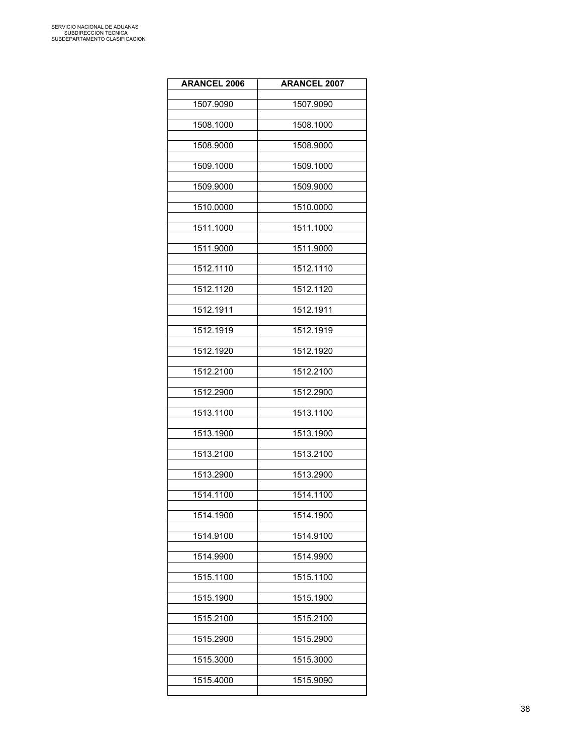| ARANCEL 2006 | ARANCEL 2007 |
|---|---|
| 1507.9090 | 1507.9090 |
| 1508.1000 | 1508.1000 |
| 1508.9000 | 1508.9000 |
| 1509.1000 | 1509.1000 |
| 1509.9000 | 1509.9000 |
| 1510.0000 | 1510.0000 |
| 1511.1000 | 1511.1000 |
| 1511.9000 | 1511.9000 |
| 1512.1110 | 1512.1110 |
| 1512.1120 | 1512.1120 |
| 1512.1911 | 1512.1911 |
| 1512.1919 | 1512.1919 |
| 1512.1920 | 1512.1920 |
| 1512.2100 | 1512.2100 |
| 1512.2900 | 1512.2900 |
| 1513.1100 | 1513.1100 |
| 1513.1900 | 1513.1900 |
| 1513.2100 | 1513.2100 |
| 1513.2900 | 1513.2900 |
| 1514.1100 | 1514.1100 |
| 1514.1900 | 1514.1900 |
| 1514.9100 | 1514.9100 |
| 1514.9900 | 1514.9900 |
| 1515.1100 | 1515.1100 |
| 1515.1900 | 1515.1900 |
| 1515.2100 | 1515.2100 |
| 1515.2900 | 1515.2900 |
| 1515.3000 | 1515.3000 |
| 1515.4000 | 1515.9090 |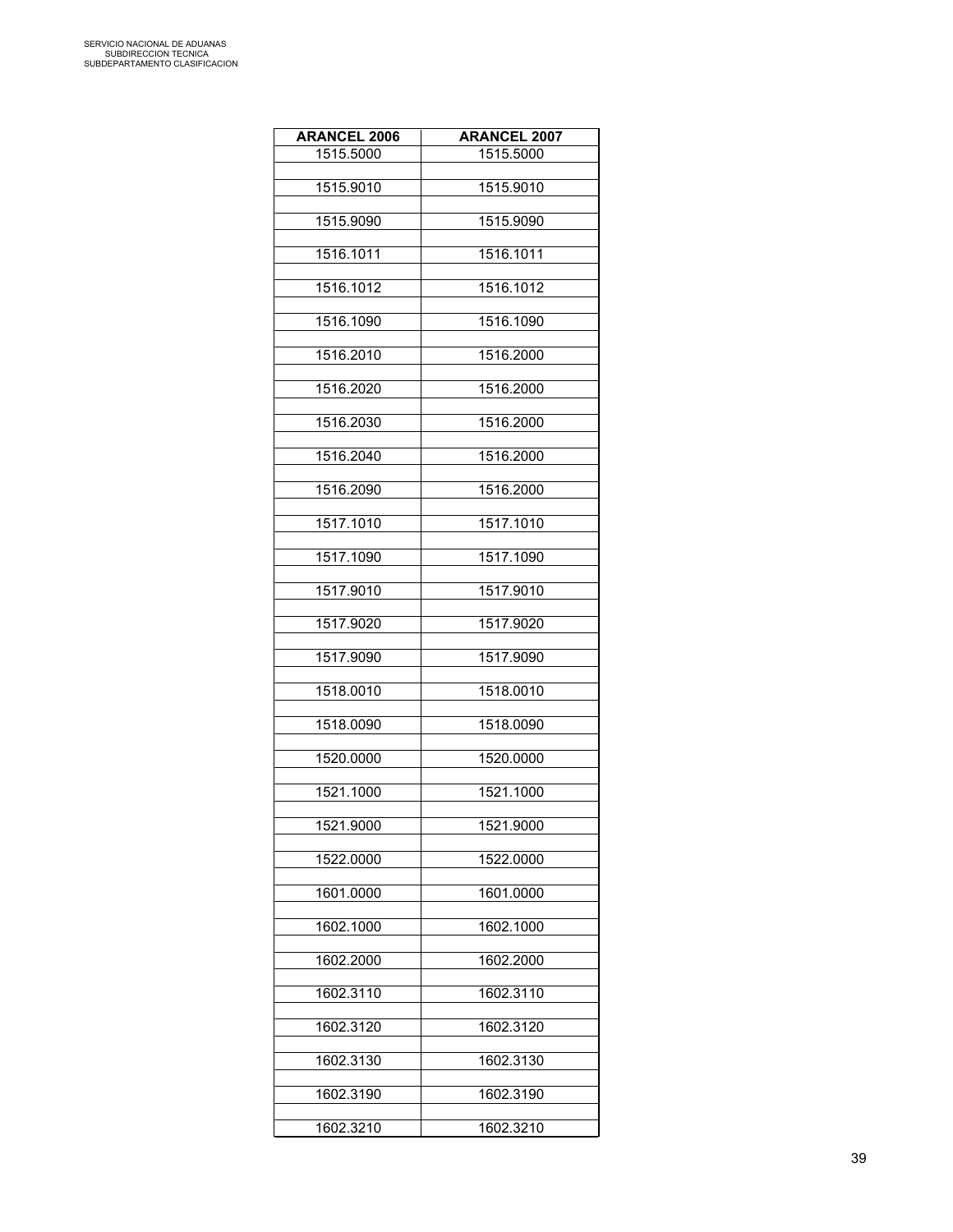| ARANCEL 2006 | ARANCEL 2007 |
|---|---|
| 1515.5000 | 1515.5000 |
| 1515.9010 | 1515.9010 |
| 1515.9090 | 1515.9090 |
| 1516.1011 | 1516.1011 |
| 1516.1012 | 1516.1012 |
| 1516.1090 | 1516.1090 |
| 1516.2010 | 1516.2000 |
| 1516.2020 | 1516.2000 |
| 1516.2030 | 1516.2000 |
| 1516.2040 | 1516.2000 |
| 1516.2090 | 1516.2000 |
| 1517.1010 | 1517.1010 |
| 1517.1090 | 1517.1090 |
| 1517.9010 | 1517.9010 |
| 1517.9020 | 1517.9020 |
| 1517.9090 | 1517.9090 |
| 1518.0010 | 1518.0010 |
| 1518.0090 | 1518.0090 |
| 1520.0000 | 1520.0000 |
| 1521.1000 | 1521.1000 |
| 1521.9000 | 1521.9000 |
| 1522.0000 | 1522.0000 |
| 1601.0000 | 1601.0000 |
| 1602.1000 | 1602.1000 |
| 1602.2000 | 1602.2000 |
| 1602.3110 | 1602.3110 |
| 1602.3120 | 1602.3120 |
| 1602.3130 | 1602.3130 |
| 1602.3190 | 1602.3190 |
| 1602.3210 | 1602.3210 |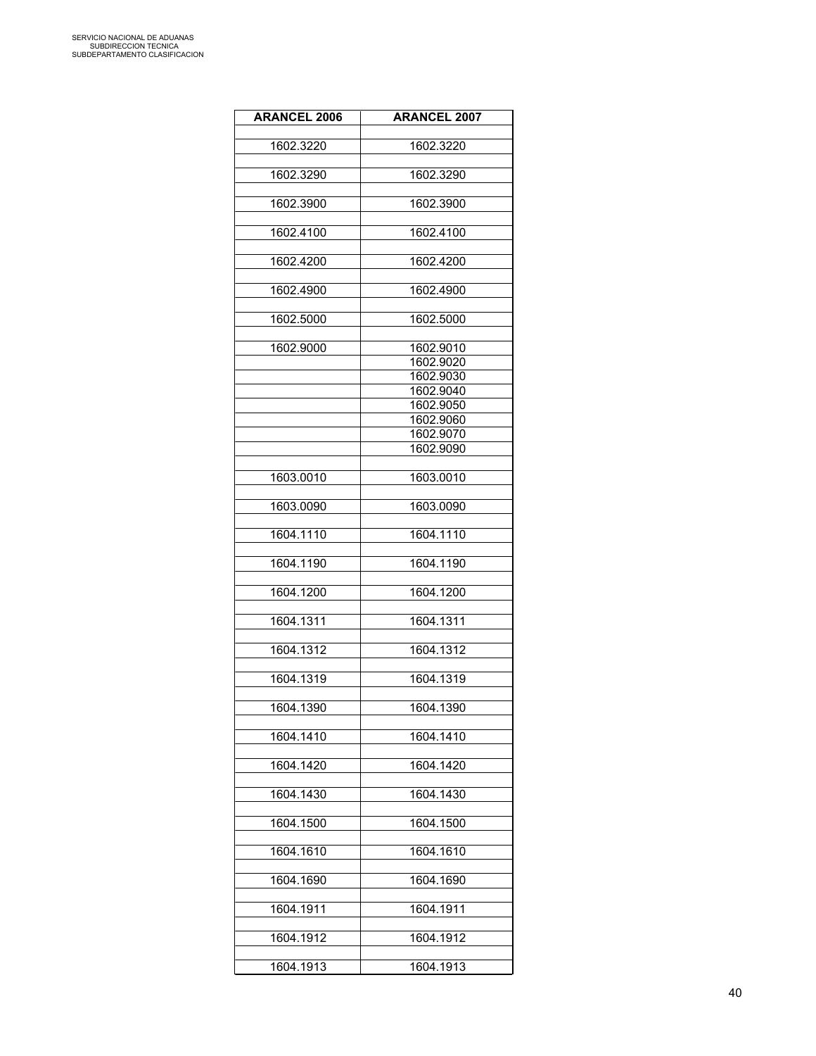| ARANCEL 2006 | ARANCEL 2007 |
|---|---|
| 1602.3220 | 1602.3220 |
| 1602.3290 | 1602.3290 |
| 1602.3900 | 1602.3900 |
| 1602.4100 | 1602.4100 |
| 1602.4200 | 1602.4200 |
| 1602.4900 | 1602.4900 |
| 1602.5000 | 1602.5000 |
| 1602.9000 | 1602.9010 |
| | 1602.9020 |
| | 1602.9030 |
| | 1602.9040 |
| | 1602.9050 |
| | 1602.9060 |
| | 1602.9070 |
| | 1602.9090 |
| 1603.0010 | 1603.0010 |
| 1603.0090 | 1603.0090 |
| 1604.1110 | 1604.1110 |
| 1604.1190 | 1604.1190 |
| 1604.1200 | 1604.1200 |
| 1604.1311 | 1604.1311 |
| 1604.1312 | 1604.1312 |
| 1604.1319 | 1604.1319 |
| 1604.1390 | 1604.1390 |
| 1604.1410 | 1604.1410 |
| 1604.1420 | 1604.1420 |
| 1604.1430 | 1604.1430 |
| 1604.1500 | 1604.1500 |
| 1604.1610 | 1604.1610 |
| 1604.1690 | 1604.1690 |
| 1604.1911 | 1604.1911 |
| 1604.1912 | 1604.1912 |
| 1604.1913 | 1604.1913 |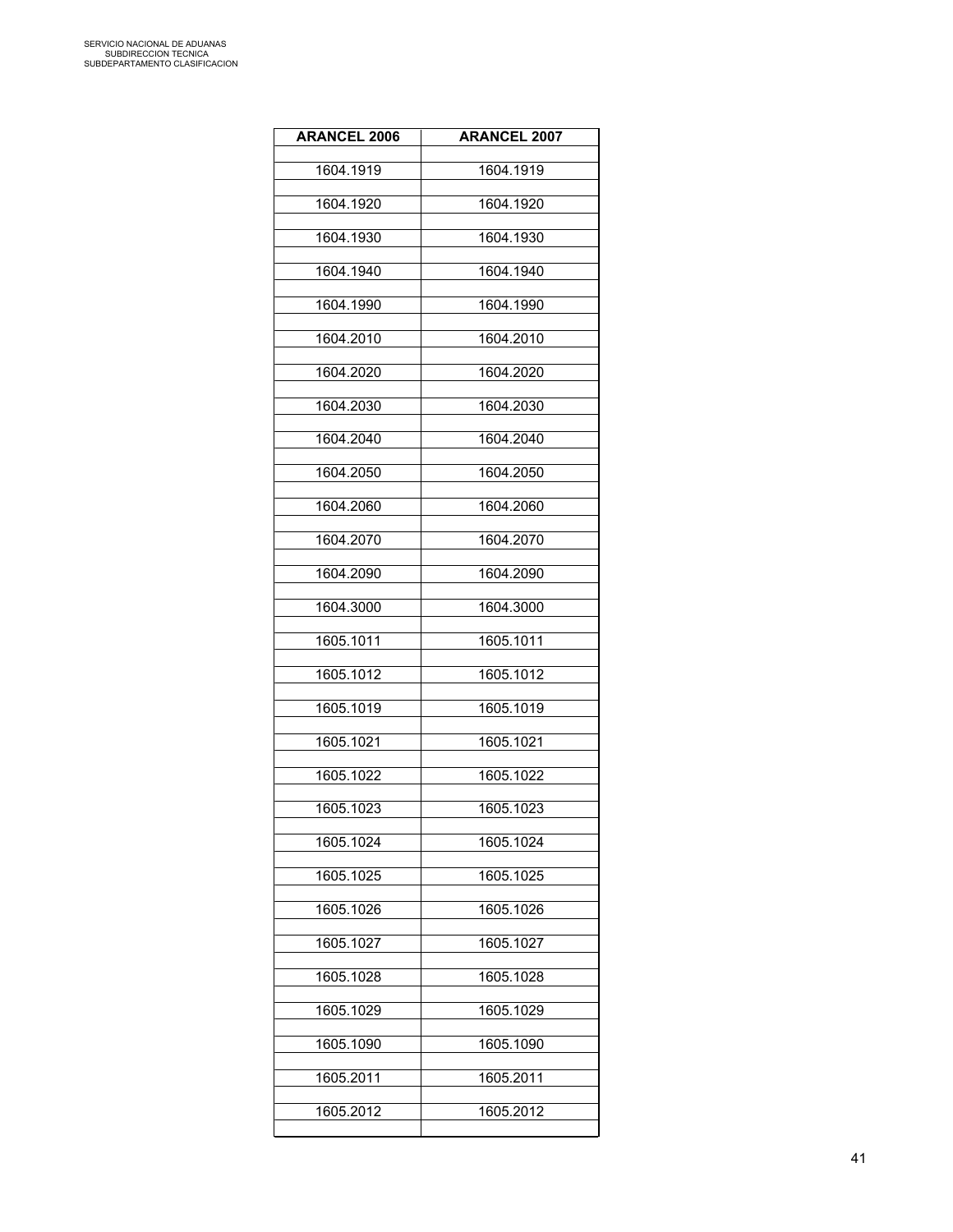| ARANCEL 2006 | ARANCEL 2007 |
|---|---|
| 1604.1919 | 1604.1919 |
| 1604.1920 | 1604.1920 |
| 1604.1930 | 1604.1930 |
| 1604.1940 | 1604.1940 |
| 1604.1990 | 1604.1990 |
| 1604.2010 | 1604.2010 |
| 1604.2020 | 1604.2020 |
| 1604.2030 | 1604.2030 |
| 1604.2040 | 1604.2040 |
| 1604.2050 | 1604.2050 |
| 1604.2060 | 1604.2060 |
| 1604.2070 | 1604.2070 |
| 1604.2090 | 1604.2090 |
| 1604.3000 | 1604.3000 |
| 1605.1011 | 1605.1011 |
| 1605.1012 | 1605.1012 |
| 1605.1019 | 1605.1019 |
| 1605.1021 | 1605.1021 |
| 1605.1022 | 1605.1022 |
| 1605.1023 | 1605.1023 |
| 1605.1024 | 1605.1024 |
| 1605.1025 | 1605.1025 |
| 1605.1026 | 1605.1026 |
| 1605.1027 | 1605.1027 |
| 1605.1028 | 1605.1028 |
| 1605.1029 | 1605.1029 |
| 1605.1090 | 1605.1090 |
| 1605.2011 | 1605.2011 |
| 1605.2012 | 1605.2012 |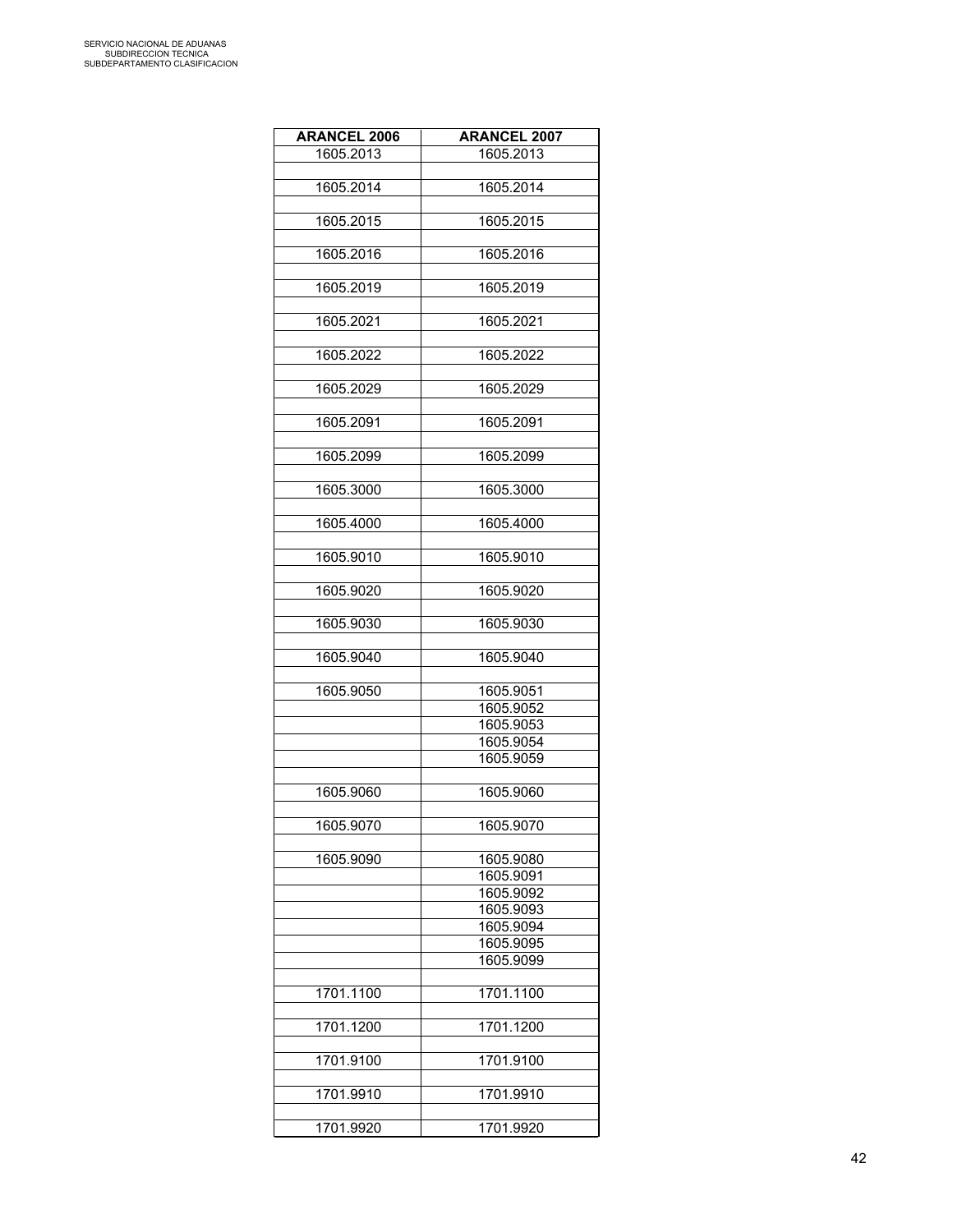| ARANCEL 2006 | ARANCEL 2007 |
|---|---|
| 1605.2013 | 1605.2013 |
| | |
| 1605.2014 | 1605.2014 |
| | |
| 1605.2015 | 1605.2015 |
| | |
| 1605.2016 | 1605.2016 |
| | |
| 1605.2019 | 1605.2019 |
| | |
| 1605.2021 | 1605.2021 |
| | |
| 1605.2022 | 1605.2022 |
| | |
| 1605.2029 | 1605.2029 |
| | |
| 1605.2091 | 1605.2091 |
| | |
| 1605.2099 | 1605.2099 |
| | |
| 1605.3000 | 1605.3000 |
| | |
| 1605.4000 | 1605.4000 |
| | |
| 1605.9010 | 1605.9010 |
| | |
| 1605.9020 | 1605.9020 |
| | |
| 1605.9030 | 1605.9030 |
| | |
| 1605.9040 | 1605.9040 |
| | |
| 1605.9050 | 1605.9051 |
| | 1605.9052 |
| | 1605.9053 |
| | 1605.9054 |
| | 1605.9059 |
| | |
| 1605.9060 | 1605.9060 |
| | |
| 1605.9070 | 1605.9070 |
| | |
| 1605.9090 | 1605.9080 |
| | 1605.9091 |
| | 1605.9092 |
| | 1605.9093 |
| | 1605.9094 |
| | 1605.9095 |
| | 1605.9099 |
| | |
| 1701.1100 | 1701.1100 |
| | |
| 1701.1200 | 1701.1200 |
| | |
| 1701.9100 | 1701.9100 |
| | |
| 1701.9910 | 1701.9910 |
| | |
| 1701.9920 | 1701.9920 |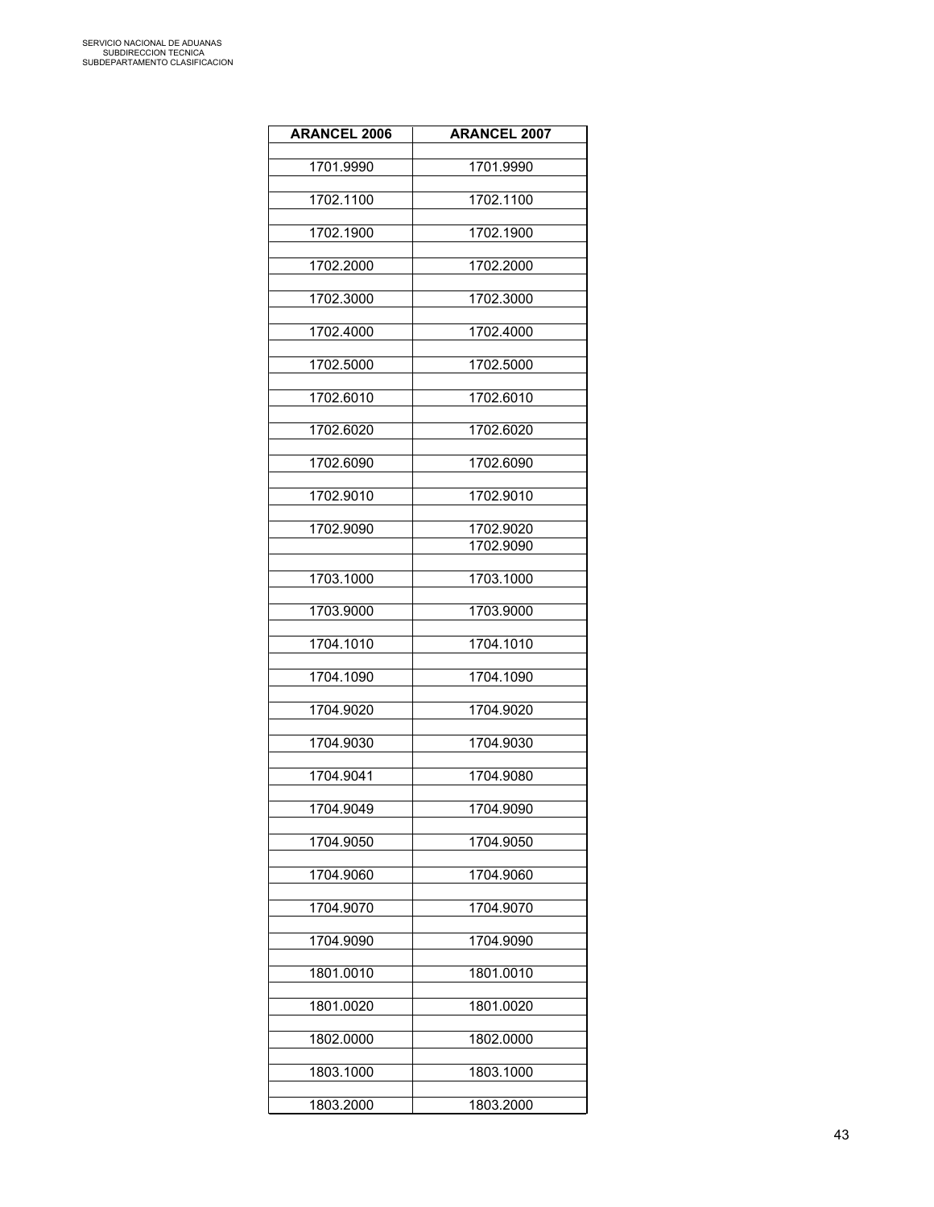| ARANCEL 2006 | ARANCEL 2007 |
|---|---|
| 1701.9990 | 1701.9990 |
| 1702.1100 | 1702.1100 |
| 1702.1900 | 1702.1900 |
| 1702.2000 | 1702.2000 |
| 1702.3000 | 1702.3000 |
| 1702.4000 | 1702.4000 |
| 1702.5000 | 1702.5000 |
| 1702.6010 | 1702.6010 |
| 1702.6020 | 1702.6020 |
| 1702.6090 | 1702.6090 |
| 1702.9010 | 1702.9010 |
| 1702.9090 | 1702.9020 |
| | 1702.9090 |
| 1703.1000 | 1703.1000 |
| 1703.9000 | 1703.9000 |
| 1704.1010 | 1704.1010 |
| 1704.1090 | 1704.1090 |
| 1704.9020 | 1704.9020 |
| 1704.9030 | 1704.9030 |
| 1704.9041 | 1704.9080 |
| 1704.9049 | 1704.9090 |
| 1704.9050 | 1704.9050 |
| 1704.9060 | 1704.9060 |
| 1704.9070 | 1704.9070 |
| 1704.9090 | 1704.9090 |
| 1801.0010 | 1801.0010 |
| 1801.0020 | 1801.0020 |
| 1802.0000 | 1802.0000 |
| 1803.1000 | 1803.1000 |
| 1803.2000 | 1803.2000 |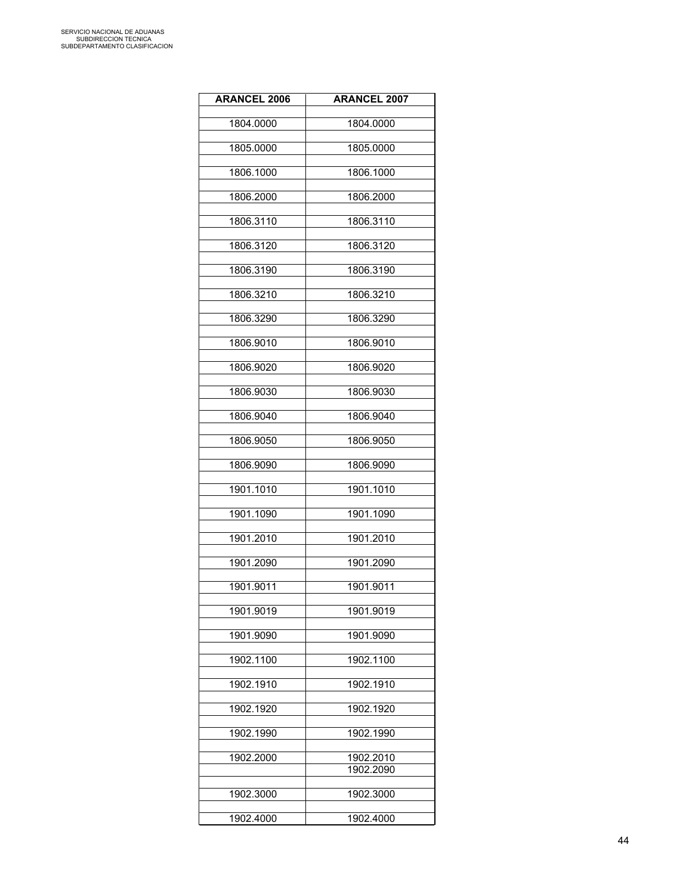| ARANCEL 2006 | ARANCEL 2007 |
| --- | --- |
| 1804.0000 | 1804.0000 |
| 1805.0000 | 1805.0000 |
| 1806.1000 | 1806.1000 |
| 1806.2000 | 1806.2000 |
| 1806.3110 | 1806.3110 |
| 1806.3120 | 1806.3120 |
| 1806.3190 | 1806.3190 |
| 1806.3210 | 1806.3210 |
| 1806.3290 | 1806.3290 |
| 1806.9010 | 1806.9010 |
| 1806.9020 | 1806.9020 |
| 1806.9030 | 1806.9030 |
| 1806.9040 | 1806.9040 |
| 1806.9050 | 1806.9050 |
| 1806.9090 | 1806.9090 |
| 1901.1010 | 1901.1010 |
| 1901.1090 | 1901.1090 |
| 1901.2010 | 1901.2010 |
| 1901.2090 | 1901.2090 |
| 1901.9011 | 1901.9011 |
| 1901.9019 | 1901.9019 |
| 1901.9090 | 1901.9090 |
| 1902.1100 | 1902.1100 |
| 1902.1910 | 1902.1910 |
| 1902.1920 | 1902.1920 |
| 1902.1990 | 1902.1990 |
| 1902.2000 | 1902.2010 |
| | 1902.2090 |
| 1902.3000 | 1902.3000 |
| 1902.4000 | 1902.4000 |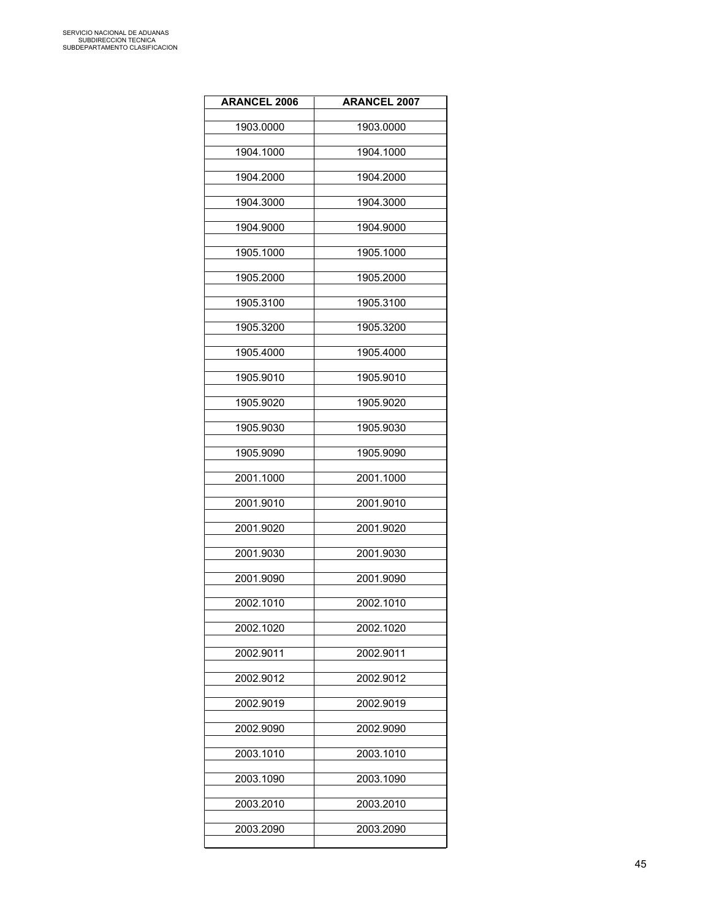| ARANCEL 2006 | ARANCEL 2007 |
| --- | --- |
| 1903.0000 | 1903.0000 |
| 1904.1000 | 1904.1000 |
| 1904.2000 | 1904.2000 |
| 1904.3000 | 1904.3000 |
| 1904.9000 | 1904.9000 |
| 1905.1000 | 1905.1000 |
| 1905.2000 | 1905.2000 |
| 1905.3100 | 1905.3100 |
| 1905.3200 | 1905.3200 |
| 1905.4000 | 1905.4000 |
| 1905.9010 | 1905.9010 |
| 1905.9020 | 1905.9020 |
| 1905.9030 | 1905.9030 |
| 1905.9090 | 1905.9090 |
| 2001.1000 | 2001.1000 |
| 2001.9010 | 2001.9010 |
| 2001.9020 | 2001.9020 |
| 2001.9030 | 2001.9030 |
| 2001.9090 | 2001.9090 |
| 2002.1010 | 2002.1010 |
| 2002.1020 | 2002.1020 |
| 2002.9011 | 2002.9011 |
| 2002.9012 | 2002.9012 |
| 2002.9019 | 2002.9019 |
| 2002.9090 | 2002.9090 |
| 2003.1010 | 2003.1010 |
| 2003.1090 | 2003.1090 |
| 2003.2010 | 2003.2010 |
| 2003.2090 | 2003.2090 |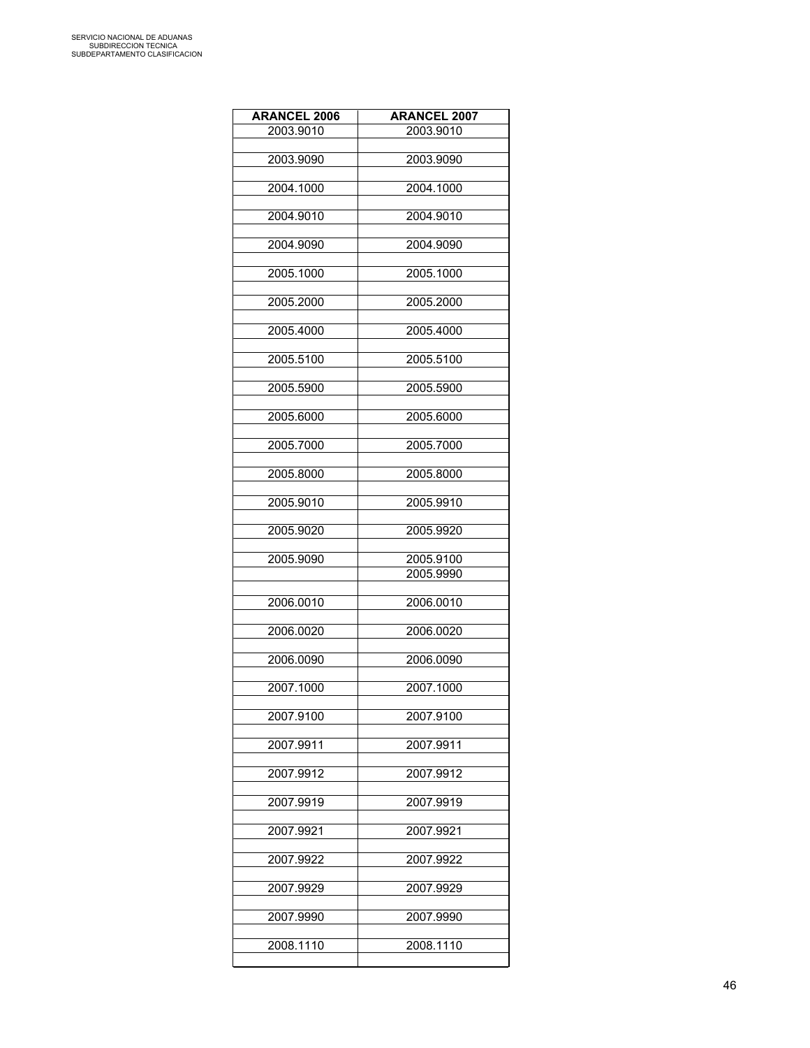| ARANCEL 2006 | ARANCEL 2007 |
|---|---|
| 2003.9010 | 2003.9010 |
| 2003.9090 | 2003.9090 |
| 2004.1000 | 2004.1000 |
| 2004.9010 | 2004.9010 |
| 2004.9090 | 2004.9090 |
| 2005.1000 | 2005.1000 |
| 2005.2000 | 2005.2000 |
| 2005.4000 | 2005.4000 |
| 2005.5100 | 2005.5100 |
| 2005.5900 | 2005.5900 |
| 2005.6000 | 2005.6000 |
| 2005.7000 | 2005.7000 |
| 2005.8000 | 2005.8000 |
| 2005.9010 | 2005.9910 |
| 2005.9020 | 2005.9920 |
| 2005.9090 | 2005.9100 |
| | 2005.9990 |
| 2006.0010 | 2006.0010 |
| 2006.0020 | 2006.0020 |
| 2006.0090 | 2006.0090 |
| 2007.1000 | 2007.1000 |
| 2007.9100 | 2007.9100 |
| 2007.9911 | 2007.9911 |
| 2007.9912 | 2007.9912 |
| 2007.9919 | 2007.9919 |
| 2007.9921 | 2007.9921 |
| 2007.9922 | 2007.9922 |
| 2007.9929 | 2007.9929 |
| 2007.9990 | 2007.9990 |
| 2008.1110 | 2008.1110 |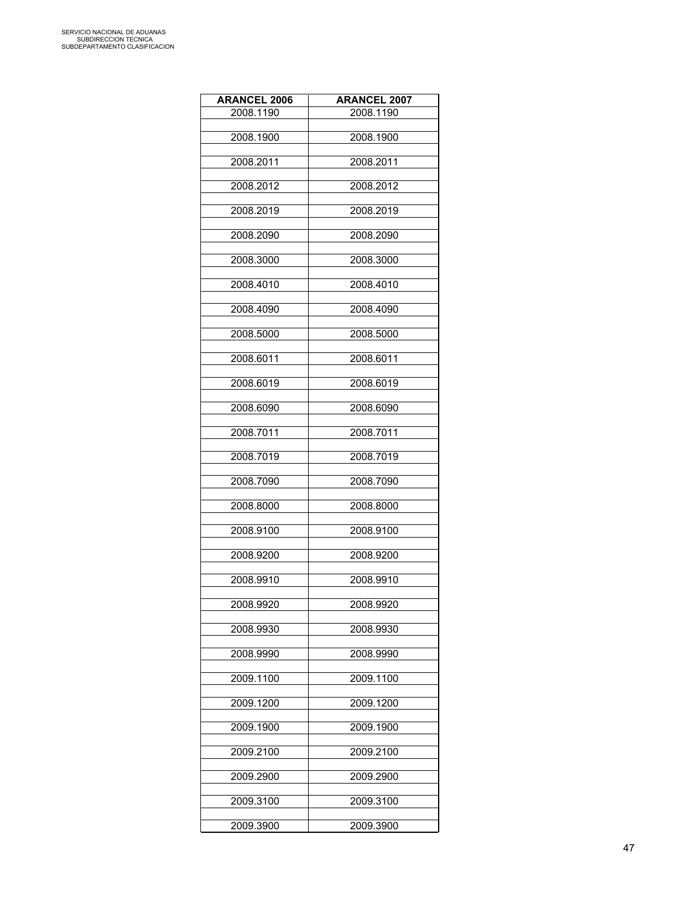| ARANCEL 2006 | ARANCEL 2007 |
|---|---|
| 2008.1190 | 2008.1190 |
| 2008.1900 | 2008.1900 |
| 2008.2011 | 2008.2011 |
| 2008.2012 | 2008.2012 |
| 2008.2019 | 2008.2019 |
| 2008.2090 | 2008.2090 |
| 2008.3000 | 2008.3000 |
| 2008.4010 | 2008.4010 |
| 2008.4090 | 2008.4090 |
| 2008.5000 | 2008.5000 |
| 2008.6011 | 2008.6011 |
| 2008.6019 | 2008.6019 |
| 2008.6090 | 2008.6090 |
| 2008.7011 | 2008.7011 |
| 2008.7019 | 2008.7019 |
| 2008.7090 | 2008.7090 |
| 2008.8000 | 2008.8000 |
| 2008.9100 | 2008.9100 |
| 2008.9200 | 2008.9200 |
| 2008.9910 | 2008.9910 |
| 2008.9920 | 2008.9920 |
| 2008.9930 | 2008.9930 |
| 2008.9990 | 2008.9990 |
| 2009.1100 | 2009.1100 |
| 2009.1200 | 2009.1200 |
| 2009.1900 | 2009.1900 |
| 2009.2100 | 2009.2100 |
| 2009.2900 | 2009.2900 |
| 2009.3100 | 2009.3100 |
| 2009.3900 | 2009.3900 |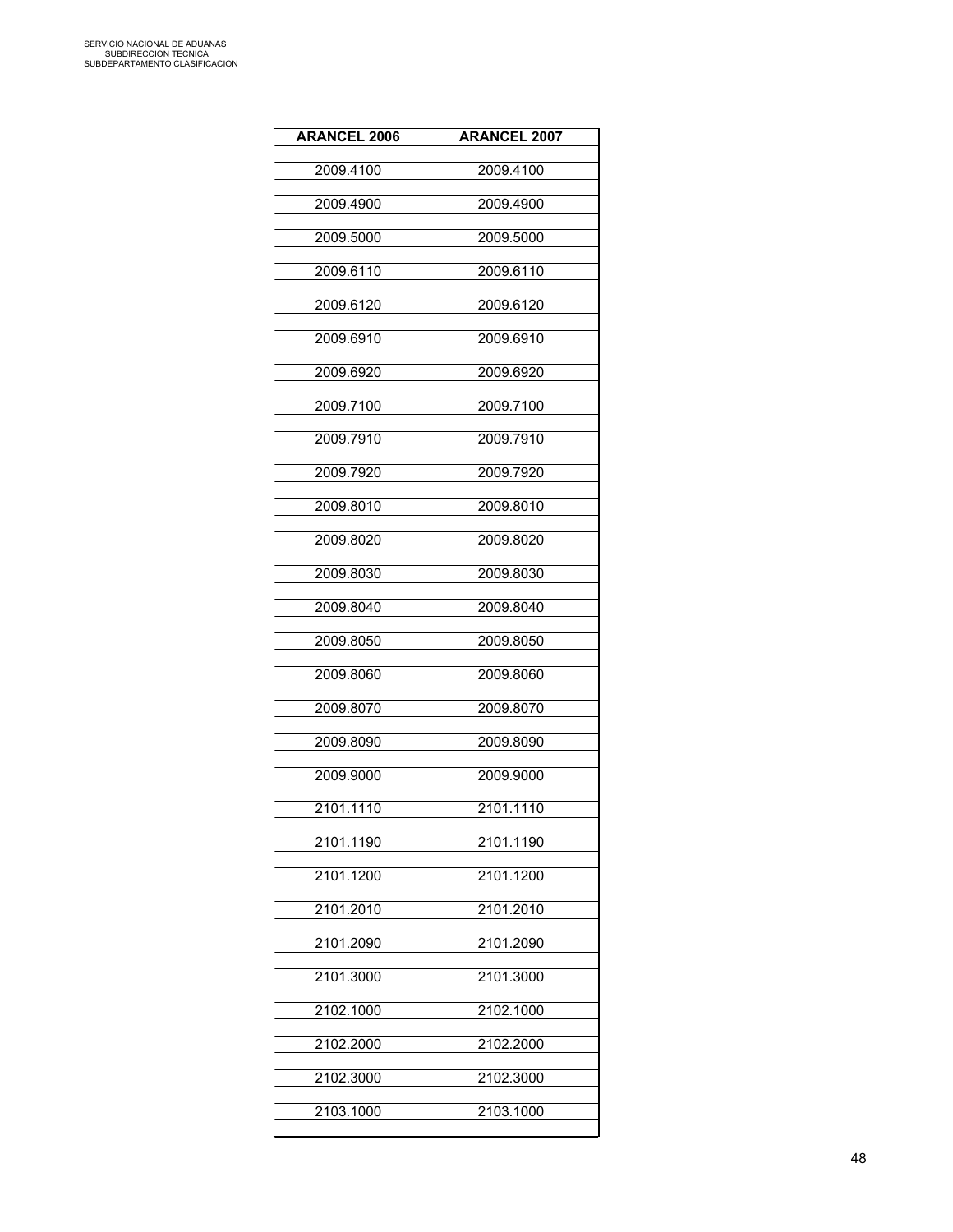| ARANCEL 2006 | ARANCEL 2007 |
|---|---|
| 2009.4100 | 2009.4100 |
| 2009.4900 | 2009.4900 |
| 2009.5000 | 2009.5000 |
| 2009.6110 | 2009.6110 |
| 2009.6120 | 2009.6120 |
| 2009.6910 | 2009.6910 |
| 2009.6920 | 2009.6920 |
| 2009.7100 | 2009.7100 |
| 2009.7910 | 2009.7910 |
| 2009.7920 | 2009.7920 |
| 2009.8010 | 2009.8010 |
| 2009.8020 | 2009.8020 |
| 2009.8030 | 2009.8030 |
| 2009.8040 | 2009.8040 |
| 2009.8050 | 2009.8050 |
| 2009.8060 | 2009.8060 |
| 2009.8070 | 2009.8070 |
| 2009.8090 | 2009.8090 |
| 2009.9000 | 2009.9000 |
| 2101.1110 | 2101.1110 |
| 2101.1190 | 2101.1190 |
| 2101.1200 | 2101.1200 |
| 2101.2010 | 2101.2010 |
| 2101.2090 | 2101.2090 |
| 2101.3000 | 2101.3000 |
| 2102.1000 | 2102.1000 |
| 2102.2000 | 2102.2000 |
| 2102.3000 | 2102.3000 |
| 2103.1000 | 2103.1000 |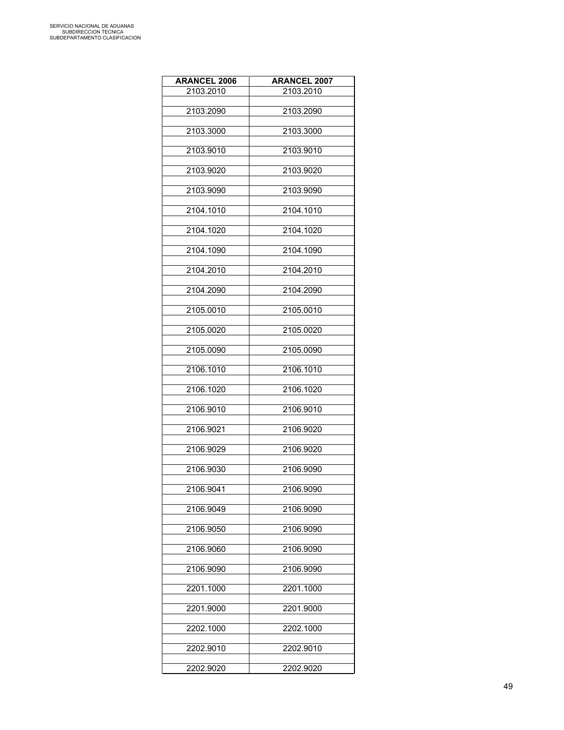| ARANCEL 2006 | ARANCEL 2007 |
| --- | --- |
| 2103.2010 | 2103.2010 |
| 2103.2090 | 2103.2090 |
| 2103.3000 | 2103.3000 |
| 2103.9010 | 2103.9010 |
| 2103.9020 | 2103.9020 |
| 2103.9090 | 2103.9090 |
| 2104.1010 | 2104.1010 |
| 2104.1020 | 2104.1020 |
| 2104.1090 | 2104.1090 |
| 2104.2010 | 2104.2010 |
| 2104.2090 | 2104.2090 |
| 2105.0010 | 2105.0010 |
| 2105.0020 | 2105.0020 |
| 2105.0090 | 2105.0090 |
| 2106.1010 | 2106.1010 |
| 2106.1020 | 2106.1020 |
| 2106.9010 | 2106.9010 |
| 2106.9021 | 2106.9020 |
| 2106.9029 | 2106.9020 |
| 2106.9030 | 2106.9090 |
| 2106.9041 | 2106.9090 |
| 2106.9049 | 2106.9090 |
| 2106.9050 | 2106.9090 |
| 2106.9060 | 2106.9090 |
| 2106.9090 | 2106.9090 |
| 2201.1000 | 2201.1000 |
| 2201.9000 | 2201.9000 |
| 2202.1000 | 2202.1000 |
| 2202.9010 | 2202.9010 |
| 2202.9020 | 2202.9020 |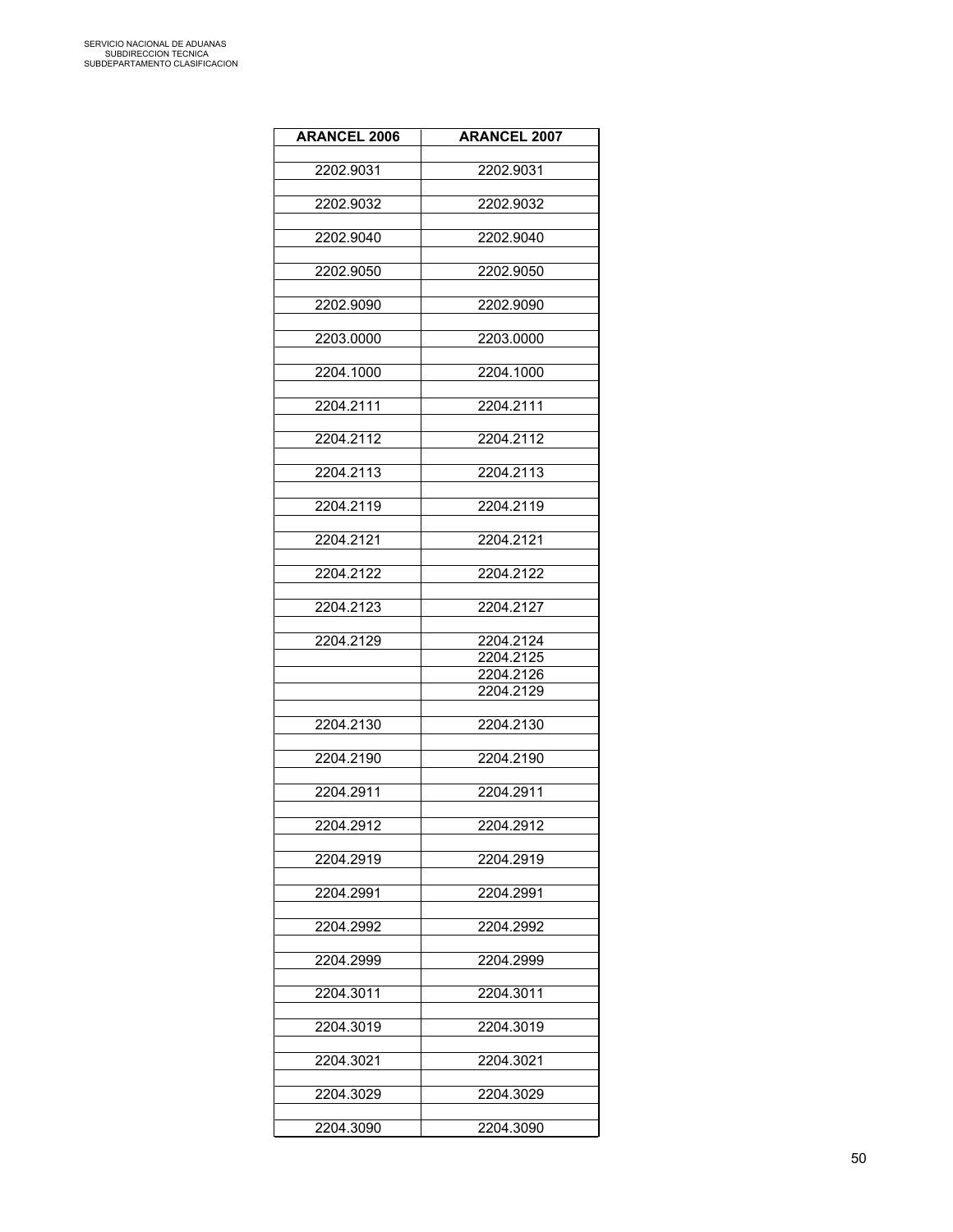| ARANCEL 2006 | ARANCEL 2007 |
| --- | --- |
| 2202.9031 | 2202.9031 |
| 2202.9032 | 2202.9032 |
| 2202.9040 | 2202.9040 |
| 2202.9050 | 2202.9050 |
| 2202.9090 | 2202.9090 |
| 2203.0000 | 2203.0000 |
| 2204.1000 | 2204.1000 |
| 2204.2111 | 2204.2111 |
| 2204.2112 | 2204.2112 |
| 2204.2113 | 2204.2113 |
| 2204.2119 | 2204.2119 |
| 2204.2121 | 2204.2121 |
| 2204.2122 | 2204.2122 |
| 2204.2123 | 2204.2127 |
| 2204.2129 | 2204.2124 |
| | 2204.2125 |
| | 2204.2126 |
| | 2204.2129 |
| 2204.2130 | 2204.2130 |
| 2204.2190 | 2204.2190 |
| 2204.2911 | 2204.2911 |
| 2204.2912 | 2204.2912 |
| 2204.2919 | 2204.2919 |
| 2204.2991 | 2204.2991 |
| 2204.2992 | 2204.2992 |
| 2204.2999 | 2204.2999 |
| 2204.3011 | 2204.3011 |
| 2204.3019 | 2204.3019 |
| 2204.3021 | 2204.3021 |
| 2204.3029 | 2204.3029 |
| 2204.3090 | 2204.3090 |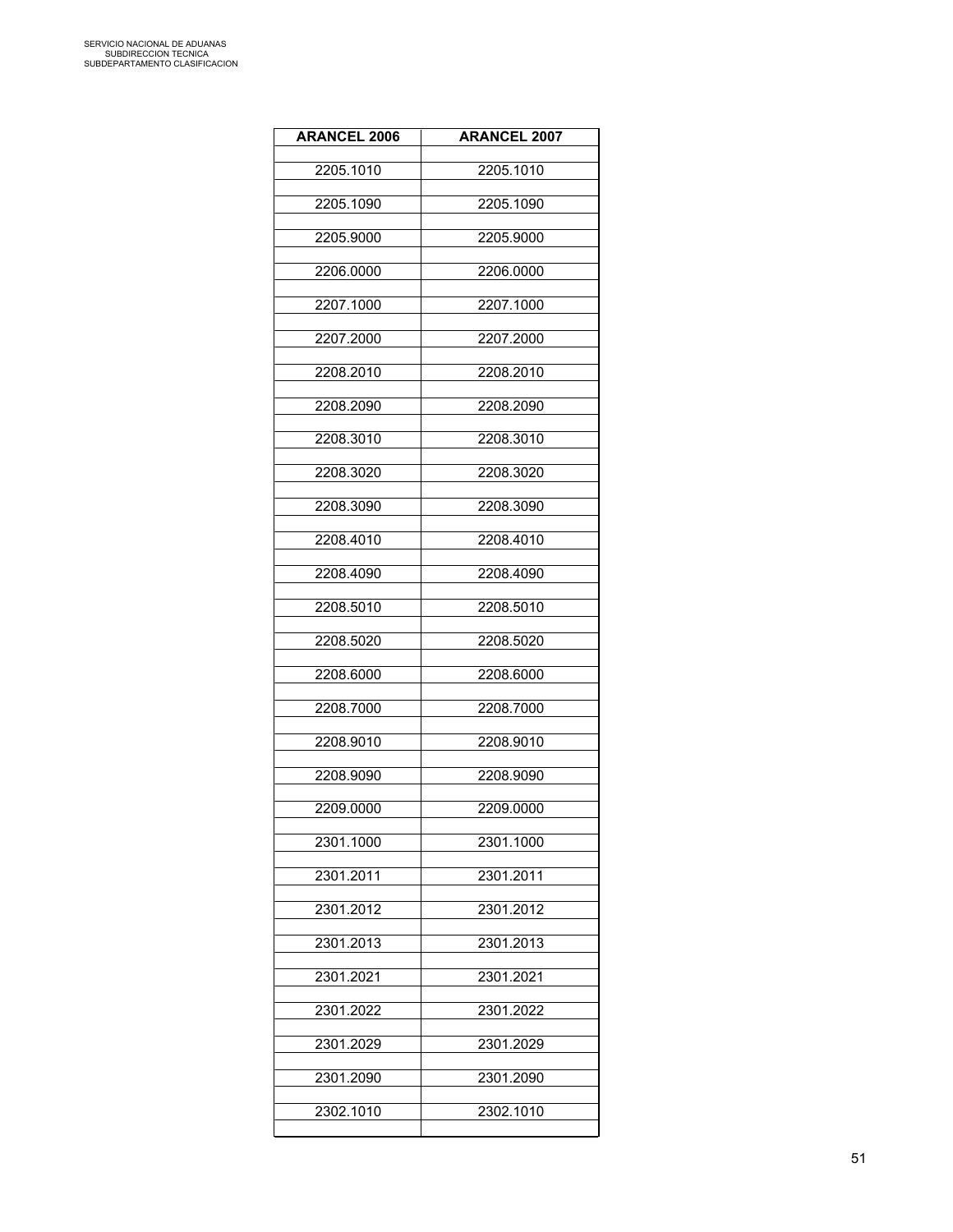| ARANCEL 2006 | ARANCEL 2007 |
|---|---|
| 2205.1010 | 2205.1010 |
| 2205.1090 | 2205.1090 |
| 2205.9000 | 2205.9000 |
| 2206.0000 | 2206.0000 |
| 2207.1000 | 2207.1000 |
| 2207.2000 | 2207.2000 |
| 2208.2010 | 2208.2010 |
| 2208.2090 | 2208.2090 |
| 2208.3010 | 2208.3010 |
| 2208.3020 | 2208.3020 |
| 2208.3090 | 2208.3090 |
| 2208.4010 | 2208.4010 |
| 2208.4090 | 2208.4090 |
| 2208.5010 | 2208.5010 |
| 2208.5020 | 2208.5020 |
| 2208.6000 | 2208.6000 |
| 2208.7000 | 2208.7000 |
| 2208.9010 | 2208.9010 |
| 2208.9090 | 2208.9090 |
| 2209.0000 | 2209.0000 |
| 2301.1000 | 2301.1000 |
| 2301.2011 | 2301.2011 |
| 2301.2012 | 2301.2012 |
| 2301.2013 | 2301.2013 |
| 2301.2021 | 2301.2021 |
| 2301.2022 | 2301.2022 |
| 2301.2029 | 2301.2029 |
| 2301.2090 | 2301.2090 |
| 2302.1010 | 2302.1010 |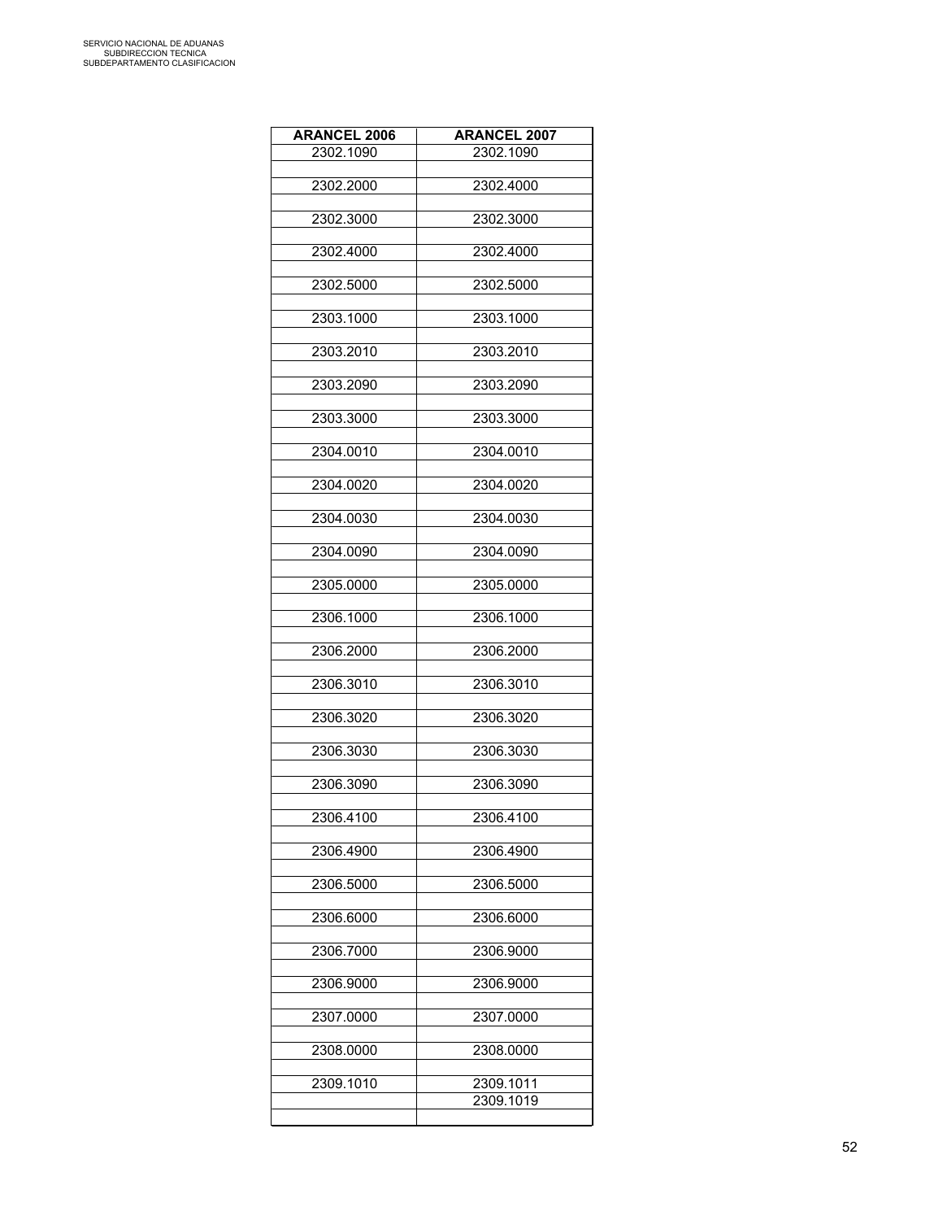| ARANCEL 2006 | ARANCEL 2007 |
| --- | --- |
| 2302.1090 | 2302.1090 |
| | |
| 2302.2000 | 2302.4000 |
| | |
| 2302.3000 | 2302.3000 |
| | |
| 2302.4000 | 2302.4000 |
| | |
| 2302.5000 | 2302.5000 |
| | |
| 2303.1000 | 2303.1000 |
| | |
| 2303.2010 | 2303.2010 |
| | |
| 2303.2090 | 2303.2090 |
| | |
| 2303.3000 | 2303.3000 |
| | |
| 2304.0010 | 2304.0010 |
| | |
| 2304.0020 | 2304.0020 |
| | |
| 2304.0030 | 2304.0030 |
| | |
| 2304.0090 | 2304.0090 |
| | |
| 2305.0000 | 2305.0000 |
| | |
| 2306.1000 | 2306.1000 |
| | |
| 2306.2000 | 2306.2000 |
| | |
| 2306.3010 | 2306.3010 |
| | |
| 2306.3020 | 2306.3020 |
| | |
| 2306.3030 | 2306.3030 |
| | |
| 2306.3090 | 2306.3090 |
| | |
| 2306.4100 | 2306.4100 |
| | |
| 2306.4900 | 2306.4900 |
| | |
| 2306.5000 | 2306.5000 |
| | |
| 2306.6000 | 2306.6000 |
| | |
| 2306.7000 | 2306.9000 |
| | |
| 2306.9000 | 2306.9000 |
| | |
| 2307.0000 | 2307.0000 |
| | |
| 2308.0000 | 2308.0000 |
| | |
| 2309.1010 | 2309.1011 |
| | 2309.1019 |
| | |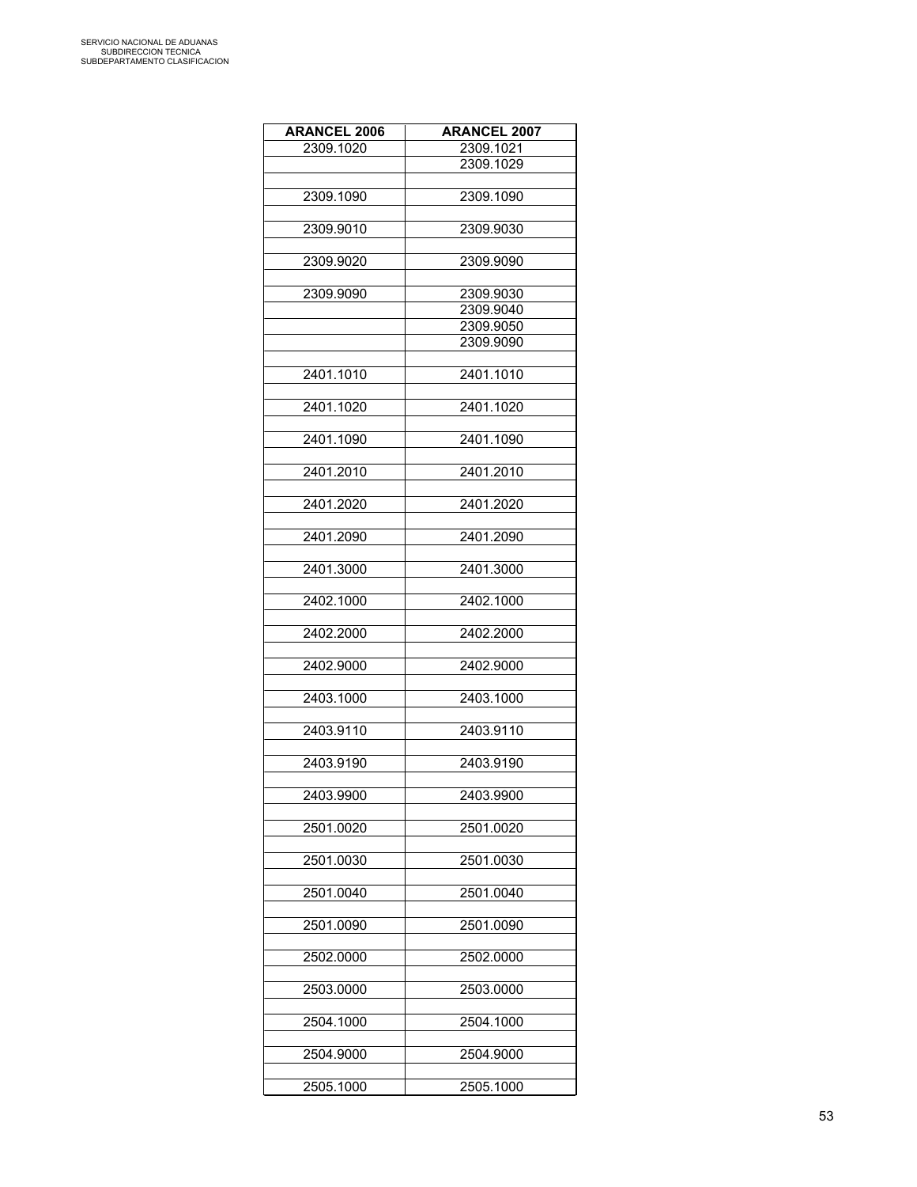| ARANCEL 2006 | ARANCEL 2007 |
|---|---|
| 2309.1020 | 2309.1021 |
| | 2309.1029 |
| | |
| 2309.1090 | 2309.1090 |
| | |
| 2309.9010 | 2309.9030 |
| | |
| 2309.9020 | 2309.9090 |
| | |
| 2309.9090 | 2309.9030 |
| | 2309.9040 |
| | 2309.9050 |
| | 2309.9090 |
| | |
| 2401.1010 | 2401.1010 |
| | |
| 2401.1020 | 2401.1020 |
| | |
| 2401.1090 | 2401.1090 |
| | |
| 2401.2010 | 2401.2010 |
| | |
| 2401.2020 | 2401.2020 |
| | |
| 2401.2090 | 2401.2090 |
| | |
| 2401.3000 | 2401.3000 |
| | |
| 2402.1000 | 2402.1000 |
| | |
| 2402.2000 | 2402.2000 |
| | |
| 2402.9000 | 2402.9000 |
| | |
| 2403.1000 | 2403.1000 |
| | |
| 2403.9110 | 2403.9110 |
| | |
| 2403.9190 | 2403.9190 |
| | |
| 2403.9900 | 2403.9900 |
| | |
| 2501.0020 | 2501.0020 |
| | |
| 2501.0030 | 2501.0030 |
| | |
| 2501.0040 | 2501.0040 |
| | |
| 2501.0090 | 2501.0090 |
| | |
| 2502.0000 | 2502.0000 |
| | |
| 2503.0000 | 2503.0000 |
| | |
| 2504.1000 | 2504.1000 |
| | |
| 2504.9000 | 2504.9000 |
| | |
| 2505.1000 | 2505.1000 |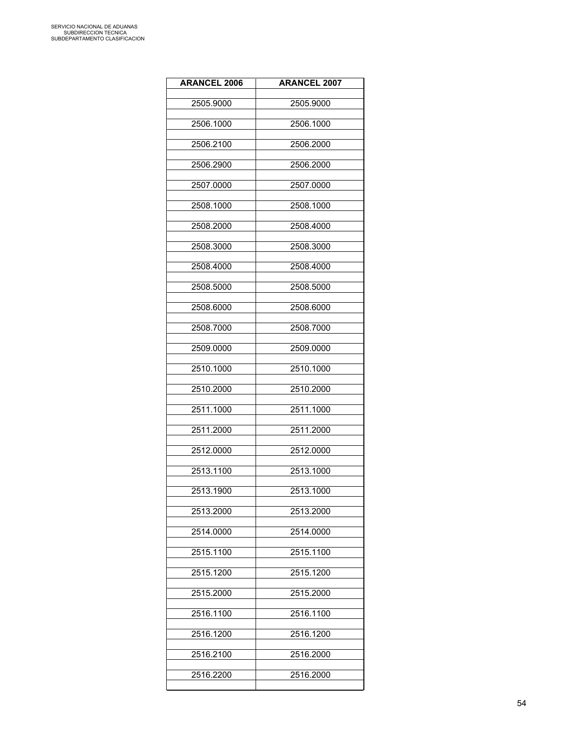| ARANCEL 2006 | ARANCEL 2007 |
|---|---|
| 2505.9000 | 2505.9000 |
| 2506.1000 | 2506.1000 |
| 2506.2100 | 2506.2000 |
| 2506.2900 | 2506.2000 |
| 2507.0000 | 2507.0000 |
| 2508.1000 | 2508.1000 |
| 2508.2000 | 2508.4000 |
| 2508.3000 | 2508.3000 |
| 2508.4000 | 2508.4000 |
| 2508.5000 | 2508.5000 |
| 2508.6000 | 2508.6000 |
| 2508.7000 | 2508.7000 |
| 2509.0000 | 2509.0000 |
| 2510.1000 | 2510.1000 |
| 2510.2000 | 2510.2000 |
| 2511.1000 | 2511.1000 |
| 2511.2000 | 2511.2000 |
| 2512.0000 | 2512.0000 |
| 2513.1100 | 2513.1000 |
| 2513.1900 | 2513.1000 |
| 2513.2000 | 2513.2000 |
| 2514.0000 | 2514.0000 |
| 2515.1100 | 2515.1100 |
| 2515.1200 | 2515.1200 |
| 2515.2000 | 2515.2000 |
| 2516.1100 | 2516.1100 |
| 2516.1200 | 2516.1200 |
| 2516.2100 | 2516.2000 |
| 2516.2200 | 2516.2000 |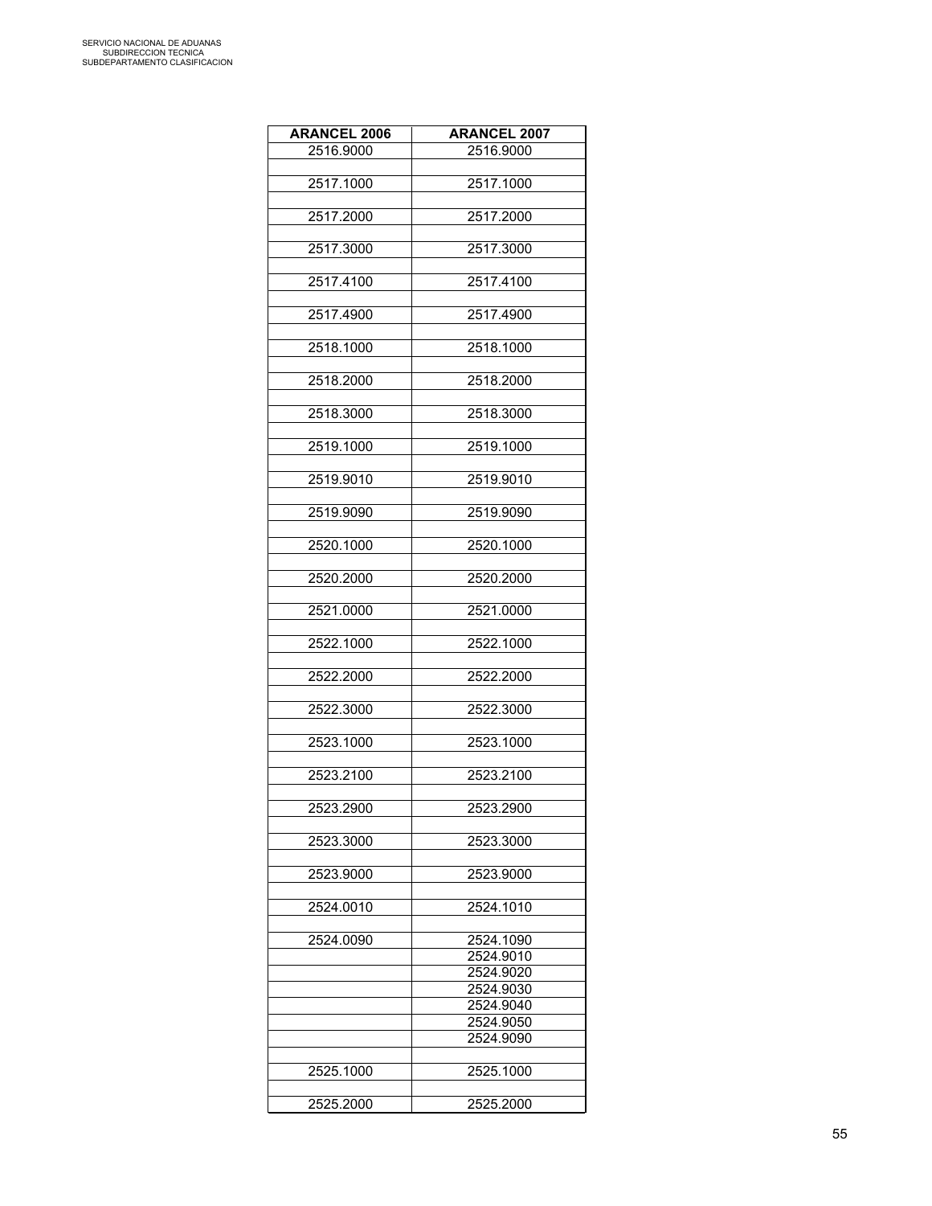| ARANCEL 2006 | ARANCEL 2007 |
|---|---|
| 2516.9000 | 2516.9000 |
| | |
| 2517.1000 | 2517.1000 |
| | |
| 2517.2000 | 2517.2000 |
| | |
| 2517.3000 | 2517.3000 |
| | |
| 2517.4100 | 2517.4100 |
| | |
| 2517.4900 | 2517.4900 |
| | |
| 2518.1000 | 2518.1000 |
| | |
| 2518.2000 | 2518.2000 |
| | |
| 2518.3000 | 2518.3000 |
| | |
| 2519.1000 | 2519.1000 |
| | |
| 2519.9010 | 2519.9010 |
| | |
| 2519.9090 | 2519.9090 |
| | |
| 2520.1000 | 2520.1000 |
| | |
| 2520.2000 | 2520.2000 |
| | |
| 2521.0000 | 2521.0000 |
| | |
| 2522.1000 | 2522.1000 |
| | |
| 2522.2000 | 2522.2000 |
| | |
| 2522.3000 | 2522.3000 |
| | |
| 2523.1000 | 2523.1000 |
| | |
| 2523.2100 | 2523.2100 |
| | |
| 2523.2900 | 2523.2900 |
| | |
| 2523.3000 | 2523.3000 |
| | |
| 2523.9000 | 2523.9000 |
| | |
| 2524.0010 | 2524.1010 |
| | |
| 2524.0090 | 2524.1090 |
| | 2524.9010 |
| | 2524.9020 |
| | 2524.9030 |
| | 2524.9040 |
| | 2524.9050 |
| | 2524.9090 |
| | |
| 2525.1000 | 2525.1000 |
| | |
| 2525.2000 | 2525.2000 |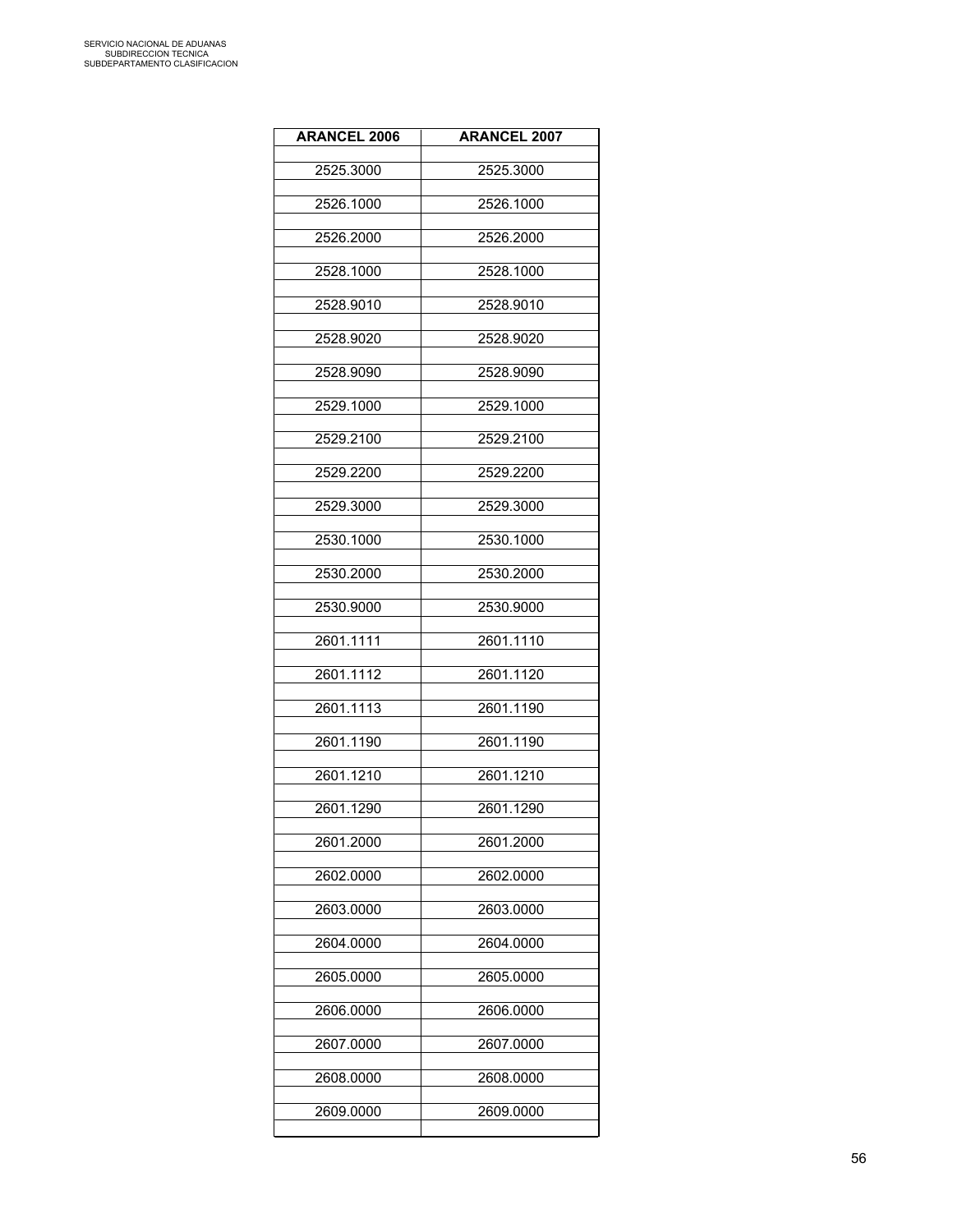| ARANCEL 2006 | ARANCEL 2007 |
|---|---|
| 2525.3000 | 2525.3000 |
| 2526.1000 | 2526.1000 |
| 2526.2000 | 2526.2000 |
| 2528.1000 | 2528.1000 |
| 2528.9010 | 2528.9010 |
| 2528.9020 | 2528.9020 |
| 2528.9090 | 2528.9090 |
| 2529.1000 | 2529.1000 |
| 2529.2100 | 2529.2100 |
| 2529.2200 | 2529.2200 |
| 2529.3000 | 2529.3000 |
| 2530.1000 | 2530.1000 |
| 2530.2000 | 2530.2000 |
| 2530.9000 | 2530.9000 |
| 2601.1111 | 2601.1110 |
| 2601.1112 | 2601.1120 |
| 2601.1113 | 2601.1190 |
| 2601.1190 | 2601.1190 |
| 2601.1210 | 2601.1210 |
| 2601.1290 | 2601.1290 |
| 2601.2000 | 2601.2000 |
| 2602.0000 | 2602.0000 |
| 2603.0000 | 2603.0000 |
| 2604.0000 | 2604.0000 |
| 2605.0000 | 2605.0000 |
| 2606.0000 | 2606.0000 |
| 2607.0000 | 2607.0000 |
| 2608.0000 | 2608.0000 |
| 2609.0000 | 2609.0000 |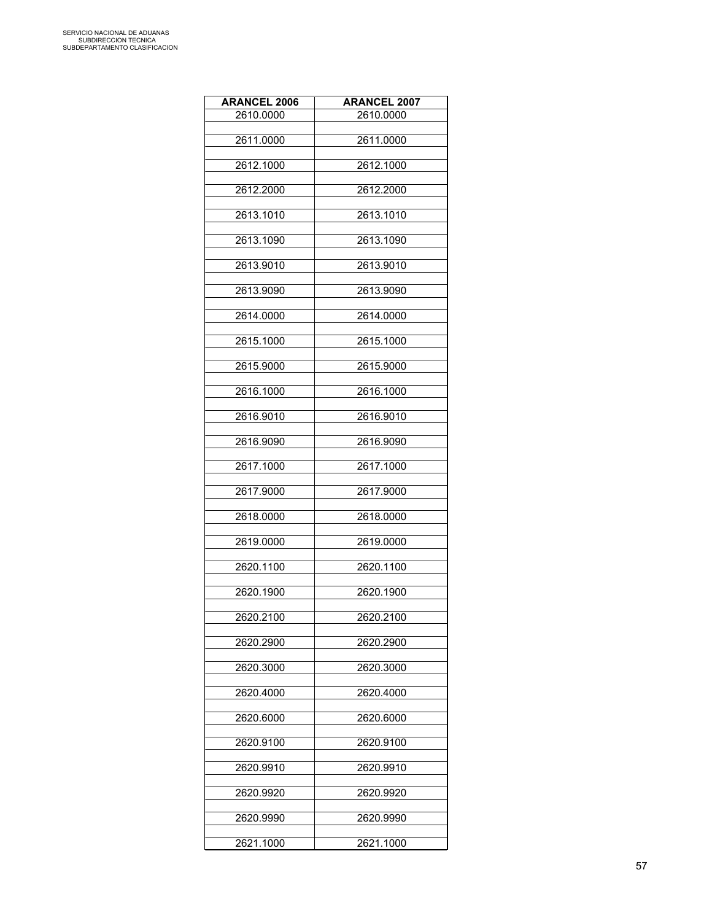| ARANCEL 2006 | ARANCEL 2007 |
|---|---|
| 2610.0000 | 2610.0000 |
| 2611.0000 | 2611.0000 |
| 2612.1000 | 2612.1000 |
| 2612.2000 | 2612.2000 |
| 2613.1010 | 2613.1010 |
| 2613.1090 | 2613.1090 |
| 2613.9010 | 2613.9010 |
| 2613.9090 | 2613.9090 |
| 2614.0000 | 2614.0000 |
| 2615.1000 | 2615.1000 |
| 2615.9000 | 2615.9000 |
| 2616.1000 | 2616.1000 |
| 2616.9010 | 2616.9010 |
| 2616.9090 | 2616.9090 |
| 2617.1000 | 2617.1000 |
| 2617.9000 | 2617.9000 |
| 2618.0000 | 2618.0000 |
| 2619.0000 | 2619.0000 |
| 2620.1100 | 2620.1100 |
| 2620.1900 | 2620.1900 |
| 2620.2100 | 2620.2100 |
| 2620.2900 | 2620.2900 |
| 2620.3000 | 2620.3000 |
| 2620.4000 | 2620.4000 |
| 2620.6000 | 2620.6000 |
| 2620.9100 | 2620.9100 |
| 2620.9910 | 2620.9910 |
| 2620.9920 | 2620.9920 |
| 2620.9990 | 2620.9990 |
| 2621.1000 | 2621.1000 |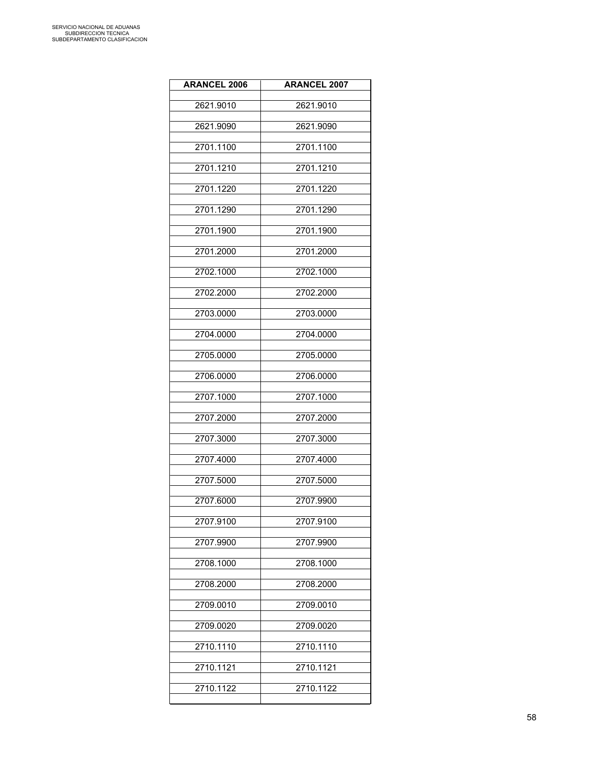| ARANCEL 2006 | ARANCEL 2007 |
| --- | --- |
| 2621.9010 | 2621.9010 |
| 2621.9090 | 2621.9090 |
| 2701.1100 | 2701.1100 |
| 2701.1210 | 2701.1210 |
| 2701.1220 | 2701.1220 |
| 2701.1290 | 2701.1290 |
| 2701.1900 | 2701.1900 |
| 2701.2000 | 2701.2000 |
| 2702.1000 | 2702.1000 |
| 2702.2000 | 2702.2000 |
| 2703.0000 | 2703.0000 |
| 2704.0000 | 2704.0000 |
| 2705.0000 | 2705.0000 |
| 2706.0000 | 2706.0000 |
| 2707.1000 | 2707.1000 |
| 2707.2000 | 2707.2000 |
| 2707.3000 | 2707.3000 |
| 2707.4000 | 2707.4000 |
| 2707.5000 | 2707.5000 |
| 2707.6000 | 2707.9900 |
| 2707.9100 | 2707.9100 |
| 2707.9900 | 2707.9900 |
| 2708.1000 | 2708.1000 |
| 2708.2000 | 2708.2000 |
| 2709.0010 | 2709.0010 |
| 2709.0020 | 2709.0020 |
| 2710.1110 | 2710.1110 |
| 2710.1121 | 2710.1121 |
| 2710.1122 | 2710.1122 |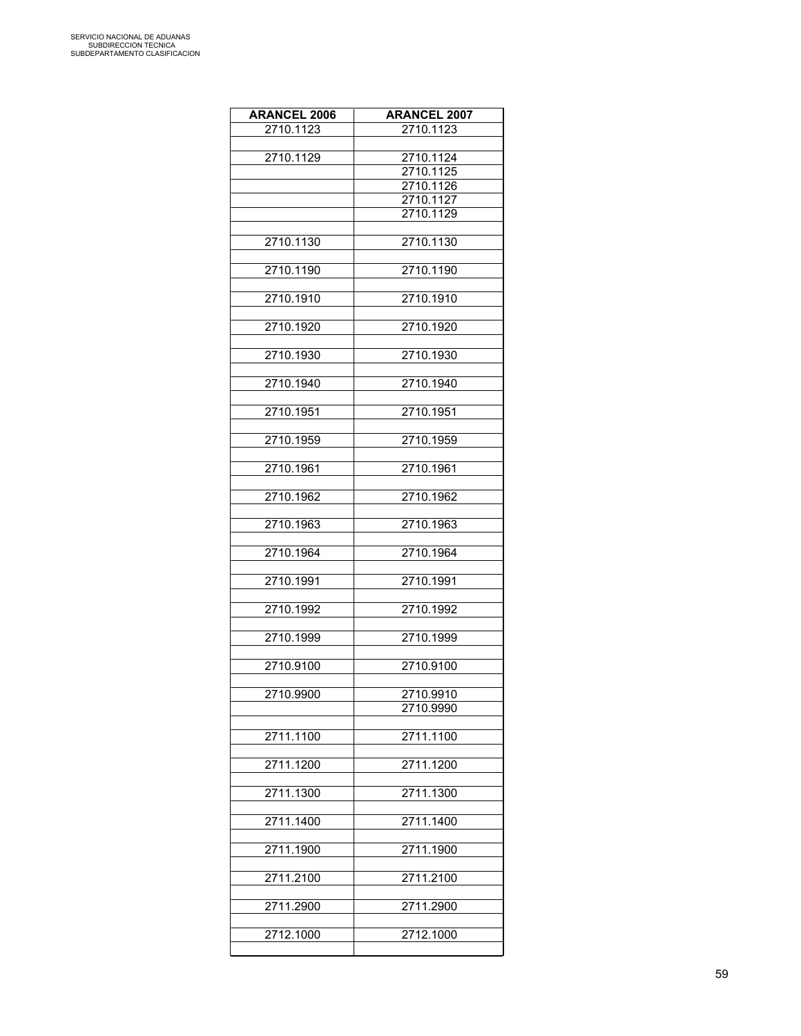| ARANCEL 2006 | ARANCEL 2007 |
|---|---|
| 2710.1123 | 2710.1123 |
| | |
| 2710.1129 | 2710.1124 |
| | 2710.1125 |
| | 2710.1126 |
| | 2710.1127 |
| | 2710.1129 |
| | |
| 2710.1130 | 2710.1130 |
| | |
| 2710.1190 | 2710.1190 |
| | |
| 2710.1910 | 2710.1910 |
| | |
| 2710.1920 | 2710.1920 |
| | |
| 2710.1930 | 2710.1930 |
| | |
| 2710.1940 | 2710.1940 |
| | |
| 2710.1951 | 2710.1951 |
| | |
| 2710.1959 | 2710.1959 |
| | |
| 2710.1961 | 2710.1961 |
| | |
| 2710.1962 | 2710.1962 |
| | |
| 2710.1963 | 2710.1963 |
| | |
| 2710.1964 | 2710.1964 |
| | |
| 2710.1991 | 2710.1991 |
| | |
| 2710.1992 | 2710.1992 |
| | |
| 2710.1999 | 2710.1999 |
| | |
| 2710.9100 | 2710.9100 |
| | |
| 2710.9900 | 2710.9910 |
| | 2710.9990 |
| | |
| 2711.1100 | 2711.1100 |
| | |
| 2711.1200 | 2711.1200 |
| | |
| 2711.1300 | 2711.1300 |
| | |
| 2711.1400 | 2711.1400 |
| | |
| 2711.1900 | 2711.1900 |
| | |
| 2711.2100 | 2711.2100 |
| | |
| 2711.2900 | 2711.2900 |
| | |
| 2712.1000 | 2712.1000 |
| | |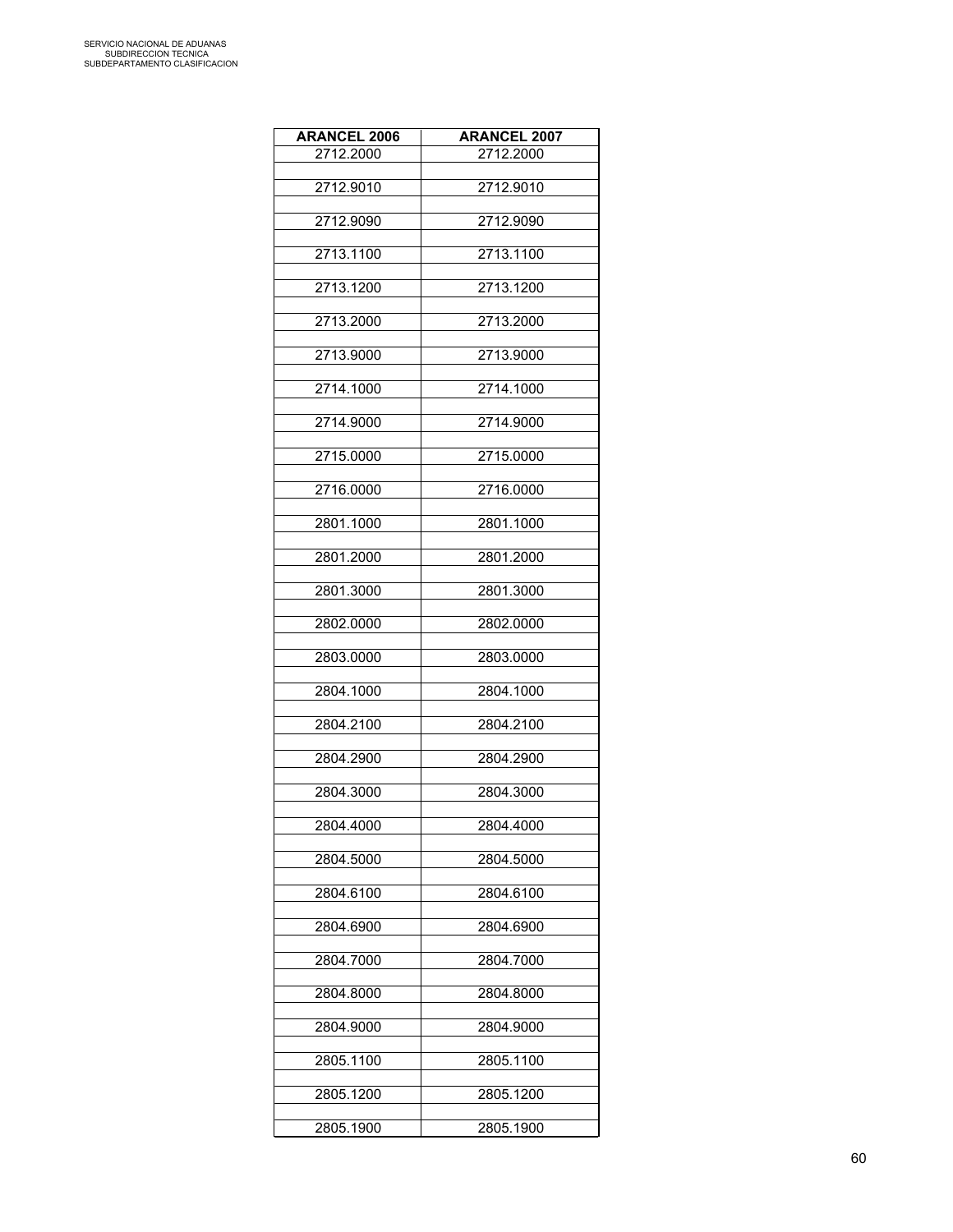| ARANCEL 2006 | ARANCEL 2007 |
|---|---|
| 2712.2000 | 2712.2000 |
| 2712.9010 | 2712.9010 |
| 2712.9090 | 2712.9090 |
| 2713.1100 | 2713.1100 |
| 2713.1200 | 2713.1200 |
| 2713.2000 | 2713.2000 |
| 2713.9000 | 2713.9000 |
| 2714.1000 | 2714.1000 |
| 2714.9000 | 2714.9000 |
| 2715.0000 | 2715.0000 |
| 2716.0000 | 2716.0000 |
| 2801.1000 | 2801.1000 |
| 2801.2000 | 2801.2000 |
| 2801.3000 | 2801.3000 |
| 2802.0000 | 2802.0000 |
| 2803.0000 | 2803.0000 |
| 2804.1000 | 2804.1000 |
| 2804.2100 | 2804.2100 |
| 2804.2900 | 2804.2900 |
| 2804.3000 | 2804.3000 |
| 2804.4000 | 2804.4000 |
| 2804.5000 | 2804.5000 |
| 2804.6100 | 2804.6100 |
| 2804.6900 | 2804.6900 |
| 2804.7000 | 2804.7000 |
| 2804.8000 | 2804.8000 |
| 2804.9000 | 2804.9000 |
| 2805.1100 | 2805.1100 |
| 2805.1200 | 2805.1200 |
| 2805.1900 | 2805.1900 |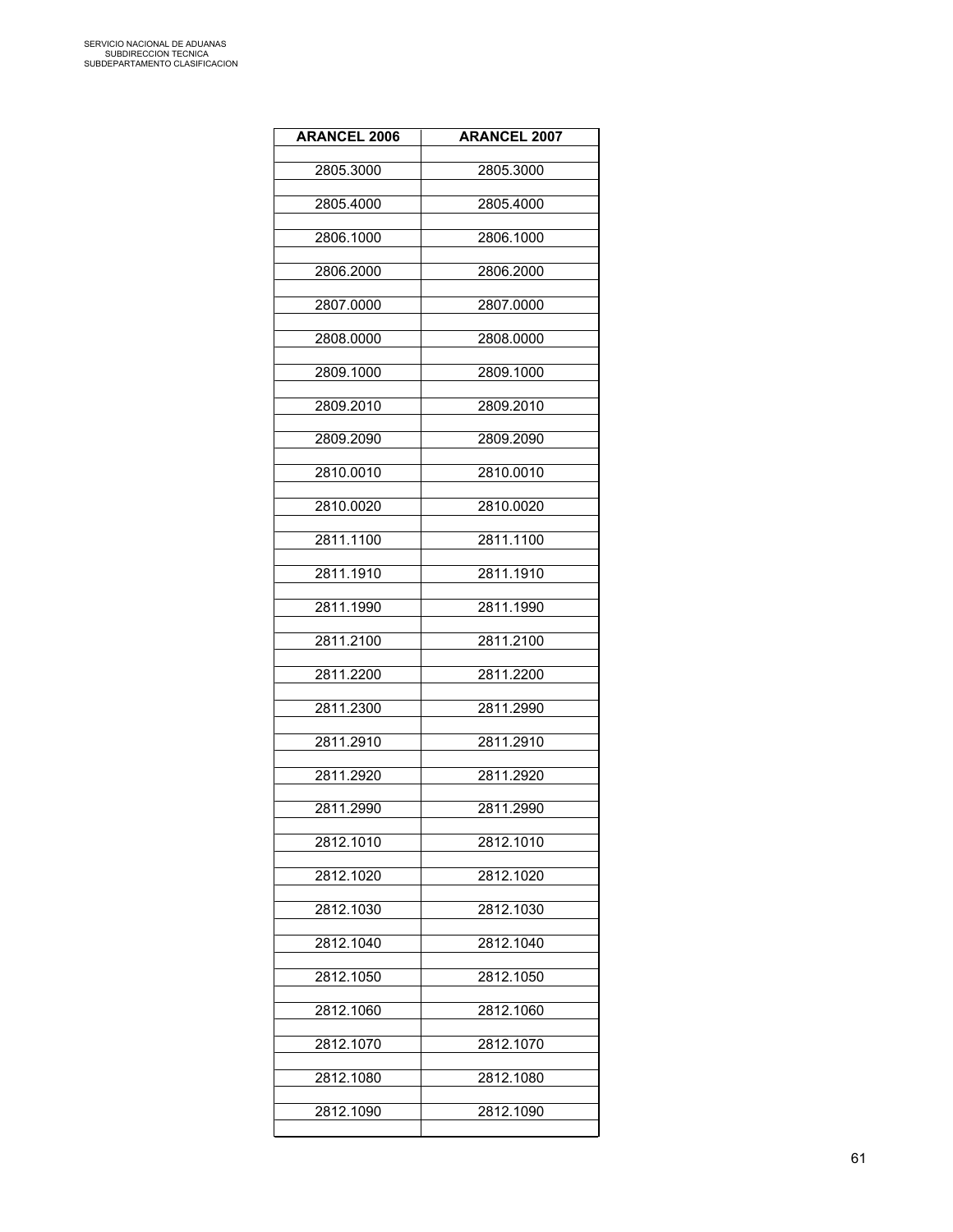SERVICIO NACIONAL DE ADUANAS
SUBDIRECCION TECNICA
SUBDEPARTAMENTO CLASIFICACION

| ARANCEL 2006 | ARANCEL 2007 |
| --- | --- |
| 2805.3000 | 2805.3000 |
| 2805.4000 | 2805.4000 |
| 2806.1000 | 2806.1000 |
| 2806.2000 | 2806.2000 |
| 2807.0000 | 2807.0000 |
| 2808.0000 | 2808.0000 |
| 2809.1000 | 2809.1000 |
| 2809.2010 | 2809.2010 |
| 2809.2090 | 2809.2090 |
| 2810.0010 | 2810.0010 |
| 2810.0020 | 2810.0020 |
| 2811.1100 | 2811.1100 |
| 2811.1910 | 2811.1910 |
| 2811.1990 | 2811.1990 |
| 2811.2100 | 2811.2100 |
| 2811.2200 | 2811.2200 |
| 2811.2300 | 2811.2990 |
| 2811.2910 | 2811.2910 |
| 2811.2920 | 2811.2920 |
| 2811.2990 | 2811.2990 |
| 2812.1010 | 2812.1010 |
| 2812.1020 | 2812.1020 |
| 2812.1030 | 2812.1030 |
| 2812.1040 | 2812.1040 |
| 2812.1050 | 2812.1050 |
| 2812.1060 | 2812.1060 |
| 2812.1070 | 2812.1070 |
| 2812.1080 | 2812.1080 |
| 2812.1090 | 2812.1090 |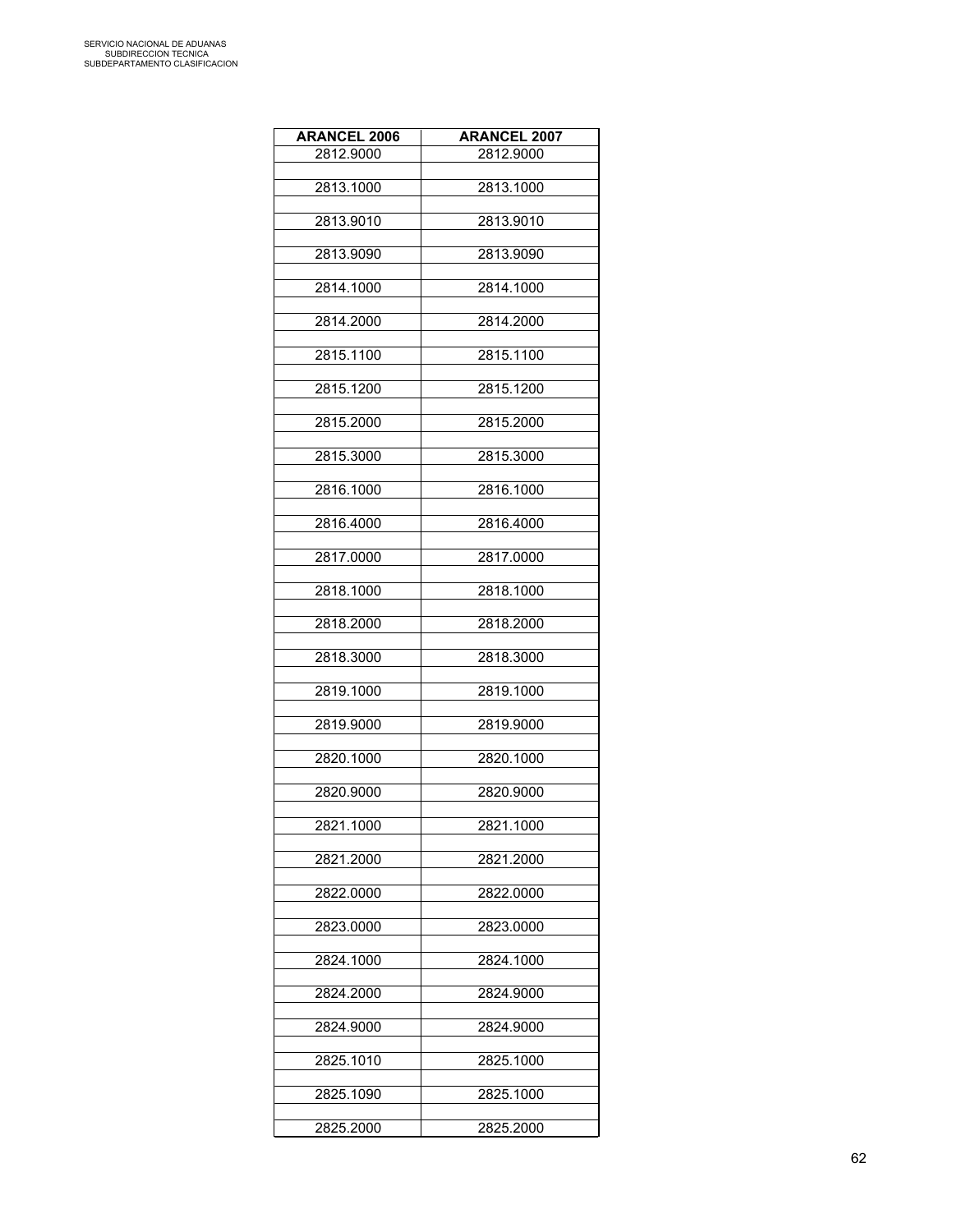| ARANCEL 2006 | ARANCEL 2007 |
| --- | --- |
| 2812.9000 | 2812.9000 |
| 2813.1000 | 2813.1000 |
| 2813.9010 | 2813.9010 |
| 2813.9090 | 2813.9090 |
| 2814.1000 | 2814.1000 |
| 2814.2000 | 2814.2000 |
| 2815.1100 | 2815.1100 |
| 2815.1200 | 2815.1200 |
| 2815.2000 | 2815.2000 |
| 2815.3000 | 2815.3000 |
| 2816.1000 | 2816.1000 |
| 2816.4000 | 2816.4000 |
| 2817.0000 | 2817.0000 |
| 2818.1000 | 2818.1000 |
| 2818.2000 | 2818.2000 |
| 2818.3000 | 2818.3000 |
| 2819.1000 | 2819.1000 |
| 2819.9000 | 2819.9000 |
| 2820.1000 | 2820.1000 |
| 2820.9000 | 2820.9000 |
| 2821.1000 | 2821.1000 |
| 2821.2000 | 2821.2000 |
| 2822.0000 | 2822.0000 |
| 2823.0000 | 2823.0000 |
| 2824.1000 | 2824.1000 |
| 2824.2000 | 2824.9000 |
| 2824.9000 | 2824.9000 |
| 2825.1010 | 2825.1000 |
| 2825.1090 | 2825.1000 |
| 2825.2000 | 2825.2000 |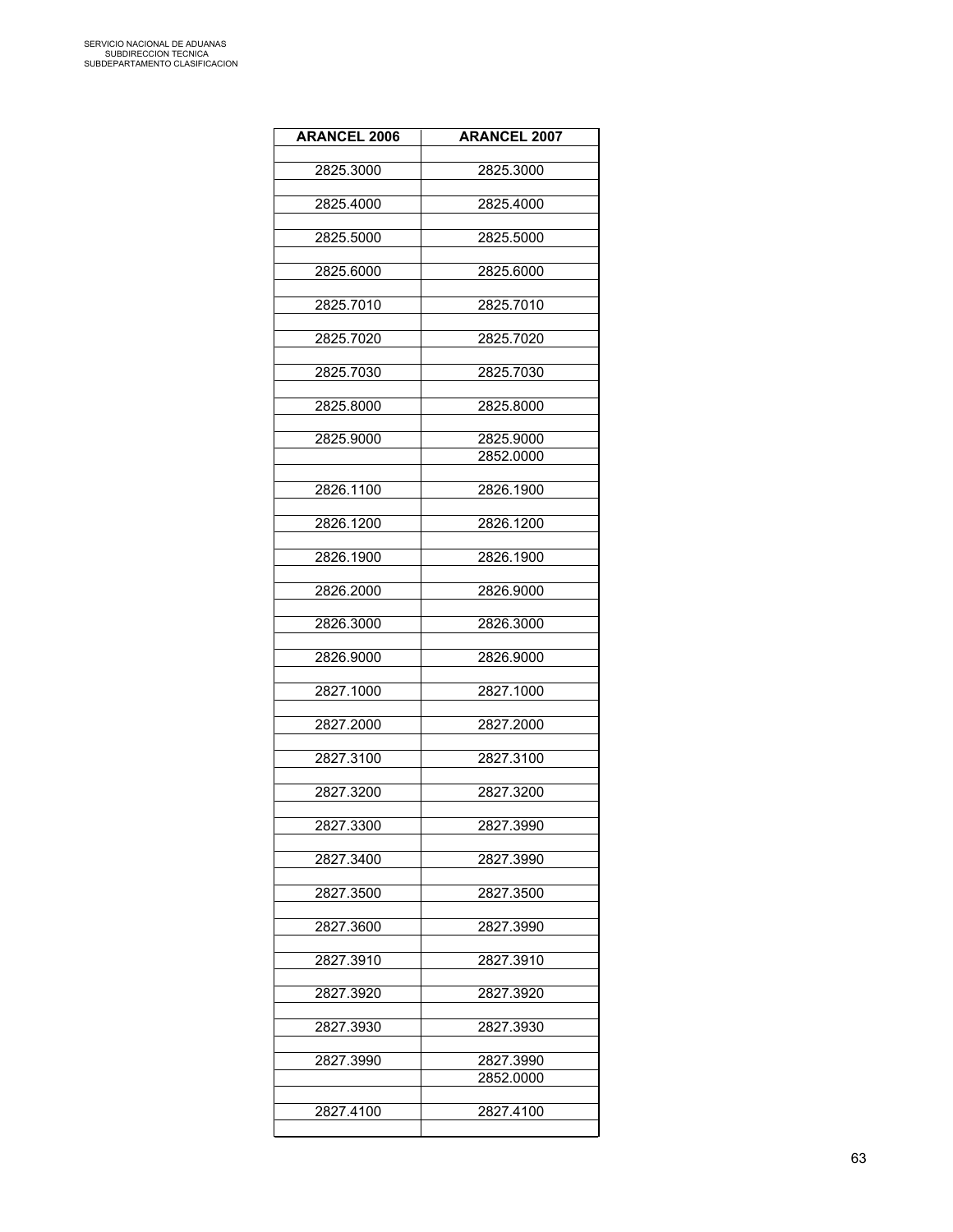| ARANCEL 2006 | ARANCEL 2007 |
| --- | --- |
| 2825.3000 | 2825.3000 |
| 2825.4000 | 2825.4000 |
| 2825.5000 | 2825.5000 |
| 2825.6000 | 2825.6000 |
| 2825.7010 | 2825.7010 |
| 2825.7020 | 2825.7020 |
| 2825.7030 | 2825.7030 |
| 2825.8000 | 2825.8000 |
| 2825.9000 | 2825.9000 |
| | 2852.0000 |
| 2826.1100 | 2826.1900 |
| 2826.1200 | 2826.1200 |
| 2826.1900 | 2826.1900 |
| 2826.2000 | 2826.9000 |
| 2826.3000 | 2826.3000 |
| 2826.9000 | 2826.9000 |
| 2827.1000 | 2827.1000 |
| 2827.2000 | 2827.2000 |
| 2827.3100 | 2827.3100 |
| 2827.3200 | 2827.3200 |
| 2827.3300 | 2827.3990 |
| 2827.3400 | 2827.3990 |
| 2827.3500 | 2827.3500 |
| 2827.3600 | 2827.3990 |
| 2827.3910 | 2827.3910 |
| 2827.3920 | 2827.3920 |
| 2827.3930 | 2827.3930 |
| 2827.3990 | 2827.3990 |
| | 2852.0000 |
| 2827.4100 | 2827.4100 |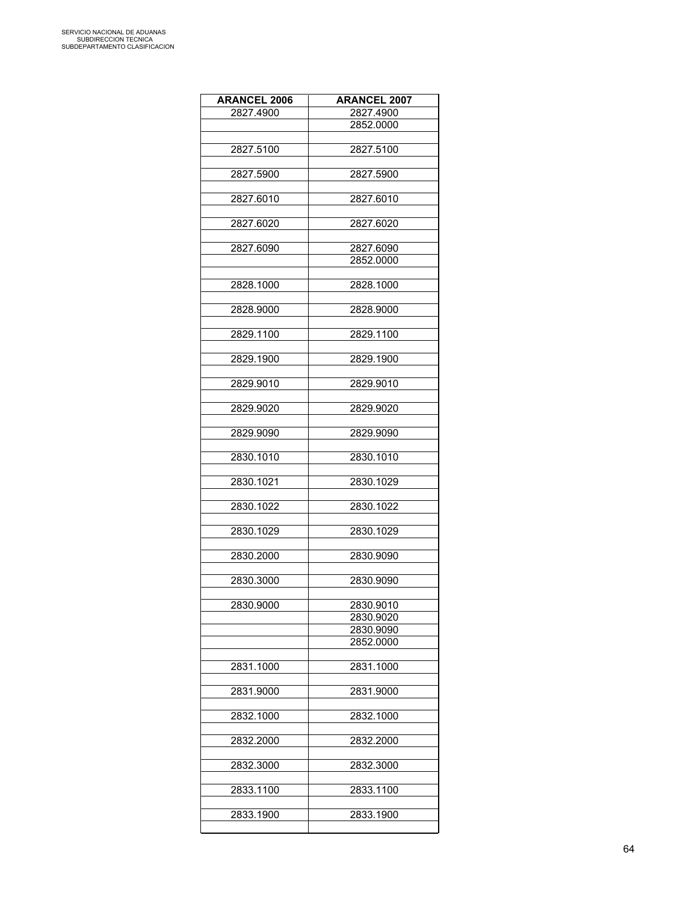| ARANCEL 2006 | ARANCEL 2007 |
|---|---|
| 2827.4900 | 2827.4900 |
| | 2852.0000 |
| | |
| 2827.5100 | 2827.5100 |
| | |
| 2827.5900 | 2827.5900 |
| | |
| 2827.6010 | 2827.6010 |
| | |
| 2827.6020 | 2827.6020 |
| | |
| 2827.6090 | 2827.6090 |
| | 2852.0000 |
| | |
| 2828.1000 | 2828.1000 |
| | |
| 2828.9000 | 2828.9000 |
| | |
| 2829.1100 | 2829.1100 |
| | |
| 2829.1900 | 2829.1900 |
| | |
| 2829.9010 | 2829.9010 |
| | |
| 2829.9020 | 2829.9020 |
| | |
| 2829.9090 | 2829.9090 |
| | |
| 2830.1010 | 2830.1010 |
| | |
| 2830.1021 | 2830.1029 |
| | |
| 2830.1022 | 2830.1022 |
| | |
| 2830.1029 | 2830.1029 |
| | |
| 2830.2000 | 2830.9090 |
| | |
| 2830.3000 | 2830.9090 |
| | |
| 2830.9000 | 2830.9010 |
| | 2830.9020 |
| | 2830.9090 |
| | 2852.0000 |
| | |
| 2831.1000 | 2831.1000 |
| | |
| 2831.9000 | 2831.9000 |
| | |
| 2832.1000 | 2832.1000 |
| | |
| 2832.2000 | 2832.2000 |
| | |
| 2832.3000 | 2832.3000 |
| | |
| 2833.1100 | 2833.1100 |
| | |
| 2833.1900 | 2833.1900 |
| | |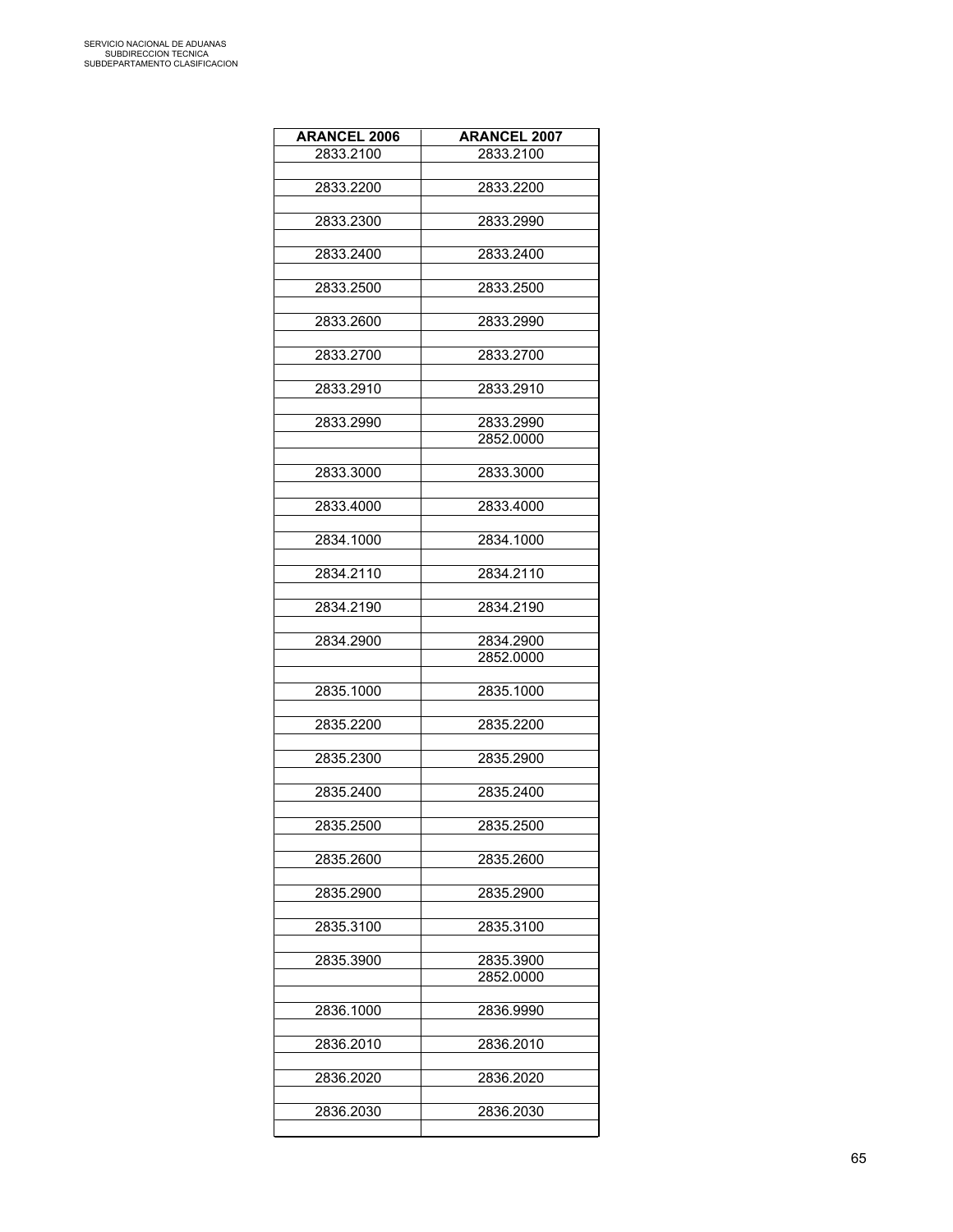| ARANCEL 2006 | ARANCEL 2007 |
|---|---|
| 2833.2100 | 2833.2100 |
| | |
| 2833.2200 | 2833.2200 |
| | |
| 2833.2300 | 2833.2990 |
| | |
| 2833.2400 | 2833.2400 |
| | |
| 2833.2500 | 2833.2500 |
| | |
| 2833.2600 | 2833.2990 |
| | |
| 2833.2700 | 2833.2700 |
| | |
| 2833.2910 | 2833.2910 |
| | |
| 2833.2990 | 2833.2990 |
| | 2852.0000 |
| | |
| 2833.3000 | 2833.3000 |
| | |
| 2833.4000 | 2833.4000 |
| | |
| 2834.1000 | 2834.1000 |
| | |
| 2834.2110 | 2834.2110 |
| | |
| 2834.2190 | 2834.2190 |
| | |
| 2834.2900 | 2834.2900 |
| | 2852.0000 |
| | |
| 2835.1000 | 2835.1000 |
| | |
| 2835.2200 | 2835.2200 |
| | |
| 2835.2300 | 2835.2900 |
| | |
| 2835.2400 | 2835.2400 |
| | |
| 2835.2500 | 2835.2500 |
| | |
| 2835.2600 | 2835.2600 |
| | |
| 2835.2900 | 2835.2900 |
| | |
| 2835.3100 | 2835.3100 |
| | |
| 2835.3900 | 2835.3900 |
| | 2852.0000 |
| | |
| 2836.1000 | 2836.9990 |
| | |
| 2836.2010 | 2836.2010 |
| | |
| 2836.2020 | 2836.2020 |
| | |
| 2836.2030 | 2836.2030 |
| | |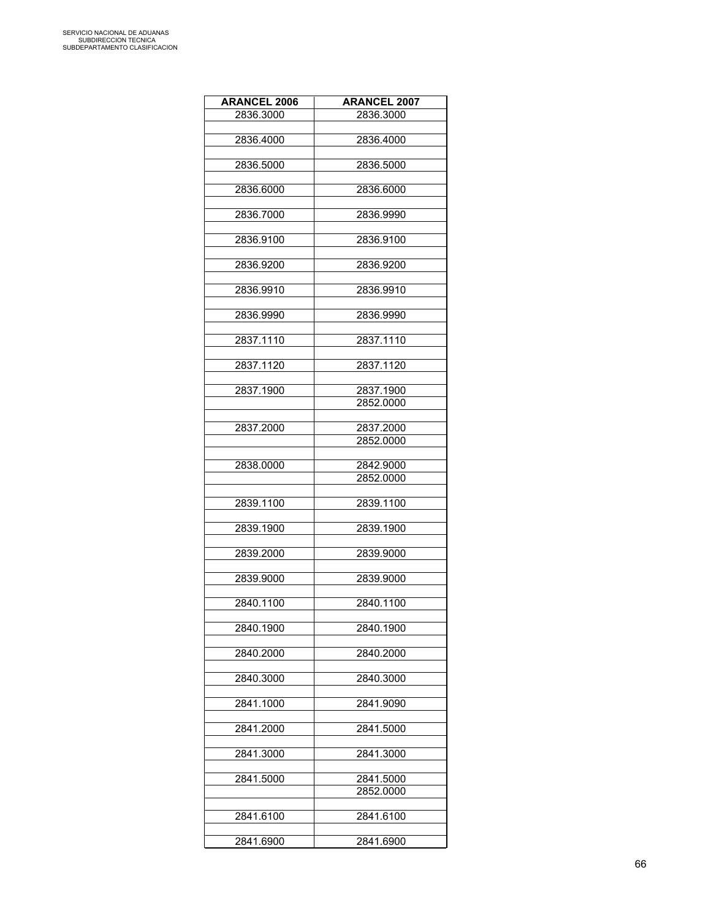| ARANCEL 2006 | ARANCEL 2007 |
|---|---|
| 2836.3000 | 2836.3000 |
| | |
| 2836.4000 | 2836.4000 |
| | |
| 2836.5000 | 2836.5000 |
| | |
| 2836.6000 | 2836.6000 |
| | |
| 2836.7000 | 2836.9990 |
| | |
| 2836.9100 | 2836.9100 |
| | |
| 2836.9200 | 2836.9200 |
| | |
| 2836.9910 | 2836.9910 |
| | |
| 2836.9990 | 2836.9990 |
| | |
| 2837.1110 | 2837.1110 |
| | |
| 2837.1120 | 2837.1120 |
| | |
| 2837.1900 | 2837.1900 |
| | 2852.0000 |
| | |
| 2837.2000 | 2837.2000 |
| | 2852.0000 |
| | |
| 2838.0000 | 2842.9000 |
| | 2852.0000 |
| | |
| 2839.1100 | 2839.1100 |
| | |
| 2839.1900 | 2839.1900 |
| | |
| 2839.2000 | 2839.9000 |
| | |
| 2839.9000 | 2839.9000 |
| | |
| 2840.1100 | 2840.1100 |
| | |
| 2840.1900 | 2840.1900 |
| | |
| 2840.2000 | 2840.2000 |
| | |
| 2840.3000 | 2840.3000 |
| | |
| 2841.1000 | 2841.9090 |
| | |
| 2841.2000 | 2841.5000 |
| | |
| 2841.3000 | 2841.3000 |
| | |
| 2841.5000 | 2841.5000 |
| | 2852.0000 |
| | |
| 2841.6100 | 2841.6100 |
| | |
| 2841.6900 | 2841.6900 |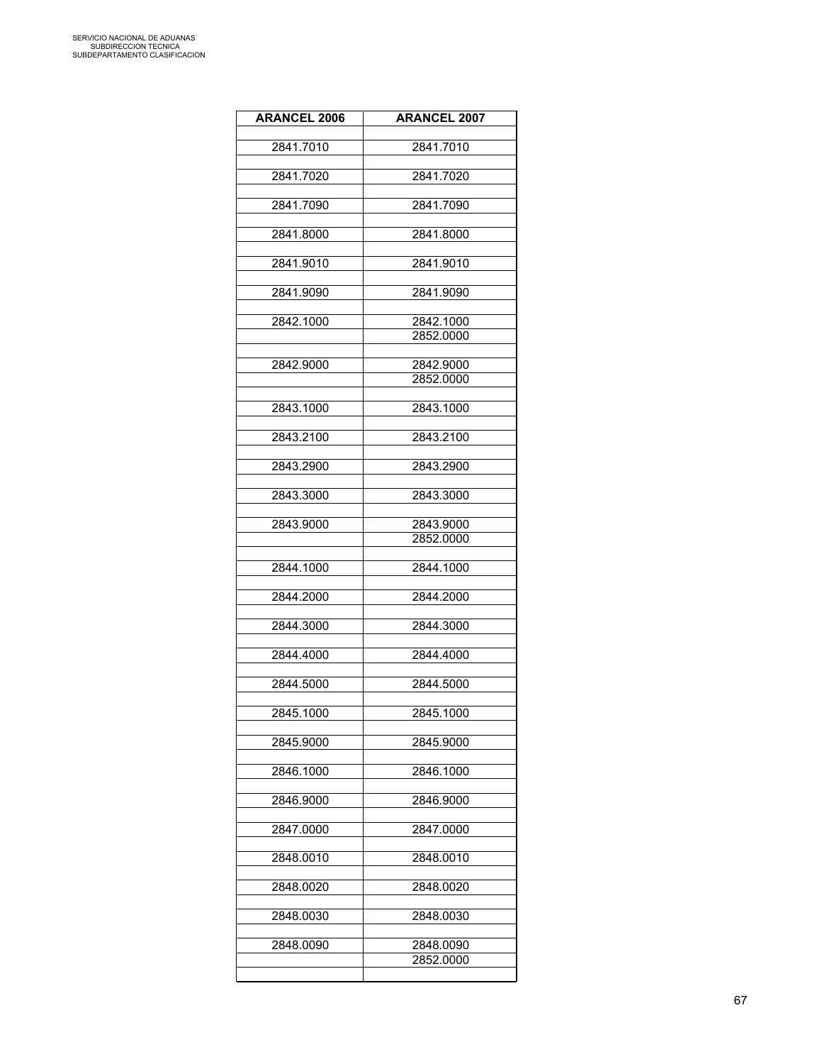SERVICIO NACIONAL DE ADUANAS
SUBDIRECCION TECNICA
SUBDEPARTAMENTO CLASIFICACION

| ARANCEL 2006 | ARANCEL 2007 |
|---|---|
| 2841.7010 | 2841.7010 |
| 2841.7020 | 2841.7020 |
| 2841.7090 | 2841.7090 |
| 2841.8000 | 2841.8000 |
| 2841.9010 | 2841.9010 |
| 2841.9090 | 2841.9090 |
| 2842.1000 | 2842.1000 |
| | 2852.0000 |
| 2842.9000 | 2842.9000 |
| | 2852.0000 |
| 2843.1000 | 2843.1000 |
| 2843.2100 | 2843.2100 |
| 2843.2900 | 2843.2900 |
| 2843.3000 | 2843.3000 |
| 2843.9000 | 2843.9000 |
| | 2852.0000 |
| 2844.1000 | 2844.1000 |
| 2844.2000 | 2844.2000 |
| 2844.3000 | 2844.3000 |
| 2844.4000 | 2844.4000 |
| 2844.5000 | 2844.5000 |
| 2845.1000 | 2845.1000 |
| 2845.9000 | 2845.9000 |
| 2846.1000 | 2846.1000 |
| 2846.9000 | 2846.9000 |
| 2847.0000 | 2847.0000 |
| 2848.0010 | 2848.0010 |
| 2848.0020 | 2848.0020 |
| 2848.0030 | 2848.0030 |
| 2848.0090 | 2848.0090 |
| | 2852.0000 |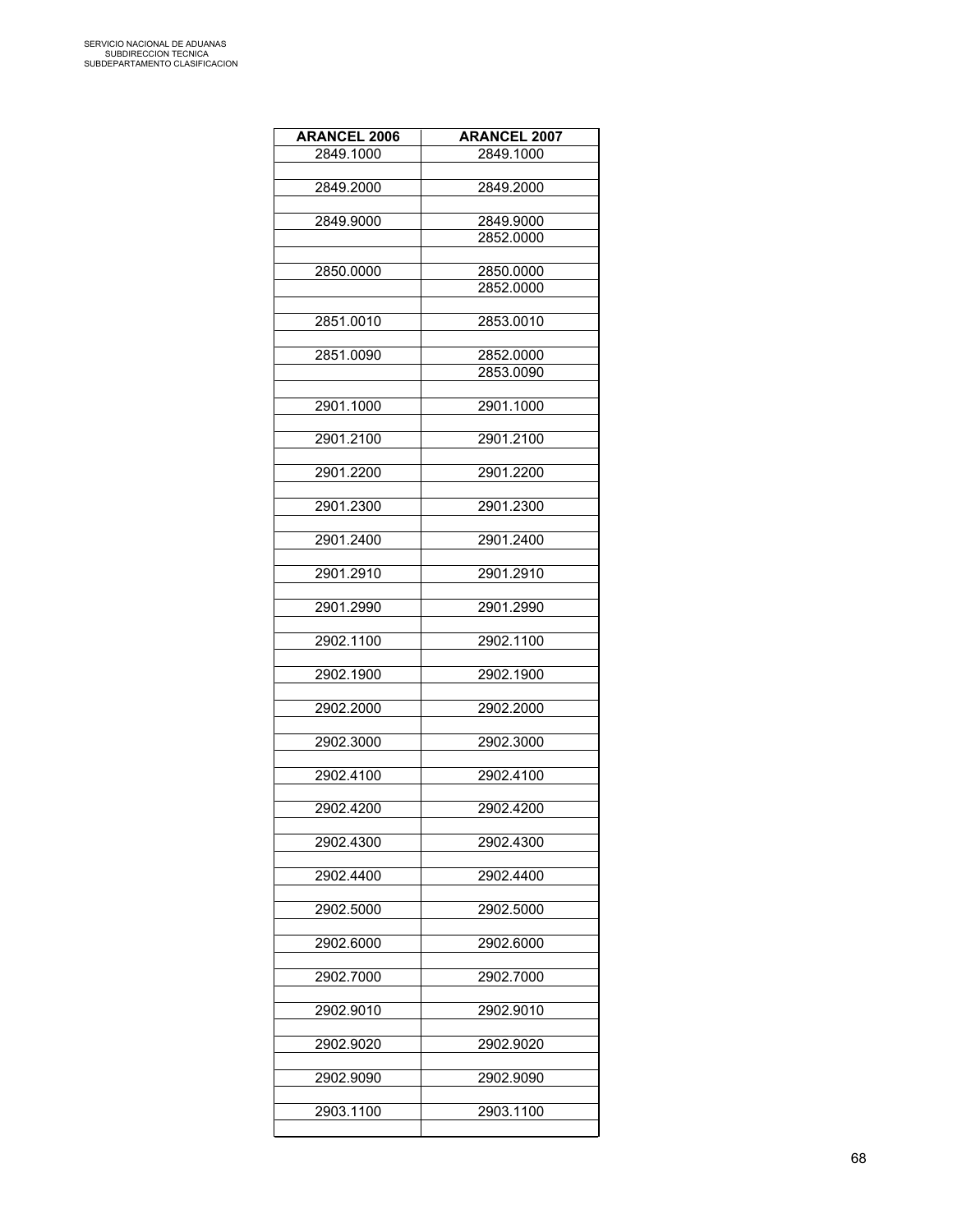| ARANCEL 2006 | ARANCEL 2007 |
|---|---|
| 2849.1000 | 2849.1000 |
| | |
| 2849.2000 | 2849.2000 |
| | |
| 2849.9000 | 2849.9000 |
| | 2852.0000 |
| | |
| 2850.0000 | 2850.0000 |
| | 2852.0000 |
| | |
| 2851.0010 | 2853.0010 |
| | |
| 2851.0090 | 2852.0000 |
| | 2853.0090 |
| | |
| 2901.1000 | 2901.1000 |
| | |
| 2901.2100 | 2901.2100 |
| | |
| 2901.2200 | 2901.2200 |
| | |
| 2901.2300 | 2901.2300 |
| | |
| 2901.2400 | 2901.2400 |
| | |
| 2901.2910 | 2901.2910 |
| | |
| 2901.2990 | 2901.2990 |
| | |
| 2902.1100 | 2902.1100 |
| | |
| 2902.1900 | 2902.1900 |
| | |
| 2902.2000 | 2902.2000 |
| | |
| 2902.3000 | 2902.3000 |
| | |
| 2902.4100 | 2902.4100 |
| | |
| 2902.4200 | 2902.4200 |
| | |
| 2902.4300 | 2902.4300 |
| | |
| 2902.4400 | 2902.4400 |
| | |
| 2902.5000 | 2902.5000 |
| | |
| 2902.6000 | 2902.6000 |
| | |
| 2902.7000 | 2902.7000 |
| | |
| 2902.9010 | 2902.9010 |
| | |
| 2902.9020 | 2902.9020 |
| | |
| 2902.9090 | 2902.9090 |
| | |
| 2903.1100 | 2903.1100 |
| | |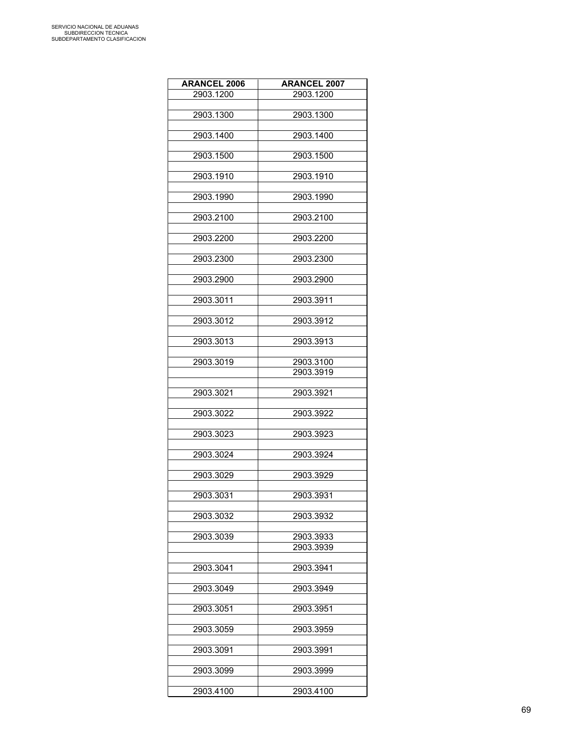| ARANCEL 2006 | ARANCEL 2007 |
|---|---|
| 2903.1200 | 2903.1200 |
| | |
| 2903.1300 | 2903.1300 |
| | |
| 2903.1400 | 2903.1400 |
| | |
| 2903.1500 | 2903.1500 |
| | |
| 2903.1910 | 2903.1910 |
| | |
| 2903.1990 | 2903.1990 |
| | |
| 2903.2100 | 2903.2100 |
| | |
| 2903.2200 | 2903.2200 |
| | |
| 2903.2300 | 2903.2300 |
| | |
| 2903.2900 | 2903.2900 |
| | |
| 2903.3011 | 2903.3911 |
| | |
| 2903.3012 | 2903.3912 |
| | |
| 2903.3013 | 2903.3913 |
| | |
| 2903.3019 | 2903.3100 |
| | 2903.3919 |
| | |
| 2903.3021 | 2903.3921 |
| | |
| 2903.3022 | 2903.3922 |
| | |
| 2903.3023 | 2903.3923 |
| | |
| 2903.3024 | 2903.3924 |
| | |
| 2903.3029 | 2903.3929 |
| | |
| 2903.3031 | 2903.3931 |
| | |
| 2903.3032 | 2903.3932 |
| | |
| 2903.3039 | 2903.3933 |
| | 2903.3939 |
| | |
| 2903.3041 | 2903.3941 |
| | |
| 2903.3049 | 2903.3949 |
| | |
| 2903.3051 | 2903.3951 |
| | |
| 2903.3059 | 2903.3959 |
| | |
| 2903.3091 | 2903.3991 |
| | |
| 2903.3099 | 2903.3999 |
| | |
| 2903.4100 | 2903.4100 |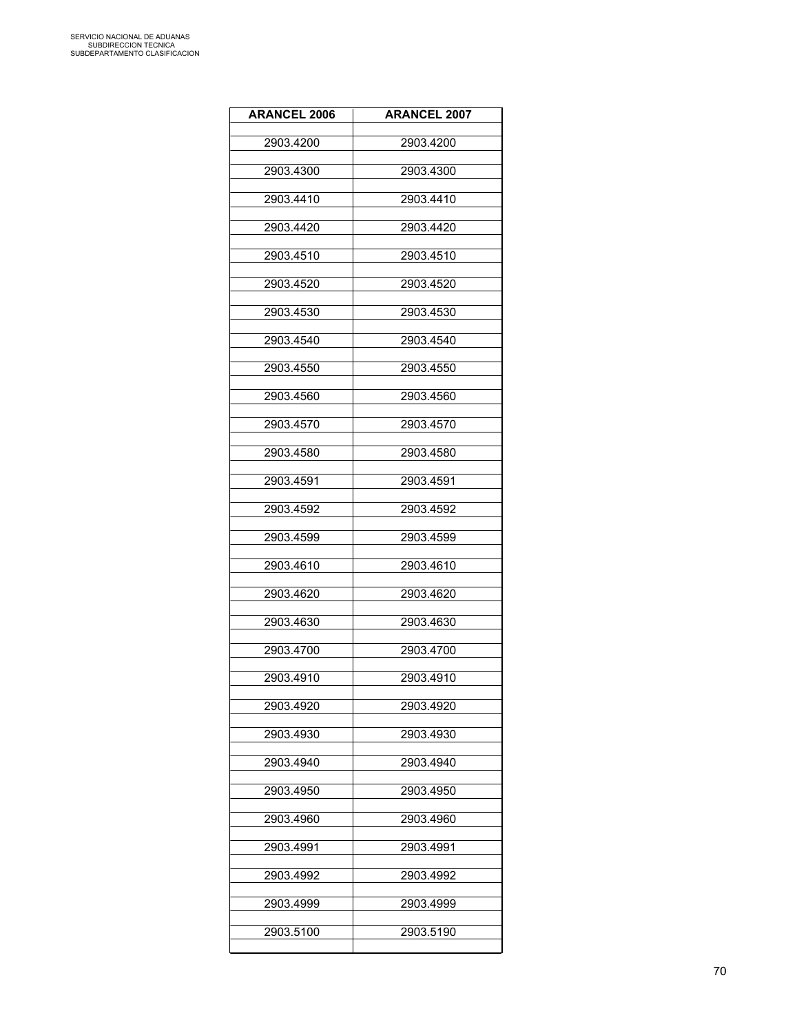| ARANCEL 2006 | ARANCEL 2007 |
|---|---|
| 2903.4200 | 2903.4200 |
| 2903.4300 | 2903.4300 |
| 2903.4410 | 2903.4410 |
| 2903.4420 | 2903.4420 |
| 2903.4510 | 2903.4510 |
| 2903.4520 | 2903.4520 |
| 2903.4530 | 2903.4530 |
| 2903.4540 | 2903.4540 |
| 2903.4550 | 2903.4550 |
| 2903.4560 | 2903.4560 |
| 2903.4570 | 2903.4570 |
| 2903.4580 | 2903.4580 |
| 2903.4591 | 2903.4591 |
| 2903.4592 | 2903.4592 |
| 2903.4599 | 2903.4599 |
| 2903.4610 | 2903.4610 |
| 2903.4620 | 2903.4620 |
| 2903.4630 | 2903.4630 |
| 2903.4700 | 2903.4700 |
| 2903.4910 | 2903.4910 |
| 2903.4920 | 2903.4920 |
| 2903.4930 | 2903.4930 |
| 2903.4940 | 2903.4940 |
| 2903.4950 | 2903.4950 |
| 2903.4960 | 2903.4960 |
| 2903.4991 | 2903.4991 |
| 2903.4992 | 2903.4992 |
| 2903.4999 | 2903.4999 |
| 2903.5100 | 2903.5190 |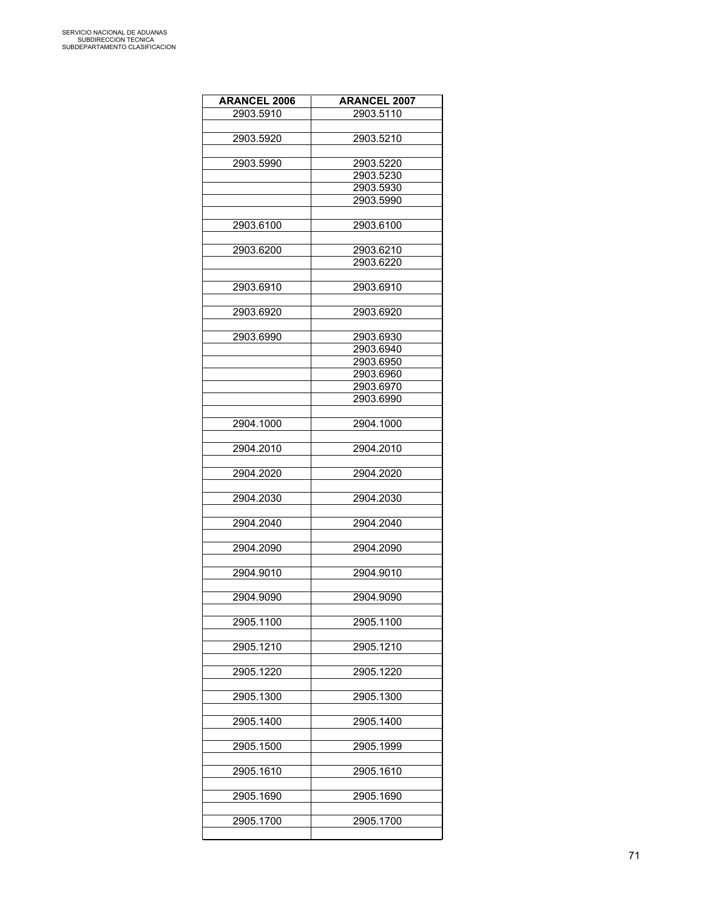| ARANCEL 2006 | ARANCEL 2007 |
|---|---|
| 2903.5910 | 2903.5110 |
| | |
| 2903.5920 | 2903.5210 |
| | |
| 2903.5990 | 2903.5220 |
| | 2903.5230 |
| | 2903.5930 |
| | 2903.5990 |
| | |
| 2903.6100 | 2903.6100 |
| | |
| 2903.6200 | 2903.6210 |
| | 2903.6220 |
| | |
| 2903.6910 | 2903.6910 |
| | |
| 2903.6920 | 2903.6920 |
| | |
| 2903.6990 | 2903.6930 |
| | 2903.6940 |
| | 2903.6950 |
| | 2903.6960 |
| | 2903.6970 |
| | 2903.6990 |
| | |
| 2904.1000 | 2904.1000 |
| | |
| 2904.2010 | 2904.2010 |
| | |
| 2904.2020 | 2904.2020 |
| | |
| 2904.2030 | 2904.2030 |
| | |
| 2904.2040 | 2904.2040 |
| | |
| 2904.2090 | 2904.2090 |
| | |
| 2904.9010 | 2904.9010 |
| | |
| 2904.9090 | 2904.9090 |
| | |
| 2905.1100 | 2905.1100 |
| | |
| 2905.1210 | 2905.1210 |
| | |
| 2905.1220 | 2905.1220 |
| | |
| 2905.1300 | 2905.1300 |
| | |
| 2905.1400 | 2905.1400 |
| | |
| 2905.1500 | 2905.1999 |
| | |
| 2905.1610 | 2905.1610 |
| | |
| 2905.1690 | 2905.1690 |
| | |
| 2905.1700 | 2905.1700 |
| | |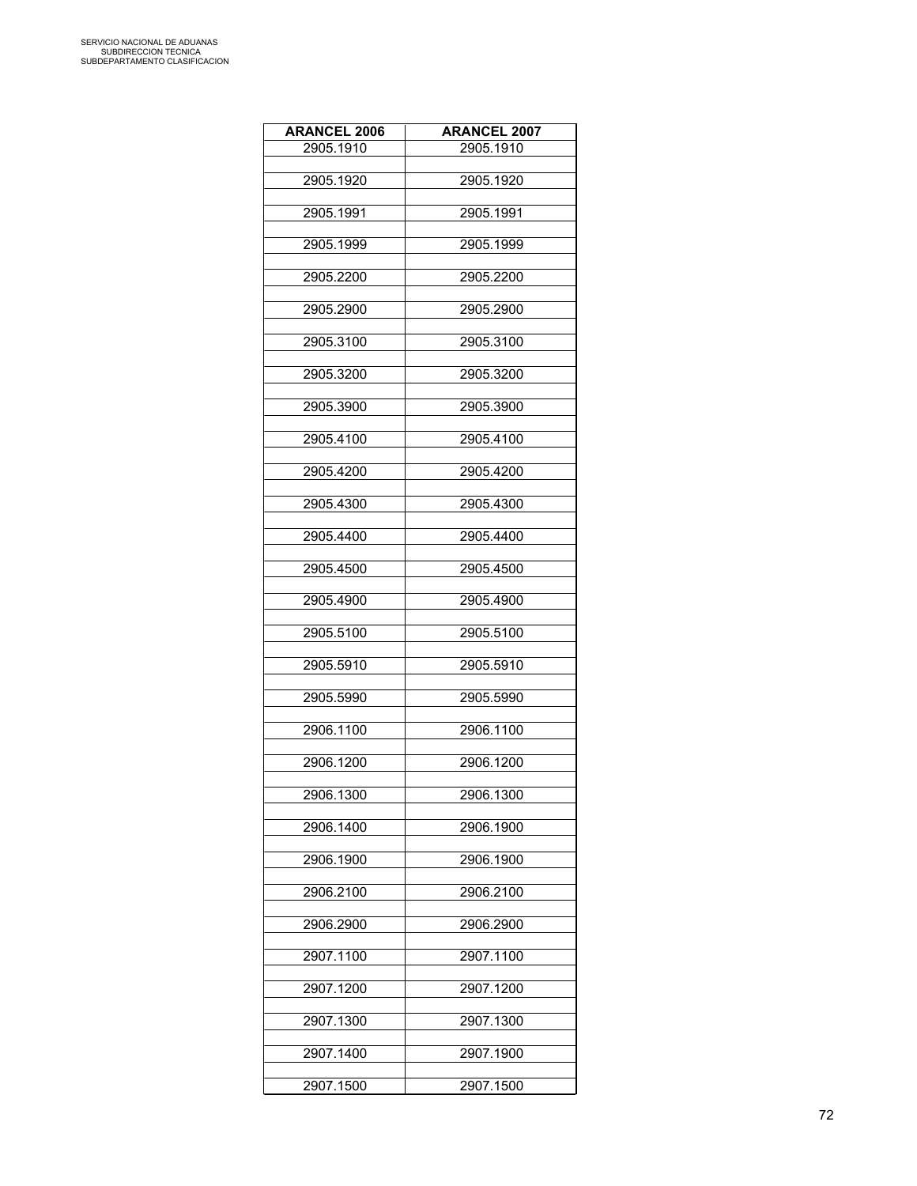| ARANCEL 2006 | ARANCEL 2007 |
|---|---|
| 2905.1910 | 2905.1910 |
| 2905.1920 | 2905.1920 |
| 2905.1991 | 2905.1991 |
| 2905.1999 | 2905.1999 |
| 2905.2200 | 2905.2200 |
| 2905.2900 | 2905.2900 |
| 2905.3100 | 2905.3100 |
| 2905.3200 | 2905.3200 |
| 2905.3900 | 2905.3900 |
| 2905.4100 | 2905.4100 |
| 2905.4200 | 2905.4200 |
| 2905.4300 | 2905.4300 |
| 2905.4400 | 2905.4400 |
| 2905.4500 | 2905.4500 |
| 2905.4900 | 2905.4900 |
| 2905.5100 | 2905.5100 |
| 2905.5910 | 2905.5910 |
| 2905.5990 | 2905.5990 |
| 2906.1100 | 2906.1100 |
| 2906.1200 | 2906.1200 |
| 2906.1300 | 2906.1300 |
| 2906.1400 | 2906.1900 |
| 2906.1900 | 2906.1900 |
| 2906.2100 | 2906.2100 |
| 2906.2900 | 2906.2900 |
| 2907.1100 | 2907.1100 |
| 2907.1200 | 2907.1200 |
| 2907.1300 | 2907.1300 |
| 2907.1400 | 2907.1900 |
| 2907.1500 | 2907.1500 |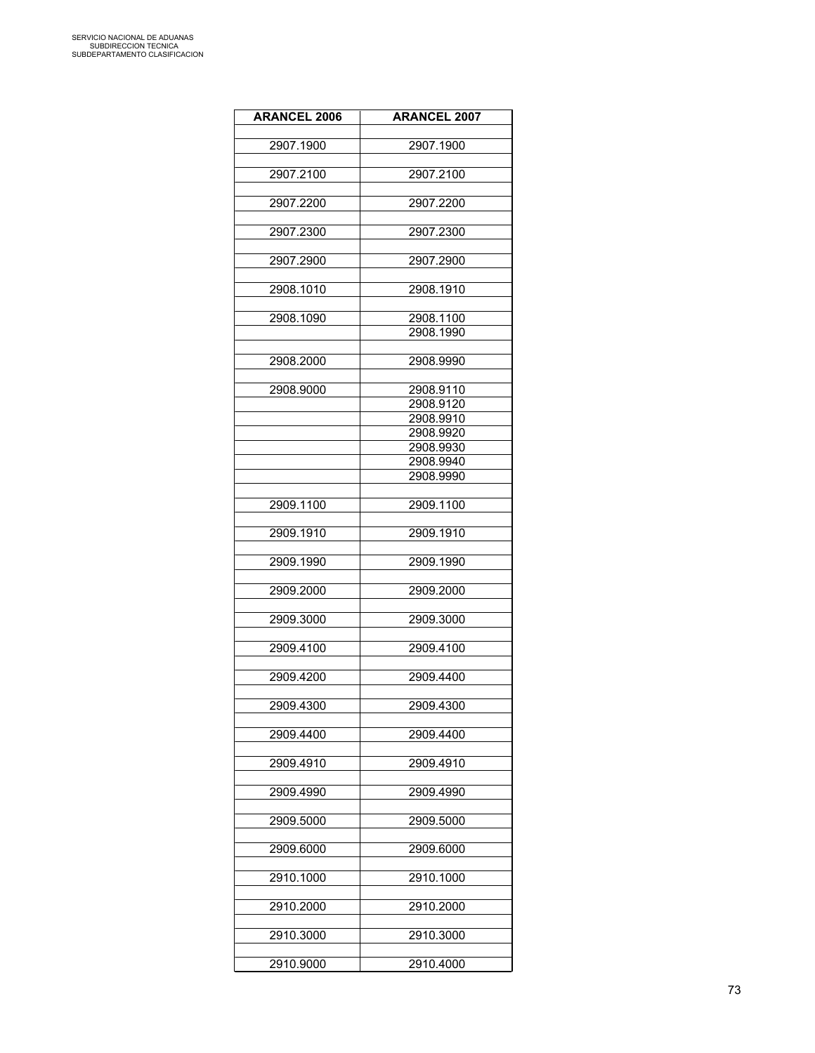| ARANCEL 2006 | ARANCEL 2007 |
|---|---|
| | |
| 2907.1900 | 2907.1900 |
| | |
| 2907.2100 | 2907.2100 |
| | |
| 2907.2200 | 2907.2200 |
| | |
| 2907.2300 | 2907.2300 |
| | |
| 2907.2900 | 2907.2900 |
| | |
| 2908.1010 | 2908.1910 |
| | |
| 2908.1090 | 2908.1100 |
| | 2908.1990 |
| | |
| 2908.2000 | 2908.9990 |
| | |
| 2908.9000 | 2908.9110 |
| | 2908.9120 |
| | 2908.9910 |
| | 2908.9920 |
| | 2908.9930 |
| | 2908.9940 |
| | 2908.9990 |
| | |
| 2909.1100 | 2909.1100 |
| | |
| 2909.1910 | 2909.1910 |
| | |
| 2909.1990 | 2909.1990 |
| | |
| 2909.2000 | 2909.2000 |
| | |
| 2909.3000 | 2909.3000 |
| | |
| 2909.4100 | 2909.4100 |
| | |
| 2909.4200 | 2909.4400 |
| | |
| 2909.4300 | 2909.4300 |
| | |
| 2909.4400 | 2909.4400 |
| | |
| 2909.4910 | 2909.4910 |
| | |
| 2909.4990 | 2909.4990 |
| | |
| 2909.5000 | 2909.5000 |
| | |
| 2909.6000 | 2909.6000 |
| | |
| 2910.1000 | 2910.1000 |
| | |
| 2910.2000 | 2910.2000 |
| | |
| 2910.3000 | 2910.3000 |
| | |
| 2910.9000 | 2910.4000 |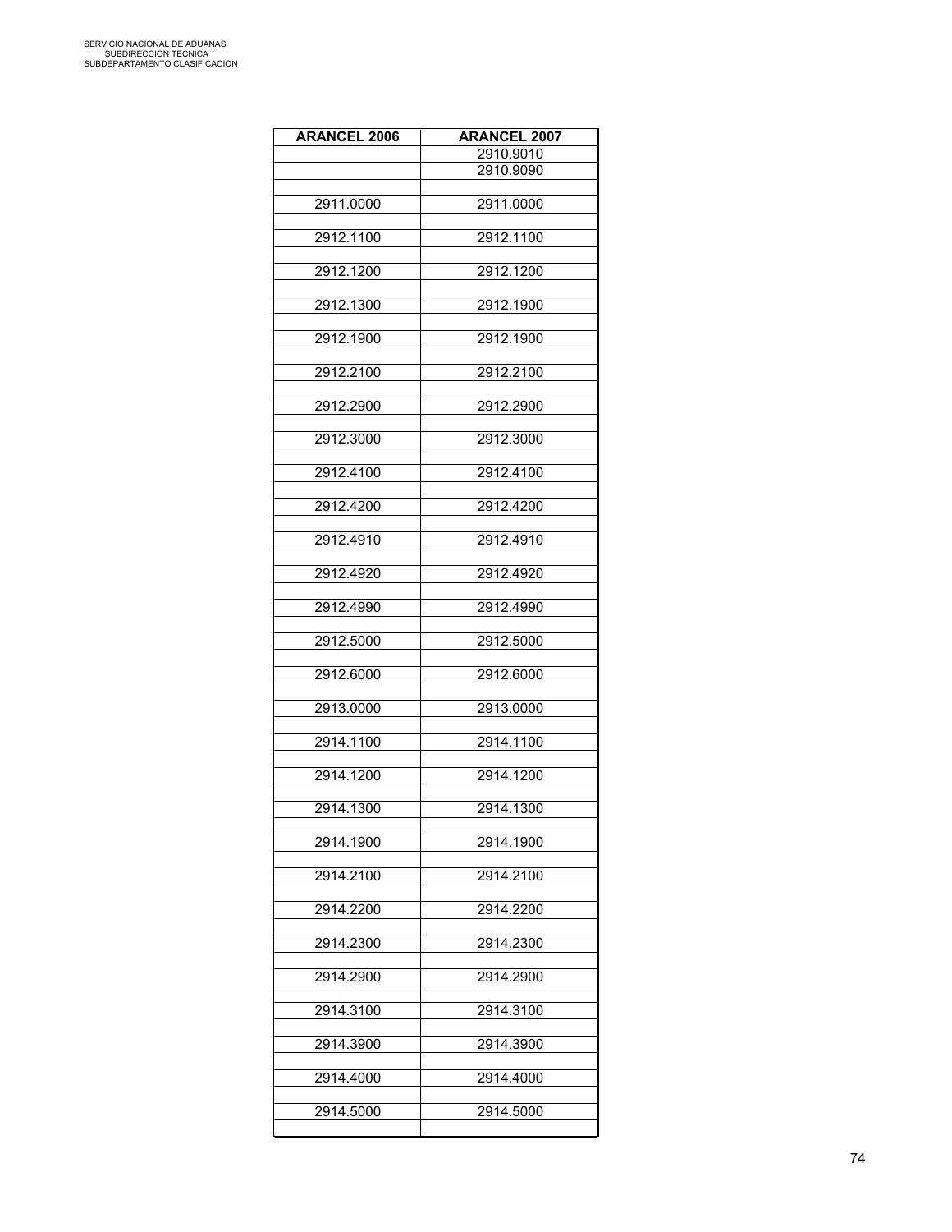| ARANCEL 2006 | ARANCEL 2007 |
|---|---|
| | 2910.9010 |
| | 2910.9090 |
| | |
| 2911.0000 | 2911.0000 |
| | |
| 2912.1100 | 2912.1100 |
| | |
| 2912.1200 | 2912.1200 |
| | |
| 2912.1300 | 2912.1900 |
| | |
| 2912.1900 | 2912.1900 |
| | |
| 2912.2100 | 2912.2100 |
| | |
| 2912.2900 | 2912.2900 |
| | |
| 2912.3000 | 2912.3000 |
| | |
| 2912.4100 | 2912.4100 |
| | |
| 2912.4200 | 2912.4200 |
| | |
| 2912.4910 | 2912.4910 |
| | |
| 2912.4920 | 2912.4920 |
| | |
| 2912.4990 | 2912.4990 |
| | |
| 2912.5000 | 2912.5000 |
| | |
| 2912.6000 | 2912.6000 |
| | |
| 2913.0000 | 2913.0000 |
| | |
| 2914.1100 | 2914.1100 |
| | |
| 2914.1200 | 2914.1200 |
| | |
| 2914.1300 | 2914.1300 |
| | |
| 2914.1900 | 2914.1900 |
| | |
| 2914.2100 | 2914.2100 |
| | |
| 2914.2200 | 2914.2200 |
| | |
| 2914.2300 | 2914.2300 |
| | |
| 2914.2900 | 2914.2900 |
| | |
| 2914.3100 | 2914.3100 |
| | |
| 2914.3900 | 2914.3900 |
| | |
| 2914.4000 | 2914.4000 |
| | |
| 2914.5000 | 2914.5000 |
| | |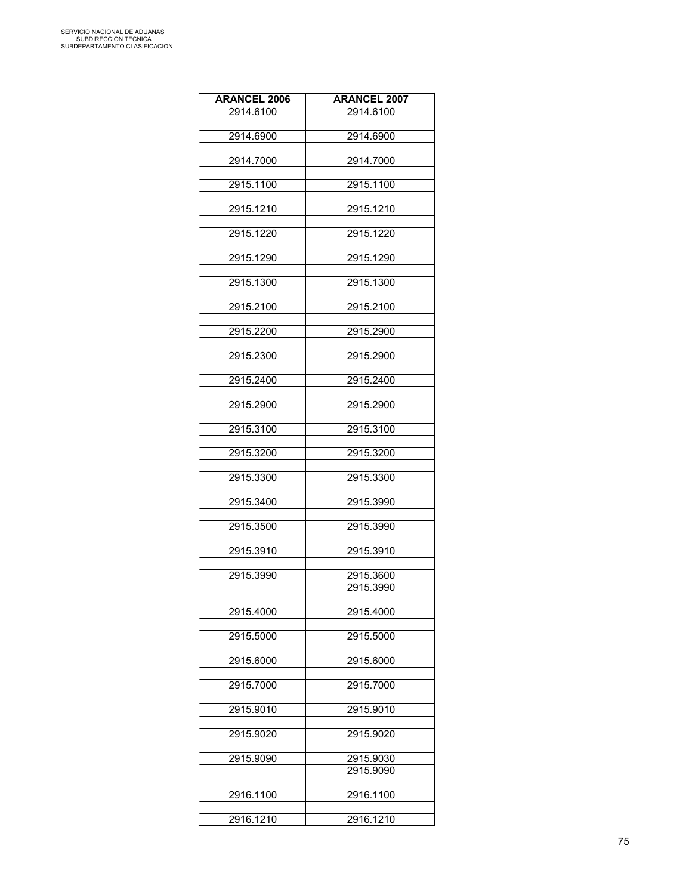| ARANCEL 2006 | ARANCEL 2007 |
|---|---|
| 2914.6100 | 2914.6100 |
| 2914.6900 | 2914.6900 |
| 2914.7000 | 2914.7000 |
| 2915.1100 | 2915.1100 |
| 2915.1210 | 2915.1210 |
| 2915.1220 | 2915.1220 |
| 2915.1290 | 2915.1290 |
| 2915.1300 | 2915.1300 |
| 2915.2100 | 2915.2100 |
| 2915.2200 | 2915.2900 |
| 2915.2300 | 2915.2900 |
| 2915.2400 | 2915.2400 |
| 2915.2900 | 2915.2900 |
| 2915.3100 | 2915.3100 |
| 2915.3200 | 2915.3200 |
| 2915.3300 | 2915.3300 |
| 2915.3400 | 2915.3990 |
| 2915.3500 | 2915.3990 |
| 2915.3910 | 2915.3910 |
| 2915.3990 | 2915.3600 |
| | 2915.3990 |
| 2915.4000 | 2915.4000 |
| 2915.5000 | 2915.5000 |
| 2915.6000 | 2915.6000 |
| 2915.7000 | 2915.7000 |
| 2915.9010 | 2915.9010 |
| 2915.9020 | 2915.9020 |
| 2915.9090 | 2915.9030 |
| | 2915.9090 |
| 2916.1100 | 2916.1100 |
| 2916.1210 | 2916.1210 |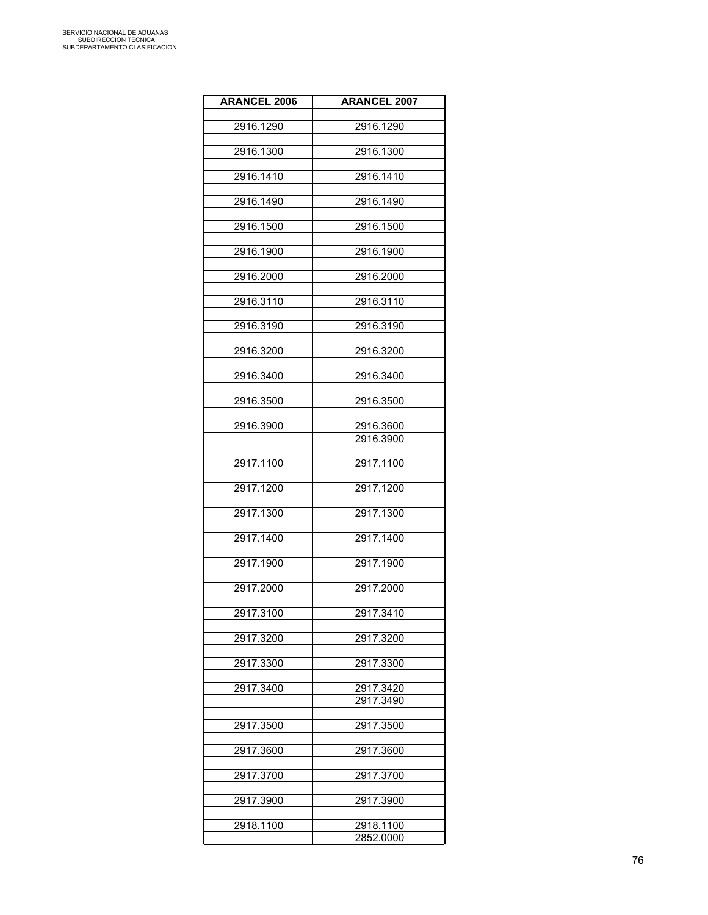| ARANCEL 2006 | ARANCEL 2007 |
|---|---|
| 2916.1290 | 2916.1290 |
| 2916.1300 | 2916.1300 |
| 2916.1410 | 2916.1410 |
| 2916.1490 | 2916.1490 |
| 2916.1500 | 2916.1500 |
| 2916.1900 | 2916.1900 |
| 2916.2000 | 2916.2000 |
| 2916.3110 | 2916.3110 |
| 2916.3190 | 2916.3190 |
| 2916.3200 | 2916.3200 |
| 2916.3400 | 2916.3400 |
| 2916.3500 | 2916.3500 |
| 2916.3900 | 2916.3600 |
| | 2916.3900 |
| 2917.1100 | 2917.1100 |
| 2917.1200 | 2917.1200 |
| 2917.1300 | 2917.1300 |
| 2917.1400 | 2917.1400 |
| 2917.1900 | 2917.1900 |
| 2917.2000 | 2917.2000 |
| 2917.3100 | 2917.3410 |
| 2917.3200 | 2917.3200 |
| 2917.3300 | 2917.3300 |
| 2917.3400 | 2917.3420 |
| | 2917.3490 |
| 2917.3500 | 2917.3500 |
| 2917.3600 | 2917.3600 |
| 2917.3700 | 2917.3700 |
| 2917.3900 | 2917.3900 |
| 2918.1100 | 2918.1100 |
| | 2852.0000 |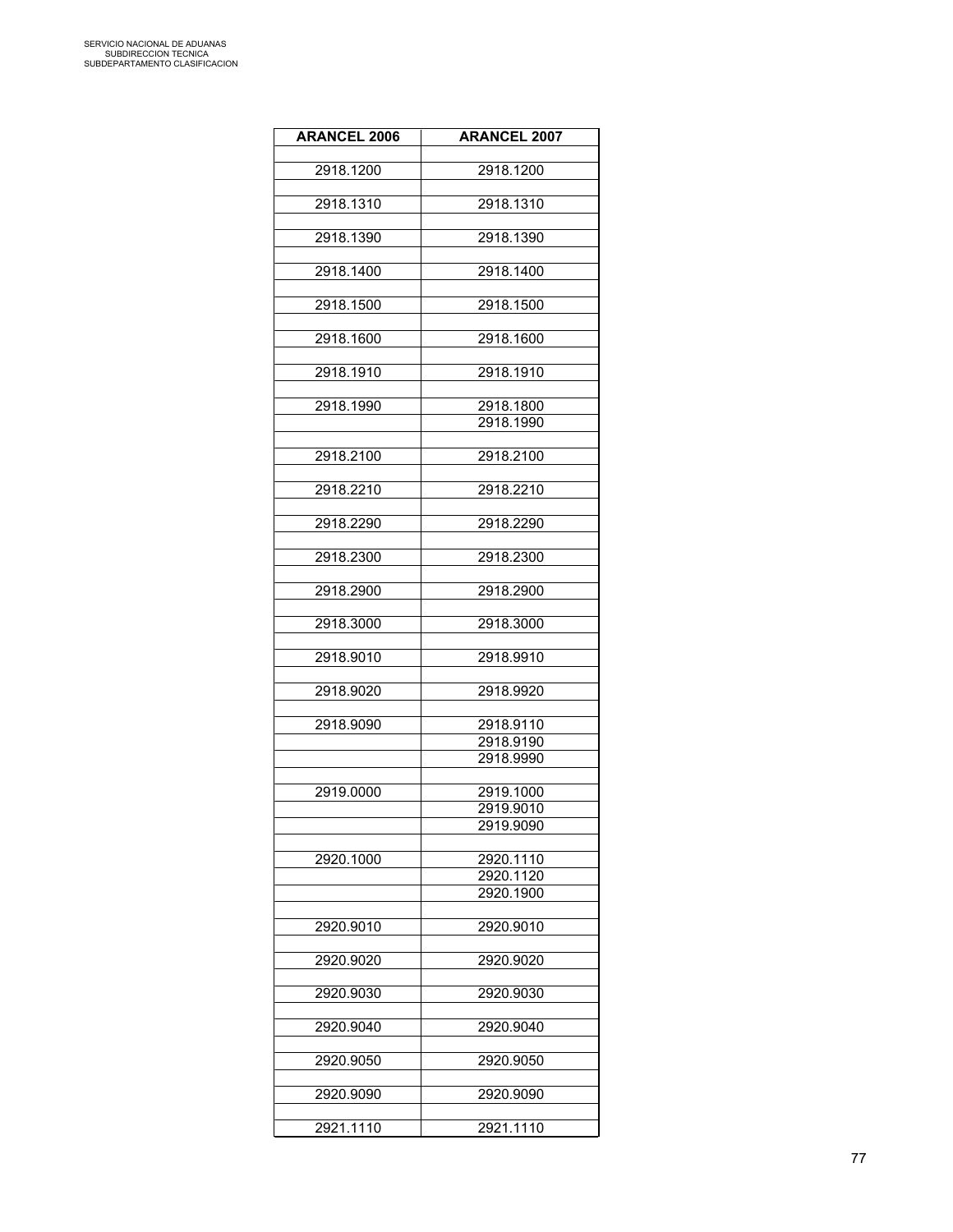| ARANCEL 2006 | ARANCEL 2007 |
|---|---|
| 2918.1200 | 2918.1200 |
| 2918.1310 | 2918.1310 |
| 2918.1390 | 2918.1390 |
| 2918.1400 | 2918.1400 |
| 2918.1500 | 2918.1500 |
| 2918.1600 | 2918.1600 |
| 2918.1910 | 2918.1910 |
| 2918.1990 | 2918.1800 |
| | 2918.1990 |
| 2918.2100 | 2918.2100 |
| 2918.2210 | 2918.2210 |
| 2918.2290 | 2918.2290 |
| 2918.2300 | 2918.2300 |
| 2918.2900 | 2918.2900 |
| 2918.3000 | 2918.3000 |
| 2918.9010 | 2918.9910 |
| 2918.9020 | 2918.9920 |
| 2918.9090 | 2918.9110 |
| | 2918.9190 |
| | 2918.9990 |
| 2919.0000 | 2919.1000 |
| | 2919.9010 |
| | 2919.9090 |
| 2920.1000 | 2920.1110 |
| | 2920.1120 |
| | 2920.1900 |
| 2920.9010 | 2920.9010 |
| 2920.9020 | 2920.9020 |
| 2920.9030 | 2920.9030 |
| 2920.9040 | 2920.9040 |
| 2920.9050 | 2920.9050 |
| 2920.9090 | 2920.9090 |
| 2921.1110 | 2921.1110 |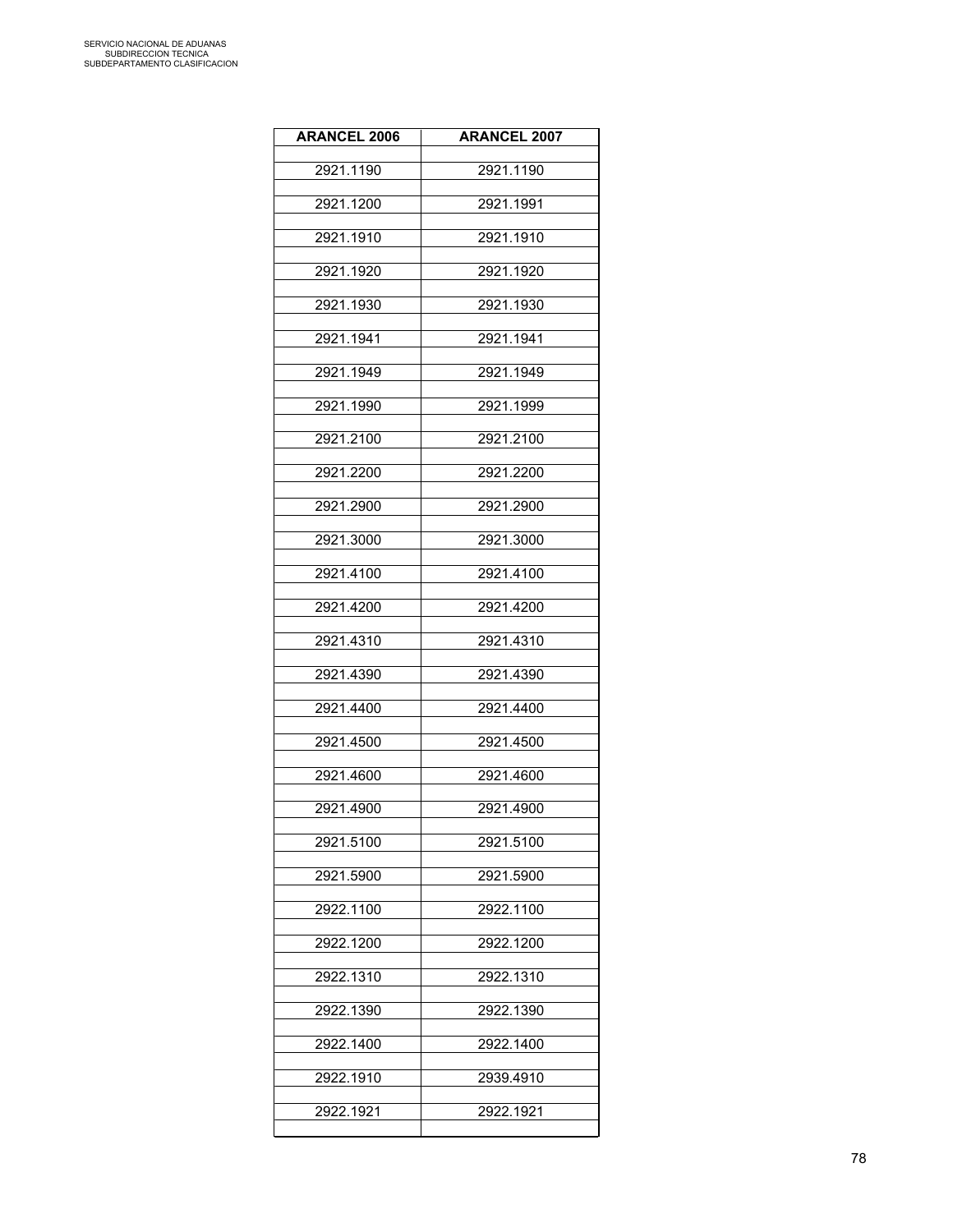| ARANCEL 2006 | ARANCEL 2007 |
| --- | --- |
| 2921.1190 | 2921.1190 |
| 2921.1200 | 2921.1991 |
| 2921.1910 | 2921.1910 |
| 2921.1920 | 2921.1920 |
| 2921.1930 | 2921.1930 |
| 2921.1941 | 2921.1941 |
| 2921.1949 | 2921.1949 |
| 2921.1990 | 2921.1999 |
| 2921.2100 | 2921.2100 |
| 2921.2200 | 2921.2200 |
| 2921.2900 | 2921.2900 |
| 2921.3000 | 2921.3000 |
| 2921.4100 | 2921.4100 |
| 2921.4200 | 2921.4200 |
| 2921.4310 | 2921.4310 |
| 2921.4390 | 2921.4390 |
| 2921.4400 | 2921.4400 |
| 2921.4500 | 2921.4500 |
| 2921.4600 | 2921.4600 |
| 2921.4900 | 2921.4900 |
| 2921.5100 | 2921.5100 |
| 2921.5900 | 2921.5900 |
| 2922.1100 | 2922.1100 |
| 2922.1200 | 2922.1200 |
| 2922.1310 | 2922.1310 |
| 2922.1390 | 2922.1390 |
| 2922.1400 | 2922.1400 |
| 2922.1910 | 2939.4910 |
| 2922.1921 | 2922.1921 |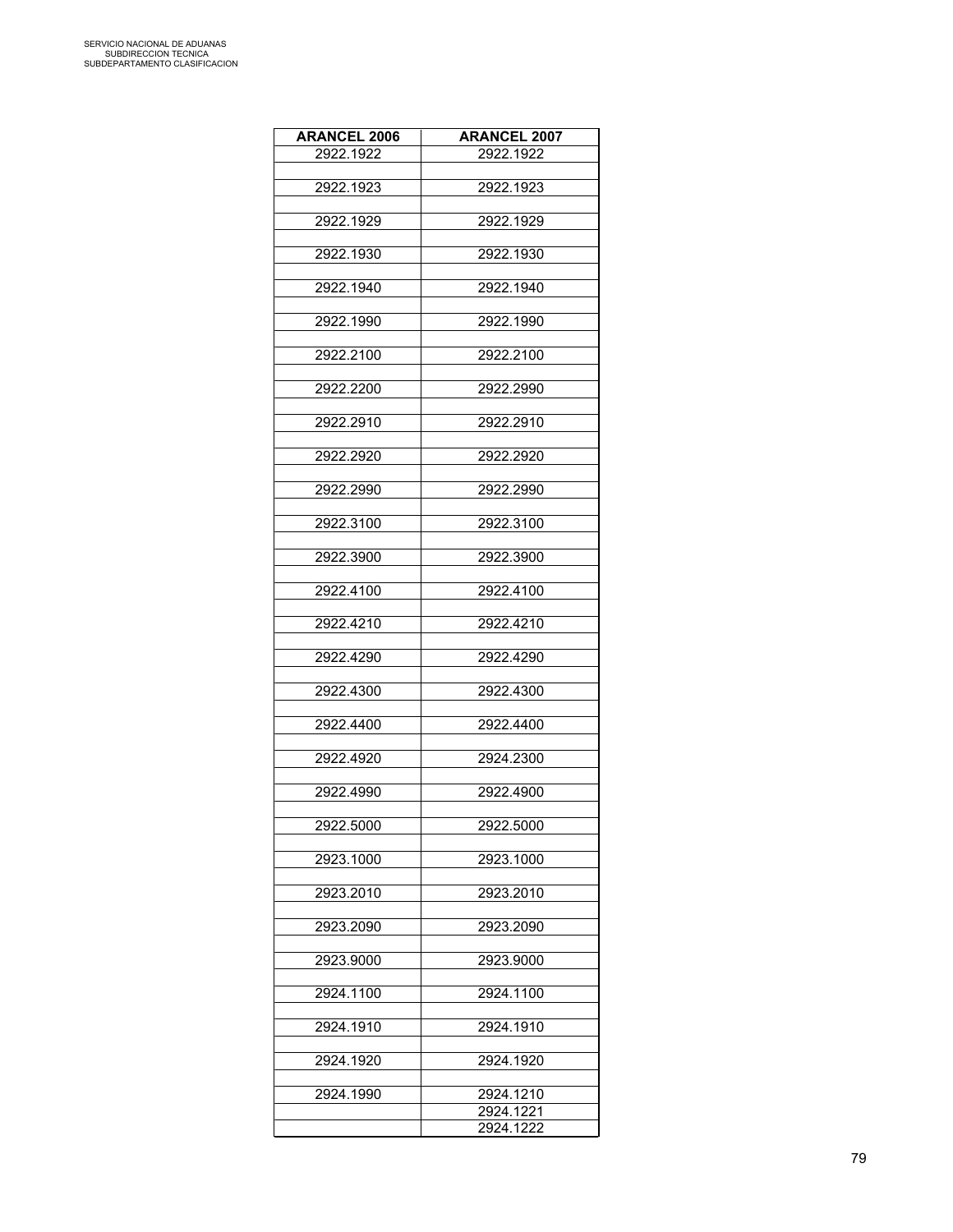| ARANCEL 2006 | ARANCEL 2007 |
|---|---|
| 2922.1922 | 2922.1922 |
| 2922.1923 | 2922.1923 |
| 2922.1929 | 2922.1929 |
| 2922.1930 | 2922.1930 |
| 2922.1940 | 2922.1940 |
| 2922.1990 | 2922.1990 |
| 2922.2100 | 2922.2100 |
| 2922.2200 | 2922.2990 |
| 2922.2910 | 2922.2910 |
| 2922.2920 | 2922.2920 |
| 2922.2990 | 2922.2990 |
| 2922.3100 | 2922.3100 |
| 2922.3900 | 2922.3900 |
| 2922.4100 | 2922.4100 |
| 2922.4210 | 2922.4210 |
| 2922.4290 | 2922.4290 |
| 2922.4300 | 2922.4300 |
| 2922.4400 | 2922.4400 |
| 2922.4920 | 2924.2300 |
| 2922.4990 | 2922.4900 |
| 2922.5000 | 2922.5000 |
| 2923.1000 | 2923.1000 |
| 2923.2010 | 2923.2010 |
| 2923.2090 | 2923.2090 |
| 2923.9000 | 2923.9000 |
| 2924.1100 | 2924.1100 |
| 2924.1910 | 2924.1910 |
| 2924.1920 | 2924.1920 |
| 2924.1990 | 2924.1210 |
| | 2924.1221 |
| | 2924.1222 |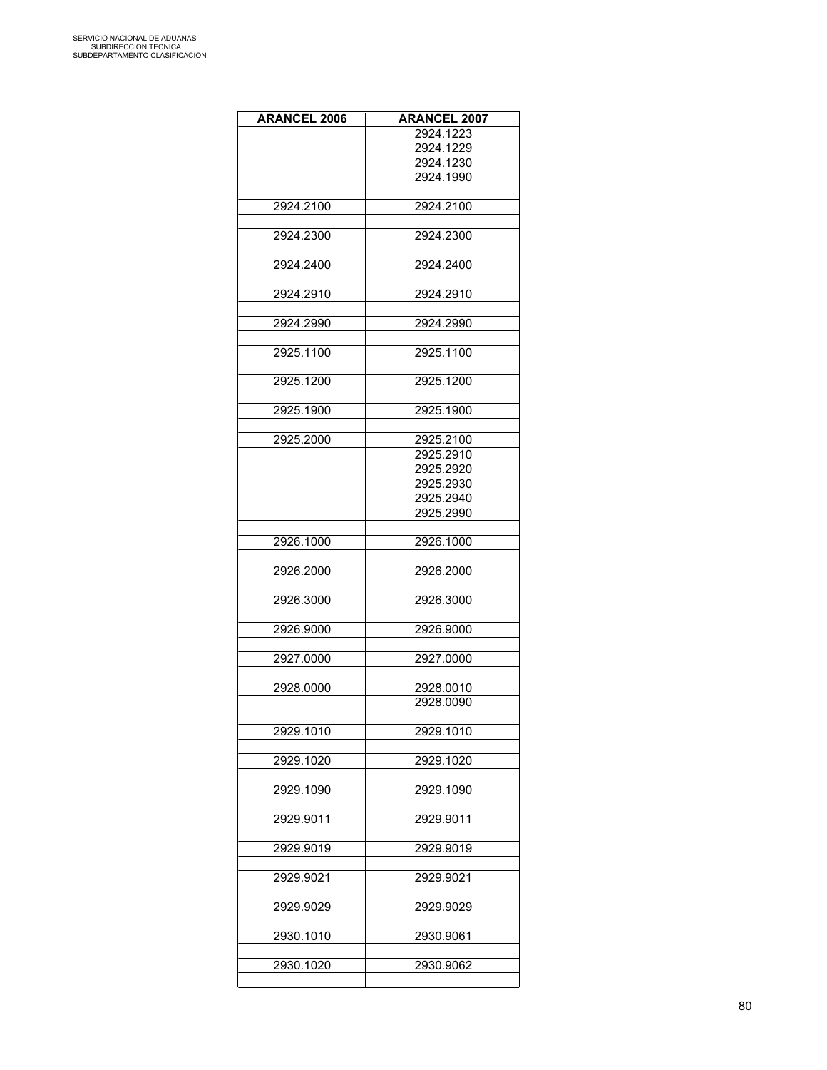| ARANCEL 2006 | ARANCEL 2007 |
|---|---|
| | 2924.1223 |
| | 2924.1229 |
| | 2924.1230 |
| | 2924.1990 |
| | |
| 2924.2100 | 2924.2100 |
| | |
| 2924.2300 | 2924.2300 |
| | |
| 2924.2400 | 2924.2400 |
| | |
| 2924.2910 | 2924.2910 |
| | |
| 2924.2990 | 2924.2990 |
| | |
| 2925.1100 | 2925.1100 |
| | |
| 2925.1200 | 2925.1200 |
| | |
| 2925.1900 | 2925.1900 |
| | |
| 2925.2000 | 2925.2100 |
| | 2925.2910 |
| | 2925.2920 |
| | 2925.2930 |
| | 2925.2940 |
| | 2925.2990 |
| | |
| 2926.1000 | 2926.1000 |
| | |
| 2926.2000 | 2926.2000 |
| | |
| 2926.3000 | 2926.3000 |
| | |
| 2926.9000 | 2926.9000 |
| | |
| 2927.0000 | 2927.0000 |
| | |
| 2928.0000 | 2928.0010 |
| | 2928.0090 |
| | |
| 2929.1010 | 2929.1010 |
| | |
| 2929.1020 | 2929.1020 |
| | |
| 2929.1090 | 2929.1090 |
| | |
| 2929.9011 | 2929.9011 |
| | |
| 2929.9019 | 2929.9019 |
| | |
| 2929.9021 | 2929.9021 |
| | |
| 2929.9029 | 2929.9029 |
| | |
| 2930.1010 | 2930.9061 |
| | |
| 2930.1020 | 2930.9062 |
| | |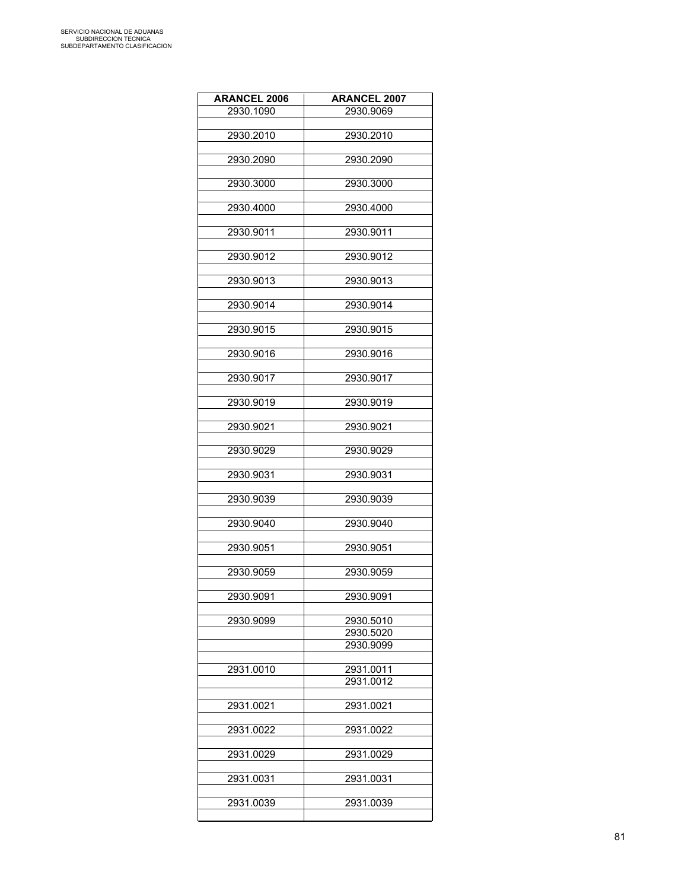| ARANCEL 2006 | ARANCEL 2007 |
| --- | --- |
| 2930.1090 | 2930.9069 |
| | |
| 2930.2010 | 2930.2010 |
| | |
| 2930.2090 | 2930.2090 |
| | |
| 2930.3000 | 2930.3000 |
| | |
| 2930.4000 | 2930.4000 |
| | |
| 2930.9011 | 2930.9011 |
| | |
| 2930.9012 | 2930.9012 |
| | |
| 2930.9013 | 2930.9013 |
| | |
| 2930.9014 | 2930.9014 |
| | |
| 2930.9015 | 2930.9015 |
| | |
| 2930.9016 | 2930.9016 |
| | |
| 2930.9017 | 2930.9017 |
| | |
| 2930.9019 | 2930.9019 |
| | |
| 2930.9021 | 2930.9021 |
| | |
| 2930.9029 | 2930.9029 |
| | |
| 2930.9031 | 2930.9031 |
| | |
| 2930.9039 | 2930.9039 |
| | |
| 2930.9040 | 2930.9040 |
| | |
| 2930.9051 | 2930.9051 |
| | |
| 2930.9059 | 2930.9059 |
| | |
| 2930.9091 | 2930.9091 |
| | |
| 2930.9099 | 2930.5010 |
| | 2930.5020 |
| | 2930.9099 |
| | |
| 2931.0010 | 2931.0011 |
| | 2931.0012 |
| | |
| 2931.0021 | 2931.0021 |
| | |
| 2931.0022 | 2931.0022 |
| | |
| 2931.0029 | 2931.0029 |
| | |
| 2931.0031 | 2931.0031 |
| | |
| 2931.0039 | 2931.0039 |
| | |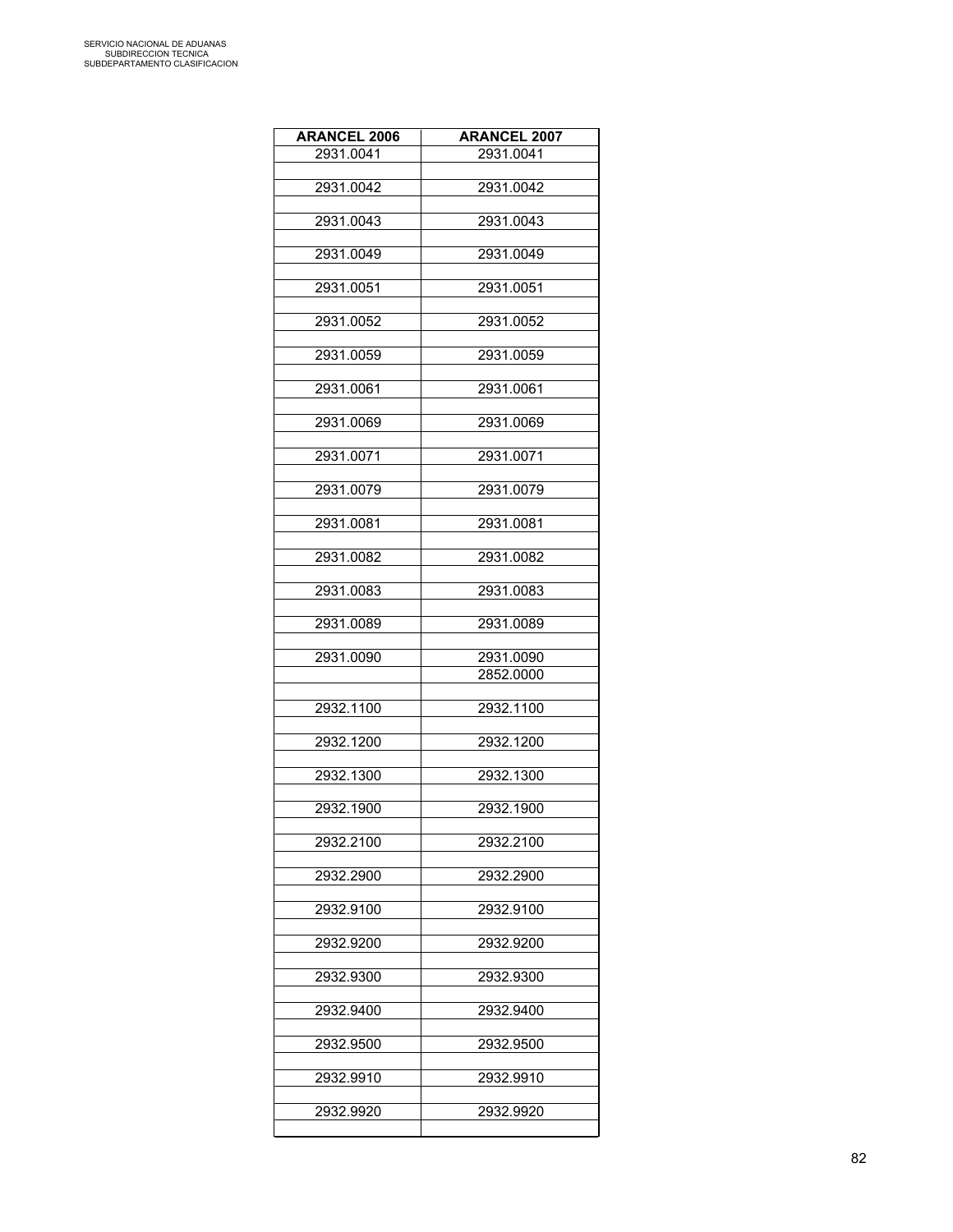| ARANCEL 2006 | ARANCEL 2007 |
|---|---|
| 2931.0041 | 2931.0041 |
| | |
| 2931.0042 | 2931.0042 |
| | |
| 2931.0043 | 2931.0043 |
| | |
| 2931.0049 | 2931.0049 |
| | |
| 2931.0051 | 2931.0051 |
| | |
| 2931.0052 | 2931.0052 |
| | |
| 2931.0059 | 2931.0059 |
| | |
| 2931.0061 | 2931.0061 |
| | |
| 2931.0069 | 2931.0069 |
| | |
| 2931.0071 | 2931.0071 |
| | |
| 2931.0079 | 2931.0079 |
| | |
| 2931.0081 | 2931.0081 |
| | |
| 2931.0082 | 2931.0082 |
| | |
| 2931.0083 | 2931.0083 |
| | |
| 2931.0089 | 2931.0089 |
| | |
| 2931.0090 | 2931.0090 |
| | 2852.0000 |
| | |
| 2932.1100 | 2932.1100 |
| | |
| 2932.1200 | 2932.1200 |
| | |
| 2932.1300 | 2932.1300 |
| | |
| 2932.1900 | 2932.1900 |
| | |
| 2932.2100 | 2932.2100 |
| | |
| 2932.2900 | 2932.2900 |
| | |
| 2932.9100 | 2932.9100 |
| | |
| 2932.9200 | 2932.9200 |
| | |
| 2932.9300 | 2932.9300 |
| | |
| 2932.9400 | 2932.9400 |
| | |
| 2932.9500 | 2932.9500 |
| | |
| 2932.9910 | 2932.9910 |
| | |
| 2932.9920 | 2932.9920 |
| | |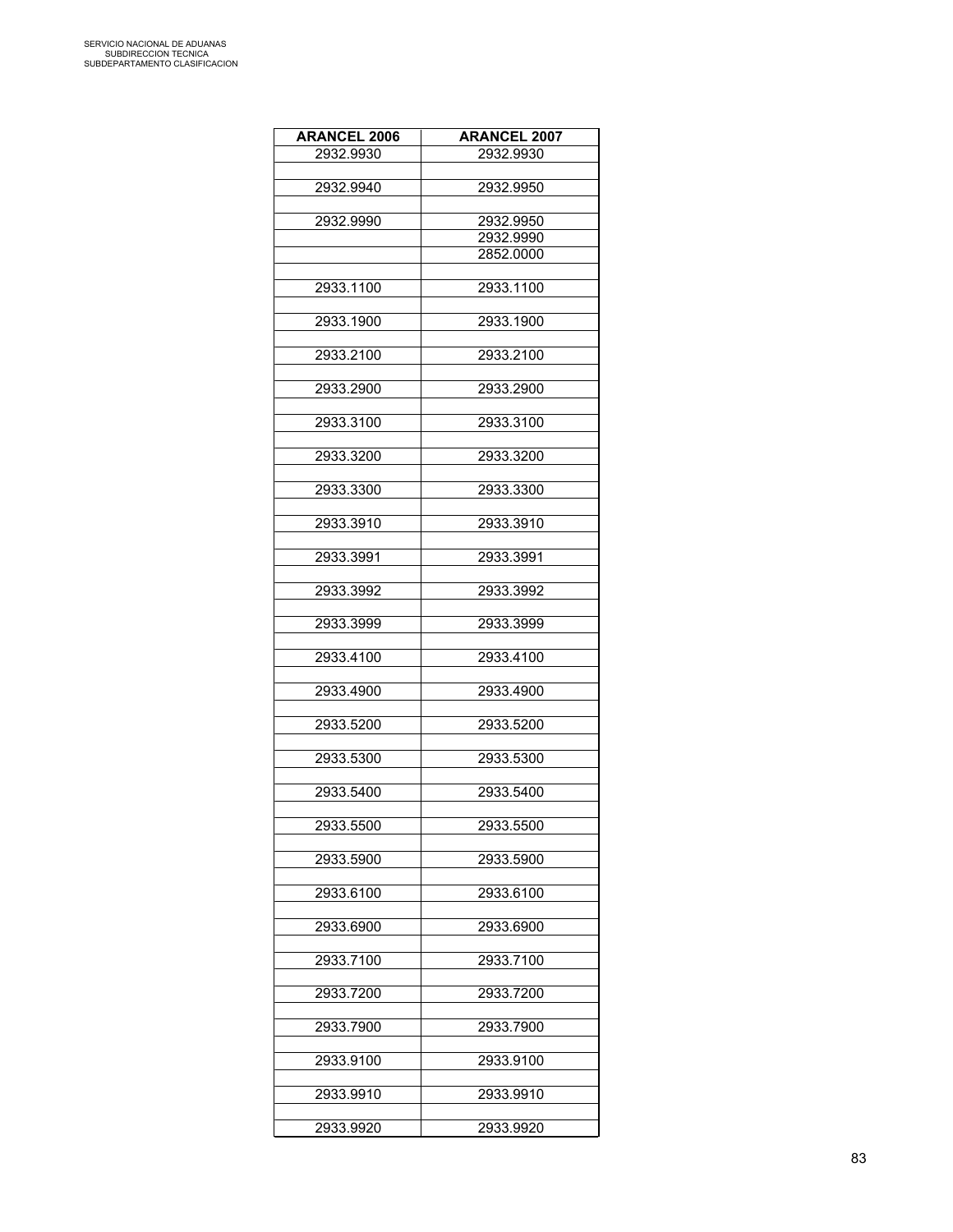| ARANCEL 2006 | ARANCEL 2007 |
|---|---|
| 2932.9930 | 2932.9930 |
| | |
| 2932.9940 | 2932.9950 |
| | |
| 2932.9990 | 2932.9950 |
| | 2932.9990 |
| | 2852.0000 |
| | |
| 2933.1100 | 2933.1100 |
| | |
| 2933.1900 | 2933.1900 |
| | |
| 2933.2100 | 2933.2100 |
| | |
| 2933.2900 | 2933.2900 |
| | |
| 2933.3100 | 2933.3100 |
| | |
| 2933.3200 | 2933.3200 |
| | |
| 2933.3300 | 2933.3300 |
| | |
| 2933.3910 | 2933.3910 |
| | |
| 2933.3991 | 2933.3991 |
| | |
| 2933.3992 | 2933.3992 |
| | |
| 2933.3999 | 2933.3999 |
| | |
| 2933.4100 | 2933.4100 |
| | |
| 2933.4900 | 2933.4900 |
| | |
| 2933.5200 | 2933.5200 |
| | |
| 2933.5300 | 2933.5300 |
| | |
| 2933.5400 | 2933.5400 |
| | |
| 2933.5500 | 2933.5500 |
| | |
| 2933.5900 | 2933.5900 |
| | |
| 2933.6100 | 2933.6100 |
| | |
| 2933.6900 | 2933.6900 |
| | |
| 2933.7100 | 2933.7100 |
| | |
| 2933.7200 | 2933.7200 |
| | |
| 2933.7900 | 2933.7900 |
| | |
| 2933.9100 | 2933.9100 |
| | |
| 2933.9910 | 2933.9910 |
| | |
| 2933.9920 | 2933.9920 |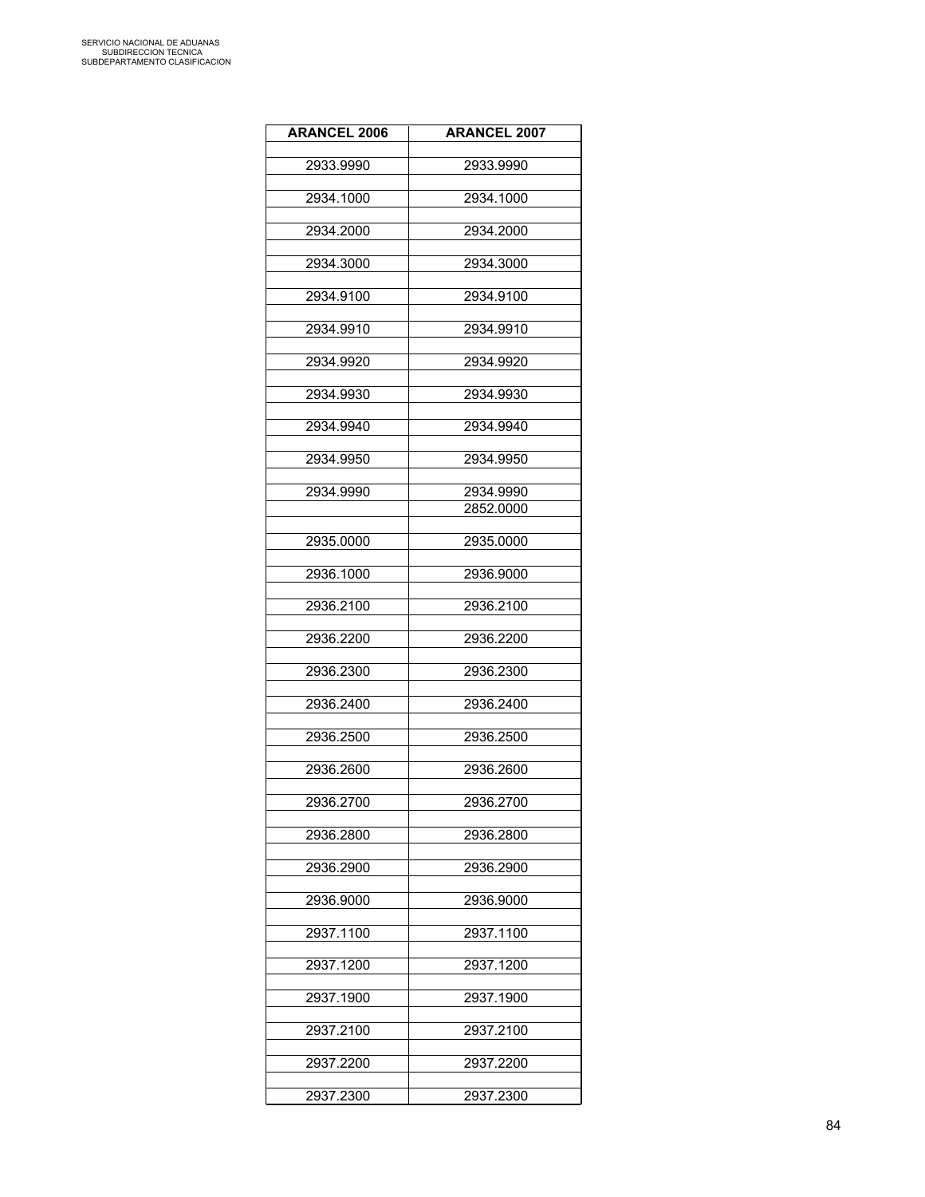SERVICIO NACIONAL DE ADUANAS
SUBDIRECCION TECNICA
SUBDEPARTAMENTO CLASIFICACION

| ARANCEL 2006 | ARANCEL 2007 |
|---|---|
| 2933.9990 | 2933.9990 |
| 2934.1000 | 2934.1000 |
| 2934.2000 | 2934.2000 |
| 2934.3000 | 2934.3000 |
| 2934.9100 | 2934.9100 |
| 2934.9910 | 2934.9910 |
| 2934.9920 | 2934.9920 |
| 2934.9930 | 2934.9930 |
| 2934.9940 | 2934.9940 |
| 2934.9950 | 2934.9950 |
| 2934.9990 | 2934.9990 |
| | 2852.0000 |
| 2935.0000 | 2935.0000 |
| 2936.1000 | 2936.9000 |
| 2936.2100 | 2936.2100 |
| 2936.2200 | 2936.2200 |
| 2936.2300 | 2936.2300 |
| 2936.2400 | 2936.2400 |
| 2936.2500 | 2936.2500 |
| 2936.2600 | 2936.2600 |
| 2936.2700 | 2936.2700 |
| 2936.2800 | 2936.2800 |
| 2936.2900 | 2936.2900 |
| 2936.9000 | 2936.9000 |
| 2937.1100 | 2937.1100 |
| 2937.1200 | 2937.1200 |
| 2937.1900 | 2937.1900 |
| 2937.2100 | 2937.2100 |
| 2937.2200 | 2937.2200 |
| 2937.2300 | 2937.2300 |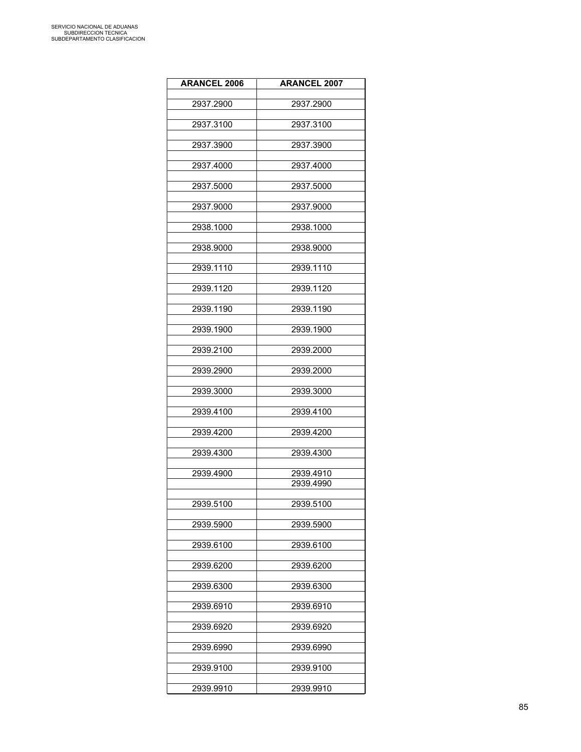| ARANCEL 2006 | ARANCEL 2007 |
|---|---|
| 2937.2900 | 2937.2900 |
| 2937.3100 | 2937.3100 |
| 2937.3900 | 2937.3900 |
| 2937.4000 | 2937.4000 |
| 2937.5000 | 2937.5000 |
| 2937.9000 | 2937.9000 |
| 2938.1000 | 2938.1000 |
| 2938.9000 | 2938.9000 |
| 2939.1110 | 2939.1110 |
| 2939.1120 | 2939.1120 |
| 2939.1190 | 2939.1190 |
| 2939.1900 | 2939.1900 |
| 2939.2100 | 2939.2000 |
| 2939.2900 | 2939.2000 |
| 2939.3000 | 2939.3000 |
| 2939.4100 | 2939.4100 |
| 2939.4200 | 2939.4200 |
| 2939.4300 | 2939.4300 |
| 2939.4900 | 2939.4910 |
| | 2939.4990 |
| 2939.5100 | 2939.5100 |
| 2939.5900 | 2939.5900 |
| 2939.6100 | 2939.6100 |
| 2939.6200 | 2939.6200 |
| 2939.6300 | 2939.6300 |
| 2939.6910 | 2939.6910 |
| 2939.6920 | 2939.6920 |
| 2939.6990 | 2939.6990 |
| 2939.9100 | 2939.9100 |
| 2939.9910 | 2939.9910 |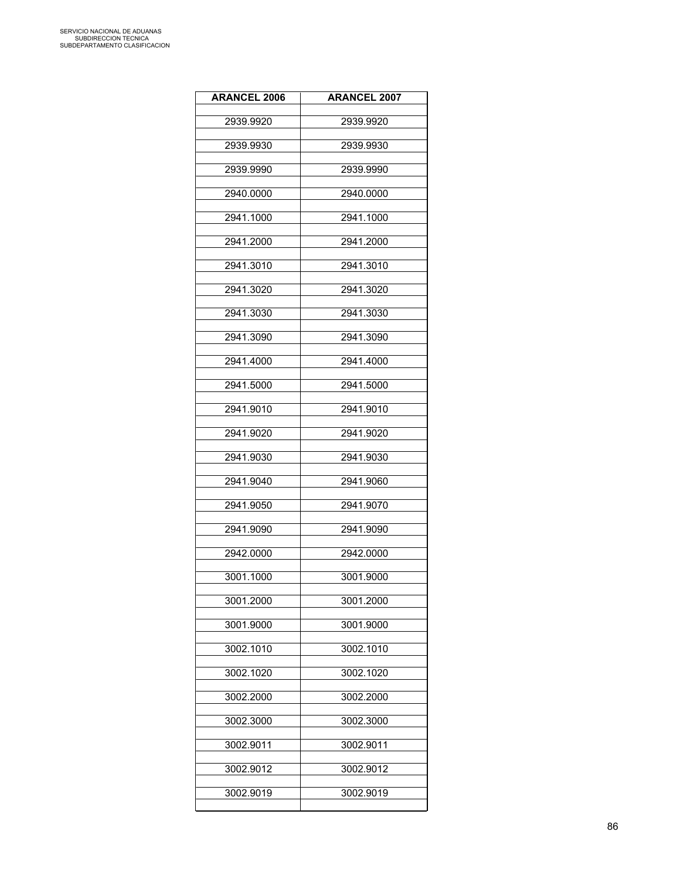| ARANCEL 2006 | ARANCEL 2007 |
|---|---|
| 2939.9920 | 2939.9920 |
| 2939.9930 | 2939.9930 |
| 2939.9990 | 2939.9990 |
| 2940.0000 | 2940.0000 |
| 2941.1000 | 2941.1000 |
| 2941.2000 | 2941.2000 |
| 2941.3010 | 2941.3010 |
| 2941.3020 | 2941.3020 |
| 2941.3030 | 2941.3030 |
| 2941.3090 | 2941.3090 |
| 2941.4000 | 2941.4000 |
| 2941.5000 | 2941.5000 |
| 2941.9010 | 2941.9010 |
| 2941.9020 | 2941.9020 |
| 2941.9030 | 2941.9030 |
| 2941.9040 | 2941.9060 |
| 2941.9050 | 2941.9070 |
| 2941.9090 | 2941.9090 |
| 2942.0000 | 2942.0000 |
| 3001.1000 | 3001.9000 |
| 3001.2000 | 3001.2000 |
| 3001.9000 | 3001.9000 |
| 3002.1010 | 3002.1010 |
| 3002.1020 | 3002.1020 |
| 3002.2000 | 3002.2000 |
| 3002.3000 | 3002.3000 |
| 3002.9011 | 3002.9011 |
| 3002.9012 | 3002.9012 |
| 3002.9019 | 3002.9019 |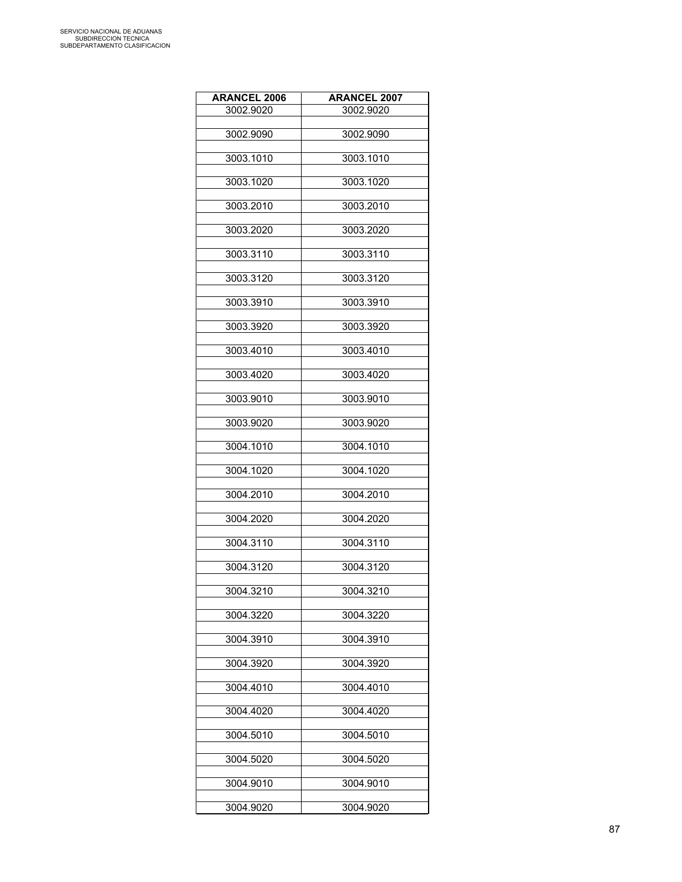| ARANCEL 2006 | ARANCEL 2007 |
|---|---|
| 3002.9020 | 3002.9020 |
| 3002.9090 | 3002.9090 |
| 3003.1010 | 3003.1010 |
| 3003.1020 | 3003.1020 |
| 3003.2010 | 3003.2010 |
| 3003.2020 | 3003.2020 |
| 3003.3110 | 3003.3110 |
| 3003.3120 | 3003.3120 |
| 3003.3910 | 3003.3910 |
| 3003.3920 | 3003.3920 |
| 3003.4010 | 3003.4010 |
| 3003.4020 | 3003.4020 |
| 3003.9010 | 3003.9010 |
| 3003.9020 | 3003.9020 |
| 3004.1010 | 3004.1010 |
| 3004.1020 | 3004.1020 |
| 3004.2010 | 3004.2010 |
| 3004.2020 | 3004.2020 |
| 3004.3110 | 3004.3110 |
| 3004.3120 | 3004.3120 |
| 3004.3210 | 3004.3210 |
| 3004.3220 | 3004.3220 |
| 3004.3910 | 3004.3910 |
| 3004.3920 | 3004.3920 |
| 3004.4010 | 3004.4010 |
| 3004.4020 | 3004.4020 |
| 3004.5010 | 3004.5010 |
| 3004.5020 | 3004.5020 |
| 3004.9010 | 3004.9010 |
| 3004.9020 | 3004.9020 |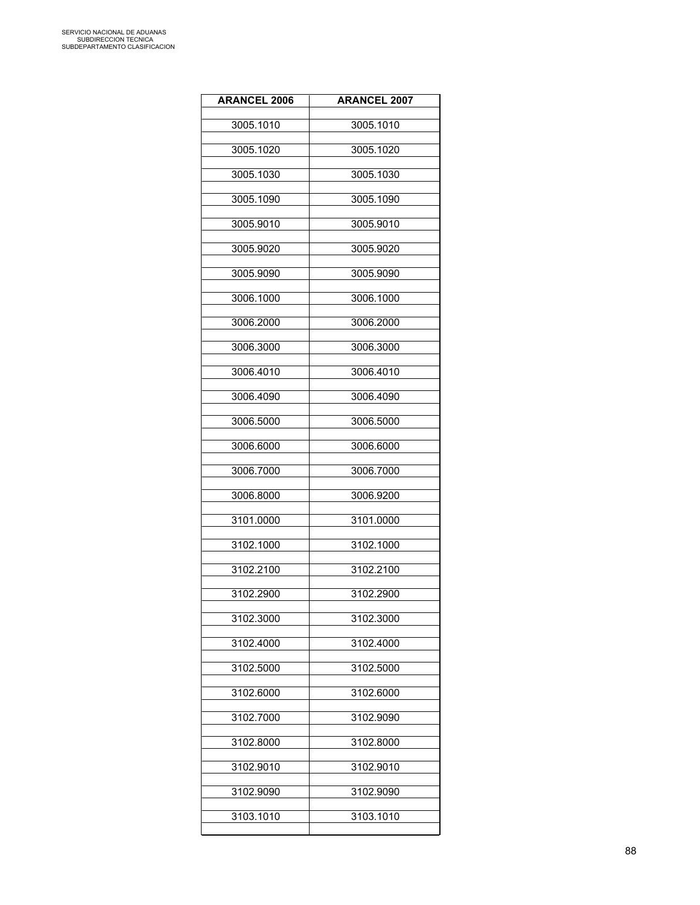| ARANCEL 2006 | ARANCEL 2007 |
|---|---|
| 3005.1010 | 3005.1010 |
| 3005.1020 | 3005.1020 |
| 3005.1030 | 3005.1030 |
| 3005.1090 | 3005.1090 |
| 3005.9010 | 3005.9010 |
| 3005.9020 | 3005.9020 |
| 3005.9090 | 3005.9090 |
| 3006.1000 | 3006.1000 |
| 3006.2000 | 3006.2000 |
| 3006.3000 | 3006.3000 |
| 3006.4010 | 3006.4010 |
| 3006.4090 | 3006.4090 |
| 3006.5000 | 3006.5000 |
| 3006.6000 | 3006.6000 |
| 3006.7000 | 3006.7000 |
| 3006.8000 | 3006.9200 |
| 3101.0000 | 3101.0000 |
| 3102.1000 | 3102.1000 |
| 3102.2100 | 3102.2100 |
| 3102.2900 | 3102.2900 |
| 3102.3000 | 3102.3000 |
| 3102.4000 | 3102.4000 |
| 3102.5000 | 3102.5000 |
| 3102.6000 | 3102.6000 |
| 3102.7000 | 3102.9090 |
| 3102.8000 | 3102.8000 |
| 3102.9010 | 3102.9010 |
| 3102.9090 | 3102.9090 |
| 3103.1010 | 3103.1010 |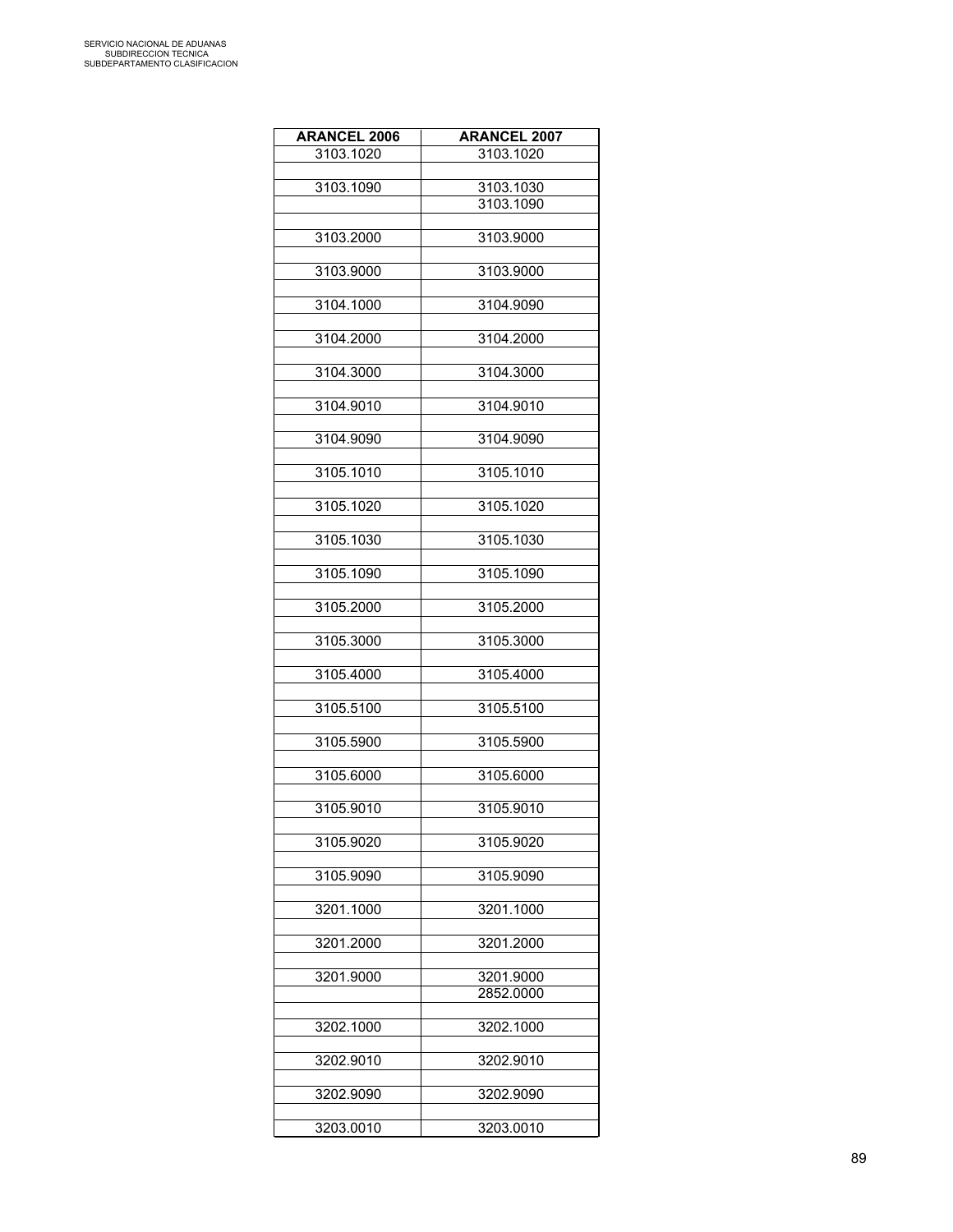| ARANCEL 2006 | ARANCEL 2007 |
|---|---|
| 3103.1020 | 3103.1020 |
| | |
| 3103.1090 | 3103.1030 |
| | 3103.1090 |
| | |
| 3103.2000 | 3103.9000 |
| | |
| 3103.9000 | 3103.9000 |
| | |
| 3104.1000 | 3104.9090 |
| | |
| 3104.2000 | 3104.2000 |
| | |
| 3104.3000 | 3104.3000 |
| | |
| 3104.9010 | 3104.9010 |
| | |
| 3104.9090 | 3104.9090 |
| | |
| 3105.1010 | 3105.1010 |
| | |
| 3105.1020 | 3105.1020 |
| | |
| 3105.1030 | 3105.1030 |
| | |
| 3105.1090 | 3105.1090 |
| | |
| 3105.2000 | 3105.2000 |
| | |
| 3105.3000 | 3105.3000 |
| | |
| 3105.4000 | 3105.4000 |
| | |
| 3105.5100 | 3105.5100 |
| | |
| 3105.5900 | 3105.5900 |
| | |
| 3105.6000 | 3105.6000 |
| | |
| 3105.9010 | 3105.9010 |
| | |
| 3105.9020 | 3105.9020 |
| | |
| 3105.9090 | 3105.9090 |
| | |
| 3201.1000 | 3201.1000 |
| | |
| 3201.2000 | 3201.2000 |
| | |
| 3201.9000 | 3201.9000 |
| | 2852.0000 |
| | |
| 3202.1000 | 3202.1000 |
| | |
| 3202.9010 | 3202.9010 |
| | |
| 3202.9090 | 3202.9090 |
| | |
| 3203.0010 | 3203.0010 |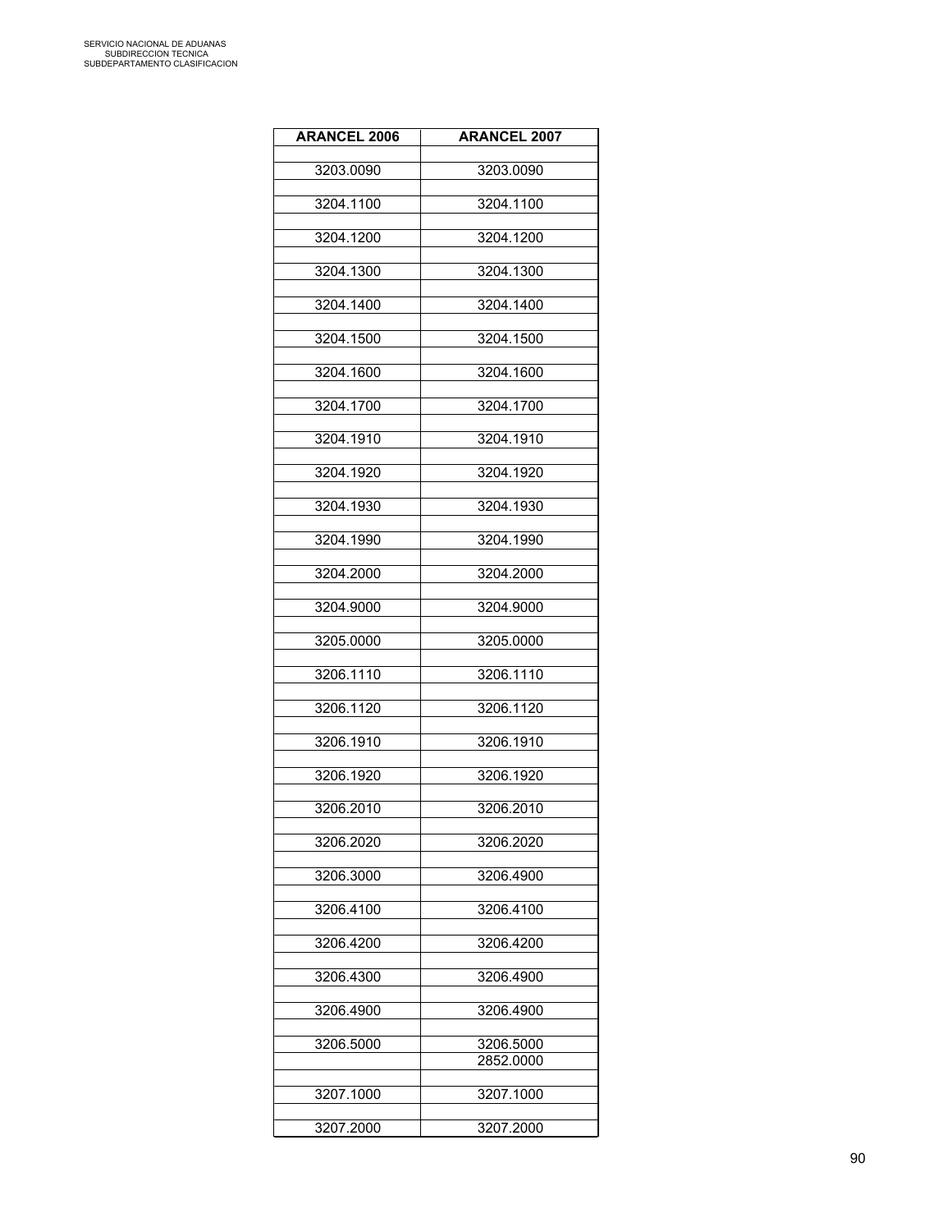| ARANCEL 2006 | ARANCEL 2007 |
|---|---|
| 3203.0090 | 3203.0090 |
| 3204.1100 | 3204.1100 |
| 3204.1200 | 3204.1200 |
| 3204.1300 | 3204.1300 |
| 3204.1400 | 3204.1400 |
| 3204.1500 | 3204.1500 |
| 3204.1600 | 3204.1600 |
| 3204.1700 | 3204.1700 |
| 3204.1910 | 3204.1910 |
| 3204.1920 | 3204.1920 |
| 3204.1930 | 3204.1930 |
| 3204.1990 | 3204.1990 |
| 3204.2000 | 3204.2000 |
| 3204.9000 | 3204.9000 |
| 3205.0000 | 3205.0000 |
| 3206.1110 | 3206.1110 |
| 3206.1120 | 3206.1120 |
| 3206.1910 | 3206.1910 |
| 3206.1920 | 3206.1920 |
| 3206.2010 | 3206.2010 |
| 3206.2020 | 3206.2020 |
| 3206.3000 | 3206.4900 |
| 3206.4100 | 3206.4100 |
| 3206.4200 | 3206.4200 |
| 3206.4300 | 3206.4900 |
| 3206.4900 | 3206.4900 |
| 3206.5000 | 3206.5000<br>2852.0000 |
| 3207.1000 | 3207.1000 |
| 3207.2000 | 3207.2000 |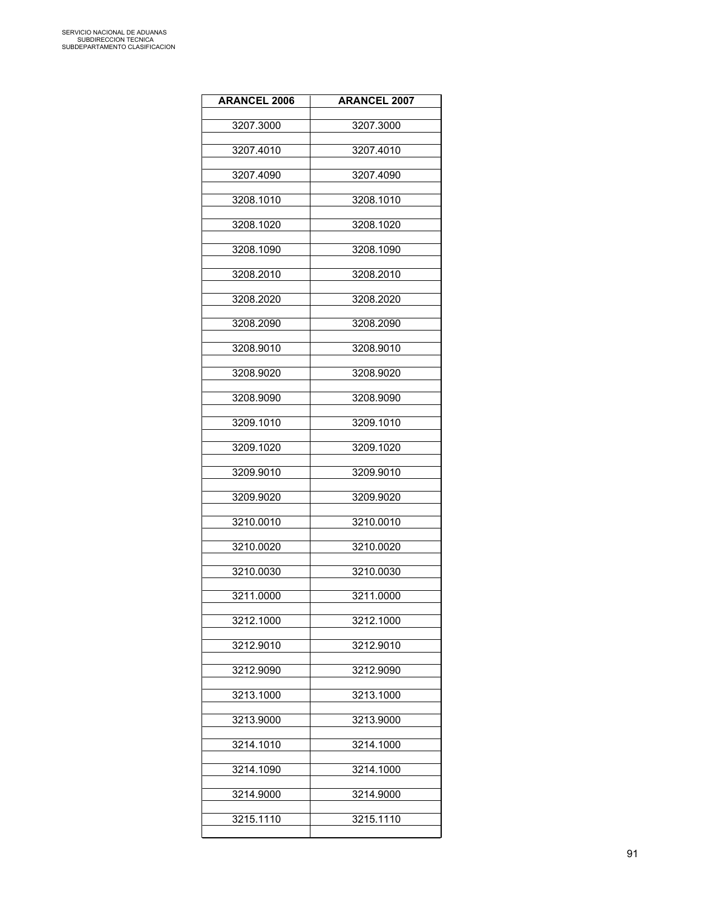| ARANCEL 2006 | ARANCEL 2007 |
|---|---|
| 3207.3000 | 3207.3000 |
| 3207.4010 | 3207.4010 |
| 3207.4090 | 3207.4090 |
| 3208.1010 | 3208.1010 |
| 3208.1020 | 3208.1020 |
| 3208.1090 | 3208.1090 |
| 3208.2010 | 3208.2010 |
| 3208.2020 | 3208.2020 |
| 3208.2090 | 3208.2090 |
| 3208.9010 | 3208.9010 |
| 3208.9020 | 3208.9020 |
| 3208.9090 | 3208.9090 |
| 3209.1010 | 3209.1010 |
| 3209.1020 | 3209.1020 |
| 3209.9010 | 3209.9010 |
| 3209.9020 | 3209.9020 |
| 3210.0010 | 3210.0010 |
| 3210.0020 | 3210.0020 |
| 3210.0030 | 3210.0030 |
| 3211.0000 | 3211.0000 |
| 3212.1000 | 3212.1000 |
| 3212.9010 | 3212.9010 |
| 3212.9090 | 3212.9090 |
| 3213.1000 | 3213.1000 |
| 3213.9000 | 3213.9000 |
| 3214.1010 | 3214.1000 |
| 3214.1090 | 3214.1000 |
| 3214.9000 | 3214.9000 |
| 3215.1110 | 3215.1110 |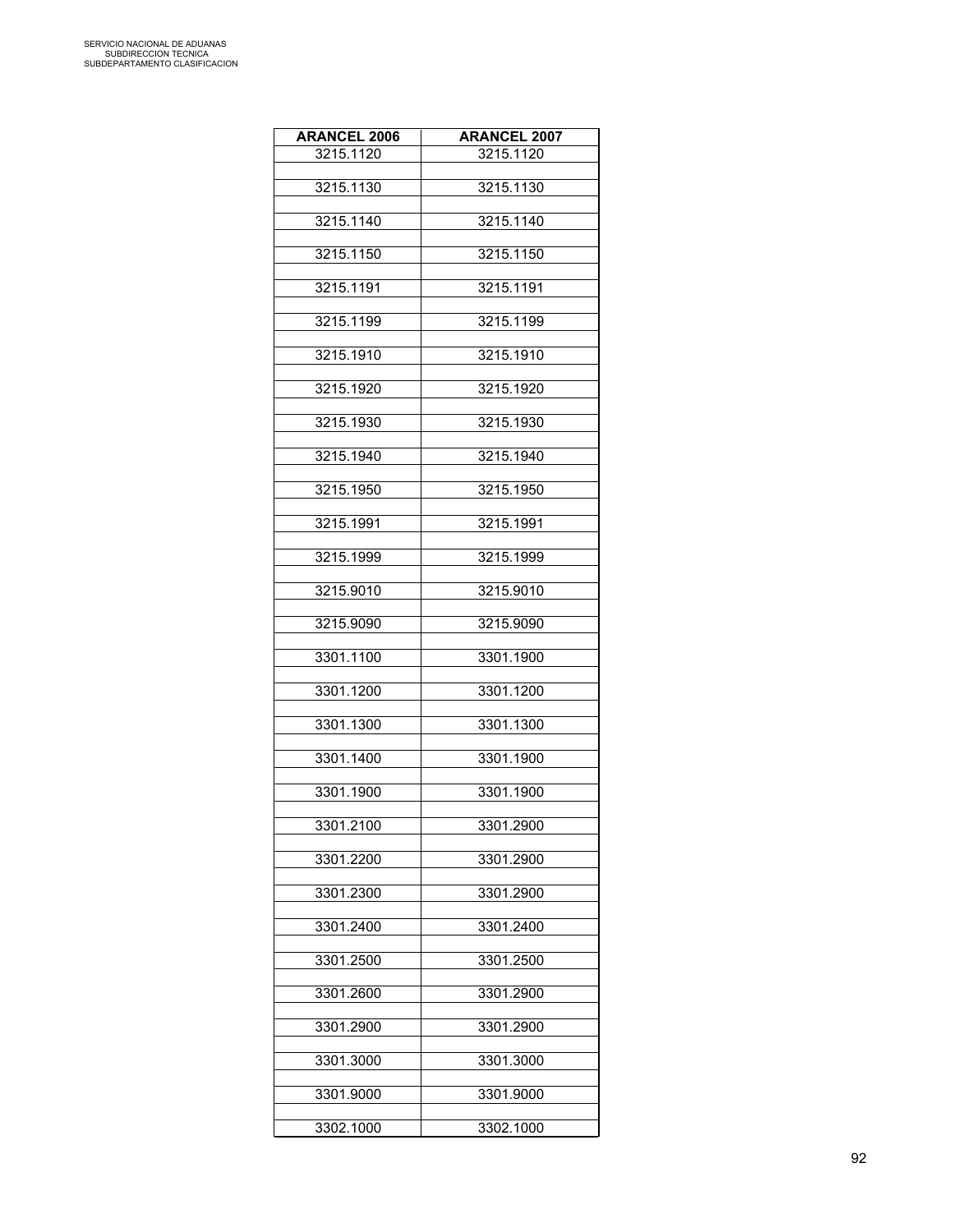| ARANCEL 2006 | ARANCEL 2007 |
|---|---|
| 3215.1120 | 3215.1120 |
| 3215.1130 | 3215.1130 |
| 3215.1140 | 3215.1140 |
| 3215.1150 | 3215.1150 |
| 3215.1191 | 3215.1191 |
| 3215.1199 | 3215.1199 |
| 3215.1910 | 3215.1910 |
| 3215.1920 | 3215.1920 |
| 3215.1930 | 3215.1930 |
| 3215.1940 | 3215.1940 |
| 3215.1950 | 3215.1950 |
| 3215.1991 | 3215.1991 |
| 3215.1999 | 3215.1999 |
| 3215.9010 | 3215.9010 |
| 3215.9090 | 3215.9090 |
| 3301.1100 | 3301.1900 |
| 3301.1200 | 3301.1200 |
| 3301.1300 | 3301.1300 |
| 3301.1400 | 3301.1900 |
| 3301.1900 | 3301.1900 |
| 3301.2100 | 3301.2900 |
| 3301.2200 | 3301.2900 |
| 3301.2300 | 3301.2900 |
| 3301.2400 | 3301.2400 |
| 3301.2500 | 3301.2500 |
| 3301.2600 | 3301.2900 |
| 3301.2900 | 3301.2900 |
| 3301.3000 | 3301.3000 |
| 3301.9000 | 3301.9000 |
| 3302.1000 | 3302.1000 |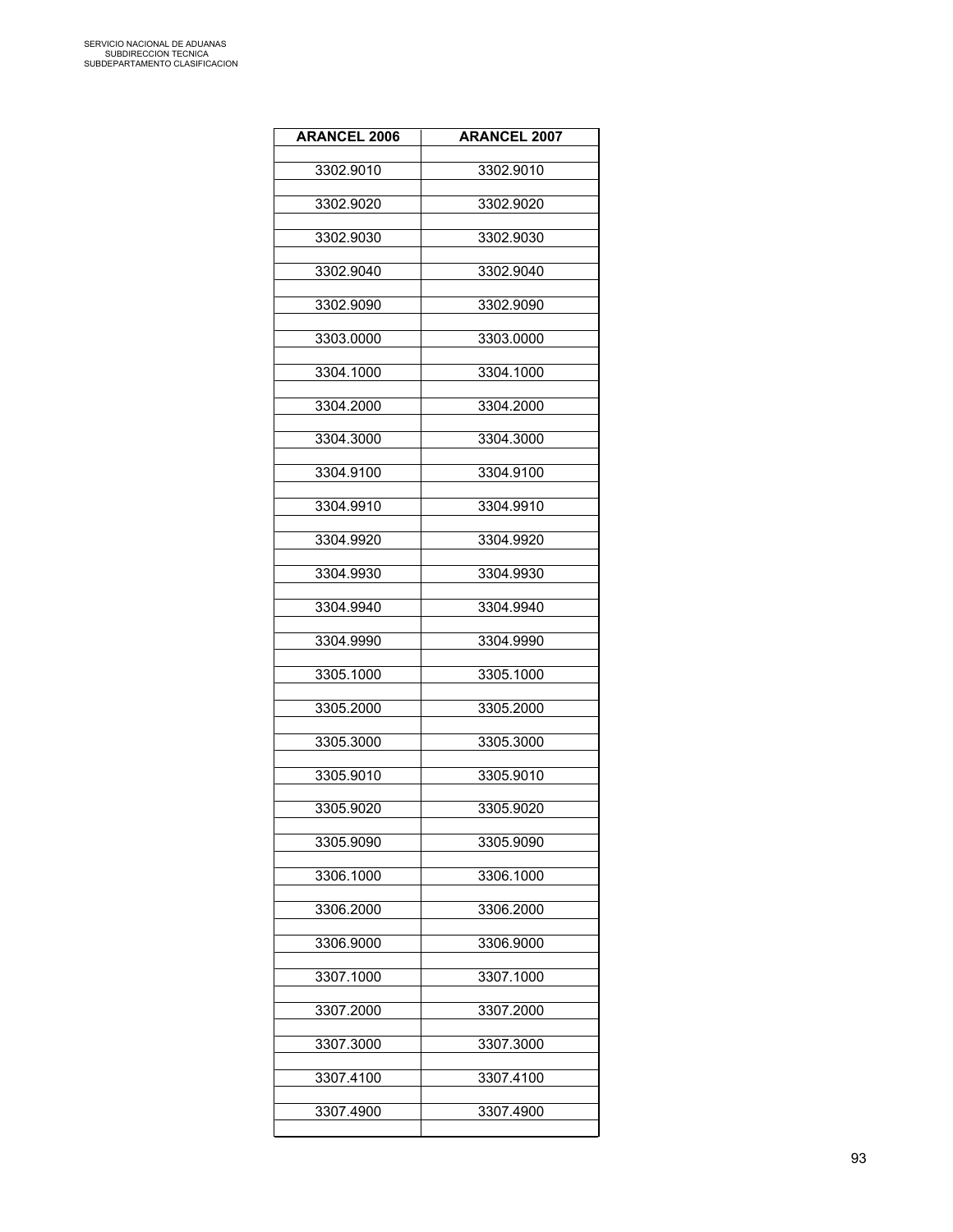| ARANCEL 2006 | ARANCEL 2007 |
|---|---|
| 3302.9010 | 3302.9010 |
| 3302.9020 | 3302.9020 |
| 3302.9030 | 3302.9030 |
| 3302.9040 | 3302.9040 |
| 3302.9090 | 3302.9090 |
| 3303.0000 | 3303.0000 |
| 3304.1000 | 3304.1000 |
| 3304.2000 | 3304.2000 |
| 3304.3000 | 3304.3000 |
| 3304.9100 | 3304.9100 |
| 3304.9910 | 3304.9910 |
| 3304.9920 | 3304.9920 |
| 3304.9930 | 3304.9930 |
| 3304.9940 | 3304.9940 |
| 3304.9990 | 3304.9990 |
| 3305.1000 | 3305.1000 |
| 3305.2000 | 3305.2000 |
| 3305.3000 | 3305.3000 |
| 3305.9010 | 3305.9010 |
| 3305.9020 | 3305.9020 |
| 3305.9090 | 3305.9090 |
| 3306.1000 | 3306.1000 |
| 3306.2000 | 3306.2000 |
| 3306.9000 | 3306.9000 |
| 3307.1000 | 3307.1000 |
| 3307.2000 | 3307.2000 |
| 3307.3000 | 3307.3000 |
| 3307.4100 | 3307.4100 |
| 3307.4900 | 3307.4900 |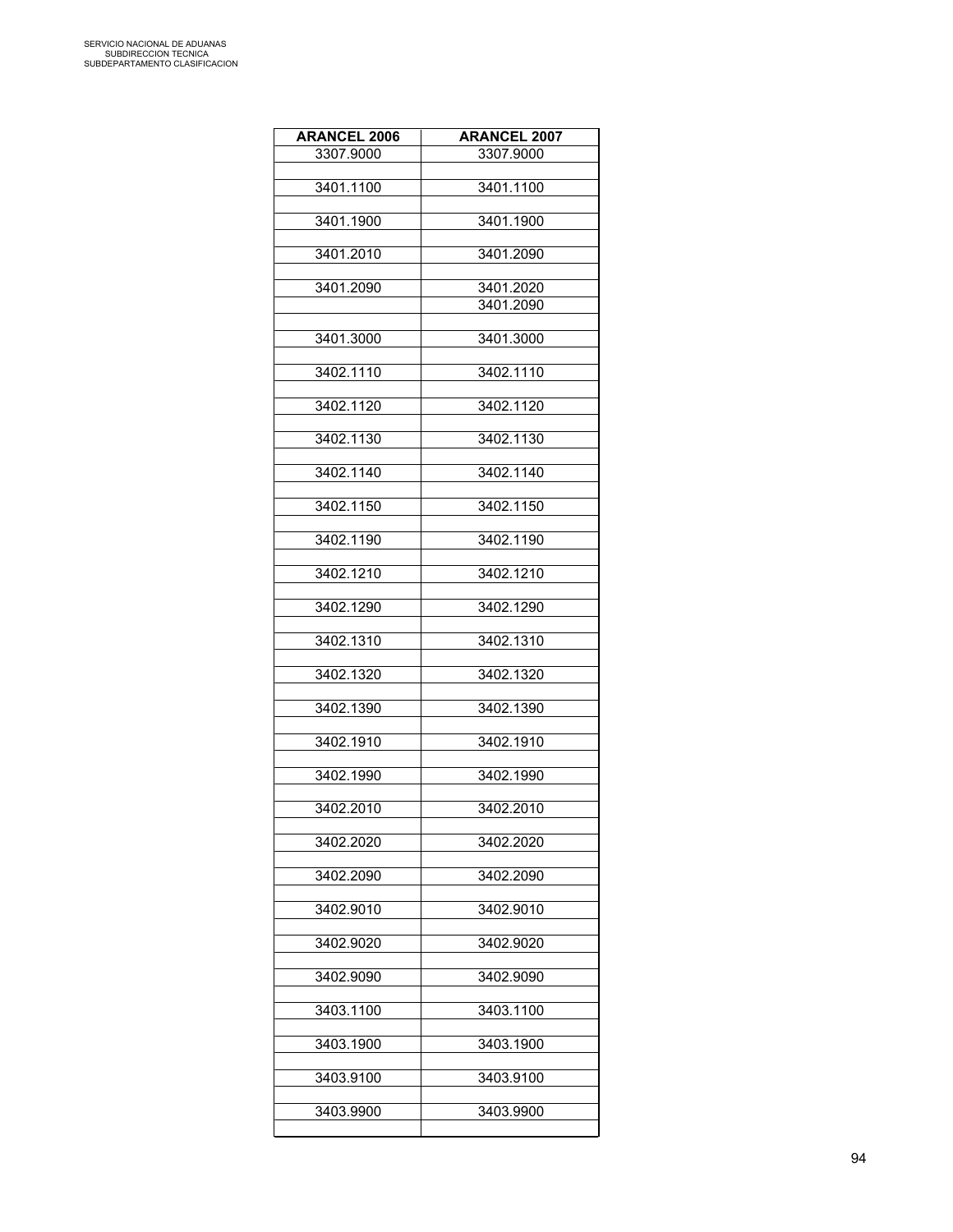| ARANCEL 2006 | ARANCEL 2007 |
|---|---|
| 3307.9000 | 3307.9000 |
| | |
| 3401.1100 | 3401.1100 |
| | |
| 3401.1900 | 3401.1900 |
| | |
| 3401.2010 | 3401.2090 |
| | |
| 3401.2090 | 3401.2020 |
| | 3401.2090 |
| | |
| 3401.3000 | 3401.3000 |
| | |
| 3402.1110 | 3402.1110 |
| | |
| 3402.1120 | 3402.1120 |
| | |
| 3402.1130 | 3402.1130 |
| | |
| 3402.1140 | 3402.1140 |
| | |
| 3402.1150 | 3402.1150 |
| | |
| 3402.1190 | 3402.1190 |
| | |
| 3402.1210 | 3402.1210 |
| | |
| 3402.1290 | 3402.1290 |
| | |
| 3402.1310 | 3402.1310 |
| | |
| 3402.1320 | 3402.1320 |
| | |
| 3402.1390 | 3402.1390 |
| | |
| 3402.1910 | 3402.1910 |
| | |
| 3402.1990 | 3402.1990 |
| | |
| 3402.2010 | 3402.2010 |
| | |
| 3402.2020 | 3402.2020 |
| | |
| 3402.2090 | 3402.2090 |
| | |
| 3402.9010 | 3402.9010 |
| | |
| 3402.9020 | 3402.9020 |
| | |
| 3402.9090 | 3402.9090 |
| | |
| 3403.1100 | 3403.1100 |
| | |
| 3403.1900 | 3403.1900 |
| | |
| 3403.9100 | 3403.9100 |
| | |
| 3403.9900 | 3403.9900 |
| | |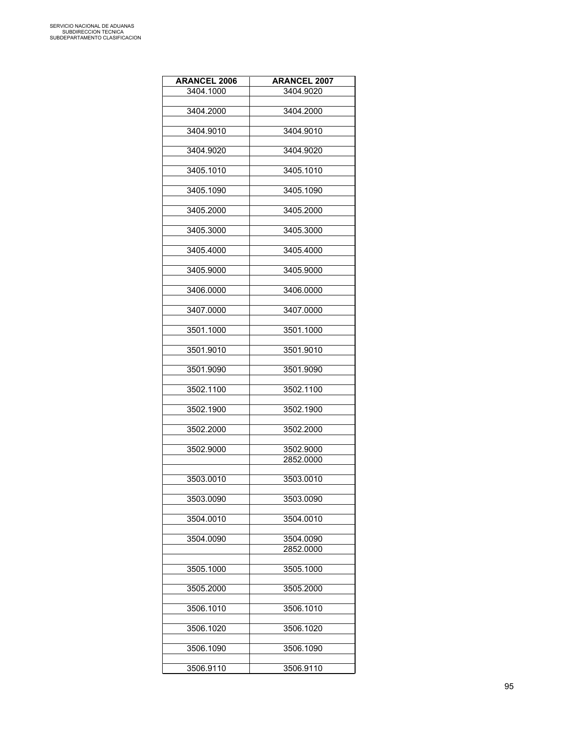| ARANCEL 2006 | ARANCEL 2007 |
|---|---|
| 3404.1000 | 3404.9020 |
| | |
| 3404.2000 | 3404.2000 |
| | |
| 3404.9010 | 3404.9010 |
| | |
| 3404.9020 | 3404.9020 |
| | |
| 3405.1010 | 3405.1010 |
| | |
| 3405.1090 | 3405.1090 |
| | |
| 3405.2000 | 3405.2000 |
| | |
| 3405.3000 | 3405.3000 |
| | |
| 3405.4000 | 3405.4000 |
| | |
| 3405.9000 | 3405.9000 |
| | |
| 3406.0000 | 3406.0000 |
| | |
| 3407.0000 | 3407.0000 |
| | |
| 3501.1000 | 3501.1000 |
| | |
| 3501.9010 | 3501.9010 |
| | |
| 3501.9090 | 3501.9090 |
| | |
| 3502.1100 | 3502.1100 |
| | |
| 3502.1900 | 3502.1900 |
| | |
| 3502.2000 | 3502.2000 |
| | |
| 3502.9000 | 3502.9000 |
| | 2852.0000 |
| | |
| 3503.0010 | 3503.0010 |
| | |
| 3503.0090 | 3503.0090 |
| | |
| 3504.0010 | 3504.0010 |
| | |
| 3504.0090 | 3504.0090 |
| | 2852.0000 |
| | |
| 3505.1000 | 3505.1000 |
| | |
| 3505.2000 | 3505.2000 |
| | |
| 3506.1010 | 3506.1010 |
| | |
| 3506.1020 | 3506.1020 |
| | |
| 3506.1090 | 3506.1090 |
| | |
| 3506.9110 | 3506.9110 |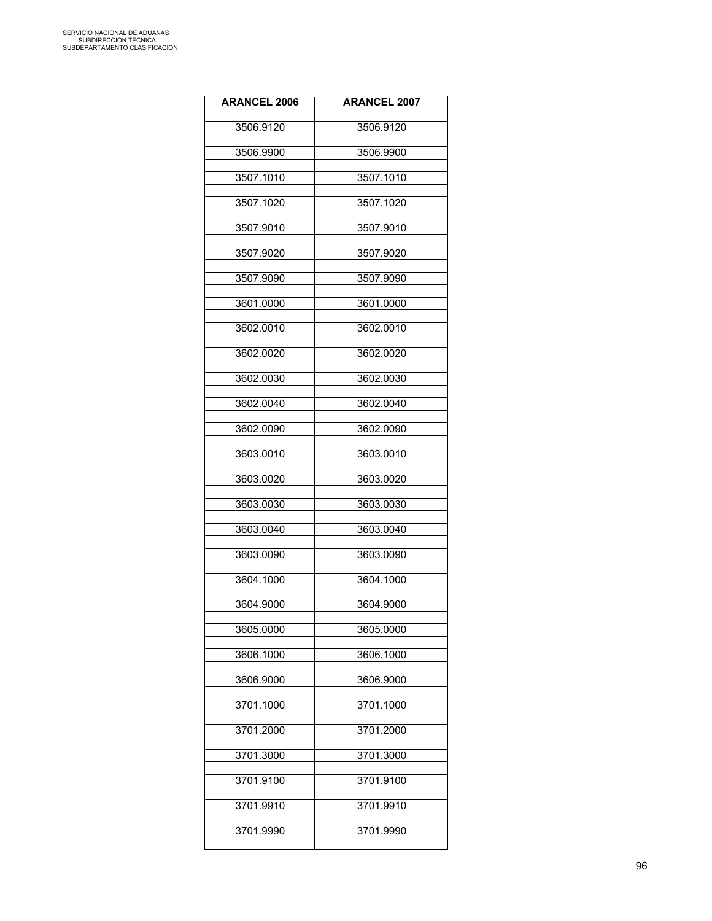| ARANCEL 2006 | ARANCEL 2007 |
|---|---|
| 3506.9120 | 3506.9120 |
| 3506.9900 | 3506.9900 |
| 3507.1010 | 3507.1010 |
| 3507.1020 | 3507.1020 |
| 3507.9010 | 3507.9010 |
| 3507.9020 | 3507.9020 |
| 3507.9090 | 3507.9090 |
| 3601.0000 | 3601.0000 |
| 3602.0010 | 3602.0010 |
| 3602.0020 | 3602.0020 |
| 3602.0030 | 3602.0030 |
| 3602.0040 | 3602.0040 |
| 3602.0090 | 3602.0090 |
| 3603.0010 | 3603.0010 |
| 3603.0020 | 3603.0020 |
| 3603.0030 | 3603.0030 |
| 3603.0040 | 3603.0040 |
| 3603.0090 | 3603.0090 |
| 3604.1000 | 3604.1000 |
| 3604.9000 | 3604.9000 |
| 3605.0000 | 3605.0000 |
| 3606.1000 | 3606.1000 |
| 3606.9000 | 3606.9000 |
| 3701.1000 | 3701.1000 |
| 3701.2000 | 3701.2000 |
| 3701.3000 | 3701.3000 |
| 3701.9100 | 3701.9100 |
| 3701.9910 | 3701.9910 |
| 3701.9990 | 3701.9990 |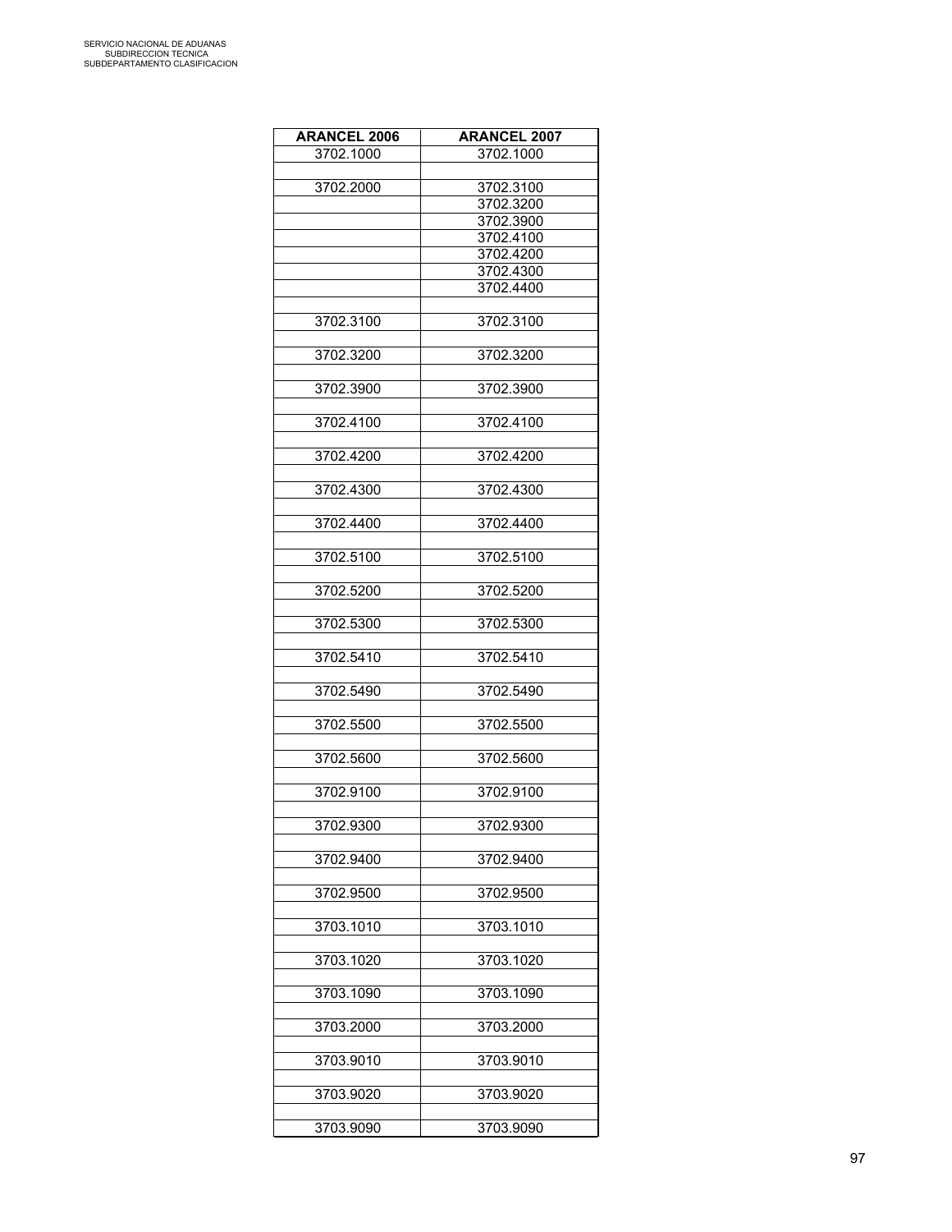| ARANCEL 2006 | ARANCEL 2007 |
|---|---|
| 3702.1000 | 3702.1000 |
| | |
| 3702.2000 | 3702.3100 |
| | 3702.3200 |
| | 3702.3900 |
| | 3702.4100 |
| | 3702.4200 |
| | 3702.4300 |
| | 3702.4400 |
| | |
| 3702.3100 | 3702.3100 |
| | |
| 3702.3200 | 3702.3200 |
| | |
| 3702.3900 | 3702.3900 |
| | |
| 3702.4100 | 3702.4100 |
| | |
| 3702.4200 | 3702.4200 |
| | |
| 3702.4300 | 3702.4300 |
| | |
| 3702.4400 | 3702.4400 |
| | |
| 3702.5100 | 3702.5100 |
| | |
| 3702.5200 | 3702.5200 |
| | |
| 3702.5300 | 3702.5300 |
| | |
| 3702.5410 | 3702.5410 |
| | |
| 3702.5490 | 3702.5490 |
| | |
| 3702.5500 | 3702.5500 |
| | |
| 3702.5600 | 3702.5600 |
| | |
| 3702.9100 | 3702.9100 |
| | |
| 3702.9300 | 3702.9300 |
| | |
| 3702.9400 | 3702.9400 |
| | |
| 3702.9500 | 3702.9500 |
| | |
| 3703.1010 | 3703.1010 |
| | |
| 3703.1020 | 3703.1020 |
| | |
| 3703.1090 | 3703.1090 |
| | |
| 3703.2000 | 3703.2000 |
| | |
| 3703.9010 | 3703.9010 |
| | |
| 3703.9020 | 3703.9020 |
| | |
| 3703.9090 | 3703.9090 |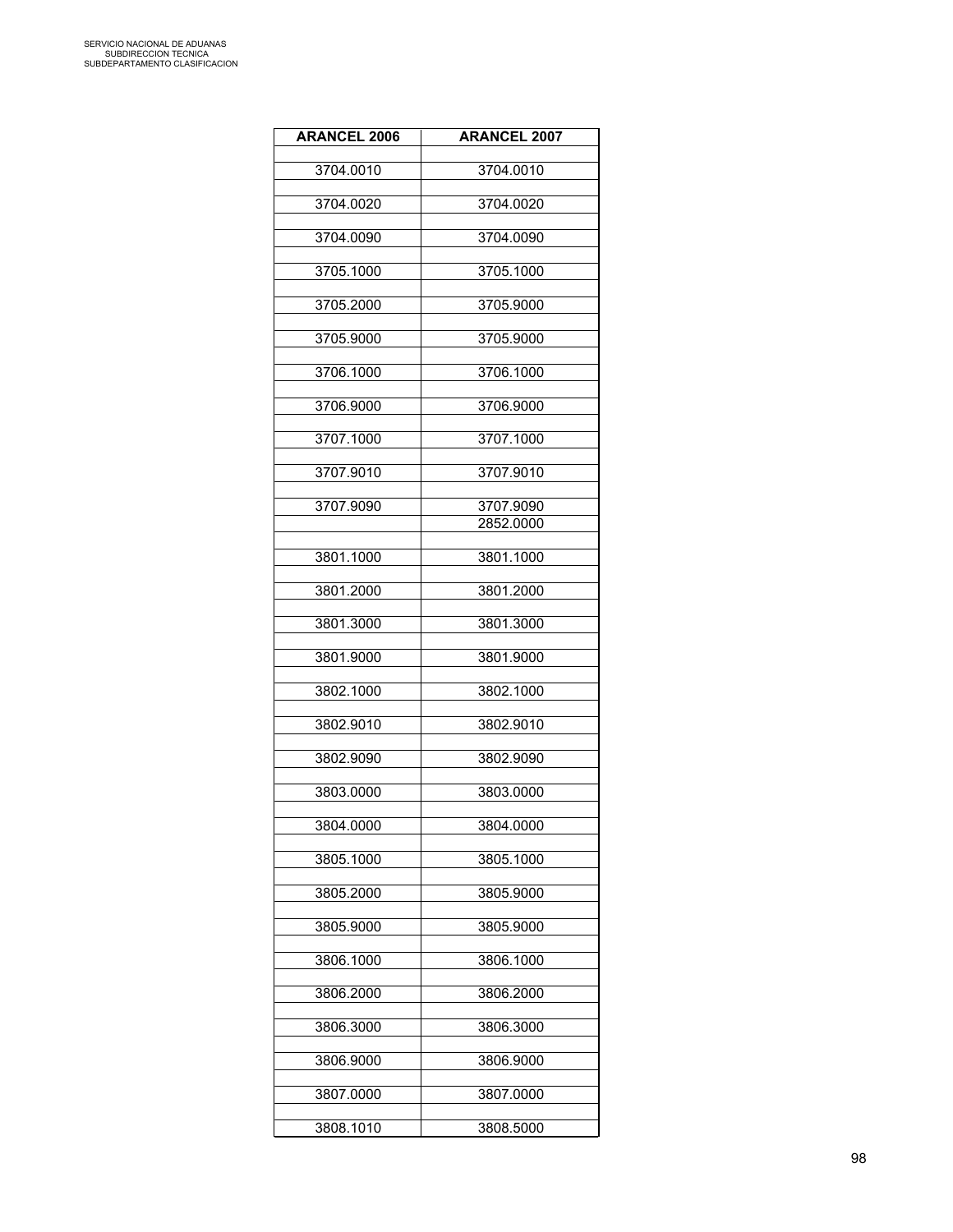| ARANCEL 2006 | ARANCEL 2007 |
|---|---|
| 3704.0010 | 3704.0010 |
| 3704.0020 | 3704.0020 |
| 3704.0090 | 3704.0090 |
| 3705.1000 | 3705.1000 |
| 3705.2000 | 3705.9000 |
| 3705.9000 | 3705.9000 |
| 3706.1000 | 3706.1000 |
| 3706.9000 | 3706.9000 |
| 3707.1000 | 3707.1000 |
| 3707.9010 | 3707.9010 |
| 3707.9090 | 3707.9090 |
| | 2852.0000 |
| 3801.1000 | 3801.1000 |
| 3801.2000 | 3801.2000 |
| 3801.3000 | 3801.3000 |
| 3801.9000 | 3801.9000 |
| 3802.1000 | 3802.1000 |
| 3802.9010 | 3802.9010 |
| 3802.9090 | 3802.9090 |
| 3803.0000 | 3803.0000 |
| 3804.0000 | 3804.0000 |
| 3805.1000 | 3805.1000 |
| 3805.2000 | 3805.9000 |
| 3805.9000 | 3805.9000 |
| 3806.1000 | 3806.1000 |
| 3806.2000 | 3806.2000 |
| 3806.3000 | 3806.3000 |
| 3806.9000 | 3806.9000 |
| 3807.0000 | 3807.0000 |
| 3808.1010 | 3808.5000 |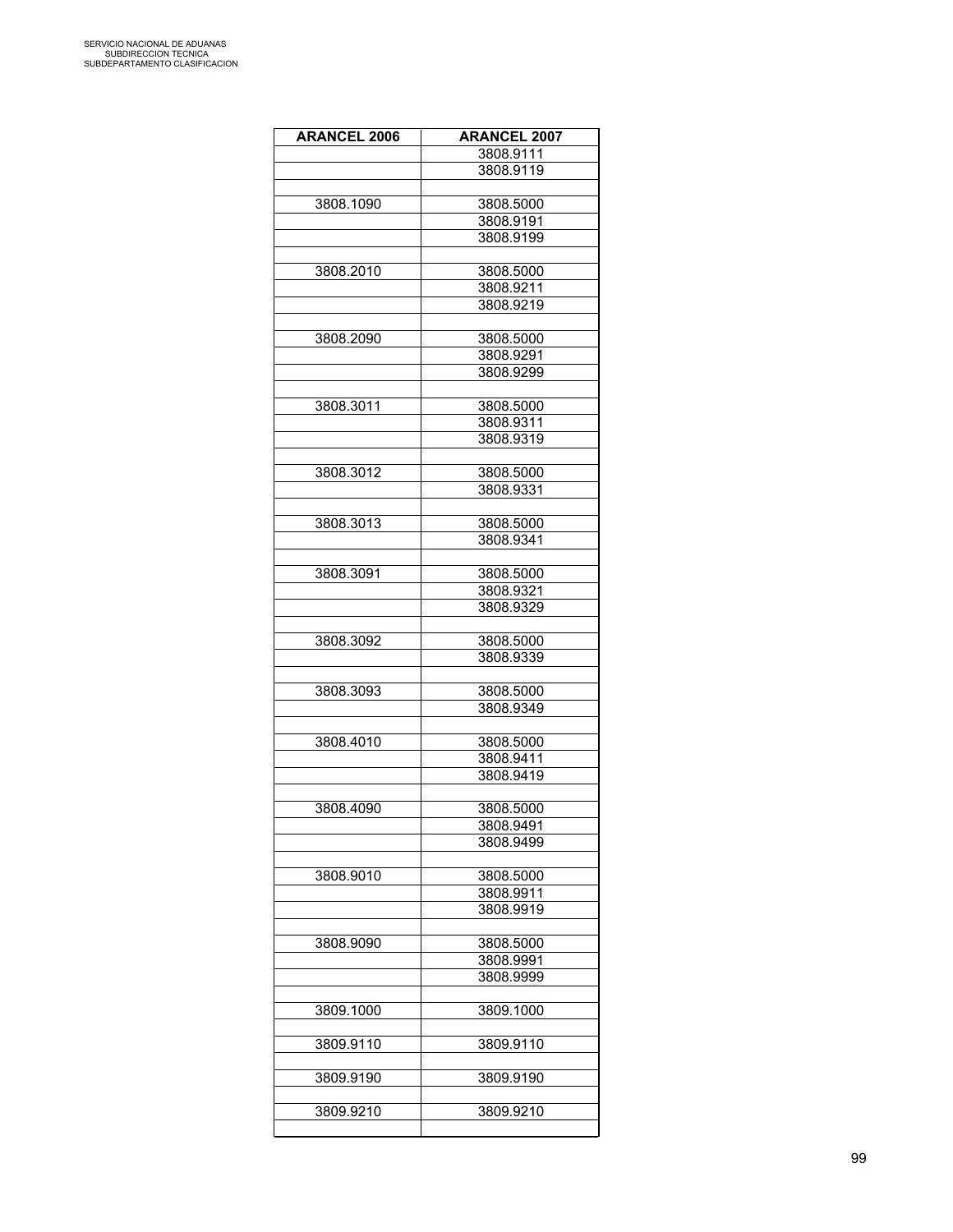| ARANCEL 2006 | ARANCEL 2007 |
|---|---|
| | 3808.9111 |
| | 3808.9119 |
| | |
| 3808.1090 | 3808.5000 |
| | 3808.9191 |
| | 3808.9199 |
| | |
| 3808.2010 | 3808.5000 |
| | 3808.9211 |
| | 3808.9219 |
| | |
| 3808.2090 | 3808.5000 |
| | 3808.9291 |
| | 3808.9299 |
| | |
| 3808.3011 | 3808.5000 |
| | 3808.9311 |
| | 3808.9319 |
| | |
| 3808.3012 | 3808.5000 |
| | 3808.9331 |
| | |
| 3808.3013 | 3808.5000 |
| | 3808.9341 |
| | |
| 3808.3091 | 3808.5000 |
| | 3808.9321 |
| | 3808.9329 |
| | |
| 3808.3092 | 3808.5000 |
| | 3808.9339 |
| | |
| 3808.3093 | 3808.5000 |
| | 3808.9349 |
| | |
| 3808.4010 | 3808.5000 |
| | 3808.9411 |
| | 3808.9419 |
| | |
| 3808.4090 | 3808.5000 |
| | 3808.9491 |
| | 3808.9499 |
| | |
| 3808.9010 | 3808.5000 |
| | 3808.9911 |
| | 3808.9919 |
| | |
| 3808.9090 | 3808.5000 |
| | 3808.9991 |
| | 3808.9999 |
| | |
| 3809.1000 | 3809.1000 |
| | |
| 3809.9110 | 3809.9110 |
| | |
| 3809.9190 | 3809.9190 |
| | |
| 3809.9210 | 3809.9210 |
| | |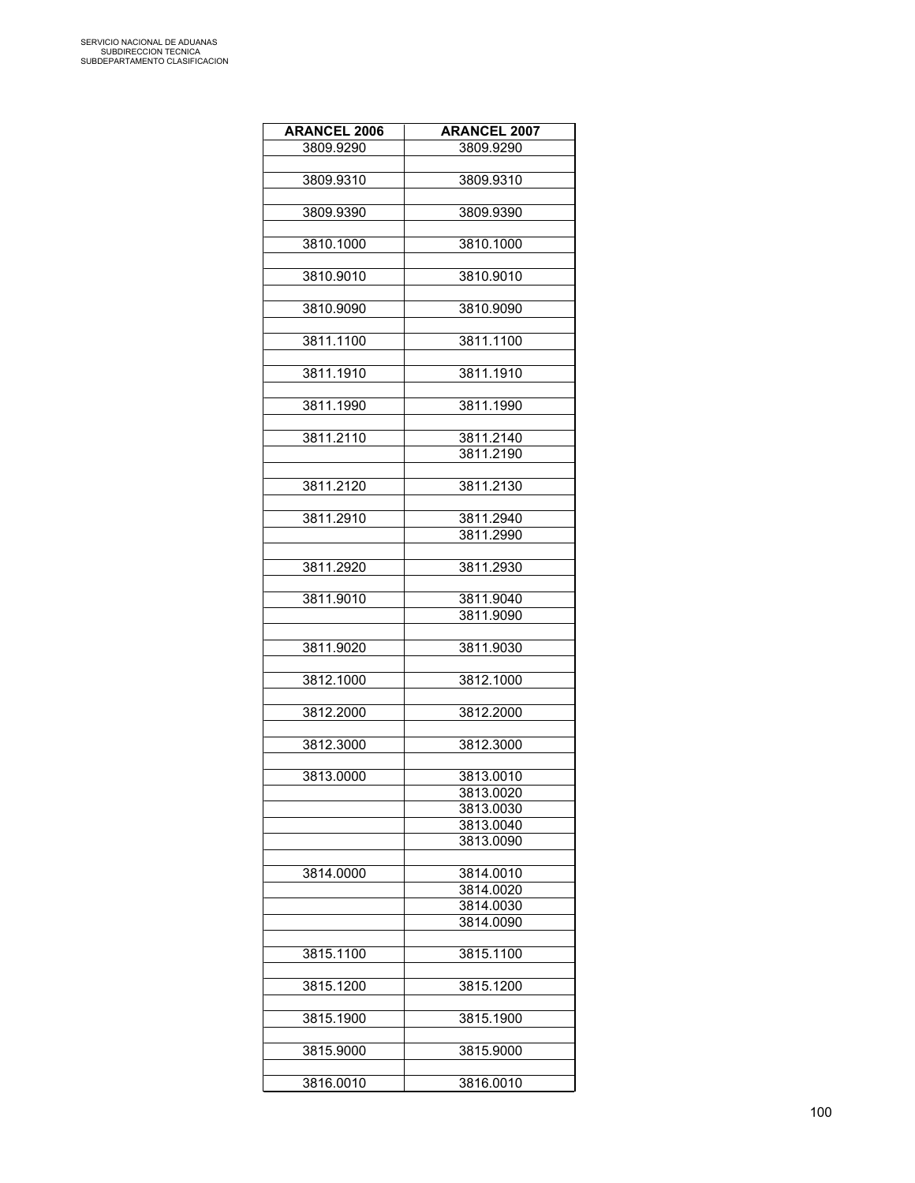| ARANCEL 2006 | ARANCEL 2007 |
|---|---|
| 3809.9290 | 3809.9290 |
| | |
| 3809.9310 | 3809.9310 |
| | |
| 3809.9390 | 3809.9390 |
| | |
| 3810.1000 | 3810.1000 |
| | |
| 3810.9010 | 3810.9010 |
| | |
| 3810.9090 | 3810.9090 |
| | |
| 3811.1100 | 3811.1100 |
| | |
| 3811.1910 | 3811.1910 |
| | |
| 3811.1990 | 3811.1990 |
| | |
| 3811.2110 | 3811.2140 |
| | 3811.2190 |
| | |
| 3811.2120 | 3811.2130 |
| | |
| 3811.2910 | 3811.2940 |
| | 3811.2990 |
| | |
| 3811.2920 | 3811.2930 |
| | |
| 3811.9010 | 3811.9040 |
| | 3811.9090 |
| | |
| 3811.9020 | 3811.9030 |
| | |
| 3812.1000 | 3812.1000 |
| | |
| 3812.2000 | 3812.2000 |
| | |
| 3812.3000 | 3812.3000 |
| | |
| 3813.0000 | 3813.0010 |
| | 3813.0020 |
| | 3813.0030 |
| | 3813.0040 |
| | 3813.0090 |
| | |
| 3814.0000 | 3814.0010 |
| | 3814.0020 |
| | 3814.0030 |
| | 3814.0090 |
| | |
| 3815.1100 | 3815.1100 |
| | |
| 3815.1200 | 3815.1200 |
| | |
| 3815.1900 | 3815.1900 |
| | |
| 3815.9000 | 3815.9000 |
| | |
| 3816.0010 | 3816.0010 |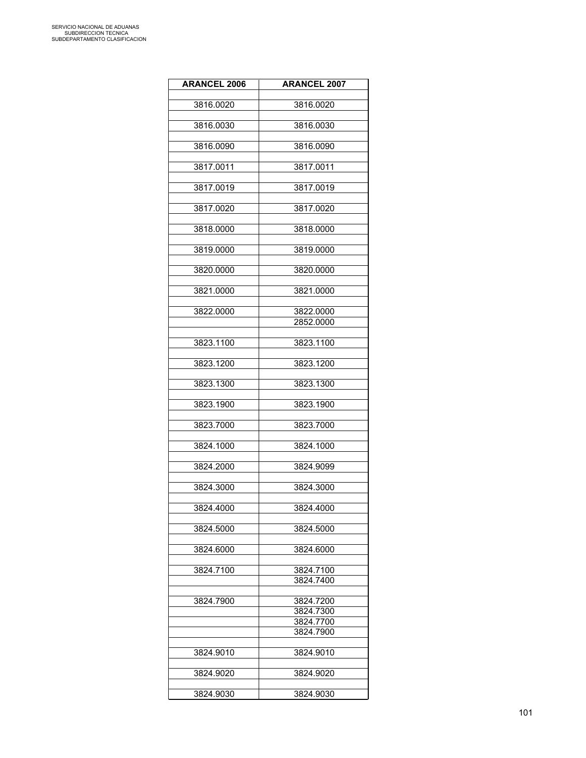| ARANCEL 2006 | ARANCEL 2007 |
| --- | --- |
| | |
| 3816.0020 | 3816.0020 |
| | |
| 3816.0030 | 3816.0030 |
| | |
| 3816.0090 | 3816.0090 |
| | |
| 3817.0011 | 3817.0011 |
| | |
| 3817.0019 | 3817.0019 |
| | |
| 3817.0020 | 3817.0020 |
| | |
| 3818.0000 | 3818.0000 |
| | |
| 3819.0000 | 3819.0000 |
| | |
| 3820.0000 | 3820.0000 |
| | |
| 3821.0000 | 3821.0000 |
| | |
| 3822.0000 | 3822.0000 |
| | 2852.0000 |
| | |
| 3823.1100 | 3823.1100 |
| | |
| 3823.1200 | 3823.1200 |
| | |
| 3823.1300 | 3823.1300 |
| | |
| 3823.1900 | 3823.1900 |
| | |
| 3823.7000 | 3823.7000 |
| | |
| 3824.1000 | 3824.1000 |
| | |
| 3824.2000 | 3824.9099 |
| | |
| 3824.3000 | 3824.3000 |
| | |
| 3824.4000 | 3824.4000 |
| | |
| 3824.5000 | 3824.5000 |
| | |
| 3824.6000 | 3824.6000 |
| | |
| 3824.7100 | 3824.7100 |
| | 3824.7400 |
| | |
| 3824.7900 | 3824.7200 |
| | 3824.7300 |
| | 3824.7700 |
| | 3824.7900 |
| | |
| 3824.9010 | 3824.9010 |
| | |
| 3824.9020 | 3824.9020 |
| | |
| 3824.9030 | 3824.9030 |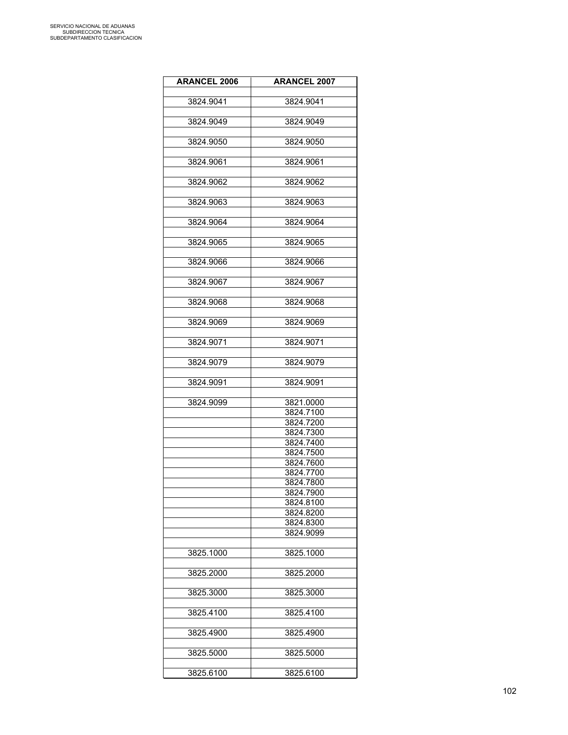| ARANCEL 2006 | ARANCEL 2007 |
|---|---|
| 3824.9041 | 3824.9041 |
| 3824.9049 | 3824.9049 |
| 3824.9050 | 3824.9050 |
| 3824.9061 | 3824.9061 |
| 3824.9062 | 3824.9062 |
| 3824.9063 | 3824.9063 |
| 3824.9064 | 3824.9064 |
| 3824.9065 | 3824.9065 |
| 3824.9066 | 3824.9066 |
| 3824.9067 | 3824.9067 |
| 3824.9068 | 3824.9068 |
| 3824.9069 | 3824.9069 |
| 3824.9071 | 3824.9071 |
| 3824.9079 | 3824.9079 |
| 3824.9091 | 3824.9091 |
| 3824.9099 | 3821.0000 |
| | 3824.7100 |
| | 3824.7200 |
| | 3824.7300 |
| | 3824.7400 |
| | 3824.7500 |
| | 3824.7600 |
| | 3824.7700 |
| | 3824.7800 |
| | 3824.7900 |
| | 3824.8100 |
| | 3824.8200 |
| | 3824.8300 |
| | 3824.9099 |
| 3825.1000 | 3825.1000 |
| 3825.2000 | 3825.2000 |
| 3825.3000 | 3825.3000 |
| 3825.4100 | 3825.4100 |
| 3825.4900 | 3825.4900 |
| 3825.5000 | 3825.5000 |
| 3825.6100 | 3825.6100 |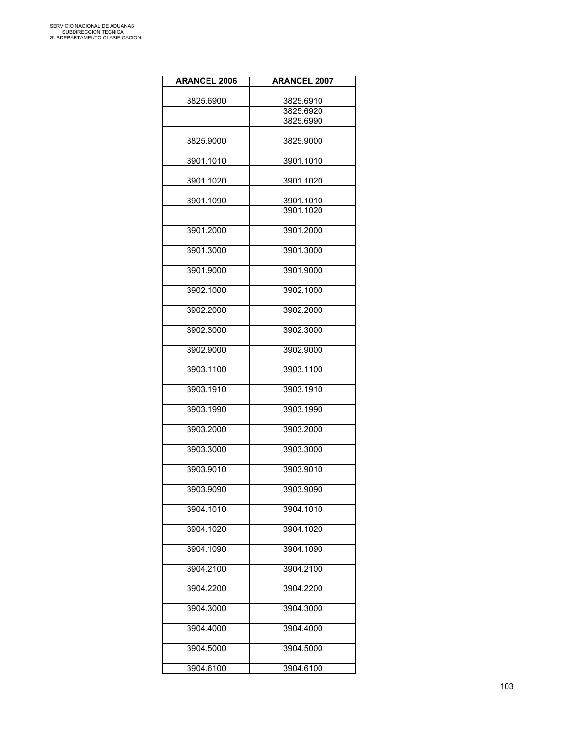| ARANCEL 2006 | ARANCEL 2007 |
|---|---|
| 3825.6900 | 3825.6910 |
| | 3825.6920 |
| | 3825.6990 |
| 3825.9000 | 3825.9000 |
| 3901.1010 | 3901.1010 |
| 3901.1020 | 3901.1020 |
| 3901.1090 | 3901.1010 |
| | 3901.1020 |
| 3901.2000 | 3901.2000 |
| 3901.3000 | 3901.3000 |
| 3901.9000 | 3901.9000 |
| 3902.1000 | 3902.1000 |
| 3902.2000 | 3902.2000 |
| 3902.3000 | 3902.3000 |
| 3902.9000 | 3902.9000 |
| 3903.1100 | 3903.1100 |
| 3903.1910 | 3903.1910 |
| 3903.1990 | 3903.1990 |
| 3903.2000 | 3903.2000 |
| 3903.3000 | 3903.3000 |
| 3903.9010 | 3903.9010 |
| 3903.9090 | 3903.9090 |
| 3904.1010 | 3904.1010 |
| 3904.1020 | 3904.1020 |
| 3904.1090 | 3904.1090 |
| 3904.2100 | 3904.2100 |
| 3904.2200 | 3904.2200 |
| 3904.3000 | 3904.3000 |
| 3904.4000 | 3904.4000 |
| 3904.5000 | 3904.5000 |
| 3904.6100 | 3904.6100 |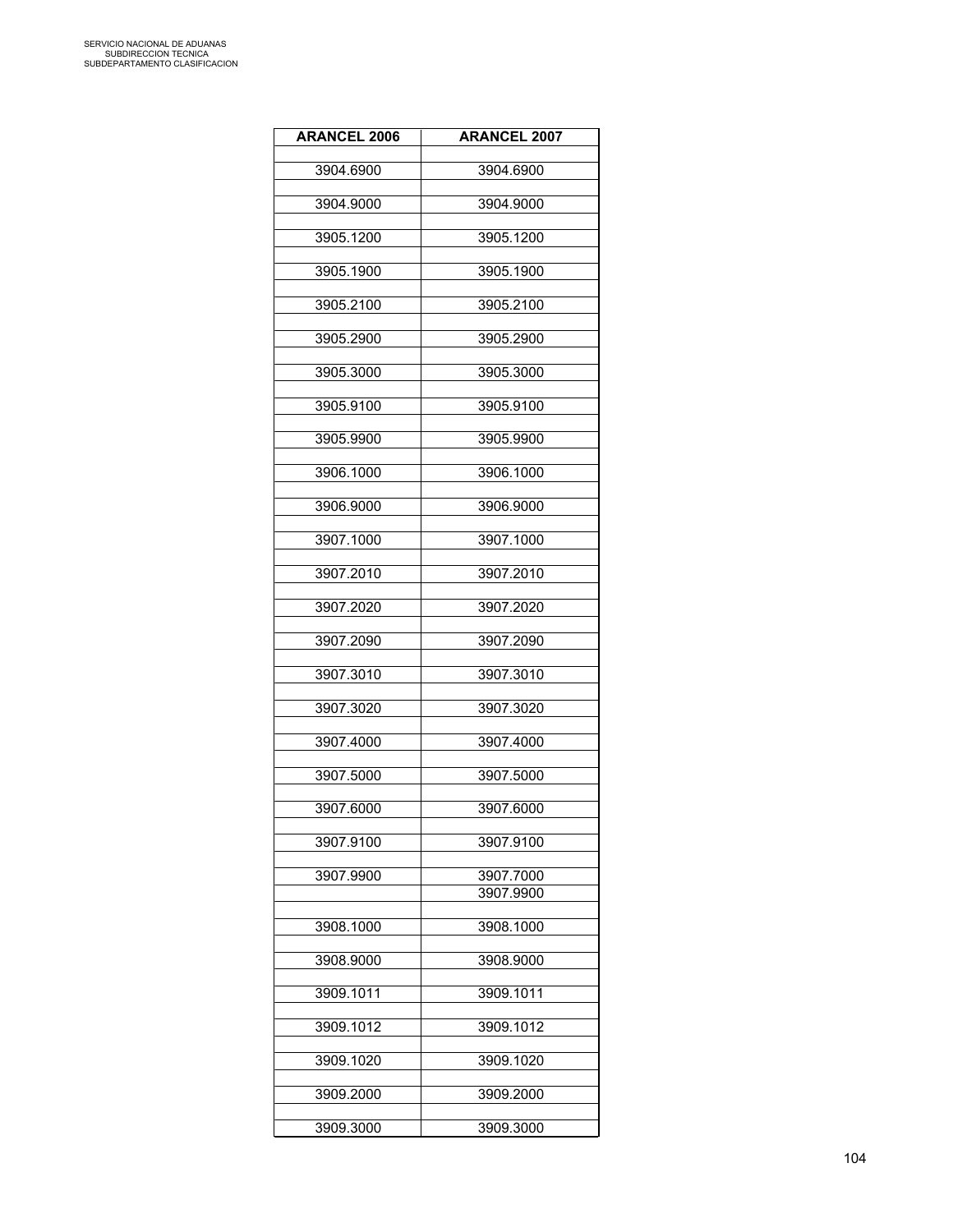| ARANCEL 2006 | ARANCEL 2007 |
|---|---|
| 3904.6900 | 3904.6900 |
| 3904.9000 | 3904.9000 |
| 3905.1200 | 3905.1200 |
| 3905.1900 | 3905.1900 |
| 3905.2100 | 3905.2100 |
| 3905.2900 | 3905.2900 |
| 3905.3000 | 3905.3000 |
| 3905.9100 | 3905.9100 |
| 3905.9900 | 3905.9900 |
| 3906.1000 | 3906.1000 |
| 3906.9000 | 3906.9000 |
| 3907.1000 | 3907.1000 |
| 3907.2010 | 3907.2010 |
| 3907.2020 | 3907.2020 |
| 3907.2090 | 3907.2090 |
| 3907.3010 | 3907.3010 |
| 3907.3020 | 3907.3020 |
| 3907.4000 | 3907.4000 |
| 3907.5000 | 3907.5000 |
| 3907.6000 | 3907.6000 |
| 3907.9100 | 3907.9100 |
| 3907.9900 | 3907.7000 |
| | 3907.9900 |
| 3908.1000 | 3908.1000 |
| 3908.9000 | 3908.9000 |
| 3909.1011 | 3909.1011 |
| 3909.1012 | 3909.1012 |
| 3909.1020 | 3909.1020 |
| 3909.2000 | 3909.2000 |
| 3909.3000 | 3909.3000 |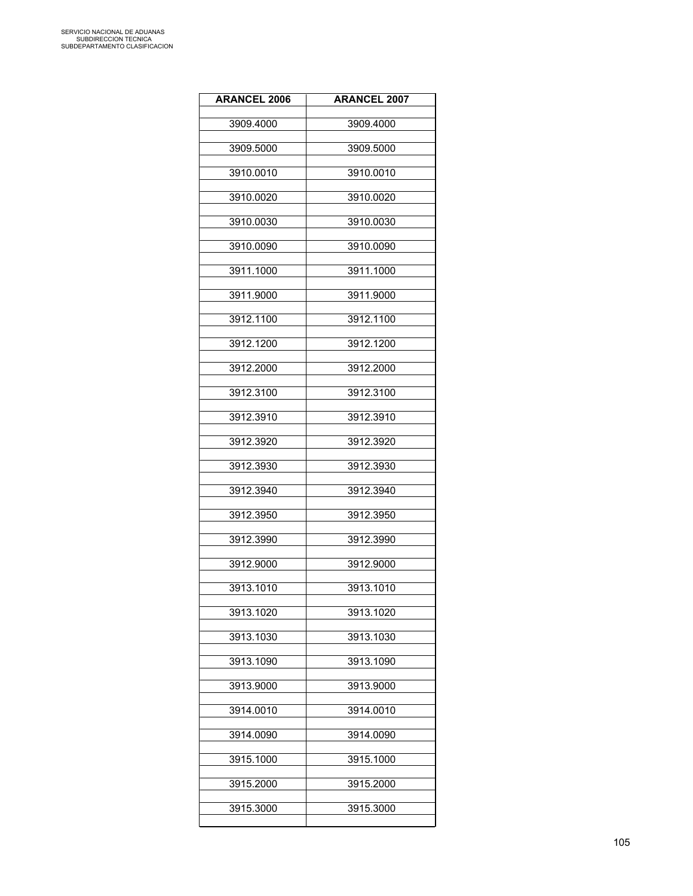| ARANCEL 2006 | ARANCEL 2007 |
|---|---|
| 3909.4000 | 3909.4000 |
| 3909.5000 | 3909.5000 |
| 3910.0010 | 3910.0010 |
| 3910.0020 | 3910.0020 |
| 3910.0030 | 3910.0030 |
| 3910.0090 | 3910.0090 |
| 3911.1000 | 3911.1000 |
| 3911.9000 | 3911.9000 |
| 3912.1100 | 3912.1100 |
| 3912.1200 | 3912.1200 |
| 3912.2000 | 3912.2000 |
| 3912.3100 | 3912.3100 |
| 3912.3910 | 3912.3910 |
| 3912.3920 | 3912.3920 |
| 3912.3930 | 3912.3930 |
| 3912.3940 | 3912.3940 |
| 3912.3950 | 3912.3950 |
| 3912.3990 | 3912.3990 |
| 3912.9000 | 3912.9000 |
| 3913.1010 | 3913.1010 |
| 3913.1020 | 3913.1020 |
| 3913.1030 | 3913.1030 |
| 3913.1090 | 3913.1090 |
| 3913.9000 | 3913.9000 |
| 3914.0010 | 3914.0010 |
| 3914.0090 | 3914.0090 |
| 3915.1000 | 3915.1000 |
| 3915.2000 | 3915.2000 |
| 3915.3000 | 3915.3000 |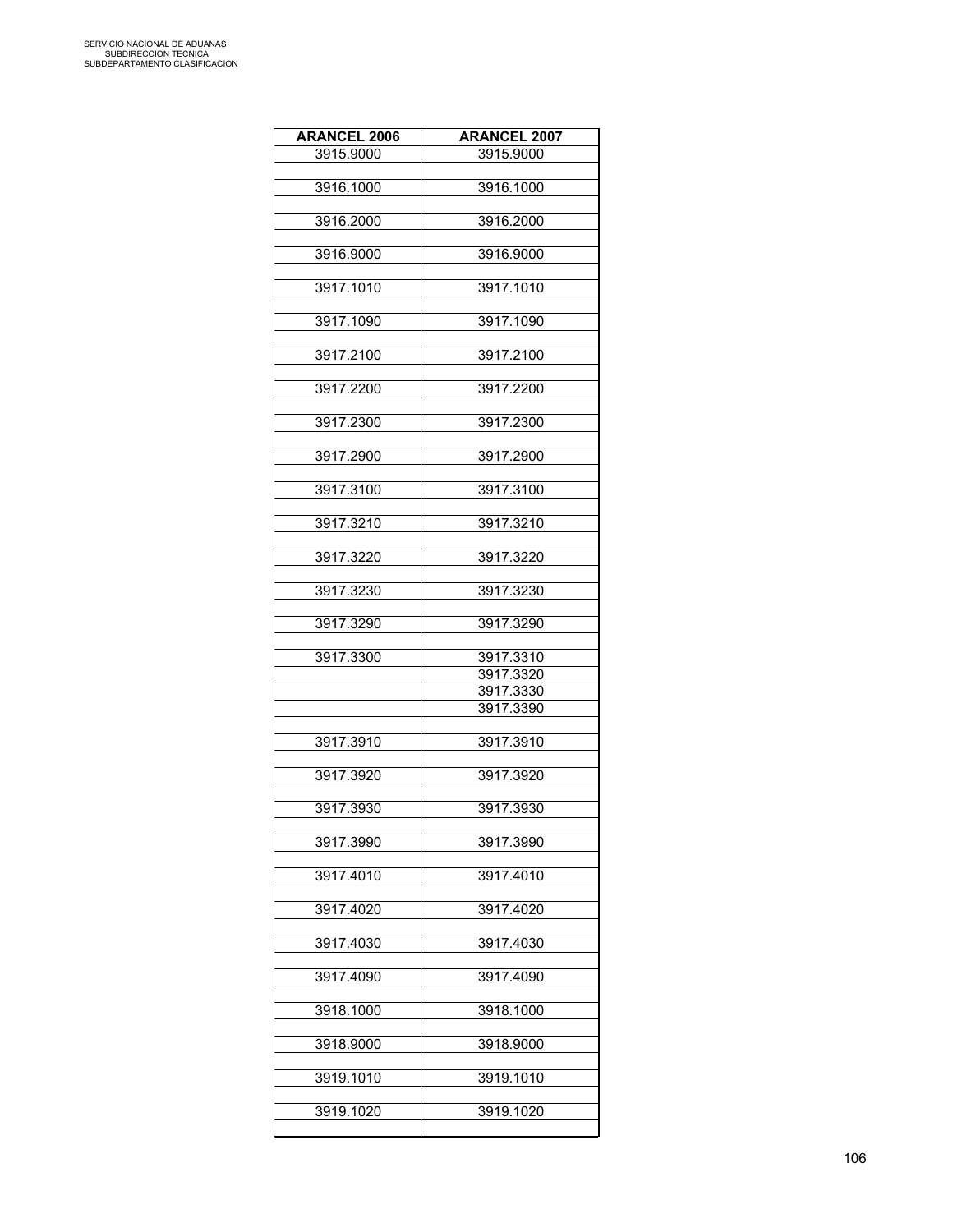| ARANCEL 2006 | ARANCEL 2007 |
|---|---|
| 3915.9000 | 3915.9000 |
| | |
| 3916.1000 | 3916.1000 |
| | |
| 3916.2000 | 3916.2000 |
| | |
| 3916.9000 | 3916.9000 |
| | |
| 3917.1010 | 3917.1010 |
| | |
| 3917.1090 | 3917.1090 |
| | |
| 3917.2100 | 3917.2100 |
| | |
| 3917.2200 | 3917.2200 |
| | |
| 3917.2300 | 3917.2300 |
| | |
| 3917.2900 | 3917.2900 |
| | |
| 3917.3100 | 3917.3100 |
| | |
| 3917.3210 | 3917.3210 |
| | |
| 3917.3220 | 3917.3220 |
| | |
| 3917.3230 | 3917.3230 |
| | |
| 3917.3290 | 3917.3290 |
| | |
| 3917.3300 | 3917.3310 |
| | 3917.3320 |
| | 3917.3330 |
| | 3917.3390 |
| | |
| 3917.3910 | 3917.3910 |
| | |
| 3917.3920 | 3917.3920 |
| | |
| 3917.3930 | 3917.3930 |
| | |
| 3917.3990 | 3917.3990 |
| | |
| 3917.4010 | 3917.4010 |
| | |
| 3917.4020 | 3917.4020 |
| | |
| 3917.4030 | 3917.4030 |
| | |
| 3917.4090 | 3917.4090 |
| | |
| 3918.1000 | 3918.1000 |
| | |
| 3918.9000 | 3918.9000 |
| | |
| 3919.1010 | 3919.1010 |
| | |
| 3919.1020 | 3919.1020 |
| | |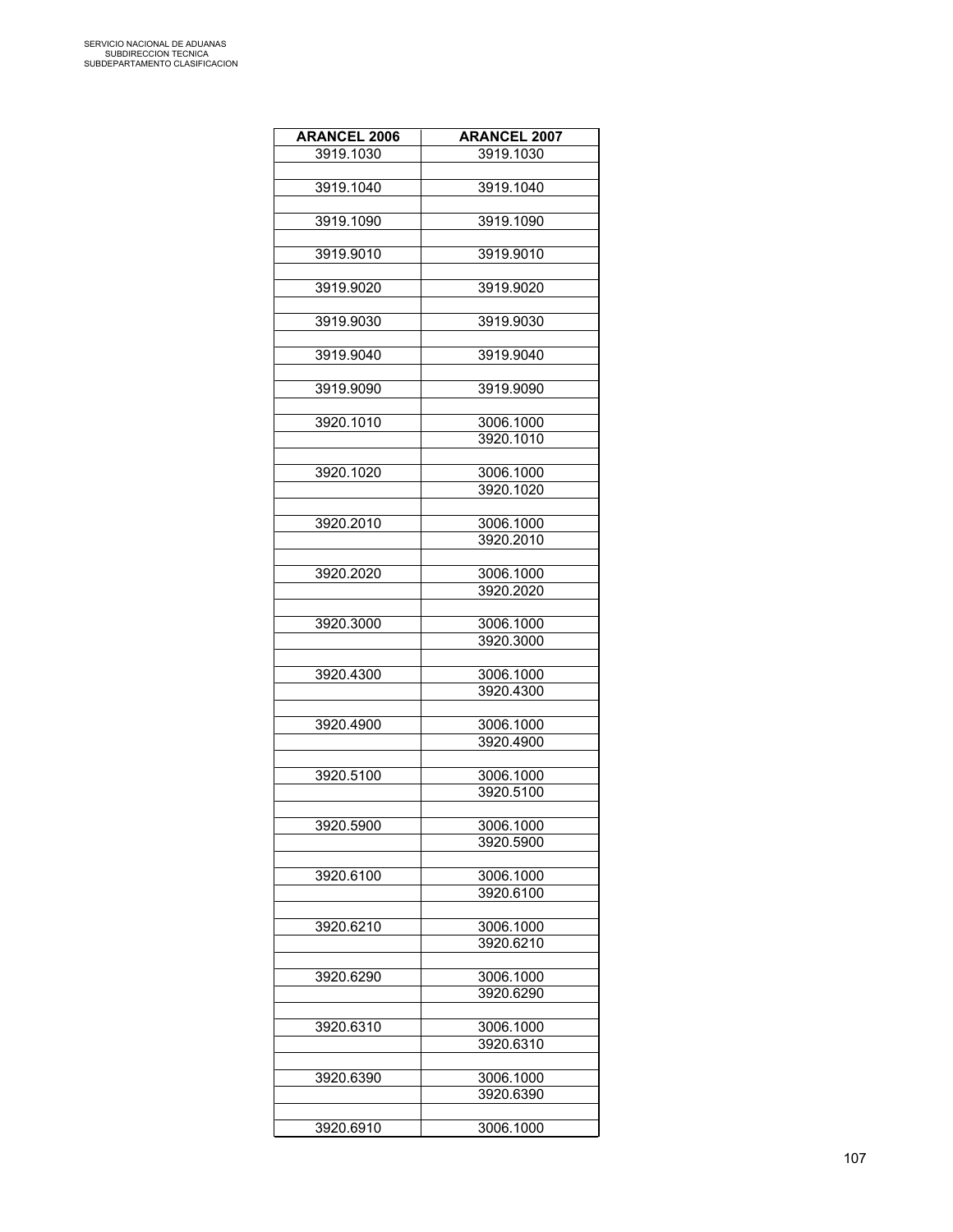| ARANCEL 2006 | ARANCEL 2007 |
|---|---|
| 3919.1030 | 3919.1030 |
| | |
| 3919.1040 | 3919.1040 |
| | |
| 3919.1090 | 3919.1090 |
| | |
| 3919.9010 | 3919.9010 |
| | |
| 3919.9020 | 3919.9020 |
| | |
| 3919.9030 | 3919.9030 |
| | |
| 3919.9040 | 3919.9040 |
| | |
| 3919.9090 | 3919.9090 |
| | |
| 3920.1010 | 3006.1000 |
| | 3920.1010 |
| | |
| 3920.1020 | 3006.1000 |
| | 3920.1020 |
| | |
| 3920.2010 | 3006.1000 |
| | 3920.2010 |
| | |
| 3920.2020 | 3006.1000 |
| | 3920.2020 |
| | |
| 3920.3000 | 3006.1000 |
| | 3920.3000 |
| | |
| 3920.4300 | 3006.1000 |
| | 3920.4300 |
| | |
| 3920.4900 | 3006.1000 |
| | 3920.4900 |
| | |
| 3920.5100 | 3006.1000 |
| | 3920.5100 |
| | |
| 3920.5900 | 3006.1000 |
| | 3920.5900 |
| | |
| 3920.6100 | 3006.1000 |
| | 3920.6100 |
| | |
| 3920.6210 | 3006.1000 |
| | 3920.6210 |
| | |
| 3920.6290 | 3006.1000 |
| | 3920.6290 |
| | |
| 3920.6310 | 3006.1000 |
| | 3920.6310 |
| | |
| 3920.6390 | 3006.1000 |
| | 3920.6390 |
| | |
| 3920.6910 | 3006.1000 |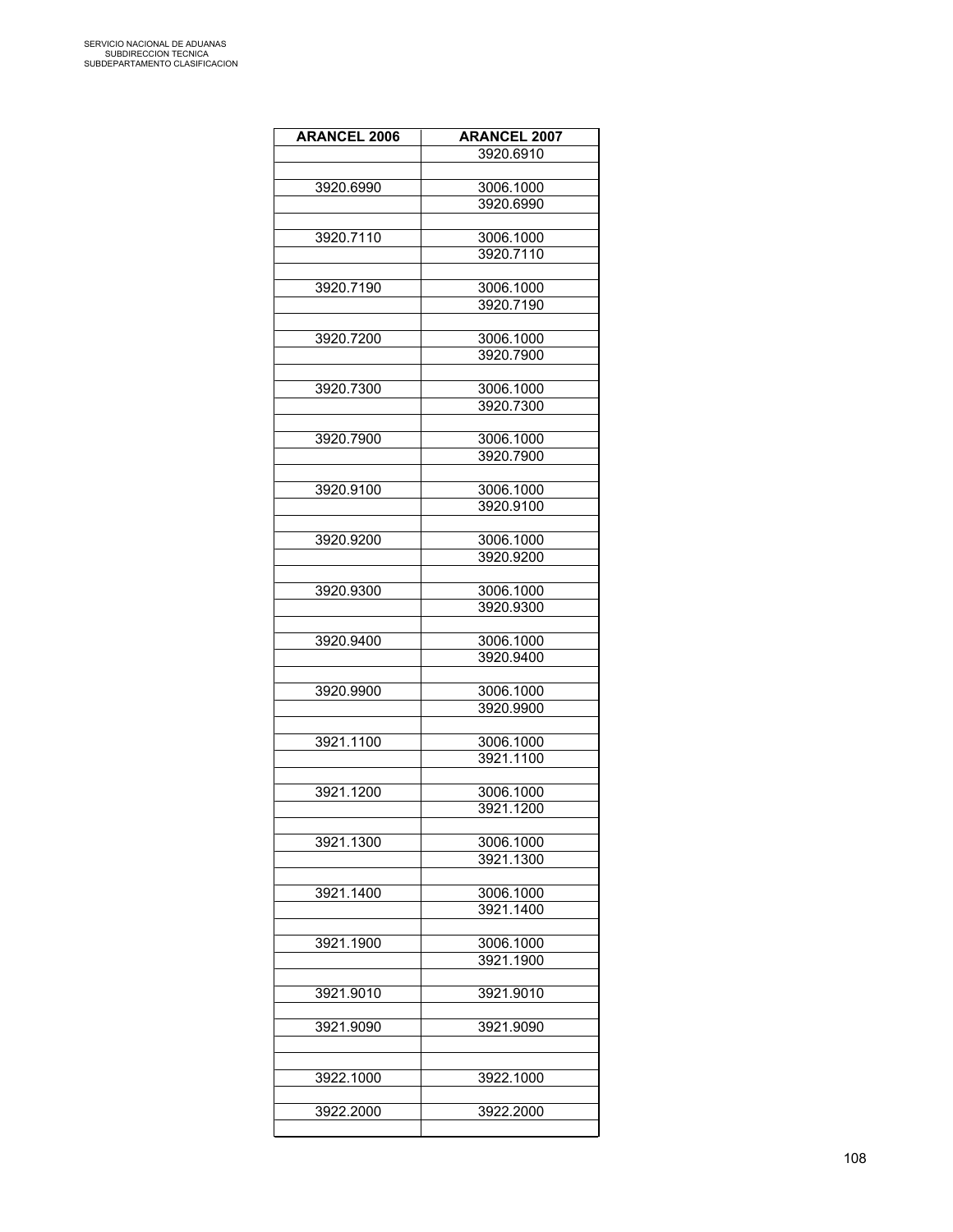| ARANCEL 2006 | ARANCEL 2007 |
| --- | --- |
| | 3920.6910 |
| | |
| 3920.6990 | 3006.1000 |
| | 3920.6990 |
| | |
| 3920.7110 | 3006.1000 |
| | 3920.7110 |
| | |
| 3920.7190 | 3006.1000 |
| | 3920.7190 |
| | |
| 3920.7200 | 3006.1000 |
| | 3920.7900 |
| | |
| 3920.7300 | 3006.1000 |
| | 3920.7300 |
| | |
| 3920.7900 | 3006.1000 |
| | 3920.7900 |
| | |
| 3920.9100 | 3006.1000 |
| | 3920.9100 |
| | |
| 3920.9200 | 3006.1000 |
| | 3920.9200 |
| | |
| 3920.9300 | 3006.1000 |
| | 3920.9300 |
| | |
| 3920.9400 | 3006.1000 |
| | 3920.9400 |
| | |
| 3920.9900 | 3006.1000 |
| | 3920.9900 |
| | |
| 3921.1100 | 3006.1000 |
| | 3921.1100 |
| | |
| 3921.1200 | 3006.1000 |
| | 3921.1200 |
| | |
| 3921.1300 | 3006.1000 |
| | 3921.1300 |
| | |
| 3921.1400 | 3006.1000 |
| | 3921.1400 |
| | |
| 3921.1900 | 3006.1000 |
| | 3921.1900 |
| | |
| 3921.9010 | 3921.9010 |
| | |
| 3921.9090 | 3921.9090 |
| | |
| | |
| 3922.1000 | 3922.1000 |
| | |
| 3922.2000 | 3922.2000 |
| | |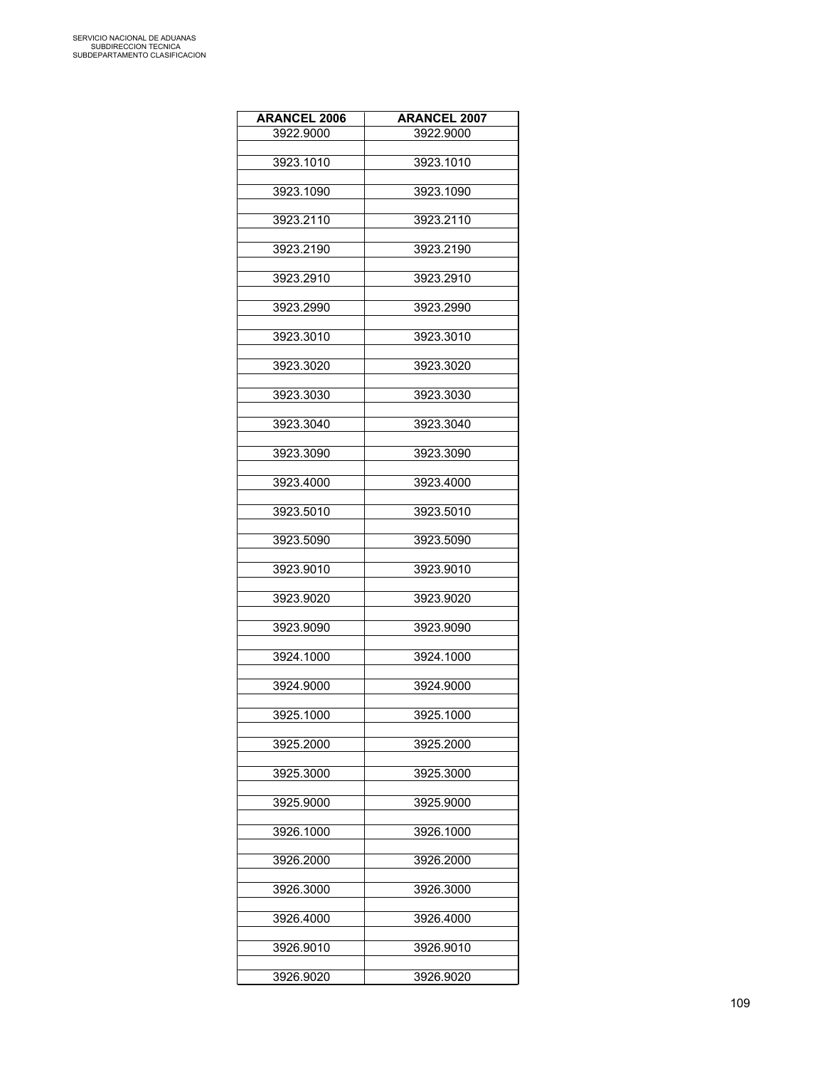| ARANCEL 2006 | ARANCEL 2007 |
|---|---|
| 3922.9000 | 3922.9000 |
| | |
| 3923.1010 | 3923.1010 |
| | |
| 3923.1090 | 3923.1090 |
| | |
| 3923.2110 | 3923.2110 |
| | |
| 3923.2190 | 3923.2190 |
| | |
| 3923.2910 | 3923.2910 |
| | |
| 3923.2990 | 3923.2990 |
| | |
| 3923.3010 | 3923.3010 |
| | |
| 3923.3020 | 3923.3020 |
| | |
| 3923.3030 | 3923.3030 |
| | |
| 3923.3040 | 3923.3040 |
| | |
| 3923.3090 | 3923.3090 |
| | |
| 3923.4000 | 3923.4000 |
| | |
| 3923.5010 | 3923.5010 |
| | |
| 3923.5090 | 3923.5090 |
| | |
| 3923.9010 | 3923.9010 |
| | |
| 3923.9020 | 3923.9020 |
| | |
| 3923.9090 | 3923.9090 |
| | |
| 3924.1000 | 3924.1000 |
| | |
| 3924.9000 | 3924.9000 |
| | |
| 3925.1000 | 3925.1000 |
| | |
| 3925.2000 | 3925.2000 |
| | |
| 3925.3000 | 3925.3000 |
| | |
| 3925.9000 | 3925.9000 |
| | |
| 3926.1000 | 3926.1000 |
| | |
| 3926.2000 | 3926.2000 |
| | |
| 3926.3000 | 3926.3000 |
| | |
| 3926.4000 | 3926.4000 |
| | |
| 3926.9010 | 3926.9010 |
| | |
| 3926.9020 | 3926.9020 |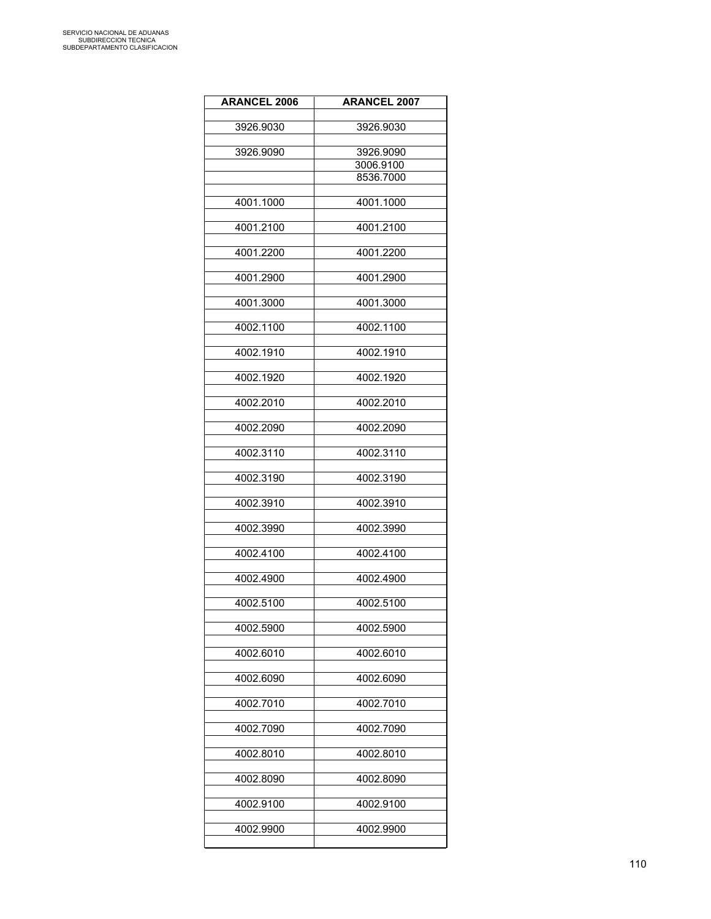| ARANCEL 2006 | ARANCEL 2007 |
|---|---|
| 3926.9030 | 3926.9030 |
| 3926.9090 | 3926.9090 |
| | 3006.9100 |
| | 8536.7000 |
| 4001.1000 | 4001.1000 |
| 4001.2100 | 4001.2100 |
| 4001.2200 | 4001.2200 |
| 4001.2900 | 4001.2900 |
| 4001.3000 | 4001.3000 |
| 4002.1100 | 4002.1100 |
| 4002.1910 | 4002.1910 |
| 4002.1920 | 4002.1920 |
| 4002.2010 | 4002.2010 |
| 4002.2090 | 4002.2090 |
| 4002.3110 | 4002.3110 |
| 4002.3190 | 4002.3190 |
| 4002.3910 | 4002.3910 |
| 4002.3990 | 4002.3990 |
| 4002.4100 | 4002.4100 |
| 4002.4900 | 4002.4900 |
| 4002.5100 | 4002.5100 |
| 4002.5900 | 4002.5900 |
| 4002.6010 | 4002.6010 |
| 4002.6090 | 4002.6090 |
| 4002.7010 | 4002.7010 |
| 4002.7090 | 4002.7090 |
| 4002.8010 | 4002.8010 |
| 4002.8090 | 4002.8090 |
| 4002.9100 | 4002.9100 |
| 4002.9900 | 4002.9900 |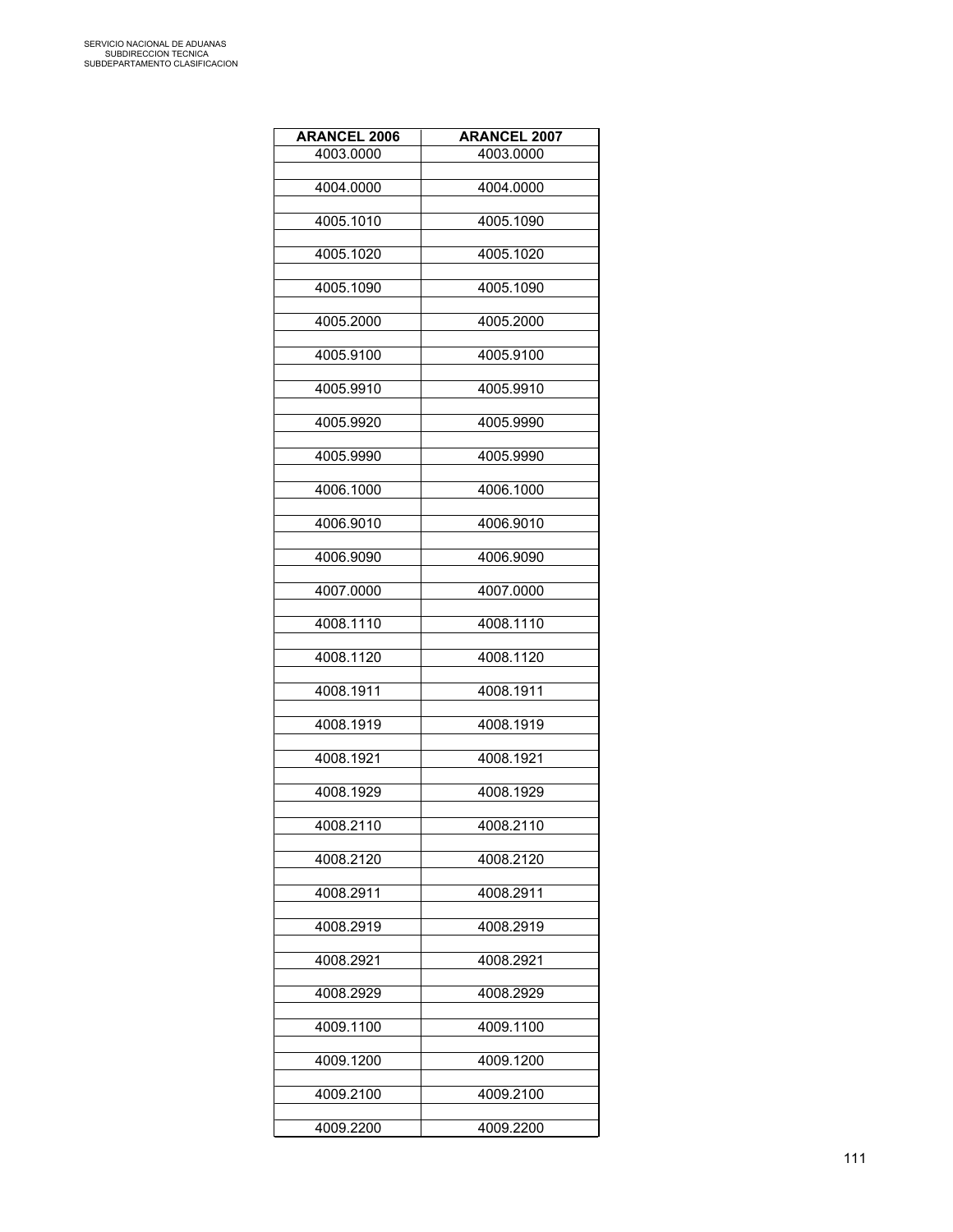| ARANCEL 2006 | ARANCEL 2007 |
|---|---|
| 4003.0000 | 4003.0000 |
| 4004.0000 | 4004.0000 |
| 4005.1010 | 4005.1090 |
| 4005.1020 | 4005.1020 |
| 4005.1090 | 4005.1090 |
| 4005.2000 | 4005.2000 |
| 4005.9100 | 4005.9100 |
| 4005.9910 | 4005.9910 |
| 4005.9920 | 4005.9990 |
| 4005.9990 | 4005.9990 |
| 4006.1000 | 4006.1000 |
| 4006.9010 | 4006.9010 |
| 4006.9090 | 4006.9090 |
| 4007.0000 | 4007.0000 |
| 4008.1110 | 4008.1110 |
| 4008.1120 | 4008.1120 |
| 4008.1911 | 4008.1911 |
| 4008.1919 | 4008.1919 |
| 4008.1921 | 4008.1921 |
| 4008.1929 | 4008.1929 |
| 4008.2110 | 4008.2110 |
| 4008.2120 | 4008.2120 |
| 4008.2911 | 4008.2911 |
| 4008.2919 | 4008.2919 |
| 4008.2921 | 4008.2921 |
| 4008.2929 | 4008.2929 |
| 4009.1100 | 4009.1100 |
| 4009.1200 | 4009.1200 |
| 4009.2100 | 4009.2100 |
| 4009.2200 | 4009.2200 |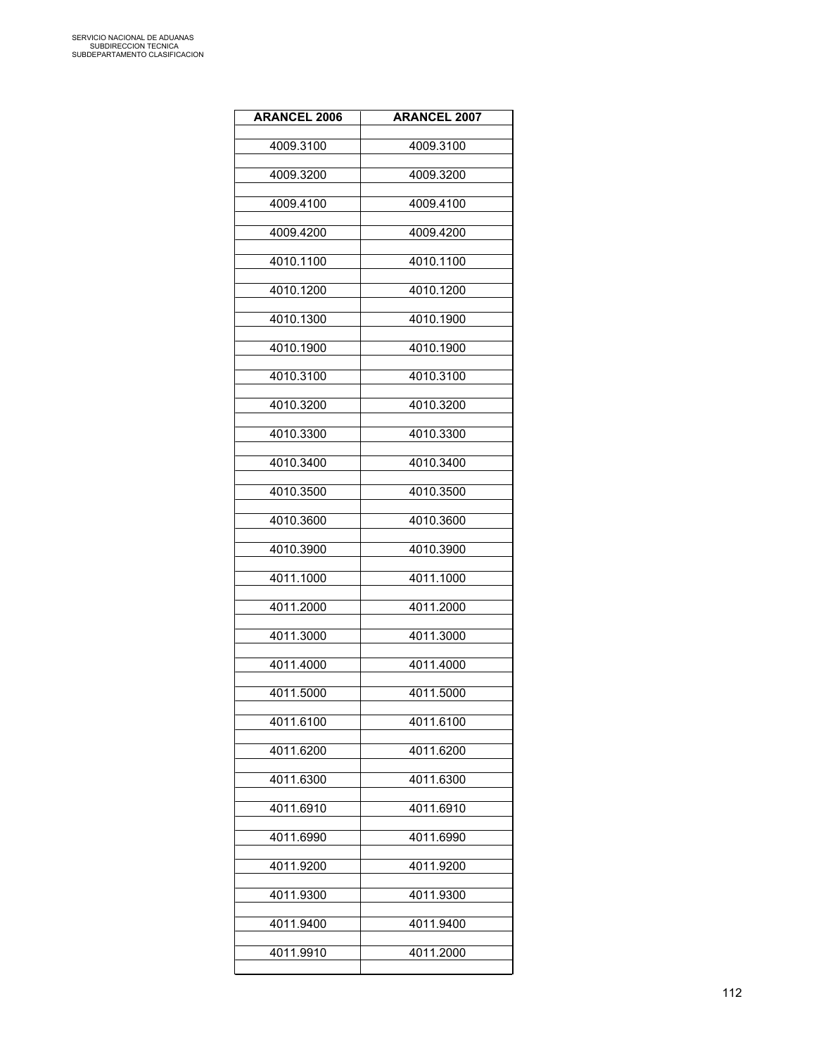| ARANCEL 2006 | ARANCEL 2007 |
|---|---|
| 4009.3100 | 4009.3100 |
| 4009.3200 | 4009.3200 |
| 4009.4100 | 4009.4100 |
| 4009.4200 | 4009.4200 |
| 4010.1100 | 4010.1100 |
| 4010.1200 | 4010.1200 |
| 4010.1300 | 4010.1900 |
| 4010.1900 | 4010.1900 |
| 4010.3100 | 4010.3100 |
| 4010.3200 | 4010.3200 |
| 4010.3300 | 4010.3300 |
| 4010.3400 | 4010.3400 |
| 4010.3500 | 4010.3500 |
| 4010.3600 | 4010.3600 |
| 4010.3900 | 4010.3900 |
| 4011.1000 | 4011.1000 |
| 4011.2000 | 4011.2000 |
| 4011.3000 | 4011.3000 |
| 4011.4000 | 4011.4000 |
| 4011.5000 | 4011.5000 |
| 4011.6100 | 4011.6100 |
| 4011.6200 | 4011.6200 |
| 4011.6300 | 4011.6300 |
| 4011.6910 | 4011.6910 |
| 4011.6990 | 4011.6990 |
| 4011.9200 | 4011.9200 |
| 4011.9300 | 4011.9300 |
| 4011.9400 | 4011.9400 |
| 4011.9910 | 4011.2000 |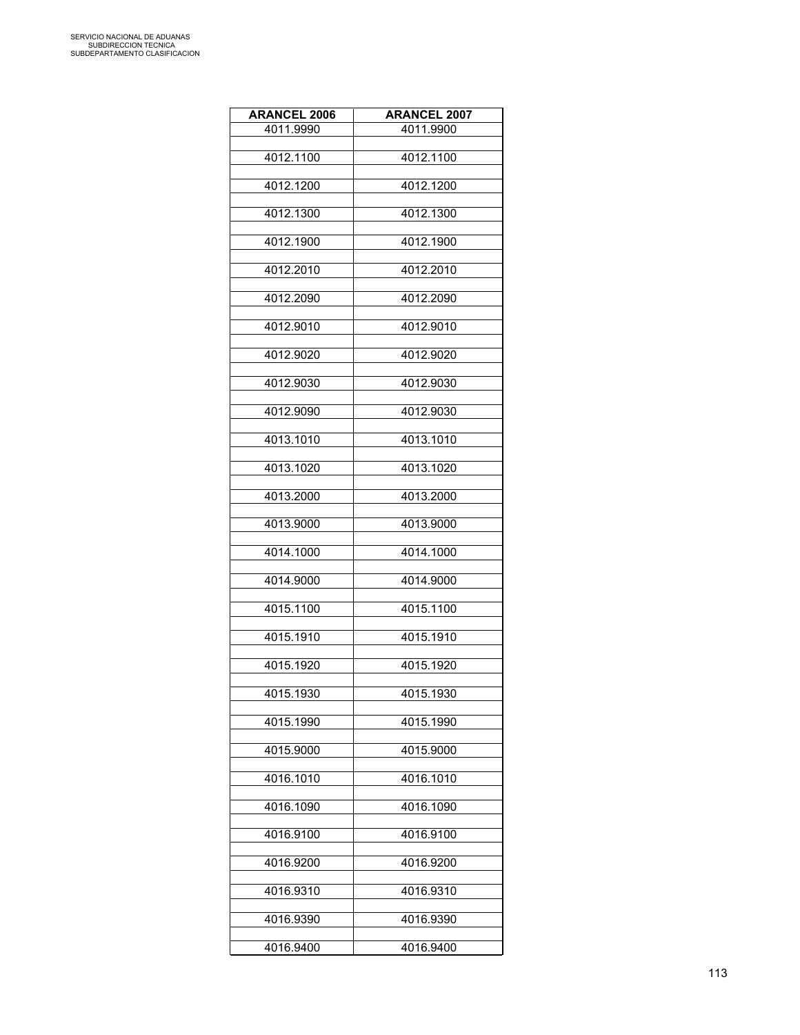| ARANCEL 2006 | ARANCEL 2007 |
|---|---|
| 4011.9990 | 4011.9900 |
| 4012.1100 | 4012.1100 |
| 4012.1200 | 4012.1200 |
| 4012.1300 | 4012.1300 |
| 4012.1900 | 4012.1900 |
| 4012.2010 | 4012.2010 |
| 4012.2090 | 4012.2090 |
| 4012.9010 | 4012.9010 |
| 4012.9020 | 4012.9020 |
| 4012.9030 | 4012.9030 |
| 4012.9090 | 4012.9030 |
| 4013.1010 | 4013.1010 |
| 4013.1020 | 4013.1020 |
| 4013.2000 | 4013.2000 |
| 4013.9000 | 4013.9000 |
| 4014.1000 | 4014.1000 |
| 4014.9000 | 4014.9000 |
| 4015.1100 | 4015.1100 |
| 4015.1910 | 4015.1910 |
| 4015.1920 | 4015.1920 |
| 4015.1930 | 4015.1930 |
| 4015.1990 | 4015.1990 |
| 4015.9000 | 4015.9000 |
| 4016.1010 | 4016.1010 |
| 4016.1090 | 4016.1090 |
| 4016.9100 | 4016.9100 |
| 4016.9200 | 4016.9200 |
| 4016.9310 | 4016.9310 |
| 4016.9390 | 4016.9390 |
| 4016.9400 | 4016.9400 |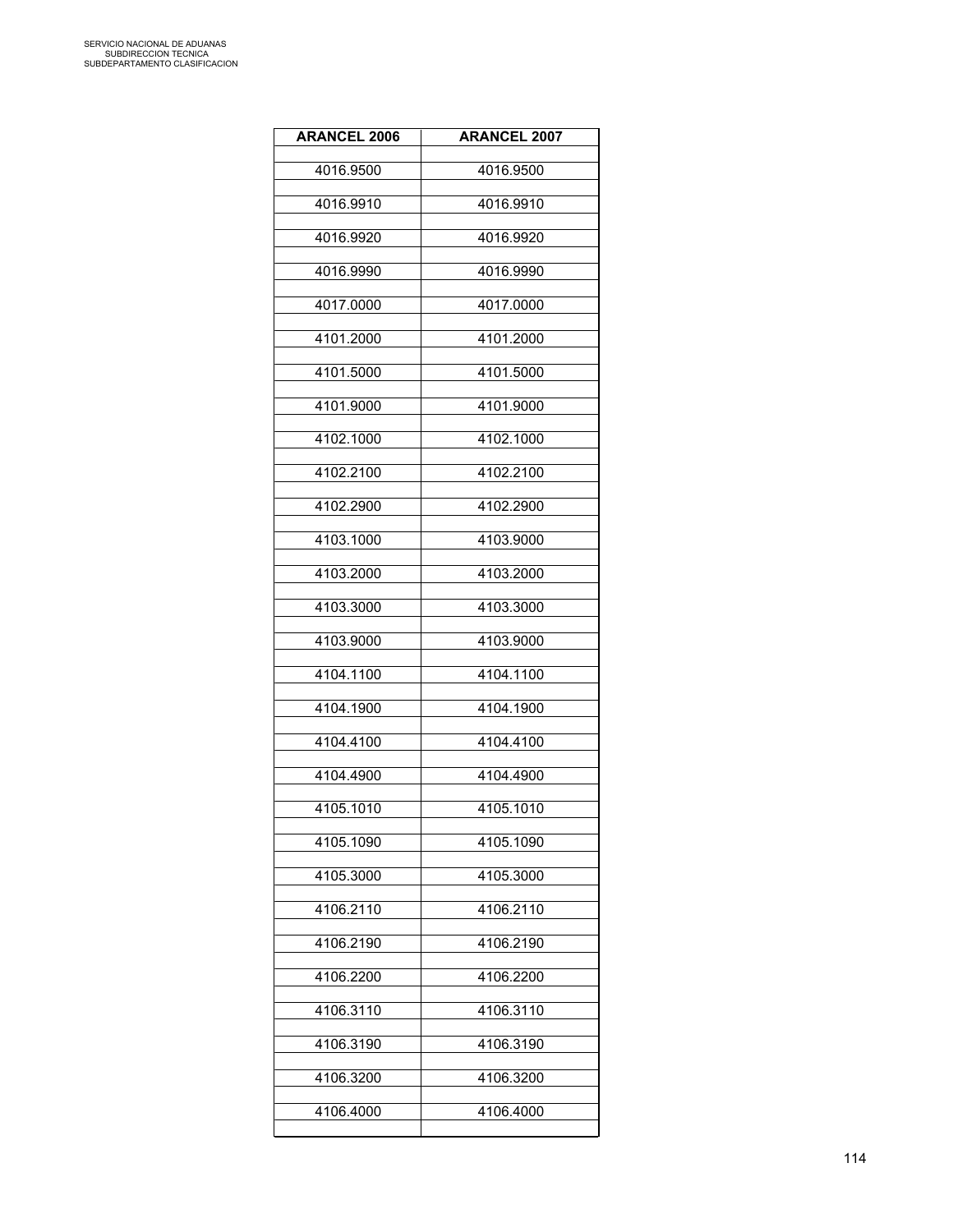| ARANCEL 2006 | ARANCEL 2007 |
|---|---|
| 4016.9500 | 4016.9500 |
| 4016.9910 | 4016.9910 |
| 4016.9920 | 4016.9920 |
| 4016.9990 | 4016.9990 |
| 4017.0000 | 4017.0000 |
| 4101.2000 | 4101.2000 |
| 4101.5000 | 4101.5000 |
| 4101.9000 | 4101.9000 |
| 4102.1000 | 4102.1000 |
| 4102.2100 | 4102.2100 |
| 4102.2900 | 4102.2900 |
| 4103.1000 | 4103.9000 |
| 4103.2000 | 4103.2000 |
| 4103.3000 | 4103.3000 |
| 4103.9000 | 4103.9000 |
| 4104.1100 | 4104.1100 |
| 4104.1900 | 4104.1900 |
| 4104.4100 | 4104.4100 |
| 4104.4900 | 4104.4900 |
| 4105.1010 | 4105.1010 |
| 4105.1090 | 4105.1090 |
| 4105.3000 | 4105.3000 |
| 4106.2110 | 4106.2110 |
| 4106.2190 | 4106.2190 |
| 4106.2200 | 4106.2200 |
| 4106.3110 | 4106.3110 |
| 4106.3190 | 4106.3190 |
| 4106.3200 | 4106.3200 |
| 4106.4000 | 4106.4000 |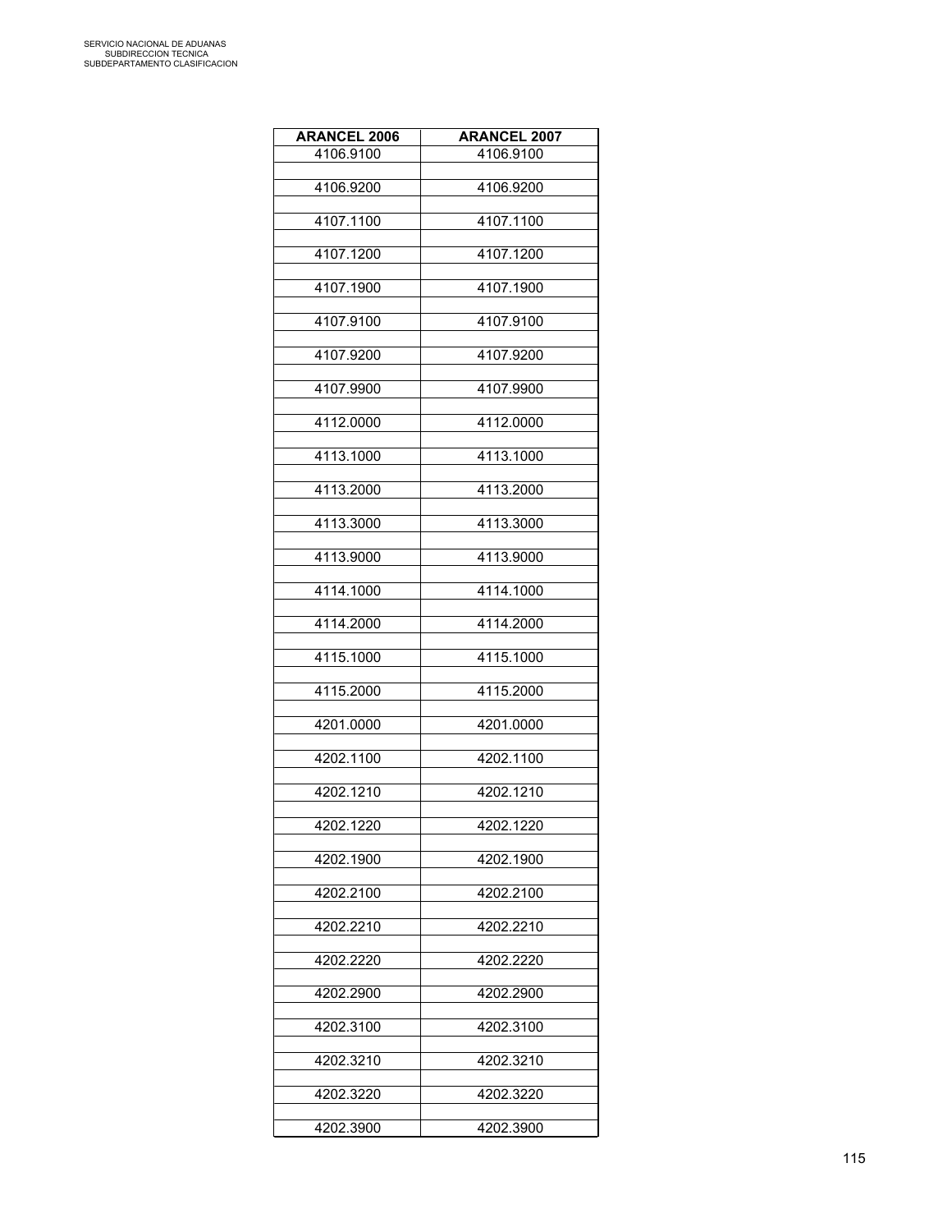| ARANCEL 2006 | ARANCEL 2007 |
|---|---|
| 4106.9100 | 4106.9100 |
| 4106.9200 | 4106.9200 |
| 4107.1100 | 4107.1100 |
| 4107.1200 | 4107.1200 |
| 4107.1900 | 4107.1900 |
| 4107.9100 | 4107.9100 |
| 4107.9200 | 4107.9200 |
| 4107.9900 | 4107.9900 |
| 4112.0000 | 4112.0000 |
| 4113.1000 | 4113.1000 |
| 4113.2000 | 4113.2000 |
| 4113.3000 | 4113.3000 |
| 4113.9000 | 4113.9000 |
| 4114.1000 | 4114.1000 |
| 4114.2000 | 4114.2000 |
| 4115.1000 | 4115.1000 |
| 4115.2000 | 4115.2000 |
| 4201.0000 | 4201.0000 |
| 4202.1100 | 4202.1100 |
| 4202.1210 | 4202.1210 |
| 4202.1220 | 4202.1220 |
| 4202.1900 | 4202.1900 |
| 4202.2100 | 4202.2100 |
| 4202.2210 | 4202.2210 |
| 4202.2220 | 4202.2220 |
| 4202.2900 | 4202.2900 |
| 4202.3100 | 4202.3100 |
| 4202.3210 | 4202.3210 |
| 4202.3220 | 4202.3220 |
| 4202.3900 | 4202.3900 |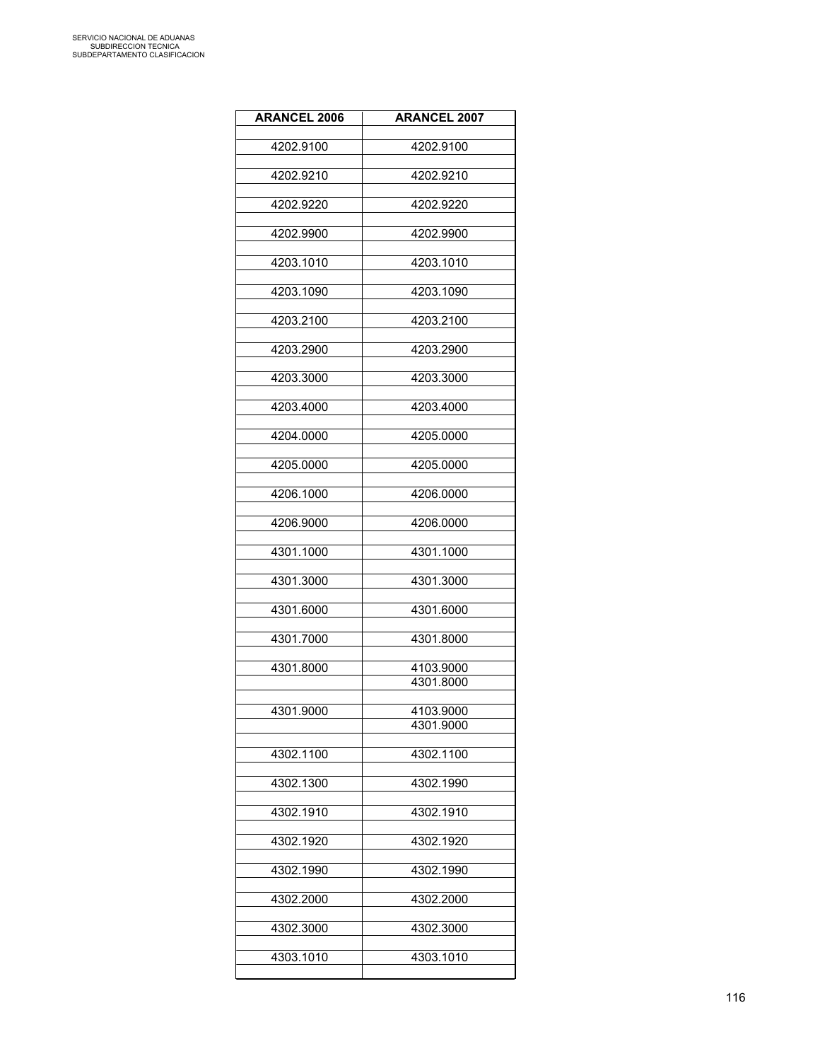| ARANCEL 2006 | ARANCEL 2007 |
|---|---|
| 4202.9100 | 4202.9100 |
| 4202.9210 | 4202.9210 |
| 4202.9220 | 4202.9220 |
| 4202.9900 | 4202.9900 |
| 4203.1010 | 4203.1010 |
| 4203.1090 | 4203.1090 |
| 4203.2100 | 4203.2100 |
| 4203.2900 | 4203.2900 |
| 4203.3000 | 4203.3000 |
| 4203.4000 | 4203.4000 |
| 4204.0000 | 4205.0000 |
| 4205.0000 | 4205.0000 |
| 4206.1000 | 4206.0000 |
| 4206.9000 | 4206.0000 |
| 4301.1000 | 4301.1000 |
| 4301.3000 | 4301.3000 |
| 4301.6000 | 4301.6000 |
| 4301.7000 | 4301.8000 |
| 4301.8000 | 4103.9000<br>4301.8000 |
| 4301.9000 | 4103.9000<br>4301.9000 |
| 4302.1100 | 4302.1100 |
| 4302.1300 | 4302.1990 |
| 4302.1910 | 4302.1910 |
| 4302.1920 | 4302.1920 |
| 4302.1990 | 4302.1990 |
| 4302.2000 | 4302.2000 |
| 4302.3000 | 4302.3000 |
| 4303.1010 | 4303.1010 |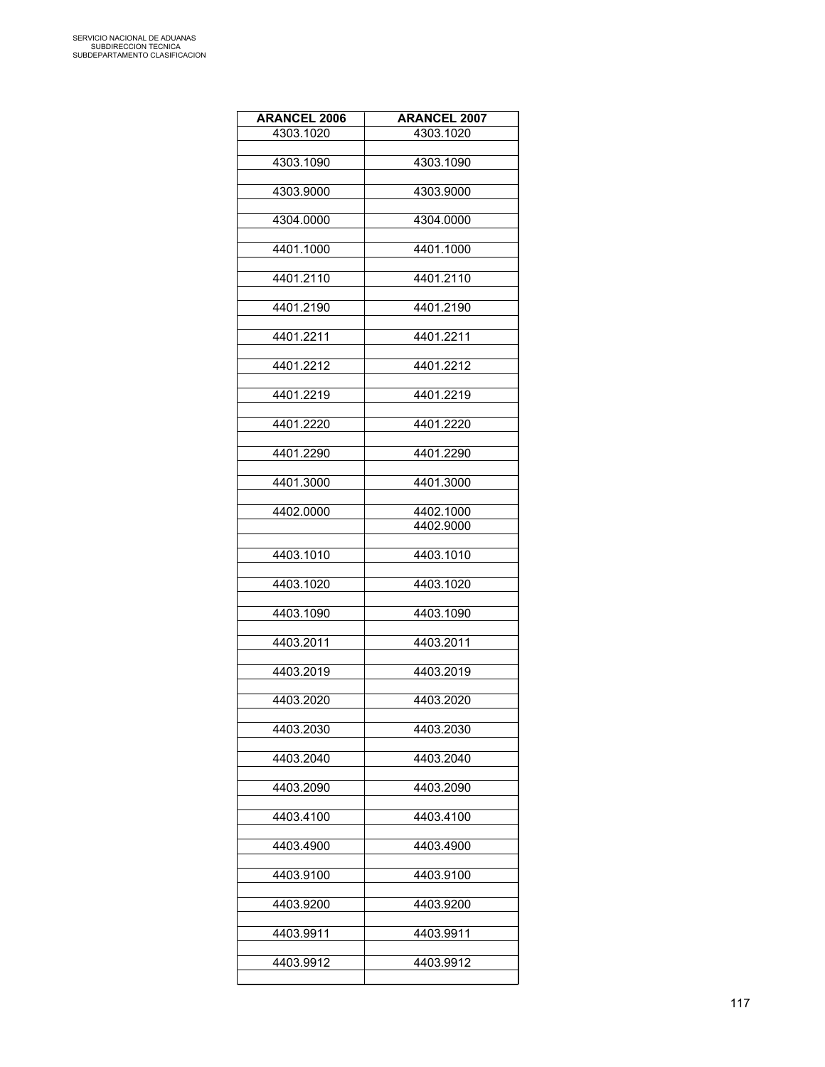| ARANCEL 2006 | ARANCEL 2007 |
|---|---|
| 4303.1020 | 4303.1020 |
| 4303.1090 | 4303.1090 |
| 4303.9000 | 4303.9000 |
| 4304.0000 | 4304.0000 |
| 4401.1000 | 4401.1000 |
| 4401.2110 | 4401.2110 |
| 4401.2190 | 4401.2190 |
| 4401.2211 | 4401.2211 |
| 4401.2212 | 4401.2212 |
| 4401.2219 | 4401.2219 |
| 4401.2220 | 4401.2220 |
| 4401.2290 | 4401.2290 |
| 4401.3000 | 4401.3000 |
| 4402.0000 | 4402.1000 |
| | 4402.9000 |
| 4403.1010 | 4403.1010 |
| 4403.1020 | 4403.1020 |
| 4403.1090 | 4403.1090 |
| 4403.2011 | 4403.2011 |
| 4403.2019 | 4403.2019 |
| 4403.2020 | 4403.2020 |
| 4403.2030 | 4403.2030 |
| 4403.2040 | 4403.2040 |
| 4403.2090 | 4403.2090 |
| 4403.4100 | 4403.4100 |
| 4403.4900 | 4403.4900 |
| 4403.9100 | 4403.9100 |
| 4403.9200 | 4403.9200 |
| 4403.9911 | 4403.9911 |
| 4403.9912 | 4403.9912 |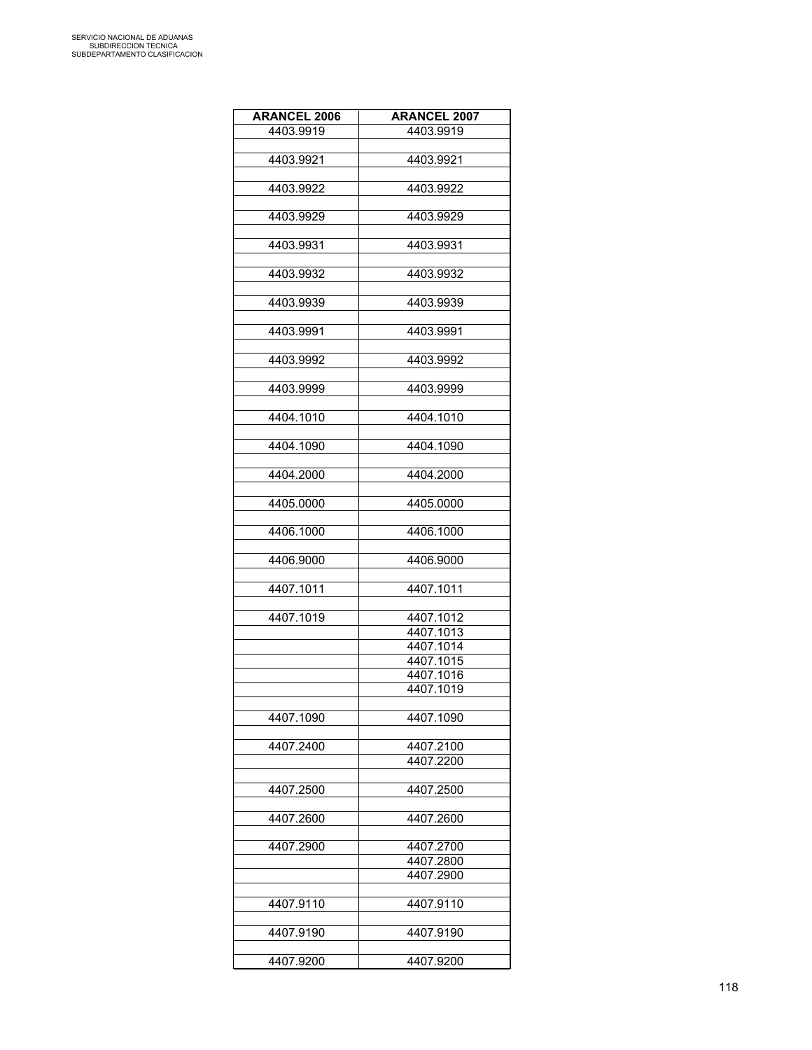| ARANCEL 2006 | ARANCEL 2007 |
|---|---|
| 4403.9919 | 4403.9919 |
| | |
| 4403.9921 | 4403.9921 |
| | |
| 4403.9922 | 4403.9922 |
| | |
| 4403.9929 | 4403.9929 |
| | |
| 4403.9931 | 4403.9931 |
| | |
| 4403.9932 | 4403.9932 |
| | |
| 4403.9939 | 4403.9939 |
| | |
| 4403.9991 | 4403.9991 |
| | |
| 4403.9992 | 4403.9992 |
| | |
| 4403.9999 | 4403.9999 |
| | |
| 4404.1010 | 4404.1010 |
| | |
| 4404.1090 | 4404.1090 |
| | |
| 4404.2000 | 4404.2000 |
| | |
| 4405.0000 | 4405.0000 |
| | |
| 4406.1000 | 4406.1000 |
| | |
| 4406.9000 | 4406.9000 |
| | |
| 4407.1011 | 4407.1011 |
| | |
| 4407.1019 | 4407.1012 |
| | 4407.1013 |
| | 4407.1014 |
| | 4407.1015 |
| | 4407.1016 |
| | 4407.1019 |
| | |
| 4407.1090 | 4407.1090 |
| | |
| 4407.2400 | 4407.2100 |
| | 4407.2200 |
| | |
| 4407.2500 | 4407.2500 |
| | |
| 4407.2600 | 4407.2600 |
| | |
| 4407.2900 | 4407.2700 |
| | 4407.2800 |
| | 4407.2900 |
| | |
| 4407.9110 | 4407.9110 |
| | |
| 4407.9190 | 4407.9190 |
| | |
| 4407.9200 | 4407.9200 |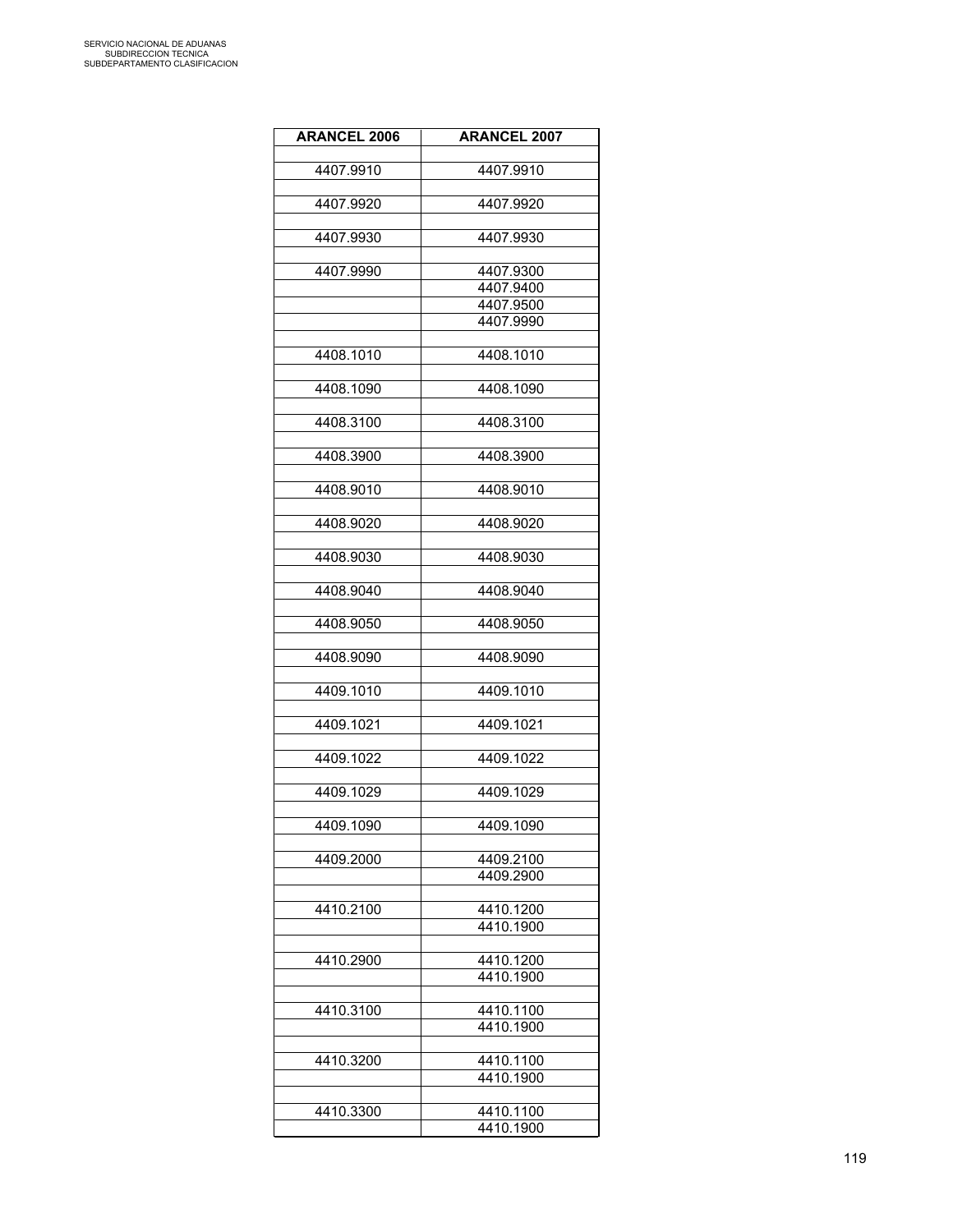| ARANCEL 2006 | ARANCEL 2007 |
|---|---|
| 4407.9910 | 4407.9910 |
| 4407.9920 | 4407.9920 |
| 4407.9930 | 4407.9930 |
| 4407.9990 | 4407.9300 |
| | 4407.9400 |
| | 4407.9500 |
| | 4407.9990 |
| 4408.1010 | 4408.1010 |
| 4408.1090 | 4408.1090 |
| 4408.3100 | 4408.3100 |
| 4408.3900 | 4408.3900 |
| 4408.9010 | 4408.9010 |
| 4408.9020 | 4408.9020 |
| 4408.9030 | 4408.9030 |
| 4408.9040 | 4408.9040 |
| 4408.9050 | 4408.9050 |
| 4408.9090 | 4408.9090 |
| 4409.1010 | 4409.1010 |
| 4409.1021 | 4409.1021 |
| 4409.1022 | 4409.1022 |
| 4409.1029 | 4409.1029 |
| 4409.1090 | 4409.1090 |
| 4409.2000 | 4409.2100 |
| | 4409.2900 |
| 4410.2100 | 4410.1200 |
| | 4410.1900 |
| 4410.2900 | 4410.1200 |
| | 4410.1900 |
| 4410.3100 | 4410.1100 |
| | 4410.1900 |
| 4410.3200 | 4410.1100 |
| | 4410.1900 |
| 4410.3300 | 4410.1100 |
| | 4410.1900 |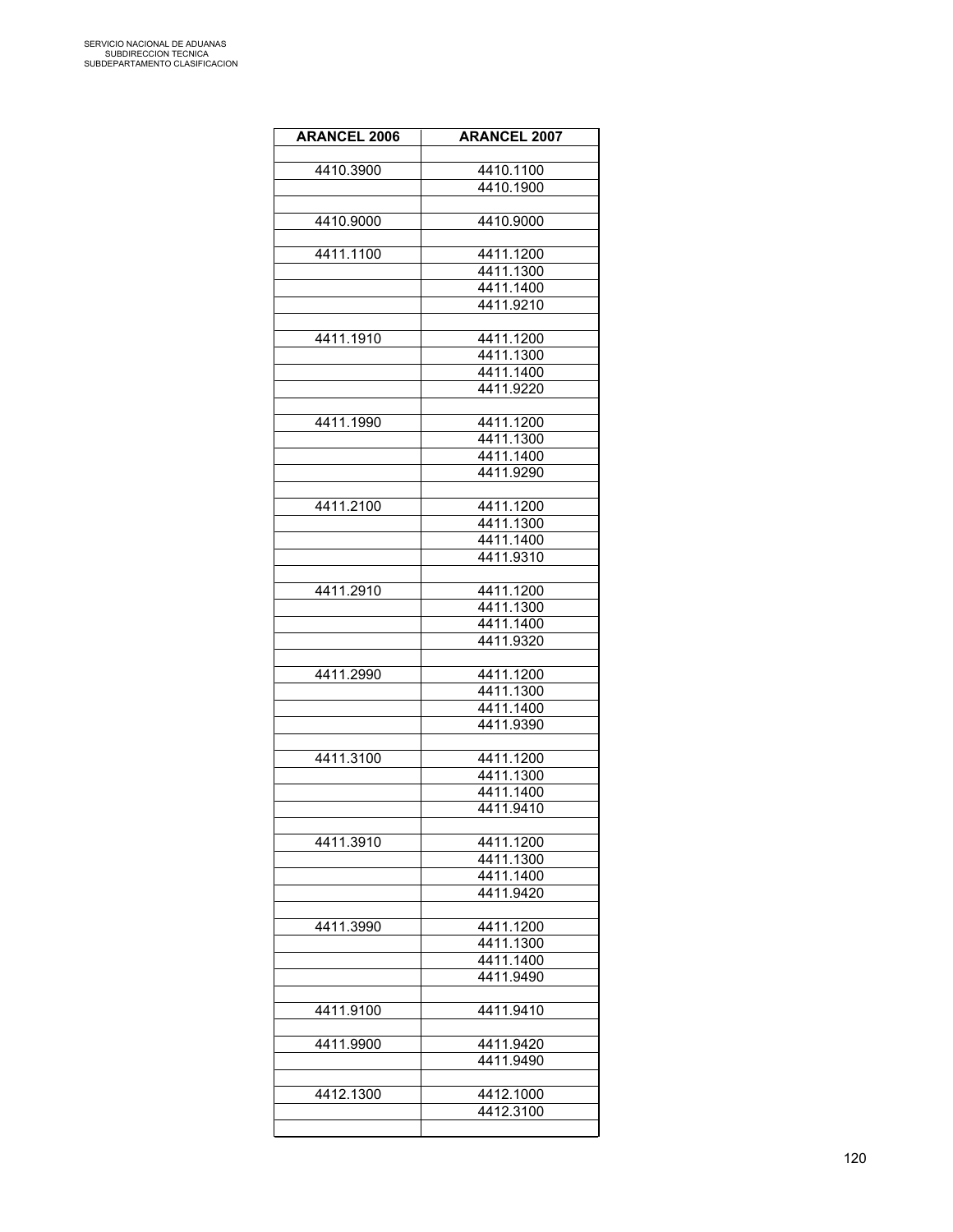| ARANCEL 2006 | ARANCEL 2007 |
|---|---|
| | |
| 4410.3900 | 4410.1100 |
| | 4410.1900 |
| | |
| 4410.9000 | 4410.9000 |
| | |
| 4411.1100 | 4411.1200 |
| | 4411.1300 |
| | 4411.1400 |
| | 4411.9210 |
| | |
| 4411.1910 | 4411.1200 |
| | 4411.1300 |
| | 4411.1400 |
| | 4411.9220 |
| | |
| 4411.1990 | 4411.1200 |
| | 4411.1300 |
| | 4411.1400 |
| | 4411.9290 |
| | |
| 4411.2100 | 4411.1200 |
| | 4411.1300 |
| | 4411.1400 |
| | 4411.9310 |
| | |
| 4411.2910 | 4411.1200 |
| | 4411.1300 |
| | 4411.1400 |
| | 4411.9320 |
| | |
| 4411.2990 | 4411.1200 |
| | 4411.1300 |
| | 4411.1400 |
| | 4411.9390 |
| | |
| 4411.3100 | 4411.1200 |
| | 4411.1300 |
| | 4411.1400 |
| | 4411.9410 |
| | |
| 4411.3910 | 4411.1200 |
| | 4411.1300 |
| | 4411.1400 |
| | 4411.9420 |
| | |
| 4411.3990 | 4411.1200 |
| | 4411.1300 |
| | 4411.1400 |
| | 4411.9490 |
| | |
| 4411.9100 | 4411.9410 |
| | |
| 4411.9900 | 4411.9420 |
| | 4411.9490 |
| | |
| 4412.1300 | 4412.1000 |
| | 4412.3100 |
| | |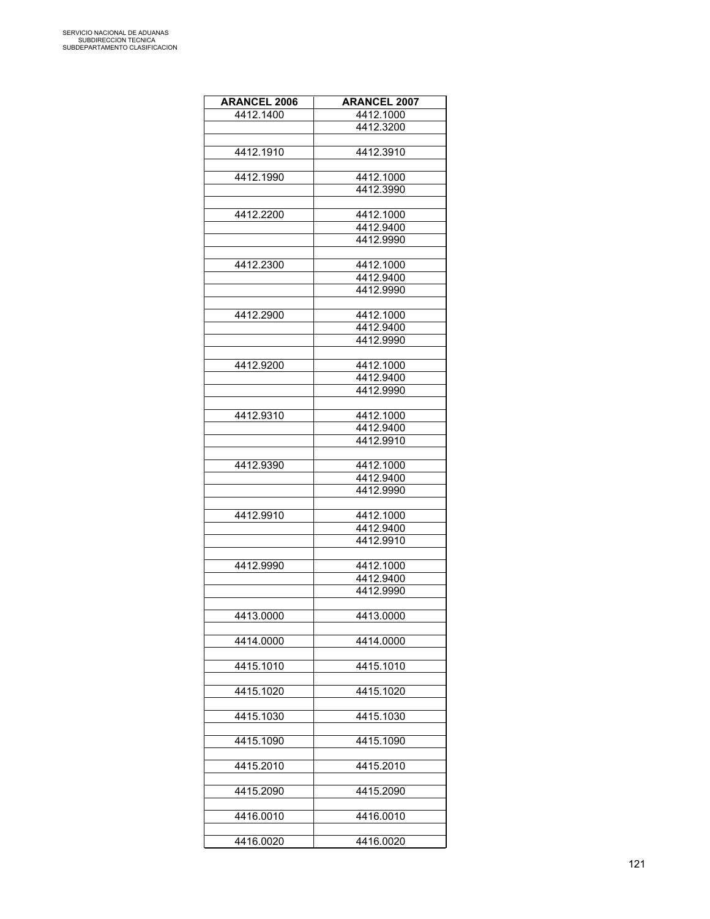| ARANCEL 2006 | ARANCEL 2007 |
|---|---|
| 4412.1400 | 4412.1000 |
| | 4412.3200 |
| | |
| 4412.1910 | 4412.3910 |
| | |
| 4412.1990 | 4412.1000 |
| | 4412.3990 |
| | |
| 4412.2200 | 4412.1000 |
| | 4412.9400 |
| | 4412.9990 |
| | |
| 4412.2300 | 4412.1000 |
| | 4412.9400 |
| | 4412.9990 |
| | |
| 4412.2900 | 4412.1000 |
| | 4412.9400 |
| | 4412.9990 |
| | |
| 4412.9200 | 4412.1000 |
| | 4412.9400 |
| | 4412.9990 |
| | |
| 4412.9310 | 4412.1000 |
| | 4412.9400 |
| | 4412.9910 |
| | |
| 4412.9390 | 4412.1000 |
| | 4412.9400 |
| | 4412.9990 |
| | |
| 4412.9910 | 4412.1000 |
| | 4412.9400 |
| | 4412.9910 |
| | |
| 4412.9990 | 4412.1000 |
| | 4412.9400 |
| | 4412.9990 |
| | |
| 4413.0000 | 4413.0000 |
| | |
| 4414.0000 | 4414.0000 |
| | |
| 4415.1010 | 4415.1010 |
| | |
| 4415.1020 | 4415.1020 |
| | |
| 4415.1030 | 4415.1030 |
| | |
| 4415.1090 | 4415.1090 |
| | |
| 4415.2010 | 4415.2010 |
| | |
| 4415.2090 | 4415.2090 |
| | |
| 4416.0010 | 4416.0010 |
| | |
| 4416.0020 | 4416.0020 |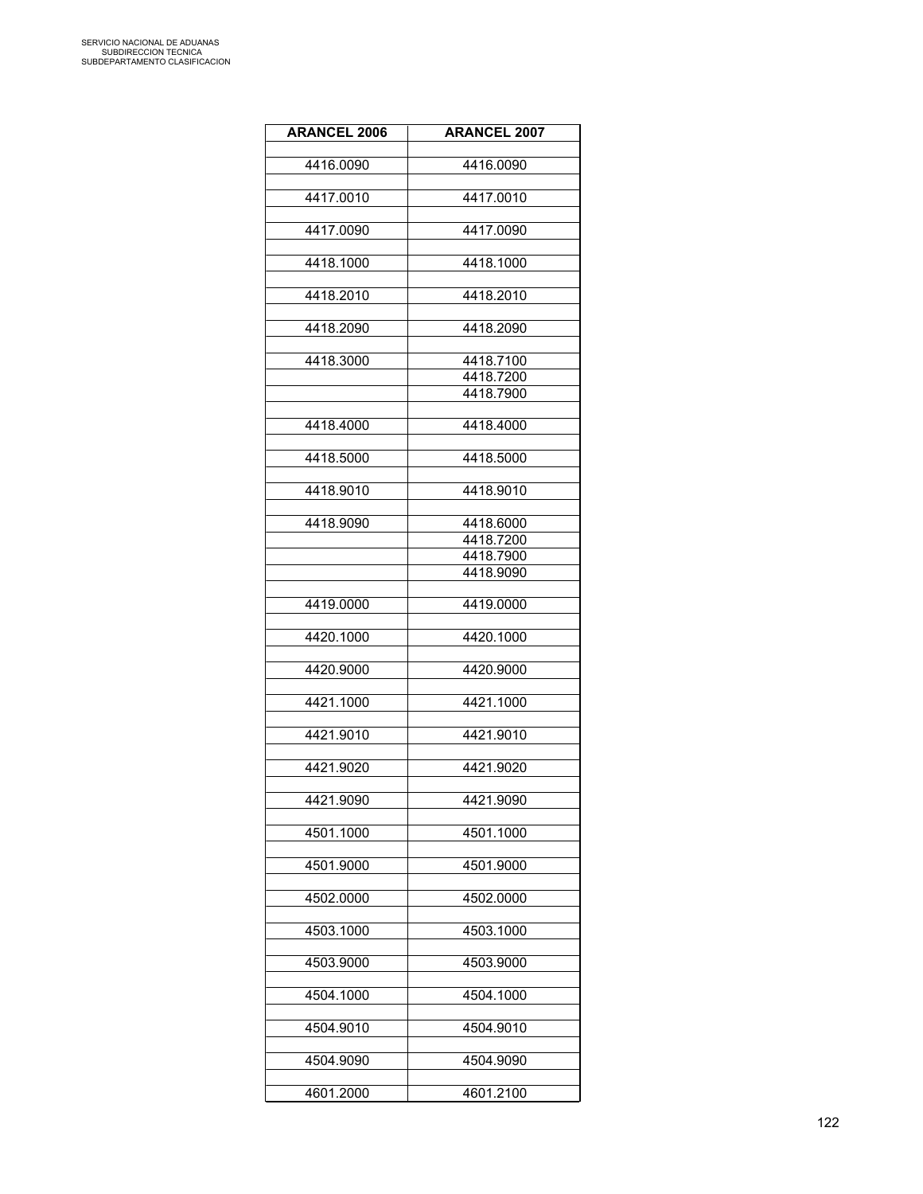| ARANCEL 2006 | ARANCEL 2007 |
|---|---|
| 4416.0090 | 4416.0090 |
| 4417.0010 | 4417.0010 |
| 4417.0090 | 4417.0090 |
| 4418.1000 | 4418.1000 |
| 4418.2010 | 4418.2010 |
| 4418.2090 | 4418.2090 |
| 4418.3000 | 4418.7100 |
| | 4418.7200 |
| | 4418.7900 |
| 4418.4000 | 4418.4000 |
| 4418.5000 | 4418.5000 |
| 4418.9010 | 4418.9010 |
| 4418.9090 | 4418.6000 |
| | 4418.7200 |
| | 4418.7900 |
| | 4418.9090 |
| 4419.0000 | 4419.0000 |
| 4420.1000 | 4420.1000 |
| 4420.9000 | 4420.9000 |
| 4421.1000 | 4421.1000 |
| 4421.9010 | 4421.9010 |
| 4421.9020 | 4421.9020 |
| 4421.9090 | 4421.9090 |
| 4501.1000 | 4501.1000 |
| 4501.9000 | 4501.9000 |
| 4502.0000 | 4502.0000 |
| 4503.1000 | 4503.1000 |
| 4503.9000 | 4503.9000 |
| 4504.1000 | 4504.1000 |
| 4504.9010 | 4504.9010 |
| 4504.9090 | 4504.9090 |
| 4601.2000 | 4601.2100 |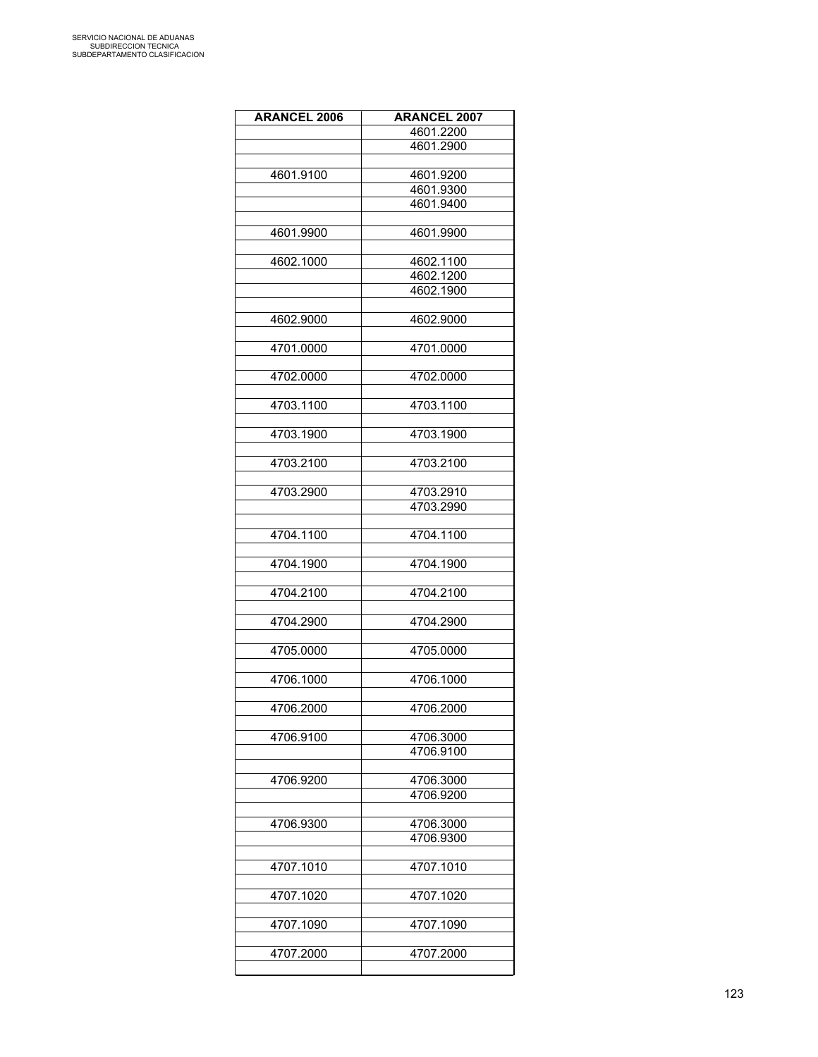| ARANCEL 2006 | ARANCEL 2007 |
|---|---|
| | 4601.2200 |
| | 4601.2900 |
| | |
| 4601.9100 | 4601.9200 |
| | 4601.9300 |
| | 4601.9400 |
| | |
| 4601.9900 | 4601.9900 |
| | |
| 4602.1000 | 4602.1100 |
| | 4602.1200 |
| | 4602.1900 |
| | |
| 4602.9000 | 4602.9000 |
| | |
| 4701.0000 | 4701.0000 |
| | |
| 4702.0000 | 4702.0000 |
| | |
| 4703.1100 | 4703.1100 |
| | |
| 4703.1900 | 4703.1900 |
| | |
| 4703.2100 | 4703.2100 |
| | |
| 4703.2900 | 4703.2910 |
| | 4703.2990 |
| | |
| 4704.1100 | 4704.1100 |
| | |
| 4704.1900 | 4704.1900 |
| | |
| 4704.2100 | 4704.2100 |
| | |
| 4704.2900 | 4704.2900 |
| | |
| 4705.0000 | 4705.0000 |
| | |
| 4706.1000 | 4706.1000 |
| | |
| 4706.2000 | 4706.2000 |
| | |
| 4706.9100 | 4706.3000 |
| | 4706.9100 |
| | |
| 4706.9200 | 4706.3000 |
| | 4706.9200 |
| | |
| 4706.9300 | 4706.3000 |
| | 4706.9300 |
| | |
| 4707.1010 | 4707.1010 |
| | |
| 4707.1020 | 4707.1020 |
| | |
| 4707.1090 | 4707.1090 |
| | |
| 4707.2000 | 4707.2000 |
| | |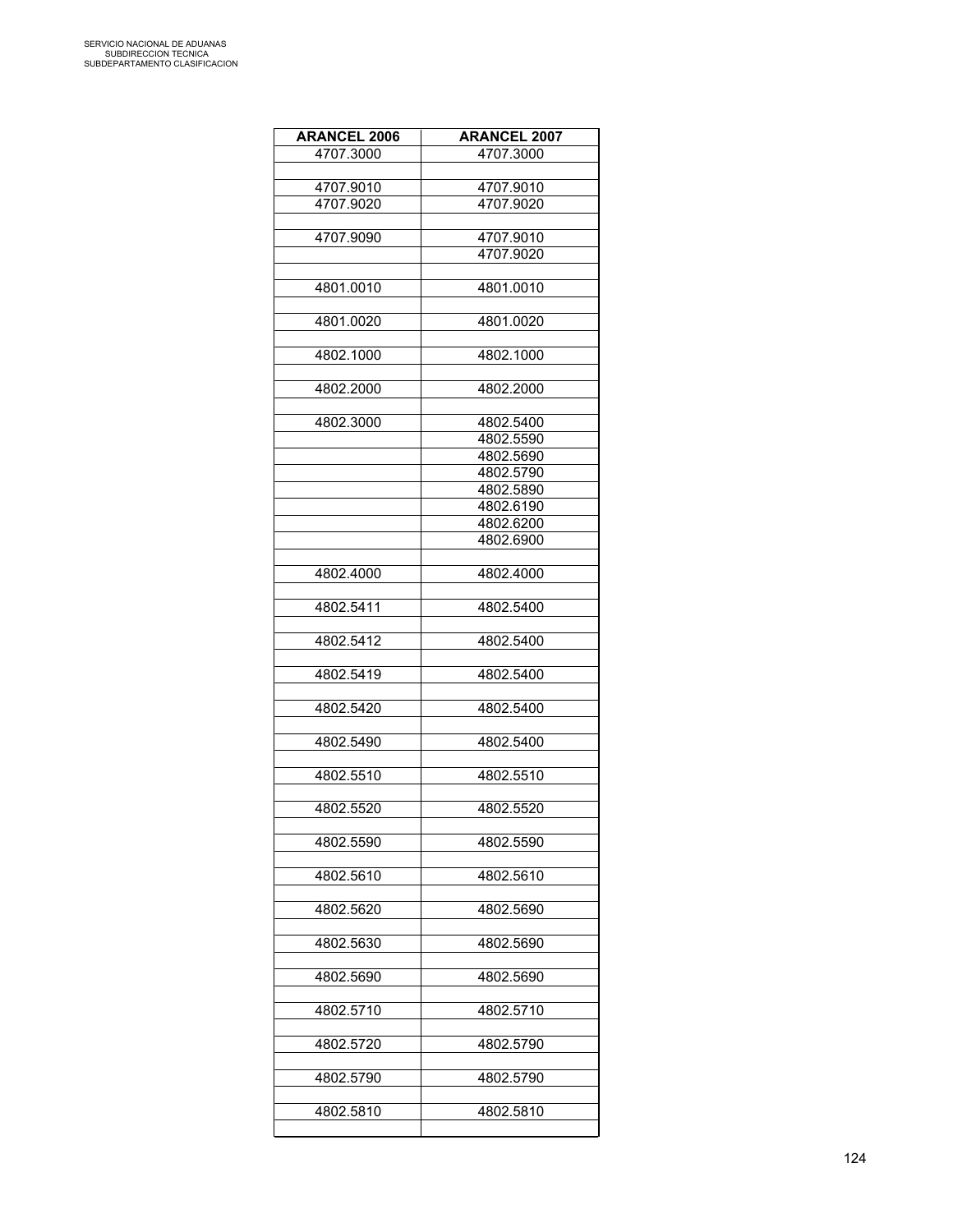| ARANCEL 2006 | ARANCEL 2007 |
| --- | --- |
| 4707.3000 | 4707.3000 |
| | |
| 4707.9010 | 4707.9010 |
| 4707.9020 | 4707.9020 |
| | |
| 4707.9090 | 4707.9010 |
| | 4707.9020 |
| | |
| 4801.0010 | 4801.0010 |
| | |
| 4801.0020 | 4801.0020 |
| | |
| 4802.1000 | 4802.1000 |
| | |
| 4802.2000 | 4802.2000 |
| | |
| 4802.3000 | 4802.5400 |
| | 4802.5590 |
| | 4802.5690 |
| | 4802.5790 |
| | 4802.5890 |
| | 4802.6190 |
| | 4802.6200 |
| | 4802.6900 |
| | |
| 4802.4000 | 4802.4000 |
| | |
| 4802.5411 | 4802.5400 |
| | |
| 4802.5412 | 4802.5400 |
| | |
| 4802.5419 | 4802.5400 |
| | |
| 4802.5420 | 4802.5400 |
| | |
| 4802.5490 | 4802.5400 |
| | |
| 4802.5510 | 4802.5510 |
| | |
| 4802.5520 | 4802.5520 |
| | |
| 4802.5590 | 4802.5590 |
| | |
| 4802.5610 | 4802.5610 |
| | |
| 4802.5620 | 4802.5690 |
| | |
| 4802.5630 | 4802.5690 |
| | |
| 4802.5690 | 4802.5690 |
| | |
| 4802.5710 | 4802.5710 |
| | |
| 4802.5720 | 4802.5790 |
| | |
| 4802.5790 | 4802.5790 |
| | |
| 4802.5810 | 4802.5810 |
| | |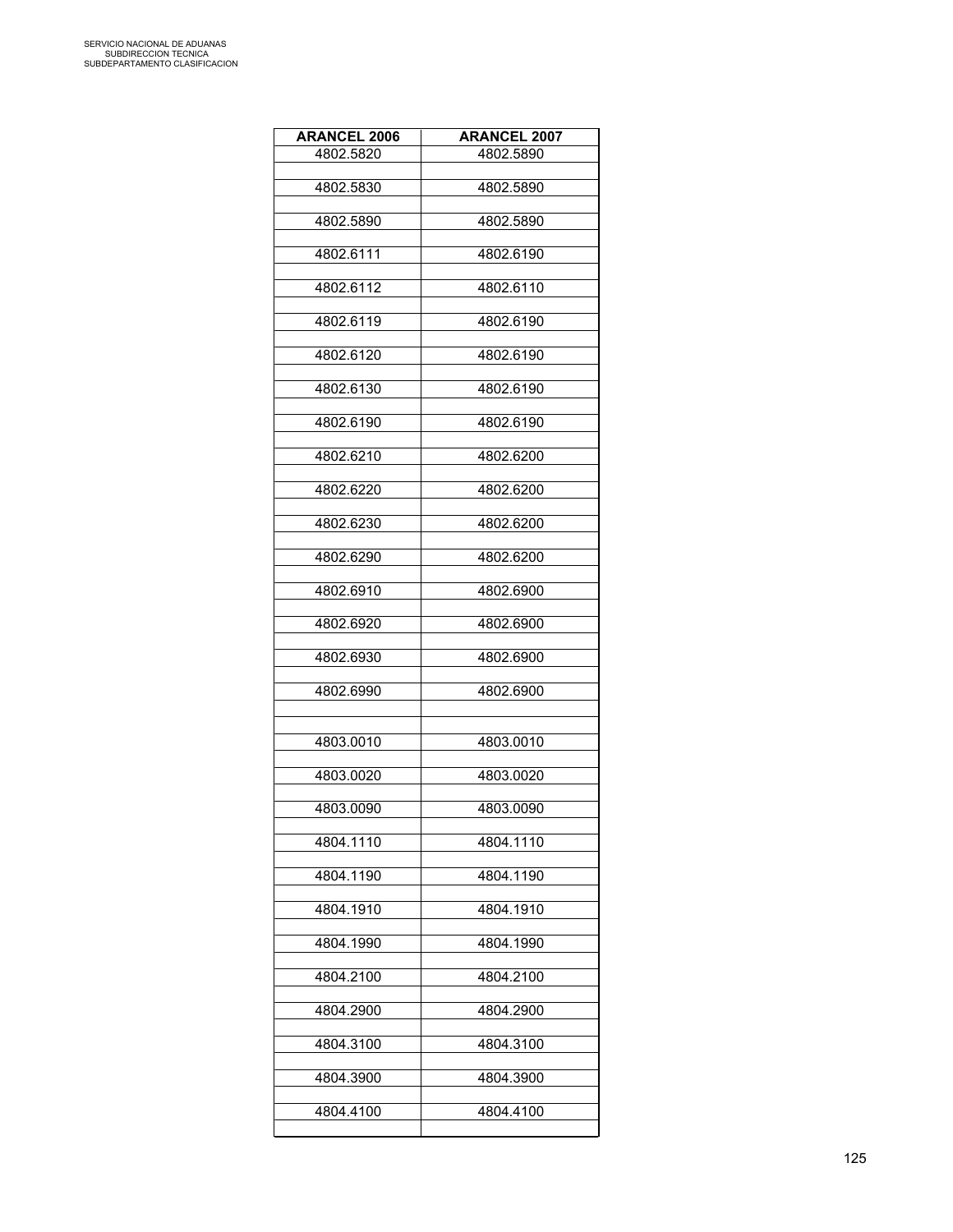| ARANCEL 2006 | ARANCEL 2007 |
|---|---|
| 4802.5820 | 4802.5890 |
| 4802.5830 | 4802.5890 |
| 4802.5890 | 4802.5890 |
| 4802.6111 | 4802.6190 |
| 4802.6112 | 4802.6110 |
| 4802.6119 | 4802.6190 |
| 4802.6120 | 4802.6190 |
| 4802.6130 | 4802.6190 |
| 4802.6190 | 4802.6190 |
| 4802.6210 | 4802.6200 |
| 4802.6220 | 4802.6200 |
| 4802.6230 | 4802.6200 |
| 4802.6290 | 4802.6200 |
| 4802.6910 | 4802.6900 |
| 4802.6920 | 4802.6900 |
| 4802.6930 | 4802.6900 |
| 4802.6990 | 4802.6900 |
| | |
| 4803.0010 | 4803.0010 |
| 4803.0020 | 4803.0020 |
| 4803.0090 | 4803.0090 |
| 4804.1110 | 4804.1110 |
| 4804.1190 | 4804.1190 |
| 4804.1910 | 4804.1910 |
| 4804.1990 | 4804.1990 |
| 4804.2100 | 4804.2100 |
| 4804.2900 | 4804.2900 |
| 4804.3100 | 4804.3100 |
| 4804.3900 | 4804.3900 |
| 4804.4100 | 4804.4100 |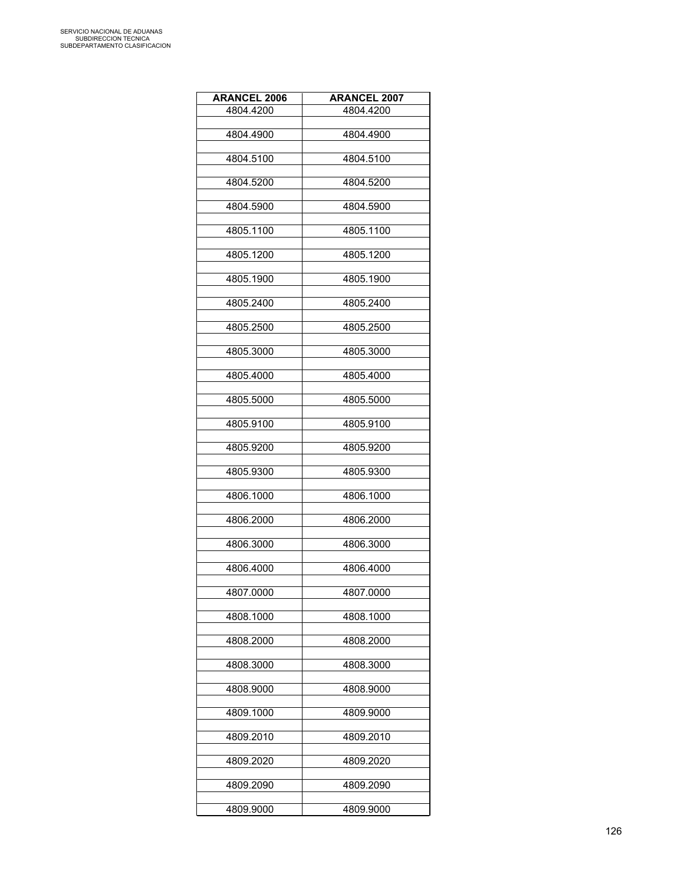| ARANCEL 2006 | ARANCEL 2007 |
|---|---|
| 4804.4200 | 4804.4200 |
| 4804.4900 | 4804.4900 |
| 4804.5100 | 4804.5100 |
| 4804.5200 | 4804.5200 |
| 4804.5900 | 4804.5900 |
| 4805.1100 | 4805.1100 |
| 4805.1200 | 4805.1200 |
| 4805.1900 | 4805.1900 |
| 4805.2400 | 4805.2400 |
| 4805.2500 | 4805.2500 |
| 4805.3000 | 4805.3000 |
| 4805.4000 | 4805.4000 |
| 4805.5000 | 4805.5000 |
| 4805.9100 | 4805.9100 |
| 4805.9200 | 4805.9200 |
| 4805.9300 | 4805.9300 |
| 4806.1000 | 4806.1000 |
| 4806.2000 | 4806.2000 |
| 4806.3000 | 4806.3000 |
| 4806.4000 | 4806.4000 |
| 4807.0000 | 4807.0000 |
| 4808.1000 | 4808.1000 |
| 4808.2000 | 4808.2000 |
| 4808.3000 | 4808.3000 |
| 4808.9000 | 4808.9000 |
| 4809.1000 | 4809.9000 |
| 4809.2010 | 4809.2010 |
| 4809.2020 | 4809.2020 |
| 4809.2090 | 4809.2090 |
| 4809.9000 | 4809.9000 |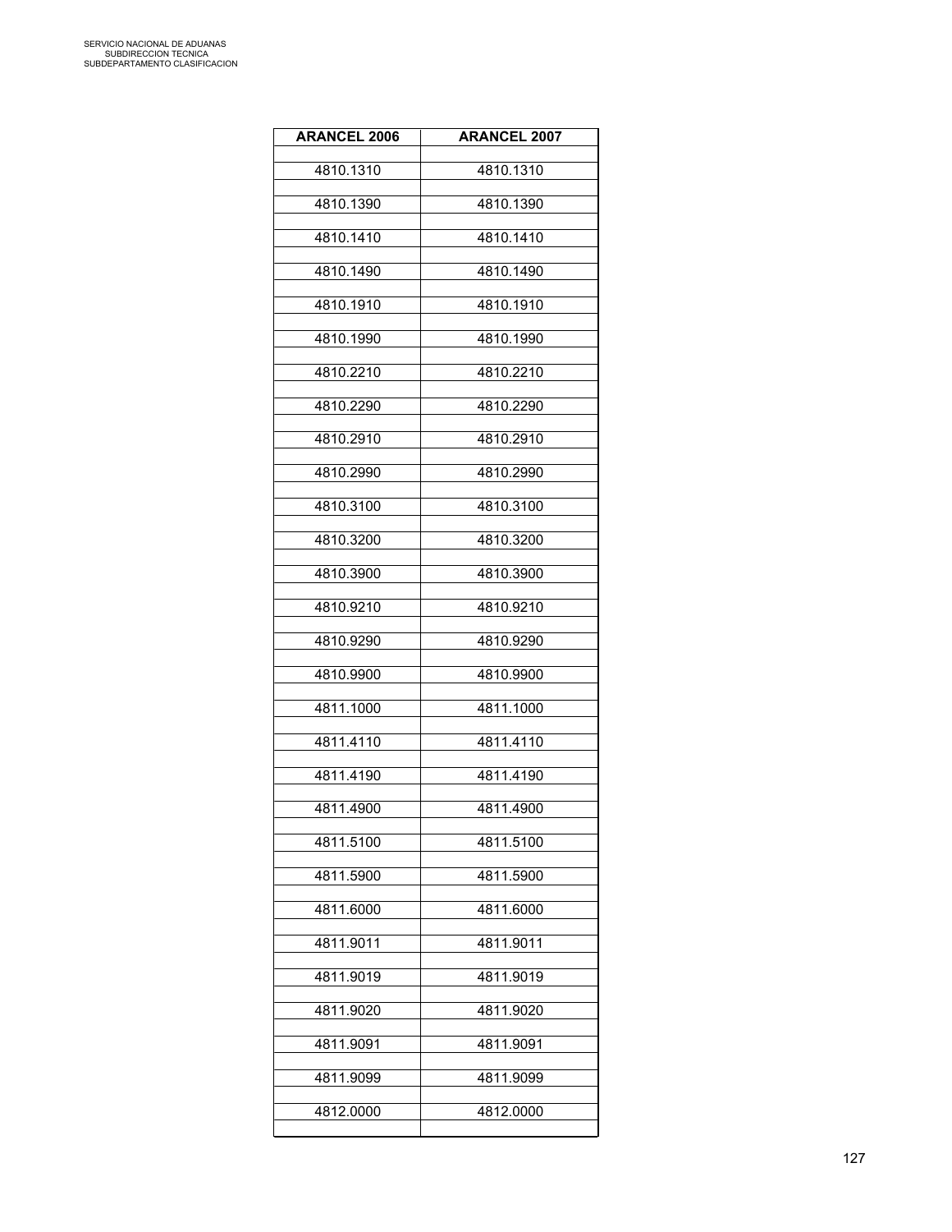| ARANCEL 2006 | ARANCEL 2007 |
|---|---|
| 4810.1310 | 4810.1310 |
| 4810.1390 | 4810.1390 |
| 4810.1410 | 4810.1410 |
| 4810.1490 | 4810.1490 |
| 4810.1910 | 4810.1910 |
| 4810.1990 | 4810.1990 |
| 4810.2210 | 4810.2210 |
| 4810.2290 | 4810.2290 |
| 4810.2910 | 4810.2910 |
| 4810.2990 | 4810.2990 |
| 4810.3100 | 4810.3100 |
| 4810.3200 | 4810.3200 |
| 4810.3900 | 4810.3900 |
| 4810.9210 | 4810.9210 |
| 4810.9290 | 4810.9290 |
| 4810.9900 | 4810.9900 |
| 4811.1000 | 4811.1000 |
| 4811.4110 | 4811.4110 |
| 4811.4190 | 4811.4190 |
| 4811.4900 | 4811.4900 |
| 4811.5100 | 4811.5100 |
| 4811.5900 | 4811.5900 |
| 4811.6000 | 4811.6000 |
| 4811.9011 | 4811.9011 |
| 4811.9019 | 4811.9019 |
| 4811.9020 | 4811.9020 |
| 4811.9091 | 4811.9091 |
| 4811.9099 | 4811.9099 |
| 4812.0000 | 4812.0000 |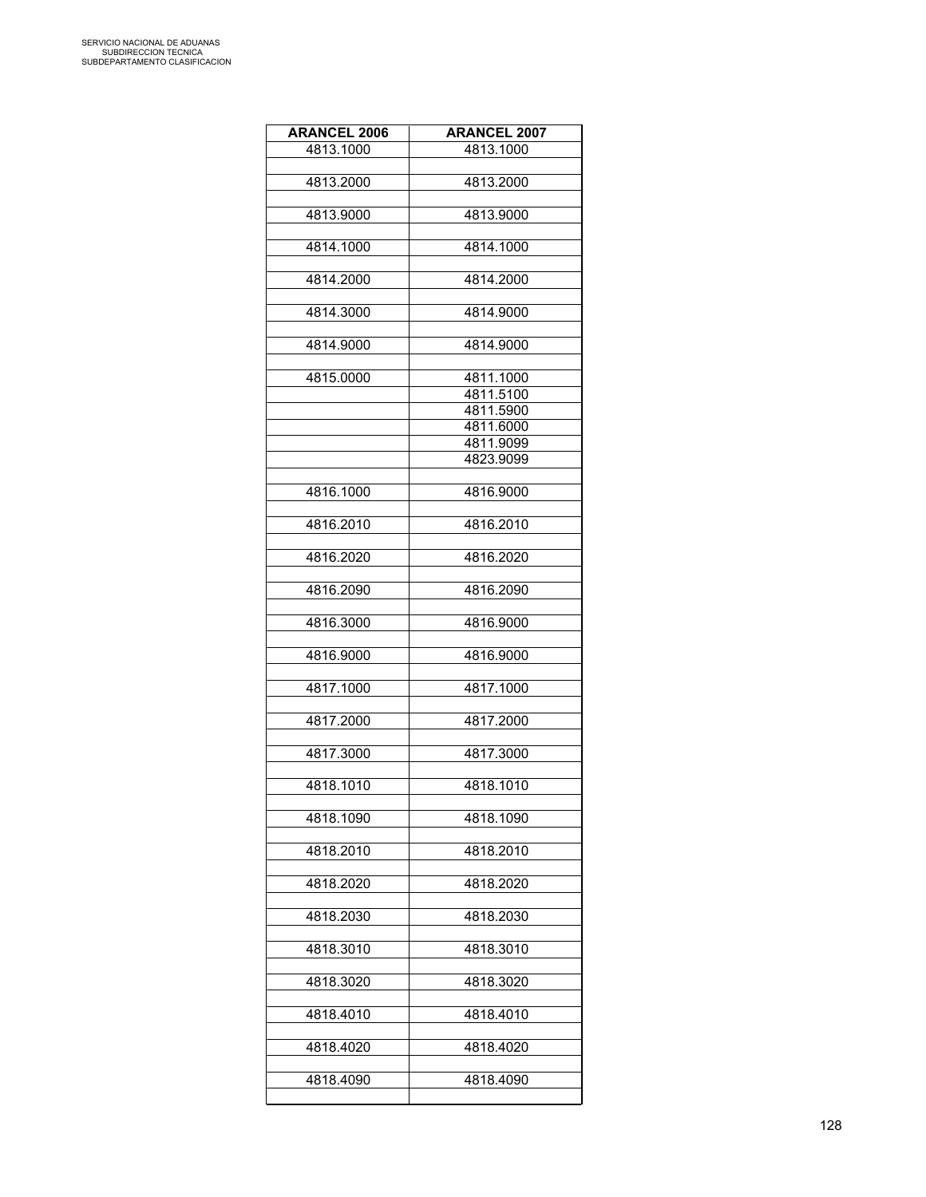| ARANCEL 2006 | ARANCEL 2007 |
|---|---|
| 4813.1000 | 4813.1000 |
| | |
| 4813.2000 | 4813.2000 |
| | |
| 4813.9000 | 4813.9000 |
| | |
| 4814.1000 | 4814.1000 |
| | |
| 4814.2000 | 4814.2000 |
| | |
| 4814.3000 | 4814.9000 |
| | |
| 4814.9000 | 4814.9000 |
| | |
| 4815.0000 | 4811.1000 |
| | 4811.5100 |
| | 4811.5900 |
| | 4811.6000 |
| | 4811.9099 |
| | 4823.9099 |
| | |
| 4816.1000 | 4816.9000 |
| | |
| 4816.2010 | 4816.2010 |
| | |
| 4816.2020 | 4816.2020 |
| | |
| 4816.2090 | 4816.2090 |
| | |
| 4816.3000 | 4816.9000 |
| | |
| 4816.9000 | 4816.9000 |
| | |
| 4817.1000 | 4817.1000 |
| | |
| 4817.2000 | 4817.2000 |
| | |
| 4817.3000 | 4817.3000 |
| | |
| 4818.1010 | 4818.1010 |
| | |
| 4818.1090 | 4818.1090 |
| | |
| 4818.2010 | 4818.2010 |
| | |
| 4818.2020 | 4818.2020 |
| | |
| 4818.2030 | 4818.2030 |
| | |
| 4818.3010 | 4818.3010 |
| | |
| 4818.3020 | 4818.3020 |
| | |
| 4818.4010 | 4818.4010 |
| | |
| 4818.4020 | 4818.4020 |
| | |
| 4818.4090 | 4818.4090 |
| | |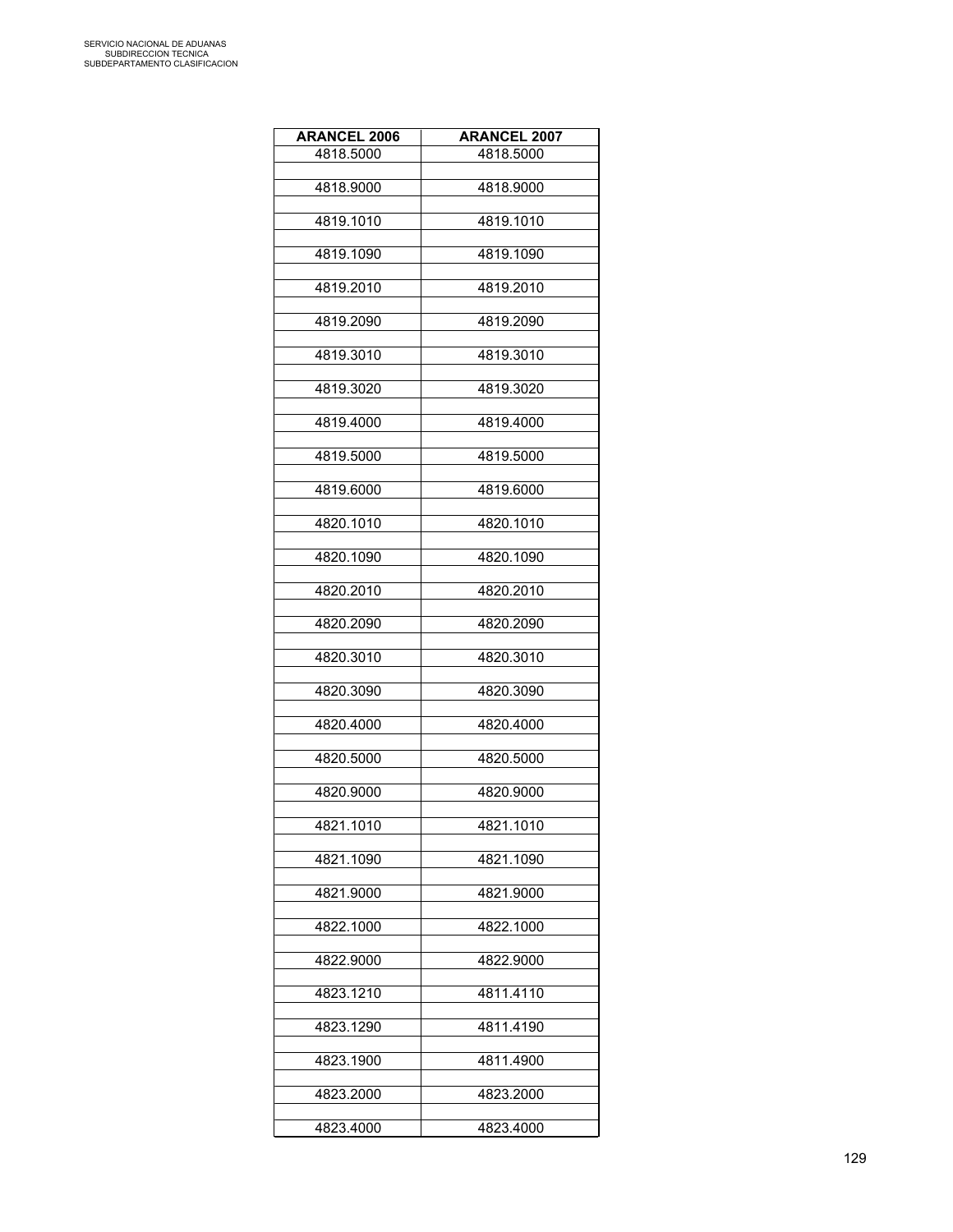| ARANCEL 2006 | ARANCEL 2007 |
|---|---|
| 4818.5000 | 4818.5000 |
| 4818.9000 | 4818.9000 |
| 4819.1010 | 4819.1010 |
| 4819.1090 | 4819.1090 |
| 4819.2010 | 4819.2010 |
| 4819.2090 | 4819.2090 |
| 4819.3010 | 4819.3010 |
| 4819.3020 | 4819.3020 |
| 4819.4000 | 4819.4000 |
| 4819.5000 | 4819.5000 |
| 4819.6000 | 4819.6000 |
| 4820.1010 | 4820.1010 |
| 4820.1090 | 4820.1090 |
| 4820.2010 | 4820.2010 |
| 4820.2090 | 4820.2090 |
| 4820.3010 | 4820.3010 |
| 4820.3090 | 4820.3090 |
| 4820.4000 | 4820.4000 |
| 4820.5000 | 4820.5000 |
| 4820.9000 | 4820.9000 |
| 4821.1010 | 4821.1010 |
| 4821.1090 | 4821.1090 |
| 4821.9000 | 4821.9000 |
| 4822.1000 | 4822.1000 |
| 4822.9000 | 4822.9000 |
| 4823.1210 | 4811.4110 |
| 4823.1290 | 4811.4190 |
| 4823.1900 | 4811.4900 |
| 4823.2000 | 4823.2000 |
| 4823.4000 | 4823.4000 |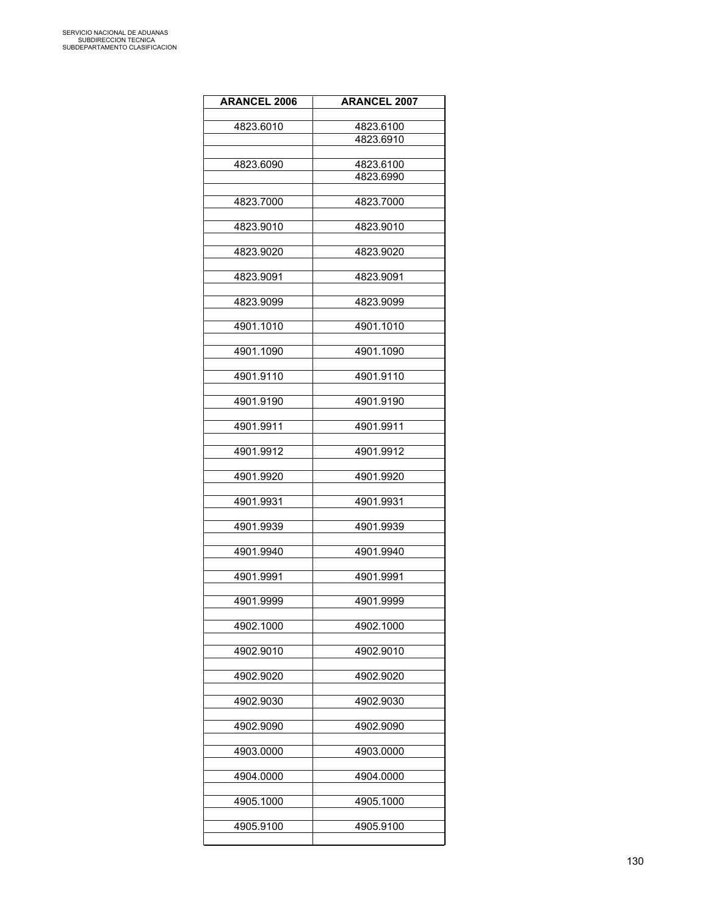| ARANCEL 2006 | ARANCEL 2007 |
|---|---|
| 4823.6010 | 4823.6100 |
| | 4823.6910 |
| 4823.6090 | 4823.6100 |
| | 4823.6990 |
| 4823.7000 | 4823.7000 |
| 4823.9010 | 4823.9010 |
| 4823.9020 | 4823.9020 |
| 4823.9091 | 4823.9091 |
| 4823.9099 | 4823.9099 |
| 4901.1010 | 4901.1010 |
| 4901.1090 | 4901.1090 |
| 4901.9110 | 4901.9110 |
| 4901.9190 | 4901.9190 |
| 4901.9911 | 4901.9911 |
| 4901.9912 | 4901.9912 |
| 4901.9920 | 4901.9920 |
| 4901.9931 | 4901.9931 |
| 4901.9939 | 4901.9939 |
| 4901.9940 | 4901.9940 |
| 4901.9991 | 4901.9991 |
| 4901.9999 | 4901.9999 |
| 4902.1000 | 4902.1000 |
| 4902.9010 | 4902.9010 |
| 4902.9020 | 4902.9020 |
| 4902.9030 | 4902.9030 |
| 4902.9090 | 4902.9090 |
| 4903.0000 | 4903.0000 |
| 4904.0000 | 4904.0000 |
| 4905.1000 | 4905.1000 |
| 4905.9100 | 4905.9100 |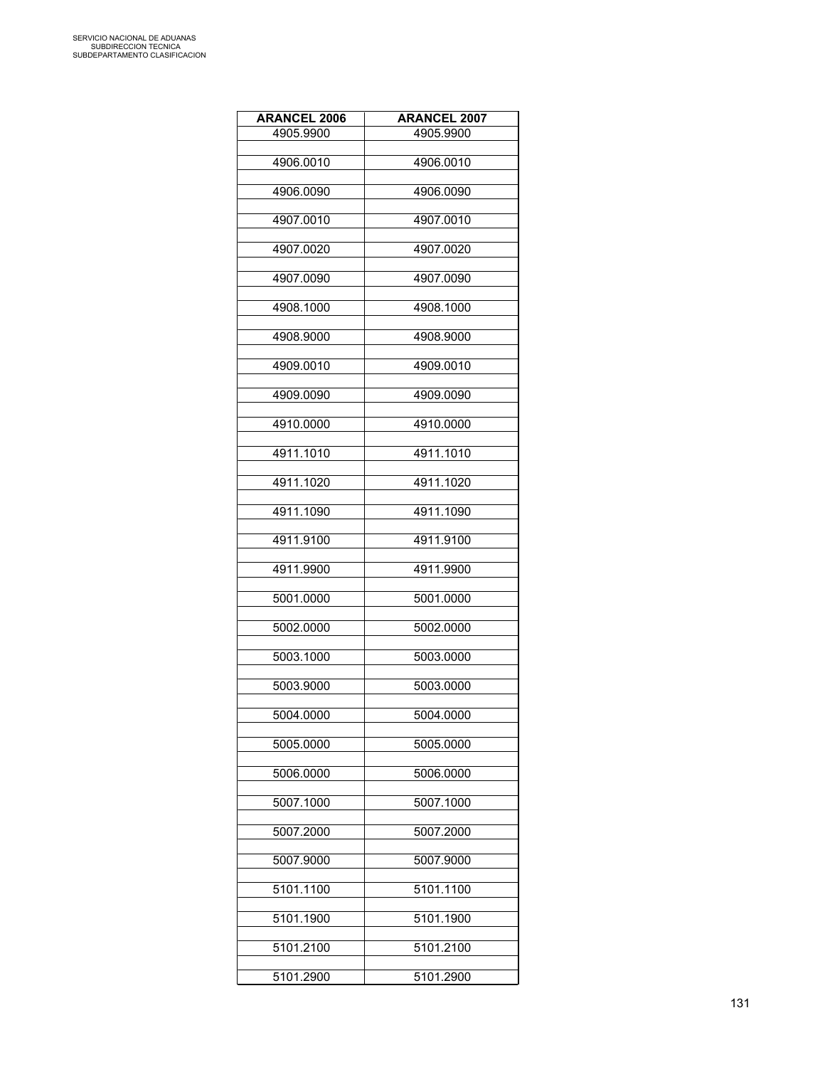| ARANCEL 2006 | ARANCEL 2007 |
|---|---|
| 4905.9900 | 4905.9900 |
| 4906.0010 | 4906.0010 |
| 4906.0090 | 4906.0090 |
| 4907.0010 | 4907.0010 |
| 4907.0020 | 4907.0020 |
| 4907.0090 | 4907.0090 |
| 4908.1000 | 4908.1000 |
| 4908.9000 | 4908.9000 |
| 4909.0010 | 4909.0010 |
| 4909.0090 | 4909.0090 |
| 4910.0000 | 4910.0000 |
| 4911.1010 | 4911.1010 |
| 4911.1020 | 4911.1020 |
| 4911.1090 | 4911.1090 |
| 4911.9100 | 4911.9100 |
| 4911.9900 | 4911.9900 |
| 5001.0000 | 5001.0000 |
| 5002.0000 | 5002.0000 |
| 5003.1000 | 5003.0000 |
| 5003.9000 | 5003.0000 |
| 5004.0000 | 5004.0000 |
| 5005.0000 | 5005.0000 |
| 5006.0000 | 5006.0000 |
| 5007.1000 | 5007.1000 |
| 5007.2000 | 5007.2000 |
| 5007.9000 | 5007.9000 |
| 5101.1100 | 5101.1100 |
| 5101.1900 | 5101.1900 |
| 5101.2100 | 5101.2100 |
| 5101.2900 | 5101.2900 |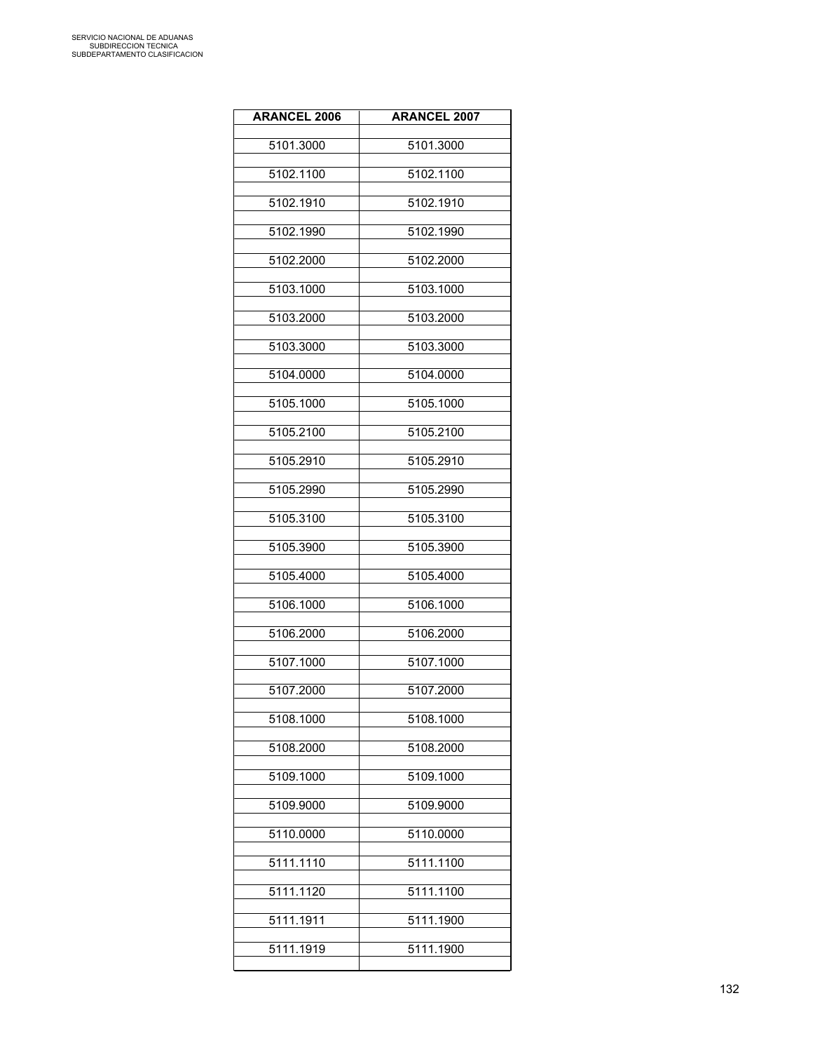| ARANCEL 2006 | ARANCEL 2007 |
|---|---|
| 5101.3000 | 5101.3000 |
| 5102.1100 | 5102.1100 |
| 5102.1910 | 5102.1910 |
| 5102.1990 | 5102.1990 |
| 5102.2000 | 5102.2000 |
| 5103.1000 | 5103.1000 |
| 5103.2000 | 5103.2000 |
| 5103.3000 | 5103.3000 |
| 5104.0000 | 5104.0000 |
| 5105.1000 | 5105.1000 |
| 5105.2100 | 5105.2100 |
| 5105.2910 | 5105.2910 |
| 5105.2990 | 5105.2990 |
| 5105.3100 | 5105.3100 |
| 5105.3900 | 5105.3900 |
| 5105.4000 | 5105.4000 |
| 5106.1000 | 5106.1000 |
| 5106.2000 | 5106.2000 |
| 5107.1000 | 5107.1000 |
| 5107.2000 | 5107.2000 |
| 5108.1000 | 5108.1000 |
| 5108.2000 | 5108.2000 |
| 5109.1000 | 5109.1000 |
| 5109.9000 | 5109.9000 |
| 5110.0000 | 5110.0000 |
| 5111.1110 | 5111.1100 |
| 5111.1120 | 5111.1100 |
| 5111.1911 | 5111.1900 |
| 5111.1919 | 5111.1900 |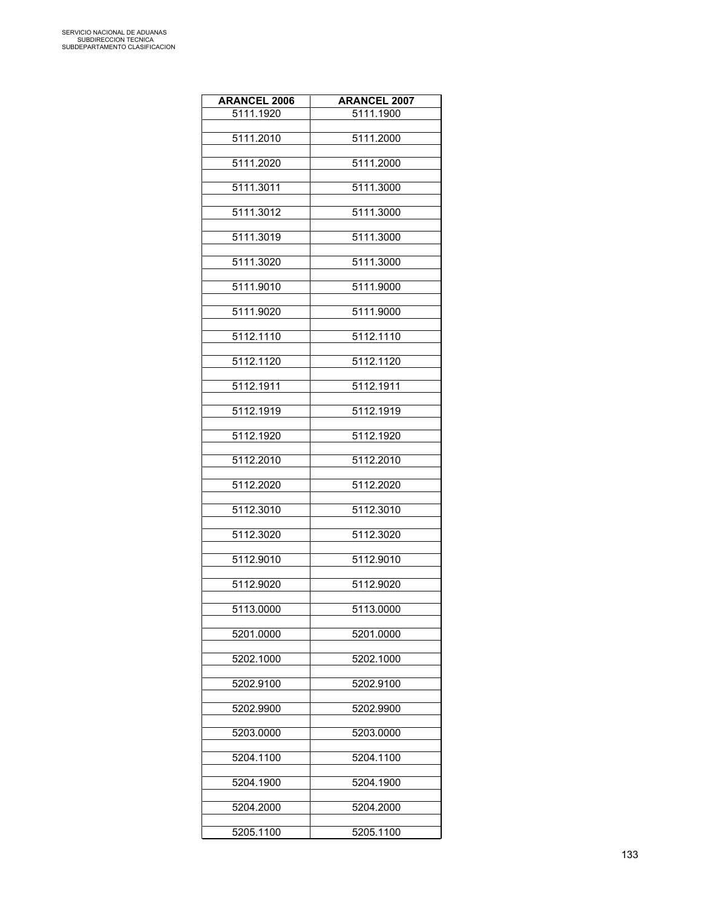| ARANCEL 2006 | ARANCEL 2007 |
|---|---|
| 5111.1920 | 5111.1900 |
| 5111.2010 | 5111.2000 |
| 5111.2020 | 5111.2000 |
| 5111.3011 | 5111.3000 |
| 5111.3012 | 5111.3000 |
| 5111.3019 | 5111.3000 |
| 5111.3020 | 5111.3000 |
| 5111.9010 | 5111.9000 |
| 5111.9020 | 5111.9000 |
| 5112.1110 | 5112.1110 |
| 5112.1120 | 5112.1120 |
| 5112.1911 | 5112.1911 |
| 5112.1919 | 5112.1919 |
| 5112.1920 | 5112.1920 |
| 5112.2010 | 5112.2010 |
| 5112.2020 | 5112.2020 |
| 5112.3010 | 5112.3010 |
| 5112.3020 | 5112.3020 |
| 5112.9010 | 5112.9010 |
| 5112.9020 | 5112.9020 |
| 5113.0000 | 5113.0000 |
| 5201.0000 | 5201.0000 |
| 5202.1000 | 5202.1000 |
| 5202.9100 | 5202.9100 |
| 5202.9900 | 5202.9900 |
| 5203.0000 | 5203.0000 |
| 5204.1100 | 5204.1100 |
| 5204.1900 | 5204.1900 |
| 5204.2000 | 5204.2000 |
| 5205.1100 | 5205.1100 |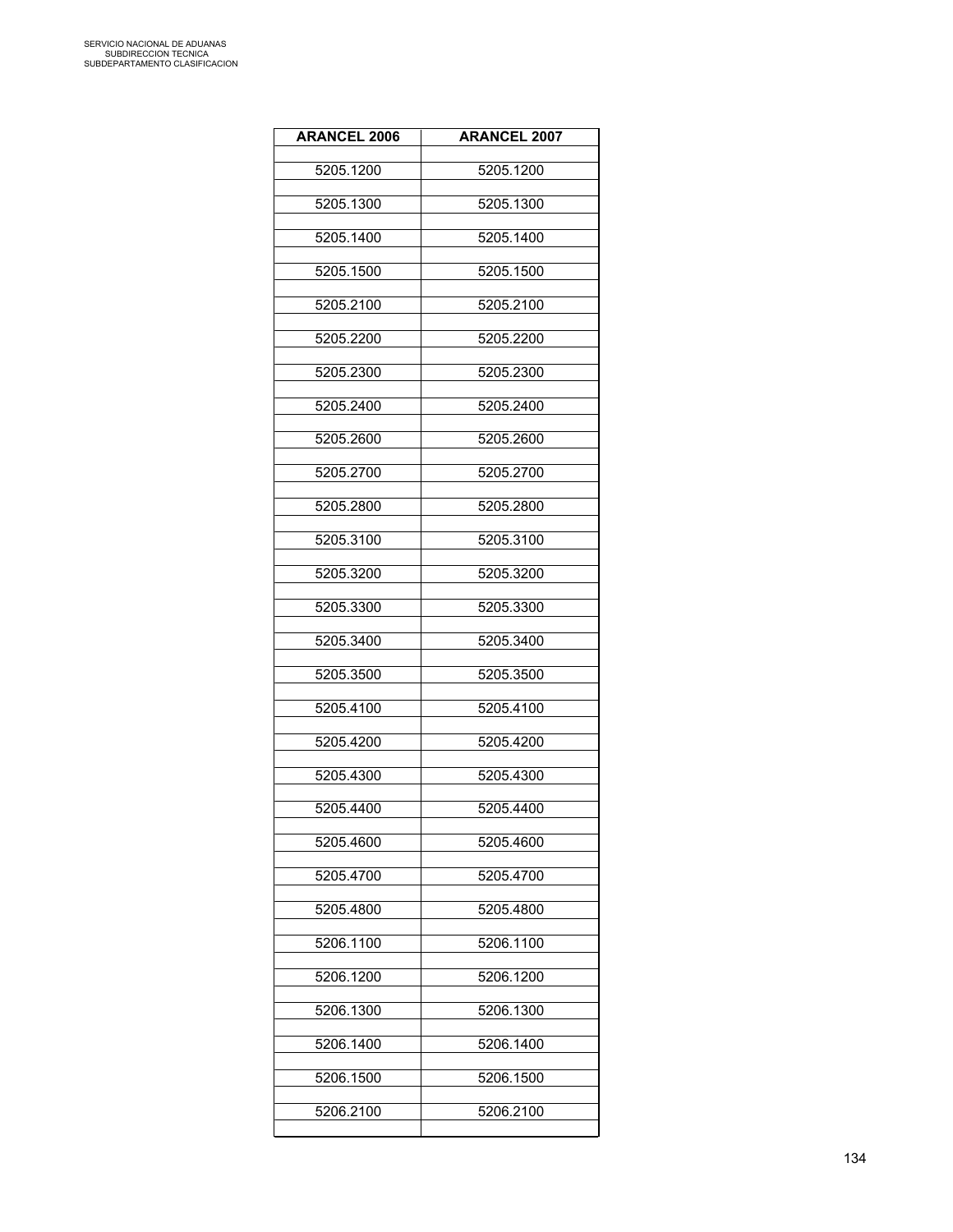| ARANCEL 2006 | ARANCEL 2007 |
|---|---|
| 5205.1200 | 5205.1200 |
| 5205.1300 | 5205.1300 |
| 5205.1400 | 5205.1400 |
| 5205.1500 | 5205.1500 |
| 5205.2100 | 5205.2100 |
| 5205.2200 | 5205.2200 |
| 5205.2300 | 5205.2300 |
| 5205.2400 | 5205.2400 |
| 5205.2600 | 5205.2600 |
| 5205.2700 | 5205.2700 |
| 5205.2800 | 5205.2800 |
| 5205.3100 | 5205.3100 |
| 5205.3200 | 5205.3200 |
| 5205.3300 | 5205.3300 |
| 5205.3400 | 5205.3400 |
| 5205.3500 | 5205.3500 |
| 5205.4100 | 5205.4100 |
| 5205.4200 | 5205.4200 |
| 5205.4300 | 5205.4300 |
| 5205.4400 | 5205.4400 |
| 5205.4600 | 5205.4600 |
| 5205.4700 | 5205.4700 |
| 5205.4800 | 5205.4800 |
| 5206.1100 | 5206.1100 |
| 5206.1200 | 5206.1200 |
| 5206.1300 | 5206.1300 |
| 5206.1400 | 5206.1400 |
| 5206.1500 | 5206.1500 |
| 5206.2100 | 5206.2100 |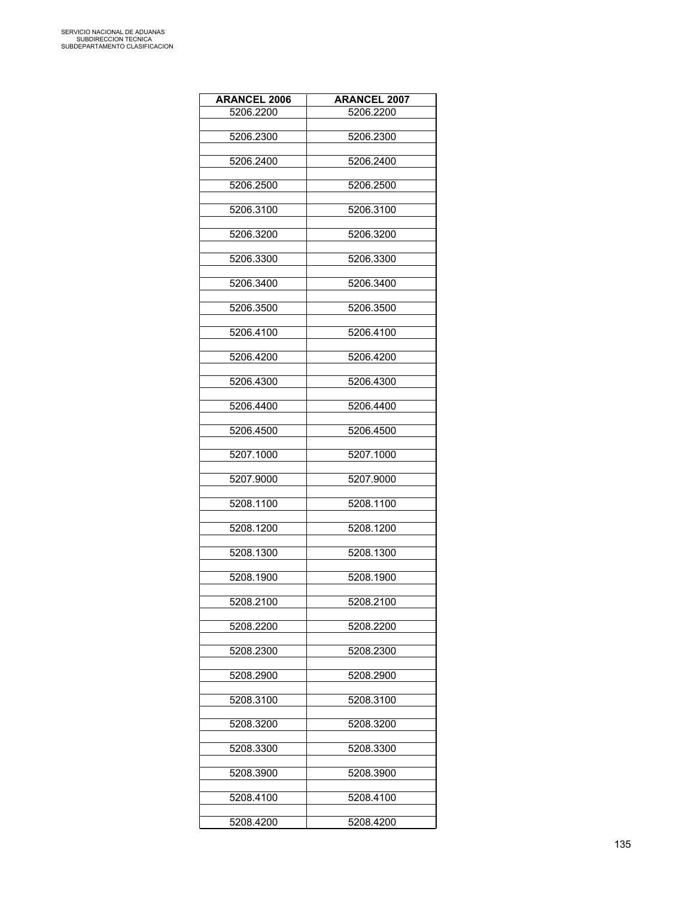| ARANCEL 2006 | ARANCEL 2007 |
|---|---|
| 5206.2200 | 5206.2200 |
| | |
| 5206.2300 | 5206.2300 |
| | |
| 5206.2400 | 5206.2400 |
| | |
| 5206.2500 | 5206.2500 |
| | |
| 5206.3100 | 5206.3100 |
| | |
| 5206.3200 | 5206.3200 |
| | |
| 5206.3300 | 5206.3300 |
| | |
| 5206.3400 | 5206.3400 |
| | |
| 5206.3500 | 5206.3500 |
| | |
| 5206.4100 | 5206.4100 |
| | |
| 5206.4200 | 5206.4200 |
| | |
| 5206.4300 | 5206.4300 |
| | |
| 5206.4400 | 5206.4400 |
| | |
| 5206.4500 | 5206.4500 |
| | |
| 5207.1000 | 5207.1000 |
| | |
| 5207.9000 | 5207.9000 |
| | |
| 5208.1100 | 5208.1100 |
| | |
| 5208.1200 | 5208.1200 |
| | |
| 5208.1300 | 5208.1300 |
| | |
| 5208.1900 | 5208.1900 |
| | |
| 5208.2100 | 5208.2100 |
| | |
| 5208.2200 | 5208.2200 |
| | |
| 5208.2300 | 5208.2300 |
| | |
| 5208.2900 | 5208.2900 |
| | |
| 5208.3100 | 5208.3100 |
| | |
| 5208.3200 | 5208.3200 |
| | |
| 5208.3300 | 5208.3300 |
| | |
| 5208.3900 | 5208.3900 |
| | |
| 5208.4100 | 5208.4100 |
| | |
| 5208.4200 | 5208.4200 |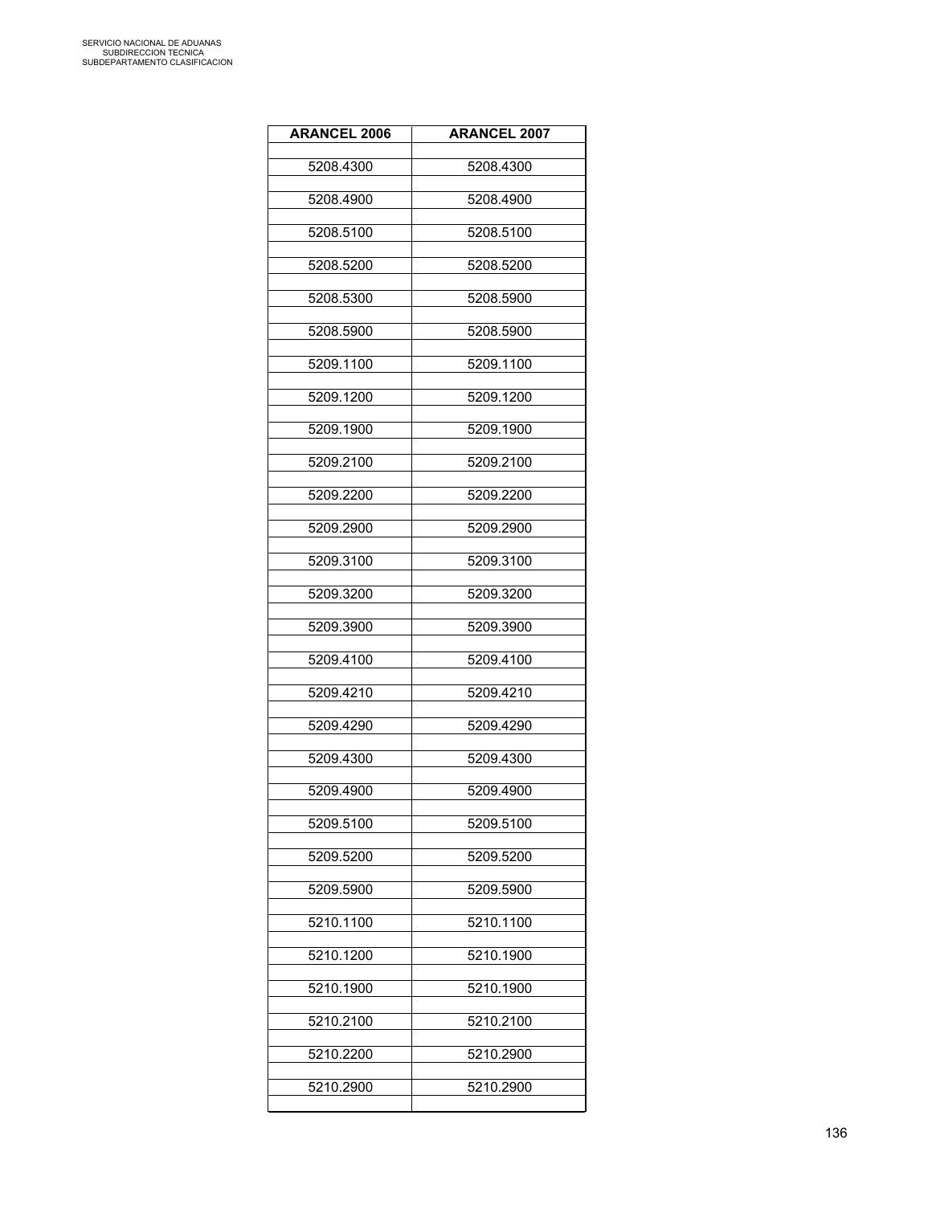| ARANCEL 2006 | ARANCEL 2007 |
|---|---|
| 5208.4300 | 5208.4300 |
| 5208.4900 | 5208.4900 |
| 5208.5100 | 5208.5100 |
| 5208.5200 | 5208.5200 |
| 5208.5300 | 5208.5900 |
| 5208.5900 | 5208.5900 |
| 5209.1100 | 5209.1100 |
| 5209.1200 | 5209.1200 |
| 5209.1900 | 5209.1900 |
| 5209.2100 | 5209.2100 |
| 5209.2200 | 5209.2200 |
| 5209.2900 | 5209.2900 |
| 5209.3100 | 5209.3100 |
| 5209.3200 | 5209.3200 |
| 5209.3900 | 5209.3900 |
| 5209.4100 | 5209.4100 |
| 5209.4210 | 5209.4210 |
| 5209.4290 | 5209.4290 |
| 5209.4300 | 5209.4300 |
| 5209.4900 | 5209.4900 |
| 5209.5100 | 5209.5100 |
| 5209.5200 | 5209.5200 |
| 5209.5900 | 5209.5900 |
| 5210.1100 | 5210.1100 |
| 5210.1200 | 5210.1900 |
| 5210.1900 | 5210.1900 |
| 5210.2100 | 5210.2100 |
| 5210.2200 | 5210.2900 |
| 5210.2900 | 5210.2900 |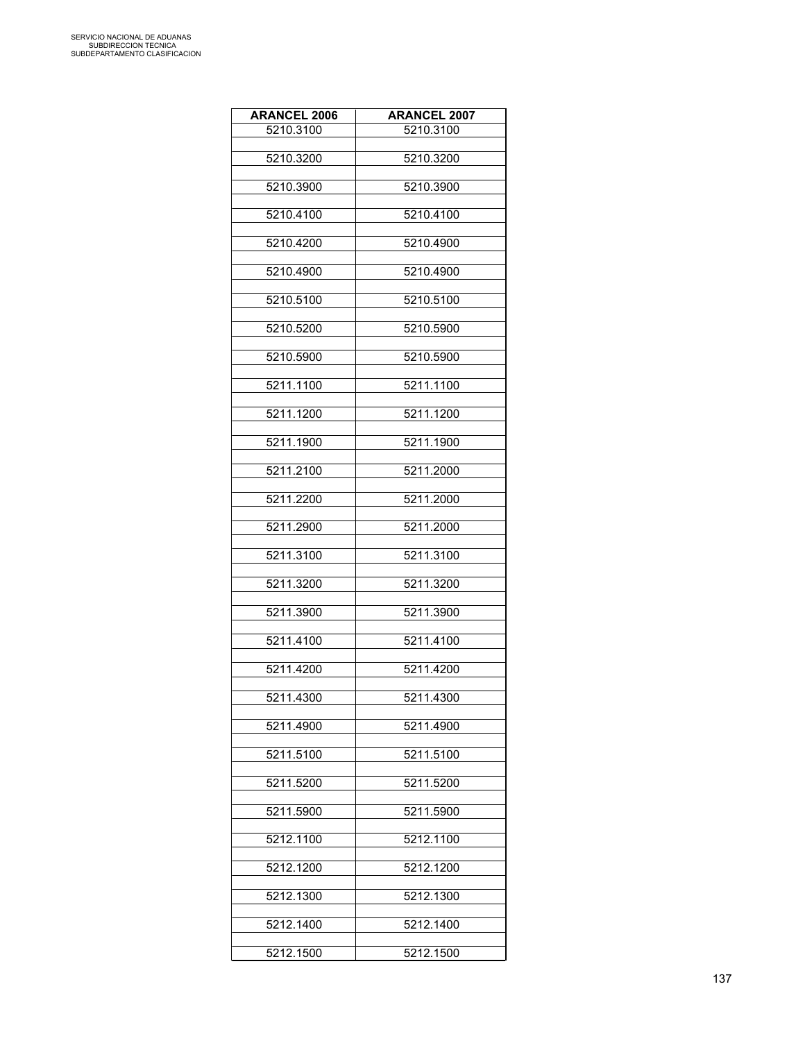| ARANCEL 2006 | ARANCEL 2007 |
| --- | --- |
| 5210.3100 | 5210.3100 |
| 5210.3200 | 5210.3200 |
| 5210.3900 | 5210.3900 |
| 5210.4100 | 5210.4100 |
| 5210.4200 | 5210.4900 |
| 5210.4900 | 5210.4900 |
| 5210.5100 | 5210.5100 |
| 5210.5200 | 5210.5900 |
| 5210.5900 | 5210.5900 |
| 5211.1100 | 5211.1100 |
| 5211.1200 | 5211.1200 |
| 5211.1900 | 5211.1900 |
| 5211.2100 | 5211.2000 |
| 5211.2200 | 5211.2000 |
| 5211.2900 | 5211.2000 |
| 5211.3100 | 5211.3100 |
| 5211.3200 | 5211.3200 |
| 5211.3900 | 5211.3900 |
| 5211.4100 | 5211.4100 |
| 5211.4200 | 5211.4200 |
| 5211.4300 | 5211.4300 |
| 5211.4900 | 5211.4900 |
| 5211.5100 | 5211.5100 |
| 5211.5200 | 5211.5200 |
| 5211.5900 | 5211.5900 |
| 5212.1100 | 5212.1100 |
| 5212.1200 | 5212.1200 |
| 5212.1300 | 5212.1300 |
| 5212.1400 | 5212.1400 |
| 5212.1500 | 5212.1500 |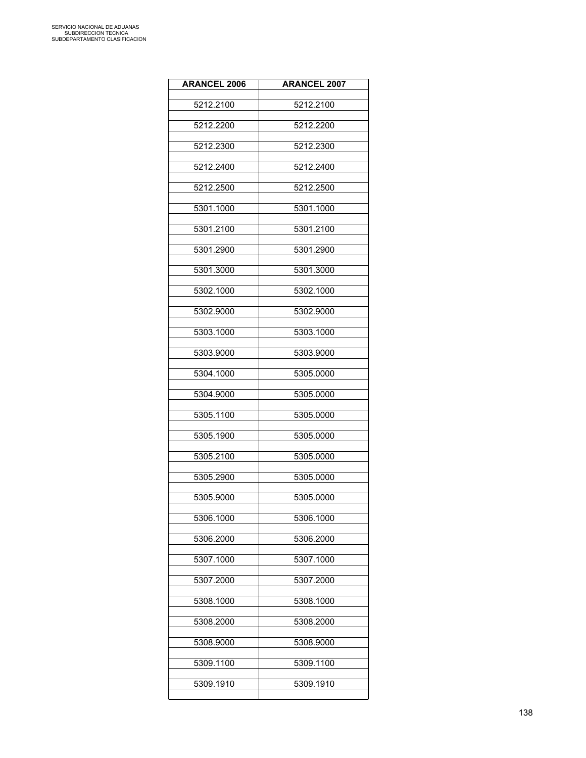| ARANCEL 2006 | ARANCEL 2007 |
|---|---|
| 5212.2100 | 5212.2100 |
| 5212.2200 | 5212.2200 |
| 5212.2300 | 5212.2300 |
| 5212.2400 | 5212.2400 |
| 5212.2500 | 5212.2500 |
| 5301.1000 | 5301.1000 |
| 5301.2100 | 5301.2100 |
| 5301.2900 | 5301.2900 |
| 5301.3000 | 5301.3000 |
| 5302.1000 | 5302.1000 |
| 5302.9000 | 5302.9000 |
| 5303.1000 | 5303.1000 |
| 5303.9000 | 5303.9000 |
| 5304.1000 | 5305.0000 |
| 5304.9000 | 5305.0000 |
| 5305.1100 | 5305.0000 |
| 5305.1900 | 5305.0000 |
| 5305.2100 | 5305.0000 |
| 5305.2900 | 5305.0000 |
| 5305.9000 | 5305.0000 |
| 5306.1000 | 5306.1000 |
| 5306.2000 | 5306.2000 |
| 5307.1000 | 5307.1000 |
| 5307.2000 | 5307.2000 |
| 5308.1000 | 5308.1000 |
| 5308.2000 | 5308.2000 |
| 5308.9000 | 5308.9000 |
| 5309.1100 | 5309.1100 |
| 5309.1910 | 5309.1910 |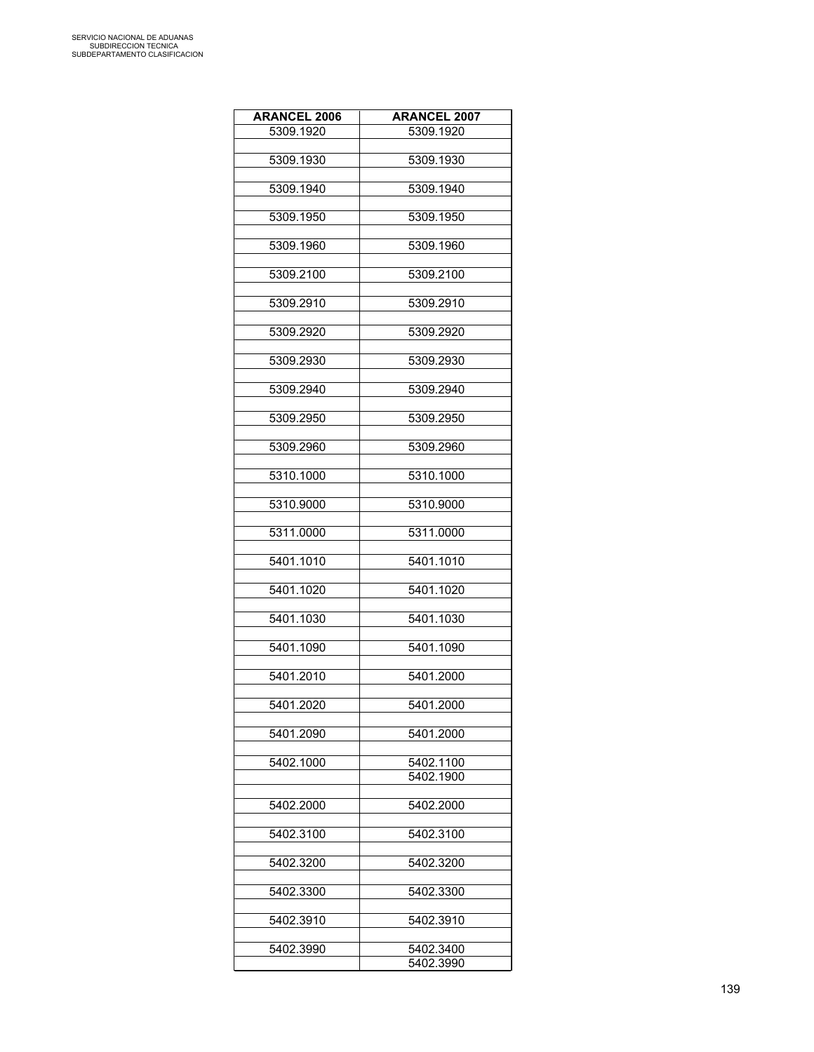| ARANCEL 2006 | ARANCEL 2007 |
|---|---|
| 5309.1920 | 5309.1920 |
| 5309.1930 | 5309.1930 |
| 5309.1940 | 5309.1940 |
| 5309.1950 | 5309.1950 |
| 5309.1960 | 5309.1960 |
| 5309.2100 | 5309.2100 |
| 5309.2910 | 5309.2910 |
| 5309.2920 | 5309.2920 |
| 5309.2930 | 5309.2930 |
| 5309.2940 | 5309.2940 |
| 5309.2950 | 5309.2950 |
| 5309.2960 | 5309.2960 |
| 5310.1000 | 5310.1000 |
| 5310.9000 | 5310.9000 |
| 5311.0000 | 5311.0000 |
| 5401.1010 | 5401.1010 |
| 5401.1020 | 5401.1020 |
| 5401.1030 | 5401.1030 |
| 5401.1090 | 5401.1090 |
| 5401.2010 | 5401.2000 |
| 5401.2020 | 5401.2000 |
| 5401.2090 | 5401.2000 |
| 5402.1000 | 5402.1100 |
| | 5402.1900 |
| 5402.2000 | 5402.2000 |
| 5402.3100 | 5402.3100 |
| 5402.3200 | 5402.3200 |
| 5402.3300 | 5402.3300 |
| 5402.3910 | 5402.3910 |
| 5402.3990 | 5402.3400 |
| | 5402.3990 |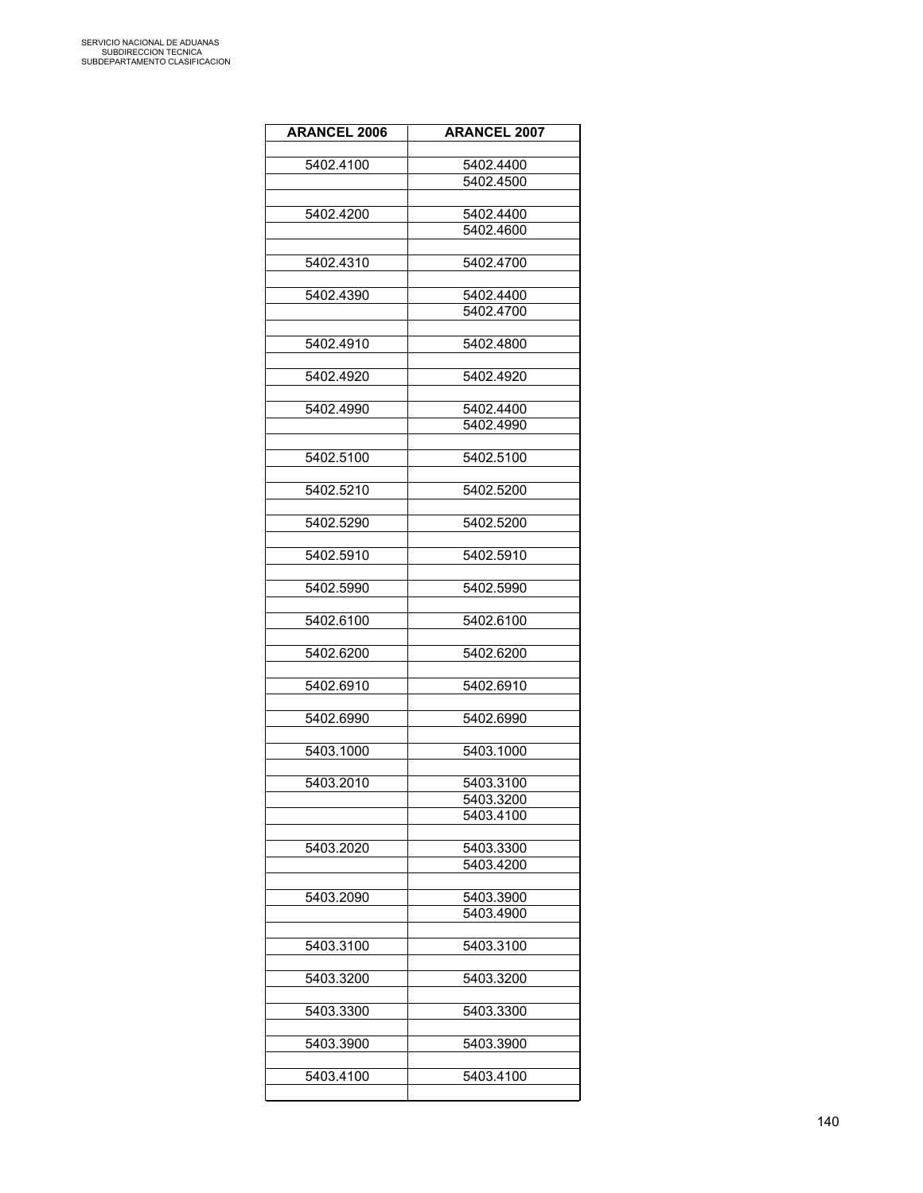| ARANCEL 2006 | ARANCEL 2007 |
|---|---|
| 5402.4100 | 5402.4400 |
| | 5402.4500 |
| 5402.4200 | 5402.4400 |
| | 5402.4600 |
| 5402.4310 | 5402.4700 |
| 5402.4390 | 5402.4400 |
| | 5402.4700 |
| 5402.4910 | 5402.4800 |
| 5402.4920 | 5402.4920 |
| 5402.4990 | 5402.4400 |
| | 5402.4990 |
| 5402.5100 | 5402.5100 |
| 5402.5210 | 5402.5200 |
| 5402.5290 | 5402.5200 |
| 5402.5910 | 5402.5910 |
| 5402.5990 | 5402.5990 |
| 5402.6100 | 5402.6100 |
| 5402.6200 | 5402.6200 |
| 5402.6910 | 5402.6910 |
| 5402.6990 | 5402.6990 |
| 5403.1000 | 5403.1000 |
| 5403.2010 | 5403.3100 |
| | 5403.3200 |
| | 5403.4100 |
| 5403.2020 | 5403.3300 |
| | 5403.4200 |
| 5403.2090 | 5403.3900 |
| | 5403.4900 |
| 5403.3100 | 5403.3100 |
| 5403.3200 | 5403.3200 |
| 5403.3300 | 5403.3300 |
| 5403.3900 | 5403.3900 |
| 5403.4100 | 5403.4100 |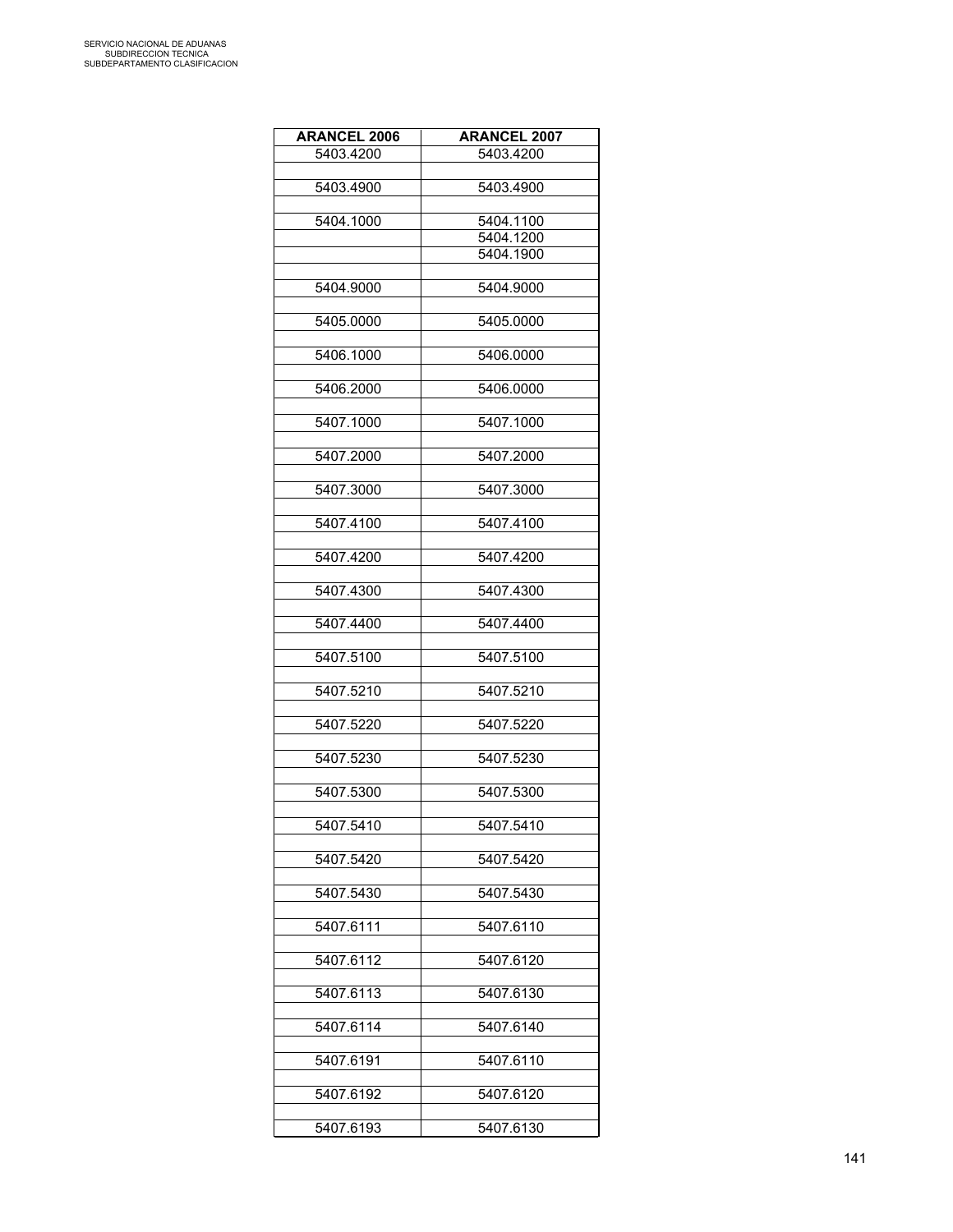| ARANCEL 2006 | ARANCEL 2007 |
|---|---|
| 5403.4200 | 5403.4200 |
| | |
| 5403.4900 | 5403.4900 |
| | |
| 5404.1000 | 5404.1100 |
| | 5404.1200 |
| | 5404.1900 |
| | |
| 5404.9000 | 5404.9000 |
| | |
| 5405.0000 | 5405.0000 |
| | |
| 5406.1000 | 5406.0000 |
| | |
| 5406.2000 | 5406.0000 |
| | |
| 5407.1000 | 5407.1000 |
| | |
| 5407.2000 | 5407.2000 |
| | |
| 5407.3000 | 5407.3000 |
| | |
| 5407.4100 | 5407.4100 |
| | |
| 5407.4200 | 5407.4200 |
| | |
| 5407.4300 | 5407.4300 |
| | |
| 5407.4400 | 5407.4400 |
| | |
| 5407.5100 | 5407.5100 |
| | |
| 5407.5210 | 5407.5210 |
| | |
| 5407.5220 | 5407.5220 |
| | |
| 5407.5230 | 5407.5230 |
| | |
| 5407.5300 | 5407.5300 |
| | |
| 5407.5410 | 5407.5410 |
| | |
| 5407.5420 | 5407.5420 |
| | |
| 5407.5430 | 5407.5430 |
| | |
| 5407.6111 | 5407.6110 |
| | |
| 5407.6112 | 5407.6120 |
| | |
| 5407.6113 | 5407.6130 |
| | |
| 5407.6114 | 5407.6140 |
| | |
| 5407.6191 | 5407.6110 |
| | |
| 5407.6192 | 5407.6120 |
| | |
| 5407.6193 | 5407.6130 |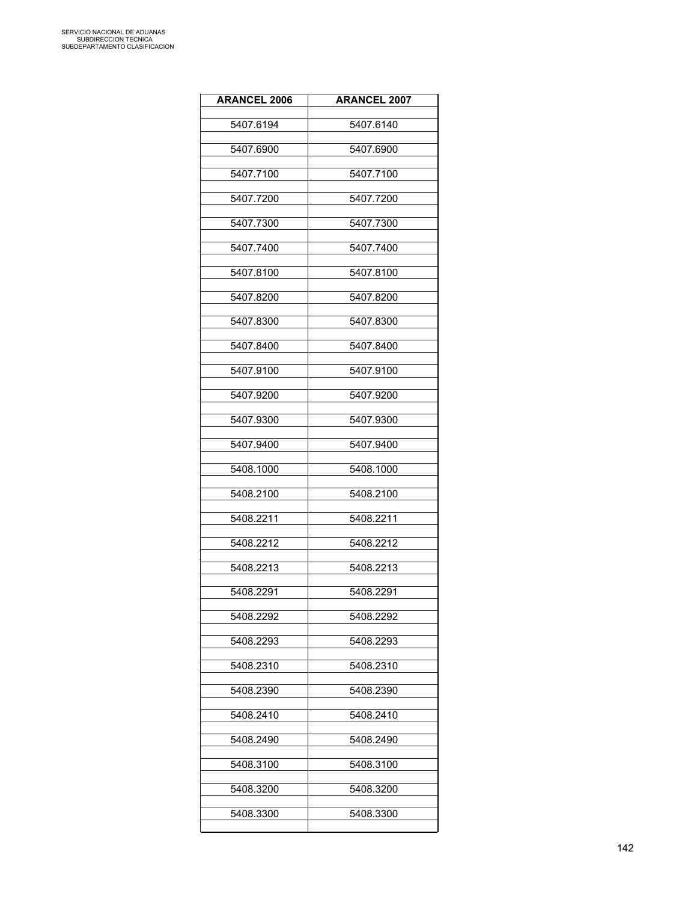| ARANCEL 2006 | ARANCEL 2007 |
|---|---|
| 5407.6194 | 5407.6140 |
| 5407.6900 | 5407.6900 |
| 5407.7100 | 5407.7100 |
| 5407.7200 | 5407.7200 |
| 5407.7300 | 5407.7300 |
| 5407.7400 | 5407.7400 |
| 5407.8100 | 5407.8100 |
| 5407.8200 | 5407.8200 |
| 5407.8300 | 5407.8300 |
| 5407.8400 | 5407.8400 |
| 5407.9100 | 5407.9100 |
| 5407.9200 | 5407.9200 |
| 5407.9300 | 5407.9300 |
| 5407.9400 | 5407.9400 |
| 5408.1000 | 5408.1000 |
| 5408.2100 | 5408.2100 |
| 5408.2211 | 5408.2211 |
| 5408.2212 | 5408.2212 |
| 5408.2213 | 5408.2213 |
| 5408.2291 | 5408.2291 |
| 5408.2292 | 5408.2292 |
| 5408.2293 | 5408.2293 |
| 5408.2310 | 5408.2310 |
| 5408.2390 | 5408.2390 |
| 5408.2410 | 5408.2410 |
| 5408.2490 | 5408.2490 |
| 5408.3100 | 5408.3100 |
| 5408.3200 | 5408.3200 |
| 5408.3300 | 5408.3300 |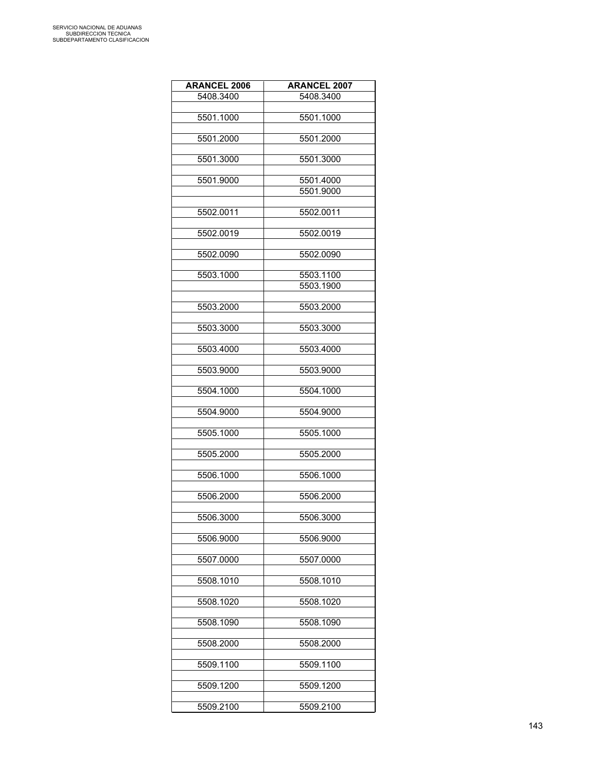| ARANCEL 2006 | ARANCEL 2007 |
| --- | --- |
| 5408.3400 | 5408.3400 |
| | |
| 5501.1000 | 5501.1000 |
| | |
| 5501.2000 | 5501.2000 |
| | |
| 5501.3000 | 5501.3000 |
| | |
| 5501.9000 | 5501.4000 |
| | 5501.9000 |
| | |
| 5502.0011 | 5502.0011 |
| | |
| 5502.0019 | 5502.0019 |
| | |
| 5502.0090 | 5502.0090 |
| | |
| 5503.1000 | 5503.1100 |
| | 5503.1900 |
| | |
| 5503.2000 | 5503.2000 |
| | |
| 5503.3000 | 5503.3000 |
| | |
| 5503.4000 | 5503.4000 |
| | |
| 5503.9000 | 5503.9000 |
| | |
| 5504.1000 | 5504.1000 |
| | |
| 5504.9000 | 5504.9000 |
| | |
| 5505.1000 | 5505.1000 |
| | |
| 5505.2000 | 5505.2000 |
| | |
| 5506.1000 | 5506.1000 |
| | |
| 5506.2000 | 5506.2000 |
| | |
| 5506.3000 | 5506.3000 |
| | |
| 5506.9000 | 5506.9000 |
| | |
| 5507.0000 | 5507.0000 |
| | |
| 5508.1010 | 5508.1010 |
| | |
| 5508.1020 | 5508.1020 |
| | |
| 5508.1090 | 5508.1090 |
| | |
| 5508.2000 | 5508.2000 |
| | |
| 5509.1100 | 5509.1100 |
| | |
| 5509.1200 | 5509.1200 |
| | |
| 5509.2100 | 5509.2100 |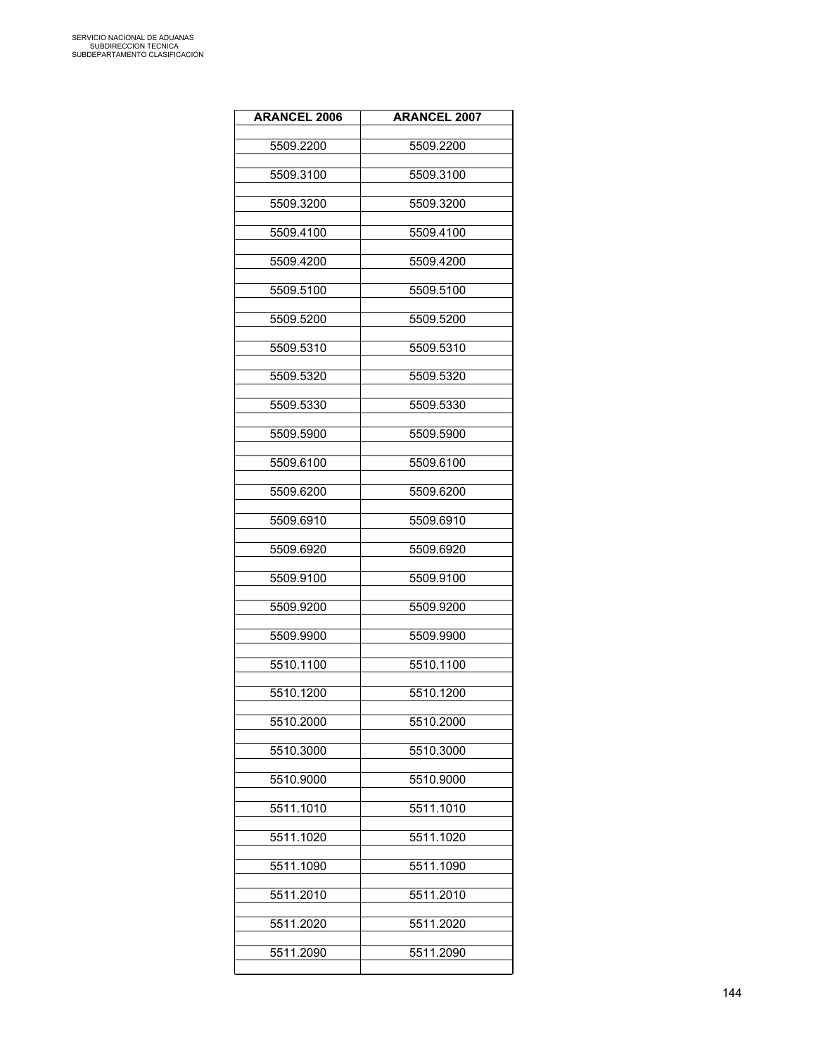| ARANCEL 2006 | ARANCEL 2007 |
|---|---|
| 5509.2200 | 5509.2200 |
| 5509.3100 | 5509.3100 |
| 5509.3200 | 5509.3200 |
| 5509.4100 | 5509.4100 |
| 5509.4200 | 5509.4200 |
| 5509.5100 | 5509.5100 |
| 5509.5200 | 5509.5200 |
| 5509.5310 | 5509.5310 |
| 5509.5320 | 5509.5320 |
| 5509.5330 | 5509.5330 |
| 5509.5900 | 5509.5900 |
| 5509.6100 | 5509.6100 |
| 5509.6200 | 5509.6200 |
| 5509.6910 | 5509.6910 |
| 5509.6920 | 5509.6920 |
| 5509.9100 | 5509.9100 |
| 5509.9200 | 5509.9200 |
| 5509.9900 | 5509.9900 |
| 5510.1100 | 5510.1100 |
| 5510.1200 | 5510.1200 |
| 5510.2000 | 5510.2000 |
| 5510.3000 | 5510.3000 |
| 5510.9000 | 5510.9000 |
| 5511.1010 | 5511.1010 |
| 5511.1020 | 5511.1020 |
| 5511.1090 | 5511.1090 |
| 5511.2010 | 5511.2010 |
| 5511.2020 | 5511.2020 |
| 5511.2090 | 5511.2090 |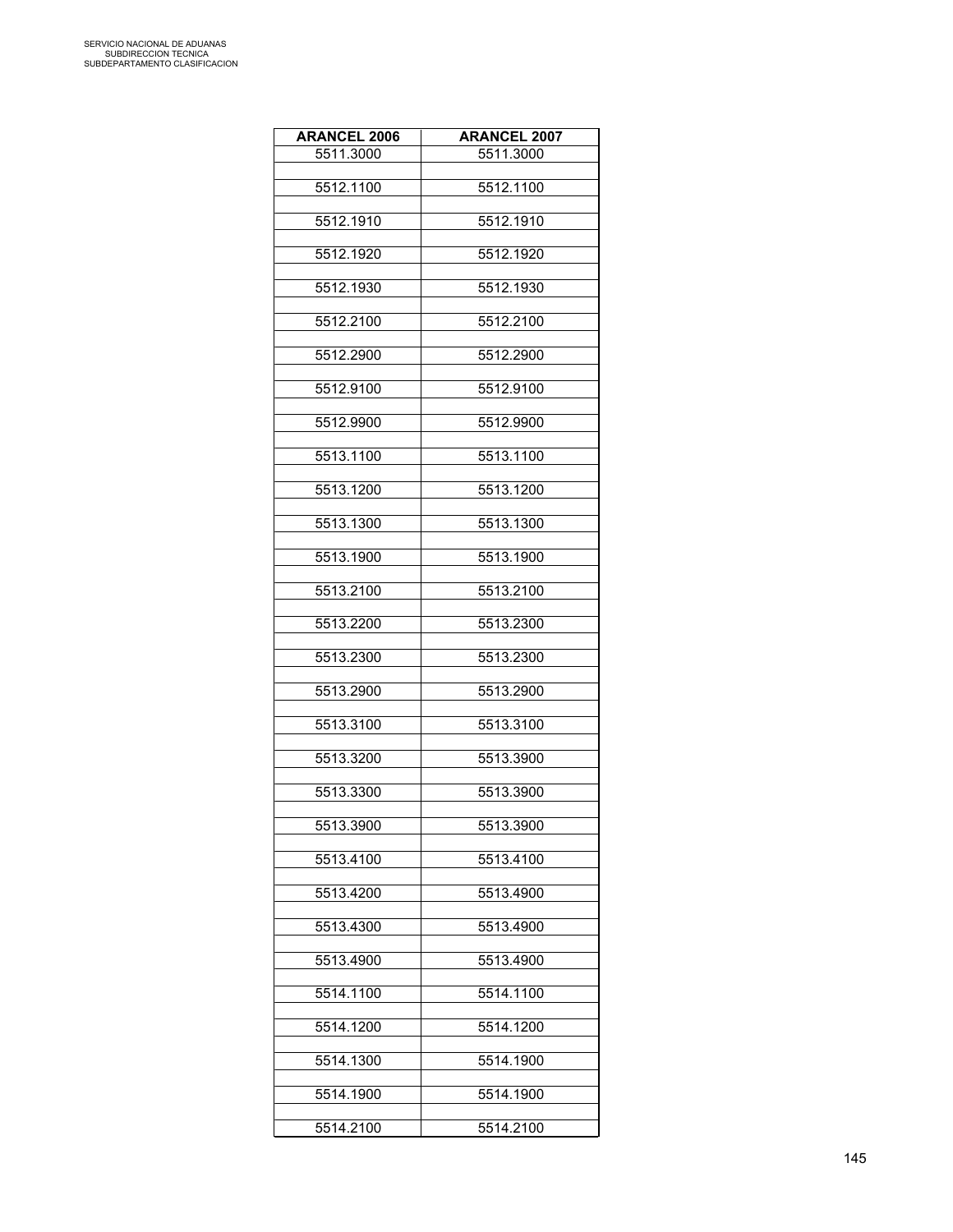| ARANCEL 2006 | ARANCEL 2007 |
|---|---|
| 5511.3000 | 5511.3000 |
| 5512.1100 | 5512.1100 |
| 5512.1910 | 5512.1910 |
| 5512.1920 | 5512.1920 |
| 5512.1930 | 5512.1930 |
| 5512.2100 | 5512.2100 |
| 5512.2900 | 5512.2900 |
| 5512.9100 | 5512.9100 |
| 5512.9900 | 5512.9900 |
| 5513.1100 | 5513.1100 |
| 5513.1200 | 5513.1200 |
| 5513.1300 | 5513.1300 |
| 5513.1900 | 5513.1900 |
| 5513.2100 | 5513.2100 |
| 5513.2200 | 5513.2300 |
| 5513.2300 | 5513.2300 |
| 5513.2900 | 5513.2900 |
| 5513.3100 | 5513.3100 |
| 5513.3200 | 5513.3900 |
| 5513.3300 | 5513.3900 |
| 5513.3900 | 5513.3900 |
| 5513.4100 | 5513.4100 |
| 5513.4200 | 5513.4900 |
| 5513.4300 | 5513.4900 |
| 5513.4900 | 5513.4900 |
| 5514.1100 | 5514.1100 |
| 5514.1200 | 5514.1200 |
| 5514.1300 | 5514.1900 |
| 5514.1900 | 5514.1900 |
| 5514.2100 | 5514.2100 |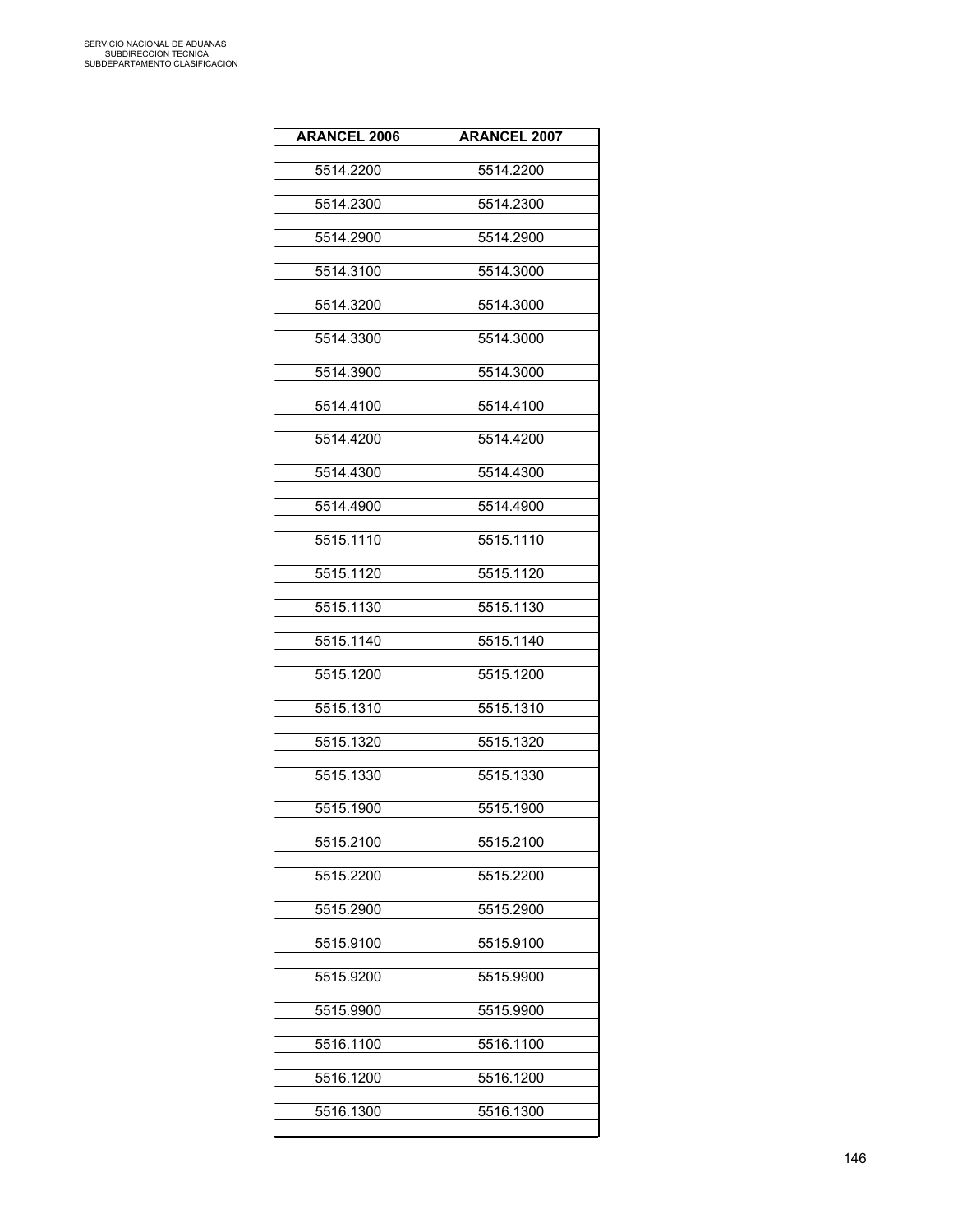| ARANCEL 2006 | ARANCEL 2007 |
| --- | --- |
| 5514.2200 | 5514.2200 |
| 5514.2300 | 5514.2300 |
| 5514.2900 | 5514.2900 |
| 5514.3100 | 5514.3000 |
| 5514.3200 | 5514.3000 |
| 5514.3300 | 5514.3000 |
| 5514.3900 | 5514.3000 |
| 5514.4100 | 5514.4100 |
| 5514.4200 | 5514.4200 |
| 5514.4300 | 5514.4300 |
| 5514.4900 | 5514.4900 |
| 5515.1110 | 5515.1110 |
| 5515.1120 | 5515.1120 |
| 5515.1130 | 5515.1130 |
| 5515.1140 | 5515.1140 |
| 5515.1200 | 5515.1200 |
| 5515.1310 | 5515.1310 |
| 5515.1320 | 5515.1320 |
| 5515.1330 | 5515.1330 |
| 5515.1900 | 5515.1900 |
| 5515.2100 | 5515.2100 |
| 5515.2200 | 5515.2200 |
| 5515.2900 | 5515.2900 |
| 5515.9100 | 5515.9100 |
| 5515.9200 | 5515.9900 |
| 5515.9900 | 5515.9900 |
| 5516.1100 | 5516.1100 |
| 5516.1200 | 5516.1200 |
| 5516.1300 | 5516.1300 |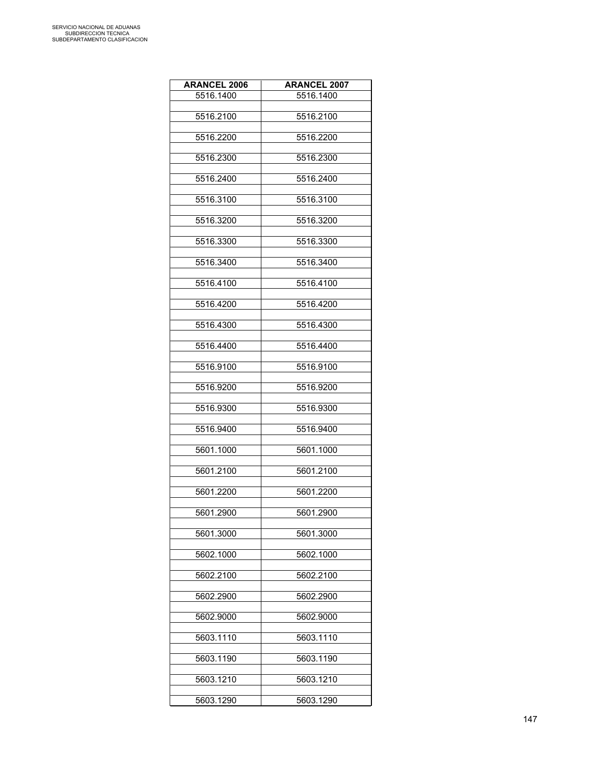| ARANCEL 2006 | ARANCEL 2007 |
| --- | --- |
| 5516.1400 | 5516.1400 |
| | |
| 5516.2100 | 5516.2100 |
| | |
| 5516.2200 | 5516.2200 |
| | |
| 5516.2300 | 5516.2300 |
| | |
| 5516.2400 | 5516.2400 |
| | |
| 5516.3100 | 5516.3100 |
| | |
| 5516.3200 | 5516.3200 |
| | |
| 5516.3300 | 5516.3300 |
| | |
| 5516.3400 | 5516.3400 |
| | |
| 5516.4100 | 5516.4100 |
| | |
| 5516.4200 | 5516.4200 |
| | |
| 5516.4300 | 5516.4300 |
| | |
| 5516.4400 | 5516.4400 |
| | |
| 5516.9100 | 5516.9100 |
| | |
| 5516.9200 | 5516.9200 |
| | |
| 5516.9300 | 5516.9300 |
| | |
| 5516.9400 | 5516.9400 |
| | |
| 5601.1000 | 5601.1000 |
| | |
| 5601.2100 | 5601.2100 |
| | |
| 5601.2200 | 5601.2200 |
| | |
| 5601.2900 | 5601.2900 |
| | |
| 5601.3000 | 5601.3000 |
| | |
| 5602.1000 | 5602.1000 |
| | |
| 5602.2100 | 5602.2100 |
| | |
| 5602.2900 | 5602.2900 |
| | |
| 5602.9000 | 5602.9000 |
| | |
| 5603.1110 | 5603.1110 |
| | |
| 5603.1190 | 5603.1190 |
| | |
| 5603.1210 | 5603.1210 |
| | |
| 5603.1290 | 5603.1290 |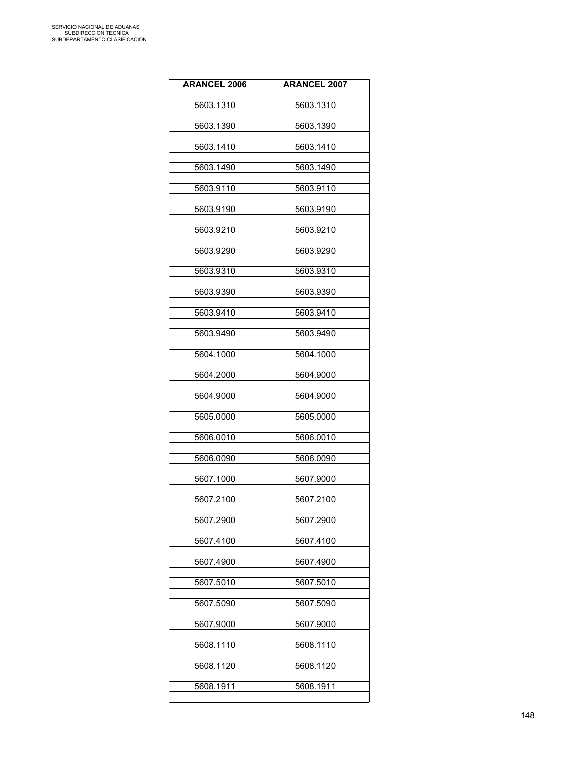| ARANCEL 2006 | ARANCEL 2007 |
|---|---|
| 5603.1310 | 5603.1310 |
| 5603.1390 | 5603.1390 |
| 5603.1410 | 5603.1410 |
| 5603.1490 | 5603.1490 |
| 5603.9110 | 5603.9110 |
| 5603.9190 | 5603.9190 |
| 5603.9210 | 5603.9210 |
| 5603.9290 | 5603.9290 |
| 5603.9310 | 5603.9310 |
| 5603.9390 | 5603.9390 |
| 5603.9410 | 5603.9410 |
| 5603.9490 | 5603.9490 |
| 5604.1000 | 5604.1000 |
| 5604.2000 | 5604.9000 |
| 5604.9000 | 5604.9000 |
| 5605.0000 | 5605.0000 |
| 5606.0010 | 5606.0010 |
| 5606.0090 | 5606.0090 |
| 5607.1000 | 5607.9000 |
| 5607.2100 | 5607.2100 |
| 5607.2900 | 5607.2900 |
| 5607.4100 | 5607.4100 |
| 5607.4900 | 5607.4900 |
| 5607.5010 | 5607.5010 |
| 5607.5090 | 5607.5090 |
| 5607.9000 | 5607.9000 |
| 5608.1110 | 5608.1110 |
| 5608.1120 | 5608.1120 |
| 5608.1911 | 5608.1911 |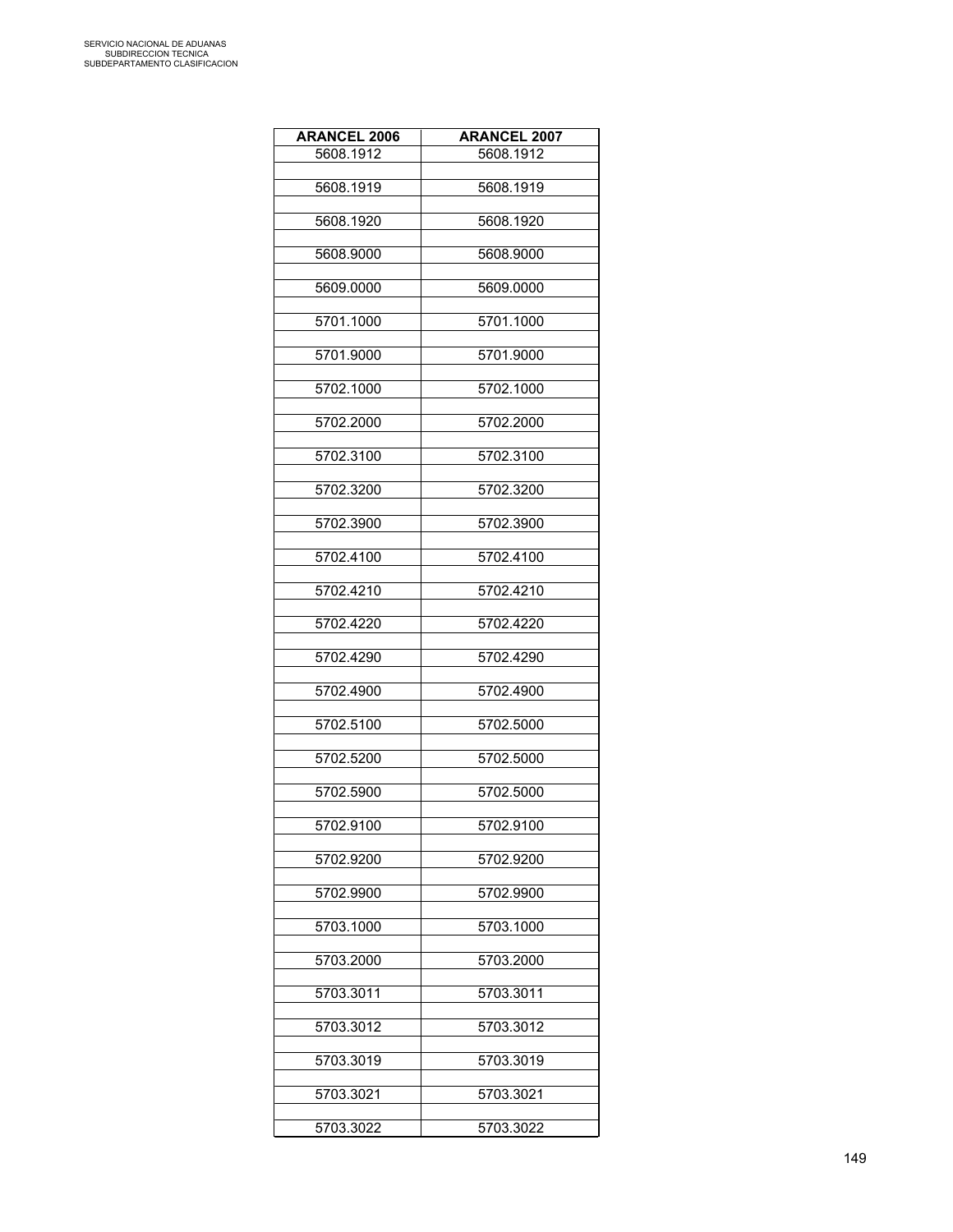| ARANCEL 2006 | ARANCEL 2007 |
|---|---|
| 5608.1912 | 5608.1912 |
| 5608.1919 | 5608.1919 |
| 5608.1920 | 5608.1920 |
| 5608.9000 | 5608.9000 |
| 5609.0000 | 5609.0000 |
| 5701.1000 | 5701.1000 |
| 5701.9000 | 5701.9000 |
| 5702.1000 | 5702.1000 |
| 5702.2000 | 5702.2000 |
| 5702.3100 | 5702.3100 |
| 5702.3200 | 5702.3200 |
| 5702.3900 | 5702.3900 |
| 5702.4100 | 5702.4100 |
| 5702.4210 | 5702.4210 |
| 5702.4220 | 5702.4220 |
| 5702.4290 | 5702.4290 |
| 5702.4900 | 5702.4900 |
| 5702.5100 | 5702.5000 |
| 5702.5200 | 5702.5000 |
| 5702.5900 | 5702.5000 |
| 5702.9100 | 5702.9100 |
| 5702.9200 | 5702.9200 |
| 5702.9900 | 5702.9900 |
| 5703.1000 | 5703.1000 |
| 5703.2000 | 5703.2000 |
| 5703.3011 | 5703.3011 |
| 5703.3012 | 5703.3012 |
| 5703.3019 | 5703.3019 |
| 5703.3021 | 5703.3021 |
| 5703.3022 | 5703.3022 |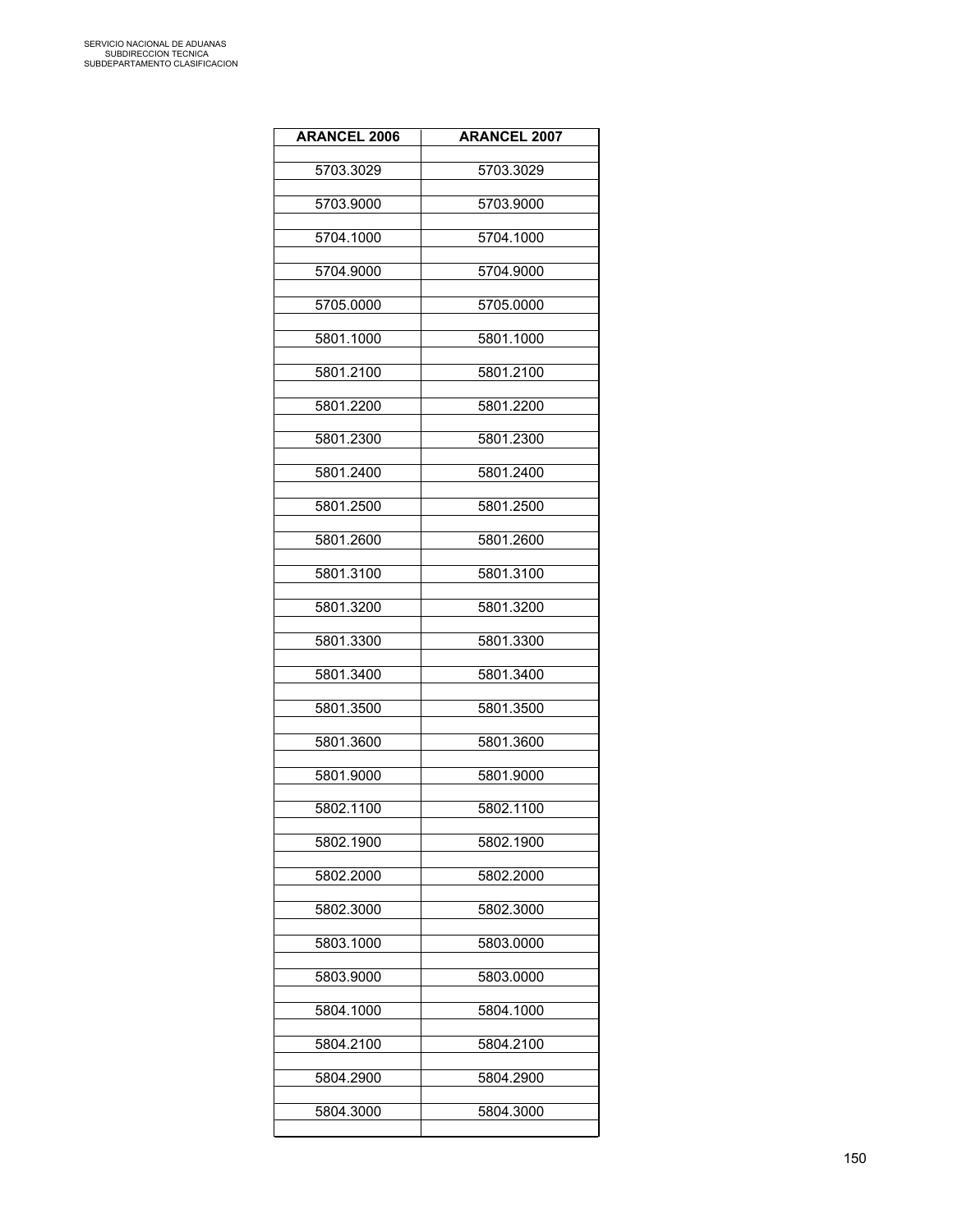| ARANCEL 2006 | ARANCEL 2007 |
| --- | --- |
| 5703.3029 | 5703.3029 |
| 5703.9000 | 5703.9000 |
| 5704.1000 | 5704.1000 |
| 5704.9000 | 5704.9000 |
| 5705.0000 | 5705.0000 |
| 5801.1000 | 5801.1000 |
| 5801.2100 | 5801.2100 |
| 5801.2200 | 5801.2200 |
| 5801.2300 | 5801.2300 |
| 5801.2400 | 5801.2400 |
| 5801.2500 | 5801.2500 |
| 5801.2600 | 5801.2600 |
| 5801.3100 | 5801.3100 |
| 5801.3200 | 5801.3200 |
| 5801.3300 | 5801.3300 |
| 5801.3400 | 5801.3400 |
| 5801.3500 | 5801.3500 |
| 5801.3600 | 5801.3600 |
| 5801.9000 | 5801.9000 |
| 5802.1100 | 5802.1100 |
| 5802.1900 | 5802.1900 |
| 5802.2000 | 5802.2000 |
| 5802.3000 | 5802.3000 |
| 5803.1000 | 5803.0000 |
| 5803.9000 | 5803.0000 |
| 5804.1000 | 5804.1000 |
| 5804.2100 | 5804.2100 |
| 5804.2900 | 5804.2900 |
| 5804.3000 | 5804.3000 |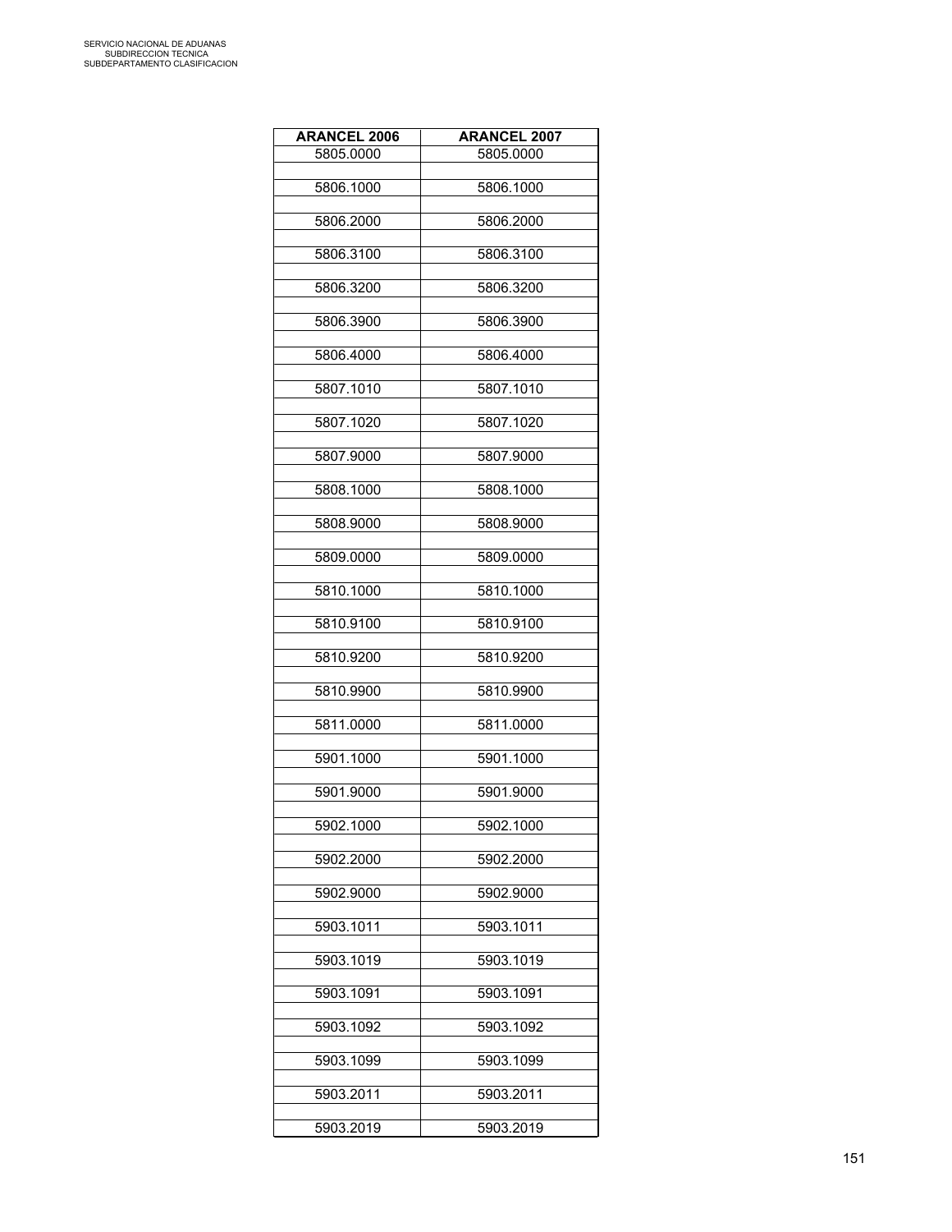| ARANCEL 2006 | ARANCEL 2007 |
|---|---|
| 5805.0000 | 5805.0000 |
| 5806.1000 | 5806.1000 |
| 5806.2000 | 5806.2000 |
| 5806.3100 | 5806.3100 |
| 5806.3200 | 5806.3200 |
| 5806.3900 | 5806.3900 |
| 5806.4000 | 5806.4000 |
| 5807.1010 | 5807.1010 |
| 5807.1020 | 5807.1020 |
| 5807.9000 | 5807.9000 |
| 5808.1000 | 5808.1000 |
| 5808.9000 | 5808.9000 |
| 5809.0000 | 5809.0000 |
| 5810.1000 | 5810.1000 |
| 5810.9100 | 5810.9100 |
| 5810.9200 | 5810.9200 |
| 5810.9900 | 5810.9900 |
| 5811.0000 | 5811.0000 |
| 5901.1000 | 5901.1000 |
| 5901.9000 | 5901.9000 |
| 5902.1000 | 5902.1000 |
| 5902.2000 | 5902.2000 |
| 5902.9000 | 5902.9000 |
| 5903.1011 | 5903.1011 |
| 5903.1019 | 5903.1019 |
| 5903.1091 | 5903.1091 |
| 5903.1092 | 5903.1092 |
| 5903.1099 | 5903.1099 |
| 5903.2011 | 5903.2011 |
| 5903.2019 | 5903.2019 |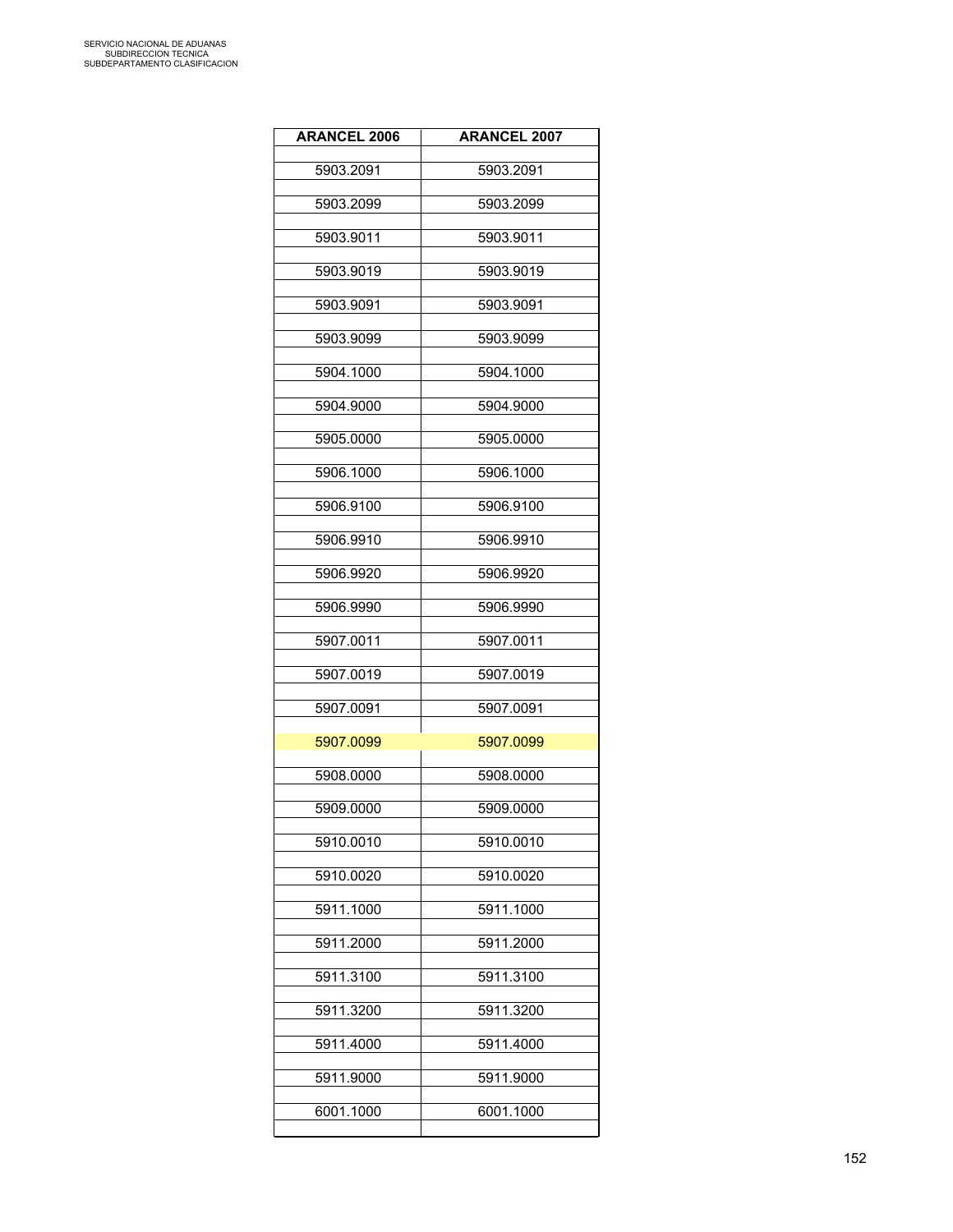| ARANCEL 2006 | ARANCEL 2007 |
|---|---|
| 5903.2091 | 5903.2091 |
| 5903.2099 | 5903.2099 |
| 5903.9011 | 5903.9011 |
| 5903.9019 | 5903.9019 |
| 5903.9091 | 5903.9091 |
| 5903.9099 | 5903.9099 |
| 5904.1000 | 5904.1000 |
| 5904.9000 | 5904.9000 |
| 5905.0000 | 5905.0000 |
| 5906.1000 | 5906.1000 |
| 5906.9100 | 5906.9100 |
| 5906.9910 | 5906.9910 |
| 5906.9920 | 5906.9920 |
| 5906.9990 | 5906.9990 |
| 5907.0011 | 5907.0011 |
| 5907.0019 | 5907.0019 |
| 5907.0091 | 5907.0091 |
| 5907.0099 | 5907.0099 |
| 5908.0000 | 5908.0000 |
| 5909.0000 | 5909.0000 |
| 5910.0010 | 5910.0010 |
| 5910.0020 | 5910.0020 |
| 5911.1000 | 5911.1000 |
| 5911.2000 | 5911.2000 |
| 5911.3100 | 5911.3100 |
| 5911.3200 | 5911.3200 |
| 5911.4000 | 5911.4000 |
| 5911.9000 | 5911.9000 |
| 6001.1000 | 6001.1000 |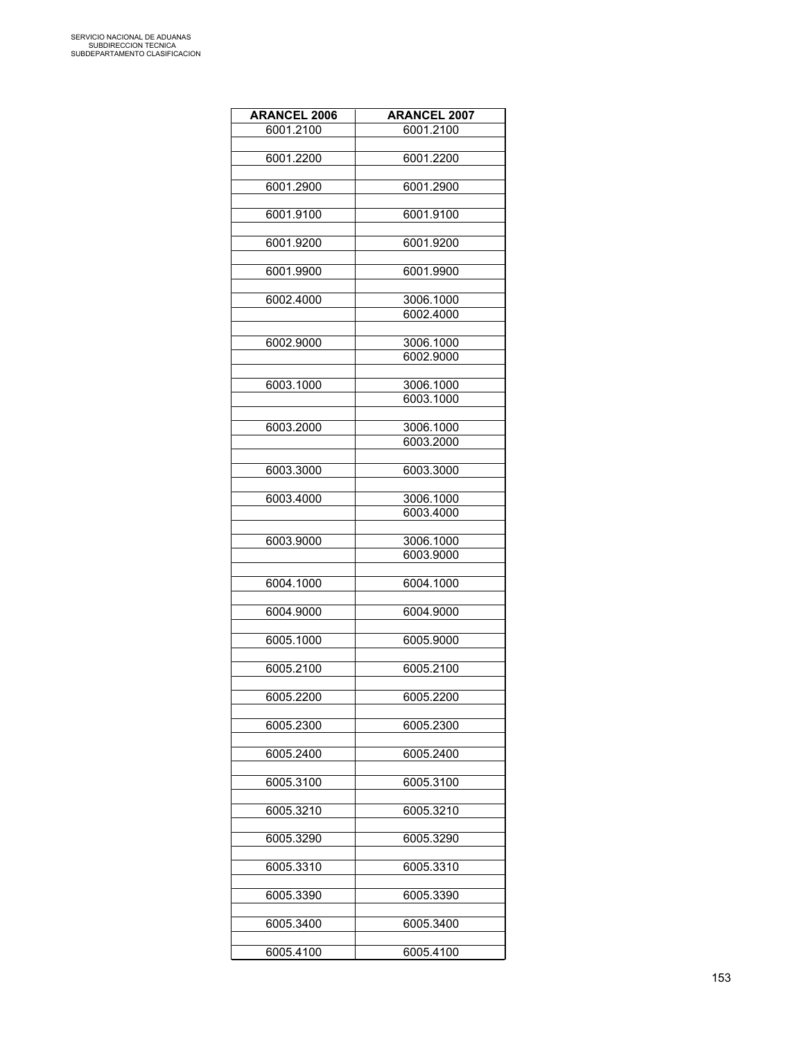| ARANCEL 2006 | ARANCEL 2007 |
|---|---|
| 6001.2100 | 6001.2100 |
| | |
| 6001.2200 | 6001.2200 |
| | |
| 6001.2900 | 6001.2900 |
| | |
| 6001.9100 | 6001.9100 |
| | |
| 6001.9200 | 6001.9200 |
| | |
| 6001.9900 | 6001.9900 |
| | |
| 6002.4000 | 3006.1000 |
| | 6002.4000 |
| | |
| 6002.9000 | 3006.1000 |
| | 6002.9000 |
| | |
| 6003.1000 | 3006.1000 |
| | 6003.1000 |
| | |
| 6003.2000 | 3006.1000 |
| | 6003.2000 |
| | |
| 6003.3000 | 6003.3000 |
| | |
| 6003.4000 | 3006.1000 |
| | 6003.4000 |
| | |
| 6003.9000 | 3006.1000 |
| | 6003.9000 |
| | |
| 6004.1000 | 6004.1000 |
| | |
| 6004.9000 | 6004.9000 |
| | |
| 6005.1000 | 6005.9000 |
| | |
| 6005.2100 | 6005.2100 |
| | |
| 6005.2200 | 6005.2200 |
| | |
| 6005.2300 | 6005.2300 |
| | |
| 6005.2400 | 6005.2400 |
| | |
| 6005.3100 | 6005.3100 |
| | |
| 6005.3210 | 6005.3210 |
| | |
| 6005.3290 | 6005.3290 |
| | |
| 6005.3310 | 6005.3310 |
| | |
| 6005.3390 | 6005.3390 |
| | |
| 6005.3400 | 6005.3400 |
| | |
| 6005.4100 | 6005.4100 |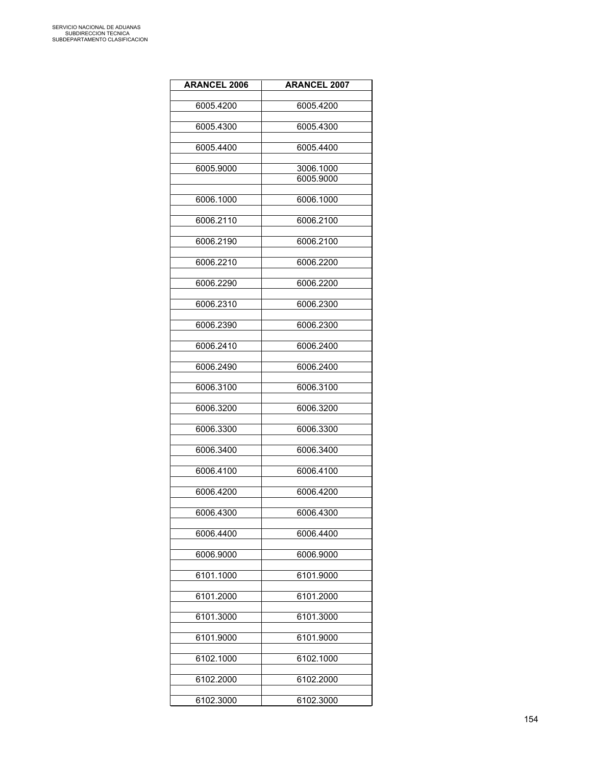| ARANCEL 2006 | ARANCEL 2007 |
|---|---|
| 6005.4200 | 6005.4200 |
| 6005.4300 | 6005.4300 |
| 6005.4400 | 6005.4400 |
| 6005.9000 | 3006.1000 |
| | 6005.9000 |
| 6006.1000 | 6006.1000 |
| 6006.2110 | 6006.2100 |
| 6006.2190 | 6006.2100 |
| 6006.2210 | 6006.2200 |
| 6006.2290 | 6006.2200 |
| 6006.2310 | 6006.2300 |
| 6006.2390 | 6006.2300 |
| 6006.2410 | 6006.2400 |
| 6006.2490 | 6006.2400 |
| 6006.3100 | 6006.3100 |
| 6006.3200 | 6006.3200 |
| 6006.3300 | 6006.3300 |
| 6006.3400 | 6006.3400 |
| 6006.4100 | 6006.4100 |
| 6006.4200 | 6006.4200 |
| 6006.4300 | 6006.4300 |
| 6006.4400 | 6006.4400 |
| 6006.9000 | 6006.9000 |
| 6101.1000 | 6101.9000 |
| 6101.2000 | 6101.2000 |
| 6101.3000 | 6101.3000 |
| 6101.9000 | 6101.9000 |
| 6102.1000 | 6102.1000 |
| 6102.2000 | 6102.2000 |
| 6102.3000 | 6102.3000 |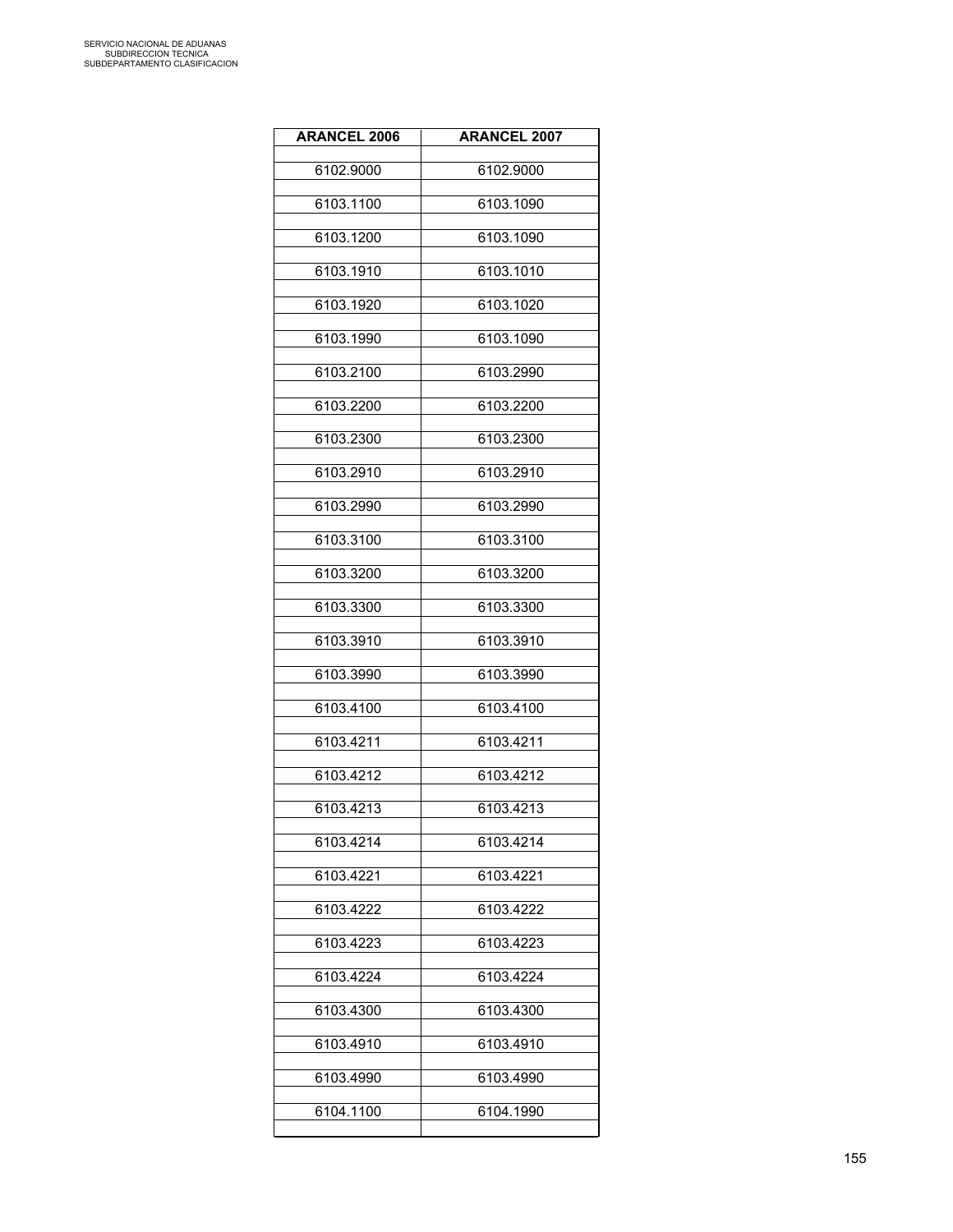| ARANCEL 2006 | ARANCEL 2007 |
|---|---|
| 6102.9000 | 6102.9000 |
| 6103.1100 | 6103.1090 |
| 6103.1200 | 6103.1090 |
| 6103.1910 | 6103.1010 |
| 6103.1920 | 6103.1020 |
| 6103.1990 | 6103.1090 |
| 6103.2100 | 6103.2990 |
| 6103.2200 | 6103.2200 |
| 6103.2300 | 6103.2300 |
| 6103.2910 | 6103.2910 |
| 6103.2990 | 6103.2990 |
| 6103.3100 | 6103.3100 |
| 6103.3200 | 6103.3200 |
| 6103.3300 | 6103.3300 |
| 6103.3910 | 6103.3910 |
| 6103.3990 | 6103.3990 |
| 6103.4100 | 6103.4100 |
| 6103.4211 | 6103.4211 |
| 6103.4212 | 6103.4212 |
| 6103.4213 | 6103.4213 |
| 6103.4214 | 6103.4214 |
| 6103.4221 | 6103.4221 |
| 6103.4222 | 6103.4222 |
| 6103.4223 | 6103.4223 |
| 6103.4224 | 6103.4224 |
| 6103.4300 | 6103.4300 |
| 6103.4910 | 6103.4910 |
| 6103.4990 | 6103.4990 |
| 6104.1100 | 6104.1990 |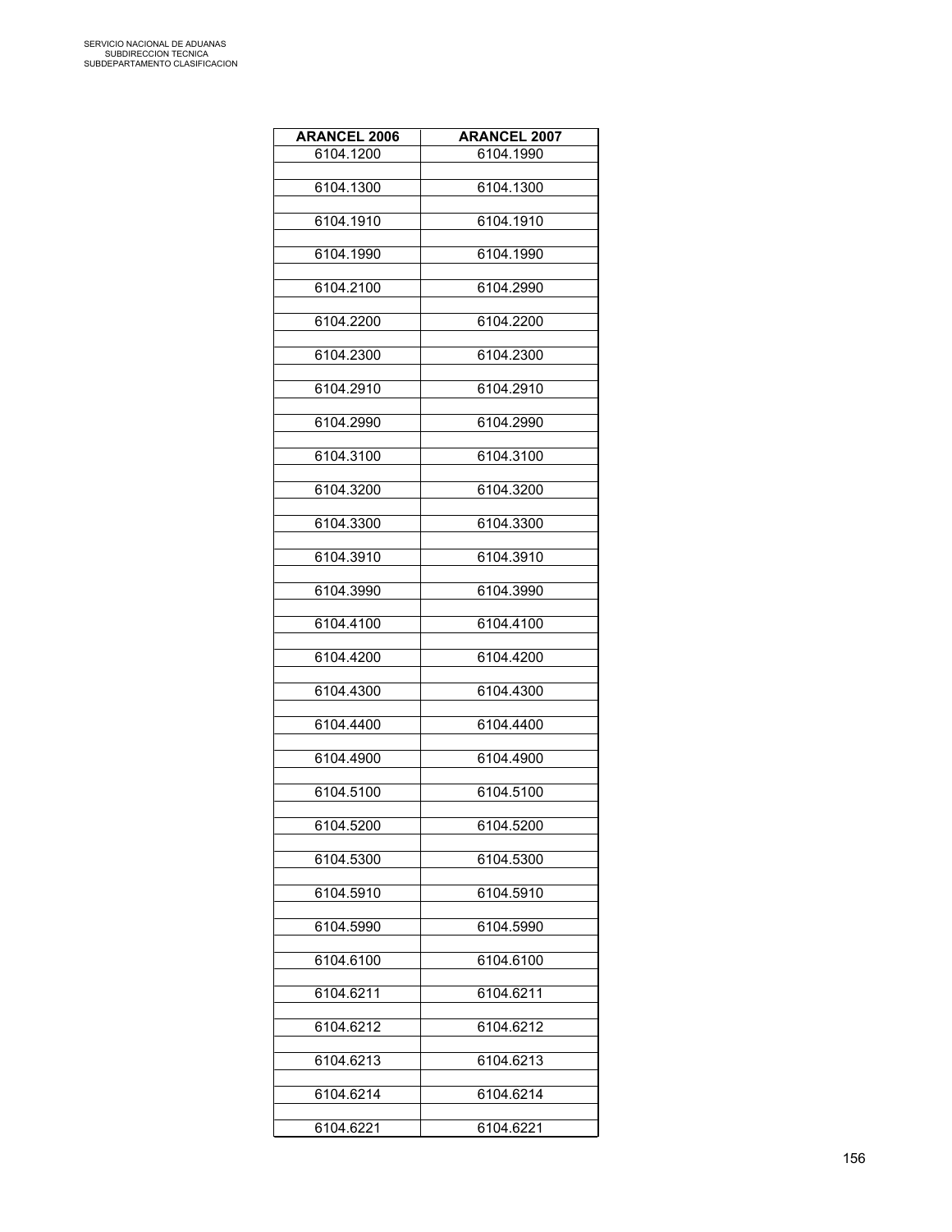| ARANCEL 2006 | ARANCEL 2007 |
|---|---|
| 6104.1200 | 6104.1990 |
| 6104.1300 | 6104.1300 |
| 6104.1910 | 6104.1910 |
| 6104.1990 | 6104.1990 |
| 6104.2100 | 6104.2990 |
| 6104.2200 | 6104.2200 |
| 6104.2300 | 6104.2300 |
| 6104.2910 | 6104.2910 |
| 6104.2990 | 6104.2990 |
| 6104.3100 | 6104.3100 |
| 6104.3200 | 6104.3200 |
| 6104.3300 | 6104.3300 |
| 6104.3910 | 6104.3910 |
| 6104.3990 | 6104.3990 |
| 6104.4100 | 6104.4100 |
| 6104.4200 | 6104.4200 |
| 6104.4300 | 6104.4300 |
| 6104.4400 | 6104.4400 |
| 6104.4900 | 6104.4900 |
| 6104.5100 | 6104.5100 |
| 6104.5200 | 6104.5200 |
| 6104.5300 | 6104.5300 |
| 6104.5910 | 6104.5910 |
| 6104.5990 | 6104.5990 |
| 6104.6100 | 6104.6100 |
| 6104.6211 | 6104.6211 |
| 6104.6212 | 6104.6212 |
| 6104.6213 | 6104.6213 |
| 6104.6214 | 6104.6214 |
| 6104.6221 | 6104.6221 |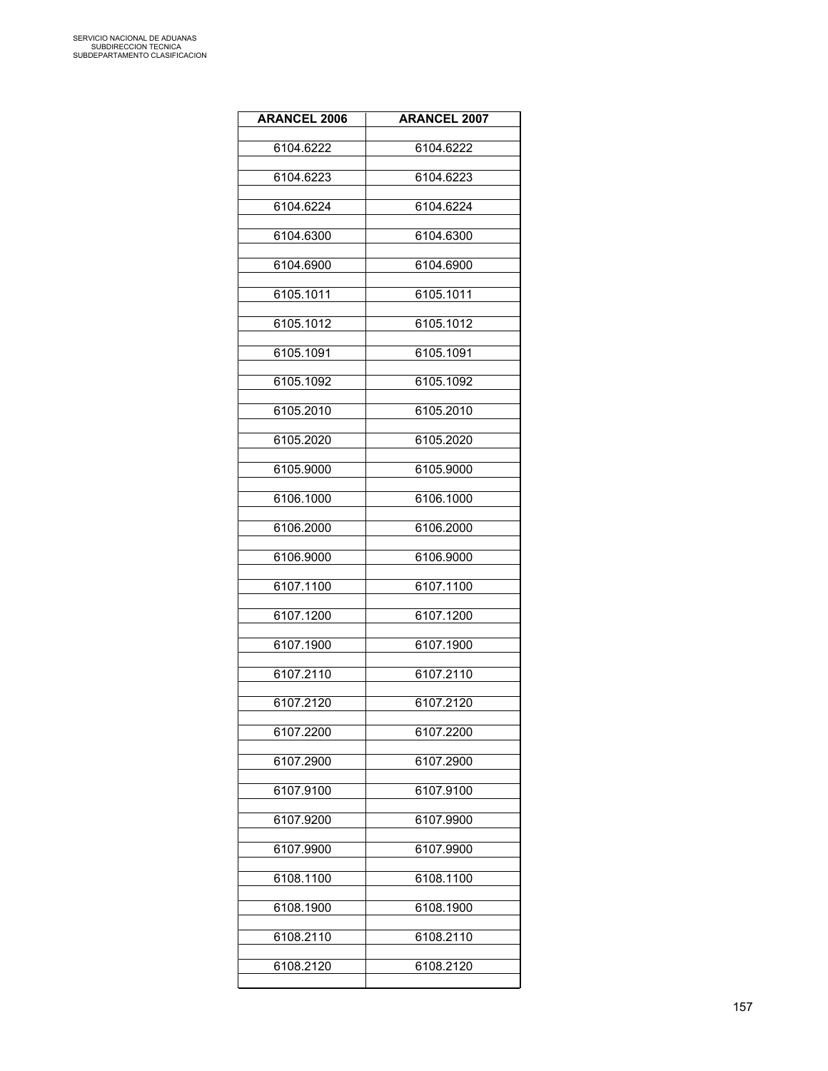| ARANCEL 2006 | ARANCEL 2007 |
|---|---|
| 6104.6222 | 6104.6222 |
| 6104.6223 | 6104.6223 |
| 6104.6224 | 6104.6224 |
| 6104.6300 | 6104.6300 |
| 6104.6900 | 6104.6900 |
| 6105.1011 | 6105.1011 |
| 6105.1012 | 6105.1012 |
| 6105.1091 | 6105.1091 |
| 6105.1092 | 6105.1092 |
| 6105.2010 | 6105.2010 |
| 6105.2020 | 6105.2020 |
| 6105.9000 | 6105.9000 |
| 6106.1000 | 6106.1000 |
| 6106.2000 | 6106.2000 |
| 6106.9000 | 6106.9000 |
| 6107.1100 | 6107.1100 |
| 6107.1200 | 6107.1200 |
| 6107.1900 | 6107.1900 |
| 6107.2110 | 6107.2110 |
| 6107.2120 | 6107.2120 |
| 6107.2200 | 6107.2200 |
| 6107.2900 | 6107.2900 |
| 6107.9100 | 6107.9100 |
| 6107.9200 | 6107.9900 |
| 6107.9900 | 6107.9900 |
| 6108.1100 | 6108.1100 |
| 6108.1900 | 6108.1900 |
| 6108.2110 | 6108.2110 |
| 6108.2120 | 6108.2120 |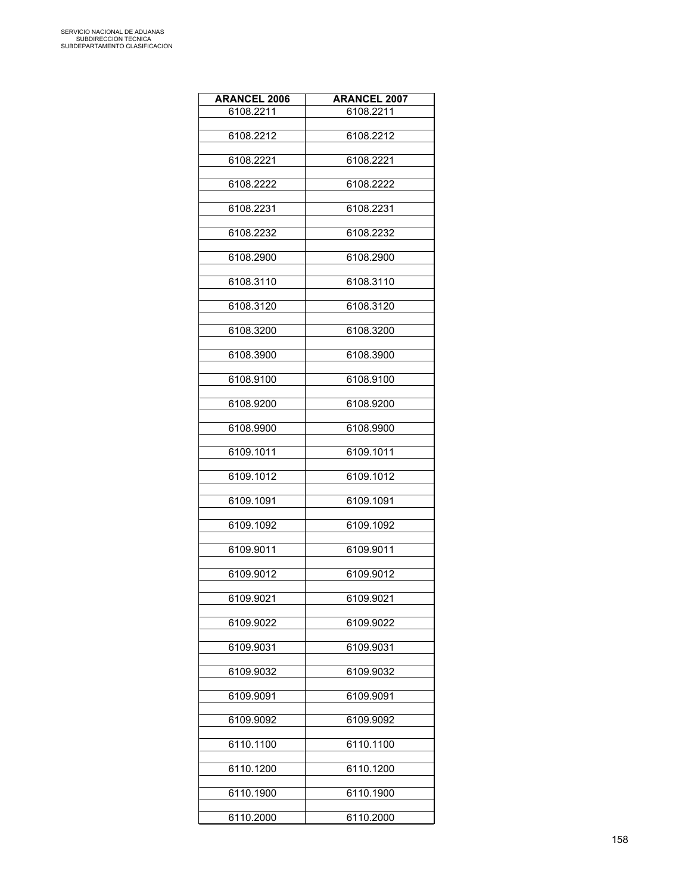| ARANCEL 2006 | ARANCEL 2007 |
|---|---|
| 6108.2211 | 6108.2211 |
| | |
| 6108.2212 | 6108.2212 |
| | |
| 6108.2221 | 6108.2221 |
| | |
| 6108.2222 | 6108.2222 |
| | |
| 6108.2231 | 6108.2231 |
| | |
| 6108.2232 | 6108.2232 |
| | |
| 6108.2900 | 6108.2900 |
| | |
| 6108.3110 | 6108.3110 |
| | |
| 6108.3120 | 6108.3120 |
| | |
| 6108.3200 | 6108.3200 |
| | |
| 6108.3900 | 6108.3900 |
| | |
| 6108.9100 | 6108.9100 |
| | |
| 6108.9200 | 6108.9200 |
| | |
| 6108.9900 | 6108.9900 |
| | |
| 6109.1011 | 6109.1011 |
| | |
| 6109.1012 | 6109.1012 |
| | |
| 6109.1091 | 6109.1091 |
| | |
| 6109.1092 | 6109.1092 |
| | |
| 6109.9011 | 6109.9011 |
| | |
| 6109.9012 | 6109.9012 |
| | |
| 6109.9021 | 6109.9021 |
| | |
| 6109.9022 | 6109.9022 |
| | |
| 6109.9031 | 6109.9031 |
| | |
| 6109.9032 | 6109.9032 |
| | |
| 6109.9091 | 6109.9091 |
| | |
| 6109.9092 | 6109.9092 |
| | |
| 6110.1100 | 6110.1100 |
| | |
| 6110.1200 | 6110.1200 |
| | |
| 6110.1900 | 6110.1900 |
| | |
| 6110.2000 | 6110.2000 |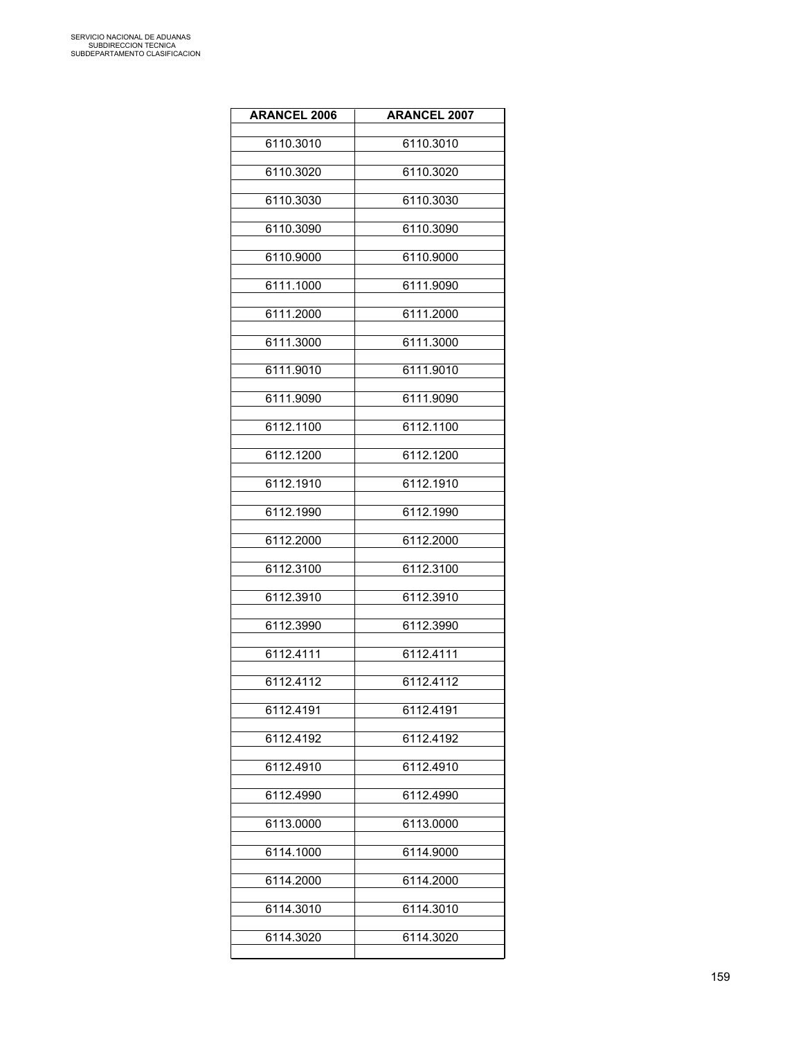| ARANCEL 2006 | ARANCEL 2007 |
|---|---|
| 6110.3010 | 6110.3010 |
| 6110.3020 | 6110.3020 |
| 6110.3030 | 6110.3030 |
| 6110.3090 | 6110.3090 |
| 6110.9000 | 6110.9000 |
| 6111.1000 | 6111.9090 |
| 6111.2000 | 6111.2000 |
| 6111.3000 | 6111.3000 |
| 6111.9010 | 6111.9010 |
| 6111.9090 | 6111.9090 |
| 6112.1100 | 6112.1100 |
| 6112.1200 | 6112.1200 |
| 6112.1910 | 6112.1910 |
| 6112.1990 | 6112.1990 |
| 6112.2000 | 6112.2000 |
| 6112.3100 | 6112.3100 |
| 6112.3910 | 6112.3910 |
| 6112.3990 | 6112.3990 |
| 6112.4111 | 6112.4111 |
| 6112.4112 | 6112.4112 |
| 6112.4191 | 6112.4191 |
| 6112.4192 | 6112.4192 |
| 6112.4910 | 6112.4910 |
| 6112.4990 | 6112.4990 |
| 6113.0000 | 6113.0000 |
| 6114.1000 | 6114.9000 |
| 6114.2000 | 6114.2000 |
| 6114.3010 | 6114.3010 |
| 6114.3020 | 6114.3020 |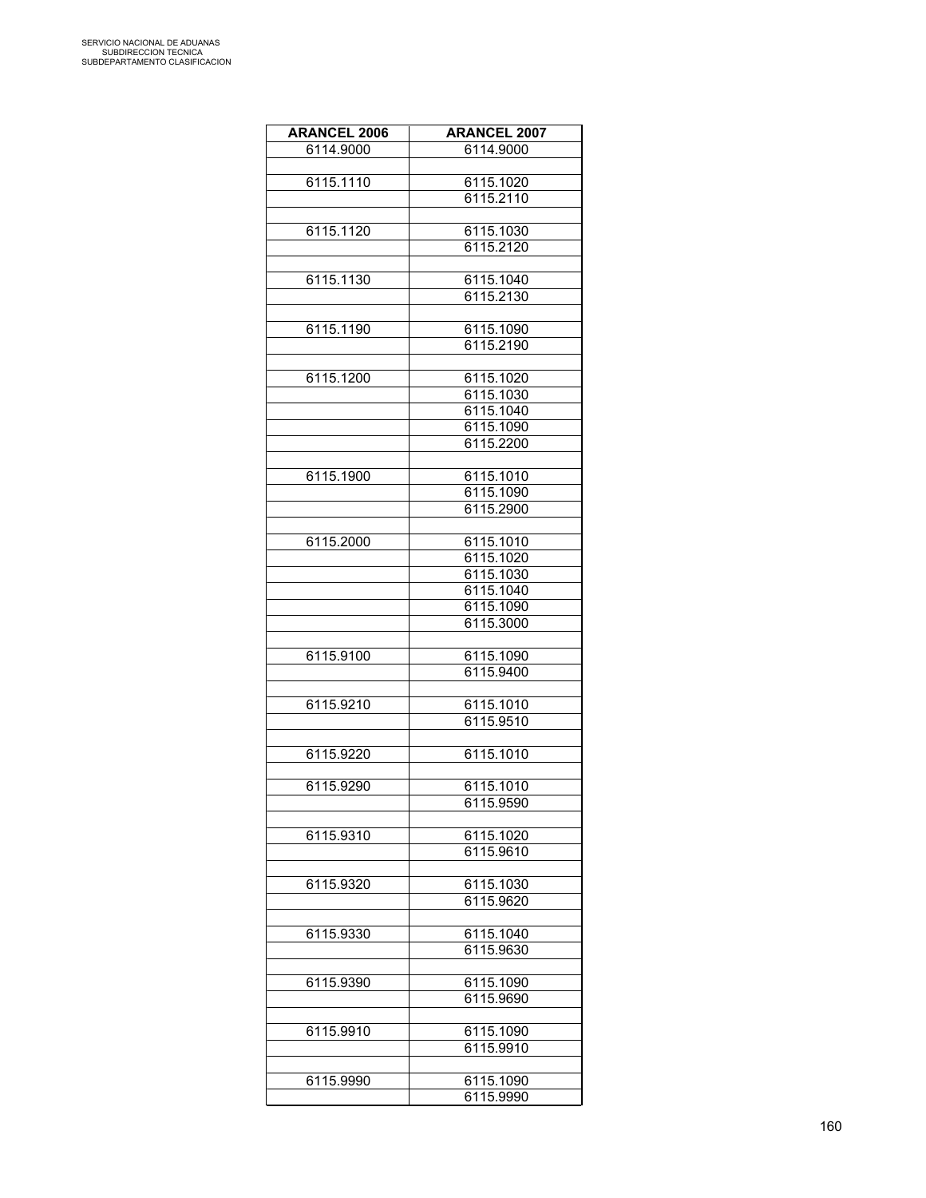| ARANCEL 2006 | ARANCEL 2007 |
|---|---|
| 6114.9000 | 6114.9000 |
| | |
| 6115.1110 | 6115.1020 |
| | 6115.2110 |
| | |
| 6115.1120 | 6115.1030 |
| | 6115.2120 |
| | |
| 6115.1130 | 6115.1040 |
| | 6115.2130 |
| | |
| 6115.1190 | 6115.1090 |
| | 6115.2190 |
| | |
| 6115.1200 | 6115.1020 |
| | 6115.1030 |
| | 6115.1040 |
| | 6115.1090 |
| | 6115.2200 |
| | |
| 6115.1900 | 6115.1010 |
| | 6115.1090 |
| | 6115.2900 |
| | |
| 6115.2000 | 6115.1010 |
| | 6115.1020 |
| | 6115.1030 |
| | 6115.1040 |
| | 6115.1090 |
| | 6115.3000 |
| | |
| 6115.9100 | 6115.1090 |
| | 6115.9400 |
| | |
| 6115.9210 | 6115.1010 |
| | 6115.9510 |
| | |
| 6115.9220 | 6115.1010 |
| | |
| 6115.9290 | 6115.1010 |
| | 6115.9590 |
| | |
| 6115.9310 | 6115.1020 |
| | 6115.9610 |
| | |
| 6115.9320 | 6115.1030 |
| | 6115.9620 |
| | |
| 6115.9330 | 6115.1040 |
| | 6115.9630 |
| | |
| 6115.9390 | 6115.1090 |
| | 6115.9690 |
| | |
| 6115.9910 | 6115.1090 |
| | 6115.9910 |
| | |
| 6115.9990 | 6115.1090 |
| | 6115.9990 |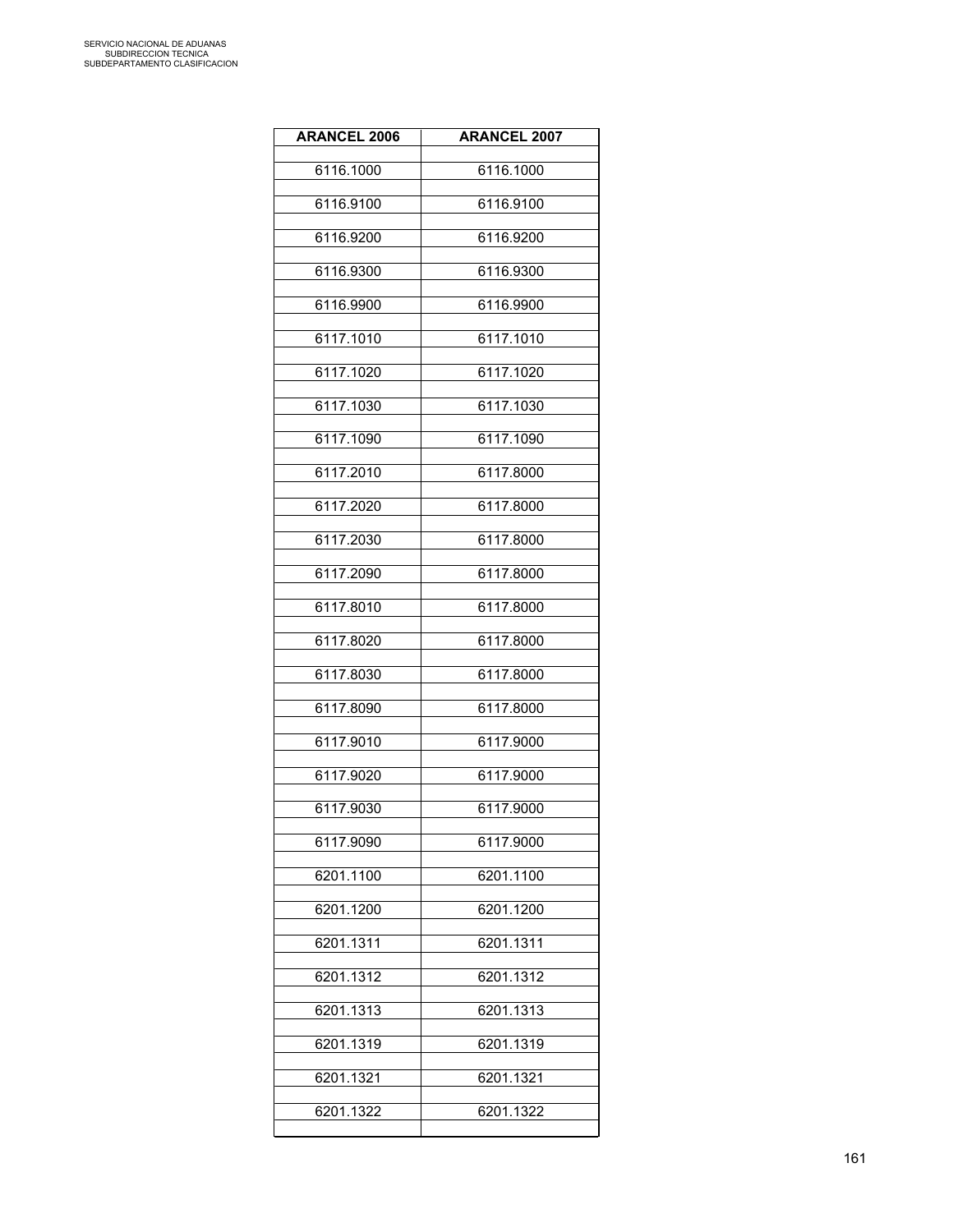| ARANCEL 2006 | ARANCEL 2007 |
|---|---|
| 6116.1000 | 6116.1000 |
| 6116.9100 | 6116.9100 |
| 6116.9200 | 6116.9200 |
| 6116.9300 | 6116.9300 |
| 6116.9900 | 6116.9900 |
| 6117.1010 | 6117.1010 |
| 6117.1020 | 6117.1020 |
| 6117.1030 | 6117.1030 |
| 6117.1090 | 6117.1090 |
| 6117.2010 | 6117.8000 |
| 6117.2020 | 6117.8000 |
| 6117.2030 | 6117.8000 |
| 6117.2090 | 6117.8000 |
| 6117.8010 | 6117.8000 |
| 6117.8020 | 6117.8000 |
| 6117.8030 | 6117.8000 |
| 6117.8090 | 6117.8000 |
| 6117.9010 | 6117.9000 |
| 6117.9020 | 6117.9000 |
| 6117.9030 | 6117.9000 |
| 6117.9090 | 6117.9000 |
| 6201.1100 | 6201.1100 |
| 6201.1200 | 6201.1200 |
| 6201.1311 | 6201.1311 |
| 6201.1312 | 6201.1312 |
| 6201.1313 | 6201.1313 |
| 6201.1319 | 6201.1319 |
| 6201.1321 | 6201.1321 |
| 6201.1322 | 6201.1322 |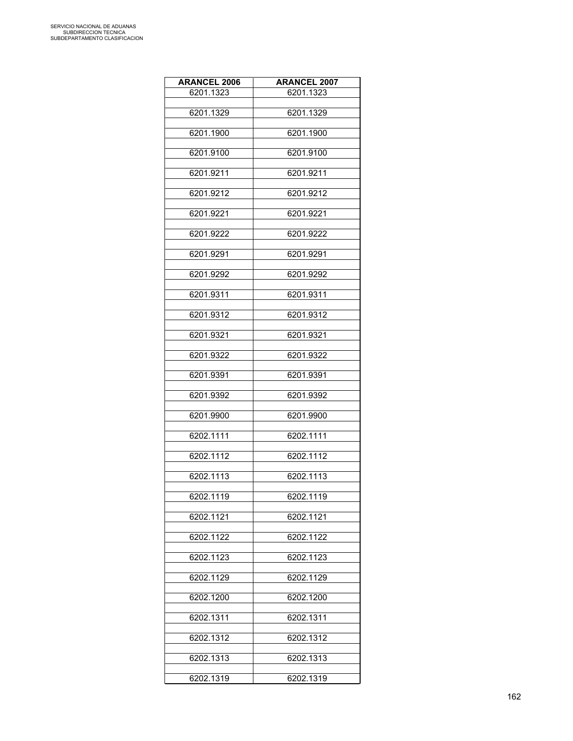| ARANCEL 2006 | ARANCEL 2007 |
|---|---|
| 6201.1323 | 6201.1323 |
| 6201.1329 | 6201.1329 |
| 6201.1900 | 6201.1900 |
| 6201.9100 | 6201.9100 |
| 6201.9211 | 6201.9211 |
| 6201.9212 | 6201.9212 |
| 6201.9221 | 6201.9221 |
| 6201.9222 | 6201.9222 |
| 6201.9291 | 6201.9291 |
| 6201.9292 | 6201.9292 |
| 6201.9311 | 6201.9311 |
| 6201.9312 | 6201.9312 |
| 6201.9321 | 6201.9321 |
| 6201.9322 | 6201.9322 |
| 6201.9391 | 6201.9391 |
| 6201.9392 | 6201.9392 |
| 6201.9900 | 6201.9900 |
| 6202.1111 | 6202.1111 |
| 6202.1112 | 6202.1112 |
| 6202.1113 | 6202.1113 |
| 6202.1119 | 6202.1119 |
| 6202.1121 | 6202.1121 |
| 6202.1122 | 6202.1122 |
| 6202.1123 | 6202.1123 |
| 6202.1129 | 6202.1129 |
| 6202.1200 | 6202.1200 |
| 6202.1311 | 6202.1311 |
| 6202.1312 | 6202.1312 |
| 6202.1313 | 6202.1313 |
| 6202.1319 | 6202.1319 |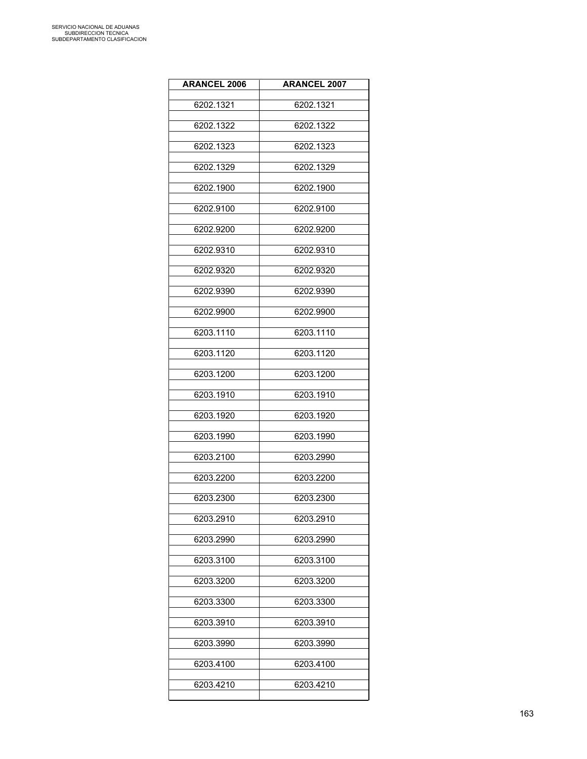| ARANCEL 2006 | ARANCEL 2007 |
|---|---|
| 6202.1321 | 6202.1321 |
| 6202.1322 | 6202.1322 |
| 6202.1323 | 6202.1323 |
| 6202.1329 | 6202.1329 |
| 6202.1900 | 6202.1900 |
| 6202.9100 | 6202.9100 |
| 6202.9200 | 6202.9200 |
| 6202.9310 | 6202.9310 |
| 6202.9320 | 6202.9320 |
| 6202.9390 | 6202.9390 |
| 6202.9900 | 6202.9900 |
| 6203.1110 | 6203.1110 |
| 6203.1120 | 6203.1120 |
| 6203.1200 | 6203.1200 |
| 6203.1910 | 6203.1910 |
| 6203.1920 | 6203.1920 |
| 6203.1990 | 6203.1990 |
| 6203.2100 | 6203.2990 |
| 6203.2200 | 6203.2200 |
| 6203.2300 | 6203.2300 |
| 6203.2910 | 6203.2910 |
| 6203.2990 | 6203.2990 |
| 6203.3100 | 6203.3100 |
| 6203.3200 | 6203.3200 |
| 6203.3300 | 6203.3300 |
| 6203.3910 | 6203.3910 |
| 6203.3990 | 6203.3990 |
| 6203.4100 | 6203.4100 |
| 6203.4210 | 6203.4210 |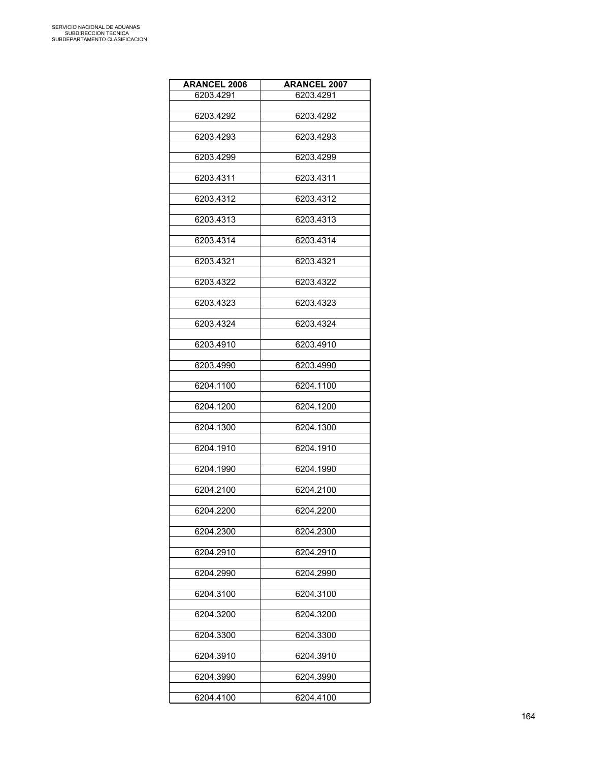| ARANCEL 2006 | ARANCEL 2007 |
|---|---|
| 6203.4291 | 6203.4291 |
| 6203.4292 | 6203.4292 |
| 6203.4293 | 6203.4293 |
| 6203.4299 | 6203.4299 |
| 6203.4311 | 6203.4311 |
| 6203.4312 | 6203.4312 |
| 6203.4313 | 6203.4313 |
| 6203.4314 | 6203.4314 |
| 6203.4321 | 6203.4321 |
| 6203.4322 | 6203.4322 |
| 6203.4323 | 6203.4323 |
| 6203.4324 | 6203.4324 |
| 6203.4910 | 6203.4910 |
| 6203.4990 | 6203.4990 |
| 6204.1100 | 6204.1100 |
| 6204.1200 | 6204.1200 |
| 6204.1300 | 6204.1300 |
| 6204.1910 | 6204.1910 |
| 6204.1990 | 6204.1990 |
| 6204.2100 | 6204.2100 |
| 6204.2200 | 6204.2200 |
| 6204.2300 | 6204.2300 |
| 6204.2910 | 6204.2910 |
| 6204.2990 | 6204.2990 |
| 6204.3100 | 6204.3100 |
| 6204.3200 | 6204.3200 |
| 6204.3300 | 6204.3300 |
| 6204.3910 | 6204.3910 |
| 6204.3990 | 6204.3990 |
| 6204.4100 | 6204.4100 |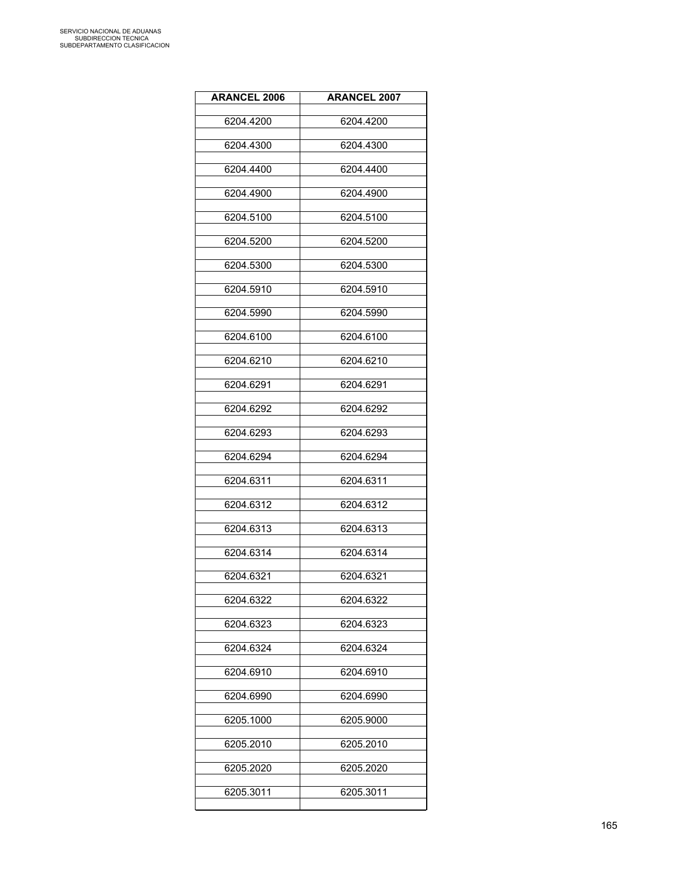| ARANCEL 2006 | ARANCEL 2007 |
|---|---|
| 6204.4200 | 6204.4200 |
| 6204.4300 | 6204.4300 |
| 6204.4400 | 6204.4400 |
| 6204.4900 | 6204.4900 |
| 6204.5100 | 6204.5100 |
| 6204.5200 | 6204.5200 |
| 6204.5300 | 6204.5300 |
| 6204.5910 | 6204.5910 |
| 6204.5990 | 6204.5990 |
| 6204.6100 | 6204.6100 |
| 6204.6210 | 6204.6210 |
| 6204.6291 | 6204.6291 |
| 6204.6292 | 6204.6292 |
| 6204.6293 | 6204.6293 |
| 6204.6294 | 6204.6294 |
| 6204.6311 | 6204.6311 |
| 6204.6312 | 6204.6312 |
| 6204.6313 | 6204.6313 |
| 6204.6314 | 6204.6314 |
| 6204.6321 | 6204.6321 |
| 6204.6322 | 6204.6322 |
| 6204.6323 | 6204.6323 |
| 6204.6324 | 6204.6324 |
| 6204.6910 | 6204.6910 |
| 6204.6990 | 6204.6990 |
| 6205.1000 | 6205.9000 |
| 6205.2010 | 6205.2010 |
| 6205.2020 | 6205.2020 |
| 6205.3011 | 6205.3011 |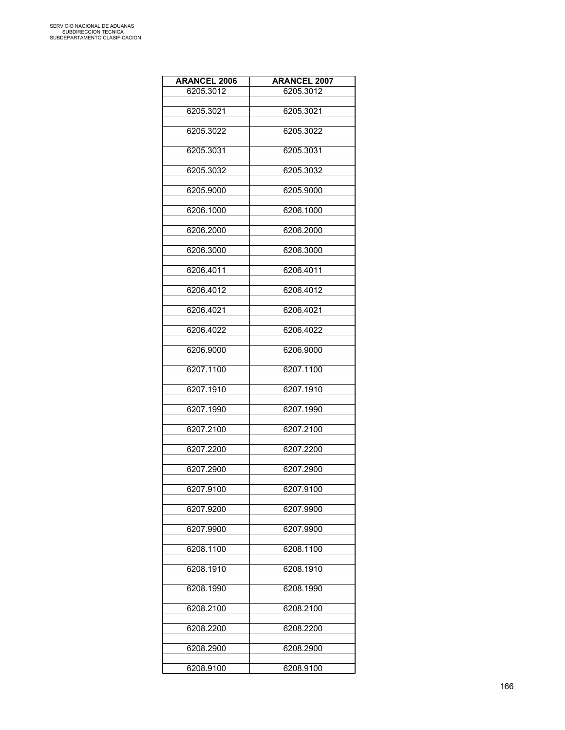| ARANCEL 2006 | ARANCEL 2007 |
|---|---|
| 6205.3012 | 6205.3012 |
| 6205.3021 | 6205.3021 |
| 6205.3022 | 6205.3022 |
| 6205.3031 | 6205.3031 |
| 6205.3032 | 6205.3032 |
| 6205.9000 | 6205.9000 |
| 6206.1000 | 6206.1000 |
| 6206.2000 | 6206.2000 |
| 6206.3000 | 6206.3000 |
| 6206.4011 | 6206.4011 |
| 6206.4012 | 6206.4012 |
| 6206.4021 | 6206.4021 |
| 6206.4022 | 6206.4022 |
| 6206.9000 | 6206.9000 |
| 6207.1100 | 6207.1100 |
| 6207.1910 | 6207.1910 |
| 6207.1990 | 6207.1990 |
| 6207.2100 | 6207.2100 |
| 6207.2200 | 6207.2200 |
| 6207.2900 | 6207.2900 |
| 6207.9100 | 6207.9100 |
| 6207.9200 | 6207.9900 |
| 6207.9900 | 6207.9900 |
| 6208.1100 | 6208.1100 |
| 6208.1910 | 6208.1910 |
| 6208.1990 | 6208.1990 |
| 6208.2100 | 6208.2100 |
| 6208.2200 | 6208.2200 |
| 6208.2900 | 6208.2900 |
| 6208.9100 | 6208.9100 |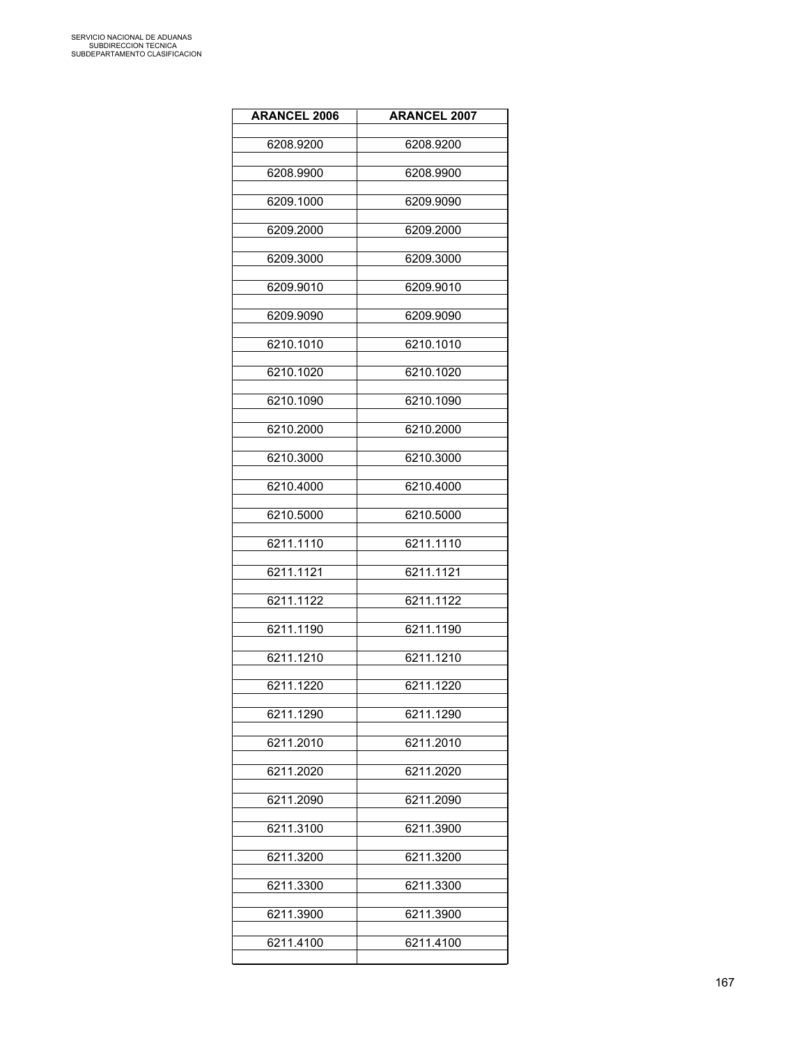| ARANCEL 2006 | ARANCEL 2007 |
|---|---|
| 6208.9200 | 6208.9200 |
| 6208.9900 | 6208.9900 |
| 6209.1000 | 6209.9090 |
| 6209.2000 | 6209.2000 |
| 6209.3000 | 6209.3000 |
| 6209.9010 | 6209.9010 |
| 6209.9090 | 6209.9090 |
| 6210.1010 | 6210.1010 |
| 6210.1020 | 6210.1020 |
| 6210.1090 | 6210.1090 |
| 6210.2000 | 6210.2000 |
| 6210.3000 | 6210.3000 |
| 6210.4000 | 6210.4000 |
| 6210.5000 | 6210.5000 |
| 6211.1110 | 6211.1110 |
| 6211.1121 | 6211.1121 |
| 6211.1122 | 6211.1122 |
| 6211.1190 | 6211.1190 |
| 6211.1210 | 6211.1210 |
| 6211.1220 | 6211.1220 |
| 6211.1290 | 6211.1290 |
| 6211.2010 | 6211.2010 |
| 6211.2020 | 6211.2020 |
| 6211.2090 | 6211.2090 |
| 6211.3100 | 6211.3900 |
| 6211.3200 | 6211.3200 |
| 6211.3300 | 6211.3300 |
| 6211.3900 | 6211.3900 |
| 6211.4100 | 6211.4100 |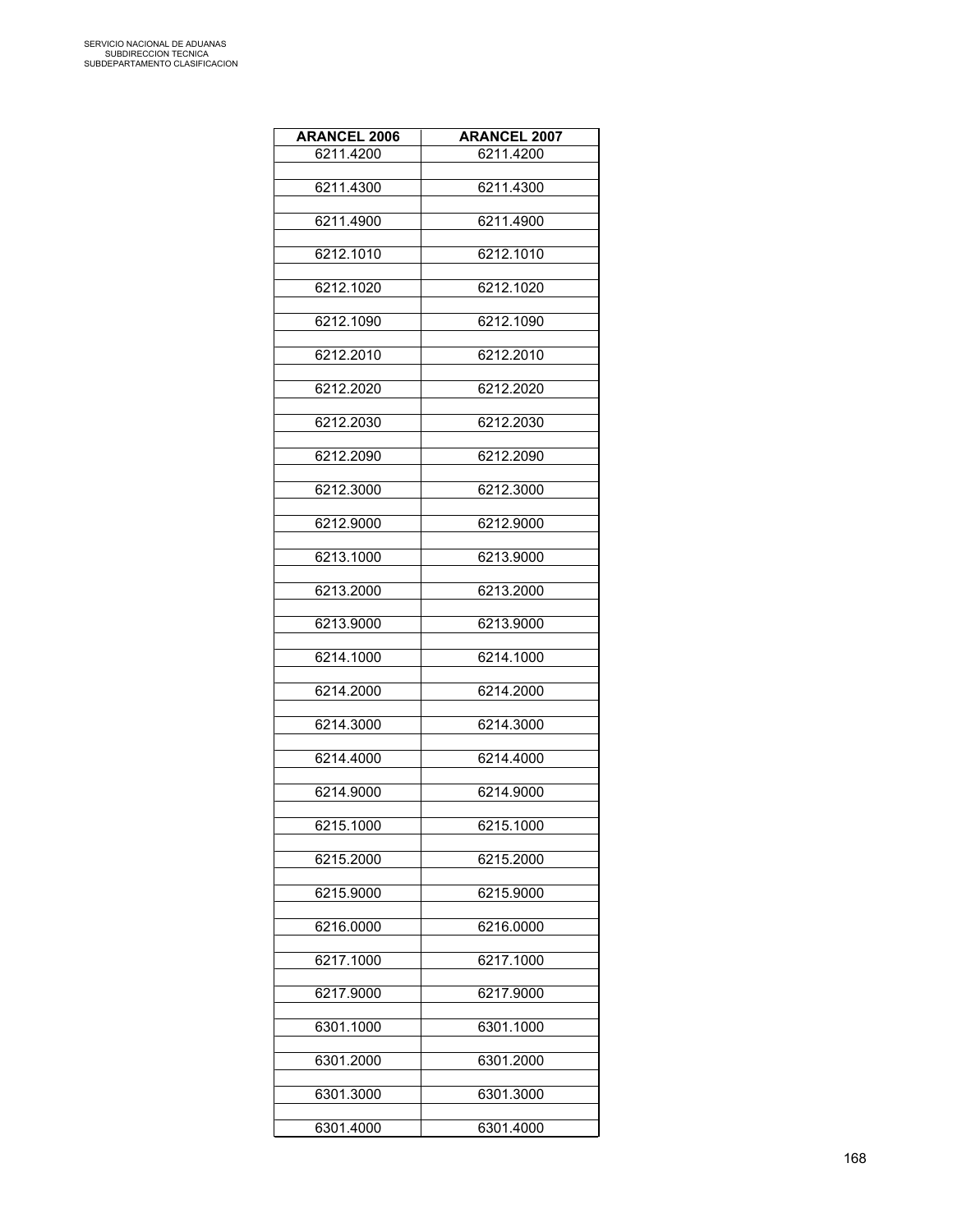| ARANCEL 2006 | ARANCEL 2007 |
|---|---|
| 6211.4200 | 6211.4200 |
| 6211.4300 | 6211.4300 |
| 6211.4900 | 6211.4900 |
| 6212.1010 | 6212.1010 |
| 6212.1020 | 6212.1020 |
| 6212.1090 | 6212.1090 |
| 6212.2010 | 6212.2010 |
| 6212.2020 | 6212.2020 |
| 6212.2030 | 6212.2030 |
| 6212.2090 | 6212.2090 |
| 6212.3000 | 6212.3000 |
| 6212.9000 | 6212.9000 |
| 6213.1000 | 6213.9000 |
| 6213.2000 | 6213.2000 |
| 6213.9000 | 6213.9000 |
| 6214.1000 | 6214.1000 |
| 6214.2000 | 6214.2000 |
| 6214.3000 | 6214.3000 |
| 6214.4000 | 6214.4000 |
| 6214.9000 | 6214.9000 |
| 6215.1000 | 6215.1000 |
| 6215.2000 | 6215.2000 |
| 6215.9000 | 6215.9000 |
| 6216.0000 | 6216.0000 |
| 6217.1000 | 6217.1000 |
| 6217.9000 | 6217.9000 |
| 6301.1000 | 6301.1000 |
| 6301.2000 | 6301.2000 |
| 6301.3000 | 6301.3000 |
| 6301.4000 | 6301.4000 |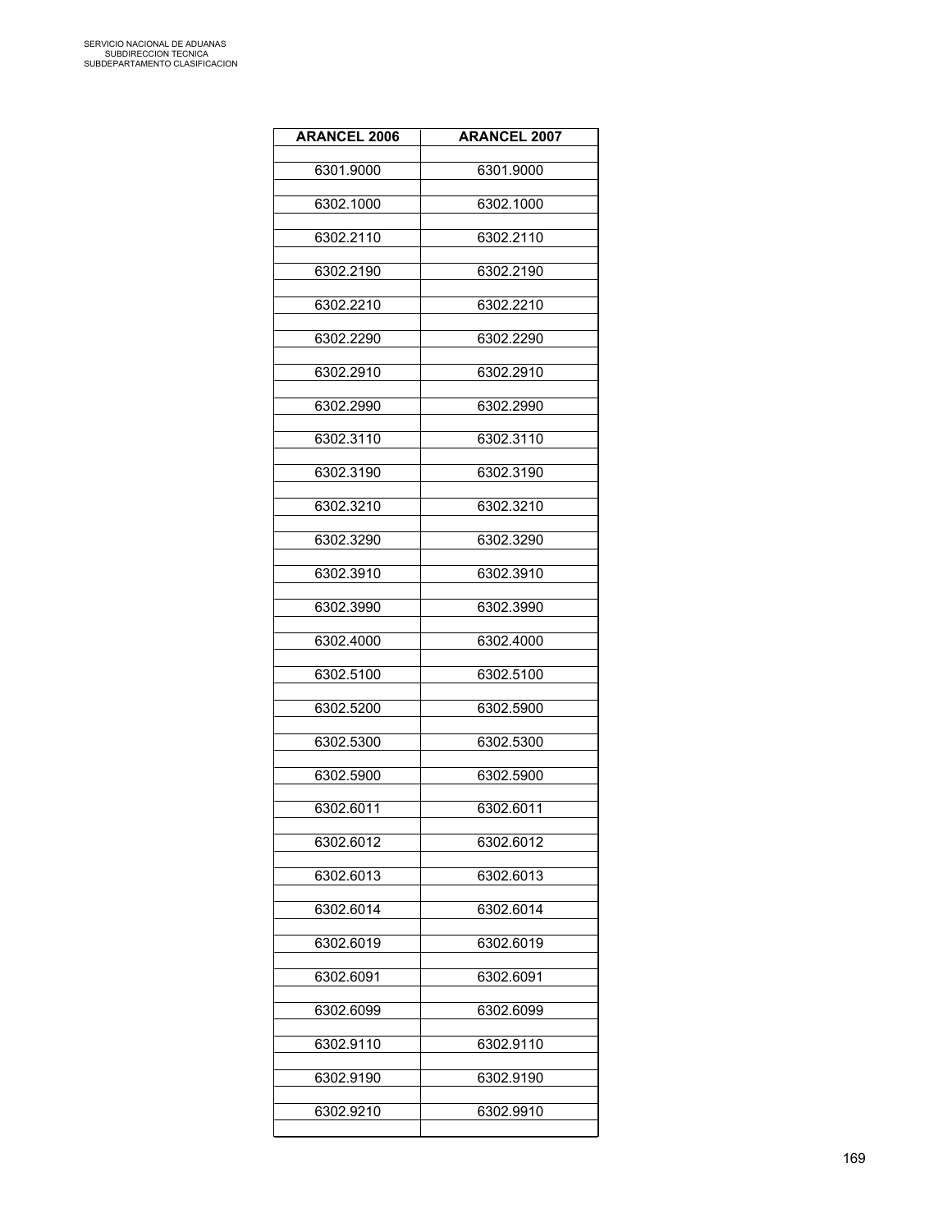| ARANCEL 2006 | ARANCEL 2007 |
|---|---|
| 6301.9000 | 6301.9000 |
| 6302.1000 | 6302.1000 |
| 6302.2110 | 6302.2110 |
| 6302.2190 | 6302.2190 |
| 6302.2210 | 6302.2210 |
| 6302.2290 | 6302.2290 |
| 6302.2910 | 6302.2910 |
| 6302.2990 | 6302.2990 |
| 6302.3110 | 6302.3110 |
| 6302.3190 | 6302.3190 |
| 6302.3210 | 6302.3210 |
| 6302.3290 | 6302.3290 |
| 6302.3910 | 6302.3910 |
| 6302.3990 | 6302.3990 |
| 6302.4000 | 6302.4000 |
| 6302.5100 | 6302.5100 |
| 6302.5200 | 6302.5900 |
| 6302.5300 | 6302.5300 |
| 6302.5900 | 6302.5900 |
| 6302.6011 | 6302.6011 |
| 6302.6012 | 6302.6012 |
| 6302.6013 | 6302.6013 |
| 6302.6014 | 6302.6014 |
| 6302.6019 | 6302.6019 |
| 6302.6091 | 6302.6091 |
| 6302.6099 | 6302.6099 |
| 6302.9110 | 6302.9110 |
| 6302.9190 | 6302.9190 |
| 6302.9210 | 6302.9910 |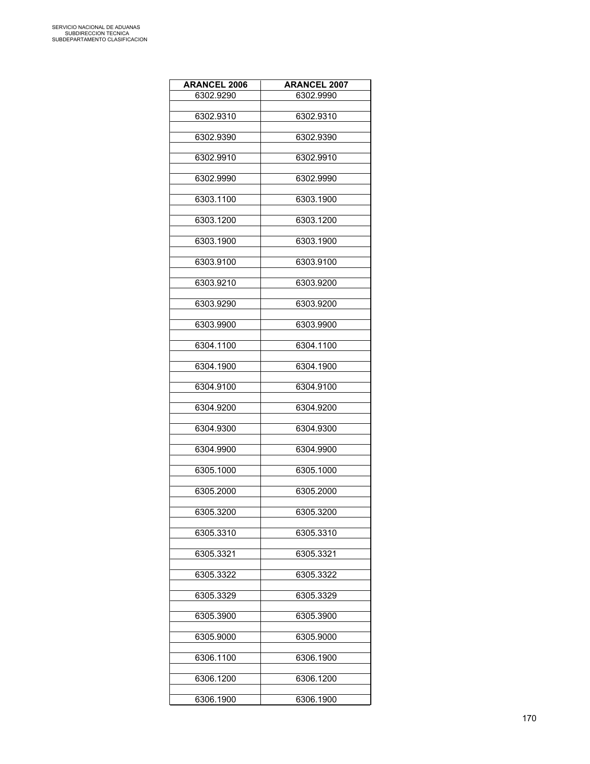| ARANCEL 2006 | ARANCEL 2007 |
|---|---|
| 6302.9290 | 6302.9990 |
| 6302.9310 | 6302.9310 |
| 6302.9390 | 6302.9390 |
| 6302.9910 | 6302.9910 |
| 6302.9990 | 6302.9990 |
| 6303.1100 | 6303.1900 |
| 6303.1200 | 6303.1200 |
| 6303.1900 | 6303.1900 |
| 6303.9100 | 6303.9100 |
| 6303.9210 | 6303.9200 |
| 6303.9290 | 6303.9200 |
| 6303.9900 | 6303.9900 |
| 6304.1100 | 6304.1100 |
| 6304.1900 | 6304.1900 |
| 6304.9100 | 6304.9100 |
| 6304.9200 | 6304.9200 |
| 6304.9300 | 6304.9300 |
| 6304.9900 | 6304.9900 |
| 6305.1000 | 6305.1000 |
| 6305.2000 | 6305.2000 |
| 6305.3200 | 6305.3200 |
| 6305.3310 | 6305.3310 |
| 6305.3321 | 6305.3321 |
| 6305.3322 | 6305.3322 |
| 6305.3329 | 6305.3329 |
| 6305.3900 | 6305.3900 |
| 6305.9000 | 6305.9000 |
| 6306.1100 | 6306.1900 |
| 6306.1200 | 6306.1200 |
| 6306.1900 | 6306.1900 |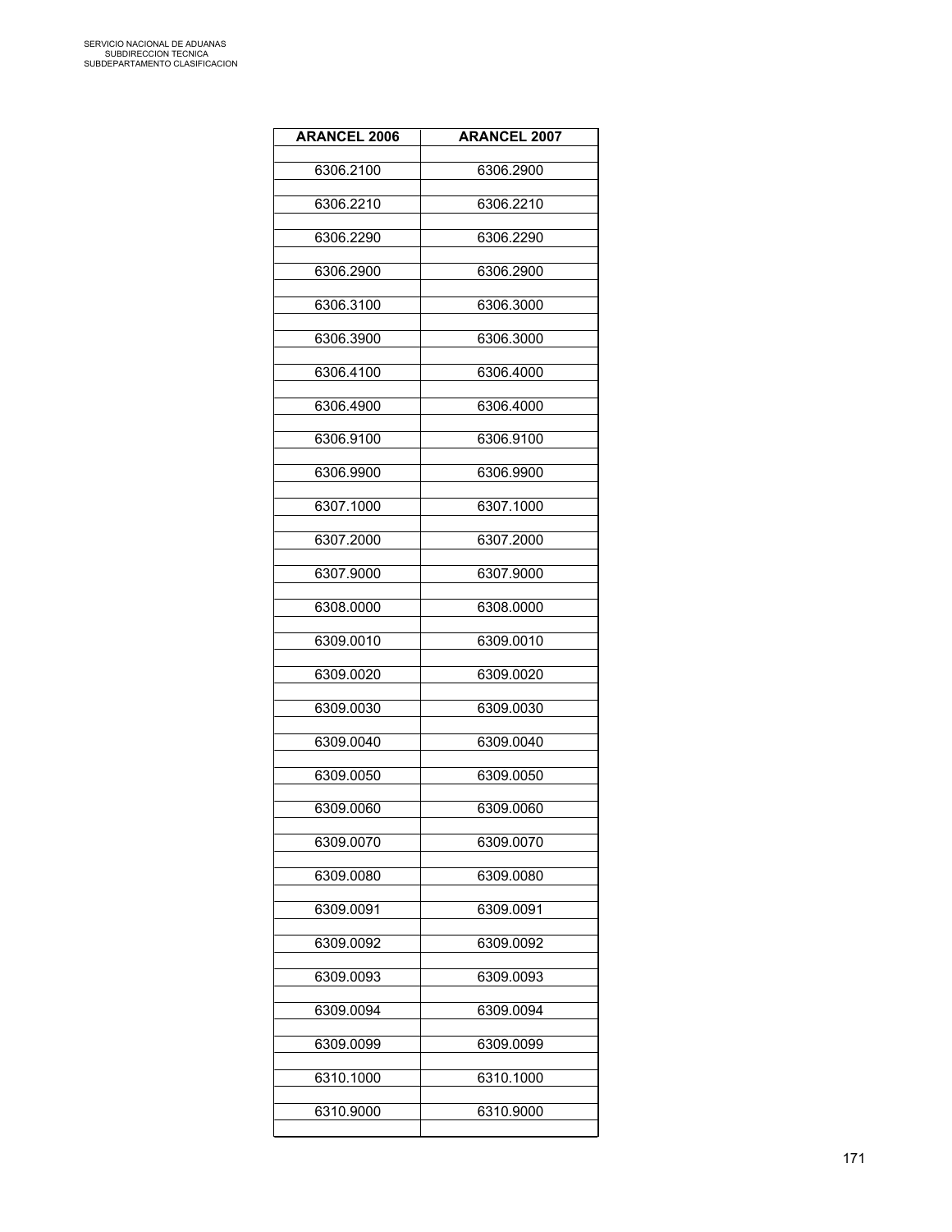| ARANCEL 2006 | ARANCEL 2007 |
|---|---|
| 6306.2100 | 6306.2900 |
| 6306.2210 | 6306.2210 |
| 6306.2290 | 6306.2290 |
| 6306.2900 | 6306.2900 |
| 6306.3100 | 6306.3000 |
| 6306.3900 | 6306.3000 |
| 6306.4100 | 6306.4000 |
| 6306.4900 | 6306.4000 |
| 6306.9100 | 6306.9100 |
| 6306.9900 | 6306.9900 |
| 6307.1000 | 6307.1000 |
| 6307.2000 | 6307.2000 |
| 6307.9000 | 6307.9000 |
| 6308.0000 | 6308.0000 |
| 6309.0010 | 6309.0010 |
| 6309.0020 | 6309.0020 |
| 6309.0030 | 6309.0030 |
| 6309.0040 | 6309.0040 |
| 6309.0050 | 6309.0050 |
| 6309.0060 | 6309.0060 |
| 6309.0070 | 6309.0070 |
| 6309.0080 | 6309.0080 |
| 6309.0091 | 6309.0091 |
| 6309.0092 | 6309.0092 |
| 6309.0093 | 6309.0093 |
| 6309.0094 | 6309.0094 |
| 6309.0099 | 6309.0099 |
| 6310.1000 | 6310.1000 |
| 6310.9000 | 6310.9000 |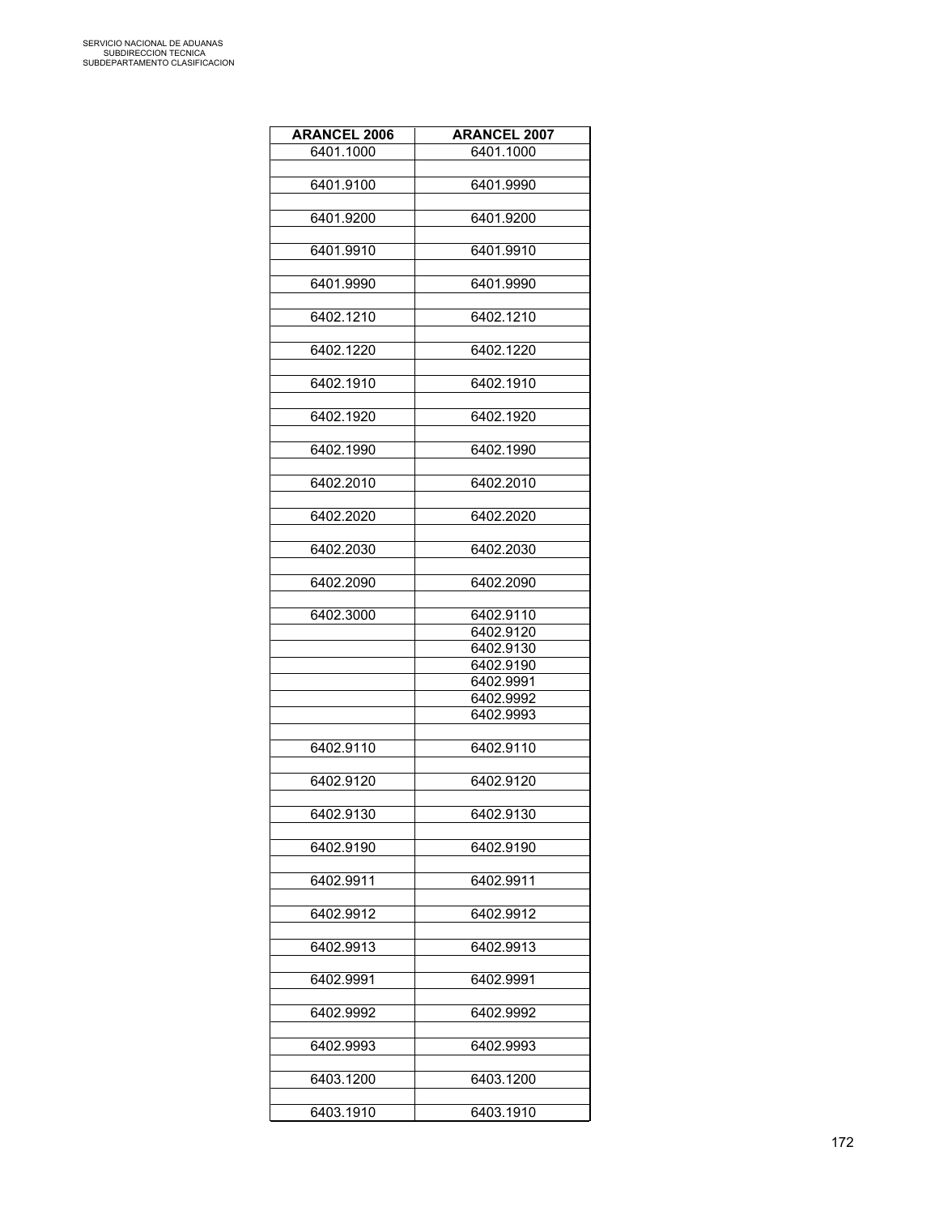| ARANCEL 2006 | ARANCEL 2007 |
|---|---|
| 6401.1000 | 6401.1000 |
| | |
| 6401.9100 | 6401.9990 |
| | |
| 6401.9200 | 6401.9200 |
| | |
| 6401.9910 | 6401.9910 |
| | |
| 6401.9990 | 6401.9990 |
| | |
| 6402.1210 | 6402.1210 |
| | |
| 6402.1220 | 6402.1220 |
| | |
| 6402.1910 | 6402.1910 |
| | |
| 6402.1920 | 6402.1920 |
| | |
| 6402.1990 | 6402.1990 |
| | |
| 6402.2010 | 6402.2010 |
| | |
| 6402.2020 | 6402.2020 |
| | |
| 6402.2030 | 6402.2030 |
| | |
| 6402.2090 | 6402.2090 |
| | |
| 6402.3000 | 6402.9110 |
| | 6402.9120 |
| | 6402.9130 |
| | 6402.9190 |
| | 6402.9991 |
| | 6402.9992 |
| | 6402.9993 |
| | |
| 6402.9110 | 6402.9110 |
| | |
| 6402.9120 | 6402.9120 |
| | |
| 6402.9130 | 6402.9130 |
| | |
| 6402.9190 | 6402.9190 |
| | |
| 6402.9911 | 6402.9911 |
| | |
| 6402.9912 | 6402.9912 |
| | |
| 6402.9913 | 6402.9913 |
| | |
| 6402.9991 | 6402.9991 |
| | |
| 6402.9992 | 6402.9992 |
| | |
| 6402.9993 | 6402.9993 |
| | |
| 6403.1200 | 6403.1200 |
| | |
| 6403.1910 | 6403.1910 |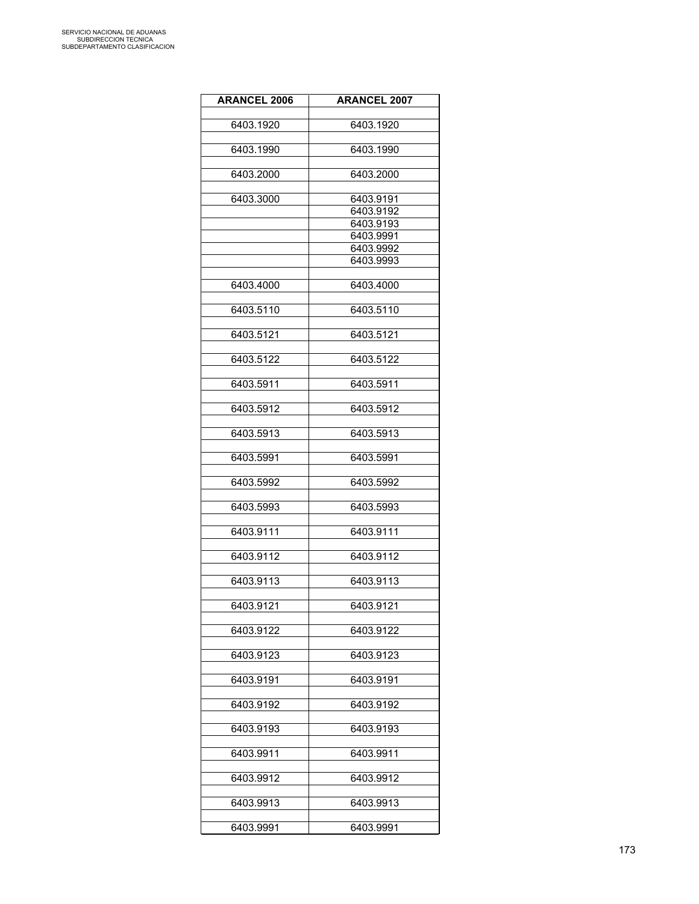| ARANCEL 2006 | ARANCEL 2007 |
|---|---|
| 6403.1920 | 6403.1920 |
| 6403.1990 | 6403.1990 |
| 6403.2000 | 6403.2000 |
| 6403.3000 | 6403.9191 |
| | 6403.9192 |
| | 6403.9193 |
| | 6403.9991 |
| | 6403.9992 |
| | 6403.9993 |
| 6403.4000 | 6403.4000 |
| 6403.5110 | 6403.5110 |
| 6403.5121 | 6403.5121 |
| 6403.5122 | 6403.5122 |
| 6403.5911 | 6403.5911 |
| 6403.5912 | 6403.5912 |
| 6403.5913 | 6403.5913 |
| 6403.5991 | 6403.5991 |
| 6403.5992 | 6403.5992 |
| 6403.5993 | 6403.5993 |
| 6403.9111 | 6403.9111 |
| 6403.9112 | 6403.9112 |
| 6403.9113 | 6403.9113 |
| 6403.9121 | 6403.9121 |
| 6403.9122 | 6403.9122 |
| 6403.9123 | 6403.9123 |
| 6403.9191 | 6403.9191 |
| 6403.9192 | 6403.9192 |
| 6403.9193 | 6403.9193 |
| 6403.9911 | 6403.9911 |
| 6403.9912 | 6403.9912 |
| 6403.9913 | 6403.9913 |
| 6403.9991 | 6403.9991 |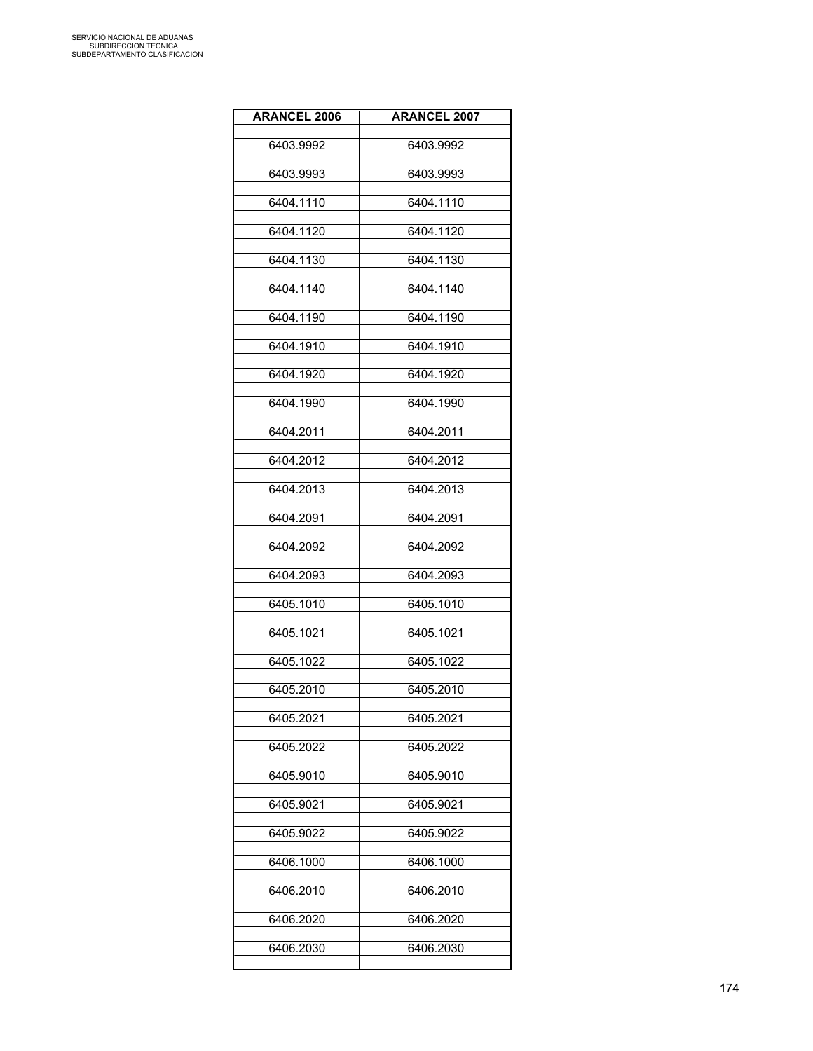| ARANCEL 2006 | ARANCEL 2007 |
|---|---|
| 6403.9992 | 6403.9992 |
| 6403.9993 | 6403.9993 |
| 6404.1110 | 6404.1110 |
| 6404.1120 | 6404.1120 |
| 6404.1130 | 6404.1130 |
| 6404.1140 | 6404.1140 |
| 6404.1190 | 6404.1190 |
| 6404.1910 | 6404.1910 |
| 6404.1920 | 6404.1920 |
| 6404.1990 | 6404.1990 |
| 6404.2011 | 6404.2011 |
| 6404.2012 | 6404.2012 |
| 6404.2013 | 6404.2013 |
| 6404.2091 | 6404.2091 |
| 6404.2092 | 6404.2092 |
| 6404.2093 | 6404.2093 |
| 6405.1010 | 6405.1010 |
| 6405.1021 | 6405.1021 |
| 6405.1022 | 6405.1022 |
| 6405.2010 | 6405.2010 |
| 6405.2021 | 6405.2021 |
| 6405.2022 | 6405.2022 |
| 6405.9010 | 6405.9010 |
| 6405.9021 | 6405.9021 |
| 6405.9022 | 6405.9022 |
| 6406.1000 | 6406.1000 |
| 6406.2010 | 6406.2010 |
| 6406.2020 | 6406.2020 |
| 6406.2030 | 6406.2030 |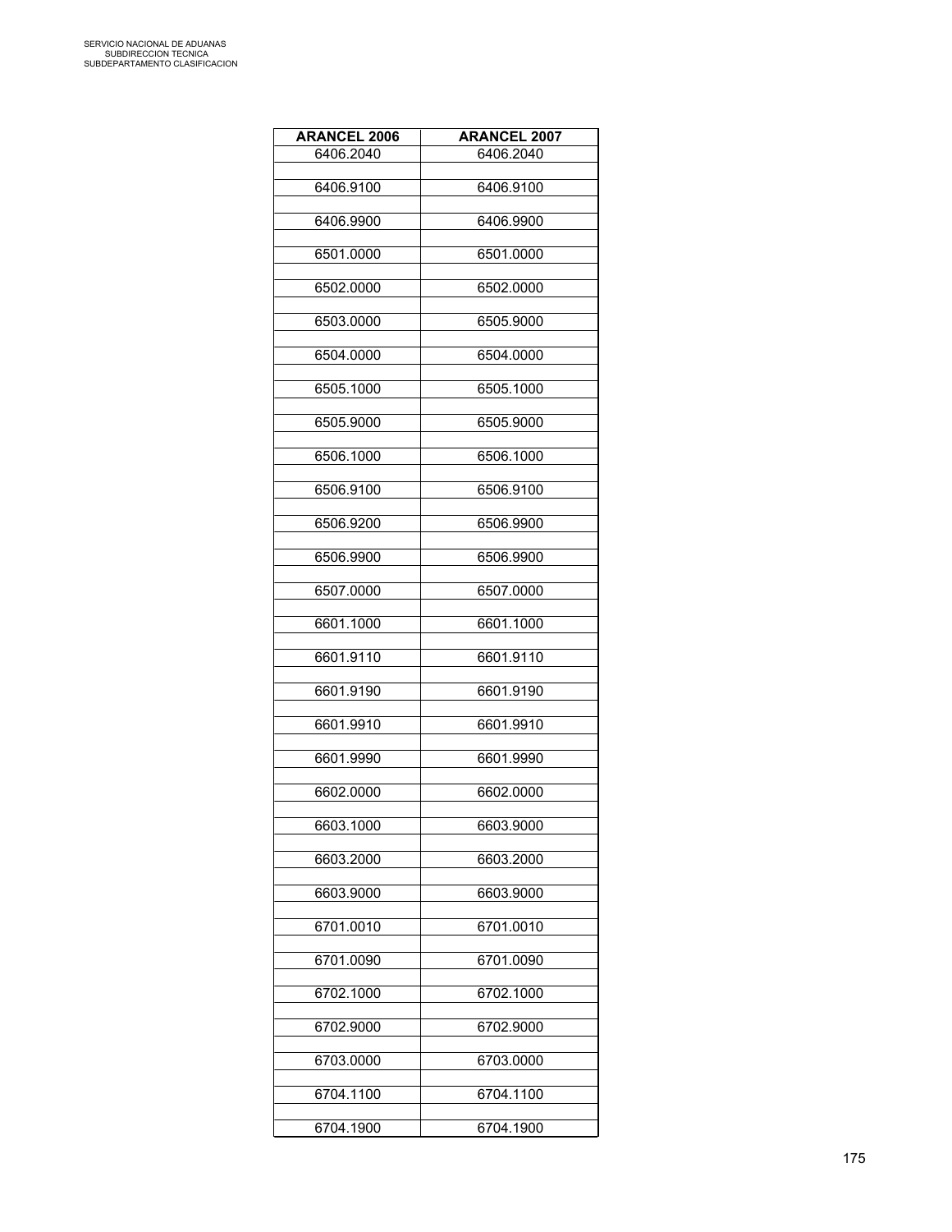| ARANCEL 2006 | ARANCEL 2007 |
|---|---|
| 6406.2040 | 6406.2040 |
| 6406.9100 | 6406.9100 |
| 6406.9900 | 6406.9900 |
| 6501.0000 | 6501.0000 |
| 6502.0000 | 6502.0000 |
| 6503.0000 | 6505.9000 |
| 6504.0000 | 6504.0000 |
| 6505.1000 | 6505.1000 |
| 6505.9000 | 6505.9000 |
| 6506.1000 | 6506.1000 |
| 6506.9100 | 6506.9100 |
| 6506.9200 | 6506.9900 |
| 6506.9900 | 6506.9900 |
| 6507.0000 | 6507.0000 |
| 6601.1000 | 6601.1000 |
| 6601.9110 | 6601.9110 |
| 6601.9190 | 6601.9190 |
| 6601.9910 | 6601.9910 |
| 6601.9990 | 6601.9990 |
| 6602.0000 | 6602.0000 |
| 6603.1000 | 6603.9000 |
| 6603.2000 | 6603.2000 |
| 6603.9000 | 6603.9000 |
| 6701.0010 | 6701.0010 |
| 6701.0090 | 6701.0090 |
| 6702.1000 | 6702.1000 |
| 6702.9000 | 6702.9000 |
| 6703.0000 | 6703.0000 |
| 6704.1100 | 6704.1100 |
| 6704.1900 | 6704.1900 |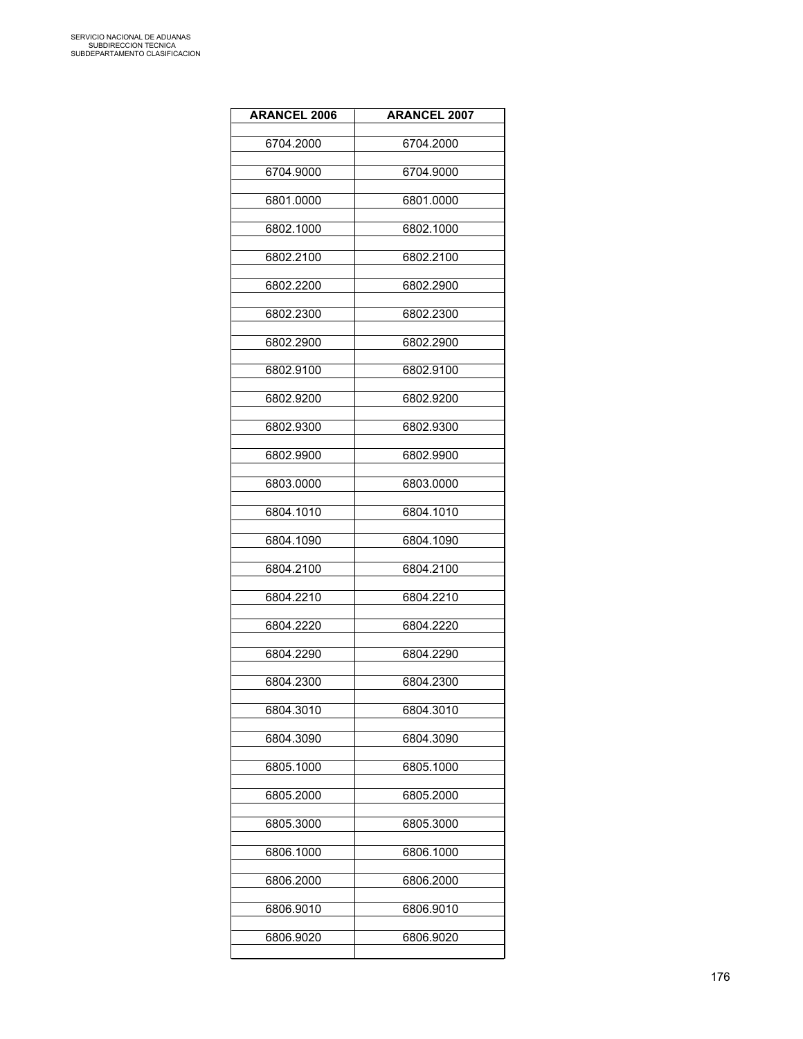| ARANCEL 2006 | ARANCEL 2007 |
|---|---|
| 6704.2000 | 6704.2000 |
| 6704.9000 | 6704.9000 |
| 6801.0000 | 6801.0000 |
| 6802.1000 | 6802.1000 |
| 6802.2100 | 6802.2100 |
| 6802.2200 | 6802.2900 |
| 6802.2300 | 6802.2300 |
| 6802.2900 | 6802.2900 |
| 6802.9100 | 6802.9100 |
| 6802.9200 | 6802.9200 |
| 6802.9300 | 6802.9300 |
| 6802.9900 | 6802.9900 |
| 6803.0000 | 6803.0000 |
| 6804.1010 | 6804.1010 |
| 6804.1090 | 6804.1090 |
| 6804.2100 | 6804.2100 |
| 6804.2210 | 6804.2210 |
| 6804.2220 | 6804.2220 |
| 6804.2290 | 6804.2290 |
| 6804.2300 | 6804.2300 |
| 6804.3010 | 6804.3010 |
| 6804.3090 | 6804.3090 |
| 6805.1000 | 6805.1000 |
| 6805.2000 | 6805.2000 |
| 6805.3000 | 6805.3000 |
| 6806.1000 | 6806.1000 |
| 6806.2000 | 6806.2000 |
| 6806.9010 | 6806.9010 |
| 6806.9020 | 6806.9020 |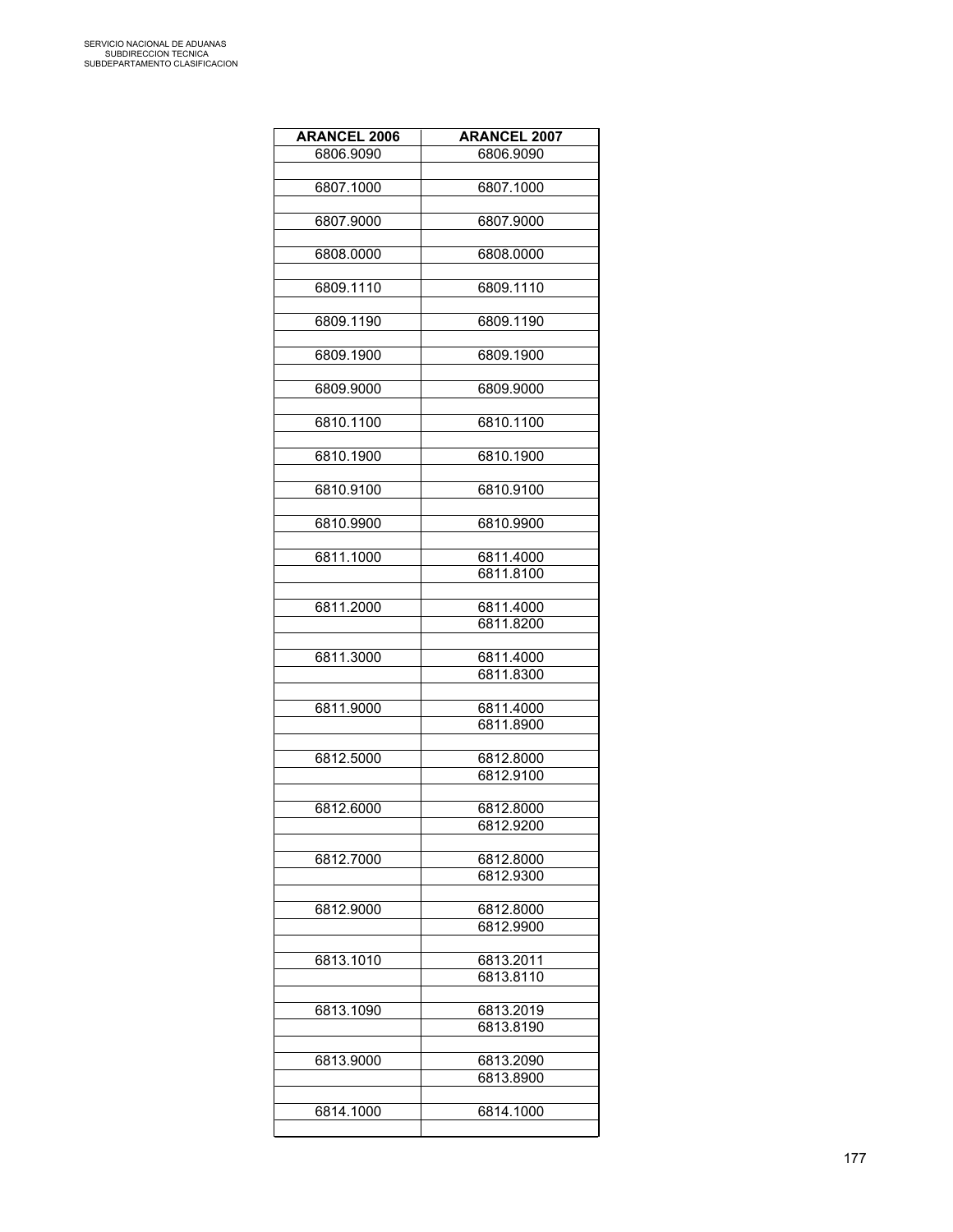| ARANCEL 2006 | ARANCEL 2007 |
|---|---|
| 6806.9090 | 6806.9090 |
| | |
| 6807.1000 | 6807.1000 |
| | |
| 6807.9000 | 6807.9000 |
| | |
| 6808.0000 | 6808.0000 |
| | |
| 6809.1110 | 6809.1110 |
| | |
| 6809.1190 | 6809.1190 |
| | |
| 6809.1900 | 6809.1900 |
| | |
| 6809.9000 | 6809.9000 |
| | |
| 6810.1100 | 6810.1100 |
| | |
| 6810.1900 | 6810.1900 |
| | |
| 6810.9100 | 6810.9100 |
| | |
| 6810.9900 | 6810.9900 |
| | |
| 6811.1000 | 6811.4000 |
| | 6811.8100 |
| | |
| 6811.2000 | 6811.4000 |
| | 6811.8200 |
| | |
| 6811.3000 | 6811.4000 |
| | 6811.8300 |
| | |
| 6811.9000 | 6811.4000 |
| | 6811.8900 |
| | |
| 6812.5000 | 6812.8000 |
| | 6812.9100 |
| | |
| 6812.6000 | 6812.8000 |
| | 6812.9200 |
| | |
| 6812.7000 | 6812.8000 |
| | 6812.9300 |
| | |
| 6812.9000 | 6812.8000 |
| | 6812.9900 |
| | |
| 6813.1010 | 6813.2011 |
| | 6813.8110 |
| | |
| 6813.1090 | 6813.2019 |
| | 6813.8190 |
| | |
| 6813.9000 | 6813.2090 |
| | 6813.8900 |
| | |
| 6814.1000 | 6814.1000 |
| | |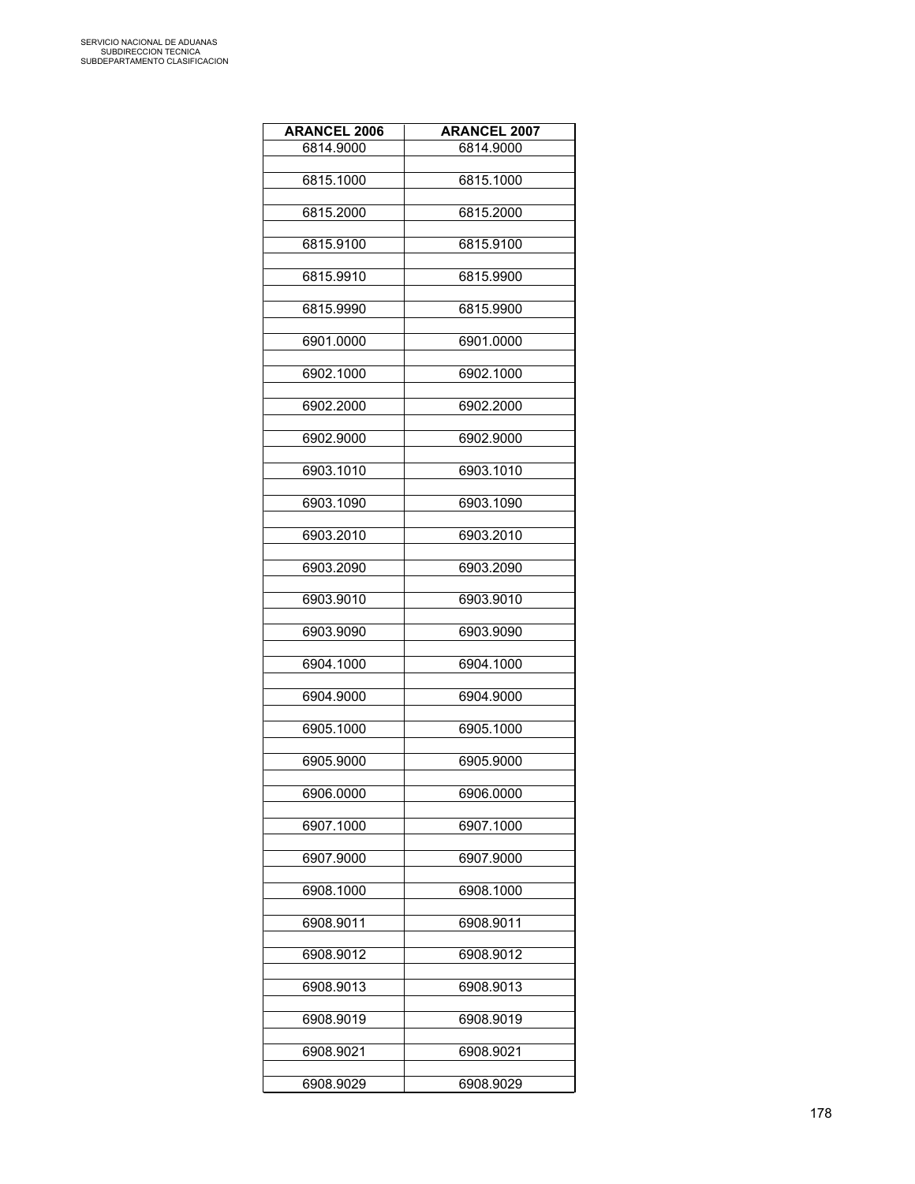| ARANCEL 2006 | ARANCEL 2007 |
|---|---|
| 6814.9000 | 6814.9000 |
| 6815.1000 | 6815.1000 |
| 6815.2000 | 6815.2000 |
| 6815.9100 | 6815.9100 |
| 6815.9910 | 6815.9900 |
| 6815.9990 | 6815.9900 |
| 6901.0000 | 6901.0000 |
| 6902.1000 | 6902.1000 |
| 6902.2000 | 6902.2000 |
| 6902.9000 | 6902.9000 |
| 6903.1010 | 6903.1010 |
| 6903.1090 | 6903.1090 |
| 6903.2010 | 6903.2010 |
| 6903.2090 | 6903.2090 |
| 6903.9010 | 6903.9010 |
| 6903.9090 | 6903.9090 |
| 6904.1000 | 6904.1000 |
| 6904.9000 | 6904.9000 |
| 6905.1000 | 6905.1000 |
| 6905.9000 | 6905.9000 |
| 6906.0000 | 6906.0000 |
| 6907.1000 | 6907.1000 |
| 6907.9000 | 6907.9000 |
| 6908.1000 | 6908.1000 |
| 6908.9011 | 6908.9011 |
| 6908.9012 | 6908.9012 |
| 6908.9013 | 6908.9013 |
| 6908.9019 | 6908.9019 |
| 6908.9021 | 6908.9021 |
| 6908.9029 | 6908.9029 |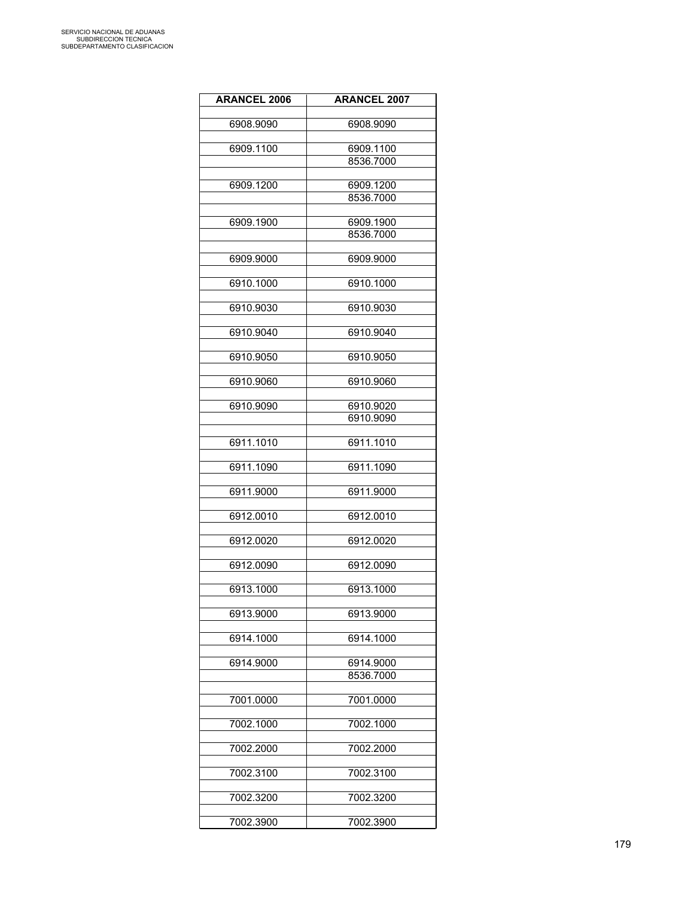| ARANCEL 2006 | ARANCEL 2007 |
|---|---|
| 6908.9090 | 6908.9090 |
| 6909.1100 | 6909.1100 |
| | 8536.7000 |
| 6909.1200 | 6909.1200 |
| | 8536.7000 |
| 6909.1900 | 6909.1900 |
| | 8536.7000 |
| 6909.9000 | 6909.9000 |
| 6910.1000 | 6910.1000 |
| 6910.9030 | 6910.9030 |
| 6910.9040 | 6910.9040 |
| 6910.9050 | 6910.9050 |
| 6910.9060 | 6910.9060 |
| 6910.9090 | 6910.9020 |
| | 6910.9090 |
| 6911.1010 | 6911.1010 |
| 6911.1090 | 6911.1090 |
| 6911.9000 | 6911.9000 |
| 6912.0010 | 6912.0010 |
| 6912.0020 | 6912.0020 |
| 6912.0090 | 6912.0090 |
| 6913.1000 | 6913.1000 |
| 6913.9000 | 6913.9000 |
| 6914.1000 | 6914.1000 |
| 6914.9000 | 6914.9000 |
| | 8536.7000 |
| 7001.0000 | 7001.0000 |
| 7002.1000 | 7002.1000 |
| 7002.2000 | 7002.2000 |
| 7002.3100 | 7002.3100 |
| 7002.3200 | 7002.3200 |
| 7002.3900 | 7002.3900 |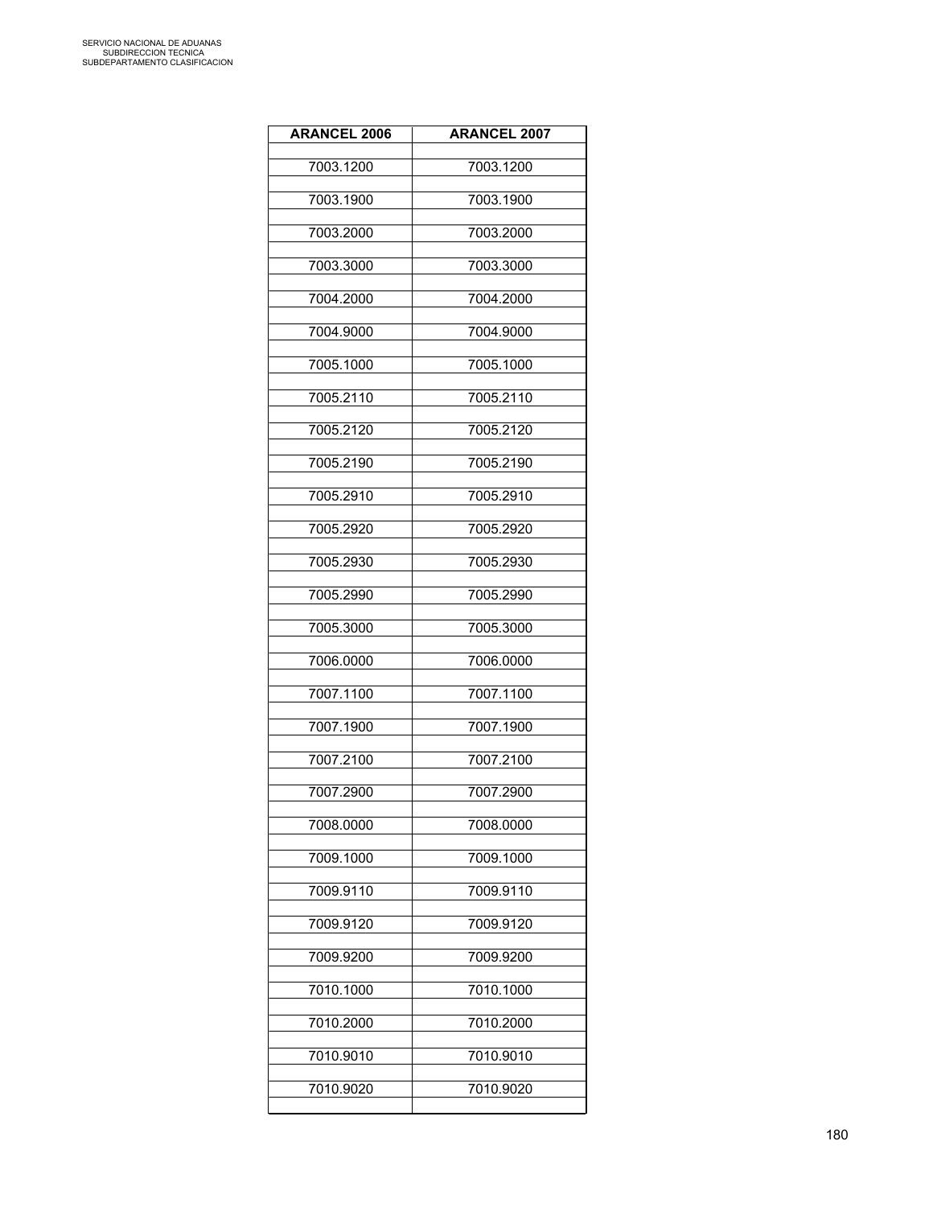| ARANCEL 2006 | ARANCEL 2007 |
|---|---|
| 7003.1200 | 7003.1200 |
| 7003.1900 | 7003.1900 |
| 7003.2000 | 7003.2000 |
| 7003.3000 | 7003.3000 |
| 7004.2000 | 7004.2000 |
| 7004.9000 | 7004.9000 |
| 7005.1000 | 7005.1000 |
| 7005.2110 | 7005.2110 |
| 7005.2120 | 7005.2120 |
| 7005.2190 | 7005.2190 |
| 7005.2910 | 7005.2910 |
| 7005.2920 | 7005.2920 |
| 7005.2930 | 7005.2930 |
| 7005.2990 | 7005.2990 |
| 7005.3000 | 7005.3000 |
| 7006.0000 | 7006.0000 |
| 7007.1100 | 7007.1100 |
| 7007.1900 | 7007.1900 |
| 7007.2100 | 7007.2100 |
| 7007.2900 | 7007.2900 |
| 7008.0000 | 7008.0000 |
| 7009.1000 | 7009.1000 |
| 7009.9110 | 7009.9110 |
| 7009.9120 | 7009.9120 |
| 7009.9200 | 7009.9200 |
| 7010.1000 | 7010.1000 |
| 7010.2000 | 7010.2000 |
| 7010.9010 | 7010.9010 |
| 7010.9020 | 7010.9020 |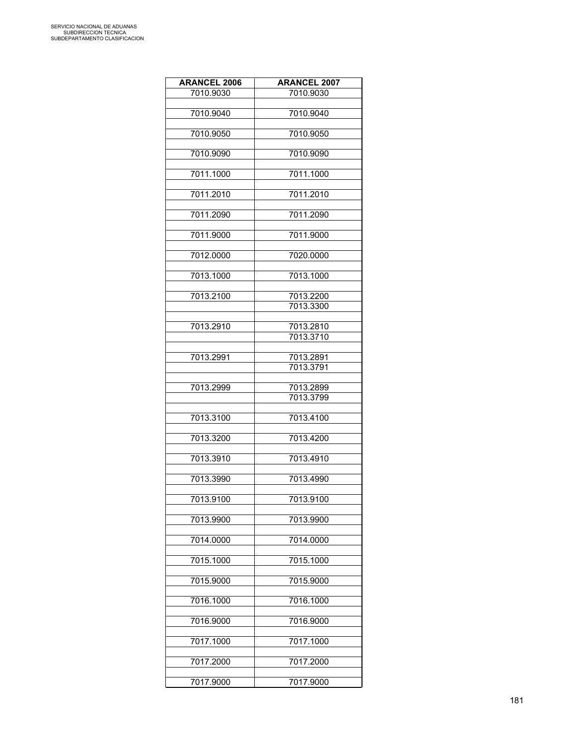| ARANCEL 2006 | ARANCEL 2007 |
|---|---|
| 7010.9030 | 7010.9030 |
| | |
| 7010.9040 | 7010.9040 |
| | |
| 7010.9050 | 7010.9050 |
| | |
| 7010.9090 | 7010.9090 |
| | |
| 7011.1000 | 7011.1000 |
| | |
| 7011.2010 | 7011.2010 |
| | |
| 7011.2090 | 7011.2090 |
| | |
| 7011.9000 | 7011.9000 |
| | |
| 7012.0000 | 7020.0000 |
| | |
| 7013.1000 | 7013.1000 |
| | |
| 7013.2100 | 7013.2200 |
| | 7013.3300 |
| | |
| 7013.2910 | 7013.2810 |
| | 7013.3710 |
| | |
| 7013.2991 | 7013.2891 |
| | 7013.3791 |
| | |
| 7013.2999 | 7013.2899 |
| | 7013.3799 |
| | |
| 7013.3100 | 7013.4100 |
| | |
| 7013.3200 | 7013.4200 |
| | |
| 7013.3910 | 7013.4910 |
| | |
| 7013.3990 | 7013.4990 |
| | |
| 7013.9100 | 7013.9100 |
| | |
| 7013.9900 | 7013.9900 |
| | |
| 7014.0000 | 7014.0000 |
| | |
| 7015.1000 | 7015.1000 |
| | |
| 7015.9000 | 7015.9000 |
| | |
| 7016.1000 | 7016.1000 |
| | |
| 7016.9000 | 7016.9000 |
| | |
| 7017.1000 | 7017.1000 |
| | |
| 7017.2000 | 7017.2000 |
| | |
| 7017.9000 | 7017.9000 |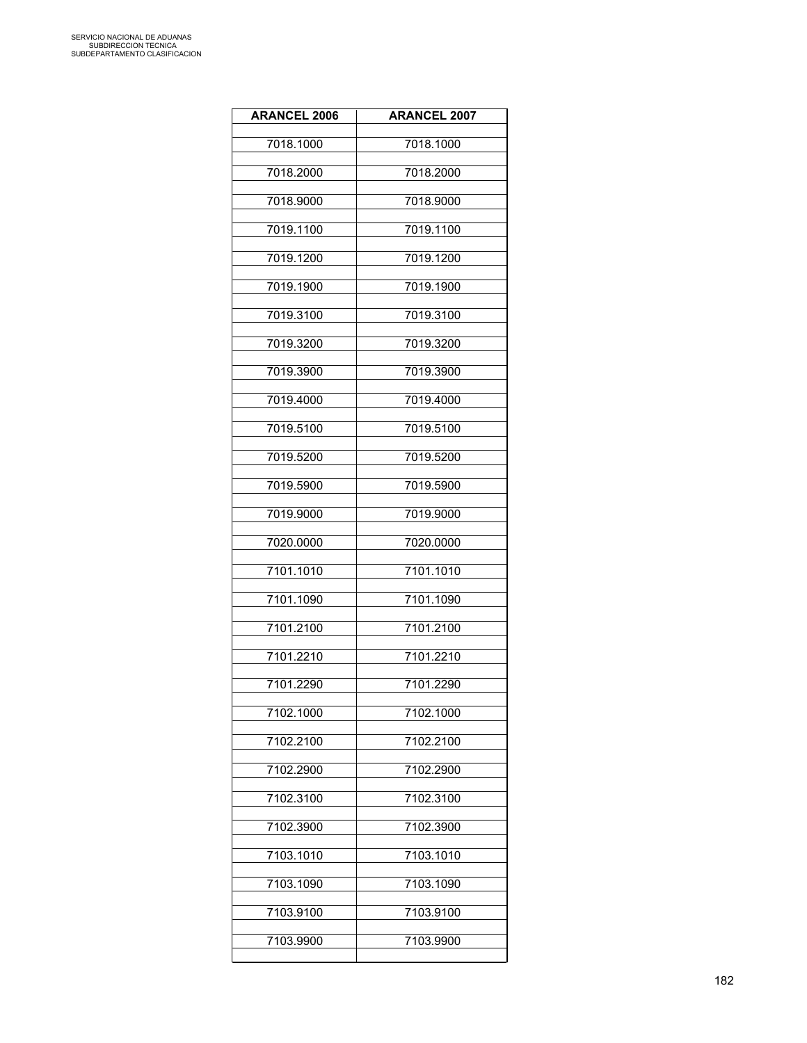| ARANCEL 2006 | ARANCEL 2007 |
|---|---|
| 7018.1000 | 7018.1000 |
| 7018.2000 | 7018.2000 |
| 7018.9000 | 7018.9000 |
| 7019.1100 | 7019.1100 |
| 7019.1200 | 7019.1200 |
| 7019.1900 | 7019.1900 |
| 7019.3100 | 7019.3100 |
| 7019.3200 | 7019.3200 |
| 7019.3900 | 7019.3900 |
| 7019.4000 | 7019.4000 |
| 7019.5100 | 7019.5100 |
| 7019.5200 | 7019.5200 |
| 7019.5900 | 7019.5900 |
| 7019.9000 | 7019.9000 |
| 7020.0000 | 7020.0000 |
| 7101.1010 | 7101.1010 |
| 7101.1090 | 7101.1090 |
| 7101.2100 | 7101.2100 |
| 7101.2210 | 7101.2210 |
| 7101.2290 | 7101.2290 |
| 7102.1000 | 7102.1000 |
| 7102.2100 | 7102.2100 |
| 7102.2900 | 7102.2900 |
| 7102.3100 | 7102.3100 |
| 7102.3900 | 7102.3900 |
| 7103.1010 | 7103.1010 |
| 7103.1090 | 7103.1090 |
| 7103.9100 | 7103.9100 |
| 7103.9900 | 7103.9900 |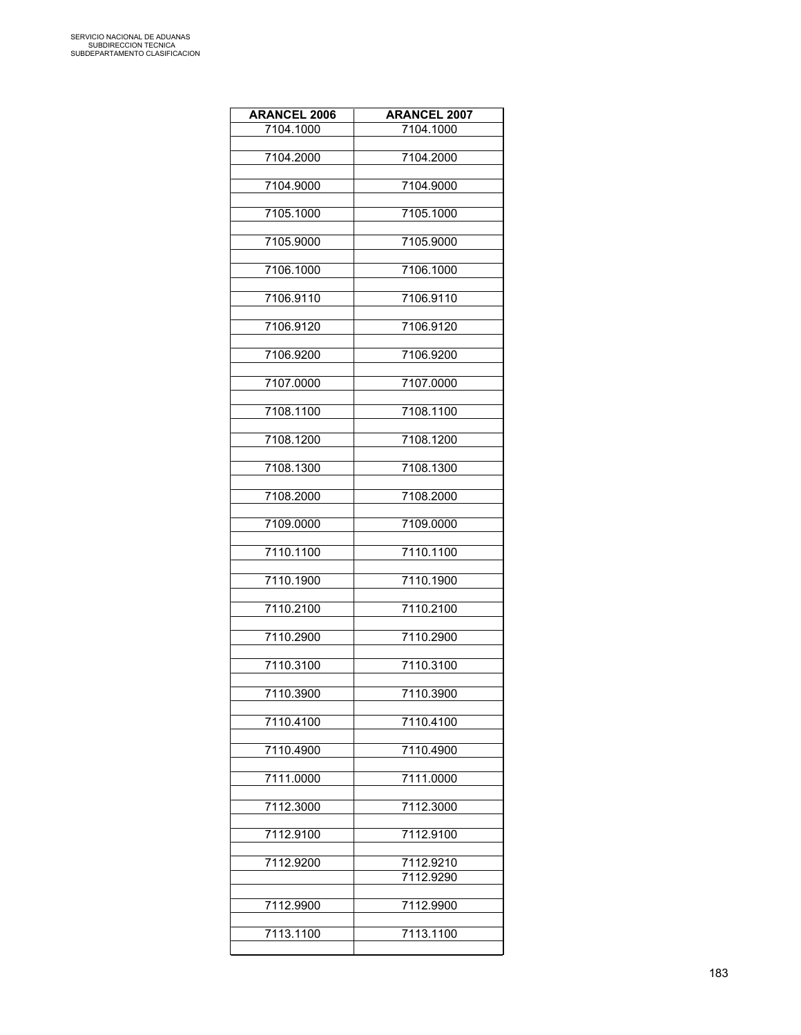SERVICIO NACIONAL DE ADUANAS
SUBDIRECCION TECNICA
SUBDEPARTAMENTO CLASIFICACION

| ARANCEL 2006 | ARANCEL 2007 |
|---|---|
| 7104.1000 | 7104.1000 |
| 7104.2000 | 7104.2000 |
| 7104.9000 | 7104.9000 |
| 7105.1000 | 7105.1000 |
| 7105.9000 | 7105.9000 |
| 7106.1000 | 7106.1000 |
| 7106.9110 | 7106.9110 |
| 7106.9120 | 7106.9120 |
| 7106.9200 | 7106.9200 |
| 7107.0000 | 7107.0000 |
| 7108.1100 | 7108.1100 |
| 7108.1200 | 7108.1200 |
| 7108.1300 | 7108.1300 |
| 7108.2000 | 7108.2000 |
| 7109.0000 | 7109.0000 |
| 7110.1100 | 7110.1100 |
| 7110.1900 | 7110.1900 |
| 7110.2100 | 7110.2100 |
| 7110.2900 | 7110.2900 |
| 7110.3100 | 7110.3100 |
| 7110.3900 | 7110.3900 |
| 7110.4100 | 7110.4100 |
| 7110.4900 | 7110.4900 |
| 7111.0000 | 7111.0000 |
| 7112.3000 | 7112.3000 |
| 7112.9100 | 7112.9100 |
| 7112.9200 | 7112.9210 |
| | 7112.9290 |
| 7112.9900 | 7112.9900 |
| 7113.1100 | 7113.1100 |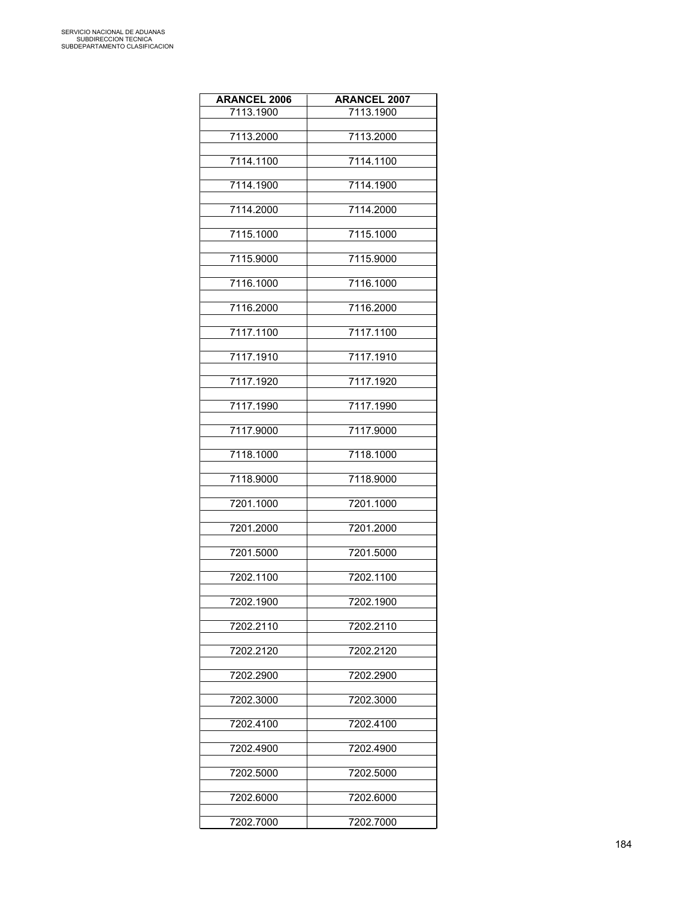| ARANCEL 2006 | ARANCEL 2007 |
|---|---|
| 7113.1900 | 7113.1900 |
| 7113.2000 | 7113.2000 |
| 7114.1100 | 7114.1100 |
| 7114.1900 | 7114.1900 |
| 7114.2000 | 7114.2000 |
| 7115.1000 | 7115.1000 |
| 7115.9000 | 7115.9000 |
| 7116.1000 | 7116.1000 |
| 7116.2000 | 7116.2000 |
| 7117.1100 | 7117.1100 |
| 7117.1910 | 7117.1910 |
| 7117.1920 | 7117.1920 |
| 7117.1990 | 7117.1990 |
| 7117.9000 | 7117.9000 |
| 7118.1000 | 7118.1000 |
| 7118.9000 | 7118.9000 |
| 7201.1000 | 7201.1000 |
| 7201.2000 | 7201.2000 |
| 7201.5000 | 7201.5000 |
| 7202.1100 | 7202.1100 |
| 7202.1900 | 7202.1900 |
| 7202.2110 | 7202.2110 |
| 7202.2120 | 7202.2120 |
| 7202.2900 | 7202.2900 |
| 7202.3000 | 7202.3000 |
| 7202.4100 | 7202.4100 |
| 7202.4900 | 7202.4900 |
| 7202.5000 | 7202.5000 |
| 7202.6000 | 7202.6000 |
| 7202.7000 | 7202.7000 |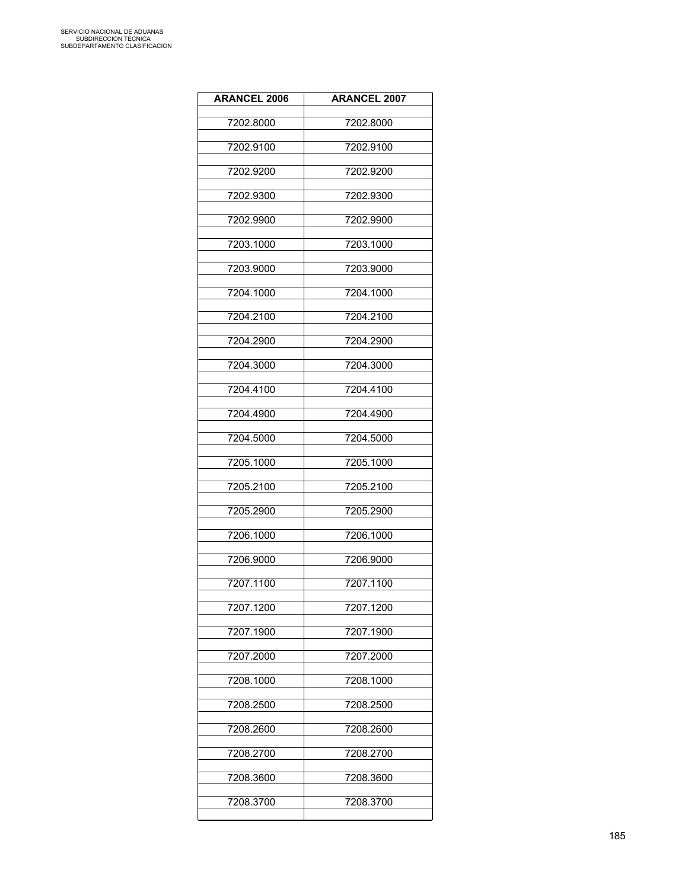| ARANCEL 2006 | ARANCEL 2007 |
|---|---|
| 7202.8000 | 7202.8000 |
| 7202.9100 | 7202.9100 |
| 7202.9200 | 7202.9200 |
| 7202.9300 | 7202.9300 |
| 7202.9900 | 7202.9900 |
| 7203.1000 | 7203.1000 |
| 7203.9000 | 7203.9000 |
| 7204.1000 | 7204.1000 |
| 7204.2100 | 7204.2100 |
| 7204.2900 | 7204.2900 |
| 7204.3000 | 7204.3000 |
| 7204.4100 | 7204.4100 |
| 7204.4900 | 7204.4900 |
| 7204.5000 | 7204.5000 |
| 7205.1000 | 7205.1000 |
| 7205.2100 | 7205.2100 |
| 7205.2900 | 7205.2900 |
| 7206.1000 | 7206.1000 |
| 7206.9000 | 7206.9000 |
| 7207.1100 | 7207.1100 |
| 7207.1200 | 7207.1200 |
| 7207.1900 | 7207.1900 |
| 7207.2000 | 7207.2000 |
| 7208.1000 | 7208.1000 |
| 7208.2500 | 7208.2500 |
| 7208.2600 | 7208.2600 |
| 7208.2700 | 7208.2700 |
| 7208.3600 | 7208.3600 |
| 7208.3700 | 7208.3700 |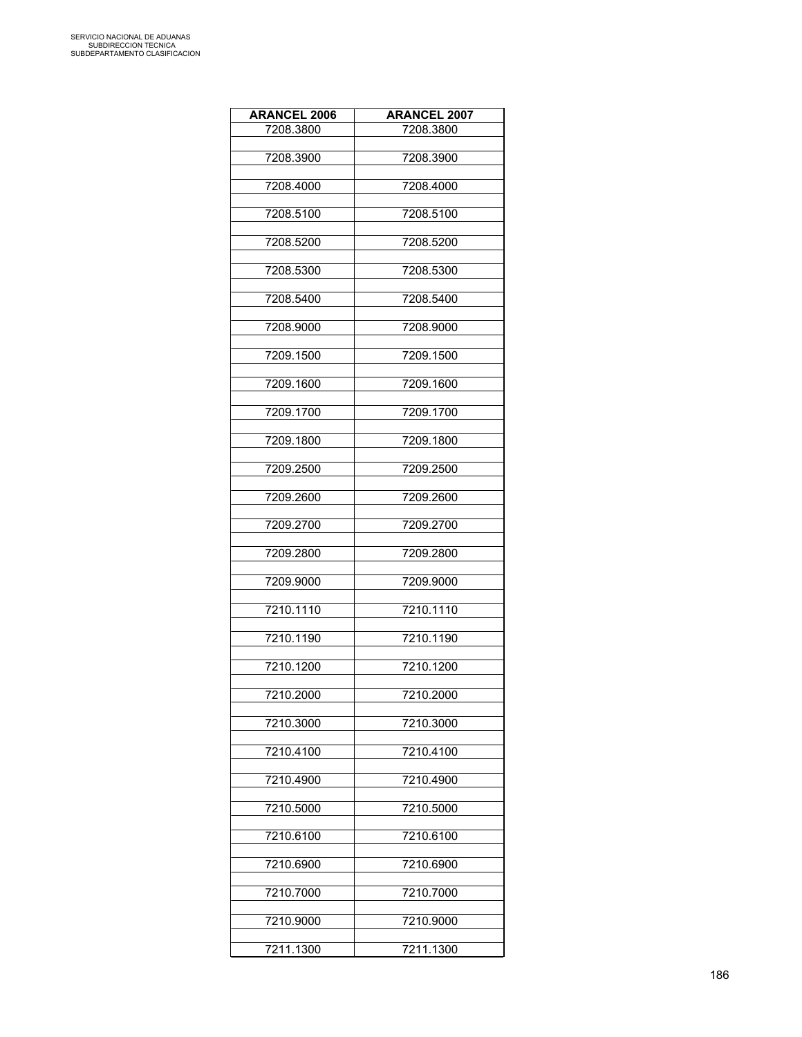| ARANCEL 2006 | ARANCEL 2007 |
|---|---|
| 7208.3800 | 7208.3800 |
| | |
| 7208.3900 | 7208.3900 |
| | |
| 7208.4000 | 7208.4000 |
| | |
| 7208.5100 | 7208.5100 |
| | |
| 7208.5200 | 7208.5200 |
| | |
| 7208.5300 | 7208.5300 |
| | |
| 7208.5400 | 7208.5400 |
| | |
| 7208.9000 | 7208.9000 |
| | |
| 7209.1500 | 7209.1500 |
| | |
| 7209.1600 | 7209.1600 |
| | |
| 7209.1700 | 7209.1700 |
| | |
| 7209.1800 | 7209.1800 |
| | |
| 7209.2500 | 7209.2500 |
| | |
| 7209.2600 | 7209.2600 |
| | |
| 7209.2700 | 7209.2700 |
| | |
| 7209.2800 | 7209.2800 |
| | |
| 7209.9000 | 7209.9000 |
| | |
| 7210.1110 | 7210.1110 |
| | |
| 7210.1190 | 7210.1190 |
| | |
| 7210.1200 | 7210.1200 |
| | |
| 7210.2000 | 7210.2000 |
| | |
| 7210.3000 | 7210.3000 |
| | |
| 7210.4100 | 7210.4100 |
| | |
| 7210.4900 | 7210.4900 |
| | |
| 7210.5000 | 7210.5000 |
| | |
| 7210.6100 | 7210.6100 |
| | |
| 7210.6900 | 7210.6900 |
| | |
| 7210.7000 | 7210.7000 |
| | |
| 7210.9000 | 7210.9000 |
| | |
| 7211.1300 | 7211.1300 |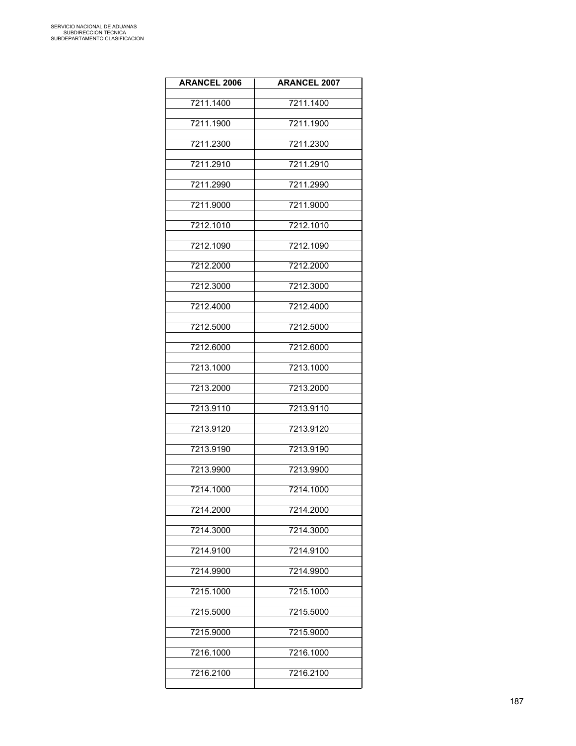| ARANCEL 2006 | ARANCEL 2007 |
|---|---|
| 7211.1400 | 7211.1400 |
| 7211.1900 | 7211.1900 |
| 7211.2300 | 7211.2300 |
| 7211.2910 | 7211.2910 |
| 7211.2990 | 7211.2990 |
| 7211.9000 | 7211.9000 |
| 7212.1010 | 7212.1010 |
| 7212.1090 | 7212.1090 |
| 7212.2000 | 7212.2000 |
| 7212.3000 | 7212.3000 |
| 7212.4000 | 7212.4000 |
| 7212.5000 | 7212.5000 |
| 7212.6000 | 7212.6000 |
| 7213.1000 | 7213.1000 |
| 7213.2000 | 7213.2000 |
| 7213.9110 | 7213.9110 |
| 7213.9120 | 7213.9120 |
| 7213.9190 | 7213.9190 |
| 7213.9900 | 7213.9900 |
| 7214.1000 | 7214.1000 |
| 7214.2000 | 7214.2000 |
| 7214.3000 | 7214.3000 |
| 7214.9100 | 7214.9100 |
| 7214.9900 | 7214.9900 |
| 7215.1000 | 7215.1000 |
| 7215.5000 | 7215.5000 |
| 7215.9000 | 7215.9000 |
| 7216.1000 | 7216.1000 |
| 7216.2100 | 7216.2100 |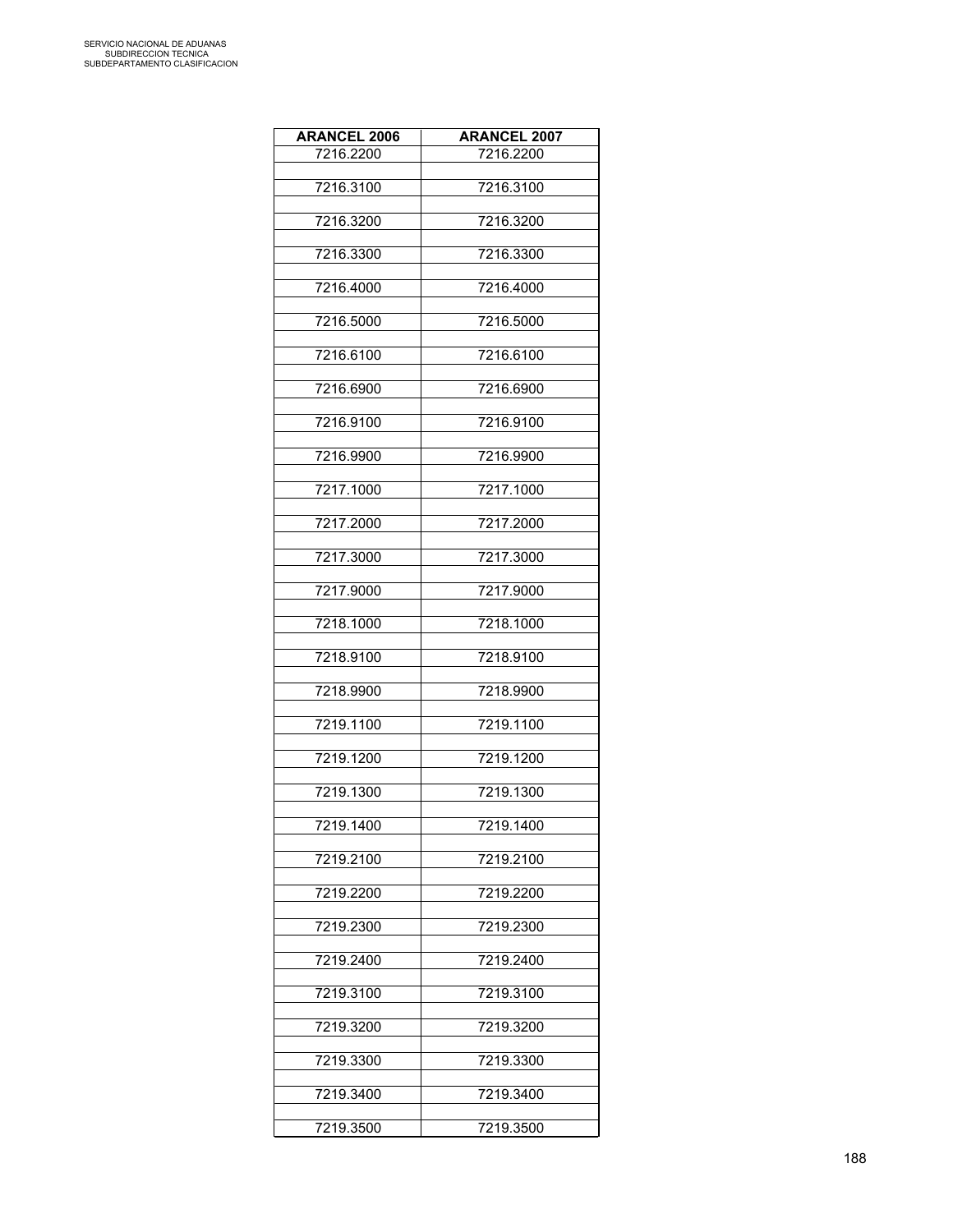| ARANCEL 2006 | ARANCEL 2007 |
|---|---|
| 7216.2200 | 7216.2200 |
| 7216.3100 | 7216.3100 |
| 7216.3200 | 7216.3200 |
| 7216.3300 | 7216.3300 |
| 7216.4000 | 7216.4000 |
| 7216.5000 | 7216.5000 |
| 7216.6100 | 7216.6100 |
| 7216.6900 | 7216.6900 |
| 7216.9100 | 7216.9100 |
| 7216.9900 | 7216.9900 |
| 7217.1000 | 7217.1000 |
| 7217.2000 | 7217.2000 |
| 7217.3000 | 7217.3000 |
| 7217.9000 | 7217.9000 |
| 7218.1000 | 7218.1000 |
| 7218.9100 | 7218.9100 |
| 7218.9900 | 7218.9900 |
| 7219.1100 | 7219.1100 |
| 7219.1200 | 7219.1200 |
| 7219.1300 | 7219.1300 |
| 7219.1400 | 7219.1400 |
| 7219.2100 | 7219.2100 |
| 7219.2200 | 7219.2200 |
| 7219.2300 | 7219.2300 |
| 7219.2400 | 7219.2400 |
| 7219.3100 | 7219.3100 |
| 7219.3200 | 7219.3200 |
| 7219.3300 | 7219.3300 |
| 7219.3400 | 7219.3400 |
| 7219.3500 | 7219.3500 |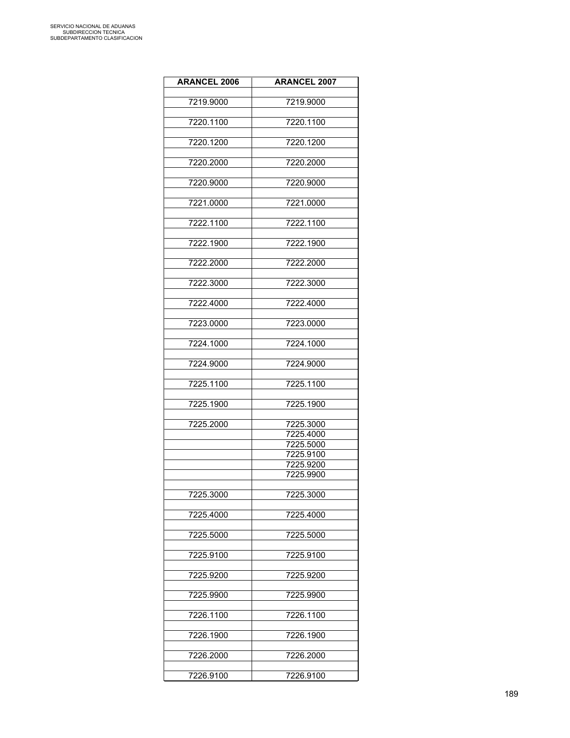| ARANCEL 2006 | ARANCEL 2007 |
|---|---|
| 7219.9000 | 7219.9000 |
| 7220.1100 | 7220.1100 |
| 7220.1200 | 7220.1200 |
| 7220.2000 | 7220.2000 |
| 7220.9000 | 7220.9000 |
| 7221.0000 | 7221.0000 |
| 7222.1100 | 7222.1100 |
| 7222.1900 | 7222.1900 |
| 7222.2000 | 7222.2000 |
| 7222.3000 | 7222.3000 |
| 7222.4000 | 7222.4000 |
| 7223.0000 | 7223.0000 |
| 7224.1000 | 7224.1000 |
| 7224.9000 | 7224.9000 |
| 7225.1100 | 7225.1100 |
| 7225.1900 | 7225.1900 |
| 7225.2000 | 7225.3000 |
| | 7225.4000 |
| | 7225.5000 |
| | 7225.9100 |
| | 7225.9200 |
| | 7225.9900 |
| 7225.3000 | 7225.3000 |
| 7225.4000 | 7225.4000 |
| 7225.5000 | 7225.5000 |
| 7225.9100 | 7225.9100 |
| 7225.9200 | 7225.9200 |
| 7225.9900 | 7225.9900 |
| 7226.1100 | 7226.1100 |
| 7226.1900 | 7226.1900 |
| 7226.2000 | 7226.2000 |
| 7226.9100 | 7226.9100 |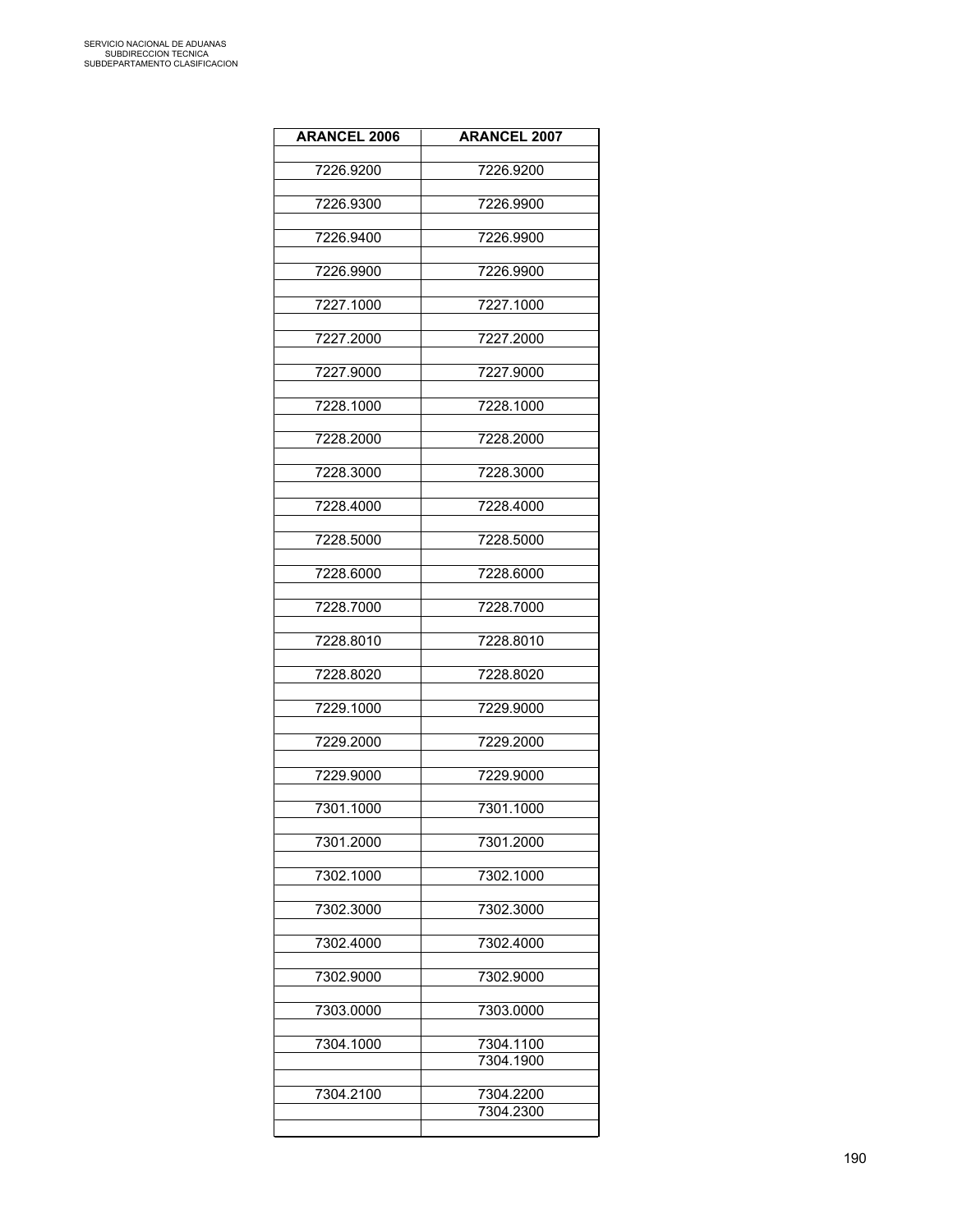| ARANCEL 2006 | ARANCEL 2007 |
| --- | --- |
| 7226.9200 | 7226.9200 |
| 7226.9300 | 7226.9900 |
| 7226.9400 | 7226.9900 |
| 7226.9900 | 7226.9900 |
| 7227.1000 | 7227.1000 |
| 7227.2000 | 7227.2000 |
| 7227.9000 | 7227.9000 |
| 7228.1000 | 7228.1000 |
| 7228.2000 | 7228.2000 |
| 7228.3000 | 7228.3000 |
| 7228.4000 | 7228.4000 |
| 7228.5000 | 7228.5000 |
| 7228.6000 | 7228.6000 |
| 7228.7000 | 7228.7000 |
| 7228.8010 | 7228.8010 |
| 7228.8020 | 7228.8020 |
| 7229.1000 | 7229.9000 |
| 7229.2000 | 7229.2000 |
| 7229.9000 | 7229.9000 |
| 7301.1000 | 7301.1000 |
| 7301.2000 | 7301.2000 |
| 7302.1000 | 7302.1000 |
| 7302.3000 | 7302.3000 |
| 7302.4000 | 7302.4000 |
| 7302.9000 | 7302.9000 |
| 7303.0000 | 7303.0000 |
| 7304.1000 | 7304.1100 |
| | 7304.1900 |
| 7304.2100 | 7304.2200 |
| | 7304.2300 |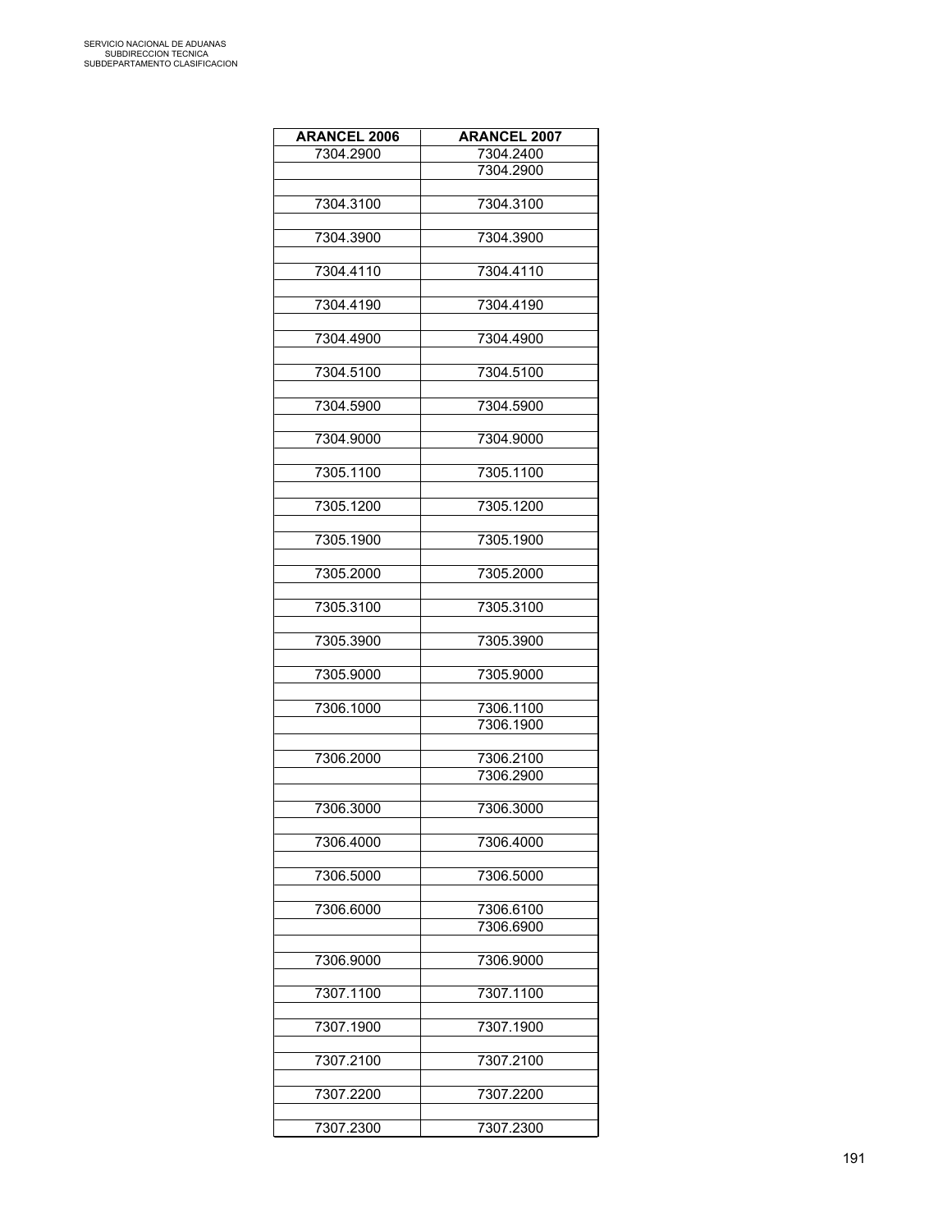| ARANCEL 2006 | ARANCEL 2007 |
|---|---|
| 7304.2900 | 7304.2400 |
| | 7304.2900 |
| | |
| 7304.3100 | 7304.3100 |
| | |
| 7304.3900 | 7304.3900 |
| | |
| 7304.4110 | 7304.4110 |
| | |
| 7304.4190 | 7304.4190 |
| | |
| 7304.4900 | 7304.4900 |
| | |
| 7304.5100 | 7304.5100 |
| | |
| 7304.5900 | 7304.5900 |
| | |
| 7304.9000 | 7304.9000 |
| | |
| 7305.1100 | 7305.1100 |
| | |
| 7305.1200 | 7305.1200 |
| | |
| 7305.1900 | 7305.1900 |
| | |
| 7305.2000 | 7305.2000 |
| | |
| 7305.3100 | 7305.3100 |
| | |
| 7305.3900 | 7305.3900 |
| | |
| 7305.9000 | 7305.9000 |
| | |
| 7306.1000 | 7306.1100 |
| | 7306.1900 |
| | |
| 7306.2000 | 7306.2100 |
| | 7306.2900 |
| | |
| 7306.3000 | 7306.3000 |
| | |
| 7306.4000 | 7306.4000 |
| | |
| 7306.5000 | 7306.5000 |
| | |
| 7306.6000 | 7306.6100 |
| | 7306.6900 |
| | |
| 7306.9000 | 7306.9000 |
| | |
| 7307.1100 | 7307.1100 |
| | |
| 7307.1900 | 7307.1900 |
| | |
| 7307.2100 | 7307.2100 |
| | |
| 7307.2200 | 7307.2200 |
| | |
| 7307.2300 | 7307.2300 |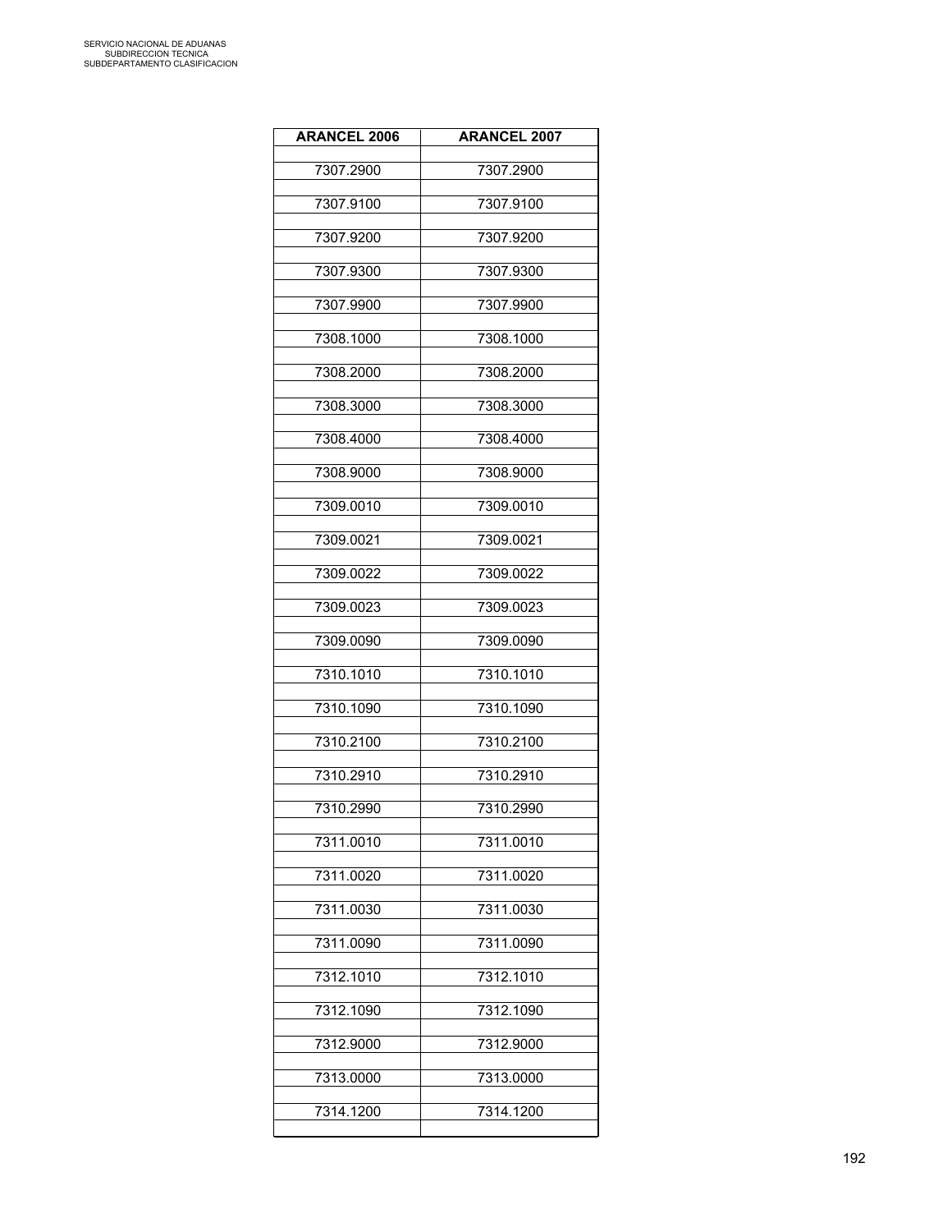| ARANCEL 2006 | ARANCEL 2007 |
|---|---|
| 7307.2900 | 7307.2900 |
| 7307.9100 | 7307.9100 |
| 7307.9200 | 7307.9200 |
| 7307.9300 | 7307.9300 |
| 7307.9900 | 7307.9900 |
| 7308.1000 | 7308.1000 |
| 7308.2000 | 7308.2000 |
| 7308.3000 | 7308.3000 |
| 7308.4000 | 7308.4000 |
| 7308.9000 | 7308.9000 |
| 7309.0010 | 7309.0010 |
| 7309.0021 | 7309.0021 |
| 7309.0022 | 7309.0022 |
| 7309.0023 | 7309.0023 |
| 7309.0090 | 7309.0090 |
| 7310.1010 | 7310.1010 |
| 7310.1090 | 7310.1090 |
| 7310.2100 | 7310.2100 |
| 7310.2910 | 7310.2910 |
| 7310.2990 | 7310.2990 |
| 7311.0010 | 7311.0010 |
| 7311.0020 | 7311.0020 |
| 7311.0030 | 7311.0030 |
| 7311.0090 | 7311.0090 |
| 7312.1010 | 7312.1010 |
| 7312.1090 | 7312.1090 |
| 7312.9000 | 7312.9000 |
| 7313.0000 | 7313.0000 |
| 7314.1200 | 7314.1200 |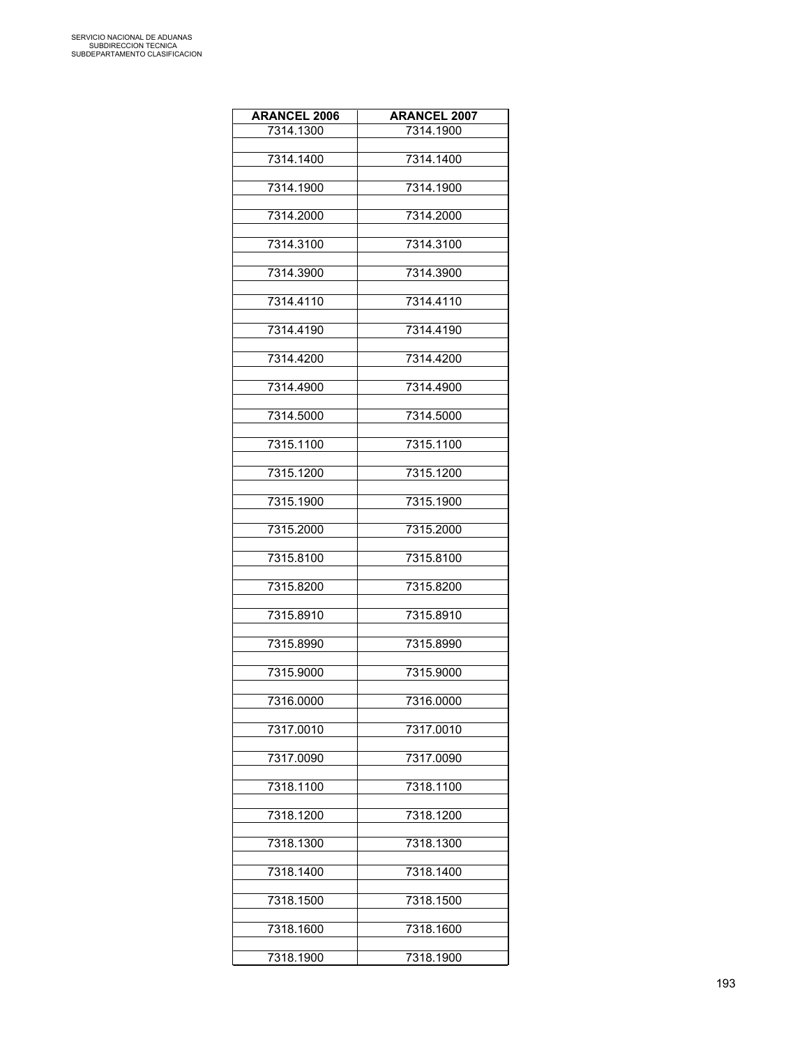| ARANCEL 2006 | ARANCEL 2007 |
| --- | --- |
| 7314.1300 | 7314.1900 |
| 7314.1400 | 7314.1400 |
| 7314.1900 | 7314.1900 |
| 7314.2000 | 7314.2000 |
| 7314.3100 | 7314.3100 |
| 7314.3900 | 7314.3900 |
| 7314.4110 | 7314.4110 |
| 7314.4190 | 7314.4190 |
| 7314.4200 | 7314.4200 |
| 7314.4900 | 7314.4900 |
| 7314.5000 | 7314.5000 |
| 7315.1100 | 7315.1100 |
| 7315.1200 | 7315.1200 |
| 7315.1900 | 7315.1900 |
| 7315.2000 | 7315.2000 |
| 7315.8100 | 7315.8100 |
| 7315.8200 | 7315.8200 |
| 7315.8910 | 7315.8910 |
| 7315.8990 | 7315.8990 |
| 7315.9000 | 7315.9000 |
| 7316.0000 | 7316.0000 |
| 7317.0010 | 7317.0010 |
| 7317.0090 | 7317.0090 |
| 7318.1100 | 7318.1100 |
| 7318.1200 | 7318.1200 |
| 7318.1300 | 7318.1300 |
| 7318.1400 | 7318.1400 |
| 7318.1500 | 7318.1500 |
| 7318.1600 | 7318.1600 |
| 7318.1900 | 7318.1900 |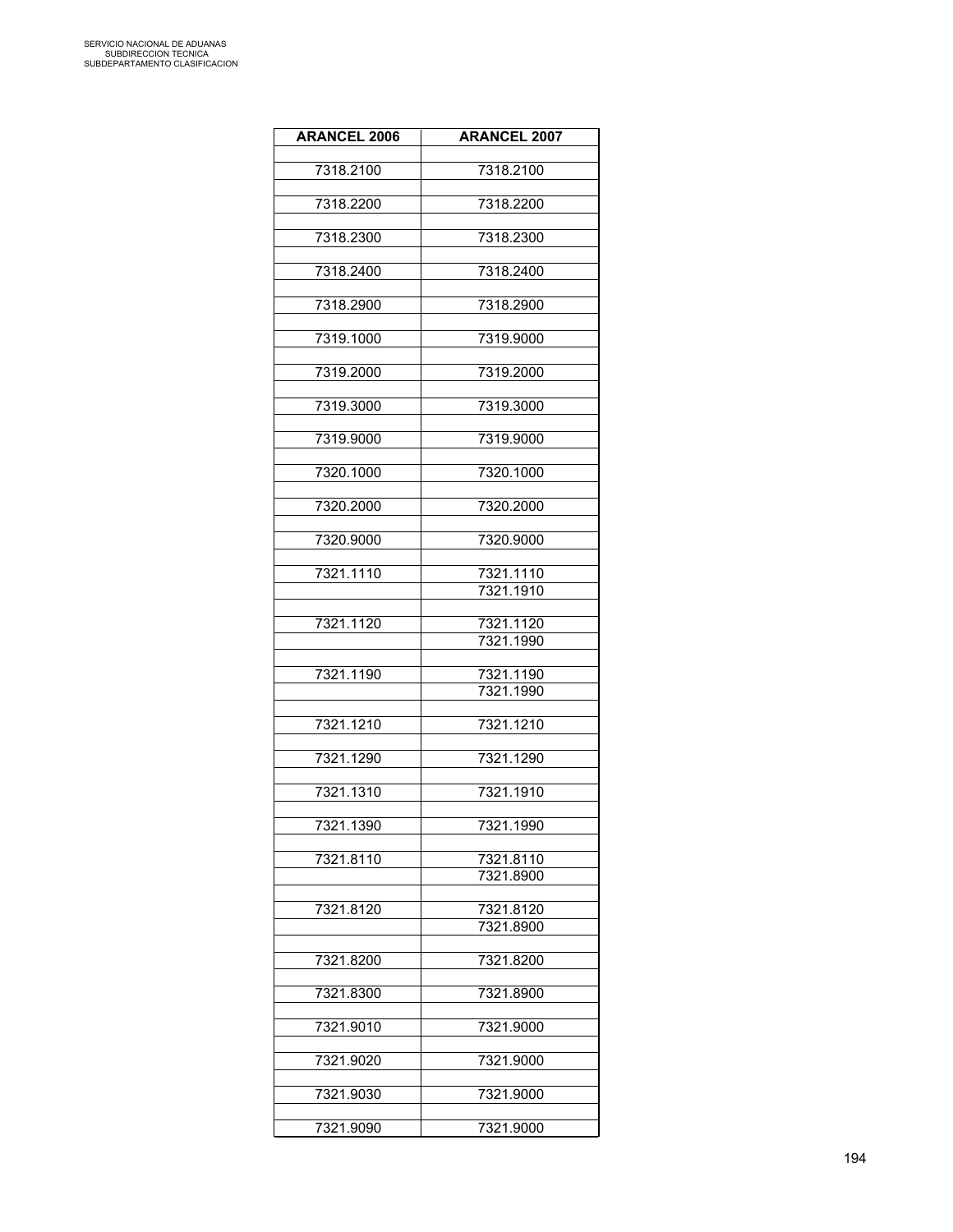SERVICIO NACIONAL DE ADUANAS
SUBDIRECCION TECNICA
SUBDEPARTAMENTO CLASIFICACION

| ARANCEL 2006 | ARANCEL 2007 |
|---|---|
| 7318.2100 | 7318.2100 |
| 7318.2200 | 7318.2200 |
| 7318.2300 | 7318.2300 |
| 7318.2400 | 7318.2400 |
| 7318.2900 | 7318.2900 |
| 7319.1000 | 7319.9000 |
| 7319.2000 | 7319.2000 |
| 7319.3000 | 7319.3000 |
| 7319.9000 | 7319.9000 |
| 7320.1000 | 7320.1000 |
| 7320.2000 | 7320.2000 |
| 7320.9000 | 7320.9000 |
| 7321.1110 | 7321.1110 |
| | 7321.1910 |
| 7321.1120 | 7321.1120 |
| | 7321.1990 |
| 7321.1190 | 7321.1190 |
| | 7321.1990 |
| 7321.1210 | 7321.1210 |
| 7321.1290 | 7321.1290 |
| 7321.1310 | 7321.1910 |
| 7321.1390 | 7321.1990 |
| 7321.8110 | 7321.8110 |
| | 7321.8900 |
| 7321.8120 | 7321.8120 |
| | 7321.8900 |
| 7321.8200 | 7321.8200 |
| 7321.8300 | 7321.8900 |
| 7321.9010 | 7321.9000 |
| 7321.9020 | 7321.9000 |
| 7321.9030 | 7321.9000 |
| 7321.9090 | 7321.9000 |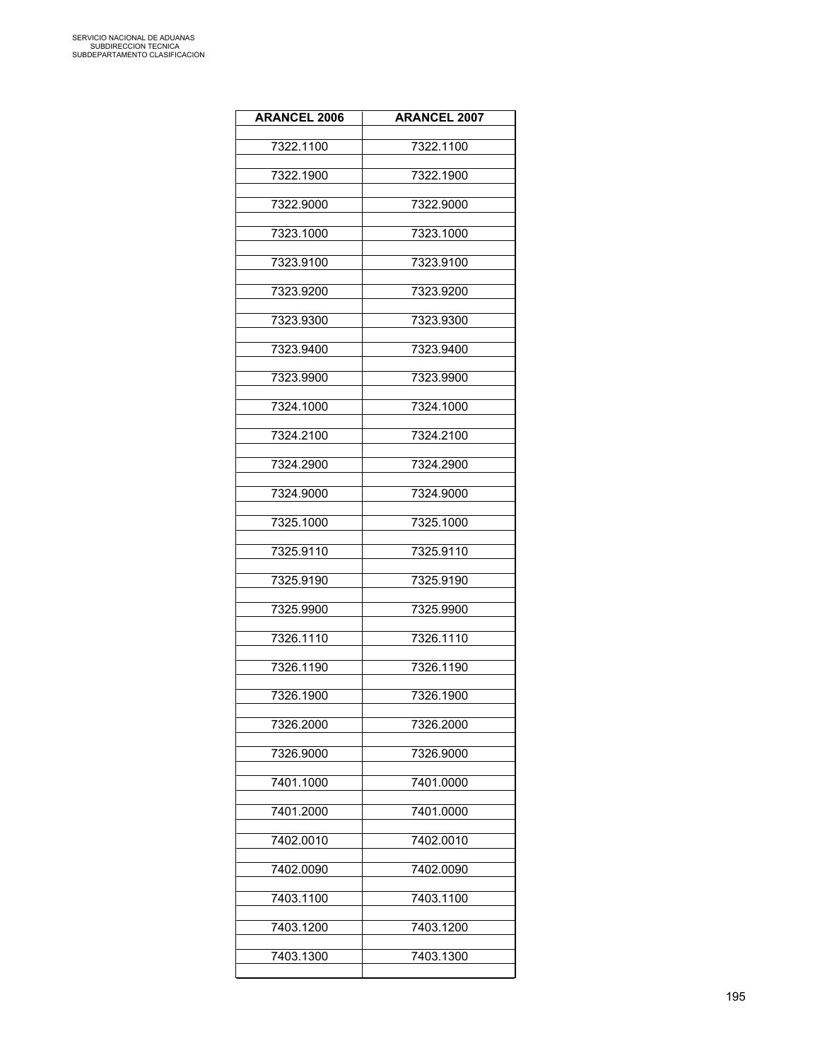| ARANCEL 2006 | ARANCEL 2007 |
|---|---|
| 7322.1100 | 7322.1100 |
| 7322.1900 | 7322.1900 |
| 7322.9000 | 7322.9000 |
| 7323.1000 | 7323.1000 |
| 7323.9100 | 7323.9100 |
| 7323.9200 | 7323.9200 |
| 7323.9300 | 7323.9300 |
| 7323.9400 | 7323.9400 |
| 7323.9900 | 7323.9900 |
| 7324.1000 | 7324.1000 |
| 7324.2100 | 7324.2100 |
| 7324.2900 | 7324.2900 |
| 7324.9000 | 7324.9000 |
| 7325.1000 | 7325.1000 |
| 7325.9110 | 7325.9110 |
| 7325.9190 | 7325.9190 |
| 7325.9900 | 7325.9900 |
| 7326.1110 | 7326.1110 |
| 7326.1190 | 7326.1190 |
| 7326.1900 | 7326.1900 |
| 7326.2000 | 7326.2000 |
| 7326.9000 | 7326.9000 |
| 7401.1000 | 7401.0000 |
| 7401.2000 | 7401.0000 |
| 7402.0010 | 7402.0010 |
| 7402.0090 | 7402.0090 |
| 7403.1100 | 7403.1100 |
| 7403.1200 | 7403.1200 |
| 7403.1300 | 7403.1300 |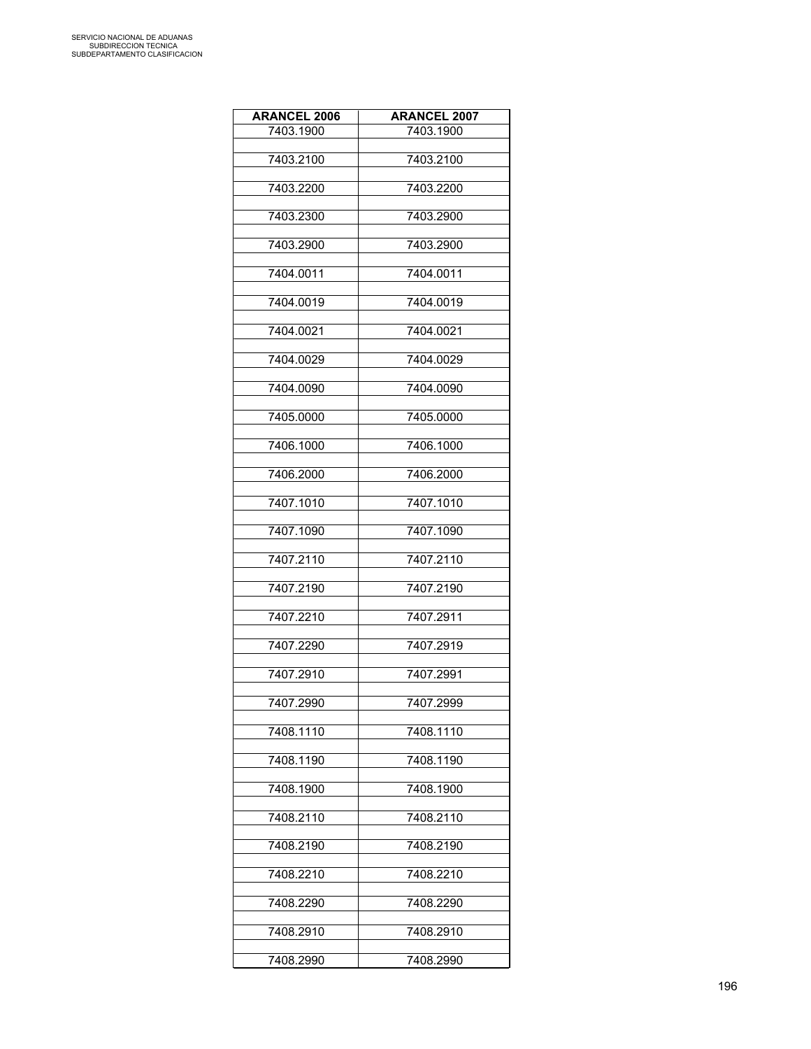| ARANCEL 2006 | ARANCEL 2007 |
|---|---|
| 7403.1900 | 7403.1900 |
| 7403.2100 | 7403.2100 |
| 7403.2200 | 7403.2200 |
| 7403.2300 | 7403.2900 |
| 7403.2900 | 7403.2900 |
| 7404.0011 | 7404.0011 |
| 7404.0019 | 7404.0019 |
| 7404.0021 | 7404.0021 |
| 7404.0029 | 7404.0029 |
| 7404.0090 | 7404.0090 |
| 7405.0000 | 7405.0000 |
| 7406.1000 | 7406.1000 |
| 7406.2000 | 7406.2000 |
| 7407.1010 | 7407.1010 |
| 7407.1090 | 7407.1090 |
| 7407.2110 | 7407.2110 |
| 7407.2190 | 7407.2190 |
| 7407.2210 | 7407.2911 |
| 7407.2290 | 7407.2919 |
| 7407.2910 | 7407.2991 |
| 7407.2990 | 7407.2999 |
| 7408.1110 | 7408.1110 |
| 7408.1190 | 7408.1190 |
| 7408.1900 | 7408.1900 |
| 7408.2110 | 7408.2110 |
| 7408.2190 | 7408.2190 |
| 7408.2210 | 7408.2210 |
| 7408.2290 | 7408.2290 |
| 7408.2910 | 7408.2910 |
| 7408.2990 | 7408.2990 |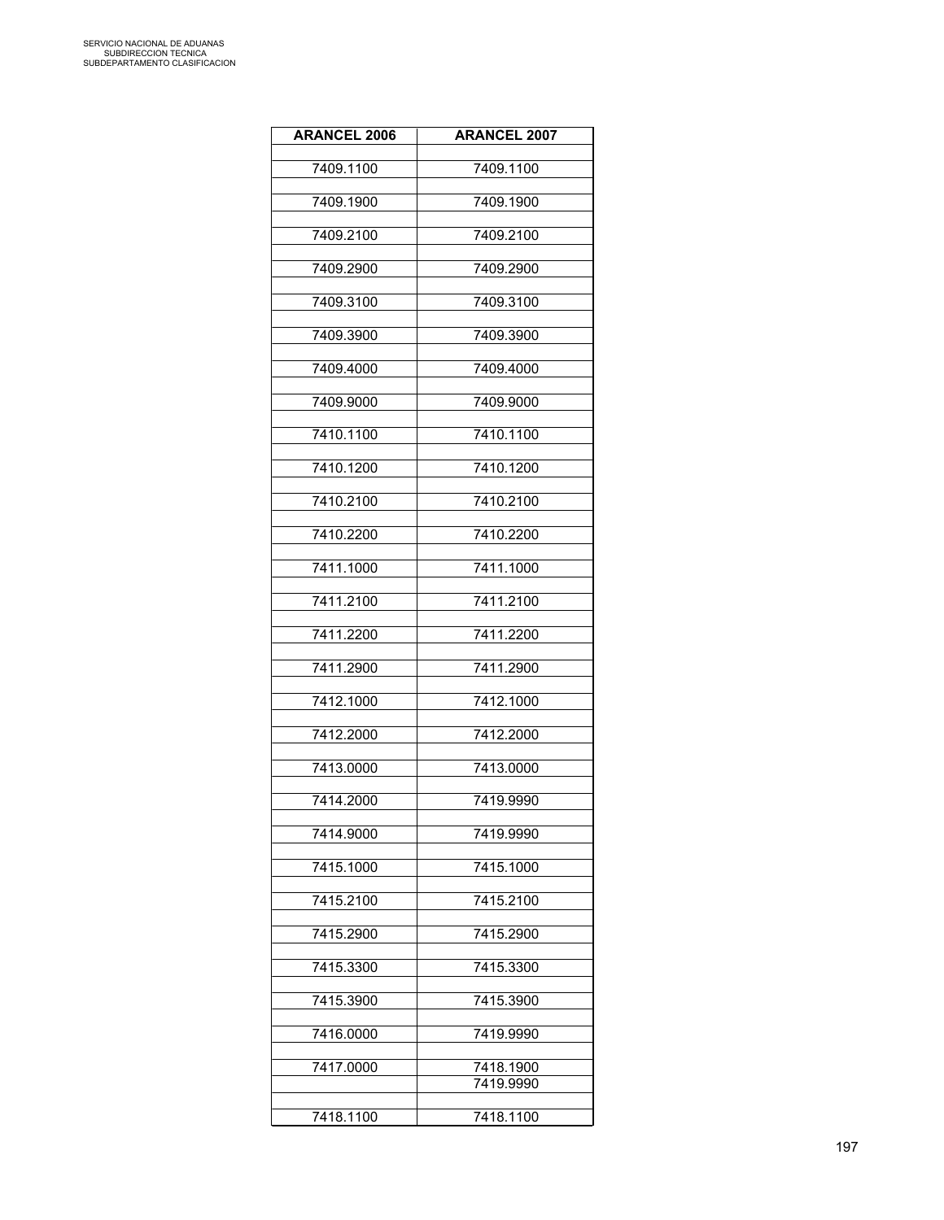| ARANCEL 2006 | ARANCEL 2007 |
|---|---|
| 7409.1100 | 7409.1100 |
| 7409.1900 | 7409.1900 |
| 7409.2100 | 7409.2100 |
| 7409.2900 | 7409.2900 |
| 7409.3100 | 7409.3100 |
| 7409.3900 | 7409.3900 |
| 7409.4000 | 7409.4000 |
| 7409.9000 | 7409.9000 |
| 7410.1100 | 7410.1100 |
| 7410.1200 | 7410.1200 |
| 7410.2100 | 7410.2100 |
| 7410.2200 | 7410.2200 |
| 7411.1000 | 7411.1000 |
| 7411.2100 | 7411.2100 |
| 7411.2200 | 7411.2200 |
| 7411.2900 | 7411.2900 |
| 7412.1000 | 7412.1000 |
| 7412.2000 | 7412.2000 |
| 7413.0000 | 7413.0000 |
| 7414.2000 | 7419.9990 |
| 7414.9000 | 7419.9990 |
| 7415.1000 | 7415.1000 |
| 7415.2100 | 7415.2100 |
| 7415.2900 | 7415.2900 |
| 7415.3300 | 7415.3300 |
| 7415.3900 | 7415.3900 |
| 7416.0000 | 7419.9990 |
| 7417.0000 | 7418.1900 |
| | 7419.9990 |
| 7418.1100 | 7418.1100 |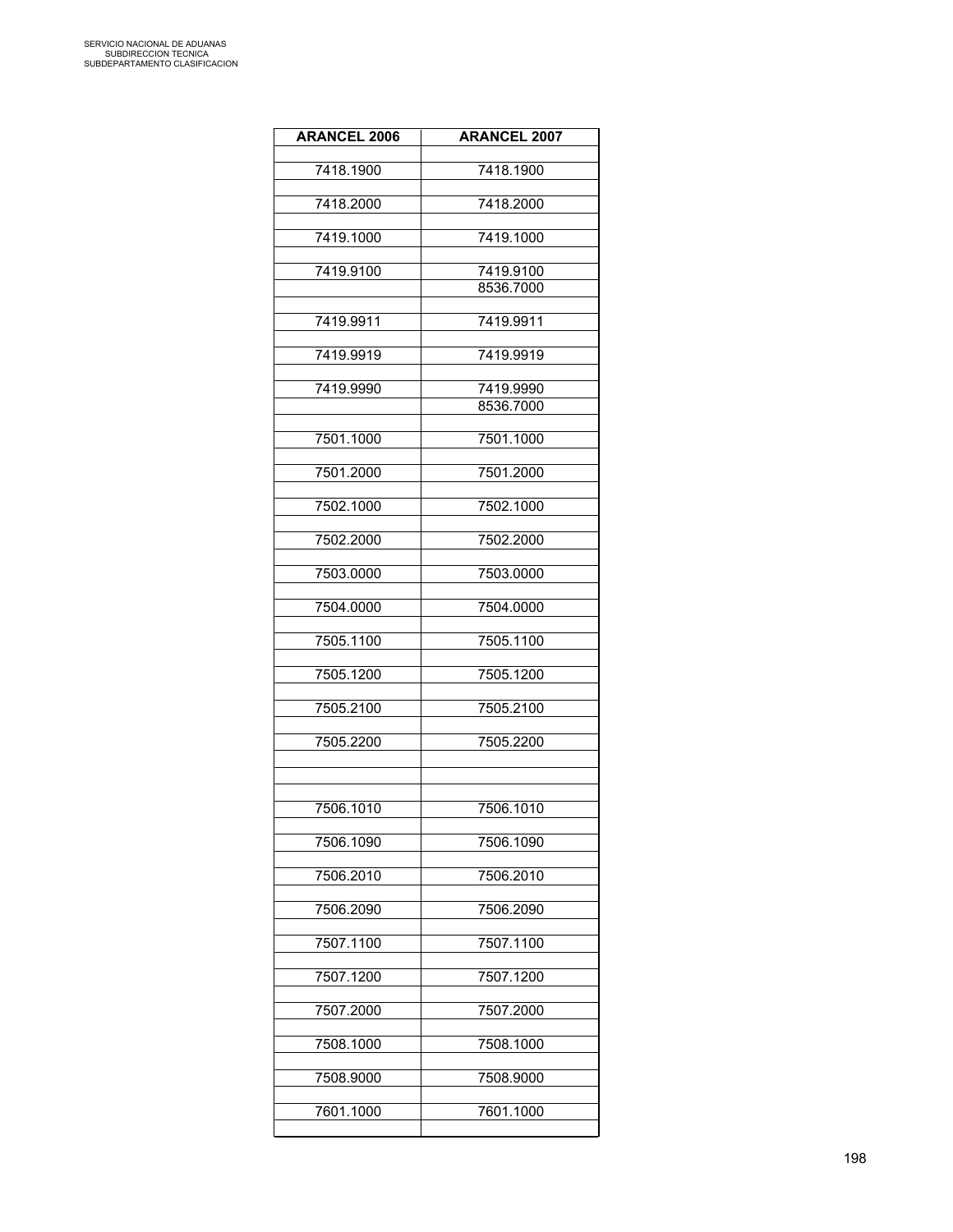| ARANCEL 2006 | ARANCEL 2007 |
|---|---|
| 7418.1900 | 7418.1900 |
| 7418.2000 | 7418.2000 |
| 7419.1000 | 7419.1000 |
| 7419.9100 | 7419.9100 |
| | 8536.7000 |
| 7419.9911 | 7419.9911 |
| 7419.9919 | 7419.9919 |
| 7419.9990 | 7419.9990 |
| | 8536.7000 |
| 7501.1000 | 7501.1000 |
| 7501.2000 | 7501.2000 |
| 7502.1000 | 7502.1000 |
| 7502.2000 | 7502.2000 |
| 7503.0000 | 7503.0000 |
| 7504.0000 | 7504.0000 |
| 7505.1100 | 7505.1100 |
| 7505.1200 | 7505.1200 |
| 7505.2100 | 7505.2100 |
| 7505.2200 | 7505.2200 |
| 7506.1010 | 7506.1010 |
| 7506.1090 | 7506.1090 |
| 7506.2010 | 7506.2010 |
| 7506.2090 | 7506.2090 |
| 7507.1100 | 7507.1100 |
| 7507.1200 | 7507.1200 |
| 7507.2000 | 7507.2000 |
| 7508.1000 | 7508.1000 |
| 7508.9000 | 7508.9000 |
| 7601.1000 | 7601.1000 |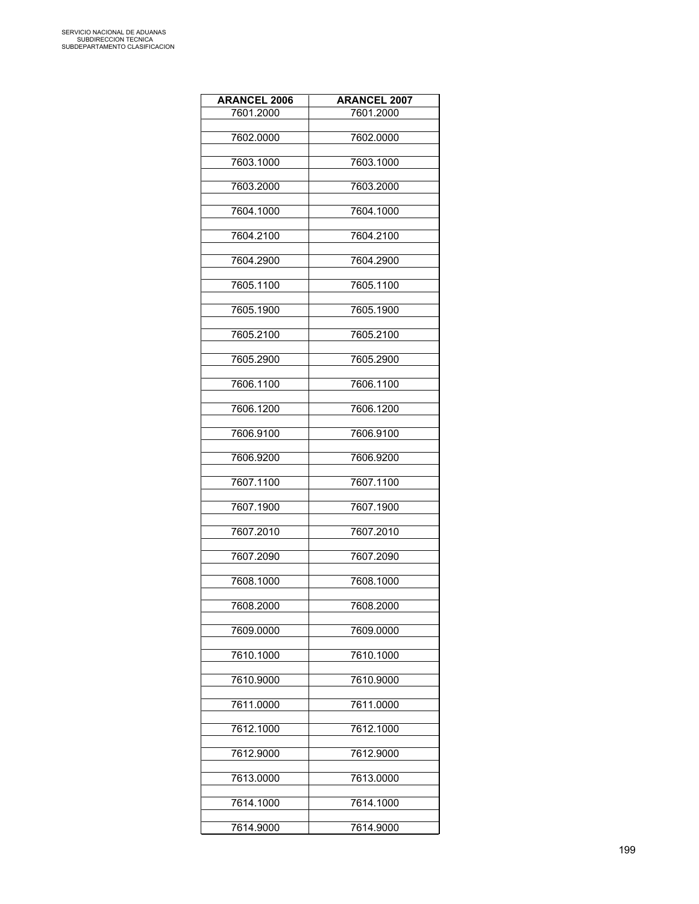| ARANCEL 2006 | ARANCEL 2007 |
|---|---|
| 7601.2000 | 7601.2000 |
| 7602.0000 | 7602.0000 |
| 7603.1000 | 7603.1000 |
| 7603.2000 | 7603.2000 |
| 7604.1000 | 7604.1000 |
| 7604.2100 | 7604.2100 |
| 7604.2900 | 7604.2900 |
| 7605.1100 | 7605.1100 |
| 7605.1900 | 7605.1900 |
| 7605.2100 | 7605.2100 |
| 7605.2900 | 7605.2900 |
| 7606.1100 | 7606.1100 |
| 7606.1200 | 7606.1200 |
| 7606.9100 | 7606.9100 |
| 7606.9200 | 7606.9200 |
| 7607.1100 | 7607.1100 |
| 7607.1900 | 7607.1900 |
| 7607.2010 | 7607.2010 |
| 7607.2090 | 7607.2090 |
| 7608.1000 | 7608.1000 |
| 7608.2000 | 7608.2000 |
| 7609.0000 | 7609.0000 |
| 7610.1000 | 7610.1000 |
| 7610.9000 | 7610.9000 |
| 7611.0000 | 7611.0000 |
| 7612.1000 | 7612.1000 |
| 7612.9000 | 7612.9000 |
| 7613.0000 | 7613.0000 |
| 7614.1000 | 7614.1000 |
| 7614.9000 | 7614.9000 |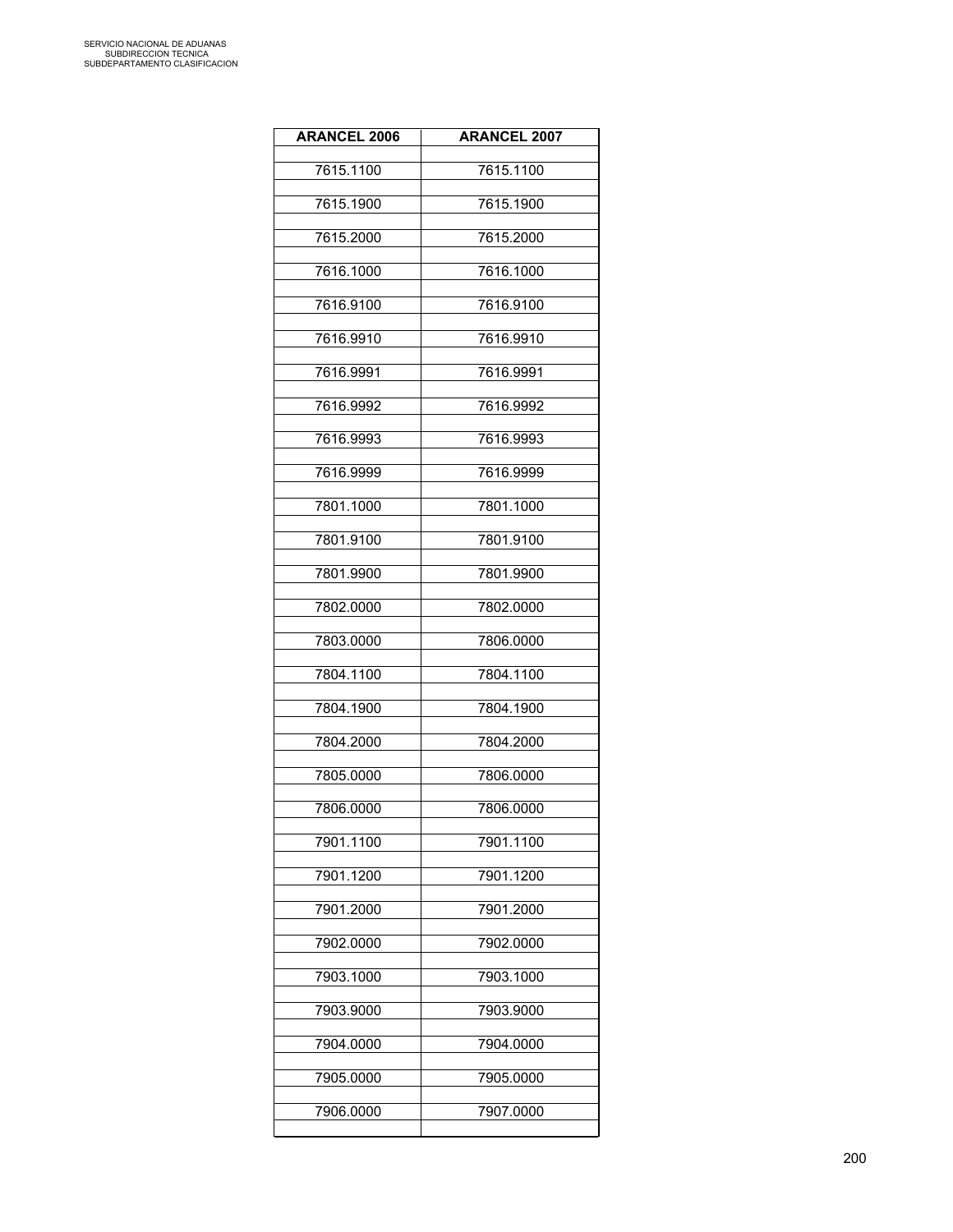| ARANCEL 2006 | ARANCEL 2007 |
|---|---|
| 7615.1100 | 7615.1100 |
| 7615.1900 | 7615.1900 |
| 7615.2000 | 7615.2000 |
| 7616.1000 | 7616.1000 |
| 7616.9100 | 7616.9100 |
| 7616.9910 | 7616.9910 |
| 7616.9991 | 7616.9991 |
| 7616.9992 | 7616.9992 |
| 7616.9993 | 7616.9993 |
| 7616.9999 | 7616.9999 |
| 7801.1000 | 7801.1000 |
| 7801.9100 | 7801.9100 |
| 7801.9900 | 7801.9900 |
| 7802.0000 | 7802.0000 |
| 7803.0000 | 7806.0000 |
| 7804.1100 | 7804.1100 |
| 7804.1900 | 7804.1900 |
| 7804.2000 | 7804.2000 |
| 7805.0000 | 7806.0000 |
| 7806.0000 | 7806.0000 |
| 7901.1100 | 7901.1100 |
| 7901.1200 | 7901.1200 |
| 7901.2000 | 7901.2000 |
| 7902.0000 | 7902.0000 |
| 7903.1000 | 7903.1000 |
| 7903.9000 | 7903.9000 |
| 7904.0000 | 7904.0000 |
| 7905.0000 | 7905.0000 |
| 7906.0000 | 7907.0000 |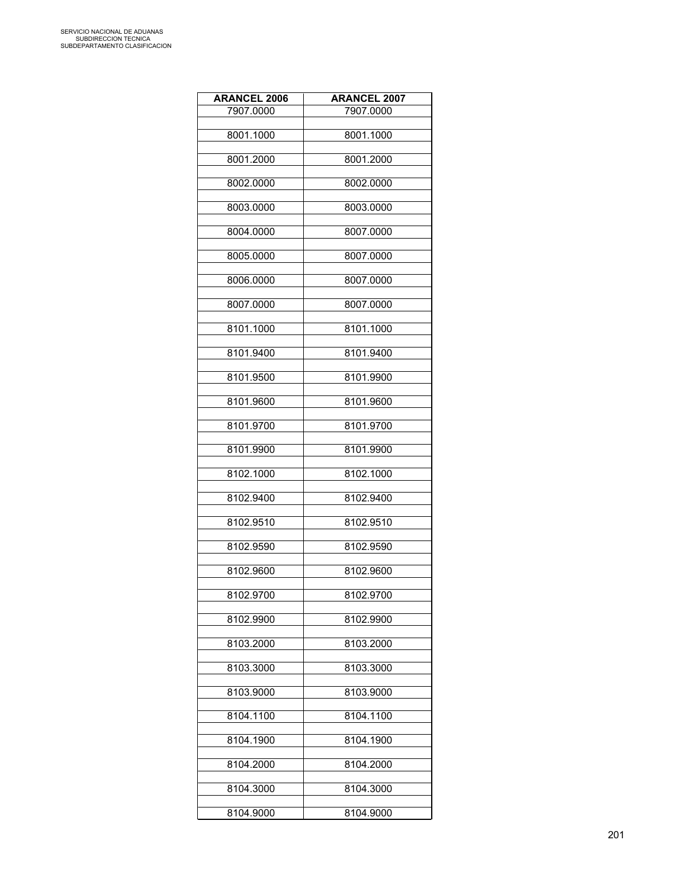| ARANCEL 2006 | ARANCEL 2007 |
|---|---|
| 7907.0000 | 7907.0000 |
| 8001.1000 | 8001.1000 |
| 8001.2000 | 8001.2000 |
| 8002.0000 | 8002.0000 |
| 8003.0000 | 8003.0000 |
| 8004.0000 | 8007.0000 |
| 8005.0000 | 8007.0000 |
| 8006.0000 | 8007.0000 |
| 8007.0000 | 8007.0000 |
| 8101.1000 | 8101.1000 |
| 8101.9400 | 8101.9400 |
| 8101.9500 | 8101.9900 |
| 8101.9600 | 8101.9600 |
| 8101.9700 | 8101.9700 |
| 8101.9900 | 8101.9900 |
| 8102.1000 | 8102.1000 |
| 8102.9400 | 8102.9400 |
| 8102.9510 | 8102.9510 |
| 8102.9590 | 8102.9590 |
| 8102.9600 | 8102.9600 |
| 8102.9700 | 8102.9700 |
| 8102.9900 | 8102.9900 |
| 8103.2000 | 8103.2000 |
| 8103.3000 | 8103.3000 |
| 8103.9000 | 8103.9000 |
| 8104.1100 | 8104.1100 |
| 8104.1900 | 8104.1900 |
| 8104.2000 | 8104.2000 |
| 8104.3000 | 8104.3000 |
| 8104.9000 | 8104.9000 |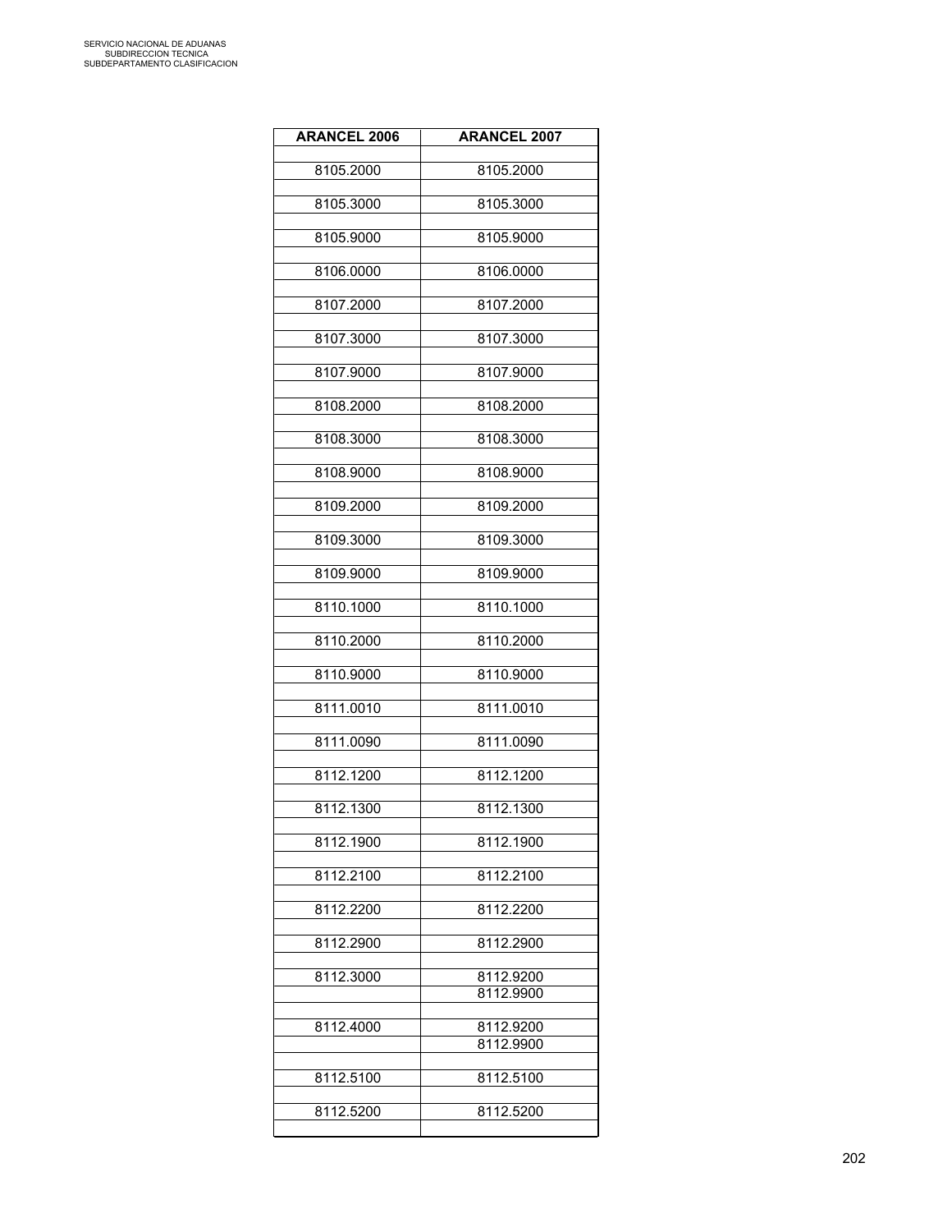| ARANCEL 2006 | ARANCEL 2007 |
|---|---|
| 8105.2000 | 8105.2000 |
| 8105.3000 | 8105.3000 |
| 8105.9000 | 8105.9000 |
| 8106.0000 | 8106.0000 |
| 8107.2000 | 8107.2000 |
| 8107.3000 | 8107.3000 |
| 8107.9000 | 8107.9000 |
| 8108.2000 | 8108.2000 |
| 8108.3000 | 8108.3000 |
| 8108.9000 | 8108.9000 |
| 8109.2000 | 8109.2000 |
| 8109.3000 | 8109.3000 |
| 8109.9000 | 8109.9000 |
| 8110.1000 | 8110.1000 |
| 8110.2000 | 8110.2000 |
| 8110.9000 | 8110.9000 |
| 8111.0010 | 8111.0010 |
| 8111.0090 | 8111.0090 |
| 8112.1200 | 8112.1200 |
| 8112.1300 | 8112.1300 |
| 8112.1900 | 8112.1900 |
| 8112.2100 | 8112.2100 |
| 8112.2200 | 8112.2200 |
| 8112.2900 | 8112.2900 |
| 8112.3000 | 8112.9200 |
| | 8112.9900 |
| 8112.4000 | 8112.9200 |
| | 8112.9900 |
| 8112.5100 | 8112.5100 |
| 8112.5200 | 8112.5200 |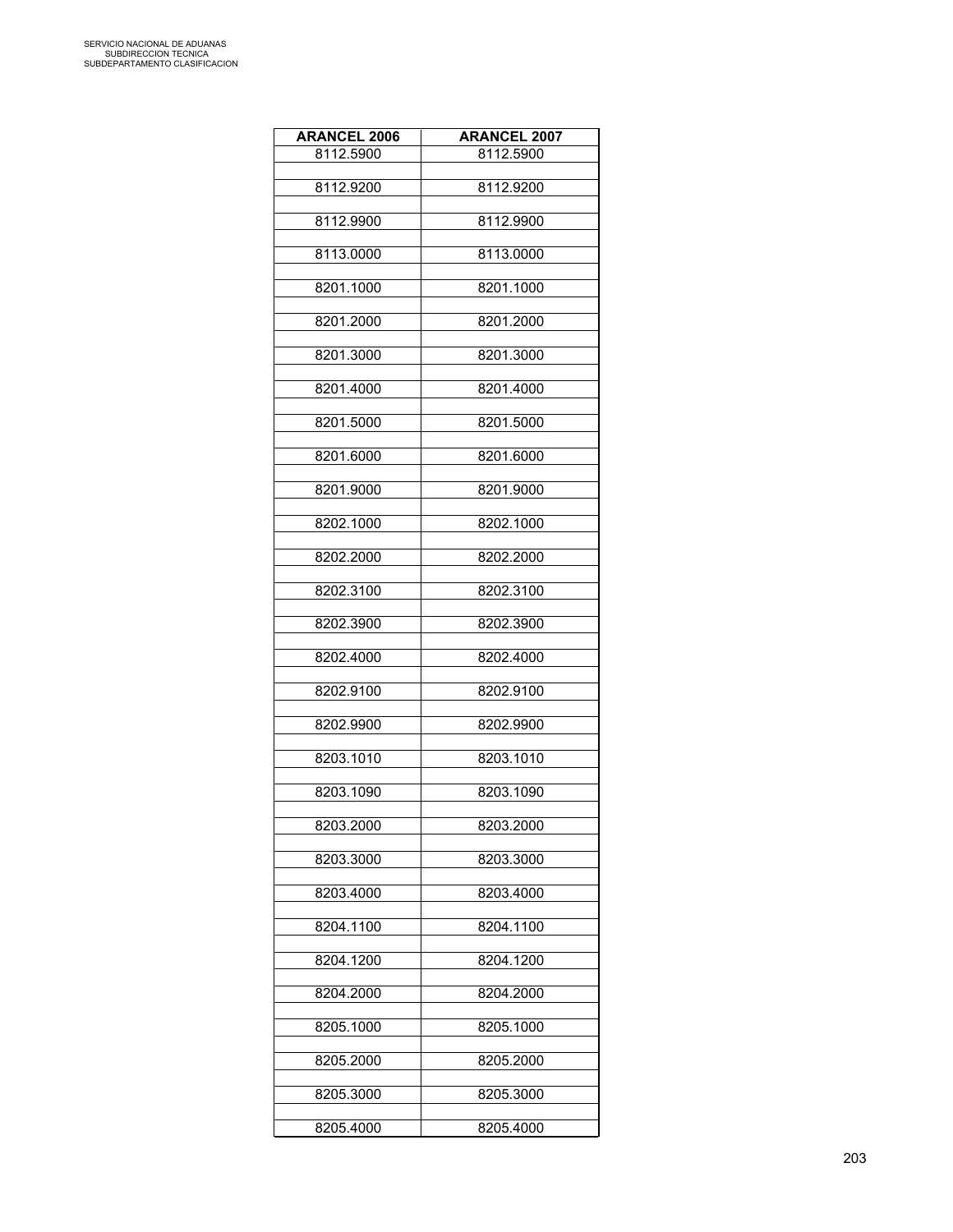| ARANCEL 2006 | ARANCEL 2007 |
| --- | --- |
| 8112.5900 | 8112.5900 |
| | |
| 8112.9200 | 8112.9200 |
| | |
| 8112.9900 | 8112.9900 |
| | |
| 8113.0000 | 8113.0000 |
| | |
| 8201.1000 | 8201.1000 |
| | |
| 8201.2000 | 8201.2000 |
| | |
| 8201.3000 | 8201.3000 |
| | |
| 8201.4000 | 8201.4000 |
| | |
| 8201.5000 | 8201.5000 |
| | |
| 8201.6000 | 8201.6000 |
| | |
| 8201.9000 | 8201.9000 |
| | |
| 8202.1000 | 8202.1000 |
| | |
| 8202.2000 | 8202.2000 |
| | |
| 8202.3100 | 8202.3100 |
| | |
| 8202.3900 | 8202.3900 |
| | |
| 8202.4000 | 8202.4000 |
| | |
| 8202.9100 | 8202.9100 |
| | |
| 8202.9900 | 8202.9900 |
| | |
| 8203.1010 | 8203.1010 |
| | |
| 8203.1090 | 8203.1090 |
| | |
| 8203.2000 | 8203.2000 |
| | |
| 8203.3000 | 8203.3000 |
| | |
| 8203.4000 | 8203.4000 |
| | |
| 8204.1100 | 8204.1100 |
| | |
| 8204.1200 | 8204.1200 |
| | |
| 8204.2000 | 8204.2000 |
| | |
| 8205.1000 | 8205.1000 |
| | |
| 8205.2000 | 8205.2000 |
| | |
| 8205.3000 | 8205.3000 |
| | |
| 8205.4000 | 8205.4000 |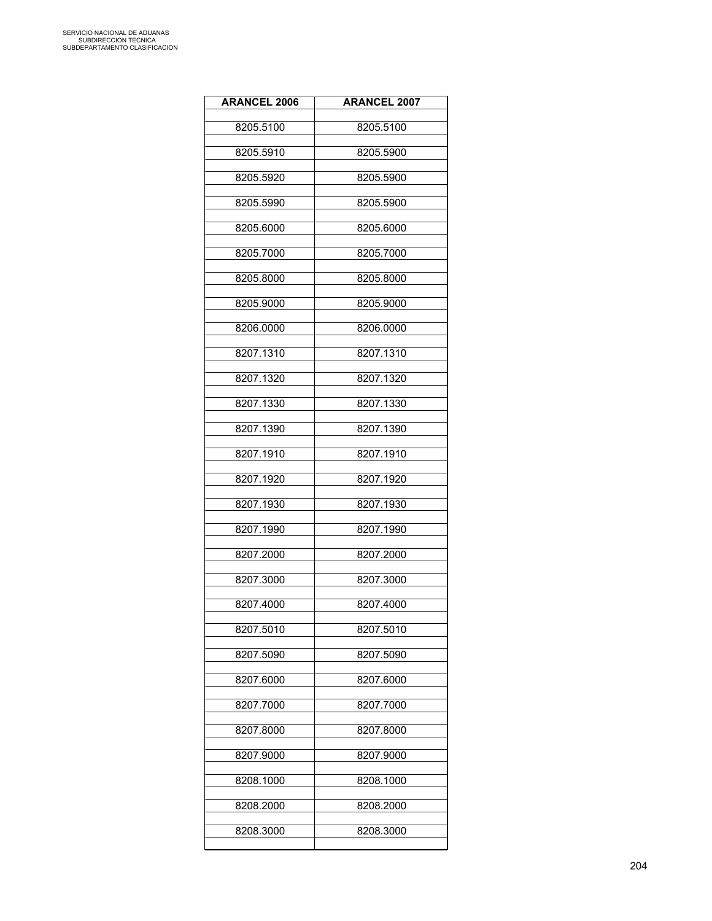| ARANCEL 2006 | ARANCEL 2007 |
|---|---|
| 8205.5100 | 8205.5100 |
| 8205.5910 | 8205.5900 |
| 8205.5920 | 8205.5900 |
| 8205.5990 | 8205.5900 |
| 8205.6000 | 8205.6000 |
| 8205.7000 | 8205.7000 |
| 8205.8000 | 8205.8000 |
| 8205.9000 | 8205.9000 |
| 8206.0000 | 8206.0000 |
| 8207.1310 | 8207.1310 |
| 8207.1320 | 8207.1320 |
| 8207.1330 | 8207.1330 |
| 8207.1390 | 8207.1390 |
| 8207.1910 | 8207.1910 |
| 8207.1920 | 8207.1920 |
| 8207.1930 | 8207.1930 |
| 8207.1990 | 8207.1990 |
| 8207.2000 | 8207.2000 |
| 8207.3000 | 8207.3000 |
| 8207.4000 | 8207.4000 |
| 8207.5010 | 8207.5010 |
| 8207.5090 | 8207.5090 |
| 8207.6000 | 8207.6000 |
| 8207.7000 | 8207.7000 |
| 8207.8000 | 8207.8000 |
| 8207.9000 | 8207.9000 |
| 8208.1000 | 8208.1000 |
| 8208.2000 | 8208.2000 |
| 8208.3000 | 8208.3000 |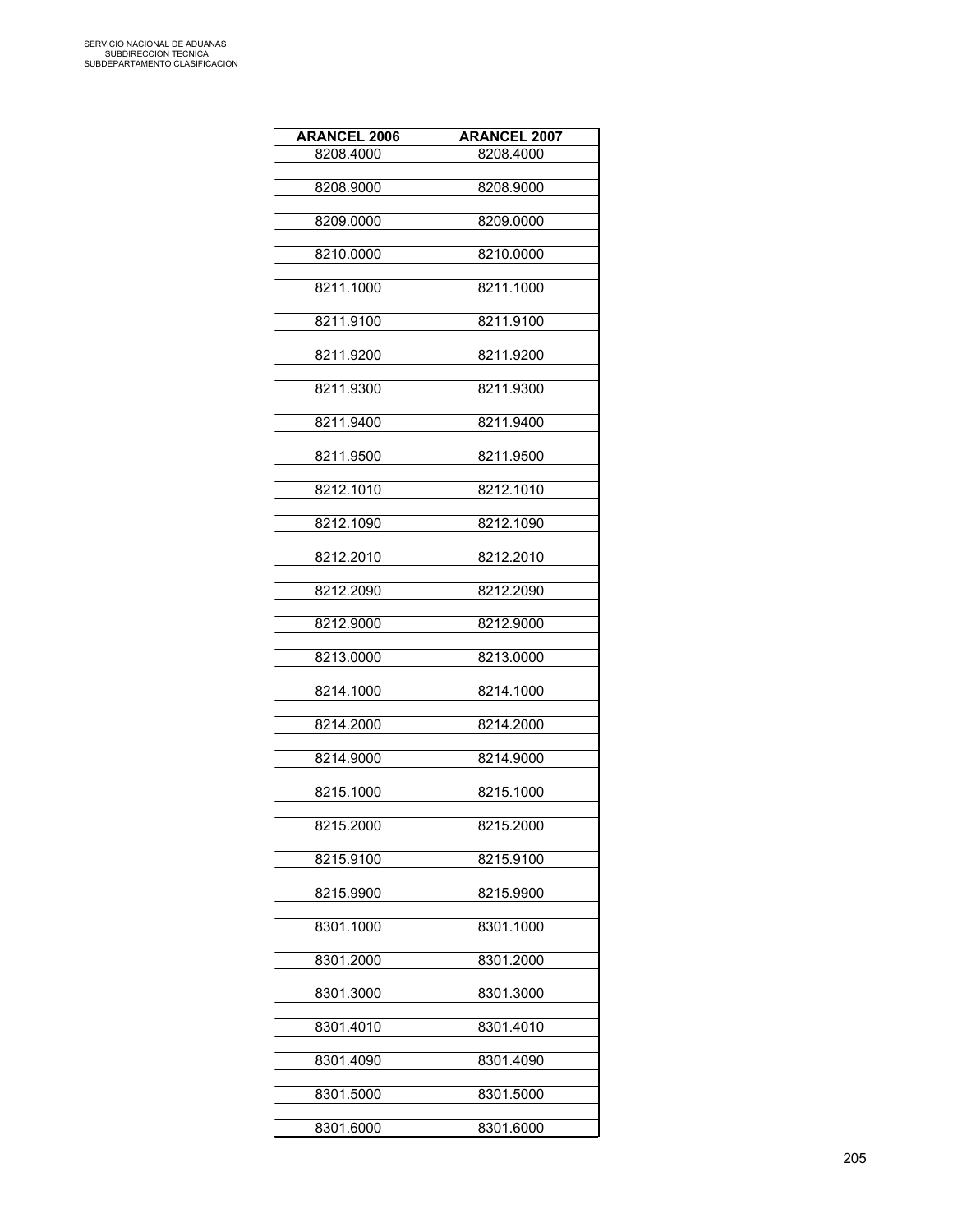| ARANCEL 2006 | ARANCEL 2007 |
|---|---|
| 8208.4000 | 8208.4000 |
| | |
| 8208.9000 | 8208.9000 |
| | |
| 8209.0000 | 8209.0000 |
| | |
| 8210.0000 | 8210.0000 |
| | |
| 8211.1000 | 8211.1000 |
| | |
| 8211.9100 | 8211.9100 |
| | |
| 8211.9200 | 8211.9200 |
| | |
| 8211.9300 | 8211.9300 |
| | |
| 8211.9400 | 8211.9400 |
| | |
| 8211.9500 | 8211.9500 |
| | |
| 8212.1010 | 8212.1010 |
| | |
| 8212.1090 | 8212.1090 |
| | |
| 8212.2010 | 8212.2010 |
| | |
| 8212.2090 | 8212.2090 |
| | |
| 8212.9000 | 8212.9000 |
| | |
| 8213.0000 | 8213.0000 |
| | |
| 8214.1000 | 8214.1000 |
| | |
| 8214.2000 | 8214.2000 |
| | |
| 8214.9000 | 8214.9000 |
| | |
| 8215.1000 | 8215.1000 |
| | |
| 8215.2000 | 8215.2000 |
| | |
| 8215.9100 | 8215.9100 |
| | |
| 8215.9900 | 8215.9900 |
| | |
| 8301.1000 | 8301.1000 |
| | |
| 8301.2000 | 8301.2000 |
| | |
| 8301.3000 | 8301.3000 |
| | |
| 8301.4010 | 8301.4010 |
| | |
| 8301.4090 | 8301.4090 |
| | |
| 8301.5000 | 8301.5000 |
| | |
| 8301.6000 | 8301.6000 |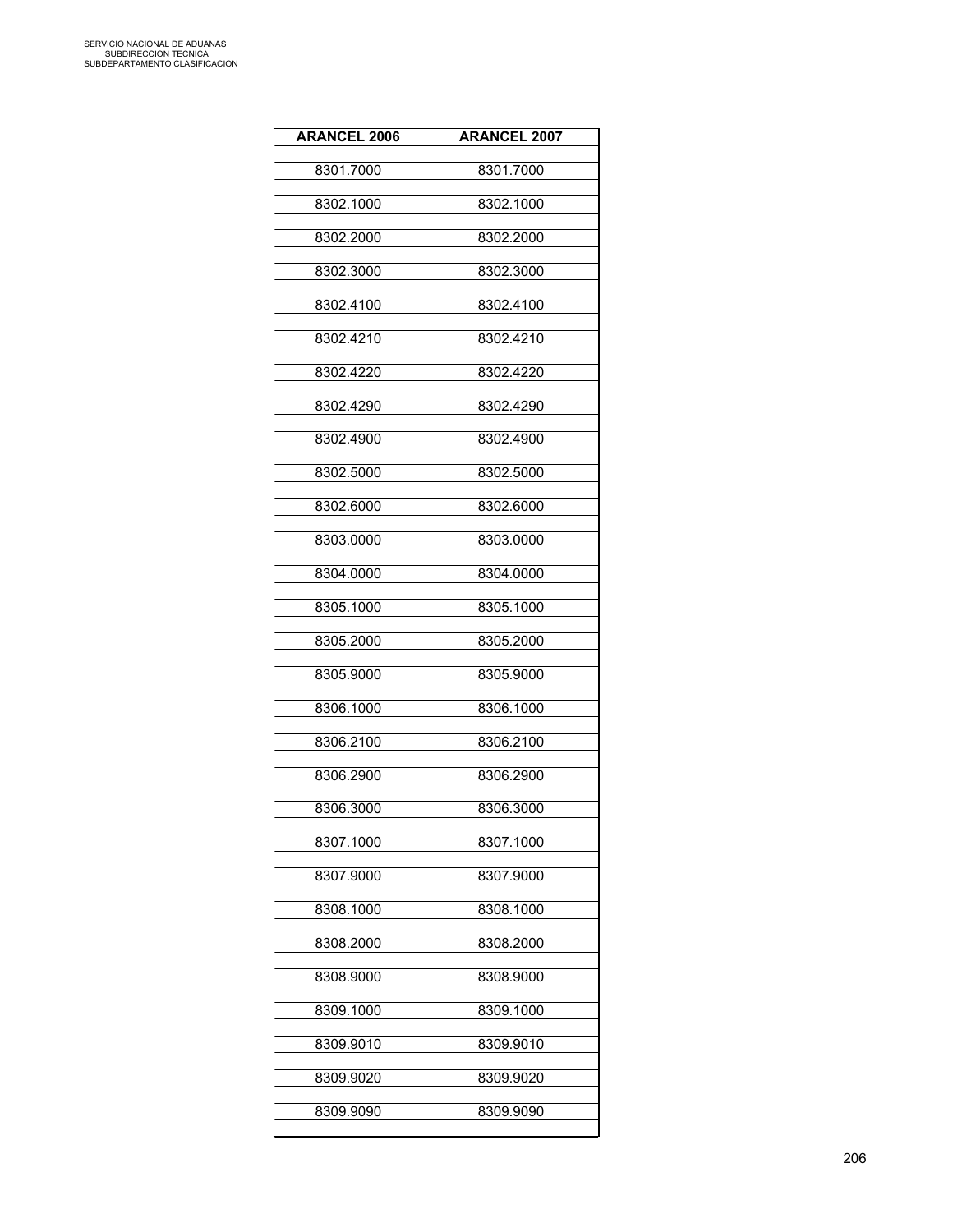| ARANCEL 2006 | ARANCEL 2007 |
|---|---|
| 8301.7000 | 8301.7000 |
| 8302.1000 | 8302.1000 |
| 8302.2000 | 8302.2000 |
| 8302.3000 | 8302.3000 |
| 8302.4100 | 8302.4100 |
| 8302.4210 | 8302.4210 |
| 8302.4220 | 8302.4220 |
| 8302.4290 | 8302.4290 |
| 8302.4900 | 8302.4900 |
| 8302.5000 | 8302.5000 |
| 8302.6000 | 8302.6000 |
| 8303.0000 | 8303.0000 |
| 8304.0000 | 8304.0000 |
| 8305.1000 | 8305.1000 |
| 8305.2000 | 8305.2000 |
| 8305.9000 | 8305.9000 |
| 8306.1000 | 8306.1000 |
| 8306.2100 | 8306.2100 |
| 8306.2900 | 8306.2900 |
| 8306.3000 | 8306.3000 |
| 8307.1000 | 8307.1000 |
| 8307.9000 | 8307.9000 |
| 8308.1000 | 8308.1000 |
| 8308.2000 | 8308.2000 |
| 8308.9000 | 8308.9000 |
| 8309.1000 | 8309.1000 |
| 8309.9010 | 8309.9010 |
| 8309.9020 | 8309.9020 |
| 8309.9090 | 8309.9090 |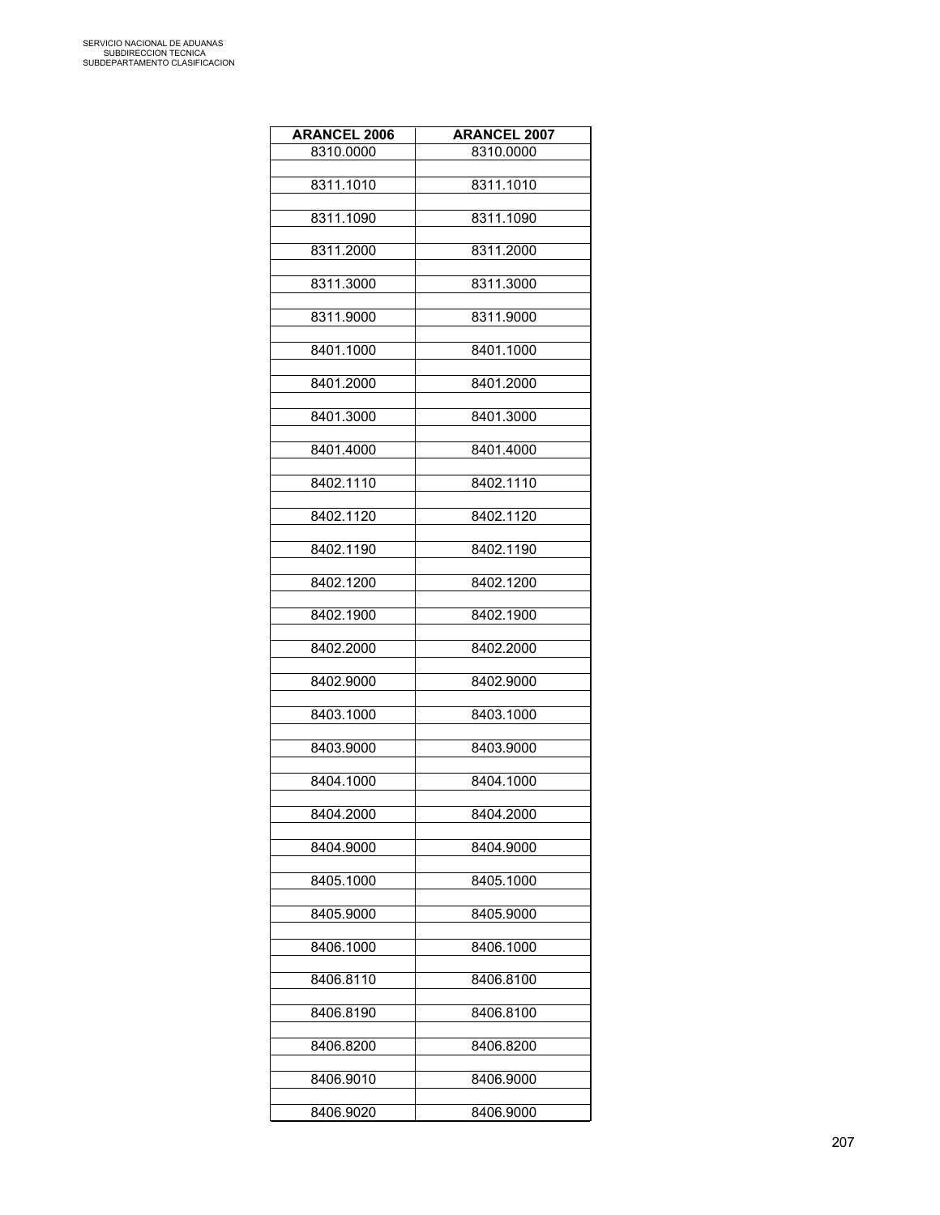| ARANCEL 2006 | ARANCEL 2007 |
|---|---|
| 8310.0000 | 8310.0000 |
| 8311.1010 | 8311.1010 |
| 8311.1090 | 8311.1090 |
| 8311.2000 | 8311.2000 |
| 8311.3000 | 8311.3000 |
| 8311.9000 | 8311.9000 |
| 8401.1000 | 8401.1000 |
| 8401.2000 | 8401.2000 |
| 8401.3000 | 8401.3000 |
| 8401.4000 | 8401.4000 |
| 8402.1110 | 8402.1110 |
| 8402.1120 | 8402.1120 |
| 8402.1190 | 8402.1190 |
| 8402.1200 | 8402.1200 |
| 8402.1900 | 8402.1900 |
| 8402.2000 | 8402.2000 |
| 8402.9000 | 8402.9000 |
| 8403.1000 | 8403.1000 |
| 8403.9000 | 8403.9000 |
| 8404.1000 | 8404.1000 |
| 8404.2000 | 8404.2000 |
| 8404.9000 | 8404.9000 |
| 8405.1000 | 8405.1000 |
| 8405.9000 | 8405.9000 |
| 8406.1000 | 8406.1000 |
| 8406.8110 | 8406.8100 |
| 8406.8190 | 8406.8100 |
| 8406.8200 | 8406.8200 |
| 8406.9010 | 8406.9000 |
| 8406.9020 | 8406.9000 |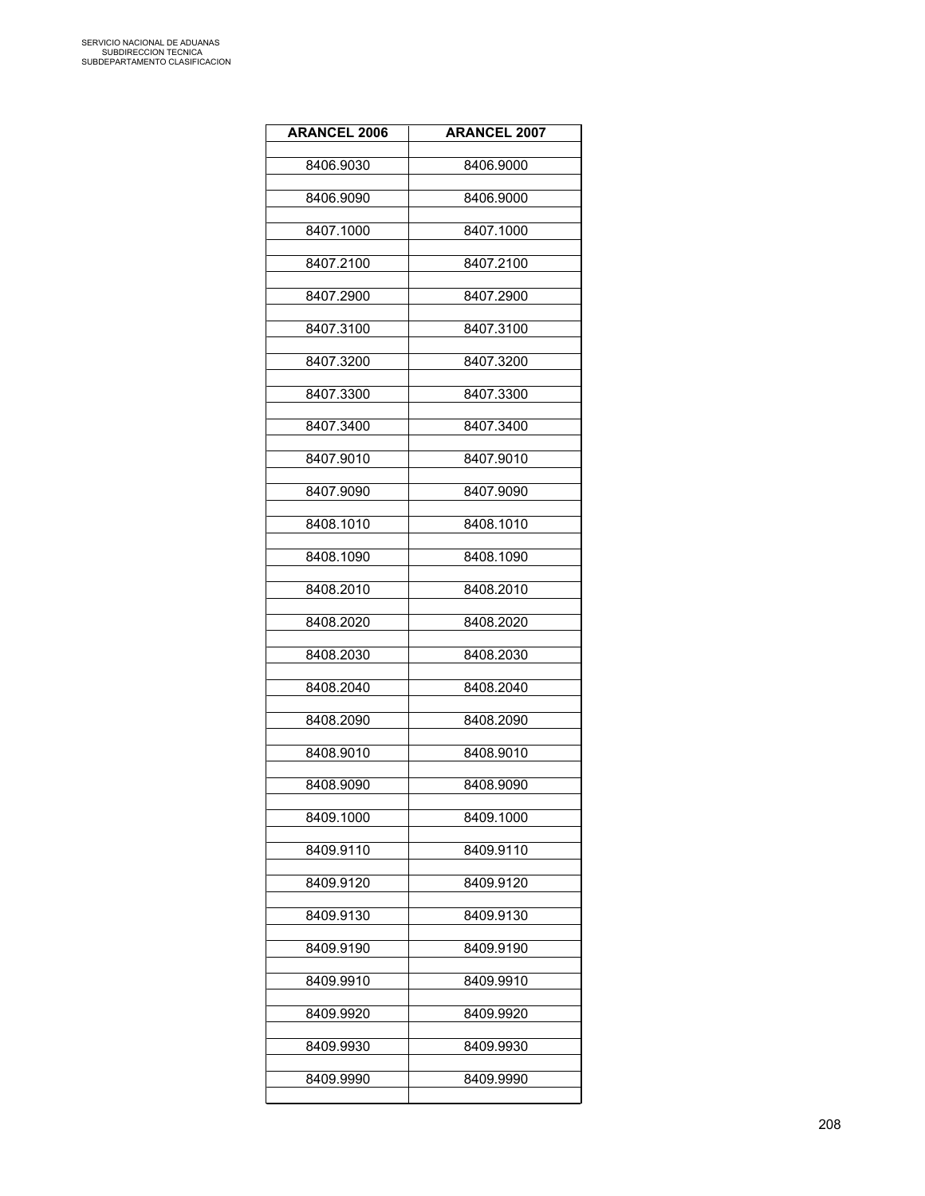| ARANCEL 2006 | ARANCEL 2007 |
|---|---|
| 8406.9030 | 8406.9000 |
| 8406.9090 | 8406.9000 |
| 8407.1000 | 8407.1000 |
| 8407.2100 | 8407.2100 |
| 8407.2900 | 8407.2900 |
| 8407.3100 | 8407.3100 |
| 8407.3200 | 8407.3200 |
| 8407.3300 | 8407.3300 |
| 8407.3400 | 8407.3400 |
| 8407.9010 | 8407.9010 |
| 8407.9090 | 8407.9090 |
| 8408.1010 | 8408.1010 |
| 8408.1090 | 8408.1090 |
| 8408.2010 | 8408.2010 |
| 8408.2020 | 8408.2020 |
| 8408.2030 | 8408.2030 |
| 8408.2040 | 8408.2040 |
| 8408.2090 | 8408.2090 |
| 8408.9010 | 8408.9010 |
| 8408.9090 | 8408.9090 |
| 8409.1000 | 8409.1000 |
| 8409.9110 | 8409.9110 |
| 8409.9120 | 8409.9120 |
| 8409.9130 | 8409.9130 |
| 8409.9190 | 8409.9190 |
| 8409.9910 | 8409.9910 |
| 8409.9920 | 8409.9920 |
| 8409.9930 | 8409.9930 |
| 8409.9990 | 8409.9990 |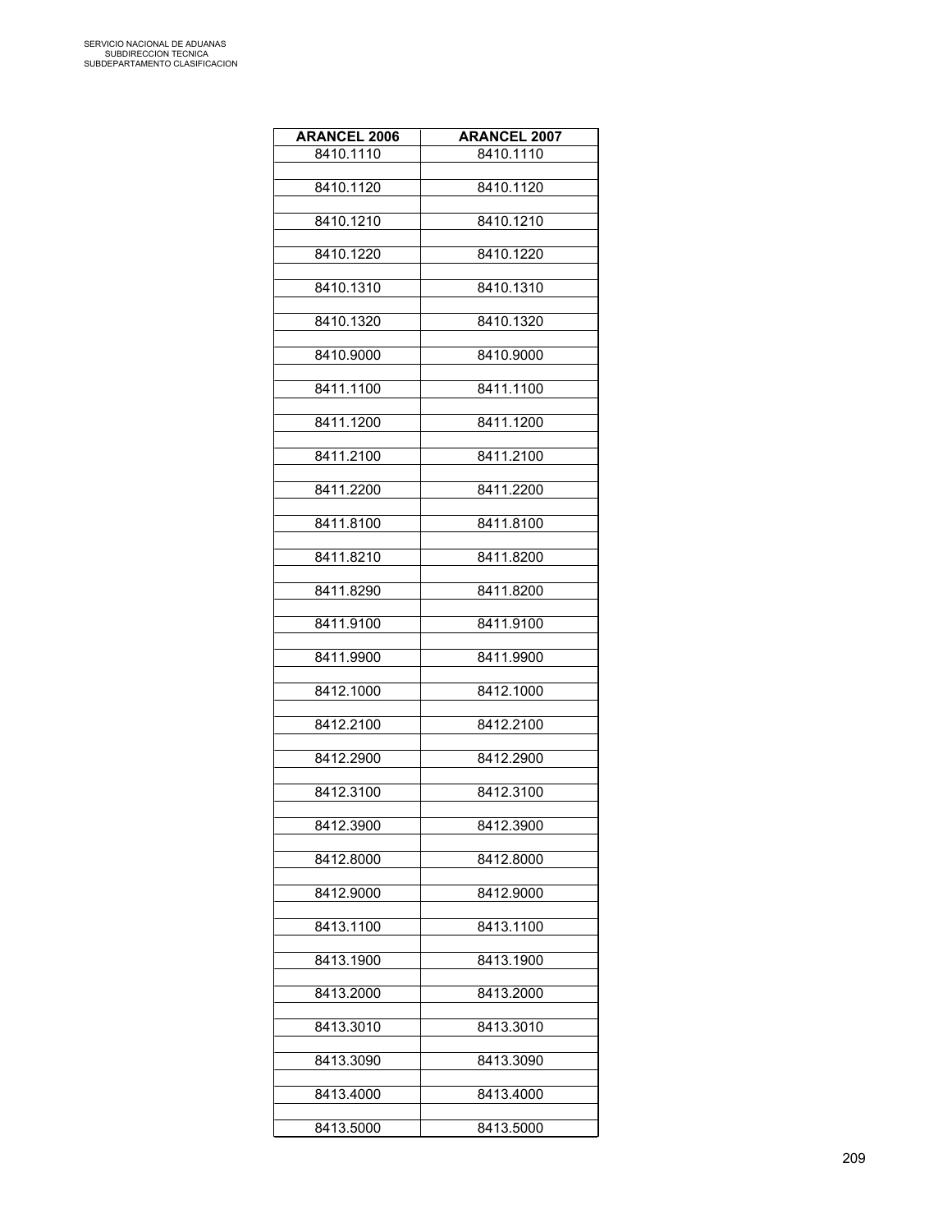| ARANCEL 2006 | ARANCEL 2007 |
|---|---|
| 8410.1110 | 8410.1110 |
| 8410.1120 | 8410.1120 |
| 8410.1210 | 8410.1210 |
| 8410.1220 | 8410.1220 |
| 8410.1310 | 8410.1310 |
| 8410.1320 | 8410.1320 |
| 8410.9000 | 8410.9000 |
| 8411.1100 | 8411.1100 |
| 8411.1200 | 8411.1200 |
| 8411.2100 | 8411.2100 |
| 8411.2200 | 8411.2200 |
| 8411.8100 | 8411.8100 |
| 8411.8210 | 8411.8200 |
| 8411.8290 | 8411.8200 |
| 8411.9100 | 8411.9100 |
| 8411.9900 | 8411.9900 |
| 8412.1000 | 8412.1000 |
| 8412.2100 | 8412.2100 |
| 8412.2900 | 8412.2900 |
| 8412.3100 | 8412.3100 |
| 8412.3900 | 8412.3900 |
| 8412.8000 | 8412.8000 |
| 8412.9000 | 8412.9000 |
| 8413.1100 | 8413.1100 |
| 8413.1900 | 8413.1900 |
| 8413.2000 | 8413.2000 |
| 8413.3010 | 8413.3010 |
| 8413.3090 | 8413.3090 |
| 8413.4000 | 8413.4000 |
| 8413.5000 | 8413.5000 |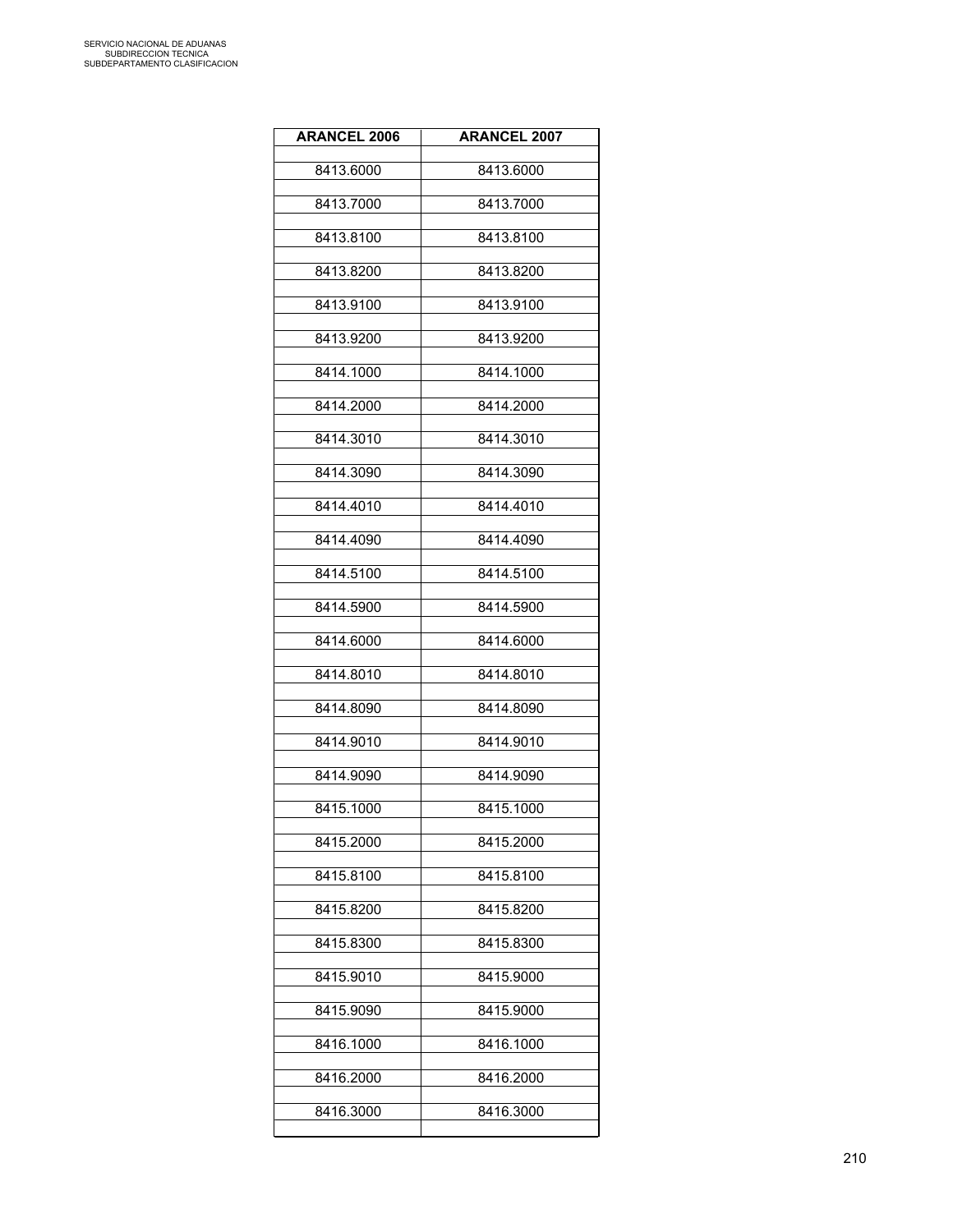| ARANCEL 2006 | ARANCEL 2007 |
|---|---|
| 8413.6000 | 8413.6000 |
| 8413.7000 | 8413.7000 |
| 8413.8100 | 8413.8100 |
| 8413.8200 | 8413.8200 |
| 8413.9100 | 8413.9100 |
| 8413.9200 | 8413.9200 |
| 8414.1000 | 8414.1000 |
| 8414.2000 | 8414.2000 |
| 8414.3010 | 8414.3010 |
| 8414.3090 | 8414.3090 |
| 8414.4010 | 8414.4010 |
| 8414.4090 | 8414.4090 |
| 8414.5100 | 8414.5100 |
| 8414.5900 | 8414.5900 |
| 8414.6000 | 8414.6000 |
| 8414.8010 | 8414.8010 |
| 8414.8090 | 8414.8090 |
| 8414.9010 | 8414.9010 |
| 8414.9090 | 8414.9090 |
| 8415.1000 | 8415.1000 |
| 8415.2000 | 8415.2000 |
| 8415.8100 | 8415.8100 |
| 8415.8200 | 8415.8200 |
| 8415.8300 | 8415.8300 |
| 8415.9010 | 8415.9000 |
| 8415.9090 | 8415.9000 |
| 8416.1000 | 8416.1000 |
| 8416.2000 | 8416.2000 |
| 8416.3000 | 8416.3000 |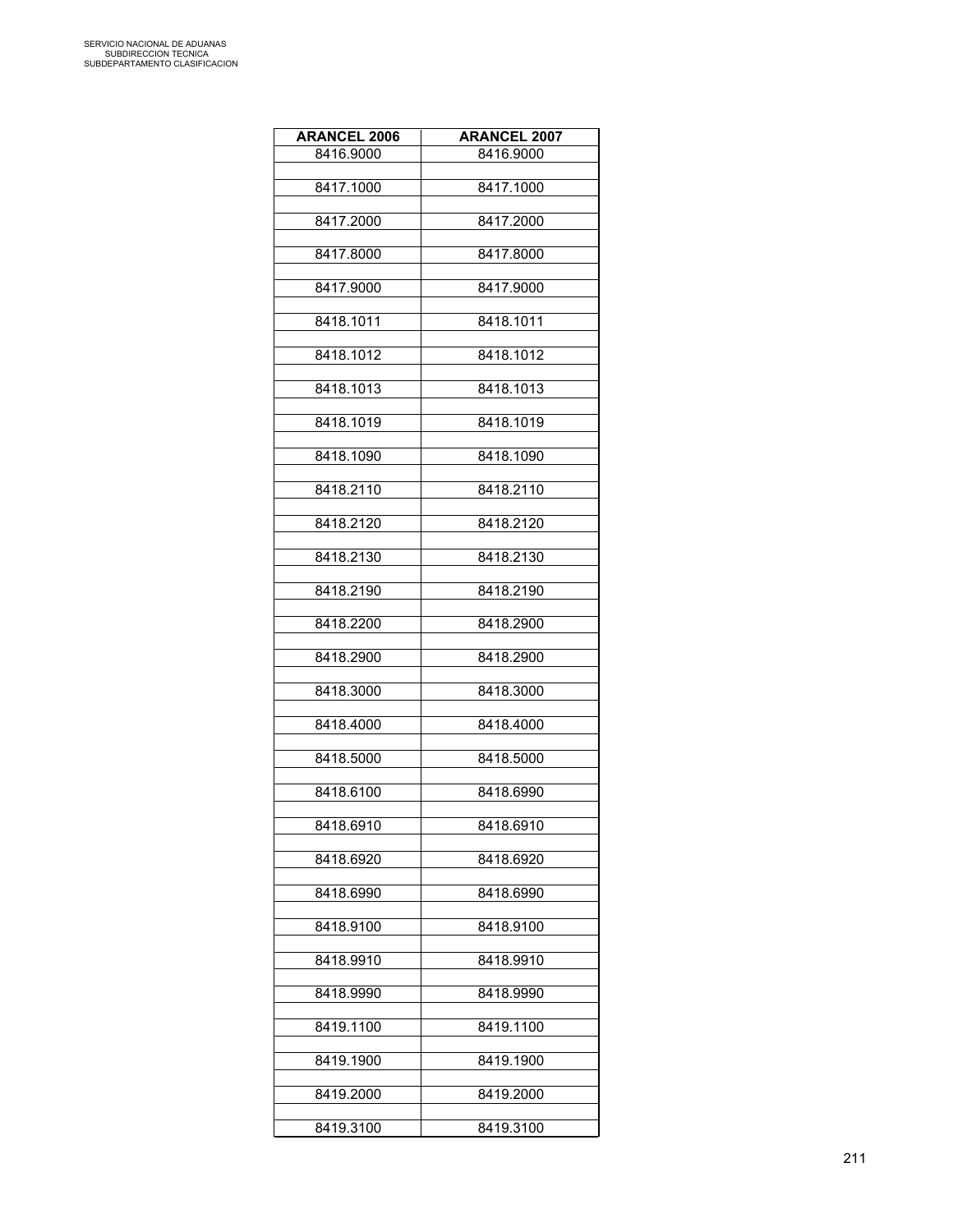| ARANCEL 2006 | ARANCEL 2007 |
|---|---|
| 8416.9000 | 8416.9000 |
| 8417.1000 | 8417.1000 |
| 8417.2000 | 8417.2000 |
| 8417.8000 | 8417.8000 |
| 8417.9000 | 8417.9000 |
| 8418.1011 | 8418.1011 |
| 8418.1012 | 8418.1012 |
| 8418.1013 | 8418.1013 |
| 8418.1019 | 8418.1019 |
| 8418.1090 | 8418.1090 |
| 8418.2110 | 8418.2110 |
| 8418.2120 | 8418.2120 |
| 8418.2130 | 8418.2130 |
| 8418.2190 | 8418.2190 |
| 8418.2200 | 8418.2900 |
| 8418.2900 | 8418.2900 |
| 8418.3000 | 8418.3000 |
| 8418.4000 | 8418.4000 |
| 8418.5000 | 8418.5000 |
| 8418.6100 | 8418.6990 |
| 8418.6910 | 8418.6910 |
| 8418.6920 | 8418.6920 |
| 8418.6990 | 8418.6990 |
| 8418.9100 | 8418.9100 |
| 8418.9910 | 8418.9910 |
| 8418.9990 | 8418.9990 |
| 8419.1100 | 8419.1100 |
| 8419.1900 | 8419.1900 |
| 8419.2000 | 8419.2000 |
| 8419.3100 | 8419.3100 |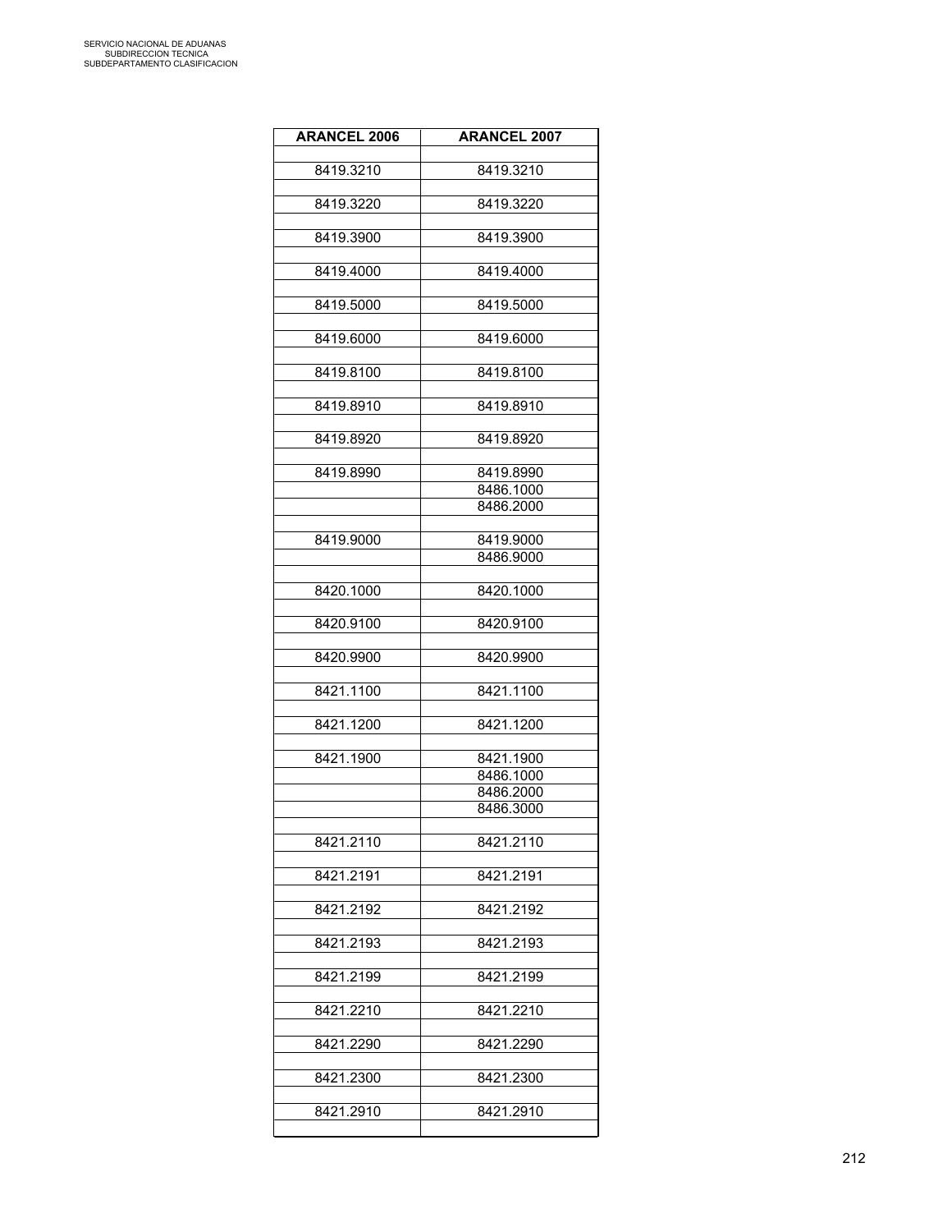| ARANCEL 2006 | ARANCEL 2007 |
|---|---|
| | |
| 8419.3210 | 8419.3210 |
| | |
| 8419.3220 | 8419.3220 |
| | |
| 8419.3900 | 8419.3900 |
| | |
| 8419.4000 | 8419.4000 |
| | |
| 8419.5000 | 8419.5000 |
| | |
| 8419.6000 | 8419.6000 |
| | |
| 8419.8100 | 8419.8100 |
| | |
| 8419.8910 | 8419.8910 |
| | |
| 8419.8920 | 8419.8920 |
| | |
| 8419.8990 | 8419.8990 |
| | 8486.1000 |
| | 8486.2000 |
| | |
| 8419.9000 | 8419.9000 |
| | 8486.9000 |
| | |
| 8420.1000 | 8420.1000 |
| | |
| 8420.9100 | 8420.9100 |
| | |
| 8420.9900 | 8420.9900 |
| | |
| 8421.1100 | 8421.1100 |
| | |
| 8421.1200 | 8421.1200 |
| | |
| 8421.1900 | 8421.1900 |
| | 8486.1000 |
| | 8486.2000 |
| | 8486.3000 |
| | |
| 8421.2110 | 8421.2110 |
| | |
| 8421.2191 | 8421.2191 |
| | |
| 8421.2192 | 8421.2192 |
| | |
| 8421.2193 | 8421.2193 |
| | |
| 8421.2199 | 8421.2199 |
| | |
| 8421.2210 | 8421.2210 |
| | |
| 8421.2290 | 8421.2290 |
| | |
| 8421.2300 | 8421.2300 |
| | |
| 8421.2910 | 8421.2910 |
| | |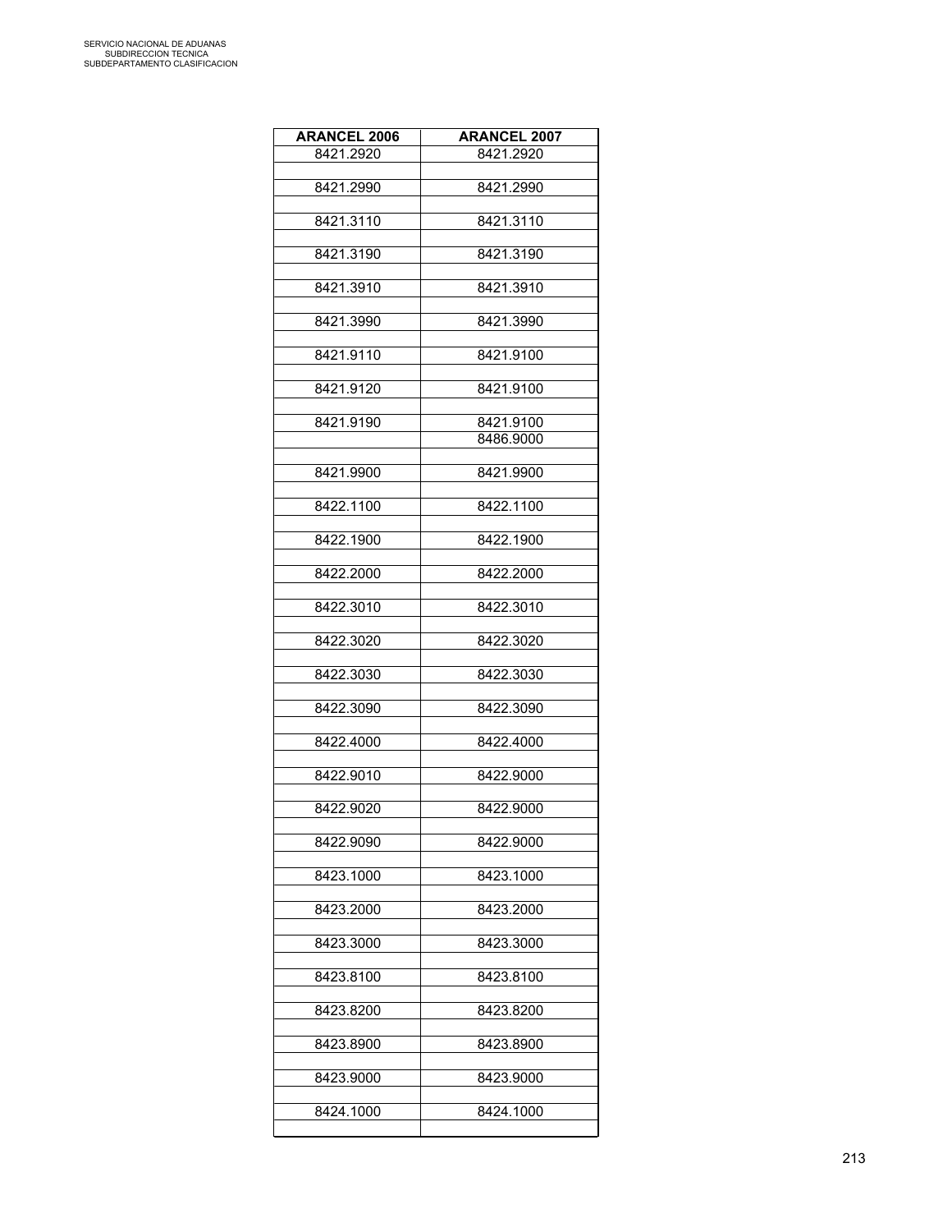| ARANCEL 2006 | ARANCEL 2007 |
|---|---|
| 8421.2920 | 8421.2920 |
| 8421.2990 | 8421.2990 |
| 8421.3110 | 8421.3110 |
| 8421.3190 | 8421.3190 |
| 8421.3910 | 8421.3910 |
| 8421.3990 | 8421.3990 |
| 8421.9110 | 8421.9100 |
| 8421.9120 | 8421.9100 |
| 8421.9190 | 8421.9100 |
| | 8486.9000 |
| 8421.9900 | 8421.9900 |
| 8422.1100 | 8422.1100 |
| 8422.1900 | 8422.1900 |
| 8422.2000 | 8422.2000 |
| 8422.3010 | 8422.3010 |
| 8422.3020 | 8422.3020 |
| 8422.3030 | 8422.3030 |
| 8422.3090 | 8422.3090 |
| 8422.4000 | 8422.4000 |
| 8422.9010 | 8422.9000 |
| 8422.9020 | 8422.9000 |
| 8422.9090 | 8422.9000 |
| 8423.1000 | 8423.1000 |
| 8423.2000 | 8423.2000 |
| 8423.3000 | 8423.3000 |
| 8423.8100 | 8423.8100 |
| 8423.8200 | 8423.8200 |
| 8423.8900 | 8423.8900 |
| 8423.9000 | 8423.9000 |
| 8424.1000 | 8424.1000 |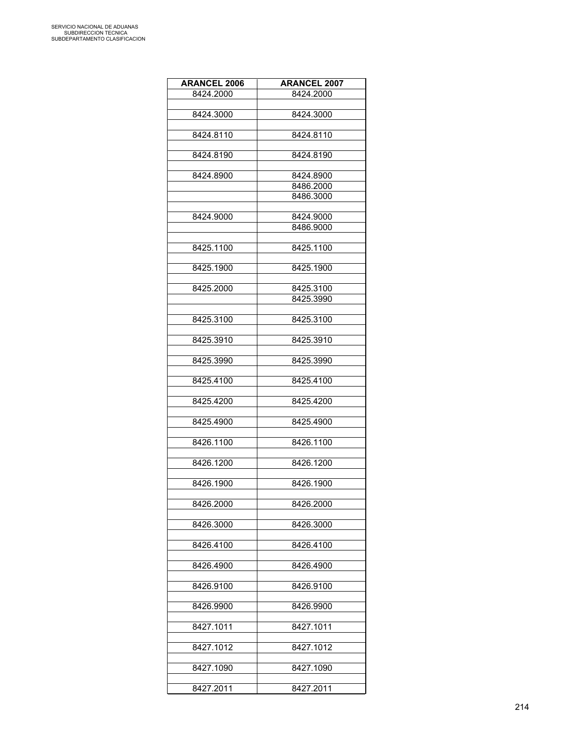| ARANCEL 2006 | ARANCEL 2007 |
|---|---|
| 8424.2000 | 8424.2000 |
| | |
| 8424.3000 | 8424.3000 |
| | |
| 8424.8110 | 8424.8110 |
| | |
| 8424.8190 | 8424.8190 |
| | |
| 8424.8900 | 8424.8900 |
| | 8486.2000 |
| | 8486.3000 |
| | |
| 8424.9000 | 8424.9000 |
| | 8486.9000 |
| | |
| 8425.1100 | 8425.1100 |
| | |
| 8425.1900 | 8425.1900 |
| | |
| 8425.2000 | 8425.3100 |
| | 8425.3990 |
| | |
| 8425.3100 | 8425.3100 |
| | |
| 8425.3910 | 8425.3910 |
| | |
| 8425.3990 | 8425.3990 |
| | |
| 8425.4100 | 8425.4100 |
| | |
| 8425.4200 | 8425.4200 |
| | |
| 8425.4900 | 8425.4900 |
| | |
| 8426.1100 | 8426.1100 |
| | |
| 8426.1200 | 8426.1200 |
| | |
| 8426.1900 | 8426.1900 |
| | |
| 8426.2000 | 8426.2000 |
| | |
| 8426.3000 | 8426.3000 |
| | |
| 8426.4100 | 8426.4100 |
| | |
| 8426.4900 | 8426.4900 |
| | |
| 8426.9100 | 8426.9100 |
| | |
| 8426.9900 | 8426.9900 |
| | |
| 8427.1011 | 8427.1011 |
| | |
| 8427.1012 | 8427.1012 |
| | |
| 8427.1090 | 8427.1090 |
| | |
| 8427.2011 | 8427.2011 |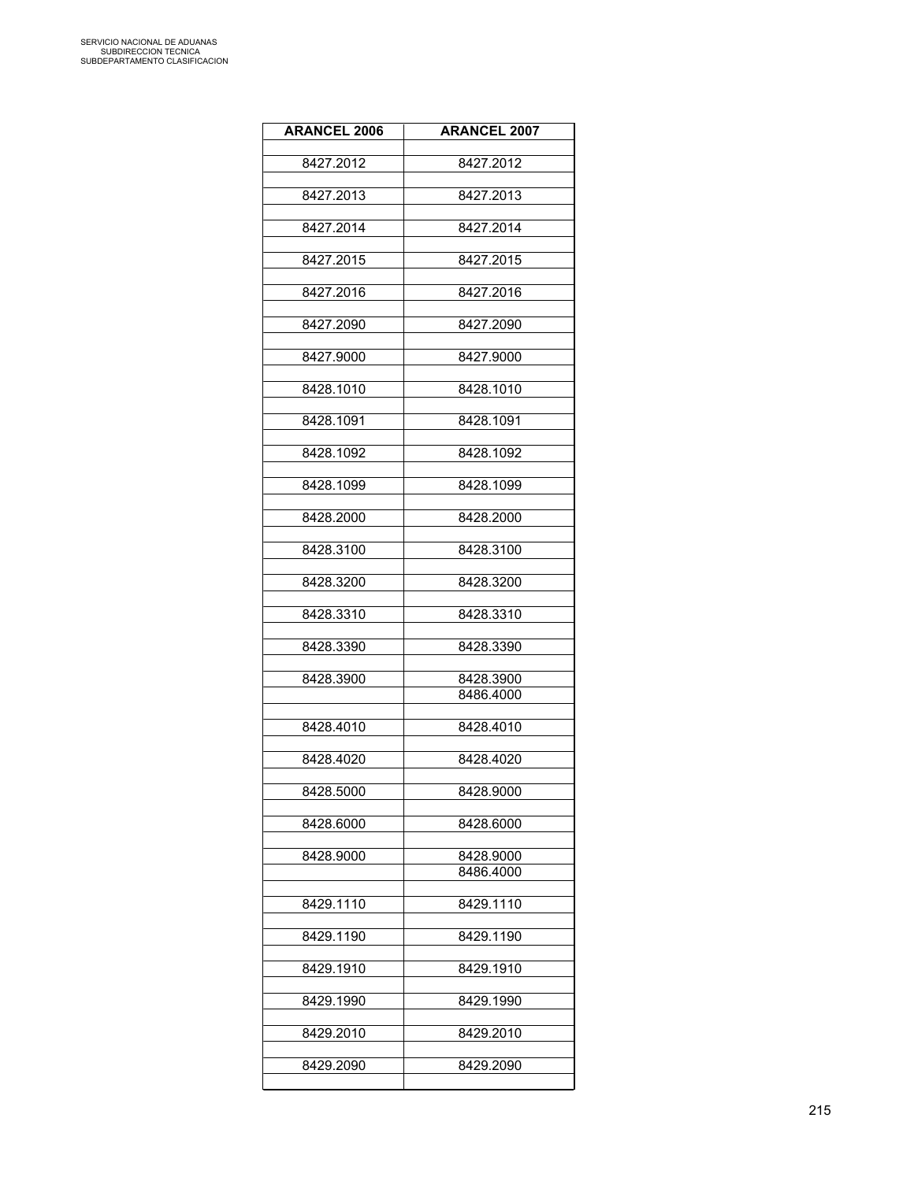| ARANCEL 2006 | ARANCEL 2007 |
|---|---|
| 8427.2012 | 8427.2012 |
| 8427.2013 | 8427.2013 |
| 8427.2014 | 8427.2014 |
| 8427.2015 | 8427.2015 |
| 8427.2016 | 8427.2016 |
| 8427.2090 | 8427.2090 |
| 8427.9000 | 8427.9000 |
| 8428.1010 | 8428.1010 |
| 8428.1091 | 8428.1091 |
| 8428.1092 | 8428.1092 |
| 8428.1099 | 8428.1099 |
| 8428.2000 | 8428.2000 |
| 8428.3100 | 8428.3100 |
| 8428.3200 | 8428.3200 |
| 8428.3310 | 8428.3310 |
| 8428.3390 | 8428.3390 |
| 8428.3900 | 8428.3900 |
| | 8486.4000 |
| 8428.4010 | 8428.4010 |
| 8428.4020 | 8428.4020 |
| 8428.5000 | 8428.9000 |
| 8428.6000 | 8428.6000 |
| 8428.9000 | 8428.9000 |
| | 8486.4000 |
| 8429.1110 | 8429.1110 |
| 8429.1190 | 8429.1190 |
| 8429.1910 | 8429.1910 |
| 8429.1990 | 8429.1990 |
| 8429.2010 | 8429.2010 |
| 8429.2090 | 8429.2090 |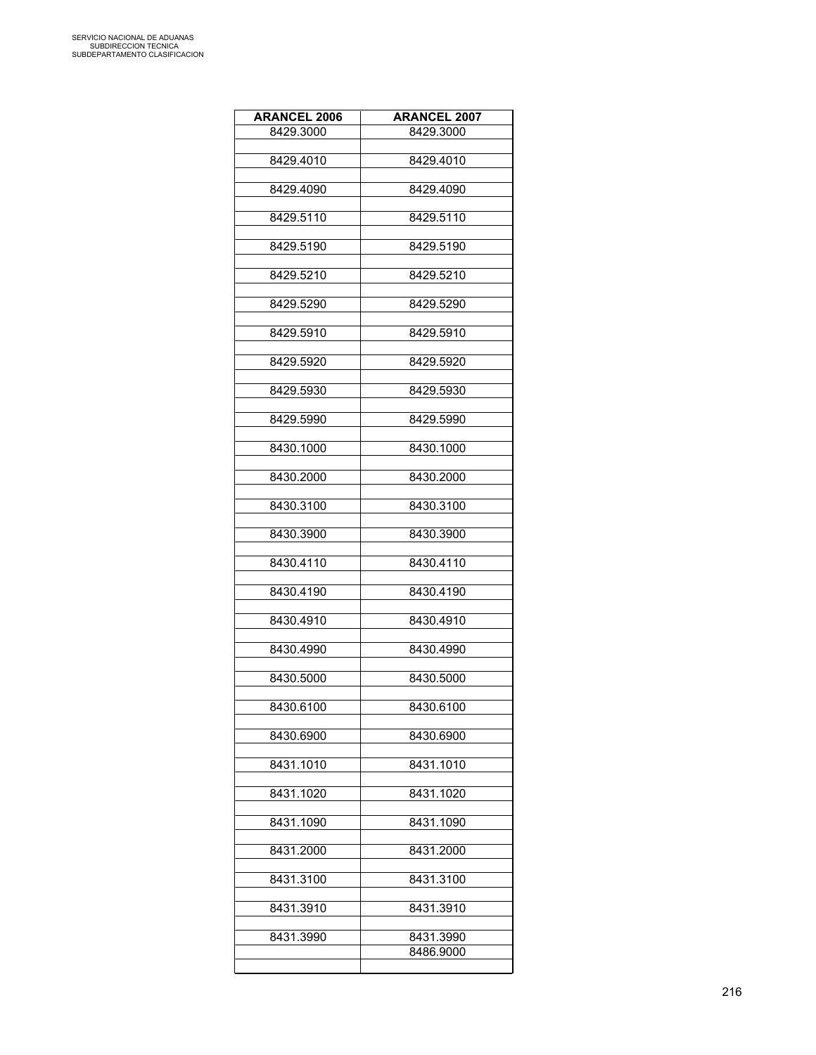| ARANCEL 2006 | ARANCEL 2007 |
|---|---|
| 8429.3000 | 8429.3000 |
| 8429.4010 | 8429.4010 |
| 8429.4090 | 8429.4090 |
| 8429.5110 | 8429.5110 |
| 8429.5190 | 8429.5190 |
| 8429.5210 | 8429.5210 |
| 8429.5290 | 8429.5290 |
| 8429.5910 | 8429.5910 |
| 8429.5920 | 8429.5920 |
| 8429.5930 | 8429.5930 |
| 8429.5990 | 8429.5990 |
| 8430.1000 | 8430.1000 |
| 8430.2000 | 8430.2000 |
| 8430.3100 | 8430.3100 |
| 8430.3900 | 8430.3900 |
| 8430.4110 | 8430.4110 |
| 8430.4190 | 8430.4190 |
| 8430.4910 | 8430.4910 |
| 8430.4990 | 8430.4990 |
| 8430.5000 | 8430.5000 |
| 8430.6100 | 8430.6100 |
| 8430.6900 | 8430.6900 |
| 8431.1010 | 8431.1010 |
| 8431.1020 | 8431.1020 |
| 8431.1090 | 8431.1090 |
| 8431.2000 | 8431.2000 |
| 8431.3100 | 8431.3100 |
| 8431.3910 | 8431.3910 |
| 8431.3990 | 8431.3990<br>8486.9000 |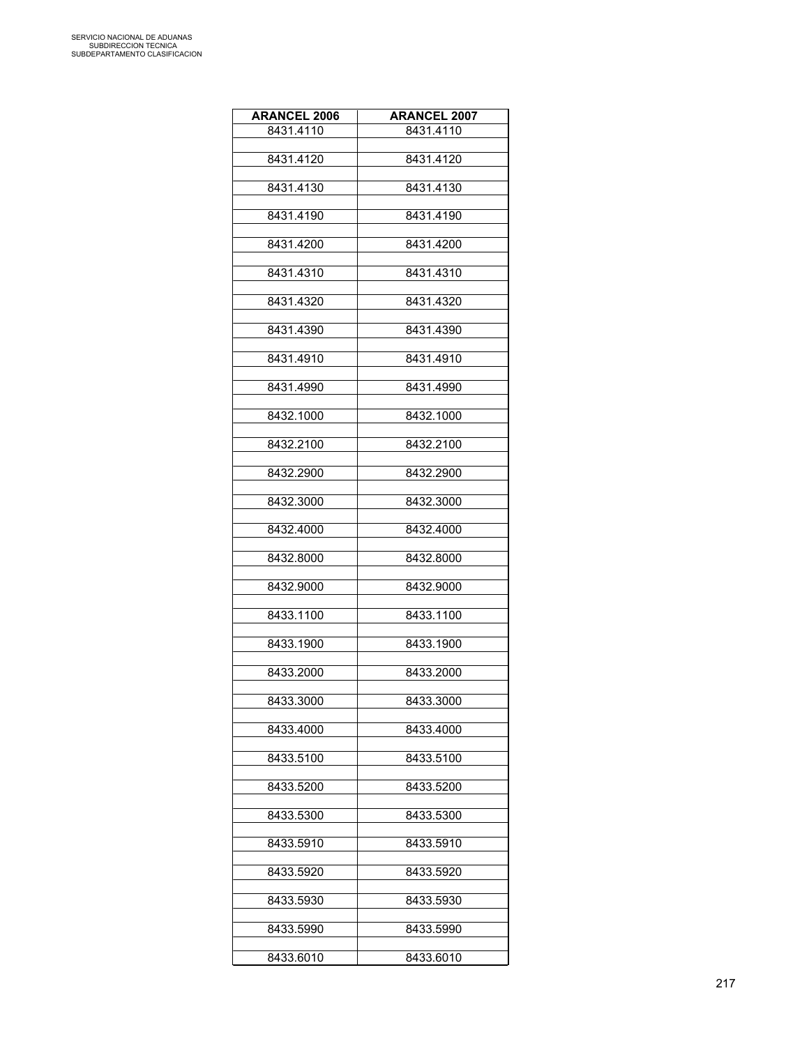| ARANCEL 2006 | ARANCEL 2007 |
|---|---|
| 8431.4110 | 8431.4110 |
| | |
| 8431.4120 | 8431.4120 |
| | |
| 8431.4130 | 8431.4130 |
| | |
| 8431.4190 | 8431.4190 |
| | |
| 8431.4200 | 8431.4200 |
| | |
| 8431.4310 | 8431.4310 |
| | |
| 8431.4320 | 8431.4320 |
| | |
| 8431.4390 | 8431.4390 |
| | |
| 8431.4910 | 8431.4910 |
| | |
| 8431.4990 | 8431.4990 |
| | |
| 8432.1000 | 8432.1000 |
| | |
| 8432.2100 | 8432.2100 |
| | |
| 8432.2900 | 8432.2900 |
| | |
| 8432.3000 | 8432.3000 |
| | |
| 8432.4000 | 8432.4000 |
| | |
| 8432.8000 | 8432.8000 |
| | |
| 8432.9000 | 8432.9000 |
| | |
| 8433.1100 | 8433.1100 |
| | |
| 8433.1900 | 8433.1900 |
| | |
| 8433.2000 | 8433.2000 |
| | |
| 8433.3000 | 8433.3000 |
| | |
| 8433.4000 | 8433.4000 |
| | |
| 8433.5100 | 8433.5100 |
| | |
| 8433.5200 | 8433.5200 |
| | |
| 8433.5300 | 8433.5300 |
| | |
| 8433.5910 | 8433.5910 |
| | |
| 8433.5920 | 8433.5920 |
| | |
| 8433.5930 | 8433.5930 |
| | |
| 8433.5990 | 8433.5990 |
| | |
| 8433.6010 | 8433.6010 |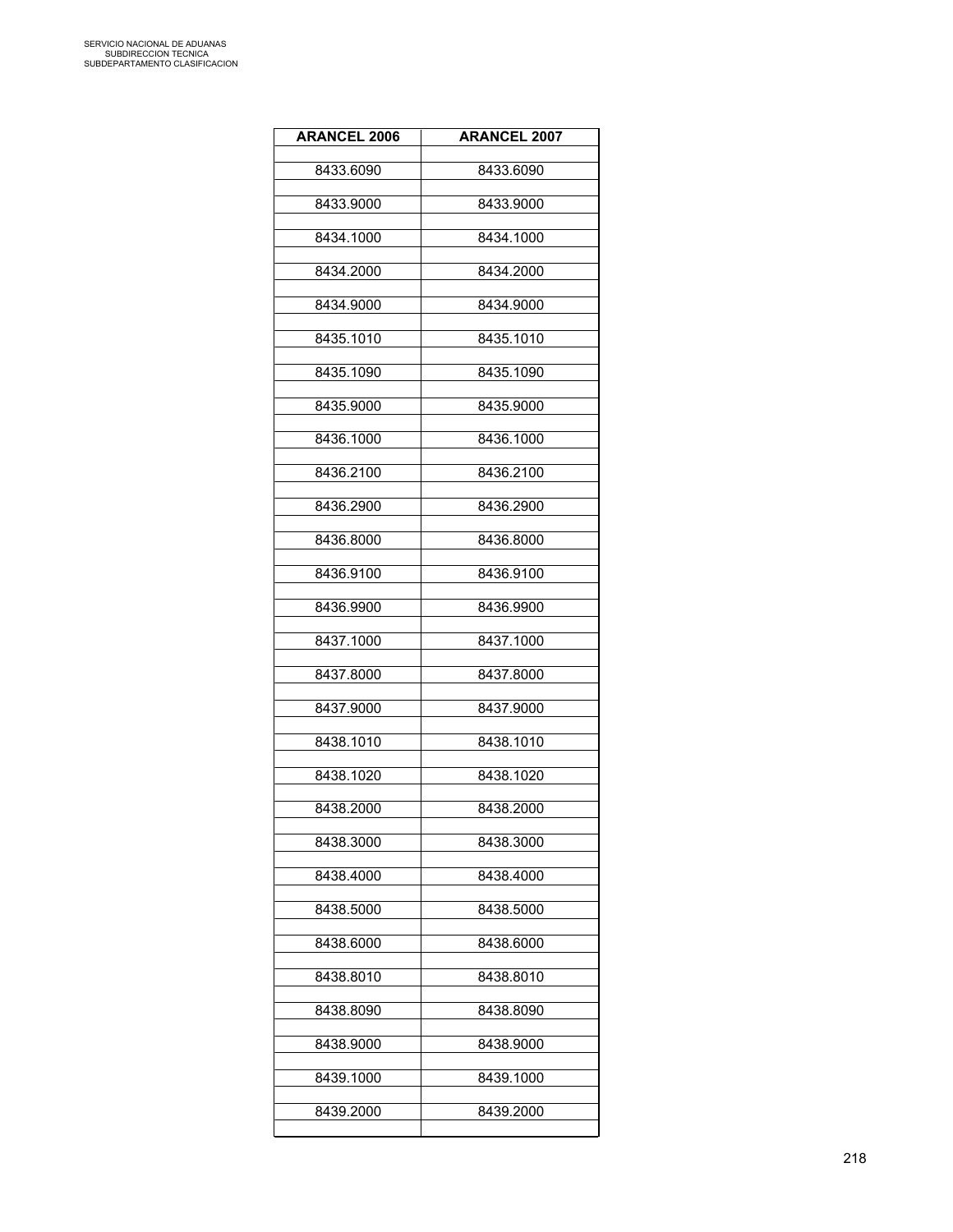| ARANCEL 2006 | ARANCEL 2007 |
|---|---|
| 8433.6090 | 8433.6090 |
| 8433.9000 | 8433.9000 |
| 8434.1000 | 8434.1000 |
| 8434.2000 | 8434.2000 |
| 8434.9000 | 8434.9000 |
| 8435.1010 | 8435.1010 |
| 8435.1090 | 8435.1090 |
| 8435.9000 | 8435.9000 |
| 8436.1000 | 8436.1000 |
| 8436.2100 | 8436.2100 |
| 8436.2900 | 8436.2900 |
| 8436.8000 | 8436.8000 |
| 8436.9100 | 8436.9100 |
| 8436.9900 | 8436.9900 |
| 8437.1000 | 8437.1000 |
| 8437.8000 | 8437.8000 |
| 8437.9000 | 8437.9000 |
| 8438.1010 | 8438.1010 |
| 8438.1020 | 8438.1020 |
| 8438.2000 | 8438.2000 |
| 8438.3000 | 8438.3000 |
| 8438.4000 | 8438.4000 |
| 8438.5000 | 8438.5000 |
| 8438.6000 | 8438.6000 |
| 8438.8010 | 8438.8010 |
| 8438.8090 | 8438.8090 |
| 8438.9000 | 8438.9000 |
| 8439.1000 | 8439.1000 |
| 8439.2000 | 8439.2000 |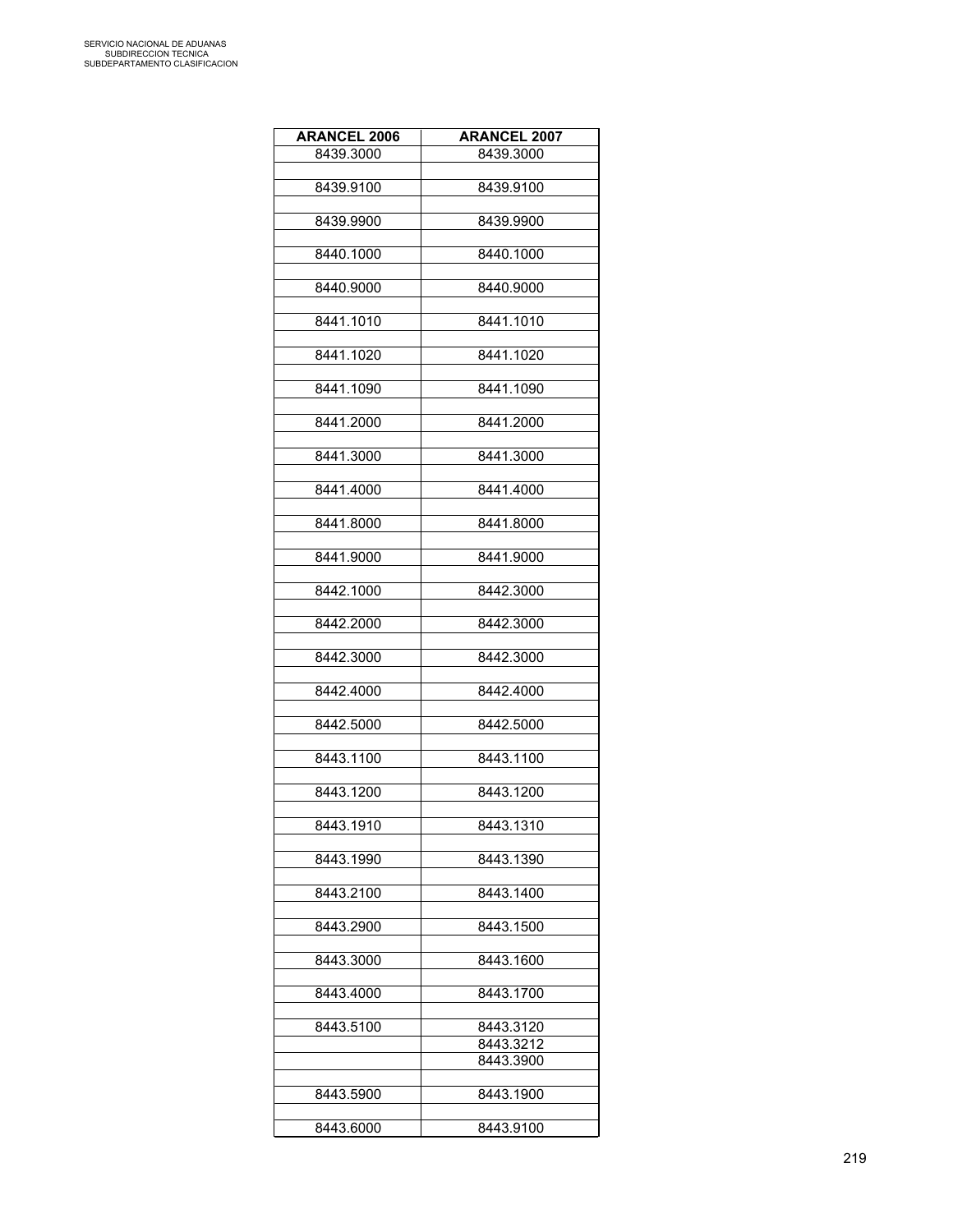| ARANCEL 2006 | ARANCEL 2007 |
|---|---|
| 8439.3000 | 8439.3000 |
| 8439.9100 | 8439.9100 |
| 8439.9900 | 8439.9900 |
| 8440.1000 | 8440.1000 |
| 8440.9000 | 8440.9000 |
| 8441.1010 | 8441.1010 |
| 8441.1020 | 8441.1020 |
| 8441.1090 | 8441.1090 |
| 8441.2000 | 8441.2000 |
| 8441.3000 | 8441.3000 |
| 8441.4000 | 8441.4000 |
| 8441.8000 | 8441.8000 |
| 8441.9000 | 8441.9000 |
| 8442.1000 | 8442.3000 |
| 8442.2000 | 8442.3000 |
| 8442.3000 | 8442.3000 |
| 8442.4000 | 8442.4000 |
| 8442.5000 | 8442.5000 |
| 8443.1100 | 8443.1100 |
| 8443.1200 | 8443.1200 |
| 8443.1910 | 8443.1310 |
| 8443.1990 | 8443.1390 |
| 8443.2100 | 8443.1400 |
| 8443.2900 | 8443.1500 |
| 8443.3000 | 8443.1600 |
| 8443.4000 | 8443.1700 |
| 8443.5100 | 8443.3120 |
| | 8443.3212 |
| | 8443.3900 |
| 8443.5900 | 8443.1900 |
| 8443.6000 | 8443.9100 |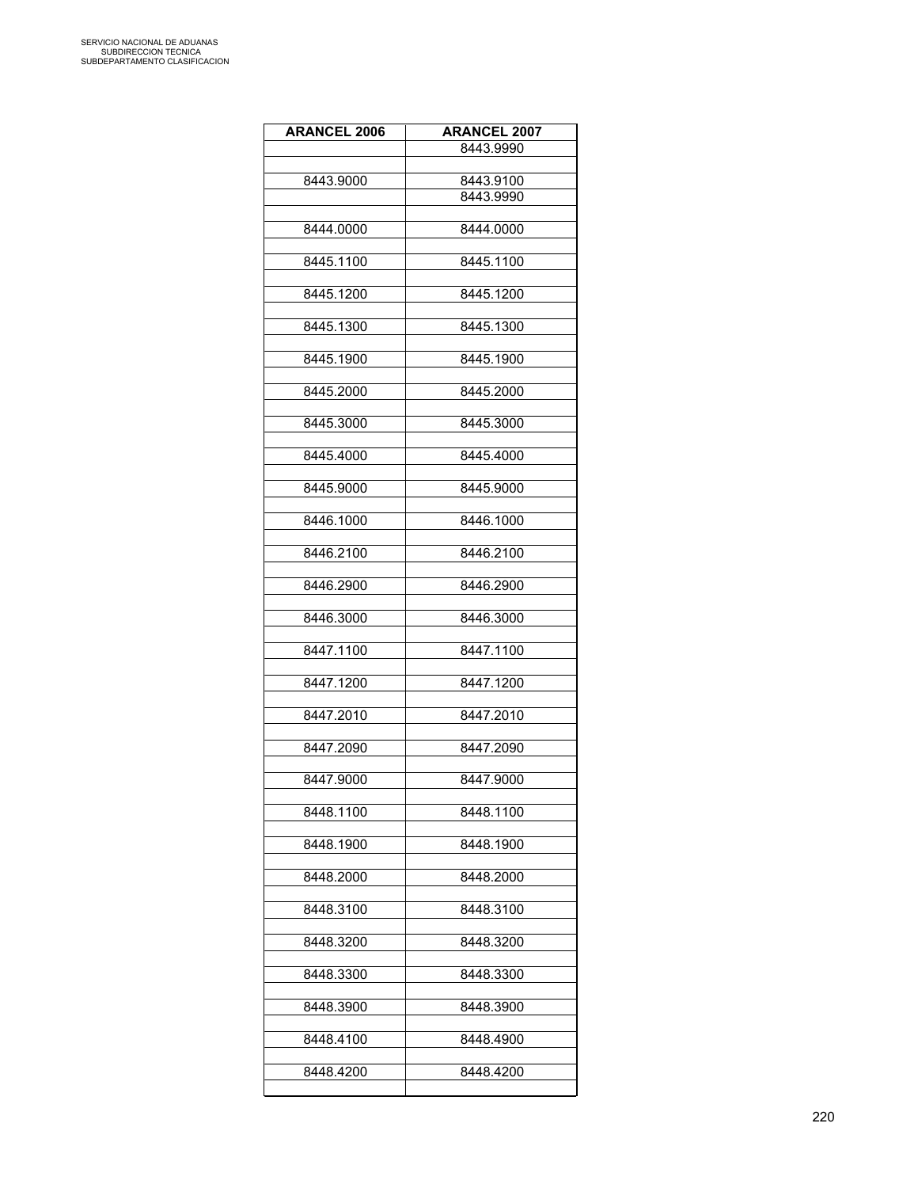| ARANCEL 2006 | ARANCEL 2007 |
|---|---|
| | 8443.9990 |
| | |
| 8443.9000 | 8443.9100 |
| | 8443.9990 |
| | |
| 8444.0000 | 8444.0000 |
| | |
| 8445.1100 | 8445.1100 |
| | |
| 8445.1200 | 8445.1200 |
| | |
| 8445.1300 | 8445.1300 |
| | |
| 8445.1900 | 8445.1900 |
| | |
| 8445.2000 | 8445.2000 |
| | |
| 8445.3000 | 8445.3000 |
| | |
| 8445.4000 | 8445.4000 |
| | |
| 8445.9000 | 8445.9000 |
| | |
| 8446.1000 | 8446.1000 |
| | |
| 8446.2100 | 8446.2100 |
| | |
| 8446.2900 | 8446.2900 |
| | |
| 8446.3000 | 8446.3000 |
| | |
| 8447.1100 | 8447.1100 |
| | |
| 8447.1200 | 8447.1200 |
| | |
| 8447.2010 | 8447.2010 |
| | |
| 8447.2090 | 8447.2090 |
| | |
| 8447.9000 | 8447.9000 |
| | |
| 8448.1100 | 8448.1100 |
| | |
| 8448.1900 | 8448.1900 |
| | |
| 8448.2000 | 8448.2000 |
| | |
| 8448.3100 | 8448.3100 |
| | |
| 8448.3200 | 8448.3200 |
| | |
| 8448.3300 | 8448.3300 |
| | |
| 8448.3900 | 8448.3900 |
| | |
| 8448.4100 | 8448.4900 |
| | |
| 8448.4200 | 8448.4200 |
| | |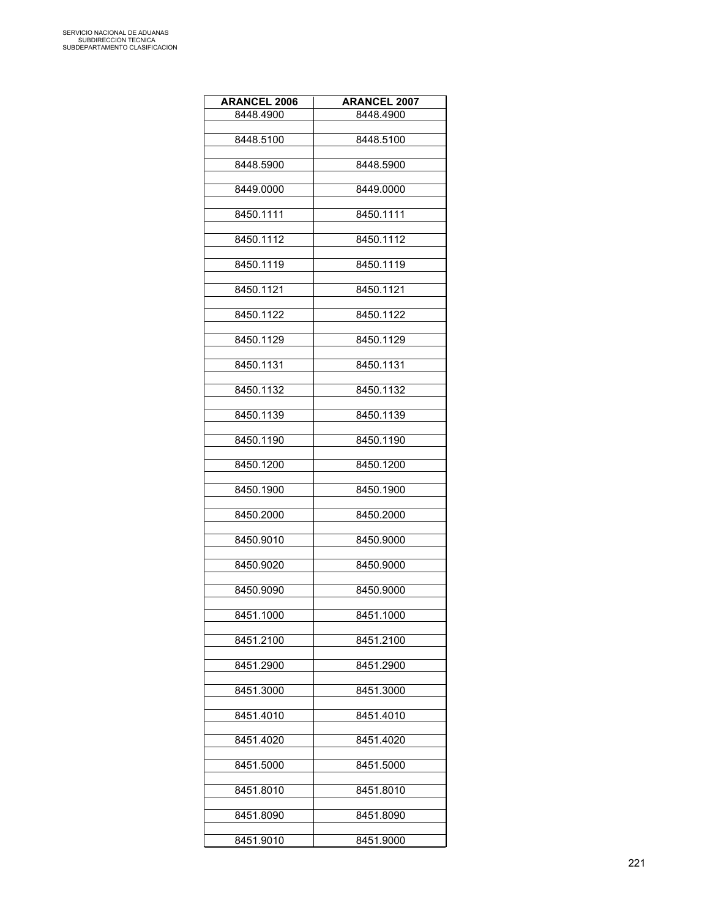| ARANCEL 2006 | ARANCEL 2007 |
|---|---|
| 8448.4900 | 8448.4900 |
| 8448.5100 | 8448.5100 |
| 8448.5900 | 8448.5900 |
| 8449.0000 | 8449.0000 |
| 8450.1111 | 8450.1111 |
| 8450.1112 | 8450.1112 |
| 8450.1119 | 8450.1119 |
| 8450.1121 | 8450.1121 |
| 8450.1122 | 8450.1122 |
| 8450.1129 | 8450.1129 |
| 8450.1131 | 8450.1131 |
| 8450.1132 | 8450.1132 |
| 8450.1139 | 8450.1139 |
| 8450.1190 | 8450.1190 |
| 8450.1200 | 8450.1200 |
| 8450.1900 | 8450.1900 |
| 8450.2000 | 8450.2000 |
| 8450.9010 | 8450.9000 |
| 8450.9020 | 8450.9000 |
| 8450.9090 | 8450.9000 |
| 8451.1000 | 8451.1000 |
| 8451.2100 | 8451.2100 |
| 8451.2900 | 8451.2900 |
| 8451.3000 | 8451.3000 |
| 8451.4010 | 8451.4010 |
| 8451.4020 | 8451.4020 |
| 8451.5000 | 8451.5000 |
| 8451.8010 | 8451.8010 |
| 8451.8090 | 8451.8090 |
| 8451.9010 | 8451.9000 |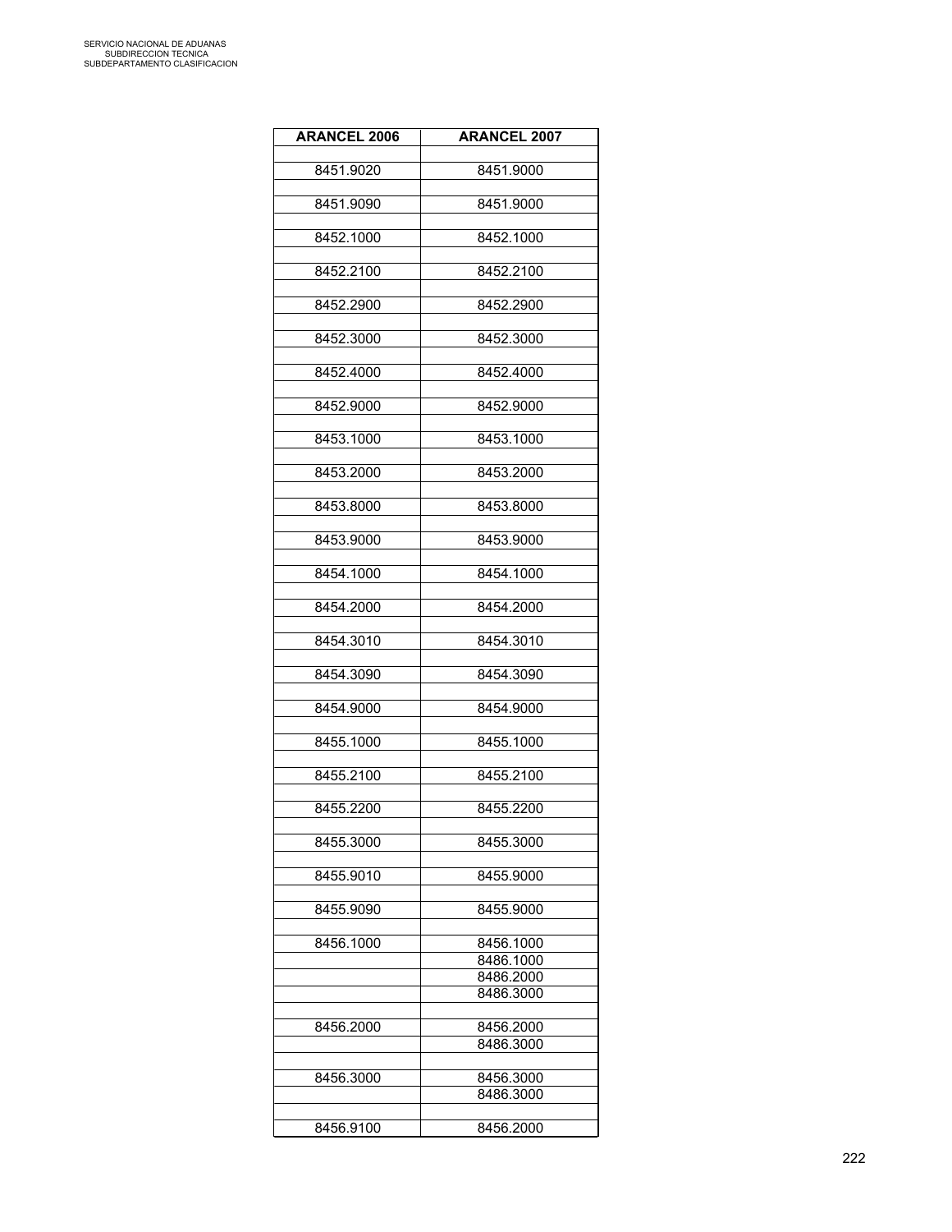| ARANCEL 2006 | ARANCEL 2007 |
|---|---|
| 8451.9020 | 8451.9000 |
| 8451.9090 | 8451.9000 |
| 8452.1000 | 8452.1000 |
| 8452.2100 | 8452.2100 |
| 8452.2900 | 8452.2900 |
| 8452.3000 | 8452.3000 |
| 8452.4000 | 8452.4000 |
| 8452.9000 | 8452.9000 |
| 8453.1000 | 8453.1000 |
| 8453.2000 | 8453.2000 |
| 8453.8000 | 8453.8000 |
| 8453.9000 | 8453.9000 |
| 8454.1000 | 8454.1000 |
| 8454.2000 | 8454.2000 |
| 8454.3010 | 8454.3010 |
| 8454.3090 | 8454.3090 |
| 8454.9000 | 8454.9000 |
| 8455.1000 | 8455.1000 |
| 8455.2100 | 8455.2100 |
| 8455.2200 | 8455.2200 |
| 8455.3000 | 8455.3000 |
| 8455.9010 | 8455.9000 |
| 8455.9090 | 8455.9000 |
| 8456.1000 | 8456.1000 |
| | 8486.1000 |
| | 8486.2000 |
| | 8486.3000 |
| 8456.2000 | 8456.2000 |
| | 8486.3000 |
| 8456.3000 | 8456.3000 |
| | 8486.3000 |
| 8456.9100 | 8456.2000 |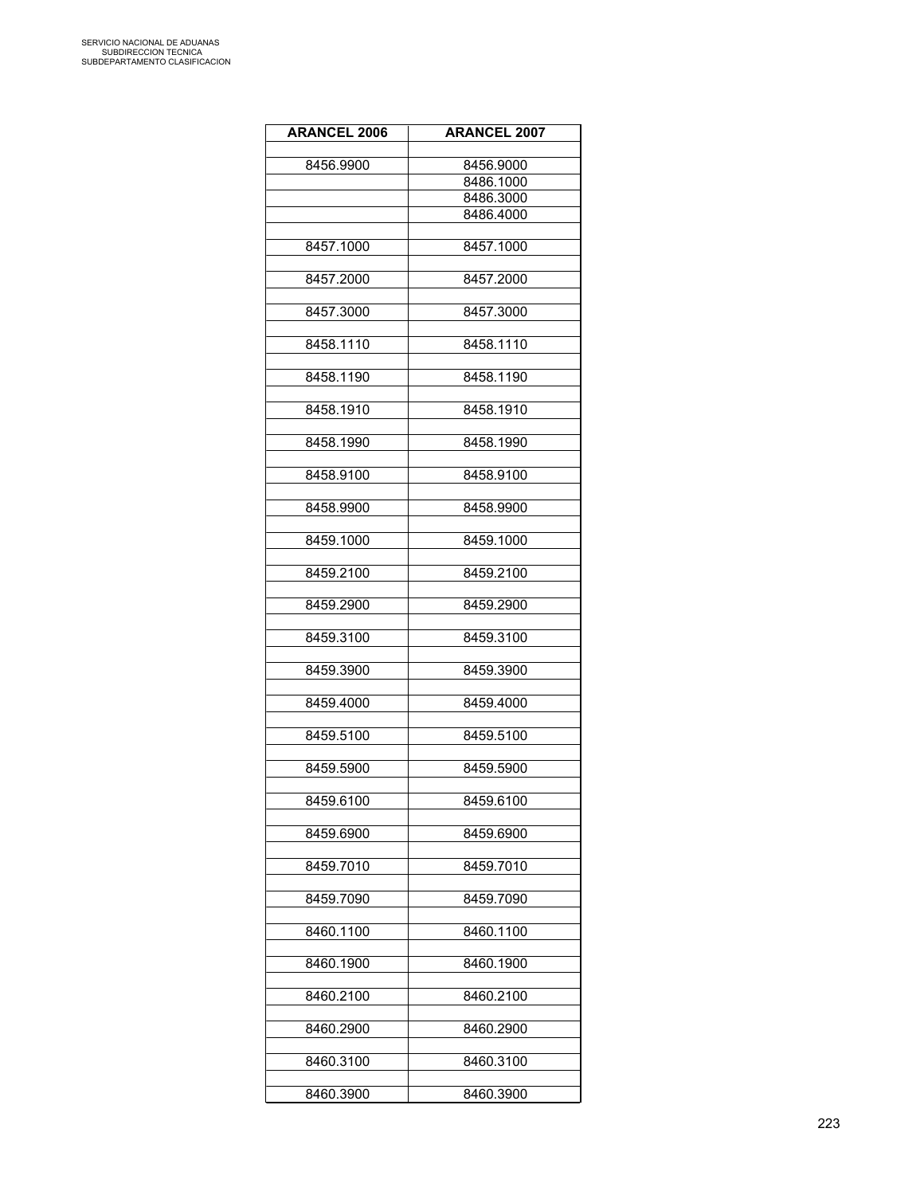| ARANCEL 2006 | ARANCEL 2007 |
|---|---|
| | |
| 8456.9900 | 8456.9000 |
| | 8486.1000 |
| | 8486.3000 |
| | 8486.4000 |
| | |
| 8457.1000 | 8457.1000 |
| | |
| 8457.2000 | 8457.2000 |
| | |
| 8457.3000 | 8457.3000 |
| | |
| 8458.1110 | 8458.1110 |
| | |
| 8458.1190 | 8458.1190 |
| | |
| 8458.1910 | 8458.1910 |
| | |
| 8458.1990 | 8458.1990 |
| | |
| 8458.9100 | 8458.9100 |
| | |
| 8458.9900 | 8458.9900 |
| | |
| 8459.1000 | 8459.1000 |
| | |
| 8459.2100 | 8459.2100 |
| | |
| 8459.2900 | 8459.2900 |
| | |
| 8459.3100 | 8459.3100 |
| | |
| 8459.3900 | 8459.3900 |
| | |
| 8459.4000 | 8459.4000 |
| | |
| 8459.5100 | 8459.5100 |
| | |
| 8459.5900 | 8459.5900 |
| | |
| 8459.6100 | 8459.6100 |
| | |
| 8459.6900 | 8459.6900 |
| | |
| 8459.7010 | 8459.7010 |
| | |
| 8459.7090 | 8459.7090 |
| | |
| 8460.1100 | 8460.1100 |
| | |
| 8460.1900 | 8460.1900 |
| | |
| 8460.2100 | 8460.2100 |
| | |
| 8460.2900 | 8460.2900 |
| | |
| 8460.3100 | 8460.3100 |
| | |
| 8460.3900 | 8460.3900 |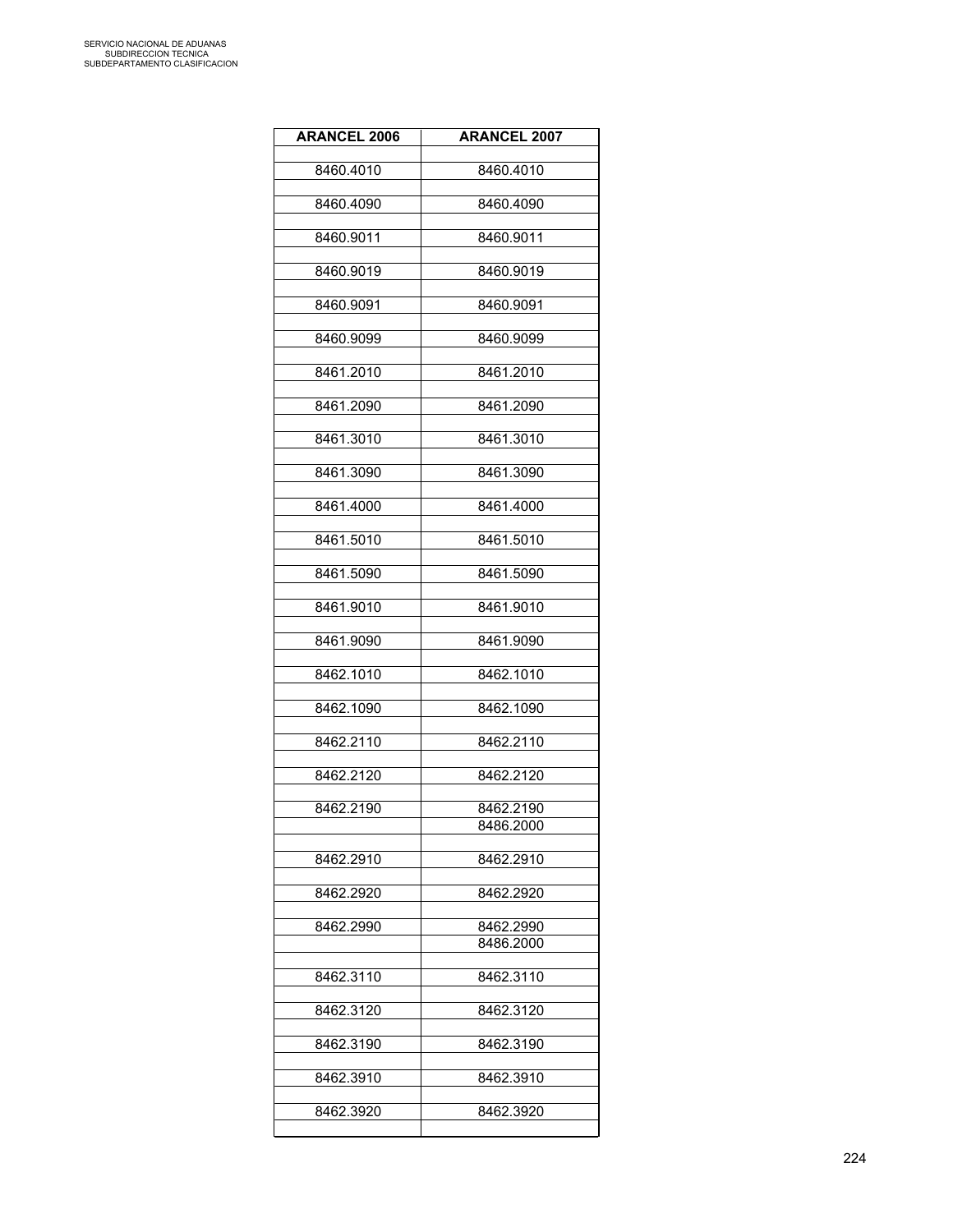SERVICIO NACIONAL DE ADUANAS
SUBDIRECCION TECNICA
SUBDEPARTAMENTO CLASIFICACION

| ARANCEL 2006 | ARANCEL 2007 |
|---|---|
| 8460.4010 | 8460.4010 |
| 8460.4090 | 8460.4090 |
| 8460.9011 | 8460.9011 |
| 8460.9019 | 8460.9019 |
| 8460.9091 | 8460.9091 |
| 8460.9099 | 8460.9099 |
| 8461.2010 | 8461.2010 |
| 8461.2090 | 8461.2090 |
| 8461.3010 | 8461.3010 |
| 8461.3090 | 8461.3090 |
| 8461.4000 | 8461.4000 |
| 8461.5010 | 8461.5010 |
| 8461.5090 | 8461.5090 |
| 8461.9010 | 8461.9010 |
| 8461.9090 | 8461.9090 |
| 8462.1010 | 8462.1010 |
| 8462.1090 | 8462.1090 |
| 8462.2110 | 8462.2110 |
| 8462.2120 | 8462.2120 |
| 8462.2190 | 8462.2190 |
| | 8486.2000 |
| 8462.2910 | 8462.2910 |
| 8462.2920 | 8462.2920 |
| 8462.2990 | 8462.2990 |
| | 8486.2000 |
| 8462.3110 | 8462.3110 |
| 8462.3120 | 8462.3120 |
| 8462.3190 | 8462.3190 |
| 8462.3910 | 8462.3910 |
| 8462.3920 | 8462.3920 |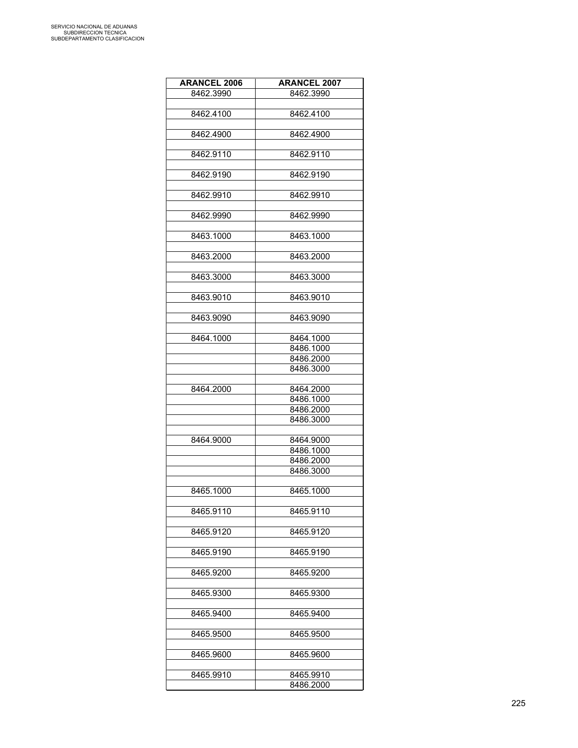| ARANCEL 2006 | ARANCEL 2007 |
|---|---|
| 8462.3990 | 8462.3990 |
| | |
| 8462.4100 | 8462.4100 |
| | |
| 8462.4900 | 8462.4900 |
| | |
| 8462.9110 | 8462.9110 |
| | |
| 8462.9190 | 8462.9190 |
| | |
| 8462.9910 | 8462.9910 |
| | |
| 8462.9990 | 8462.9990 |
| | |
| 8463.1000 | 8463.1000 |
| | |
| 8463.2000 | 8463.2000 |
| | |
| 8463.3000 | 8463.3000 |
| | |
| 8463.9010 | 8463.9010 |
| | |
| 8463.9090 | 8463.9090 |
| | |
| 8464.1000 | 8464.1000 |
| | 8486.1000 |
| | 8486.2000 |
| | 8486.3000 |
| | |
| 8464.2000 | 8464.2000 |
| | 8486.1000 |
| | 8486.2000 |
| | 8486.3000 |
| | |
| 8464.9000 | 8464.9000 |
| | 8486.1000 |
| | 8486.2000 |
| | 8486.3000 |
| | |
| 8465.1000 | 8465.1000 |
| | |
| 8465.9110 | 8465.9110 |
| | |
| 8465.9120 | 8465.9120 |
| | |
| 8465.9190 | 8465.9190 |
| | |
| 8465.9200 | 8465.9200 |
| | |
| 8465.9300 | 8465.9300 |
| | |
| 8465.9400 | 8465.9400 |
| | |
| 8465.9500 | 8465.9500 |
| | |
| 8465.9600 | 8465.9600 |
| | |
| 8465.9910 | 8465.9910 |
| | 8486.2000 |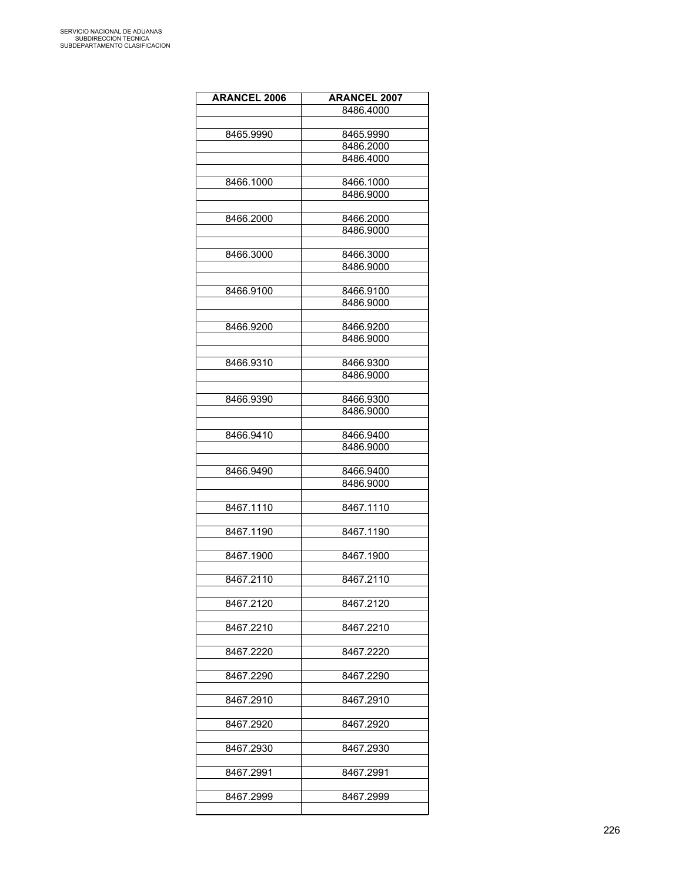| ARANCEL 2006 | ARANCEL 2007 |
|---|---|
| | 8486.4000 |
| | |
| 8465.9990 | 8465.9990 |
| | 8486.2000 |
| | 8486.4000 |
| | |
| 8466.1000 | 8466.1000 |
| | 8486.9000 |
| | |
| 8466.2000 | 8466.2000 |
| | 8486.9000 |
| | |
| 8466.3000 | 8466.3000 |
| | 8486.9000 |
| | |
| 8466.9100 | 8466.9100 |
| | 8486.9000 |
| | |
| 8466.9200 | 8466.9200 |
| | 8486.9000 |
| | |
| 8466.9310 | 8466.9300 |
| | 8486.9000 |
| | |
| 8466.9390 | 8466.9300 |
| | 8486.9000 |
| | |
| 8466.9410 | 8466.9400 |
| | 8486.9000 |
| | |
| 8466.9490 | 8466.9400 |
| | 8486.9000 |
| | |
| 8467.1110 | 8467.1110 |
| | |
| 8467.1190 | 8467.1190 |
| | |
| 8467.1900 | 8467.1900 |
| | |
| 8467.2110 | 8467.2110 |
| | |
| 8467.2120 | 8467.2120 |
| | |
| 8467.2210 | 8467.2210 |
| | |
| 8467.2220 | 8467.2220 |
| | |
| 8467.2290 | 8467.2290 |
| | |
| 8467.2910 | 8467.2910 |
| | |
| 8467.2920 | 8467.2920 |
| | |
| 8467.2930 | 8467.2930 |
| | |
| 8467.2991 | 8467.2991 |
| | |
| 8467.2999 | 8467.2999 |
| | |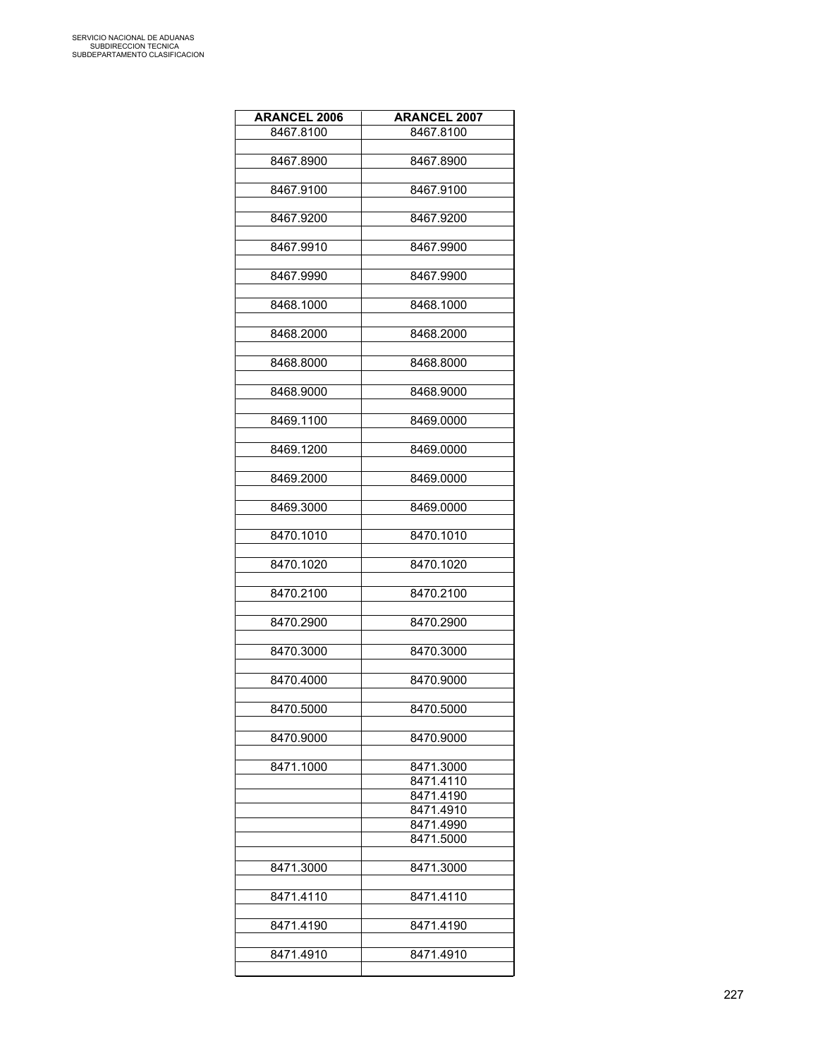| ARANCEL 2006 | ARANCEL 2007 |
|---|---|
| 8467.8100 | 8467.8100 |
| | |
| 8467.8900 | 8467.8900 |
| | |
| 8467.9100 | 8467.9100 |
| | |
| 8467.9200 | 8467.9200 |
| | |
| 8467.9910 | 8467.9900 |
| | |
| 8467.9990 | 8467.9900 |
| | |
| 8468.1000 | 8468.1000 |
| | |
| 8468.2000 | 8468.2000 |
| | |
| 8468.8000 | 8468.8000 |
| | |
| 8468.9000 | 8468.9000 |
| | |
| 8469.1100 | 8469.0000 |
| | |
| 8469.1200 | 8469.0000 |
| | |
| 8469.2000 | 8469.0000 |
| | |
| 8469.3000 | 8469.0000 |
| | |
| 8470.1010 | 8470.1010 |
| | |
| 8470.1020 | 8470.1020 |
| | |
| 8470.2100 | 8470.2100 |
| | |
| 8470.2900 | 8470.2900 |
| | |
| 8470.3000 | 8470.3000 |
| | |
| 8470.4000 | 8470.9000 |
| | |
| 8470.5000 | 8470.5000 |
| | |
| 8470.9000 | 8470.9000 |
| | |
| 8471.1000 | 8471.3000 |
| | 8471.4110 |
| | 8471.4190 |
| | 8471.4910 |
| | 8471.4990 |
| | 8471.5000 |
| | |
| 8471.3000 | 8471.3000 |
| | |
| 8471.4110 | 8471.4110 |
| | |
| 8471.4190 | 8471.4190 |
| | |
| 8471.4910 | 8471.4910 |
| | |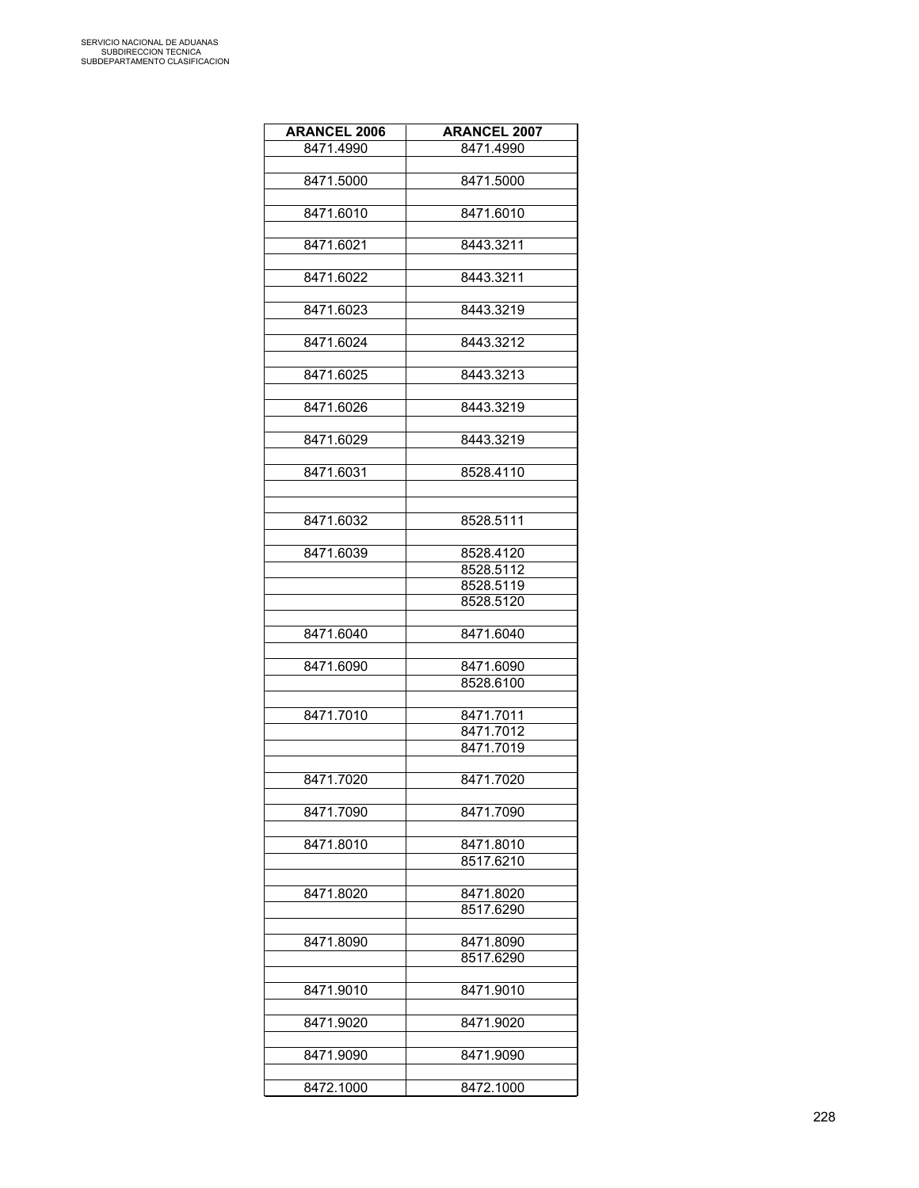| ARANCEL 2006 | ARANCEL 2007 |
|---|---|
| 8471.4990 | 8471.4990 |
| | |
| 8471.5000 | 8471.5000 |
| | |
| 8471.6010 | 8471.6010 |
| | |
| 8471.6021 | 8443.3211 |
| | |
| 8471.6022 | 8443.3211 |
| | |
| 8471.6023 | 8443.3219 |
| | |
| 8471.6024 | 8443.3212 |
| | |
| 8471.6025 | 8443.3213 |
| | |
| 8471.6026 | 8443.3219 |
| | |
| 8471.6029 | 8443.3219 |
| | |
| 8471.6031 | 8528.4110 |
| | |
| | |
| 8471.6032 | 8528.5111 |
| | |
| 8471.6039 | 8528.4120 |
| | 8528.5112 |
| | 8528.5119 |
| | 8528.5120 |
| | |
| 8471.6040 | 8471.6040 |
| | |
| 8471.6090 | 8471.6090 |
| | 8528.6100 |
| | |
| 8471.7010 | 8471.7011 |
| | 8471.7012 |
| | 8471.7019 |
| | |
| 8471.7020 | 8471.7020 |
| | |
| 8471.7090 | 8471.7090 |
| | |
| 8471.8010 | 8471.8010 |
| | 8517.6210 |
| | |
| 8471.8020 | 8471.8020 |
| | 8517.6290 |
| | |
| 8471.8090 | 8471.8090 |
| | 8517.6290 |
| | |
| 8471.9010 | 8471.9010 |
| | |
| 8471.9020 | 8471.9020 |
| | |
| 8471.9090 | 8471.9090 |
| | |
| 8472.1000 | 8472.1000 |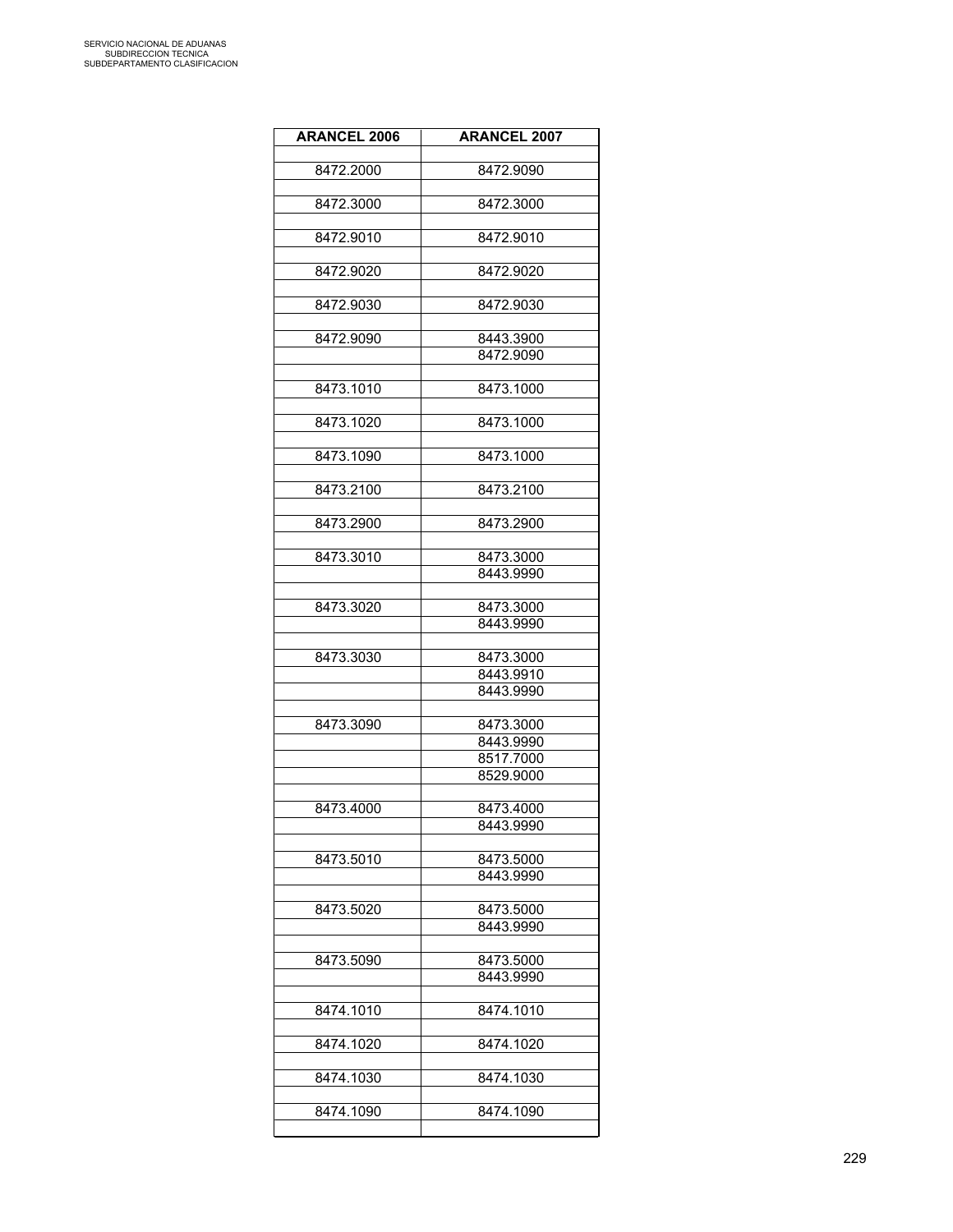| ARANCEL 2006 | ARANCEL 2007 |
|---|---|
| 8472.2000 | 8472.9090 |
| 8472.3000 | 8472.3000 |
| 8472.9010 | 8472.9010 |
| 8472.9020 | 8472.9020 |
| 8472.9030 | 8472.9030 |
| 8472.9090 | 8443.3900 |
| | 8472.9090 |
| 8473.1010 | 8473.1000 |
| 8473.1020 | 8473.1000 |
| 8473.1090 | 8473.1000 |
| 8473.2100 | 8473.2100 |
| 8473.2900 | 8473.2900 |
| 8473.3010 | 8473.3000 |
| | 8443.9990 |
| 8473.3020 | 8473.3000 |
| | 8443.9990 |
| 8473.3030 | 8473.3000 |
| | 8443.9910 |
| | 8443.9990 |
| 8473.3090 | 8473.3000 |
| | 8443.9990 |
| | 8517.7000 |
| | 8529.9000 |
| 8473.4000 | 8473.4000 |
| | 8443.9990 |
| 8473.5010 | 8473.5000 |
| | 8443.9990 |
| 8473.5020 | 8473.5000 |
| | 8443.9990 |
| 8473.5090 | 8473.5000 |
| | 8443.9990 |
| 8474.1010 | 8474.1010 |
| 8474.1020 | 8474.1020 |
| 8474.1030 | 8474.1030 |
| 8474.1090 | 8474.1090 |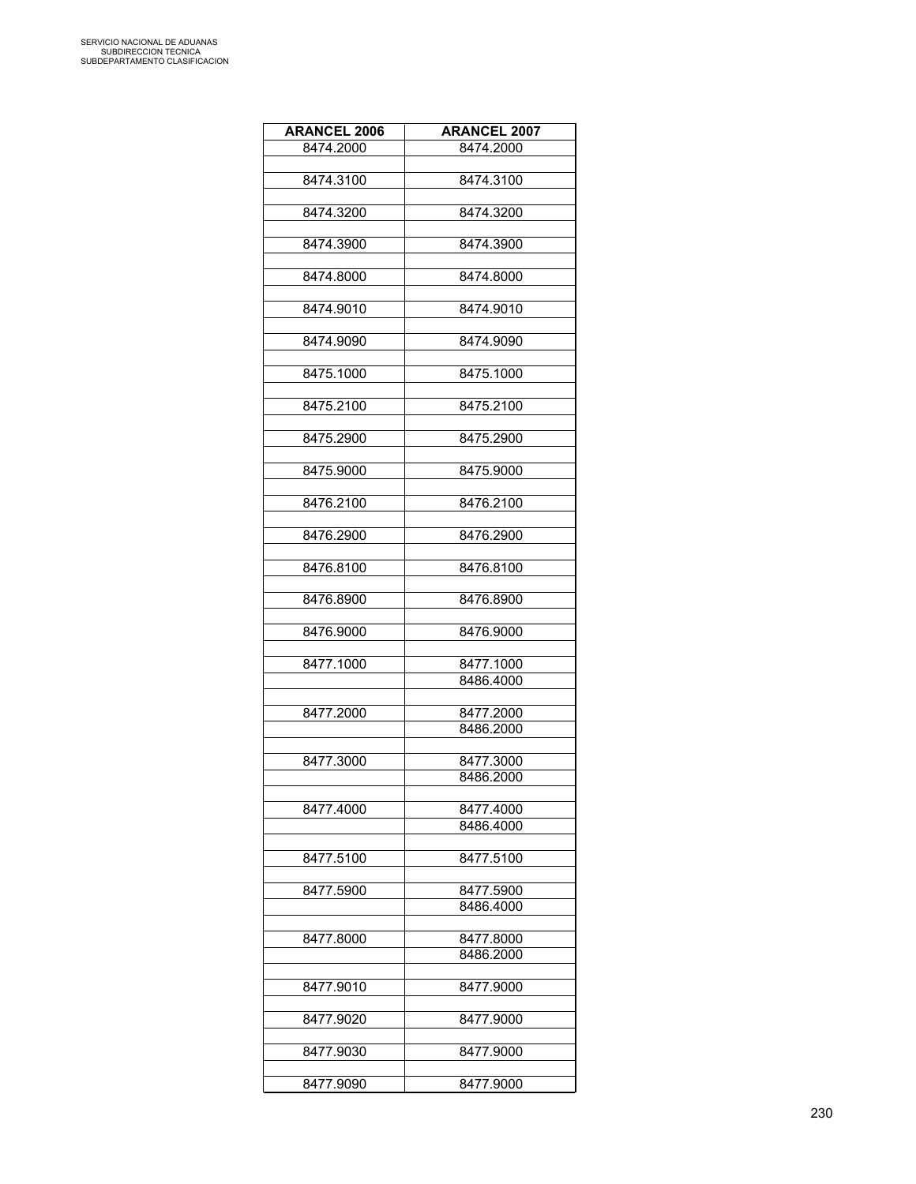| ARANCEL 2006 | ARANCEL 2007 |
|---|---|
| 8474.2000 | 8474.2000 |
| | |
| 8474.3100 | 8474.3100 |
| | |
| 8474.3200 | 8474.3200 |
| | |
| 8474.3900 | 8474.3900 |
| | |
| 8474.8000 | 8474.8000 |
| | |
| 8474.9010 | 8474.9010 |
| | |
| 8474.9090 | 8474.9090 |
| | |
| 8475.1000 | 8475.1000 |
| | |
| 8475.2100 | 8475.2100 |
| | |
| 8475.2900 | 8475.2900 |
| | |
| 8475.9000 | 8475.9000 |
| | |
| 8476.2100 | 8476.2100 |
| | |
| 8476.2900 | 8476.2900 |
| | |
| 8476.8100 | 8476.8100 |
| | |
| 8476.8900 | 8476.8900 |
| | |
| 8476.9000 | 8476.9000 |
| | |
| 8477.1000 | 8477.1000 |
| | 8486.4000 |
| | |
| 8477.2000 | 8477.2000 |
| | 8486.2000 |
| | |
| 8477.3000 | 8477.3000 |
| | 8486.2000 |
| | |
| 8477.4000 | 8477.4000 |
| | 8486.4000 |
| | |
| 8477.5100 | 8477.5100 |
| | |
| 8477.5900 | 8477.5900 |
| | 8486.4000 |
| | |
| 8477.8000 | 8477.8000 |
| | 8486.2000 |
| | |
| 8477.9010 | 8477.9000 |
| | |
| 8477.9020 | 8477.9000 |
| | |
| 8477.9030 | 8477.9000 |
| | |
| 8477.9090 | 8477.9000 |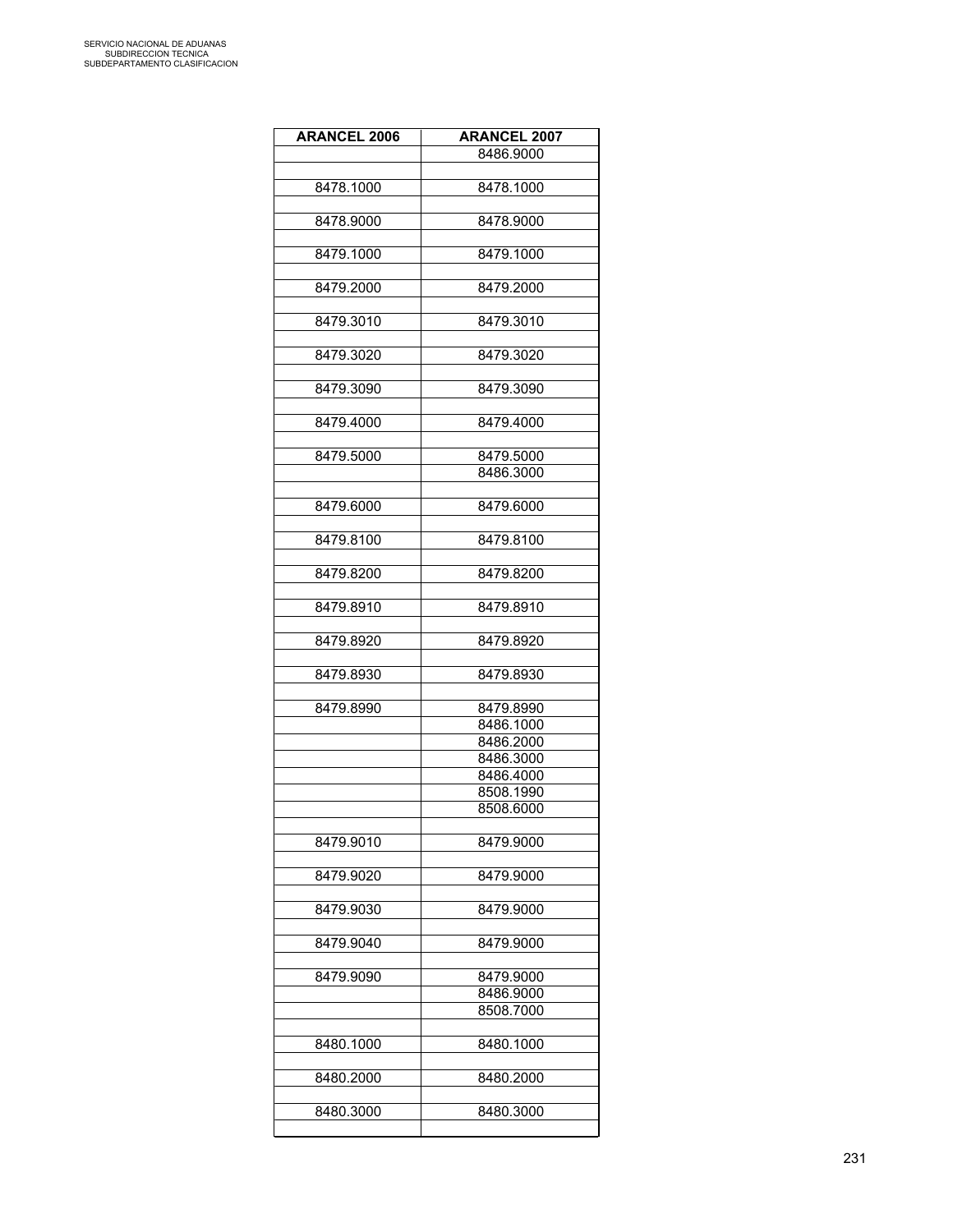| ARANCEL 2006 | ARANCEL 2007 |
|---|---|
| | 8486.9000 |
| | |
| 8478.1000 | 8478.1000 |
| | |
| 8478.9000 | 8478.9000 |
| | |
| 8479.1000 | 8479.1000 |
| | |
| 8479.2000 | 8479.2000 |
| | |
| 8479.3010 | 8479.3010 |
| | |
| 8479.3020 | 8479.3020 |
| | |
| 8479.3090 | 8479.3090 |
| | |
| 8479.4000 | 8479.4000 |
| | |
| 8479.5000 | 8479.5000 |
| | 8486.3000 |
| | |
| 8479.6000 | 8479.6000 |
| | |
| 8479.8100 | 8479.8100 |
| | |
| 8479.8200 | 8479.8200 |
| | |
| 8479.8910 | 8479.8910 |
| | |
| 8479.8920 | 8479.8920 |
| | |
| 8479.8930 | 8479.8930 |
| | |
| 8479.8990 | 8479.8990 |
| | 8486.1000 |
| | 8486.2000 |
| | 8486.3000 |
| | 8486.4000 |
| | 8508.1990 |
| | 8508.6000 |
| | |
| 8479.9010 | 8479.9000 |
| | |
| 8479.9020 | 8479.9000 |
| | |
| 8479.9030 | 8479.9000 |
| | |
| 8479.9040 | 8479.9000 |
| | |
| 8479.9090 | 8479.9000 |
| | 8486.9000 |
| | 8508.7000 |
| | |
| 8480.1000 | 8480.1000 |
| | |
| 8480.2000 | 8480.2000 |
| | |
| 8480.3000 | 8480.3000 |
| | |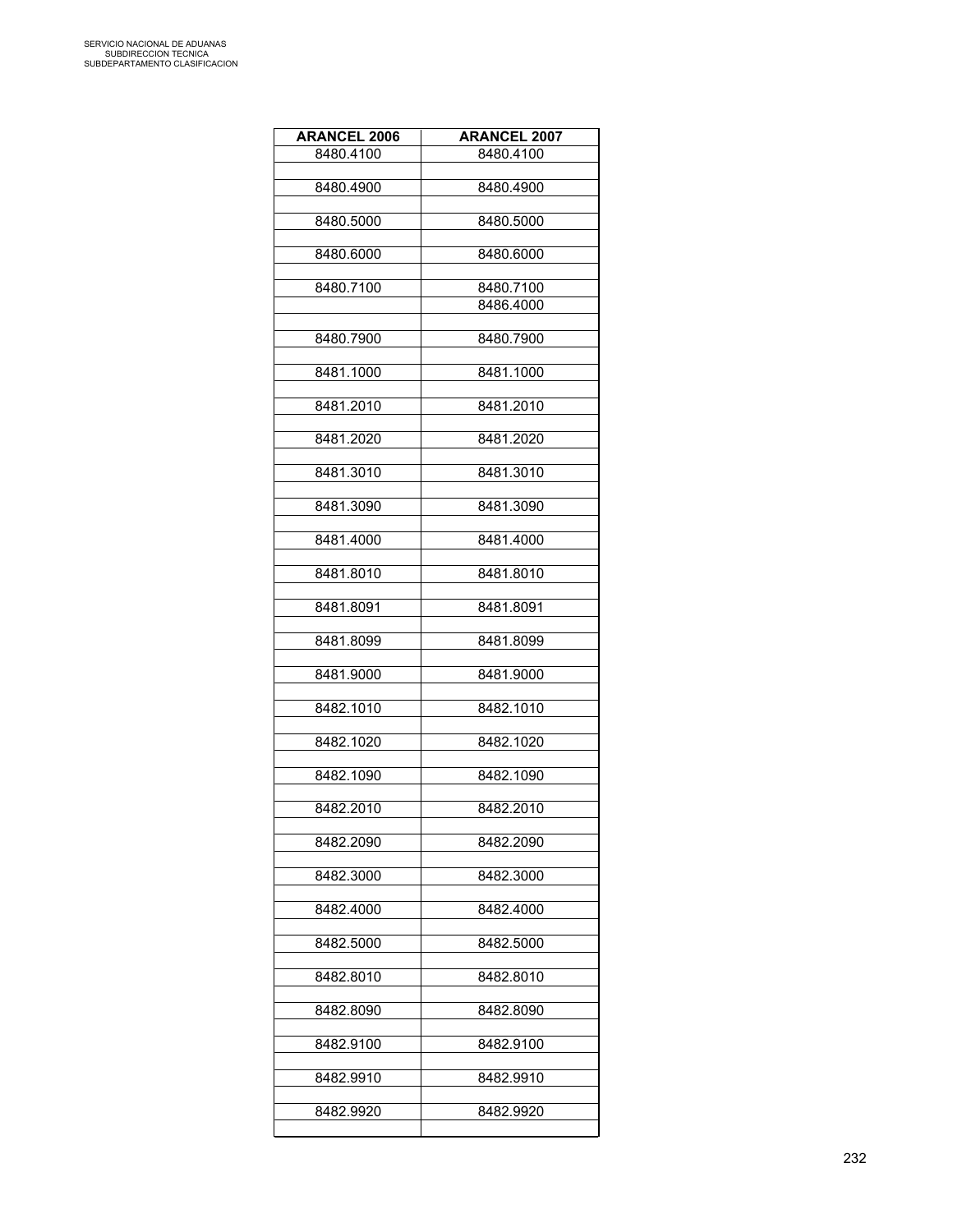| ARANCEL 2006 | ARANCEL 2007 |
|---|---|
| 8480.4100 | 8480.4100 |
| | |
| 8480.4900 | 8480.4900 |
| | |
| 8480.5000 | 8480.5000 |
| | |
| 8480.6000 | 8480.6000 |
| | |
| 8480.7100 | 8480.7100 |
| | 8486.4000 |
| | |
| 8480.7900 | 8480.7900 |
| | |
| 8481.1000 | 8481.1000 |
| | |
| 8481.2010 | 8481.2010 |
| | |
| 8481.2020 | 8481.2020 |
| | |
| 8481.3010 | 8481.3010 |
| | |
| 8481.3090 | 8481.3090 |
| | |
| 8481.4000 | 8481.4000 |
| | |
| 8481.8010 | 8481.8010 |
| | |
| 8481.8091 | 8481.8091 |
| | |
| 8481.8099 | 8481.8099 |
| | |
| 8481.9000 | 8481.9000 |
| | |
| 8482.1010 | 8482.1010 |
| | |
| 8482.1020 | 8482.1020 |
| | |
| 8482.1090 | 8482.1090 |
| | |
| 8482.2010 | 8482.2010 |
| | |
| 8482.2090 | 8482.2090 |
| | |
| 8482.3000 | 8482.3000 |
| | |
| 8482.4000 | 8482.4000 |
| | |
| 8482.5000 | 8482.5000 |
| | |
| 8482.8010 | 8482.8010 |
| | |
| 8482.8090 | 8482.8090 |
| | |
| 8482.9100 | 8482.9100 |
| | |
| 8482.9910 | 8482.9910 |
| | |
| 8482.9920 | 8482.9920 |
| | |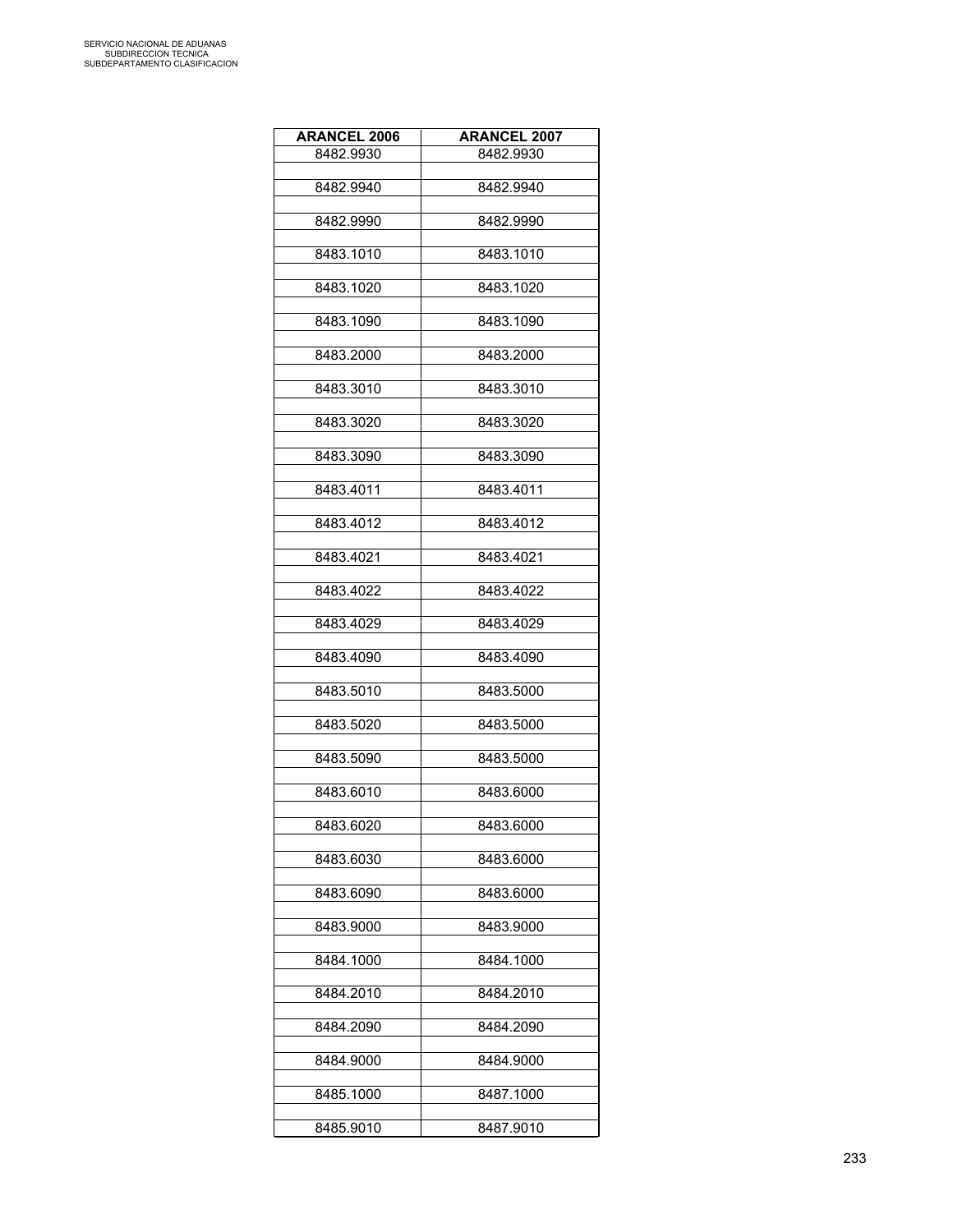| ARANCEL 2006 | ARANCEL 2007 |
|---|---|
| 8482.9930 | 8482.9930 |
| 8482.9940 | 8482.9940 |
| 8482.9990 | 8482.9990 |
| 8483.1010 | 8483.1010 |
| 8483.1020 | 8483.1020 |
| 8483.1090 | 8483.1090 |
| 8483.2000 | 8483.2000 |
| 8483.3010 | 8483.3010 |
| 8483.3020 | 8483.3020 |
| 8483.3090 | 8483.3090 |
| 8483.4011 | 8483.4011 |
| 8483.4012 | 8483.4012 |
| 8483.4021 | 8483.4021 |
| 8483.4022 | 8483.4022 |
| 8483.4029 | 8483.4029 |
| 8483.4090 | 8483.4090 |
| 8483.5010 | 8483.5000 |
| 8483.5020 | 8483.5000 |
| 8483.5090 | 8483.5000 |
| 8483.6010 | 8483.6000 |
| 8483.6020 | 8483.6000 |
| 8483.6030 | 8483.6000 |
| 8483.6090 | 8483.6000 |
| 8483.9000 | 8483.9000 |
| 8484.1000 | 8484.1000 |
| 8484.2010 | 8484.2010 |
| 8484.2090 | 8484.2090 |
| 8484.9000 | 8484.9000 |
| 8485.1000 | 8487.1000 |
| 8485.9010 | 8487.9010 |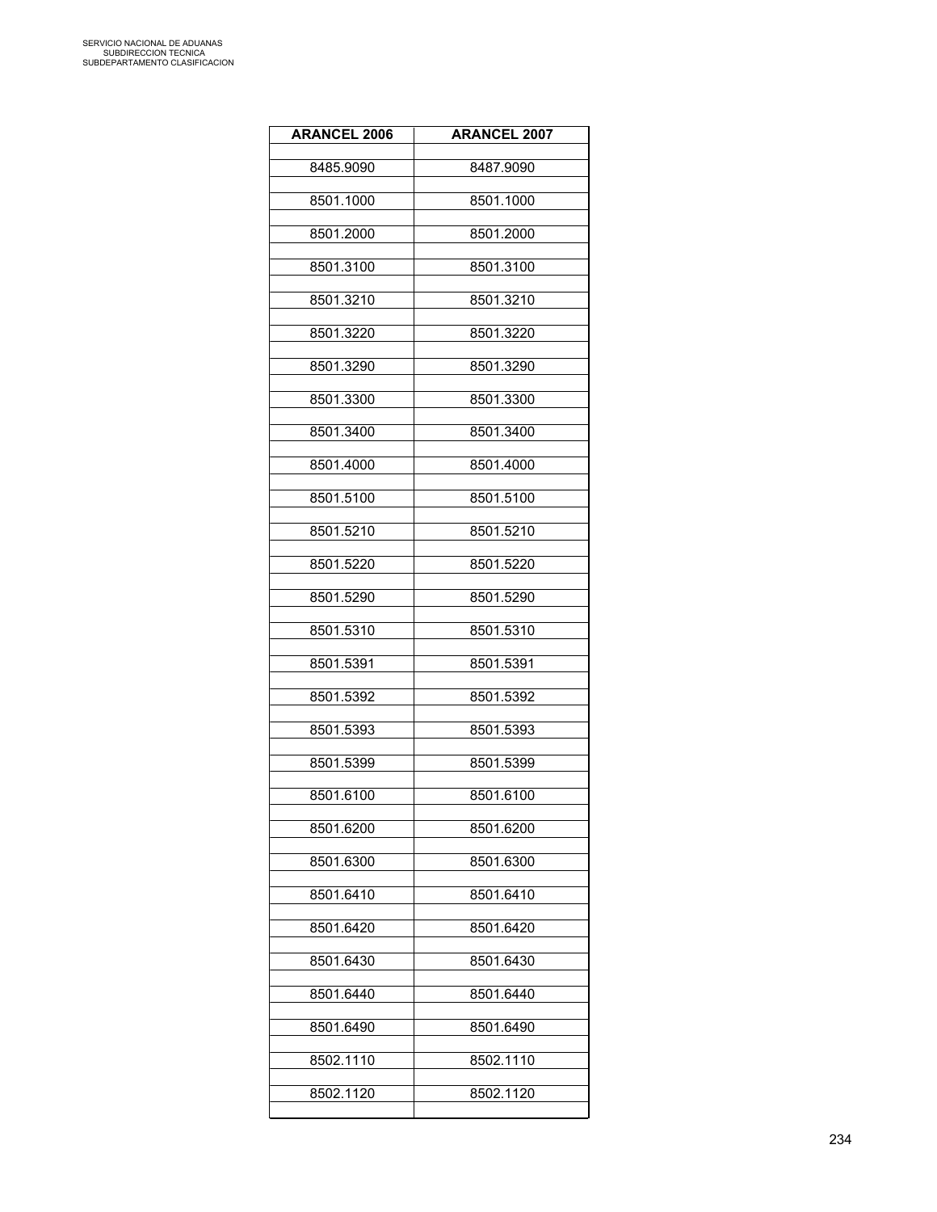| ARANCEL 2006 | ARANCEL 2007 |
|---|---|
| 8485.9090 | 8487.9090 |
| 8501.1000 | 8501.1000 |
| 8501.2000 | 8501.2000 |
| 8501.3100 | 8501.3100 |
| 8501.3210 | 8501.3210 |
| 8501.3220 | 8501.3220 |
| 8501.3290 | 8501.3290 |
| 8501.3300 | 8501.3300 |
| 8501.3400 | 8501.3400 |
| 8501.4000 | 8501.4000 |
| 8501.5100 | 8501.5100 |
| 8501.5210 | 8501.5210 |
| 8501.5220 | 8501.5220 |
| 8501.5290 | 8501.5290 |
| 8501.5310 | 8501.5310 |
| 8501.5391 | 8501.5391 |
| 8501.5392 | 8501.5392 |
| 8501.5393 | 8501.5393 |
| 8501.5399 | 8501.5399 |
| 8501.6100 | 8501.6100 |
| 8501.6200 | 8501.6200 |
| 8501.6300 | 8501.6300 |
| 8501.6410 | 8501.6410 |
| 8501.6420 | 8501.6420 |
| 8501.6430 | 8501.6430 |
| 8501.6440 | 8501.6440 |
| 8501.6490 | 8501.6490 |
| 8502.1110 | 8502.1110 |
| 8502.1120 | 8502.1120 |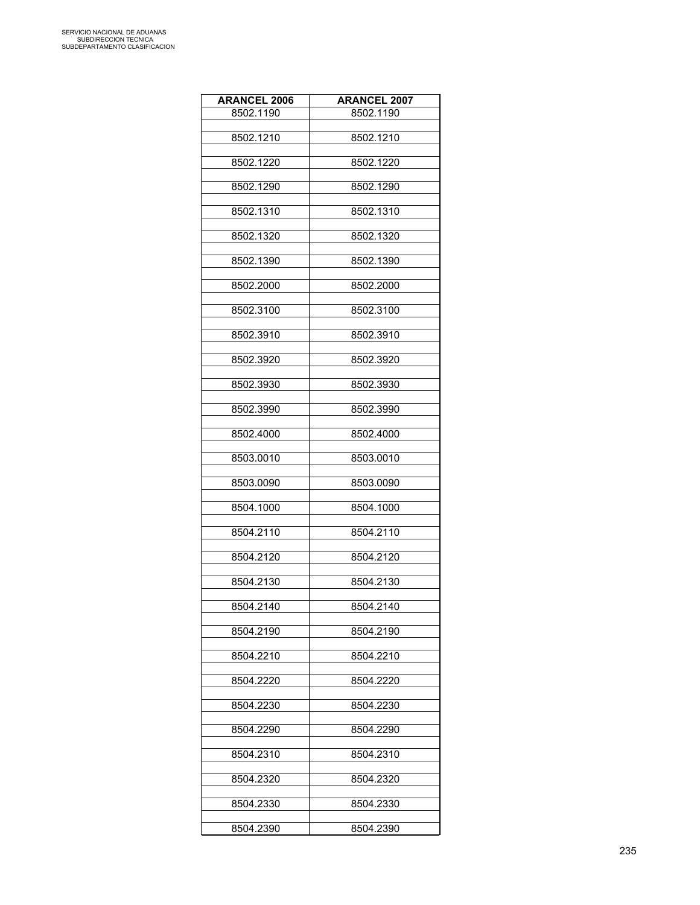| ARANCEL 2006 | ARANCEL 2007 |
|---|---|
| 8502.1190 | 8502.1190 |
| 8502.1210 | 8502.1210 |
| 8502.1220 | 8502.1220 |
| 8502.1290 | 8502.1290 |
| 8502.1310 | 8502.1310 |
| 8502.1320 | 8502.1320 |
| 8502.1390 | 8502.1390 |
| 8502.2000 | 8502.2000 |
| 8502.3100 | 8502.3100 |
| 8502.3910 | 8502.3910 |
| 8502.3920 | 8502.3920 |
| 8502.3930 | 8502.3930 |
| 8502.3990 | 8502.3990 |
| 8502.4000 | 8502.4000 |
| 8503.0010 | 8503.0010 |
| 8503.0090 | 8503.0090 |
| 8504.1000 | 8504.1000 |
| 8504.2110 | 8504.2110 |
| 8504.2120 | 8504.2120 |
| 8504.2130 | 8504.2130 |
| 8504.2140 | 8504.2140 |
| 8504.2190 | 8504.2190 |
| 8504.2210 | 8504.2210 |
| 8504.2220 | 8504.2220 |
| 8504.2230 | 8504.2230 |
| 8504.2290 | 8504.2290 |
| 8504.2310 | 8504.2310 |
| 8504.2320 | 8504.2320 |
| 8504.2330 | 8504.2330 |
| 8504.2390 | 8504.2390 |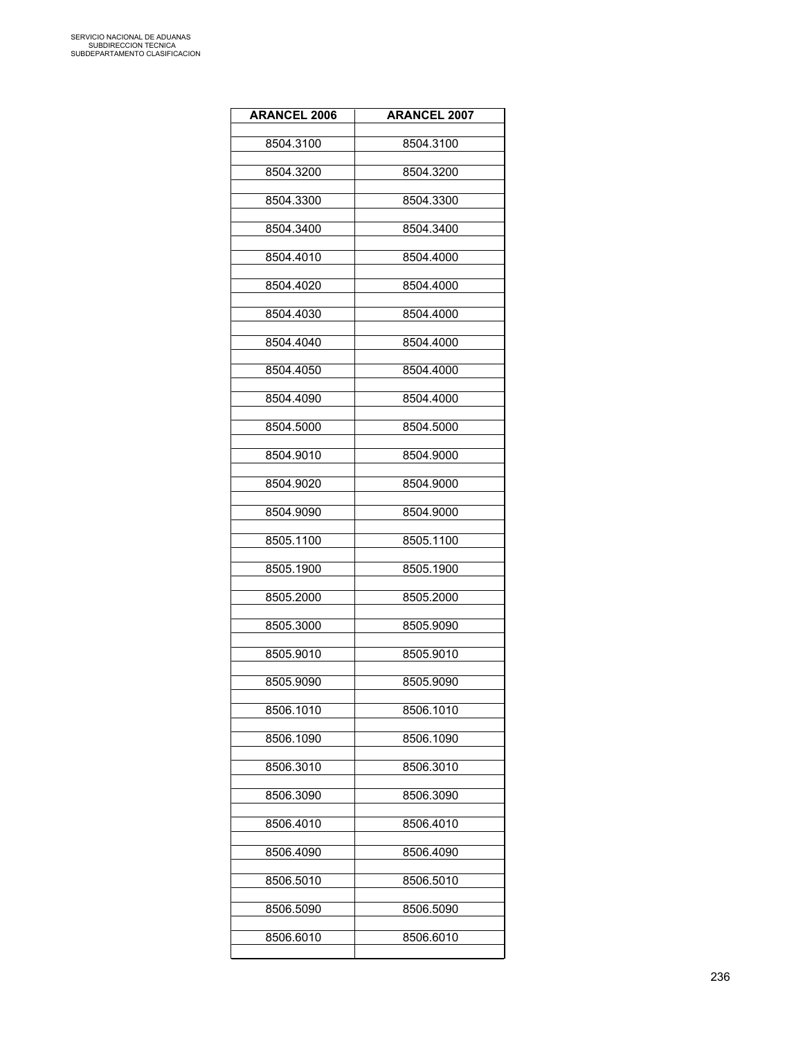| ARANCEL 2006 | ARANCEL 2007 |
|---|---|
| 8504.3100 | 8504.3100 |
| 8504.3200 | 8504.3200 |
| 8504.3300 | 8504.3300 |
| 8504.3400 | 8504.3400 |
| 8504.4010 | 8504.4000 |
| 8504.4020 | 8504.4000 |
| 8504.4030 | 8504.4000 |
| 8504.4040 | 8504.4000 |
| 8504.4050 | 8504.4000 |
| 8504.4090 | 8504.4000 |
| 8504.5000 | 8504.5000 |
| 8504.9010 | 8504.9000 |
| 8504.9020 | 8504.9000 |
| 8504.9090 | 8504.9000 |
| 8505.1100 | 8505.1100 |
| 8505.1900 | 8505.1900 |
| 8505.2000 | 8505.2000 |
| 8505.3000 | 8505.9090 |
| 8505.9010 | 8505.9010 |
| 8505.9090 | 8505.9090 |
| 8506.1010 | 8506.1010 |
| 8506.1090 | 8506.1090 |
| 8506.3010 | 8506.3010 |
| 8506.3090 | 8506.3090 |
| 8506.4010 | 8506.4010 |
| 8506.4090 | 8506.4090 |
| 8506.5010 | 8506.5010 |
| 8506.5090 | 8506.5090 |
| 8506.6010 | 8506.6010 |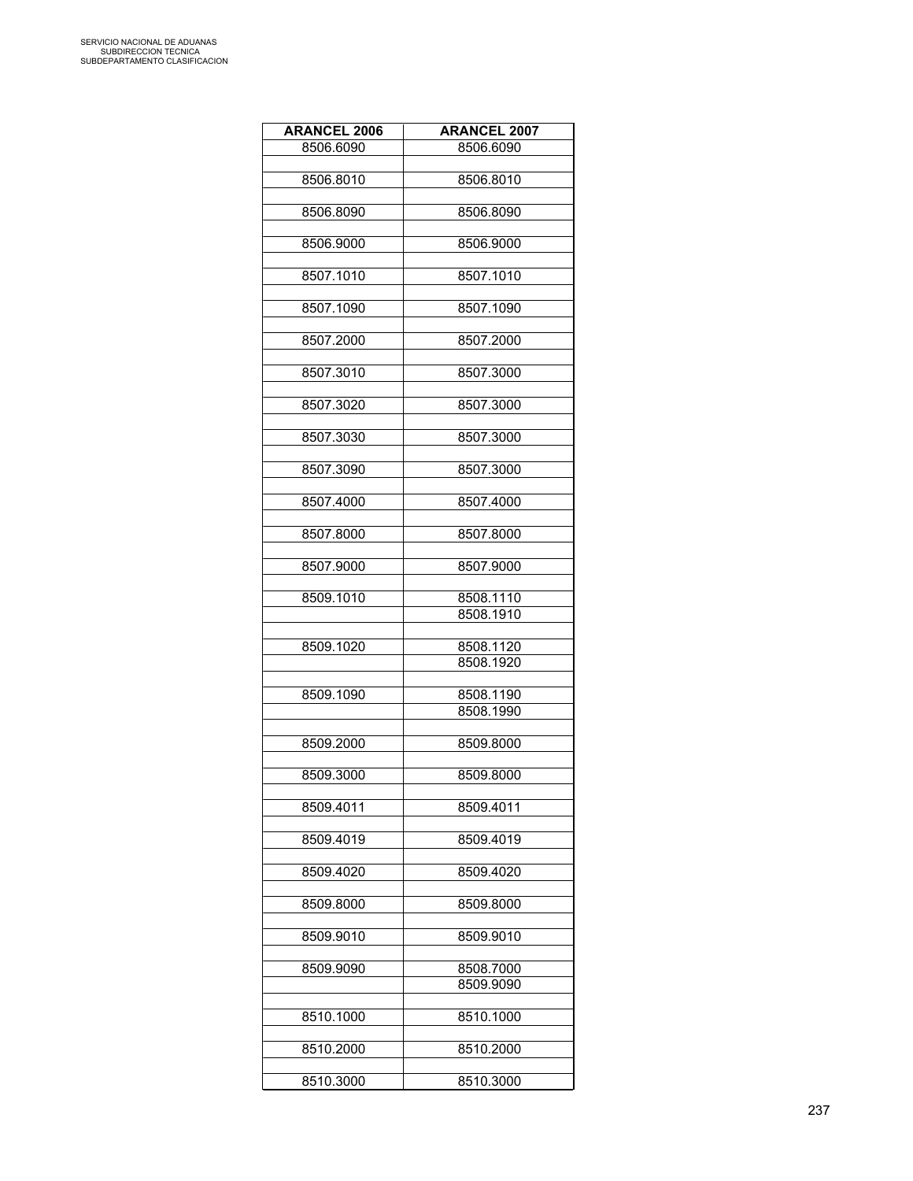| ARANCEL 2006 | ARANCEL 2007 |
|---|---|
| 8506.6090 | 8506.6090 |
| | |
| 8506.8010 | 8506.8010 |
| | |
| 8506.8090 | 8506.8090 |
| | |
| 8506.9000 | 8506.9000 |
| | |
| 8507.1010 | 8507.1010 |
| | |
| 8507.1090 | 8507.1090 |
| | |
| 8507.2000 | 8507.2000 |
| | |
| 8507.3010 | 8507.3000 |
| | |
| 8507.3020 | 8507.3000 |
| | |
| 8507.3030 | 8507.3000 |
| | |
| 8507.3090 | 8507.3000 |
| | |
| 8507.4000 | 8507.4000 |
| | |
| 8507.8000 | 8507.8000 |
| | |
| 8507.9000 | 8507.9000 |
| | |
| 8509.1010 | 8508.1110 |
| | 8508.1910 |
| | |
| 8509.1020 | 8508.1120 |
| | 8508.1920 |
| | |
| 8509.1090 | 8508.1190 |
| | 8508.1990 |
| | |
| 8509.2000 | 8509.8000 |
| | |
| 8509.3000 | 8509.8000 |
| | |
| 8509.4011 | 8509.4011 |
| | |
| 8509.4019 | 8509.4019 |
| | |
| 8509.4020 | 8509.4020 |
| | |
| 8509.8000 | 8509.8000 |
| | |
| 8509.9010 | 8509.9010 |
| | |
| 8509.9090 | 8508.7000 |
| | 8509.9090 |
| | |
| 8510.1000 | 8510.1000 |
| | |
| 8510.2000 | 8510.2000 |
| | |
| 8510.3000 | 8510.3000 |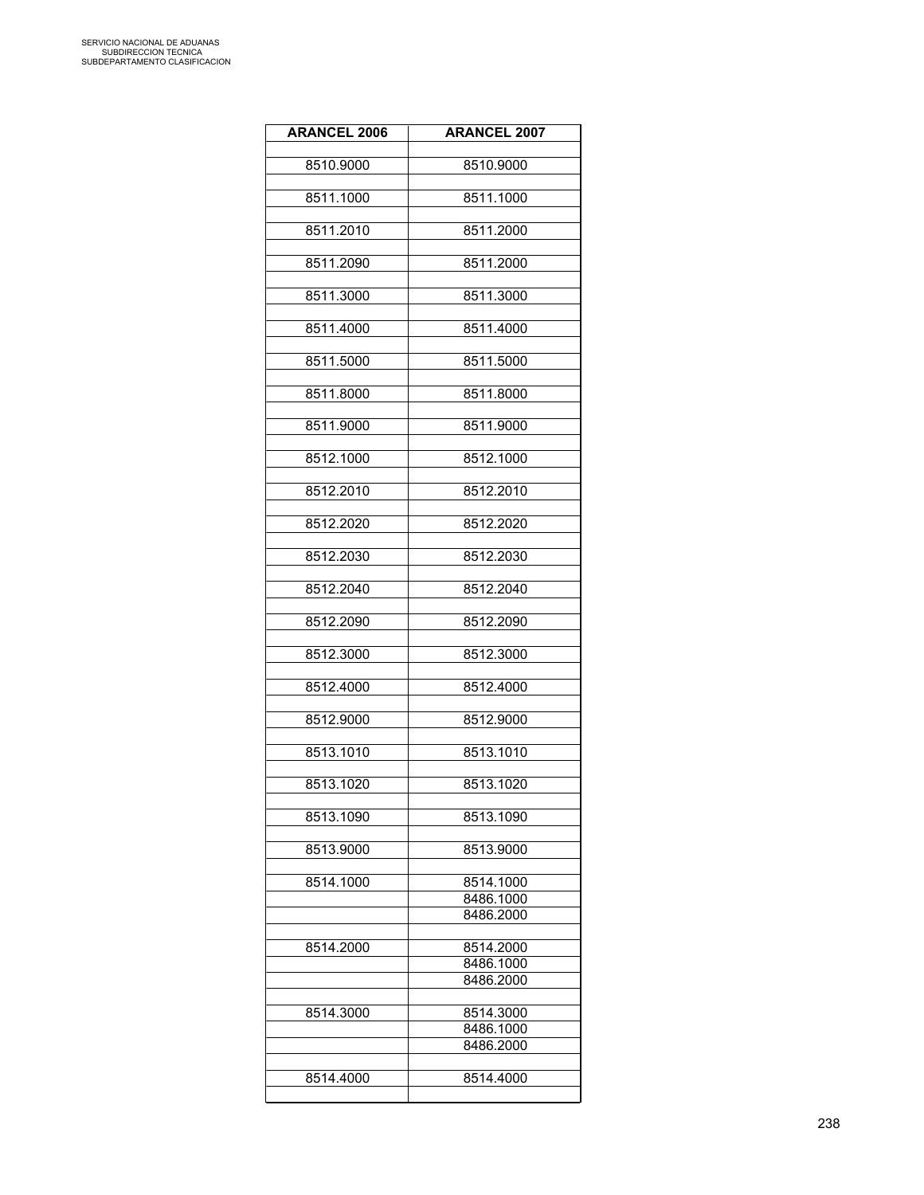SERVICIO NACIONAL DE ADUANAS
SUBDIRECCION TECNICA
SUBDEPARTAMENTO CLASIFICACION

| ARANCEL 2006 | ARANCEL 2007 |
|---|---|
| 8510.9000 | 8510.9000 |
| 8511.1000 | 8511.1000 |
| 8511.2010 | 8511.2000 |
| 8511.2090 | 8511.2000 |
| 8511.3000 | 8511.3000 |
| 8511.4000 | 8511.4000 |
| 8511.5000 | 8511.5000 |
| 8511.8000 | 8511.8000 |
| 8511.9000 | 8511.9000 |
| 8512.1000 | 8512.1000 |
| 8512.2010 | 8512.2010 |
| 8512.2020 | 8512.2020 |
| 8512.2030 | 8512.2030 |
| 8512.2040 | 8512.2040 |
| 8512.2090 | 8512.2090 |
| 8512.3000 | 8512.3000 |
| 8512.4000 | 8512.4000 |
| 8512.9000 | 8512.9000 |
| 8513.1010 | 8513.1010 |
| 8513.1020 | 8513.1020 |
| 8513.1090 | 8513.1090 |
| 8513.9000 | 8513.9000 |
| 8514.1000 | 8514.1000 |
| | 8486.1000 |
| | 8486.2000 |
| 8514.2000 | 8514.2000 |
| | 8486.1000 |
| | 8486.2000 |
| 8514.3000 | 8514.3000 |
| | 8486.1000 |
| | 8486.2000 |
| 8514.4000 | 8514.4000 |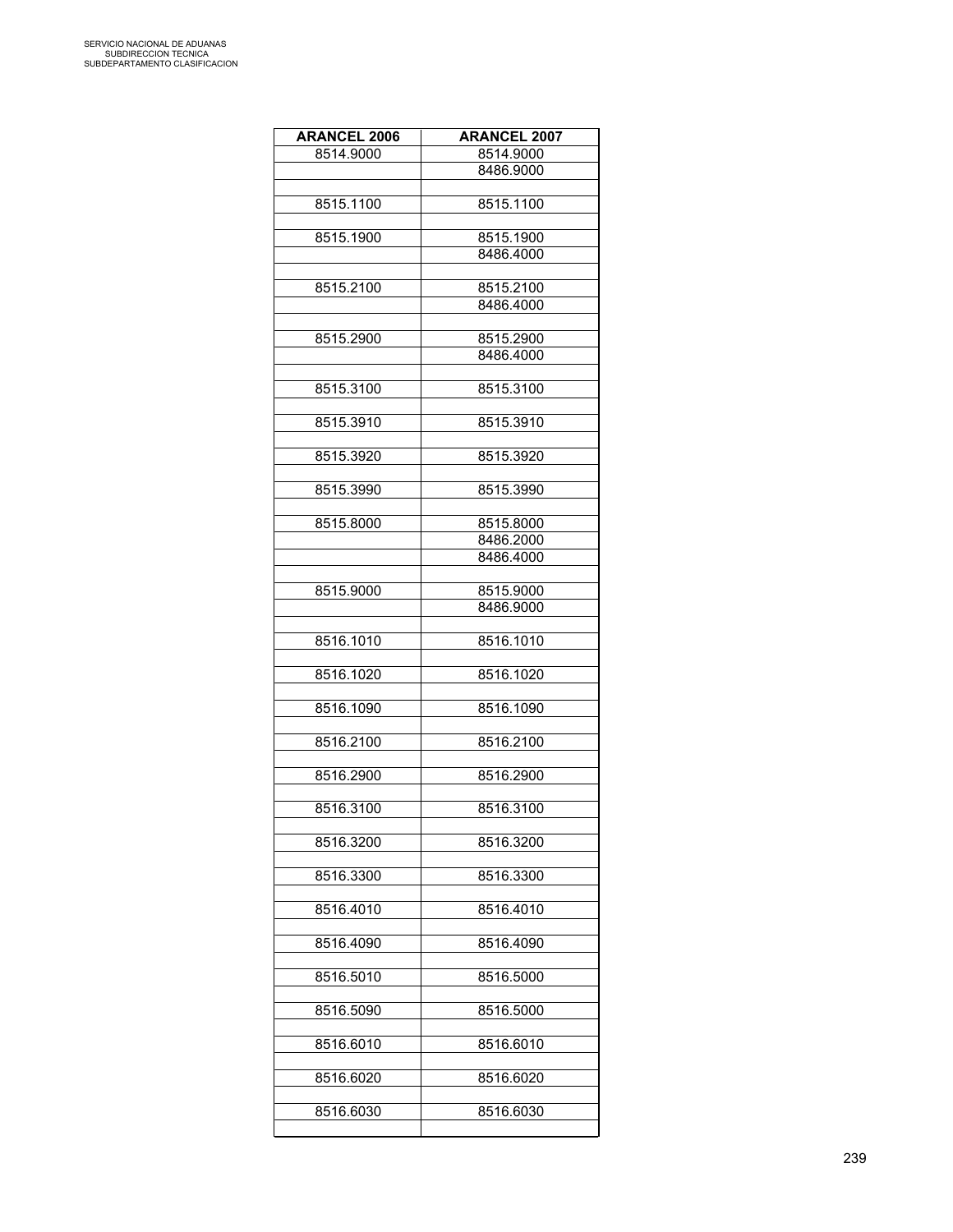| ARANCEL 2006 | ARANCEL 2007 |
|---|---|
| 8514.9000 | 8514.9000 |
| | 8486.9000 |
| | |
| 8515.1100 | 8515.1100 |
| | |
| 8515.1900 | 8515.1900 |
| | 8486.4000 |
| | |
| 8515.2100 | 8515.2100 |
| | 8486.4000 |
| | |
| 8515.2900 | 8515.2900 |
| | 8486.4000 |
| | |
| 8515.3100 | 8515.3100 |
| | |
| 8515.3910 | 8515.3910 |
| | |
| 8515.3920 | 8515.3920 |
| | |
| 8515.3990 | 8515.3990 |
| | |
| 8515.8000 | 8515.8000 |
| | 8486.2000 |
| | 8486.4000 |
| | |
| 8515.9000 | 8515.9000 |
| | 8486.9000 |
| | |
| 8516.1010 | 8516.1010 |
| | |
| 8516.1020 | 8516.1020 |
| | |
| 8516.1090 | 8516.1090 |
| | |
| 8516.2100 | 8516.2100 |
| | |
| 8516.2900 | 8516.2900 |
| | |
| 8516.3100 | 8516.3100 |
| | |
| 8516.3200 | 8516.3200 |
| | |
| 8516.3300 | 8516.3300 |
| | |
| 8516.4010 | 8516.4010 |
| | |
| 8516.4090 | 8516.4090 |
| | |
| 8516.5010 | 8516.5000 |
| | |
| 8516.5090 | 8516.5000 |
| | |
| 8516.6010 | 8516.6010 |
| | |
| 8516.6020 | 8516.6020 |
| | |
| 8516.6030 | 8516.6030 |
| | |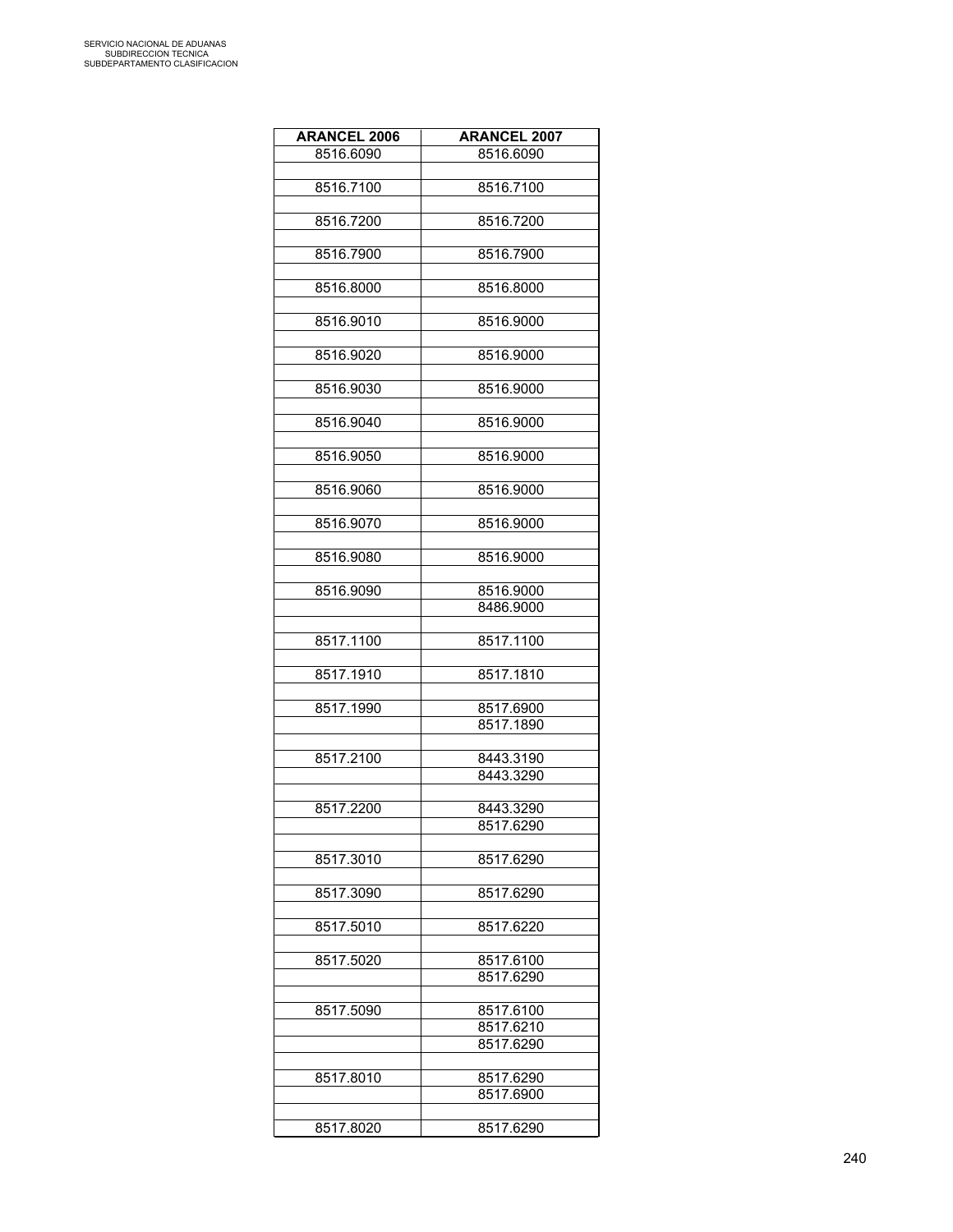SERVICIO NACIONAL DE ADUANAS
SUBDIRECCION TECNICA
SUBDEPARTAMENTO CLASIFICACION

| ARANCEL 2006 | ARANCEL 2007 |
|---|---|
| 8516.6090 | 8516.6090 |
| | |
| 8516.7100 | 8516.7100 |
| | |
| 8516.7200 | 8516.7200 |
| | |
| 8516.7900 | 8516.7900 |
| | |
| 8516.8000 | 8516.8000 |
| | |
| 8516.9010 | 8516.9000 |
| | |
| 8516.9020 | 8516.9000 |
| | |
| 8516.9030 | 8516.9000 |
| | |
| 8516.9040 | 8516.9000 |
| | |
| 8516.9050 | 8516.9000 |
| | |
| 8516.9060 | 8516.9000 |
| | |
| 8516.9070 | 8516.9000 |
| | |
| 8516.9080 | 8516.9000 |
| | |
| 8516.9090 | 8516.9000 |
| | 8486.9000 |
| | |
| 8517.1100 | 8517.1100 |
| | |
| 8517.1910 | 8517.1810 |
| | |
| 8517.1990 | 8517.6900 |
| | 8517.1890 |
| | |
| 8517.2100 | 8443.3190 |
| | 8443.3290 |
| | |
| 8517.2200 | 8443.3290 |
| | 8517.6290 |
| | |
| 8517.3010 | 8517.6290 |
| | |
| 8517.3090 | 8517.6290 |
| | |
| 8517.5010 | 8517.6220 |
| | |
| 8517.5020 | 8517.6100 |
| | 8517.6290 |
| | |
| 8517.5090 | 8517.6100 |
| | 8517.6210 |
| | 8517.6290 |
| | |
| 8517.8010 | 8517.6290 |
| | 8517.6900 |
| | |
| 8517.8020 | 8517.6290 |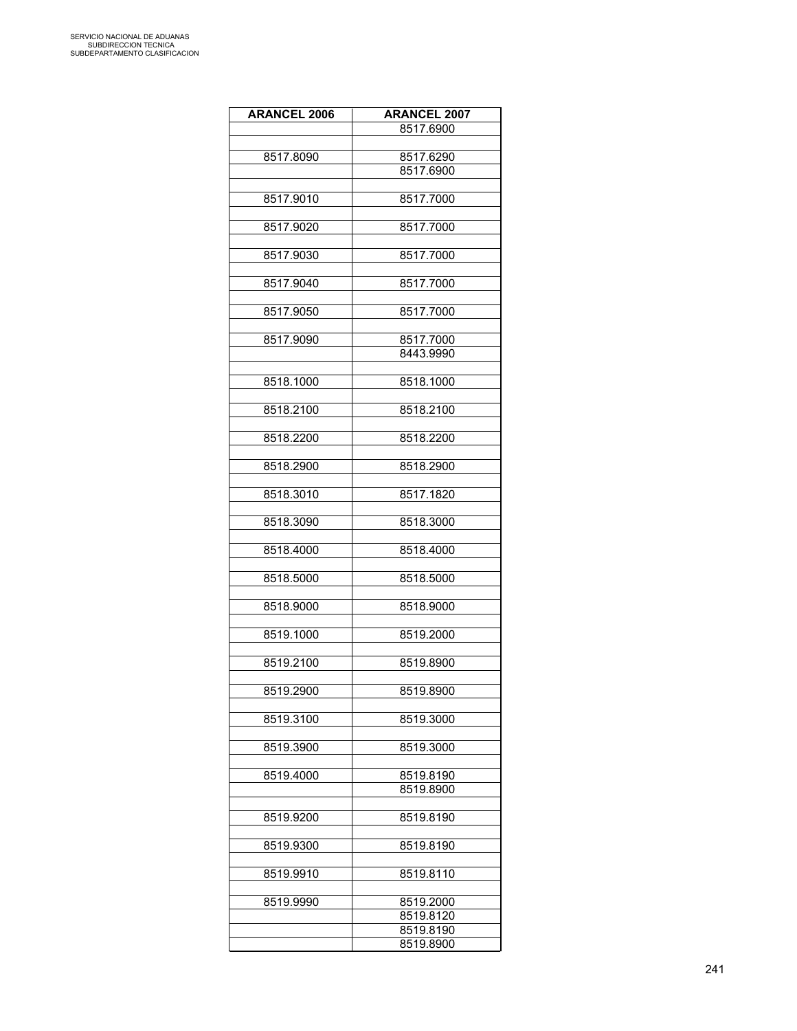| ARANCEL 2006 | ARANCEL 2007 |
|---|---|
| | 8517.6900 |
| | |
| 8517.8090 | 8517.6290 |
| | 8517.6900 |
| | |
| 8517.9010 | 8517.7000 |
| | |
| 8517.9020 | 8517.7000 |
| | |
| 8517.9030 | 8517.7000 |
| | |
| 8517.9040 | 8517.7000 |
| | |
| 8517.9050 | 8517.7000 |
| | |
| 8517.9090 | 8517.7000 |
| | 8443.9990 |
| | |
| 8518.1000 | 8518.1000 |
| | |
| 8518.2100 | 8518.2100 |
| | |
| 8518.2200 | 8518.2200 |
| | |
| 8518.2900 | 8518.2900 |
| | |
| 8518.3010 | 8517.1820 |
| | |
| 8518.3090 | 8518.3000 |
| | |
| 8518.4000 | 8518.4000 |
| | |
| 8518.5000 | 8518.5000 |
| | |
| 8518.9000 | 8518.9000 |
| | |
| 8519.1000 | 8519.2000 |
| | |
| 8519.2100 | 8519.8900 |
| | |
| 8519.2900 | 8519.8900 |
| | |
| 8519.3100 | 8519.3000 |
| | |
| 8519.3900 | 8519.3000 |
| | |
| 8519.4000 | 8519.8190 |
| | 8519.8900 |
| | |
| 8519.9200 | 8519.8190 |
| | |
| 8519.9300 | 8519.8190 |
| | |
| 8519.9910 | 8519.8110 |
| | |
| 8519.9990 | 8519.2000 |
| | 8519.8120 |
| | 8519.8190 |
| | 8519.8900 |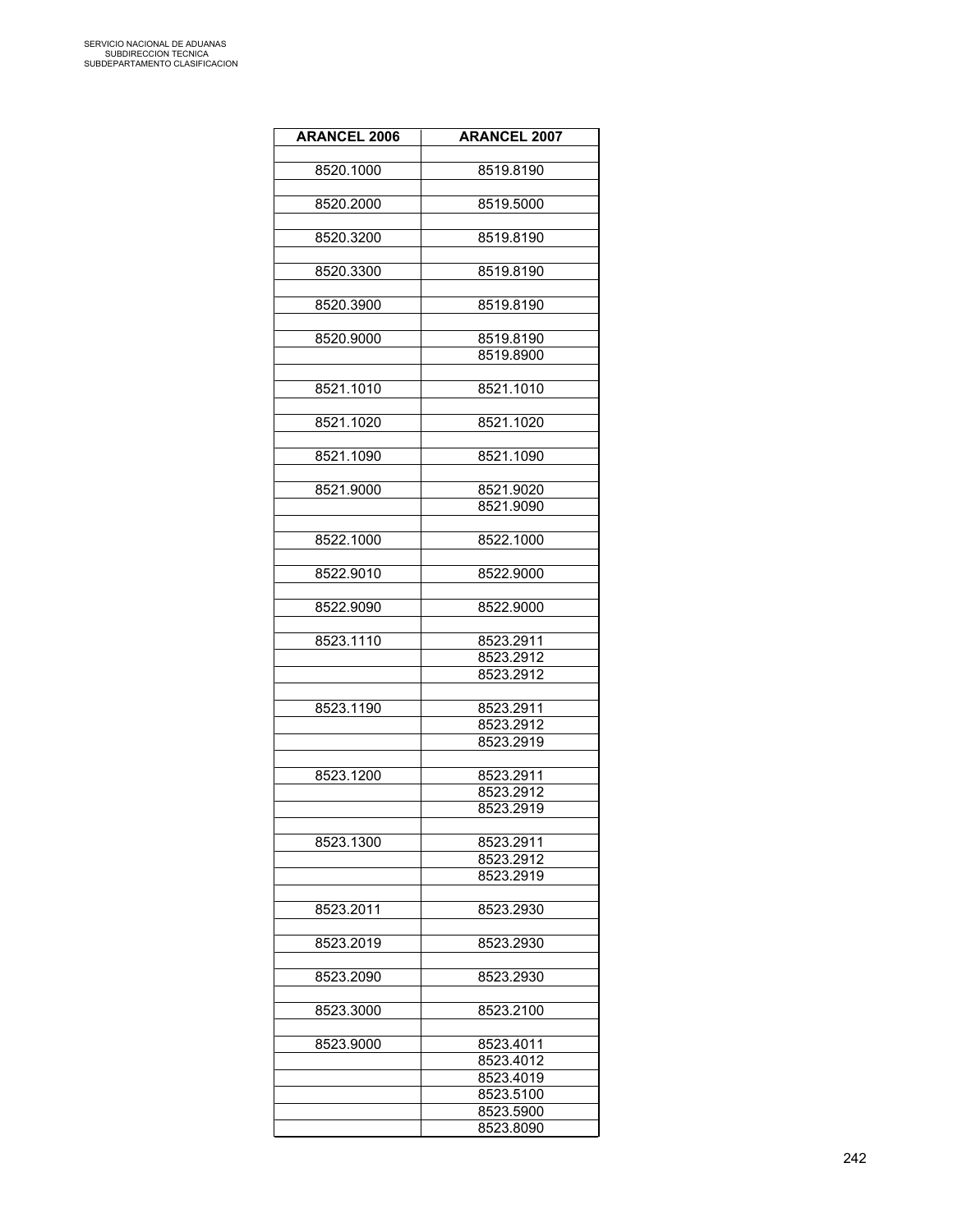| ARANCEL 2006 | ARANCEL 2007 |
|---|---|
| 8520.1000 | 8519.8190 |
| 8520.2000 | 8519.5000 |
| 8520.3200 | 8519.8190 |
| 8520.3300 | 8519.8190 |
| 8520.3900 | 8519.8190 |
| 8520.9000 | 8519.8190 |
| | 8519.8900 |
| 8521.1010 | 8521.1010 |
| 8521.1020 | 8521.1020 |
| 8521.1090 | 8521.1090 |
| 8521.9000 | 8521.9020 |
| | 8521.9090 |
| 8522.1000 | 8522.1000 |
| 8522.9010 | 8522.9000 |
| 8522.9090 | 8522.9000 |
| 8523.1110 | 8523.2911 |
| | 8523.2912 |
| | 8523.2912 |
| 8523.1190 | 8523.2911 |
| | 8523.2912 |
| | 8523.2919 |
| 8523.1200 | 8523.2911 |
| | 8523.2912 |
| | 8523.2919 |
| 8523.1300 | 8523.2911 |
| | 8523.2912 |
| | 8523.2919 |
| 8523.2011 | 8523.2930 |
| 8523.2019 | 8523.2930 |
| 8523.2090 | 8523.2930 |
| 8523.3000 | 8523.2100 |
| 8523.9000 | 8523.4011 |
| | 8523.4012 |
| | 8523.4019 |
| | 8523.5100 |
| | 8523.5900 |
| | 8523.8090 |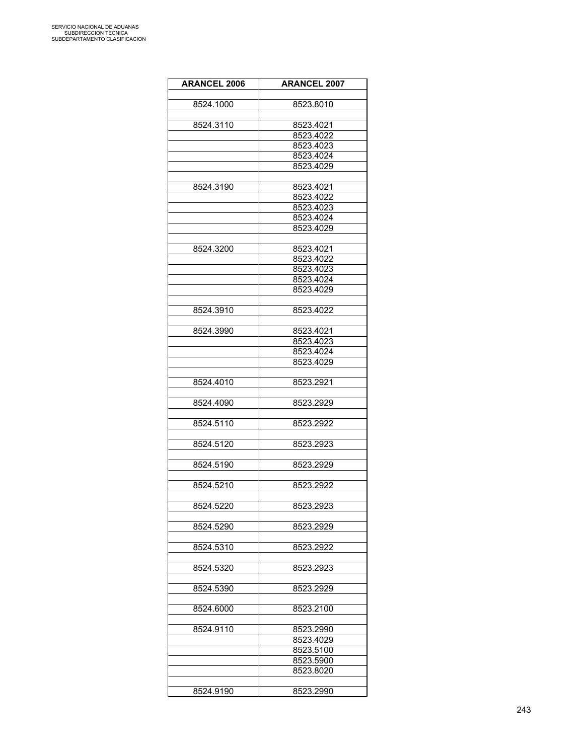| ARANCEL 2006 | ARANCEL 2007 |
|---|---|
| | |
| 8524.1000 | 8523.8010 |
| | |
| 8524.3110 | 8523.4021 |
| | 8523.4022 |
| | 8523.4023 |
| | 8523.4024 |
| | 8523.4029 |
| | |
| 8524.3190 | 8523.4021 |
| | 8523.4022 |
| | 8523.4023 |
| | 8523.4024 |
| | 8523.4029 |
| | |
| 8524.3200 | 8523.4021 |
| | 8523.4022 |
| | 8523.4023 |
| | 8523.4024 |
| | 8523.4029 |
| | |
| 8524.3910 | 8523.4022 |
| | |
| 8524.3990 | 8523.4021 |
| | 8523.4023 |
| | 8523.4024 |
| | 8523.4029 |
| | |
| 8524.4010 | 8523.2921 |
| | |
| 8524.4090 | 8523.2929 |
| | |
| 8524.5110 | 8523.2922 |
| | |
| 8524.5120 | 8523.2923 |
| | |
| 8524.5190 | 8523.2929 |
| | |
| 8524.5210 | 8523.2922 |
| | |
| 8524.5220 | 8523.2923 |
| | |
| 8524.5290 | 8523.2929 |
| | |
| 8524.5310 | 8523.2922 |
| | |
| 8524.5320 | 8523.2923 |
| | |
| 8524.5390 | 8523.2929 |
| | |
| 8524.6000 | 8523.2100 |
| | |
| 8524.9110 | 8523.2990 |
| | 8523.4029 |
| | 8523.5100 |
| | 8523.5900 |
| | 8523.8020 |
| | |
| 8524.9190 | 8523.2990 |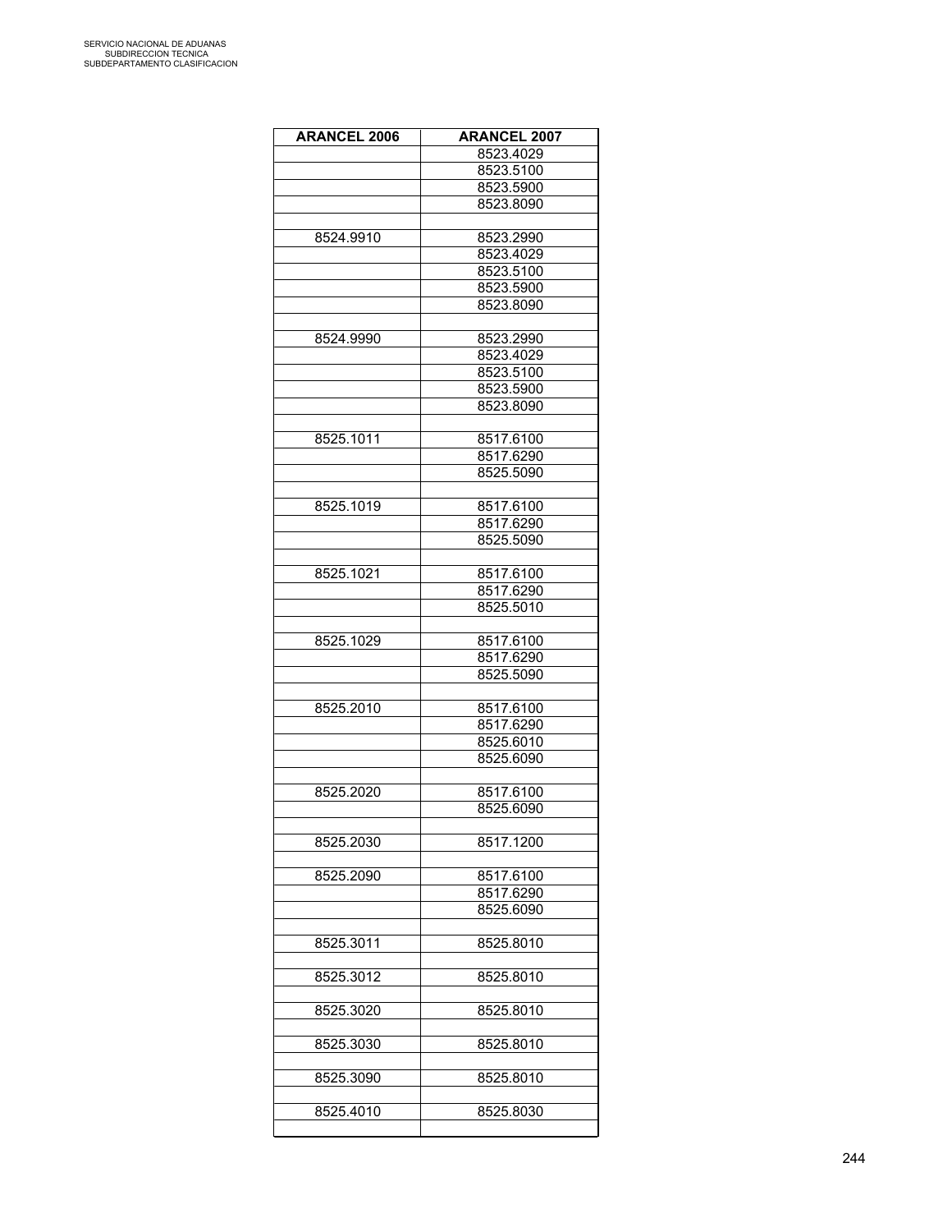SERVICIO NACIONAL DE ADUANAS
SUBDIRECCION TECNICA
SUBDEPARTAMENTO CLASIFICACION

| ARANCEL 2006 | ARANCEL 2007 |
|---|---|
| | 8523.4029 |
| | 8523.5100 |
| | 8523.5900 |
| | 8523.8090 |
| | |
| 8524.9910 | 8523.2990 |
| | 8523.4029 |
| | 8523.5100 |
| | 8523.5900 |
| | 8523.8090 |
| | |
| 8524.9990 | 8523.2990 |
| | 8523.4029 |
| | 8523.5100 |
| | 8523.5900 |
| | 8523.8090 |
| | |
| 8525.1011 | 8517.6100 |
| | 8517.6290 |
| | 8525.5090 |
| | |
| 8525.1019 | 8517.6100 |
| | 8517.6290 |
| | 8525.5090 |
| | |
| 8525.1021 | 8517.6100 |
| | 8517.6290 |
| | 8525.5010 |
| | |
| 8525.1029 | 8517.6100 |
| | 8517.6290 |
| | 8525.5090 |
| | |
| 8525.2010 | 8517.6100 |
| | 8517.6290 |
| | 8525.6010 |
| | 8525.6090 |
| | |
| 8525.2020 | 8517.6100 |
| | 8525.6090 |
| | |
| 8525.2030 | 8517.1200 |
| | |
| 8525.2090 | 8517.6100 |
| | 8517.6290 |
| | 8525.6090 |
| | |
| 8525.3011 | 8525.8010 |
| | |
| 8525.3012 | 8525.8010 |
| | |
| 8525.3020 | 8525.8010 |
| | |
| 8525.3030 | 8525.8010 |
| | |
| 8525.3090 | 8525.8010 |
| | |
| 8525.4010 | 8525.8030 |
| | |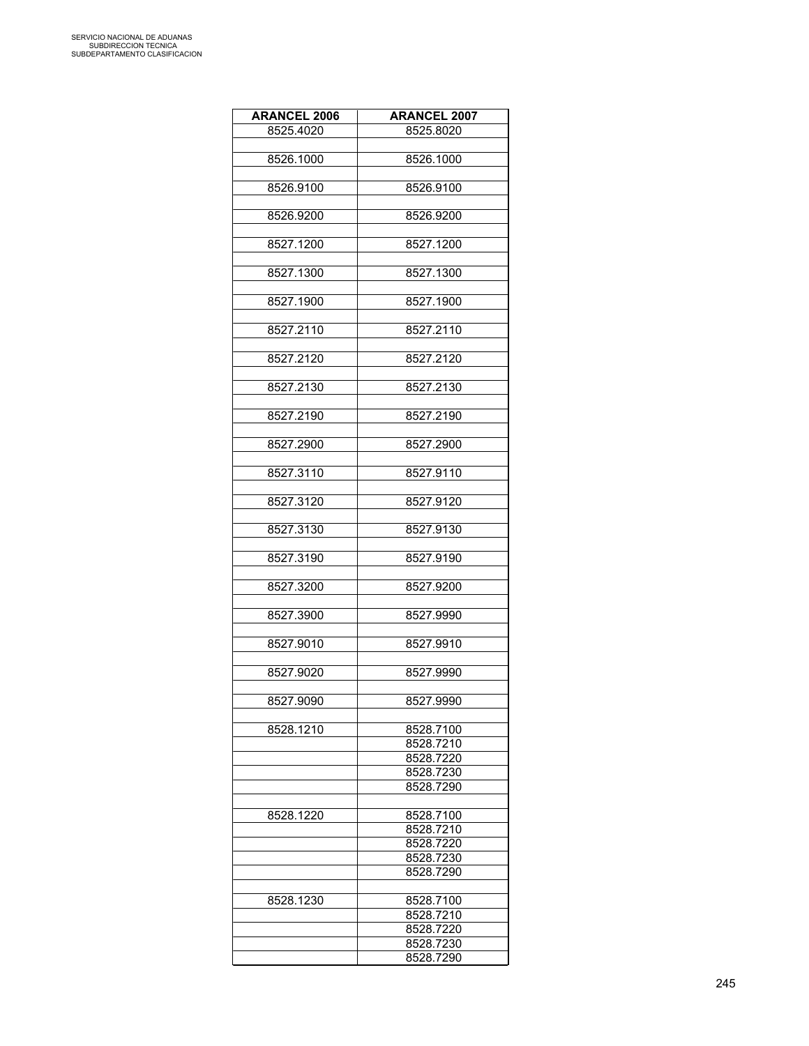| ARANCEL 2006 | ARANCEL 2007 |
|---|---|
| 8525.4020 | 8525.8020 |
| | |
| 8526.1000 | 8526.1000 |
| | |
| 8526.9100 | 8526.9100 |
| | |
| 8526.9200 | 8526.9200 |
| | |
| 8527.1200 | 8527.1200 |
| | |
| 8527.1300 | 8527.1300 |
| | |
| 8527.1900 | 8527.1900 |
| | |
| 8527.2110 | 8527.2110 |
| | |
| 8527.2120 | 8527.2120 |
| | |
| 8527.2130 | 8527.2130 |
| | |
| 8527.2190 | 8527.2190 |
| | |
| 8527.2900 | 8527.2900 |
| | |
| 8527.3110 | 8527.9110 |
| | |
| 8527.3120 | 8527.9120 |
| | |
| 8527.3130 | 8527.9130 |
| | |
| 8527.3190 | 8527.9190 |
| | |
| 8527.3200 | 8527.9200 |
| | |
| 8527.3900 | 8527.9990 |
| | |
| 8527.9010 | 8527.9910 |
| | |
| 8527.9020 | 8527.9990 |
| | |
| 8527.9090 | 8527.9990 |
| | |
| 8528.1210 | 8528.7100 |
| | 8528.7210 |
| | 8528.7220 |
| | 8528.7230 |
| | 8528.7290 |
| | |
| 8528.1220 | 8528.7100 |
| | 8528.7210 |
| | 8528.7220 |
| | 8528.7230 |
| | 8528.7290 |
| | |
| 8528.1230 | 8528.7100 |
| | 8528.7210 |
| | 8528.7220 |
| | 8528.7230 |
| | 8528.7290 |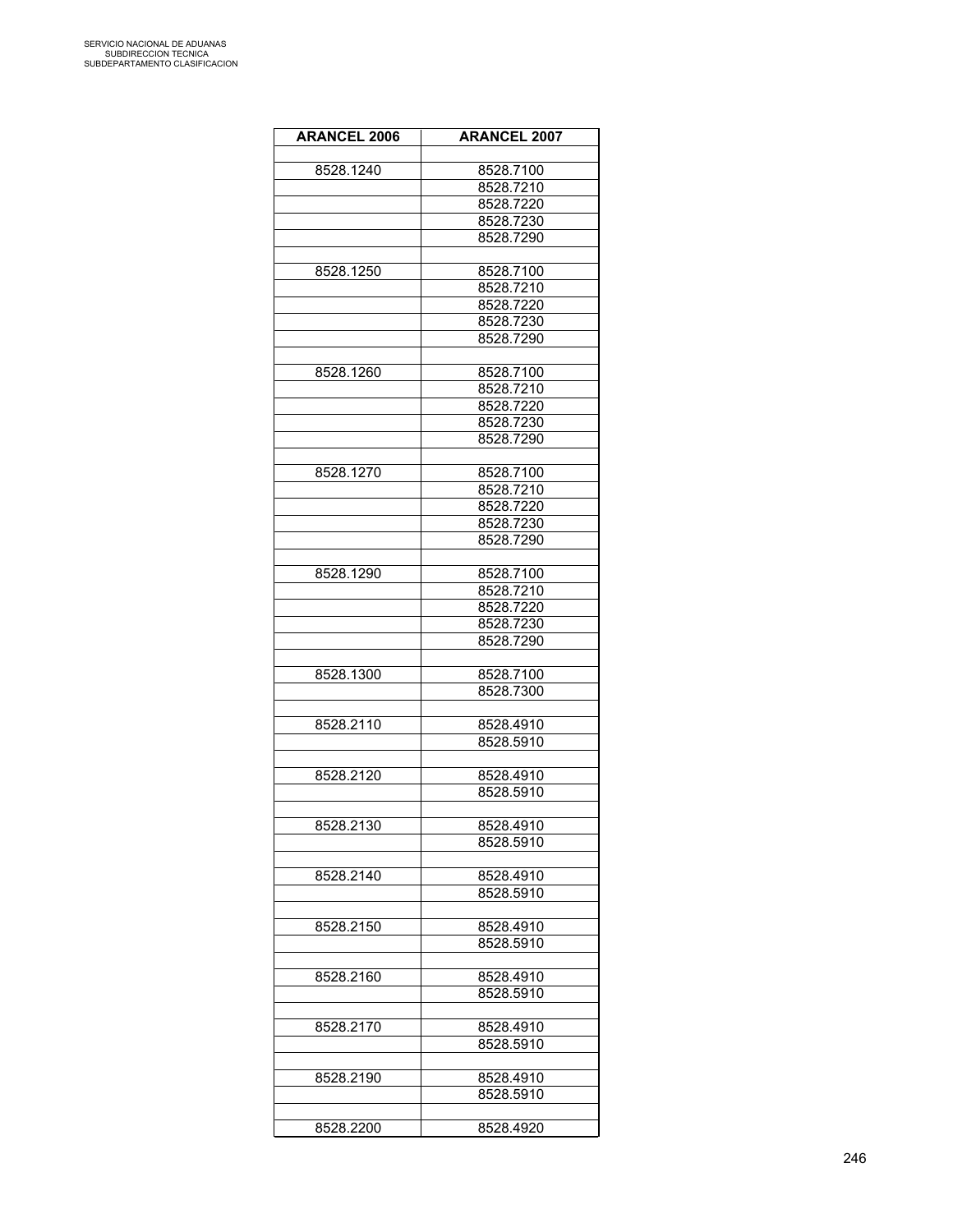| ARANCEL 2006 | ARANCEL 2007 |
| --- | --- |
| | |
| 8528.1240 | 8528.7100 |
| | 8528.7210 |
| | 8528.7220 |
| | 8528.7230 |
| | 8528.7290 |
| | |
| 8528.1250 | 8528.7100 |
| | 8528.7210 |
| | 8528.7220 |
| | 8528.7230 |
| | 8528.7290 |
| | |
| 8528.1260 | 8528.7100 |
| | 8528.7210 |
| | 8528.7220 |
| | 8528.7230 |
| | 8528.7290 |
| | |
| 8528.1270 | 8528.7100 |
| | 8528.7210 |
| | 8528.7220 |
| | 8528.7230 |
| | 8528.7290 |
| | |
| 8528.1290 | 8528.7100 |
| | 8528.7210 |
| | 8528.7220 |
| | 8528.7230 |
| | 8528.7290 |
| | |
| 8528.1300 | 8528.7100 |
| | 8528.7300 |
| | |
| 8528.2110 | 8528.4910 |
| | 8528.5910 |
| | |
| 8528.2120 | 8528.4910 |
| | 8528.5910 |
| | |
| 8528.2130 | 8528.4910 |
| | 8528.5910 |
| | |
| 8528.2140 | 8528.4910 |
| | 8528.5910 |
| | |
| 8528.2150 | 8528.4910 |
| | 8528.5910 |
| | |
| 8528.2160 | 8528.4910 |
| | 8528.5910 |
| | |
| 8528.2170 | 8528.4910 |
| | 8528.5910 |
| | |
| 8528.2190 | 8528.4910 |
| | 8528.5910 |
| | |
| 8528.2200 | 8528.4920 |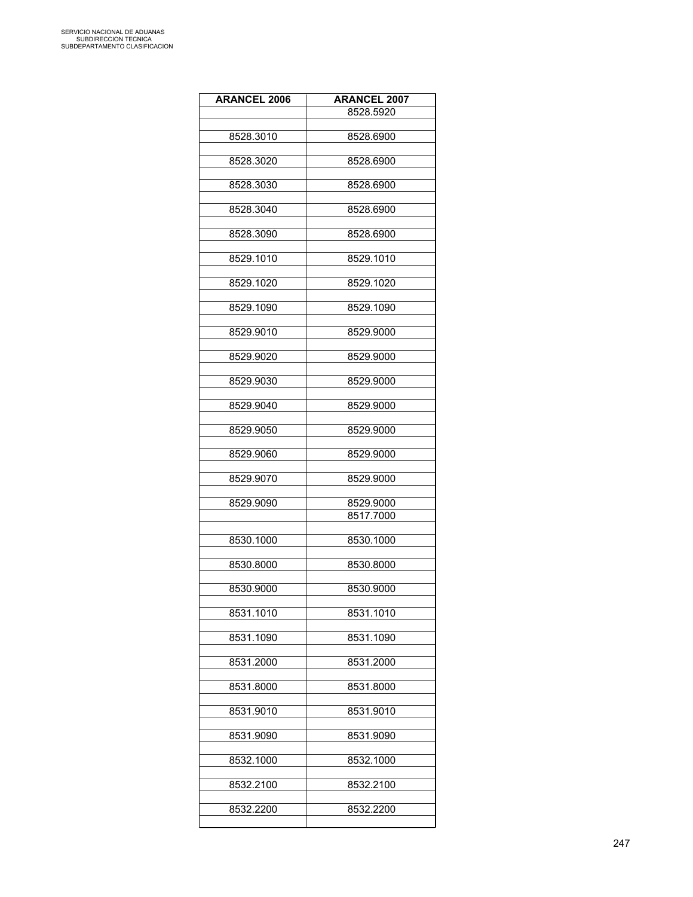| ARANCEL 2006 | ARANCEL 2007 |
|---|---|
| | 8528.5920 |
| | |
| 8528.3010 | 8528.6900 |
| | |
| 8528.3020 | 8528.6900 |
| | |
| 8528.3030 | 8528.6900 |
| | |
| 8528.3040 | 8528.6900 |
| | |
| 8528.3090 | 8528.6900 |
| | |
| 8529.1010 | 8529.1010 |
| | |
| 8529.1020 | 8529.1020 |
| | |
| 8529.1090 | 8529.1090 |
| | |
| 8529.9010 | 8529.9000 |
| | |
| 8529.9020 | 8529.9000 |
| | |
| 8529.9030 | 8529.9000 |
| | |
| 8529.9040 | 8529.9000 |
| | |
| 8529.9050 | 8529.9000 |
| | |
| 8529.9060 | 8529.9000 |
| | |
| 8529.9070 | 8529.9000 |
| | |
| 8529.9090 | 8529.9000 |
| | 8517.7000 |
| | |
| 8530.1000 | 8530.1000 |
| | |
| 8530.8000 | 8530.8000 |
| | |
| 8530.9000 | 8530.9000 |
| | |
| 8531.1010 | 8531.1010 |
| | |
| 8531.1090 | 8531.1090 |
| | |
| 8531.2000 | 8531.2000 |
| | |
| 8531.8000 | 8531.8000 |
| | |
| 8531.9010 | 8531.9010 |
| | |
| 8531.9090 | 8531.9090 |
| | |
| 8532.1000 | 8532.1000 |
| | |
| 8532.2100 | 8532.2100 |
| | |
| 8532.2200 | 8532.2200 |
| | |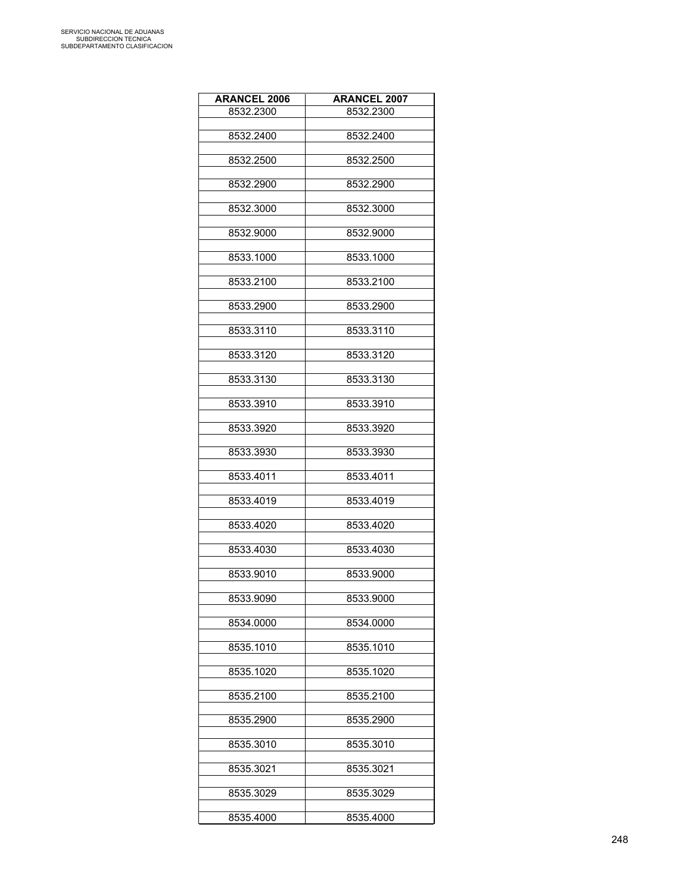| ARANCEL 2006 | ARANCEL 2007 |
|---|---|
| 8532.2300 | 8532.2300 |
| 8532.2400 | 8532.2400 |
| 8532.2500 | 8532.2500 |
| 8532.2900 | 8532.2900 |
| 8532.3000 | 8532.3000 |
| 8532.9000 | 8532.9000 |
| 8533.1000 | 8533.1000 |
| 8533.2100 | 8533.2100 |
| 8533.2900 | 8533.2900 |
| 8533.3110 | 8533.3110 |
| 8533.3120 | 8533.3120 |
| 8533.3130 | 8533.3130 |
| 8533.3910 | 8533.3910 |
| 8533.3920 | 8533.3920 |
| 8533.3930 | 8533.3930 |
| 8533.4011 | 8533.4011 |
| 8533.4019 | 8533.4019 |
| 8533.4020 | 8533.4020 |
| 8533.4030 | 8533.4030 |
| 8533.9010 | 8533.9000 |
| 8533.9090 | 8533.9000 |
| 8534.0000 | 8534.0000 |
| 8535.1010 | 8535.1010 |
| 8535.1020 | 8535.1020 |
| 8535.2100 | 8535.2100 |
| 8535.2900 | 8535.2900 |
| 8535.3010 | 8535.3010 |
| 8535.3021 | 8535.3021 |
| 8535.3029 | 8535.3029 |
| 8535.4000 | 8535.4000 |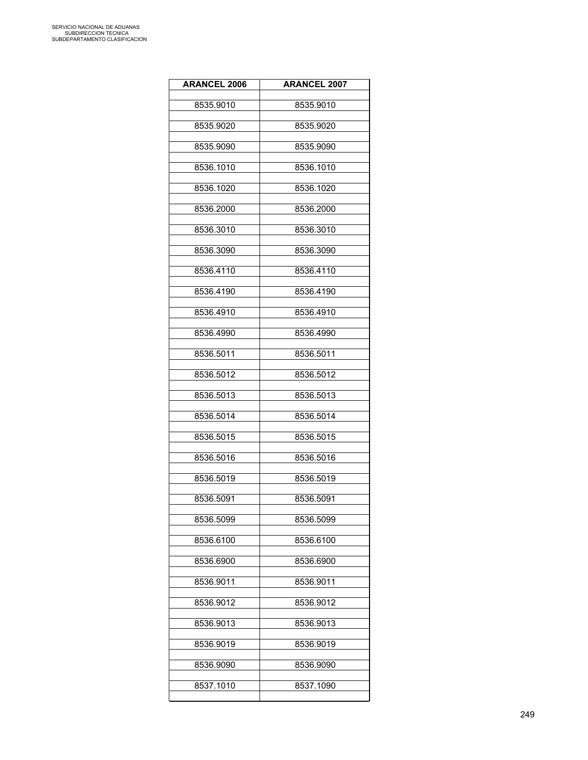| ARANCEL 2006 | ARANCEL 2007 |
|---|---|
| 8535.9010 | 8535.9010 |
| 8535.9020 | 8535.9020 |
| 8535.9090 | 8535.9090 |
| 8536.1010 | 8536.1010 |
| 8536.1020 | 8536.1020 |
| 8536.2000 | 8536.2000 |
| 8536.3010 | 8536.3010 |
| 8536.3090 | 8536.3090 |
| 8536.4110 | 8536.4110 |
| 8536.4190 | 8536.4190 |
| 8536.4910 | 8536.4910 |
| 8536.4990 | 8536.4990 |
| 8536.5011 | 8536.5011 |
| 8536.5012 | 8536.5012 |
| 8536.5013 | 8536.5013 |
| 8536.5014 | 8536.5014 |
| 8536.5015 | 8536.5015 |
| 8536.5016 | 8536.5016 |
| 8536.5019 | 8536.5019 |
| 8536.5091 | 8536.5091 |
| 8536.5099 | 8536.5099 |
| 8536.6100 | 8536.6100 |
| 8536.6900 | 8536.6900 |
| 8536.9011 | 8536.9011 |
| 8536.9012 | 8536.9012 |
| 8536.9013 | 8536.9013 |
| 8536.9019 | 8536.9019 |
| 8536.9090 | 8536.9090 |
| 8537.1010 | 8537.1090 |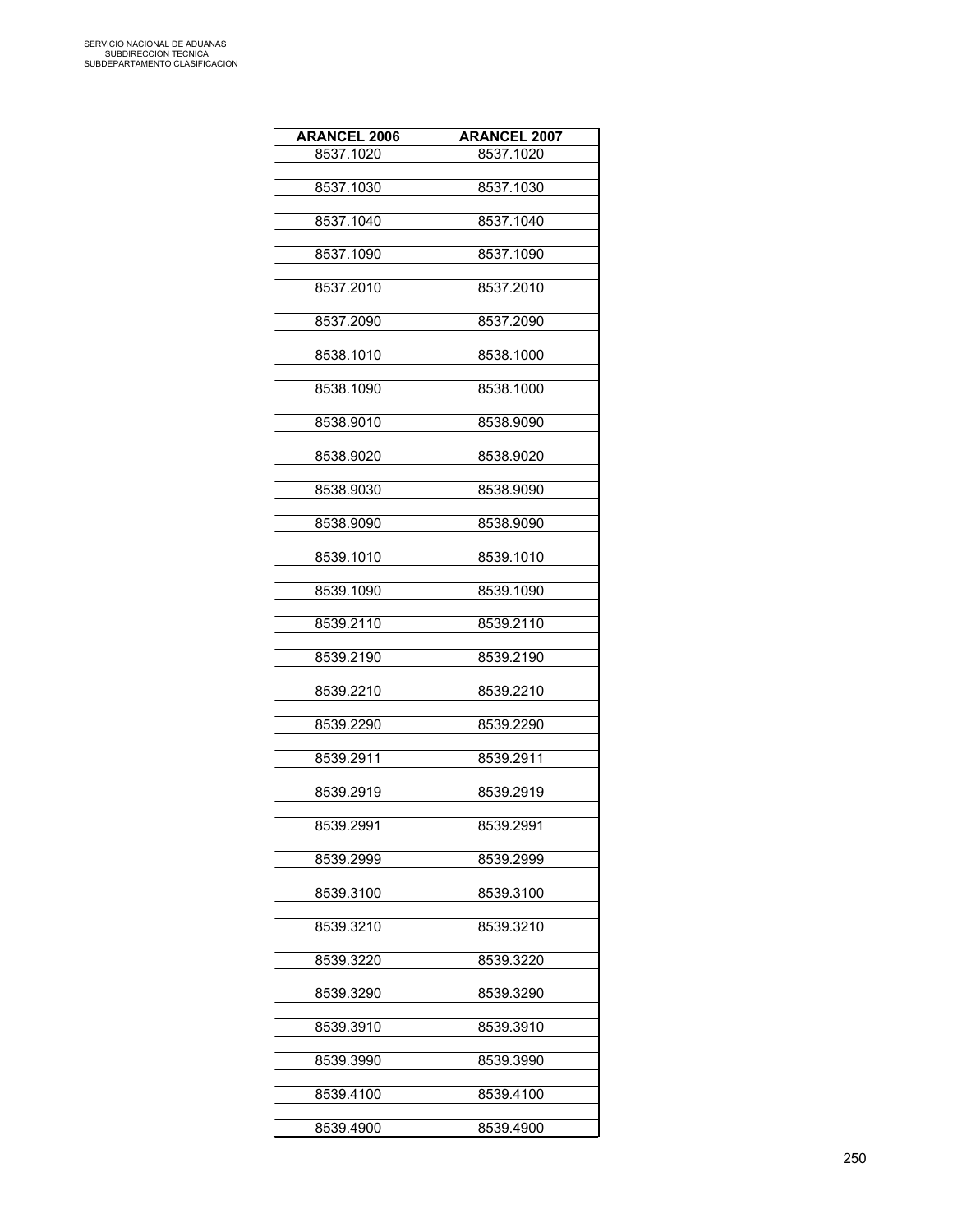| ARANCEL 2006 | ARANCEL 2007 |
|---|---|
| 8537.1020 | 8537.1020 |
| 8537.1030 | 8537.1030 |
| 8537.1040 | 8537.1040 |
| 8537.1090 | 8537.1090 |
| 8537.2010 | 8537.2010 |
| 8537.2090 | 8537.2090 |
| 8538.1010 | 8538.1000 |
| 8538.1090 | 8538.1000 |
| 8538.9010 | 8538.9090 |
| 8538.9020 | 8538.9020 |
| 8538.9030 | 8538.9090 |
| 8538.9090 | 8538.9090 |
| 8539.1010 | 8539.1010 |
| 8539.1090 | 8539.1090 |
| 8539.2110 | 8539.2110 |
| 8539.2190 | 8539.2190 |
| 8539.2210 | 8539.2210 |
| 8539.2290 | 8539.2290 |
| 8539.2911 | 8539.2911 |
| 8539.2919 | 8539.2919 |
| 8539.2991 | 8539.2991 |
| 8539.2999 | 8539.2999 |
| 8539.3100 | 8539.3100 |
| 8539.3210 | 8539.3210 |
| 8539.3220 | 8539.3220 |
| 8539.3290 | 8539.3290 |
| 8539.3910 | 8539.3910 |
| 8539.3990 | 8539.3990 |
| 8539.4100 | 8539.4100 |
| 8539.4900 | 8539.4900 |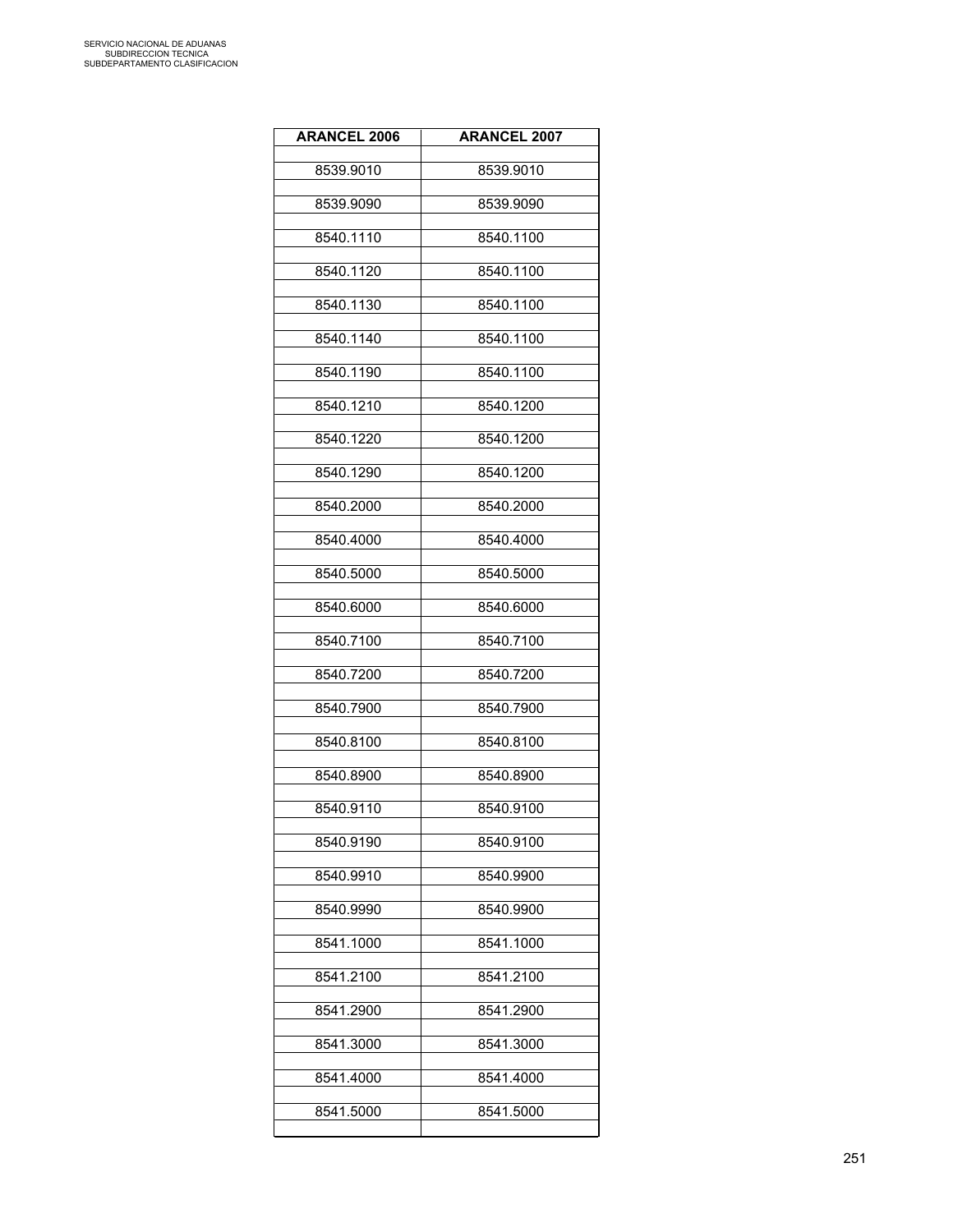| ARANCEL 2006 | ARANCEL 2007 |
|---|---|
| 8539.9010 | 8539.9010 |
| 8539.9090 | 8539.9090 |
| 8540.1110 | 8540.1100 |
| 8540.1120 | 8540.1100 |
| 8540.1130 | 8540.1100 |
| 8540.1140 | 8540.1100 |
| 8540.1190 | 8540.1100 |
| 8540.1210 | 8540.1200 |
| 8540.1220 | 8540.1200 |
| 8540.1290 | 8540.1200 |
| 8540.2000 | 8540.2000 |
| 8540.4000 | 8540.4000 |
| 8540.5000 | 8540.5000 |
| 8540.6000 | 8540.6000 |
| 8540.7100 | 8540.7100 |
| 8540.7200 | 8540.7200 |
| 8540.7900 | 8540.7900 |
| 8540.8100 | 8540.8100 |
| 8540.8900 | 8540.8900 |
| 8540.9110 | 8540.9100 |
| 8540.9190 | 8540.9100 |
| 8540.9910 | 8540.9900 |
| 8540.9990 | 8540.9900 |
| 8541.1000 | 8541.1000 |
| 8541.2100 | 8541.2100 |
| 8541.2900 | 8541.2900 |
| 8541.3000 | 8541.3000 |
| 8541.4000 | 8541.4000 |
| 8541.5000 | 8541.5000 |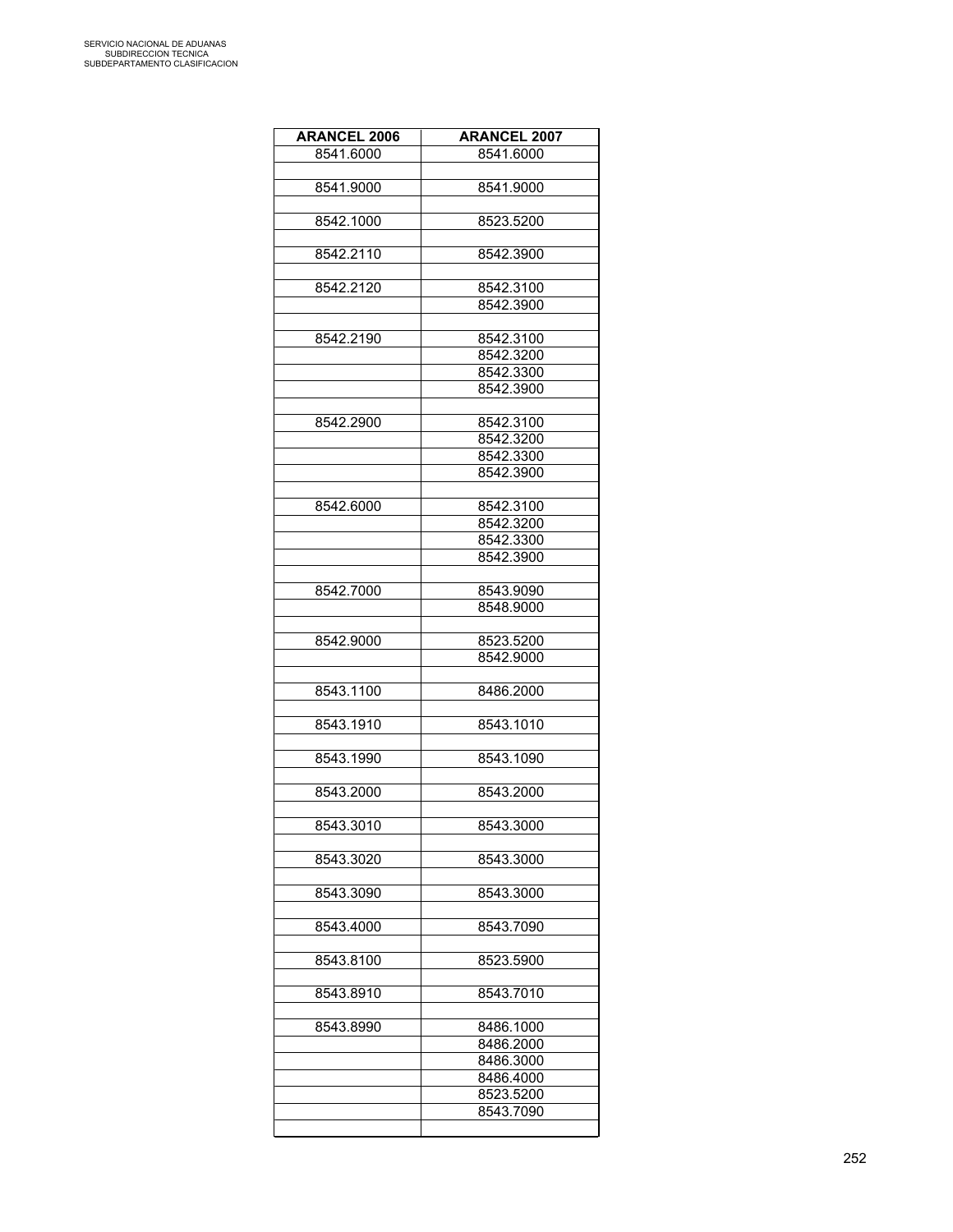| ARANCEL 2006 | ARANCEL 2007 |
|---|---|
| 8541.6000 | 8541.6000 |
| | |
| 8541.9000 | 8541.9000 |
| | |
| 8542.1000 | 8523.5200 |
| | |
| 8542.2110 | 8542.3900 |
| | |
| 8542.2120 | 8542.3100 |
| | 8542.3900 |
| | |
| 8542.2190 | 8542.3100 |
| | 8542.3200 |
| | 8542.3300 |
| | 8542.3900 |
| | |
| 8542.2900 | 8542.3100 |
| | 8542.3200 |
| | 8542.3300 |
| | 8542.3900 |
| | |
| 8542.6000 | 8542.3100 |
| | 8542.3200 |
| | 8542.3300 |
| | 8542.3900 |
| | |
| 8542.7000 | 8543.9090 |
| | 8548.9000 |
| | |
| 8542.9000 | 8523.5200 |
| | 8542.9000 |
| | |
| 8543.1100 | 8486.2000 |
| | |
| 8543.1910 | 8543.1010 |
| | |
| 8543.1990 | 8543.1090 |
| | |
| 8543.2000 | 8543.2000 |
| | |
| 8543.3010 | 8543.3000 |
| | |
| 8543.3020 | 8543.3000 |
| | |
| 8543.3090 | 8543.3000 |
| | |
| 8543.4000 | 8543.7090 |
| | |
| 8543.8100 | 8523.5900 |
| | |
| 8543.8910 | 8543.7010 |
| | |
| 8543.8990 | 8486.1000 |
| | 8486.2000 |
| | 8486.3000 |
| | 8486.4000 |
| | 8523.5200 |
| | 8543.7090 |
| | |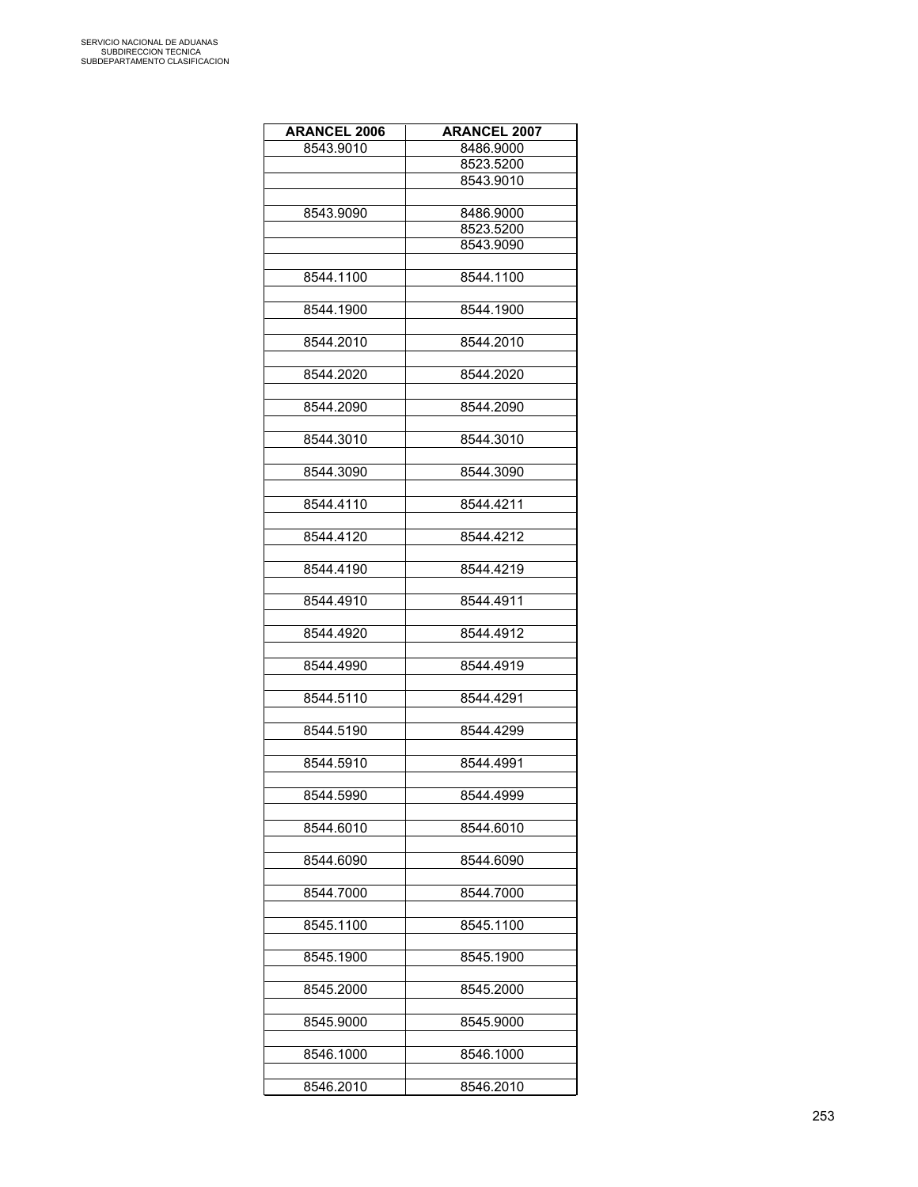SERVICIO NACIONAL DE ADUANAS
SUBDIRECCION TECNICA
SUBDEPARTAMENTO CLASIFICACION

| ARANCEL 2006 | ARANCEL 2007 |
|---|---|
| 8543.9010 | 8486.9000 |
| | 8523.5200 |
| | 8543.9010 |
| | |
| 8543.9090 | 8486.9000 |
| | 8523.5200 |
| | 8543.9090 |
| | |
| 8544.1100 | 8544.1100 |
| | |
| 8544.1900 | 8544.1900 |
| | |
| 8544.2010 | 8544.2010 |
| | |
| 8544.2020 | 8544.2020 |
| | |
| 8544.2090 | 8544.2090 |
| | |
| 8544.3010 | 8544.3010 |
| | |
| 8544.3090 | 8544.3090 |
| | |
| 8544.4110 | 8544.4211 |
| | |
| 8544.4120 | 8544.4212 |
| | |
| 8544.4190 | 8544.4219 |
| | |
| 8544.4910 | 8544.4911 |
| | |
| 8544.4920 | 8544.4912 |
| | |
| 8544.4990 | 8544.4919 |
| | |
| 8544.5110 | 8544.4291 |
| | |
| 8544.5190 | 8544.4299 |
| | |
| 8544.5910 | 8544.4991 |
| | |
| 8544.5990 | 8544.4999 |
| | |
| 8544.6010 | 8544.6010 |
| | |
| 8544.6090 | 8544.6090 |
| | |
| 8544.7000 | 8544.7000 |
| | |
| 8545.1100 | 8545.1100 |
| | |
| 8545.1900 | 8545.1900 |
| | |
| 8545.2000 | 8545.2000 |
| | |
| 8545.9000 | 8545.9000 |
| | |
| 8546.1000 | 8546.1000 |
| | |
| 8546.2010 | 8546.2010 |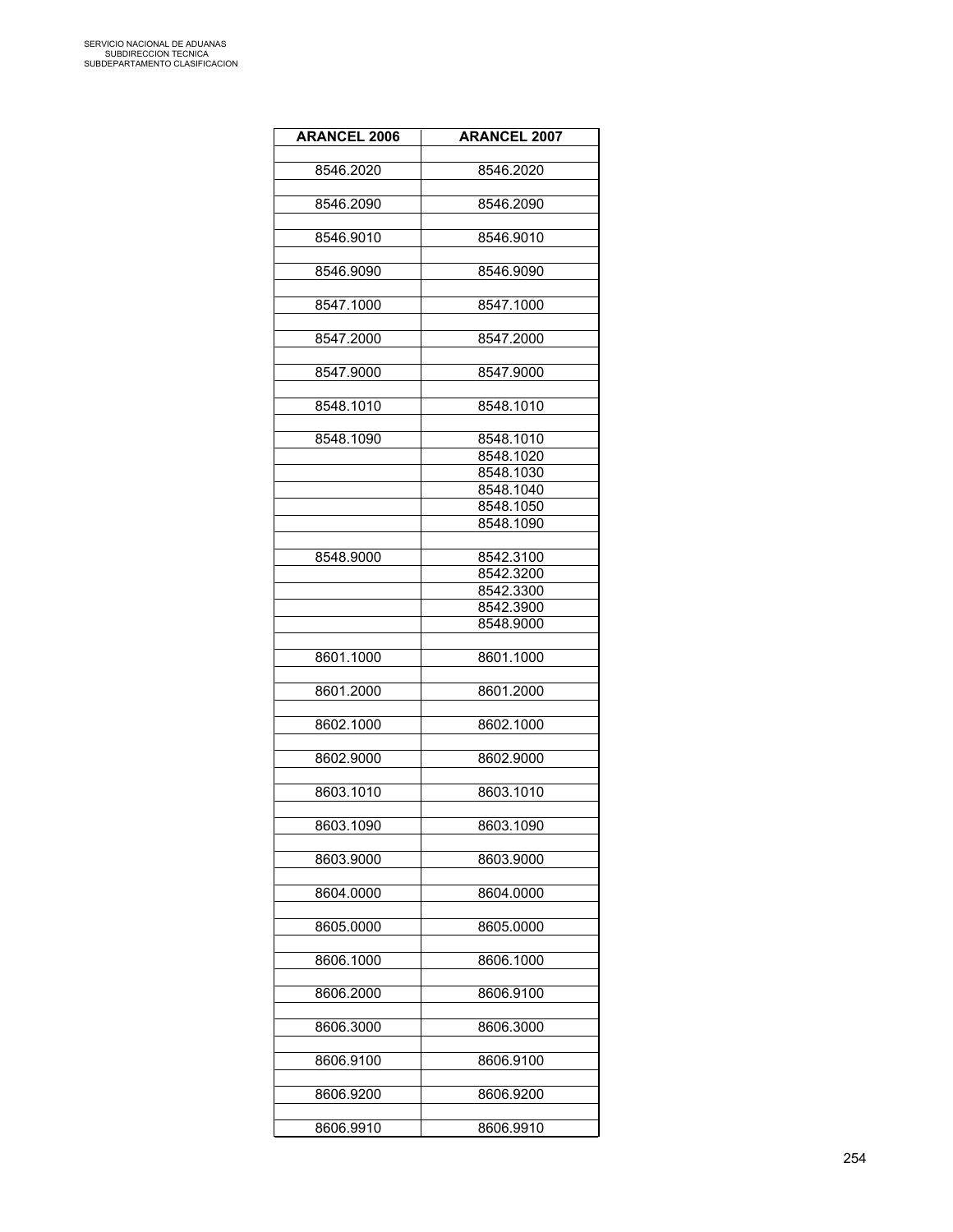| ARANCEL 2006 | ARANCEL 2007 |
|---|---|
| 8546.2020 | 8546.2020 |
| 8546.2090 | 8546.2090 |
| 8546.9010 | 8546.9010 |
| 8546.9090 | 8546.9090 |
| 8547.1000 | 8547.1000 |
| 8547.2000 | 8547.2000 |
| 8547.9000 | 8547.9000 |
| 8548.1010 | 8548.1010 |
| 8548.1090 | 8548.1010 |
| | 8548.1020 |
| | 8548.1030 |
| | 8548.1040 |
| | 8548.1050 |
| | 8548.1090 |
| 8548.9000 | 8542.3100 |
| | 8542.3200 |
| | 8542.3300 |
| | 8542.3900 |
| | 8548.9000 |
| 8601.1000 | 8601.1000 |
| 8601.2000 | 8601.2000 |
| 8602.1000 | 8602.1000 |
| 8602.9000 | 8602.9000 |
| 8603.1010 | 8603.1010 |
| 8603.1090 | 8603.1090 |
| 8603.9000 | 8603.9000 |
| 8604.0000 | 8604.0000 |
| 8605.0000 | 8605.0000 |
| 8606.1000 | 8606.1000 |
| 8606.2000 | 8606.9100 |
| 8606.3000 | 8606.3000 |
| 8606.9100 | 8606.9100 |
| 8606.9200 | 8606.9200 |
| 8606.9910 | 8606.9910 |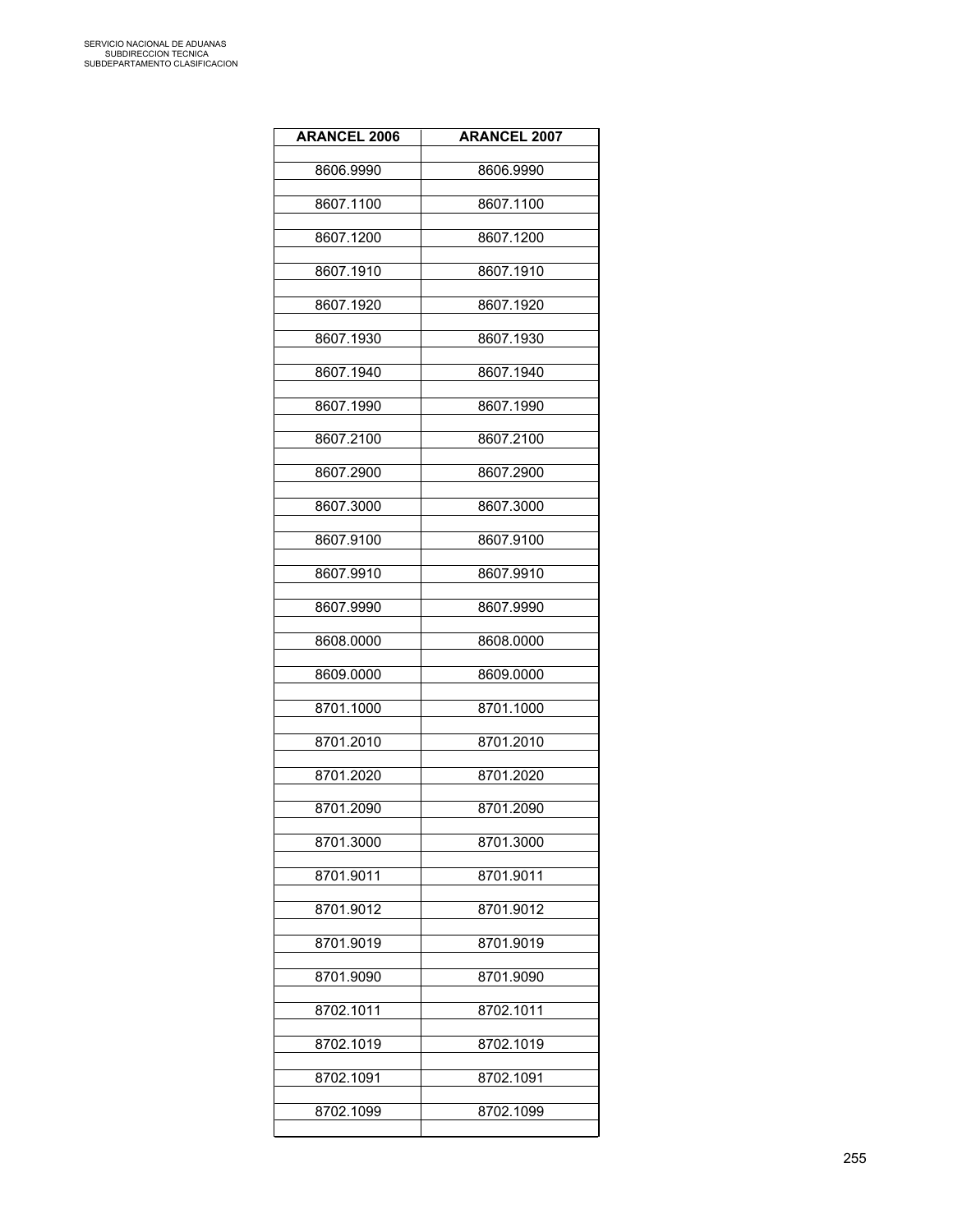| ARANCEL 2006 | ARANCEL 2007 |
|---|---|
| 8606.9990 | 8606.9990 |
| 8607.1100 | 8607.1100 |
| 8607.1200 | 8607.1200 |
| 8607.1910 | 8607.1910 |
| 8607.1920 | 8607.1920 |
| 8607.1930 | 8607.1930 |
| 8607.1940 | 8607.1940 |
| 8607.1990 | 8607.1990 |
| 8607.2100 | 8607.2100 |
| 8607.2900 | 8607.2900 |
| 8607.3000 | 8607.3000 |
| 8607.9100 | 8607.9100 |
| 8607.9910 | 8607.9910 |
| 8607.9990 | 8607.9990 |
| 8608.0000 | 8608.0000 |
| 8609.0000 | 8609.0000 |
| 8701.1000 | 8701.1000 |
| 8701.2010 | 8701.2010 |
| 8701.2020 | 8701.2020 |
| 8701.2090 | 8701.2090 |
| 8701.3000 | 8701.3000 |
| 8701.9011 | 8701.9011 |
| 8701.9012 | 8701.9012 |
| 8701.9019 | 8701.9019 |
| 8701.9090 | 8701.9090 |
| 8702.1011 | 8702.1011 |
| 8702.1019 | 8702.1019 |
| 8702.1091 | 8702.1091 |
| 8702.1099 | 8702.1099 |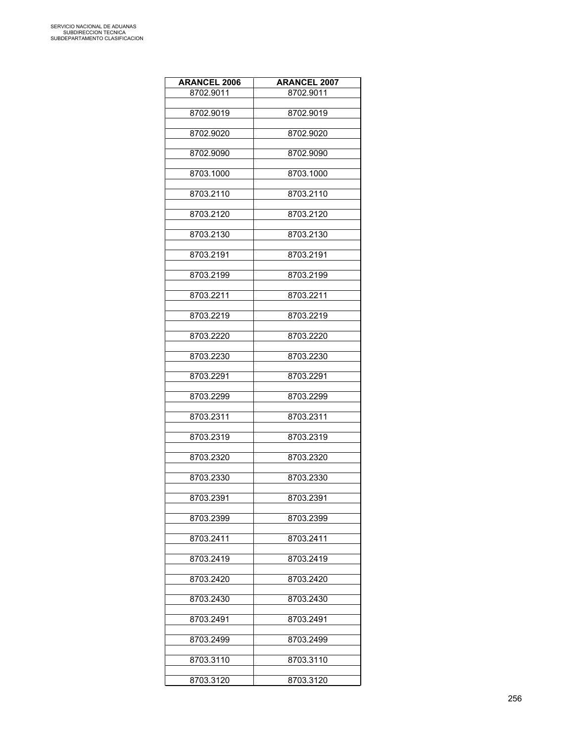| ARANCEL 2006 | ARANCEL 2007 |
|---|---|
| 8702.9011 | 8702.9011 |
| 8702.9019 | 8702.9019 |
| 8702.9020 | 8702.9020 |
| 8702.9090 | 8702.9090 |
| 8703.1000 | 8703.1000 |
| 8703.2110 | 8703.2110 |
| 8703.2120 | 8703.2120 |
| 8703.2130 | 8703.2130 |
| 8703.2191 | 8703.2191 |
| 8703.2199 | 8703.2199 |
| 8703.2211 | 8703.2211 |
| 8703.2219 | 8703.2219 |
| 8703.2220 | 8703.2220 |
| 8703.2230 | 8703.2230 |
| 8703.2291 | 8703.2291 |
| 8703.2299 | 8703.2299 |
| 8703.2311 | 8703.2311 |
| 8703.2319 | 8703.2319 |
| 8703.2320 | 8703.2320 |
| 8703.2330 | 8703.2330 |
| 8703.2391 | 8703.2391 |
| 8703.2399 | 8703.2399 |
| 8703.2411 | 8703.2411 |
| 8703.2419 | 8703.2419 |
| 8703.2420 | 8703.2420 |
| 8703.2430 | 8703.2430 |
| 8703.2491 | 8703.2491 |
| 8703.2499 | 8703.2499 |
| 8703.3110 | 8703.3110 |
| 8703.3120 | 8703.3120 |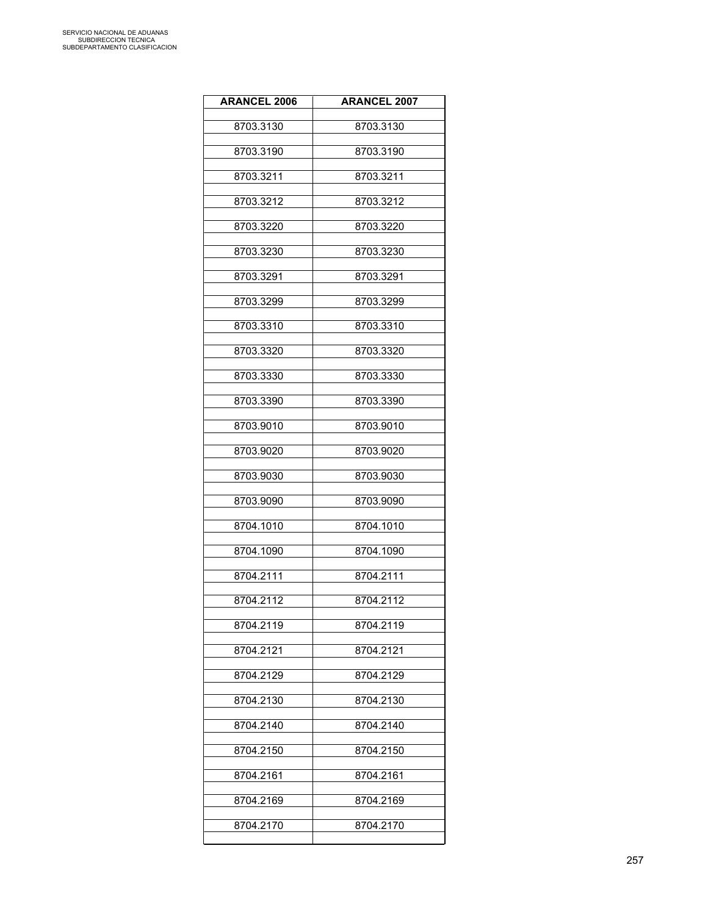| ARANCEL 2006 | ARANCEL 2007 |
|---|---|
| 8703.3130 | 8703.3130 |
| 8703.3190 | 8703.3190 |
| 8703.3211 | 8703.3211 |
| 8703.3212 | 8703.3212 |
| 8703.3220 | 8703.3220 |
| 8703.3230 | 8703.3230 |
| 8703.3291 | 8703.3291 |
| 8703.3299 | 8703.3299 |
| 8703.3310 | 8703.3310 |
| 8703.3320 | 8703.3320 |
| 8703.3330 | 8703.3330 |
| 8703.3390 | 8703.3390 |
| 8703.9010 | 8703.9010 |
| 8703.9020 | 8703.9020 |
| 8703.9030 | 8703.9030 |
| 8703.9090 | 8703.9090 |
| 8704.1010 | 8704.1010 |
| 8704.1090 | 8704.1090 |
| 8704.2111 | 8704.2111 |
| 8704.2112 | 8704.2112 |
| 8704.2119 | 8704.2119 |
| 8704.2121 | 8704.2121 |
| 8704.2129 | 8704.2129 |
| 8704.2130 | 8704.2130 |
| 8704.2140 | 8704.2140 |
| 8704.2150 | 8704.2150 |
| 8704.2161 | 8704.2161 |
| 8704.2169 | 8704.2169 |
| 8704.2170 | 8704.2170 |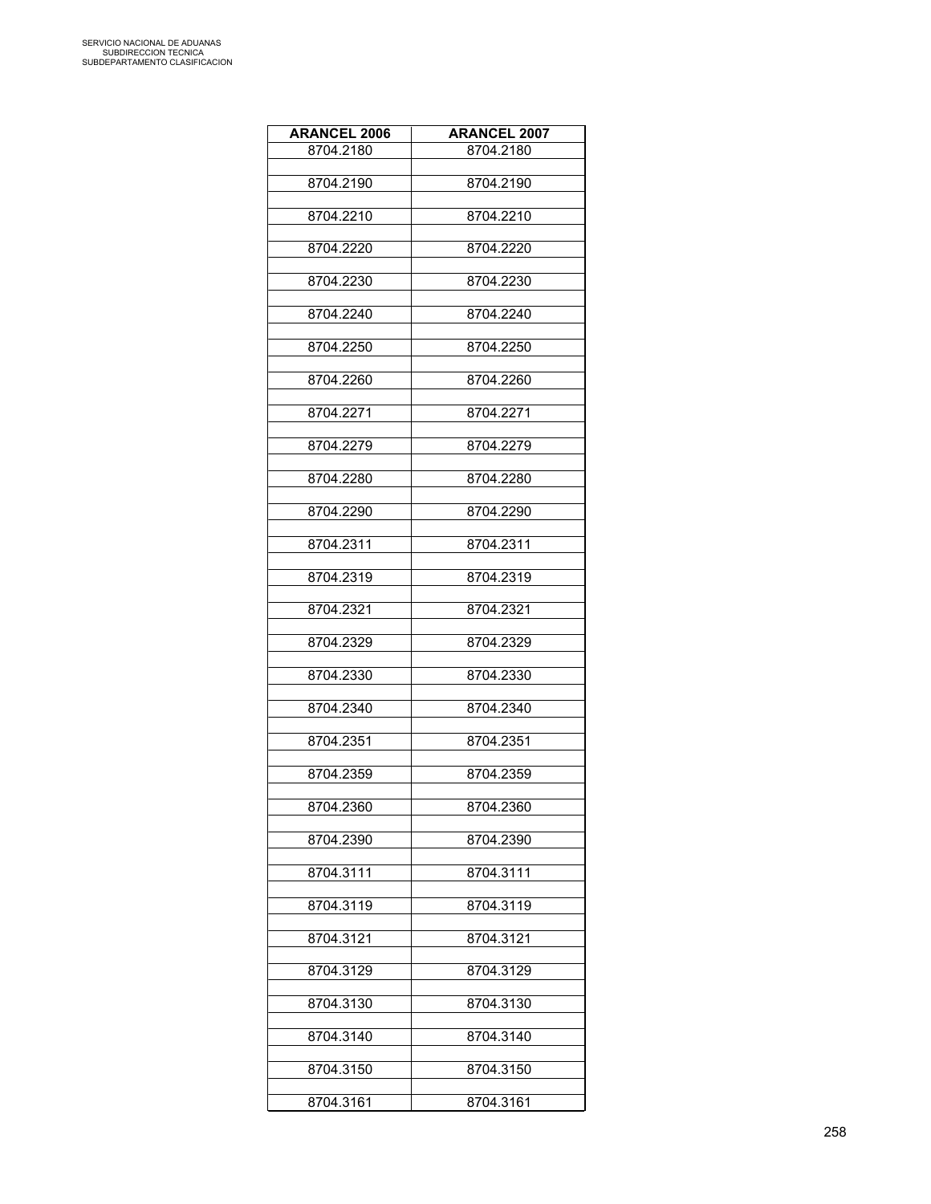| ARANCEL 2006 | ARANCEL 2007 |
|---|---|
| 8704.2180 | 8704.2180 |
| 8704.2190 | 8704.2190 |
| 8704.2210 | 8704.2210 |
| 8704.2220 | 8704.2220 |
| 8704.2230 | 8704.2230 |
| 8704.2240 | 8704.2240 |
| 8704.2250 | 8704.2250 |
| 8704.2260 | 8704.2260 |
| 8704.2271 | 8704.2271 |
| 8704.2279 | 8704.2279 |
| 8704.2280 | 8704.2280 |
| 8704.2290 | 8704.2290 |
| 8704.2311 | 8704.2311 |
| 8704.2319 | 8704.2319 |
| 8704.2321 | 8704.2321 |
| 8704.2329 | 8704.2329 |
| 8704.2330 | 8704.2330 |
| 8704.2340 | 8704.2340 |
| 8704.2351 | 8704.2351 |
| 8704.2359 | 8704.2359 |
| 8704.2360 | 8704.2360 |
| 8704.2390 | 8704.2390 |
| 8704.3111 | 8704.3111 |
| 8704.3119 | 8704.3119 |
| 8704.3121 | 8704.3121 |
| 8704.3129 | 8704.3129 |
| 8704.3130 | 8704.3130 |
| 8704.3140 | 8704.3140 |
| 8704.3150 | 8704.3150 |
| 8704.3161 | 8704.3161 |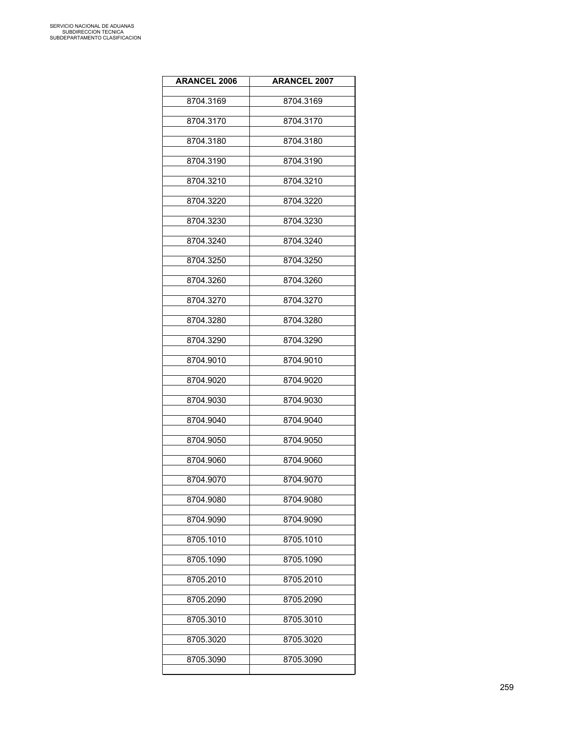| ARANCEL 2006 | ARANCEL 2007 |
|---|---|
| 8704.3169 | 8704.3169 |
| 8704.3170 | 8704.3170 |
| 8704.3180 | 8704.3180 |
| 8704.3190 | 8704.3190 |
| 8704.3210 | 8704.3210 |
| 8704.3220 | 8704.3220 |
| 8704.3230 | 8704.3230 |
| 8704.3240 | 8704.3240 |
| 8704.3250 | 8704.3250 |
| 8704.3260 | 8704.3260 |
| 8704.3270 | 8704.3270 |
| 8704.3280 | 8704.3280 |
| 8704.3290 | 8704.3290 |
| 8704.9010 | 8704.9010 |
| 8704.9020 | 8704.9020 |
| 8704.9030 | 8704.9030 |
| 8704.9040 | 8704.9040 |
| 8704.9050 | 8704.9050 |
| 8704.9060 | 8704.9060 |
| 8704.9070 | 8704.9070 |
| 8704.9080 | 8704.9080 |
| 8704.9090 | 8704.9090 |
| 8705.1010 | 8705.1010 |
| 8705.1090 | 8705.1090 |
| 8705.2010 | 8705.2010 |
| 8705.2090 | 8705.2090 |
| 8705.3010 | 8705.3010 |
| 8705.3020 | 8705.3020 |
| 8705.3090 | 8705.3090 |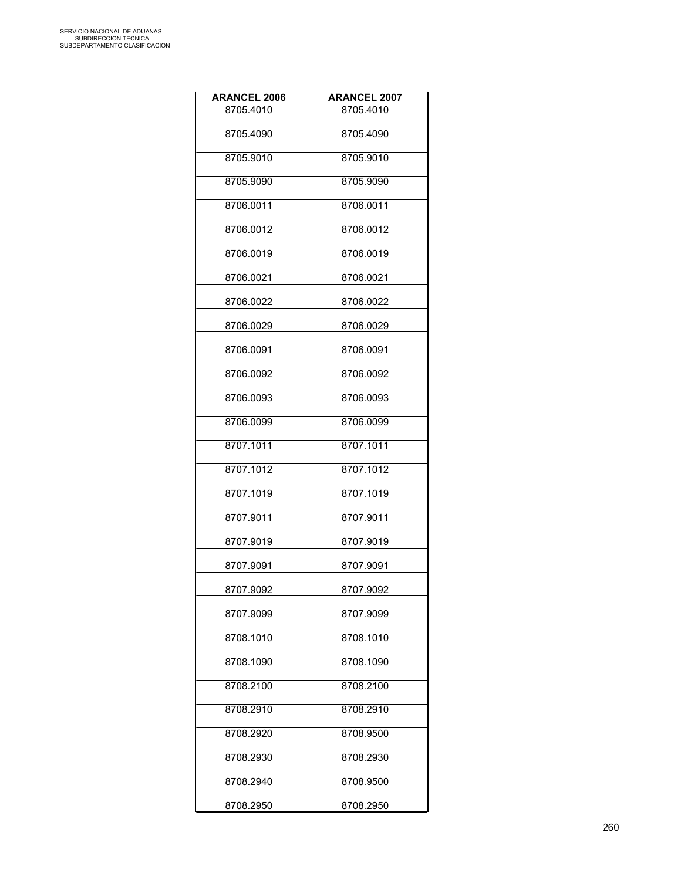SERVICIO NACIONAL DE ADUANAS
SUBDIRECCION TECNICA
SUBDEPARTAMENTO CLASIFICACION

| ARANCEL 2006 | ARANCEL 2007 |
|---|---|
| 8705.4010 | 8705.4010 |
| 8705.4090 | 8705.4090 |
| 8705.9010 | 8705.9010 |
| 8705.9090 | 8705.9090 |
| 8706.0011 | 8706.0011 |
| 8706.0012 | 8706.0012 |
| 8706.0019 | 8706.0019 |
| 8706.0021 | 8706.0021 |
| 8706.0022 | 8706.0022 |
| 8706.0029 | 8706.0029 |
| 8706.0091 | 8706.0091 |
| 8706.0092 | 8706.0092 |
| 8706.0093 | 8706.0093 |
| 8706.0099 | 8706.0099 |
| 8707.1011 | 8707.1011 |
| 8707.1012 | 8707.1012 |
| 8707.1019 | 8707.1019 |
| 8707.9011 | 8707.9011 |
| 8707.9019 | 8707.9019 |
| 8707.9091 | 8707.9091 |
| 8707.9092 | 8707.9092 |
| 8707.9099 | 8707.9099 |
| 8708.1010 | 8708.1010 |
| 8708.1090 | 8708.1090 |
| 8708.2100 | 8708.2100 |
| 8708.2910 | 8708.2910 |
| 8708.2920 | 8708.9500 |
| 8708.2930 | 8708.2930 |
| 8708.2940 | 8708.9500 |
| 8708.2950 | 8708.2950 |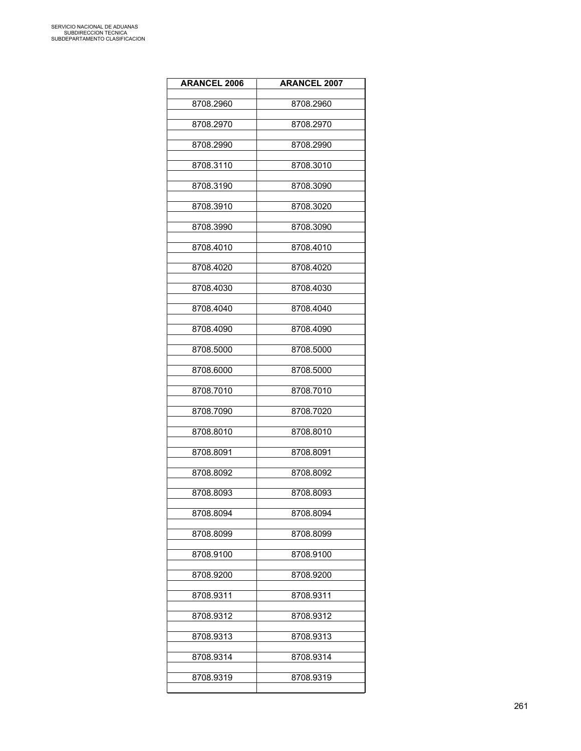| ARANCEL 2006 | ARANCEL 2007 |
|---|---|
| 8708.2960 | 8708.2960 |
| 8708.2970 | 8708.2970 |
| 8708.2990 | 8708.2990 |
| 8708.3110 | 8708.3010 |
| 8708.3190 | 8708.3090 |
| 8708.3910 | 8708.3020 |
| 8708.3990 | 8708.3090 |
| 8708.4010 | 8708.4010 |
| 8708.4020 | 8708.4020 |
| 8708.4030 | 8708.4030 |
| 8708.4040 | 8708.4040 |
| 8708.4090 | 8708.4090 |
| 8708.5000 | 8708.5000 |
| 8708.6000 | 8708.5000 |
| 8708.7010 | 8708.7010 |
| 8708.7090 | 8708.7020 |
| 8708.8010 | 8708.8010 |
| 8708.8091 | 8708.8091 |
| 8708.8092 | 8708.8092 |
| 8708.8093 | 8708.8093 |
| 8708.8094 | 8708.8094 |
| 8708.8099 | 8708.8099 |
| 8708.9100 | 8708.9100 |
| 8708.9200 | 8708.9200 |
| 8708.9311 | 8708.9311 |
| 8708.9312 | 8708.9312 |
| 8708.9313 | 8708.9313 |
| 8708.9314 | 8708.9314 |
| 8708.9319 | 8708.9319 |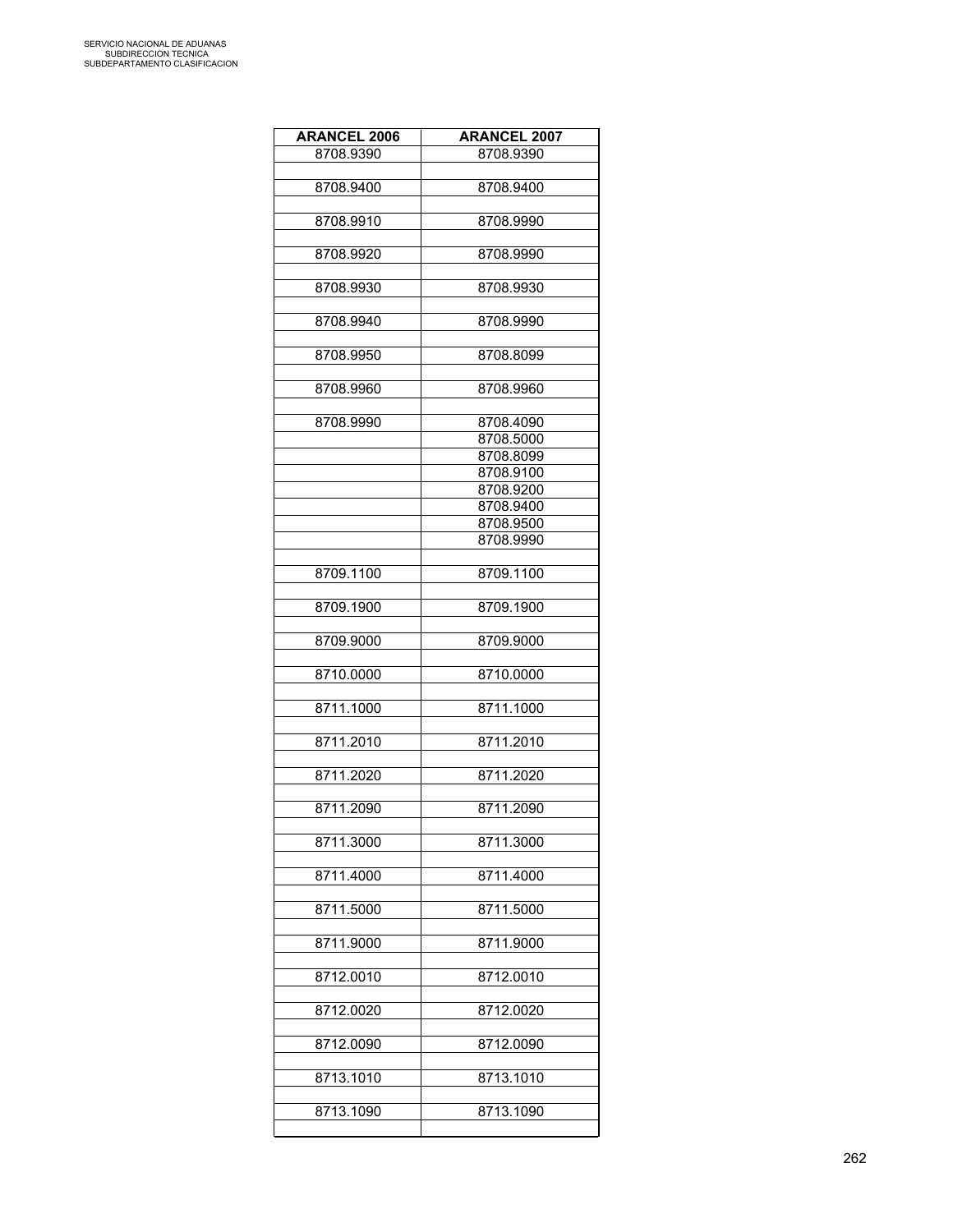| ARANCEL 2006 | ARANCEL 2007 |
|---|---|
| 8708.9390 | 8708.9390 |
| | |
| 8708.9400 | 8708.9400 |
| | |
| 8708.9910 | 8708.9990 |
| | |
| 8708.9920 | 8708.9990 |
| | |
| 8708.9930 | 8708.9930 |
| | |
| 8708.9940 | 8708.9990 |
| | |
| 8708.9950 | 8708.8099 |
| | |
| 8708.9960 | 8708.9960 |
| | |
| 8708.9990 | 8708.4090 |
| | 8708.5000 |
| | 8708.8099 |
| | 8708.9100 |
| | 8708.9200 |
| | 8708.9400 |
| | 8708.9500 |
| | 8708.9990 |
| | |
| 8709.1100 | 8709.1100 |
| | |
| 8709.1900 | 8709.1900 |
| | |
| 8709.9000 | 8709.9000 |
| | |
| 8710.0000 | 8710.0000 |
| | |
| 8711.1000 | 8711.1000 |
| | |
| 8711.2010 | 8711.2010 |
| | |
| 8711.2020 | 8711.2020 |
| | |
| 8711.2090 | 8711.2090 |
| | |
| 8711.3000 | 8711.3000 |
| | |
| 8711.4000 | 8711.4000 |
| | |
| 8711.5000 | 8711.5000 |
| | |
| 8711.9000 | 8711.9000 |
| | |
| 8712.0010 | 8712.0010 |
| | |
| 8712.0020 | 8712.0020 |
| | |
| 8712.0090 | 8712.0090 |
| | |
| 8713.1010 | 8713.1010 |
| | |
| 8713.1090 | 8713.1090 |
| | |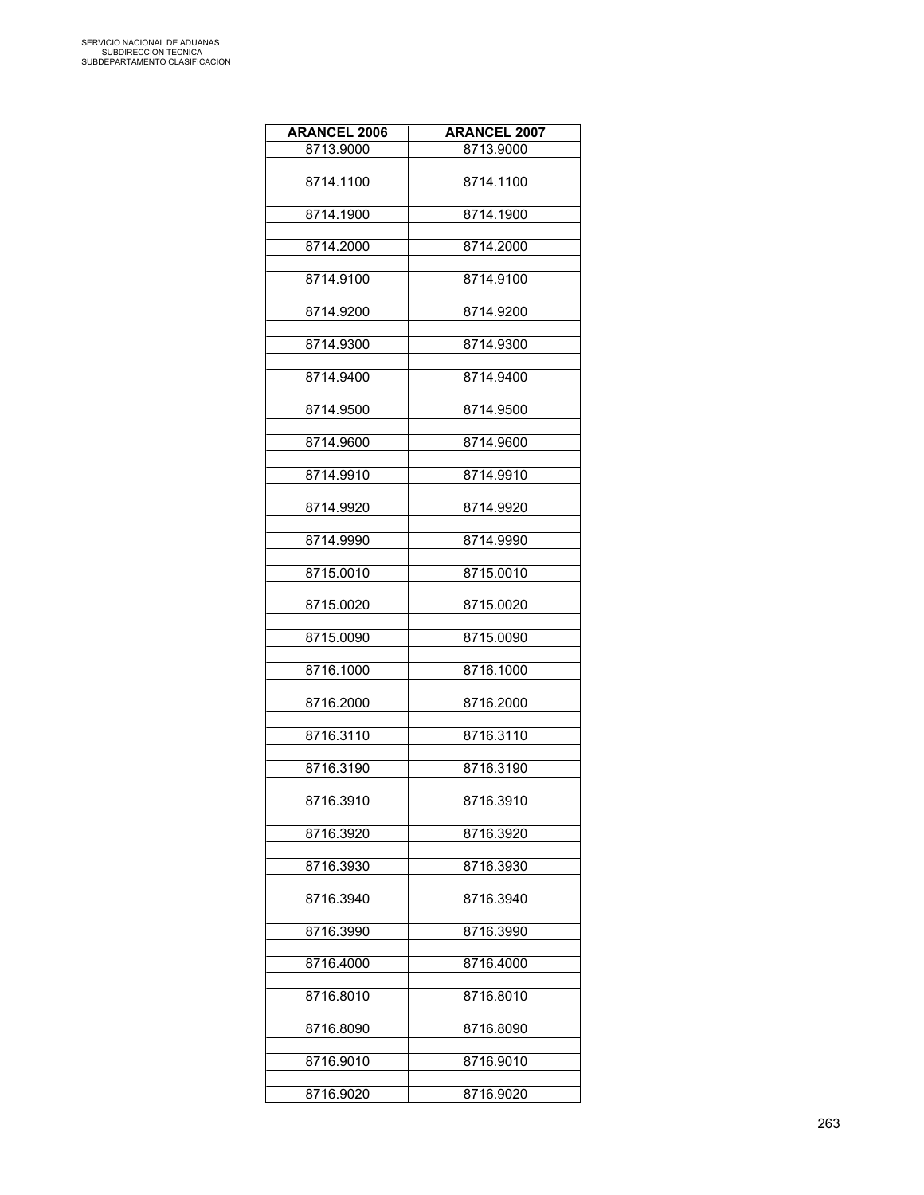| ARANCEL 2006 | ARANCEL 2007 |
|---|---|
| 8713.9000 | 8713.9000 |
| 8714.1100 | 8714.1100 |
| 8714.1900 | 8714.1900 |
| 8714.2000 | 8714.2000 |
| 8714.9100 | 8714.9100 |
| 8714.9200 | 8714.9200 |
| 8714.9300 | 8714.9300 |
| 8714.9400 | 8714.9400 |
| 8714.9500 | 8714.9500 |
| 8714.9600 | 8714.9600 |
| 8714.9910 | 8714.9910 |
| 8714.9920 | 8714.9920 |
| 8714.9990 | 8714.9990 |
| 8715.0010 | 8715.0010 |
| 8715.0020 | 8715.0020 |
| 8715.0090 | 8715.0090 |
| 8716.1000 | 8716.1000 |
| 8716.2000 | 8716.2000 |
| 8716.3110 | 8716.3110 |
| 8716.3190 | 8716.3190 |
| 8716.3910 | 8716.3910 |
| 8716.3920 | 8716.3920 |
| 8716.3930 | 8716.3930 |
| 8716.3940 | 8716.3940 |
| 8716.3990 | 8716.3990 |
| 8716.4000 | 8716.4000 |
| 8716.8010 | 8716.8010 |
| 8716.8090 | 8716.8090 |
| 8716.9010 | 8716.9010 |
| 8716.9020 | 8716.9020 |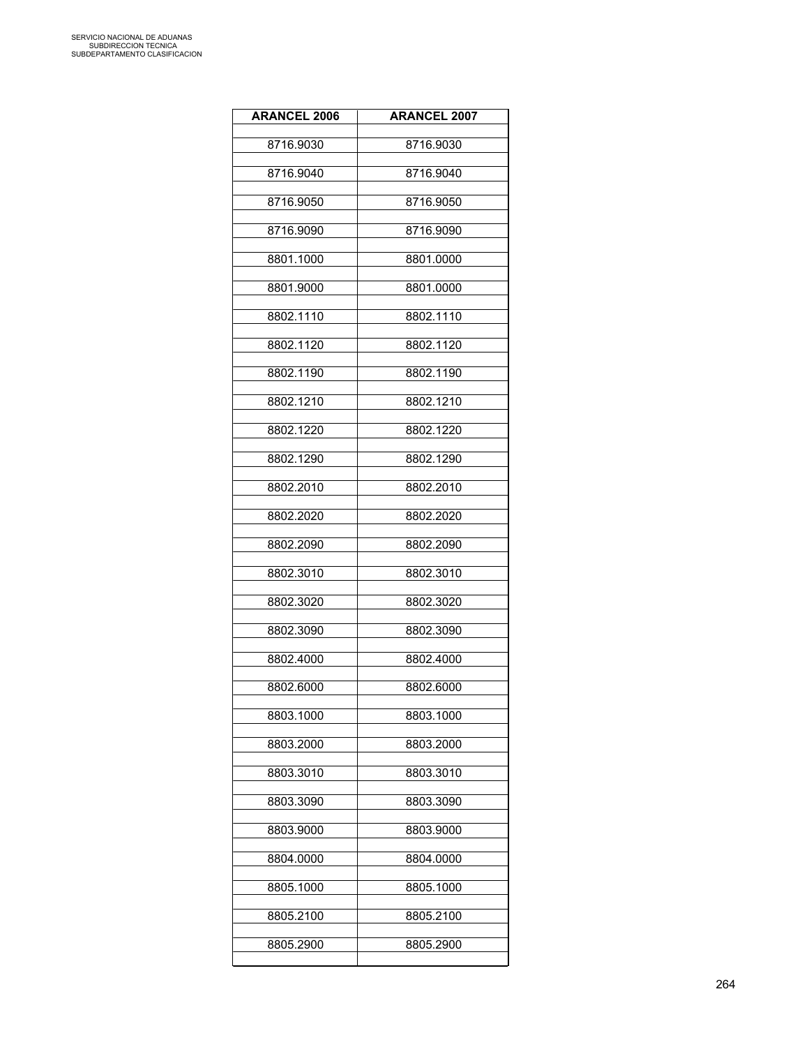| ARANCEL 2006 | ARANCEL 2007 |
|---|---|
| 8716.9030 | 8716.9030 |
| 8716.9040 | 8716.9040 |
| 8716.9050 | 8716.9050 |
| 8716.9090 | 8716.9090 |
| 8801.1000 | 8801.0000 |
| 8801.9000 | 8801.0000 |
| 8802.1110 | 8802.1110 |
| 8802.1120 | 8802.1120 |
| 8802.1190 | 8802.1190 |
| 8802.1210 | 8802.1210 |
| 8802.1220 | 8802.1220 |
| 8802.1290 | 8802.1290 |
| 8802.2010 | 8802.2010 |
| 8802.2020 | 8802.2020 |
| 8802.2090 | 8802.2090 |
| 8802.3010 | 8802.3010 |
| 8802.3020 | 8802.3020 |
| 8802.3090 | 8802.3090 |
| 8802.4000 | 8802.4000 |
| 8802.6000 | 8802.6000 |
| 8803.1000 | 8803.1000 |
| 8803.2000 | 8803.2000 |
| 8803.3010 | 8803.3010 |
| 8803.3090 | 8803.3090 |
| 8803.9000 | 8803.9000 |
| 8804.0000 | 8804.0000 |
| 8805.1000 | 8805.1000 |
| 8805.2100 | 8805.2100 |
| 8805.2900 | 8805.2900 |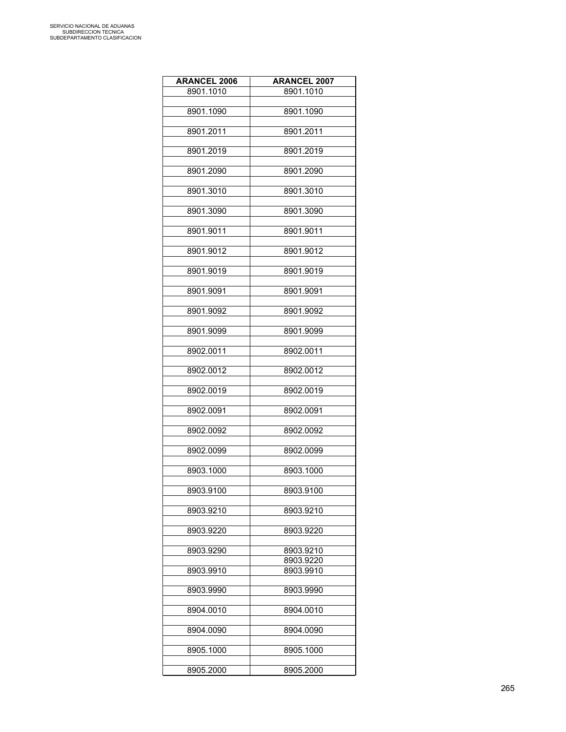| ARANCEL 2006 | ARANCEL 2007 |
|---|---|
| 8901.1010 | 8901.1010 |
| 8901.1090 | 8901.1090 |
| 8901.2011 | 8901.2011 |
| 8901.2019 | 8901.2019 |
| 8901.2090 | 8901.2090 |
| 8901.3010 | 8901.3010 |
| 8901.3090 | 8901.3090 |
| 8901.9011 | 8901.9011 |
| 8901.9012 | 8901.9012 |
| 8901.9019 | 8901.9019 |
| 8901.9091 | 8901.9091 |
| 8901.9092 | 8901.9092 |
| 8901.9099 | 8901.9099 |
| 8902.0011 | 8902.0011 |
| 8902.0012 | 8902.0012 |
| 8902.0019 | 8902.0019 |
| 8902.0091 | 8902.0091 |
| 8902.0092 | 8902.0092 |
| 8902.0099 | 8902.0099 |
| 8903.1000 | 8903.1000 |
| 8903.9100 | 8903.9100 |
| 8903.9210 | 8903.9210 |
| 8903.9220 | 8903.9220 |
| 8903.9290 | 8903.9210 |
| | 8903.9220 |
| 8903.9910 | 8903.9910 |
| 8903.9990 | 8903.9990 |
| 8904.0010 | 8904.0010 |
| 8904.0090 | 8904.0090 |
| 8905.1000 | 8905.1000 |
| 8905.2000 | 8905.2000 |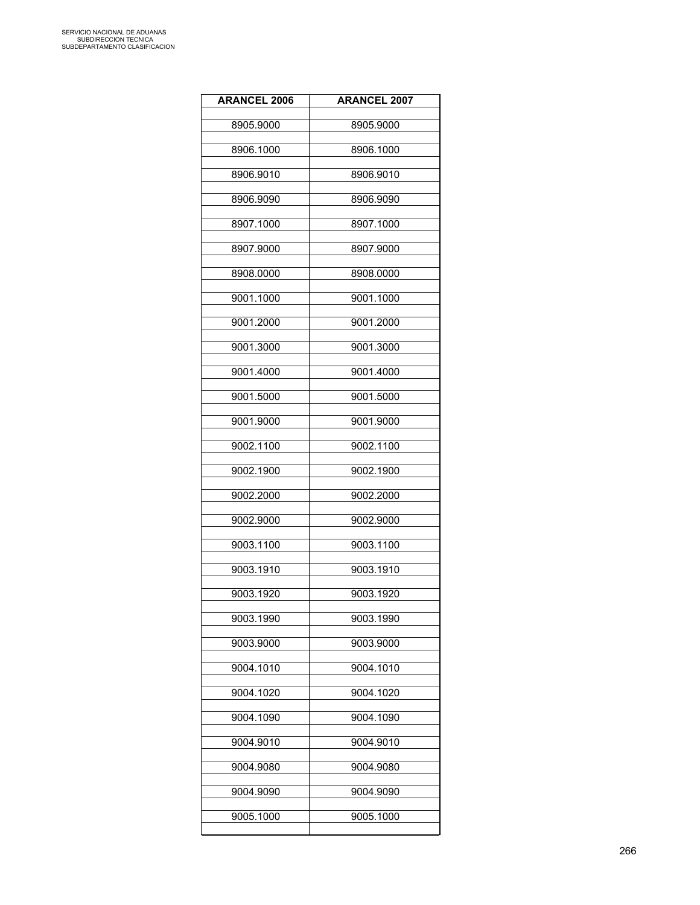| ARANCEL 2006 | ARANCEL 2007 |
|---|---|
| 8905.9000 | 8905.9000 |
| 8906.1000 | 8906.1000 |
| 8906.9010 | 8906.9010 |
| 8906.9090 | 8906.9090 |
| 8907.1000 | 8907.1000 |
| 8907.9000 | 8907.9000 |
| 8908.0000 | 8908.0000 |
| 9001.1000 | 9001.1000 |
| 9001.2000 | 9001.2000 |
| 9001.3000 | 9001.3000 |
| 9001.4000 | 9001.4000 |
| 9001.5000 | 9001.5000 |
| 9001.9000 | 9001.9000 |
| 9002.1100 | 9002.1100 |
| 9002.1900 | 9002.1900 |
| 9002.2000 | 9002.2000 |
| 9002.9000 | 9002.9000 |
| 9003.1100 | 9003.1100 |
| 9003.1910 | 9003.1910 |
| 9003.1920 | 9003.1920 |
| 9003.1990 | 9003.1990 |
| 9003.9000 | 9003.9000 |
| 9004.1010 | 9004.1010 |
| 9004.1020 | 9004.1020 |
| 9004.1090 | 9004.1090 |
| 9004.9010 | 9004.9010 |
| 9004.9080 | 9004.9080 |
| 9004.9090 | 9004.9090 |
| 9005.1000 | 9005.1000 |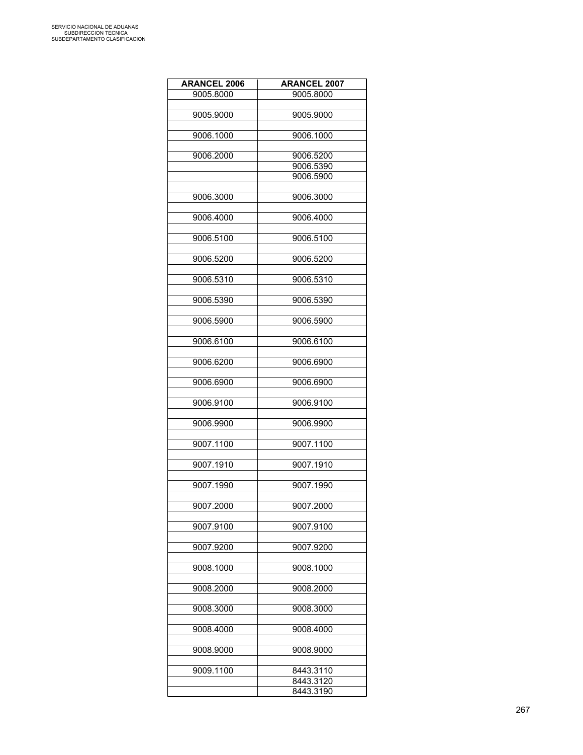| ARANCEL 2006 | ARANCEL 2007 |
|---|---|
| 9005.8000 | 9005.8000 |
| | |
| 9005.9000 | 9005.9000 |
| | |
| 9006.1000 | 9006.1000 |
| | |
| 9006.2000 | 9006.5200 |
| | 9006.5390 |
| | 9006.5900 |
| | |
| 9006.3000 | 9006.3000 |
| | |
| 9006.4000 | 9006.4000 |
| | |
| 9006.5100 | 9006.5100 |
| | |
| 9006.5200 | 9006.5200 |
| | |
| 9006.5310 | 9006.5310 |
| | |
| 9006.5390 | 9006.5390 |
| | |
| 9006.5900 | 9006.5900 |
| | |
| 9006.6100 | 9006.6100 |
| | |
| 9006.6200 | 9006.6900 |
| | |
| 9006.6900 | 9006.6900 |
| | |
| 9006.9100 | 9006.9100 |
| | |
| 9006.9900 | 9006.9900 |
| | |
| 9007.1100 | 9007.1100 |
| | |
| 9007.1910 | 9007.1910 |
| | |
| 9007.1990 | 9007.1990 |
| | |
| 9007.2000 | 9007.2000 |
| | |
| 9007.9100 | 9007.9100 |
| | |
| 9007.9200 | 9007.9200 |
| | |
| 9008.1000 | 9008.1000 |
| | |
| 9008.2000 | 9008.2000 |
| | |
| 9008.3000 | 9008.3000 |
| | |
| 9008.4000 | 9008.4000 |
| | |
| 9008.9000 | 9008.9000 |
| | |
| 9009.1100 | 8443.3110 |
| | 8443.3120 |
| | 8443.3190 |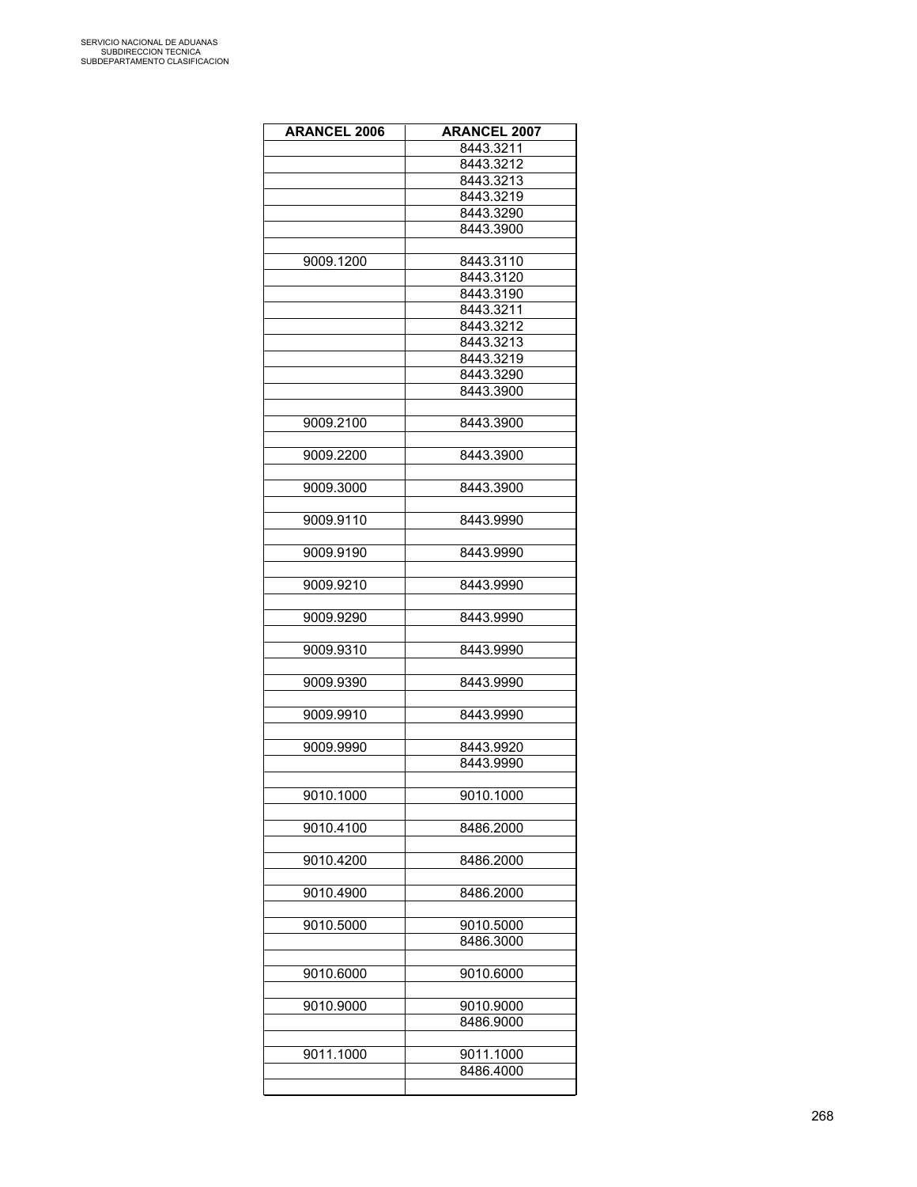| ARANCEL 2006 | ARANCEL 2007 |
|---|---|
| | 8443.3211 |
| | 8443.3212 |
| | 8443.3213 |
| | 8443.3219 |
| | 8443.3290 |
| | 8443.3900 |
| | |
| 9009.1200 | 8443.3110 |
| | 8443.3120 |
| | 8443.3190 |
| | 8443.3211 |
| | 8443.3212 |
| | 8443.3213 |
| | 8443.3219 |
| | 8443.3290 |
| | 8443.3900 |
| | |
| 9009.2100 | 8443.3900 |
| | |
| 9009.2200 | 8443.3900 |
| | |
| 9009.3000 | 8443.3900 |
| | |
| 9009.9110 | 8443.9990 |
| | |
| 9009.9190 | 8443.9990 |
| | |
| 9009.9210 | 8443.9990 |
| | |
| 9009.9290 | 8443.9990 |
| | |
| 9009.9310 | 8443.9990 |
| | |
| 9009.9390 | 8443.9990 |
| | |
| 9009.9910 | 8443.9990 |
| | |
| 9009.9990 | 8443.9920 |
| | 8443.9990 |
| | |
| 9010.1000 | 9010.1000 |
| | |
| 9010.4100 | 8486.2000 |
| | |
| 9010.4200 | 8486.2000 |
| | |
| 9010.4900 | 8486.2000 |
| | |
| 9010.5000 | 9010.5000 |
| | 8486.3000 |
| | |
| 9010.6000 | 9010.6000 |
| | |
| 9010.9000 | 9010.9000 |
| | 8486.9000 |
| | |
| 9011.1000 | 9011.1000 |
| | 8486.4000 |
| | |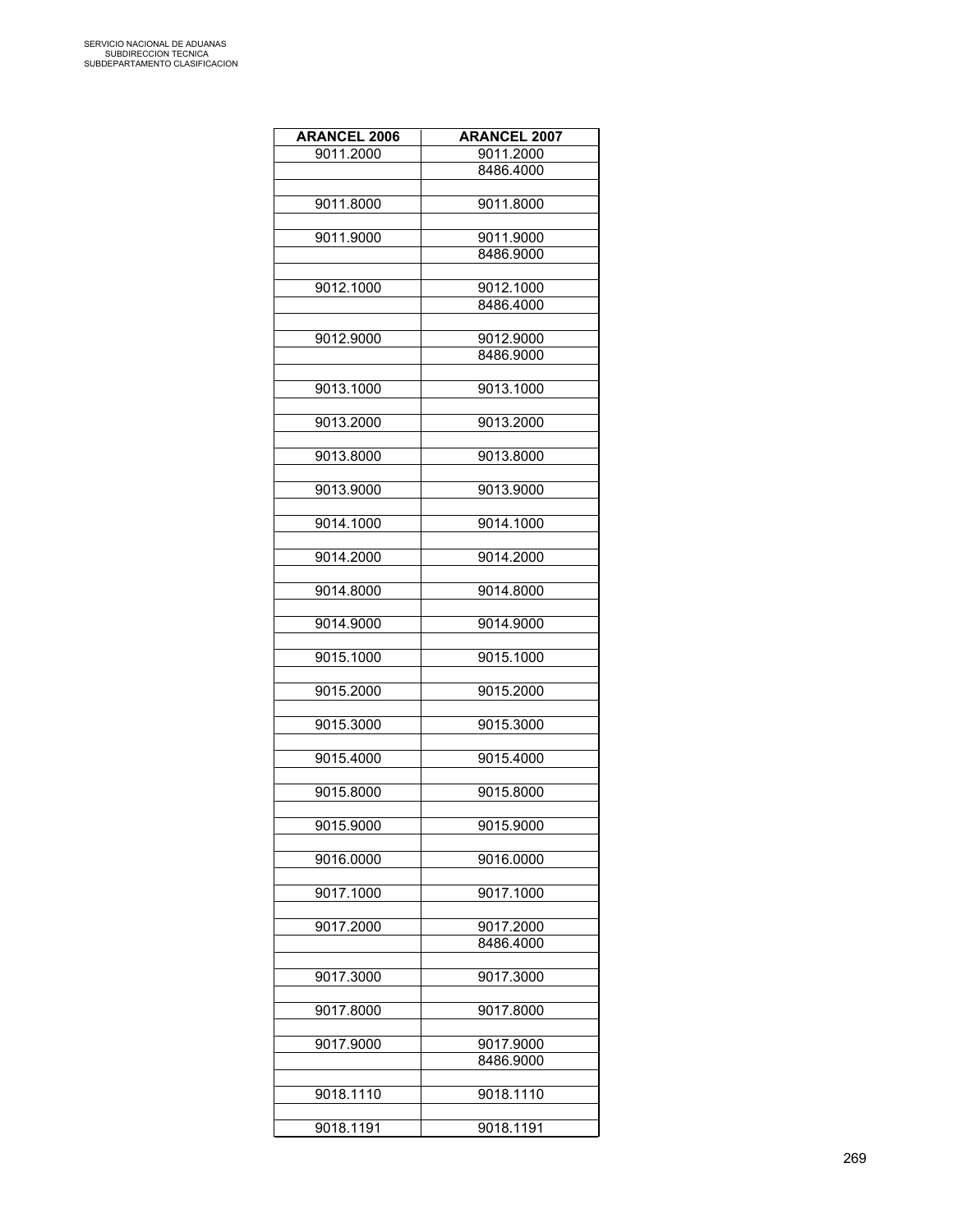| ARANCEL 2006 | ARANCEL 2007 |
|---|---|
| 9011.2000 | 9011.2000 |
| | 8486.4000 |
| | |
| 9011.8000 | 9011.8000 |
| | |
| 9011.9000 | 9011.9000 |
| | 8486.9000 |
| | |
| 9012.1000 | 9012.1000 |
| | 8486.4000 |
| | |
| 9012.9000 | 9012.9000 |
| | 8486.9000 |
| | |
| 9013.1000 | 9013.1000 |
| | |
| 9013.2000 | 9013.2000 |
| | |
| 9013.8000 | 9013.8000 |
| | |
| 9013.9000 | 9013.9000 |
| | |
| 9014.1000 | 9014.1000 |
| | |
| 9014.2000 | 9014.2000 |
| | |
| 9014.8000 | 9014.8000 |
| | |
| 9014.9000 | 9014.9000 |
| | |
| 9015.1000 | 9015.1000 |
| | |
| 9015.2000 | 9015.2000 |
| | |
| 9015.3000 | 9015.3000 |
| | |
| 9015.4000 | 9015.4000 |
| | |
| 9015.8000 | 9015.8000 |
| | |
| 9015.9000 | 9015.9000 |
| | |
| 9016.0000 | 9016.0000 |
| | |
| 9017.1000 | 9017.1000 |
| | |
| 9017.2000 | 9017.2000 |
| | 8486.4000 |
| | |
| 9017.3000 | 9017.3000 |
| | |
| 9017.8000 | 9017.8000 |
| | |
| 9017.9000 | 9017.9000 |
| | 8486.9000 |
| | |
| 9018.1110 | 9018.1110 |
| | |
| 9018.1191 | 9018.1191 |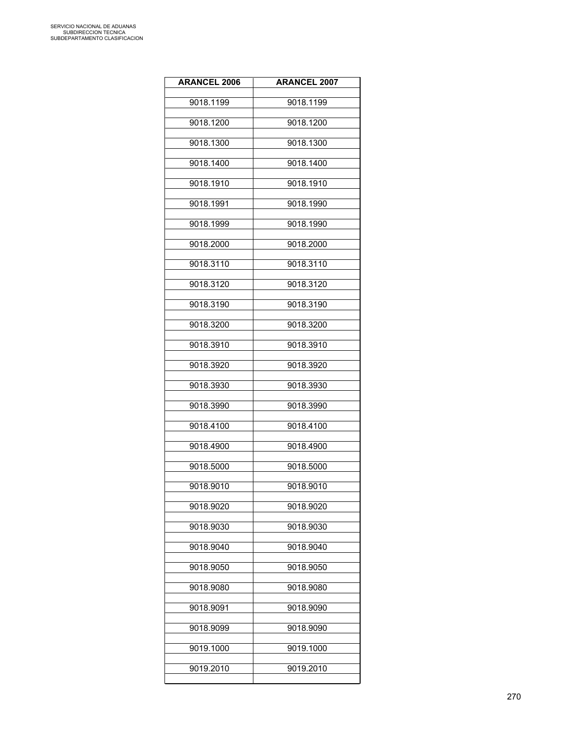| ARANCEL 2006 | ARANCEL 2007 |
|---|---|
| 9018.1199 | 9018.1199 |
| 9018.1200 | 9018.1200 |
| 9018.1300 | 9018.1300 |
| 9018.1400 | 9018.1400 |
| 9018.1910 | 9018.1910 |
| 9018.1991 | 9018.1990 |
| 9018.1999 | 9018.1990 |
| 9018.2000 | 9018.2000 |
| 9018.3110 | 9018.3110 |
| 9018.3120 | 9018.3120 |
| 9018.3190 | 9018.3190 |
| 9018.3200 | 9018.3200 |
| 9018.3910 | 9018.3910 |
| 9018.3920 | 9018.3920 |
| 9018.3930 | 9018.3930 |
| 9018.3990 | 9018.3990 |
| 9018.4100 | 9018.4100 |
| 9018.4900 | 9018.4900 |
| 9018.5000 | 9018.5000 |
| 9018.9010 | 9018.9010 |
| 9018.9020 | 9018.9020 |
| 9018.9030 | 9018.9030 |
| 9018.9040 | 9018.9040 |
| 9018.9050 | 9018.9050 |
| 9018.9080 | 9018.9080 |
| 9018.9091 | 9018.9090 |
| 9018.9099 | 9018.9090 |
| 9019.1000 | 9019.1000 |
| 9019.2010 | 9019.2010 |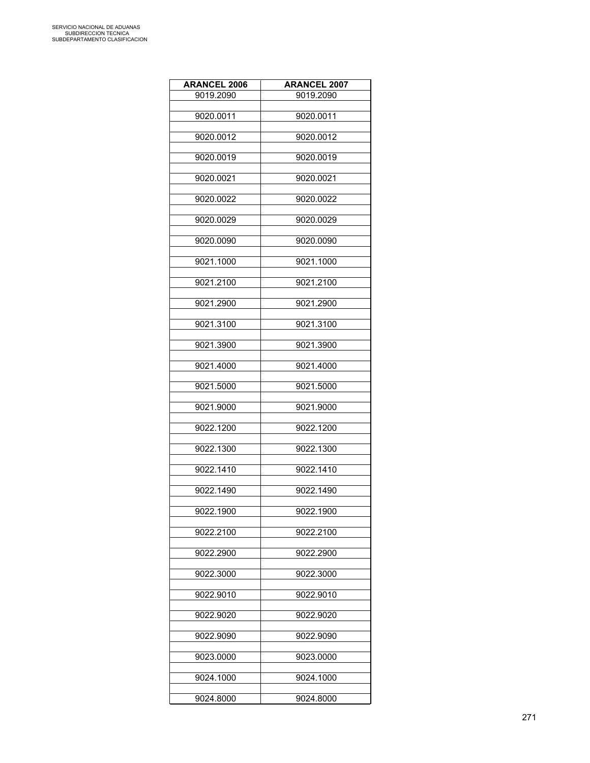| ARANCEL 2006 | ARANCEL 2007 |
|---|---|
| 9019.2090 | 9019.2090 |
| 9020.0011 | 9020.0011 |
| 9020.0012 | 9020.0012 |
| 9020.0019 | 9020.0019 |
| 9020.0021 | 9020.0021 |
| 9020.0022 | 9020.0022 |
| 9020.0029 | 9020.0029 |
| 9020.0090 | 9020.0090 |
| 9021.1000 | 9021.1000 |
| 9021.2100 | 9021.2100 |
| 9021.2900 | 9021.2900 |
| 9021.3100 | 9021.3100 |
| 9021.3900 | 9021.3900 |
| 9021.4000 | 9021.4000 |
| 9021.5000 | 9021.5000 |
| 9021.9000 | 9021.9000 |
| 9022.1200 | 9022.1200 |
| 9022.1300 | 9022.1300 |
| 9022.1410 | 9022.1410 |
| 9022.1490 | 9022.1490 |
| 9022.1900 | 9022.1900 |
| 9022.2100 | 9022.2100 |
| 9022.2900 | 9022.2900 |
| 9022.3000 | 9022.3000 |
| 9022.9010 | 9022.9010 |
| 9022.9020 | 9022.9020 |
| 9022.9090 | 9022.9090 |
| 9023.0000 | 9023.0000 |
| 9024.1000 | 9024.1000 |
| 9024.8000 | 9024.8000 |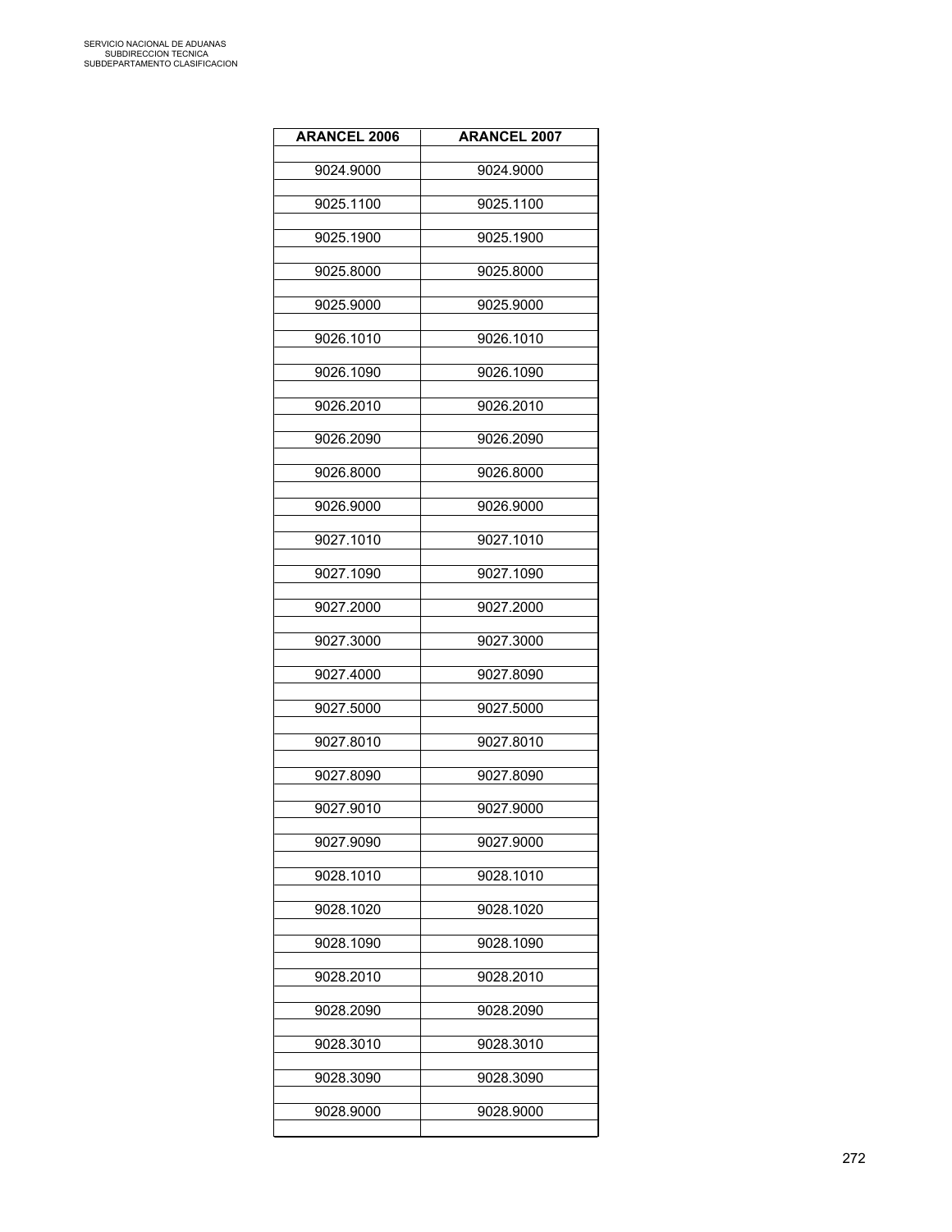| ARANCEL 2006 | ARANCEL 2007 |
|---|---|
| 9024.9000 | 9024.9000 |
| 9025.1100 | 9025.1100 |
| 9025.1900 | 9025.1900 |
| 9025.8000 | 9025.8000 |
| 9025.9000 | 9025.9000 |
| 9026.1010 | 9026.1010 |
| 9026.1090 | 9026.1090 |
| 9026.2010 | 9026.2010 |
| 9026.2090 | 9026.2090 |
| 9026.8000 | 9026.8000 |
| 9026.9000 | 9026.9000 |
| 9027.1010 | 9027.1010 |
| 9027.1090 | 9027.1090 |
| 9027.2000 | 9027.2000 |
| 9027.3000 | 9027.3000 |
| 9027.4000 | 9027.8090 |
| 9027.5000 | 9027.5000 |
| 9027.8010 | 9027.8010 |
| 9027.8090 | 9027.8090 |
| 9027.9010 | 9027.9000 |
| 9027.9090 | 9027.9000 |
| 9028.1010 | 9028.1010 |
| 9028.1020 | 9028.1020 |
| 9028.1090 | 9028.1090 |
| 9028.2010 | 9028.2010 |
| 9028.2090 | 9028.2090 |
| 9028.3010 | 9028.3010 |
| 9028.3090 | 9028.3090 |
| 9028.9000 | 9028.9000 |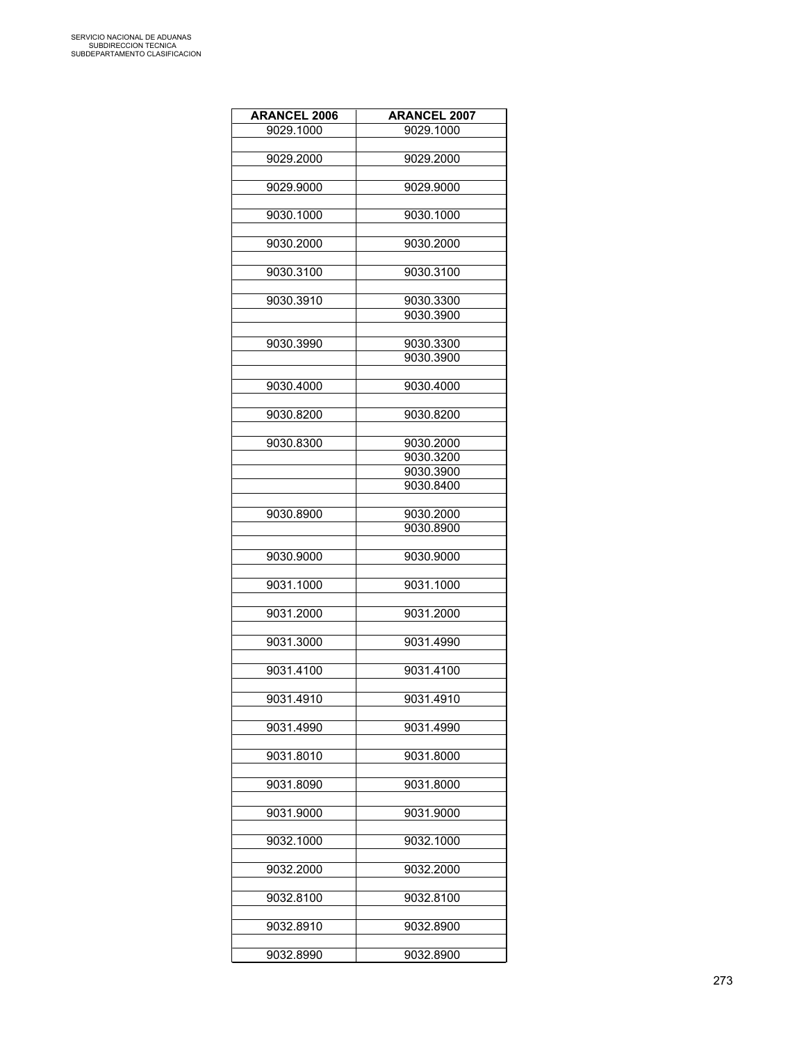SERVICIO NACIONAL DE ADUANAS
SUBDIRECCION TECNICA
SUBDEPARTAMENTO CLASIFICACION

| ARANCEL 2006 | ARANCEL 2007 |
|---|---|
| 9029.1000 | 9029.1000 |
| | |
| 9029.2000 | 9029.2000 |
| | |
| 9029.9000 | 9029.9000 |
| | |
| 9030.1000 | 9030.1000 |
| | |
| 9030.2000 | 9030.2000 |
| | |
| 9030.3100 | 9030.3100 |
| | |
| 9030.3910 | 9030.3300 |
| | 9030.3900 |
| | |
| 9030.3990 | 9030.3300 |
| | 9030.3900 |
| | |
| 9030.4000 | 9030.4000 |
| | |
| 9030.8200 | 9030.8200 |
| | |
| 9030.8300 | 9030.2000 |
| | 9030.3200 |
| | 9030.3900 |
| | 9030.8400 |
| | |
| 9030.8900 | 9030.2000 |
| | 9030.8900 |
| | |
| 9030.9000 | 9030.9000 |
| | |
| 9031.1000 | 9031.1000 |
| | |
| 9031.2000 | 9031.2000 |
| | |
| 9031.3000 | 9031.4990 |
| | |
| 9031.4100 | 9031.4100 |
| | |
| 9031.4910 | 9031.4910 |
| | |
| 9031.4990 | 9031.4990 |
| | |
| 9031.8010 | 9031.8000 |
| | |
| 9031.8090 | 9031.8000 |
| | |
| 9031.9000 | 9031.9000 |
| | |
| 9032.1000 | 9032.1000 |
| | |
| 9032.2000 | 9032.2000 |
| | |
| 9032.8100 | 9032.8100 |
| | |
| 9032.8910 | 9032.8900 |
| | |
| 9032.8990 | 9032.8900 |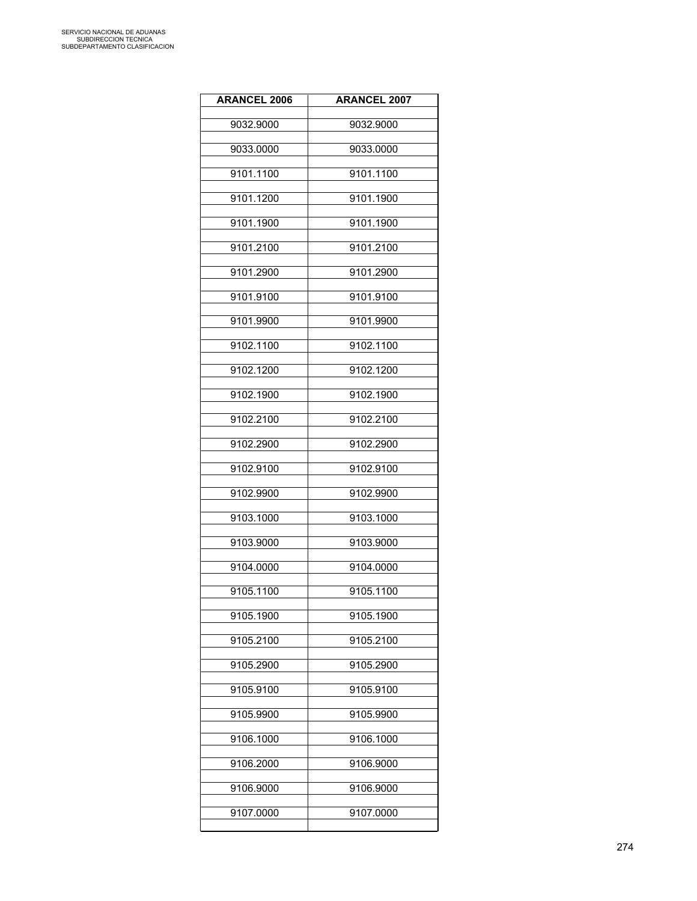| ARANCEL 2006 | ARANCEL 2007 |
|---|---|
| 9032.9000 | 9032.9000 |
| 9033.0000 | 9033.0000 |
| 9101.1100 | 9101.1100 |
| 9101.1200 | 9101.1900 |
| 9101.1900 | 9101.1900 |
| 9101.2100 | 9101.2100 |
| 9101.2900 | 9101.2900 |
| 9101.9100 | 9101.9100 |
| 9101.9900 | 9101.9900 |
| 9102.1100 | 9102.1100 |
| 9102.1200 | 9102.1200 |
| 9102.1900 | 9102.1900 |
| 9102.2100 | 9102.2100 |
| 9102.2900 | 9102.2900 |
| 9102.9100 | 9102.9100 |
| 9102.9900 | 9102.9900 |
| 9103.1000 | 9103.1000 |
| 9103.9000 | 9103.9000 |
| 9104.0000 | 9104.0000 |
| 9105.1100 | 9105.1100 |
| 9105.1900 | 9105.1900 |
| 9105.2100 | 9105.2100 |
| 9105.2900 | 9105.2900 |
| 9105.9100 | 9105.9100 |
| 9105.9900 | 9105.9900 |
| 9106.1000 | 9106.1000 |
| 9106.2000 | 9106.9000 |
| 9106.9000 | 9106.9000 |
| 9107.0000 | 9107.0000 |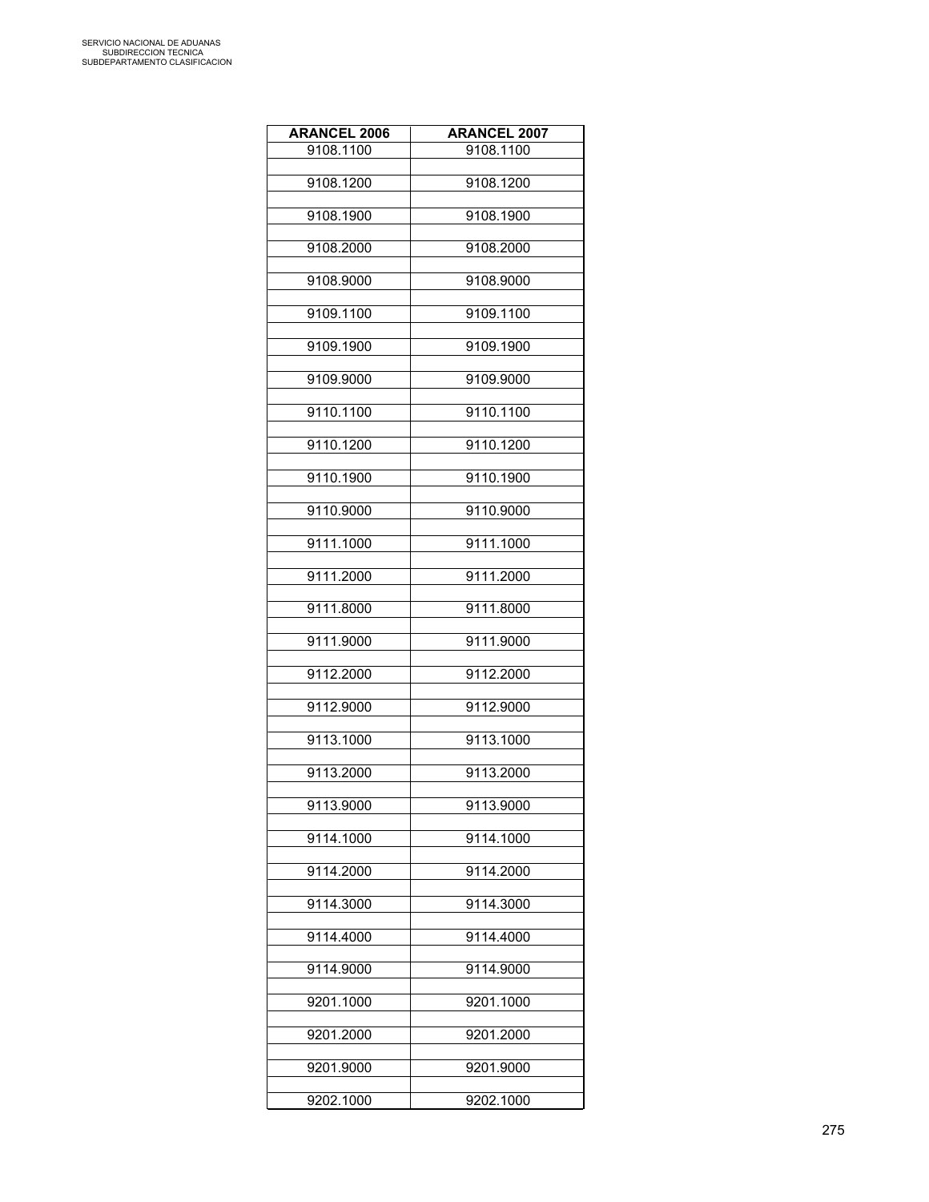| ARANCEL 2006 | ARANCEL 2007 |
|---|---|
| 9108.1100 | 9108.1100 |
| 9108.1200 | 9108.1200 |
| 9108.1900 | 9108.1900 |
| 9108.2000 | 9108.2000 |
| 9108.9000 | 9108.9000 |
| 9109.1100 | 9109.1100 |
| 9109.1900 | 9109.1900 |
| 9109.9000 | 9109.9000 |
| 9110.1100 | 9110.1100 |
| 9110.1200 | 9110.1200 |
| 9110.1900 | 9110.1900 |
| 9110.9000 | 9110.9000 |
| 9111.1000 | 9111.1000 |
| 9111.2000 | 9111.2000 |
| 9111.8000 | 9111.8000 |
| 9111.9000 | 9111.9000 |
| 9112.2000 | 9112.2000 |
| 9112.9000 | 9112.9000 |
| 9113.1000 | 9113.1000 |
| 9113.2000 | 9113.2000 |
| 9113.9000 | 9113.9000 |
| 9114.1000 | 9114.1000 |
| 9114.2000 | 9114.2000 |
| 9114.3000 | 9114.3000 |
| 9114.4000 | 9114.4000 |
| 9114.9000 | 9114.9000 |
| 9201.1000 | 9201.1000 |
| 9201.2000 | 9201.2000 |
| 9201.9000 | 9201.9000 |
| 9202.1000 | 9202.1000 |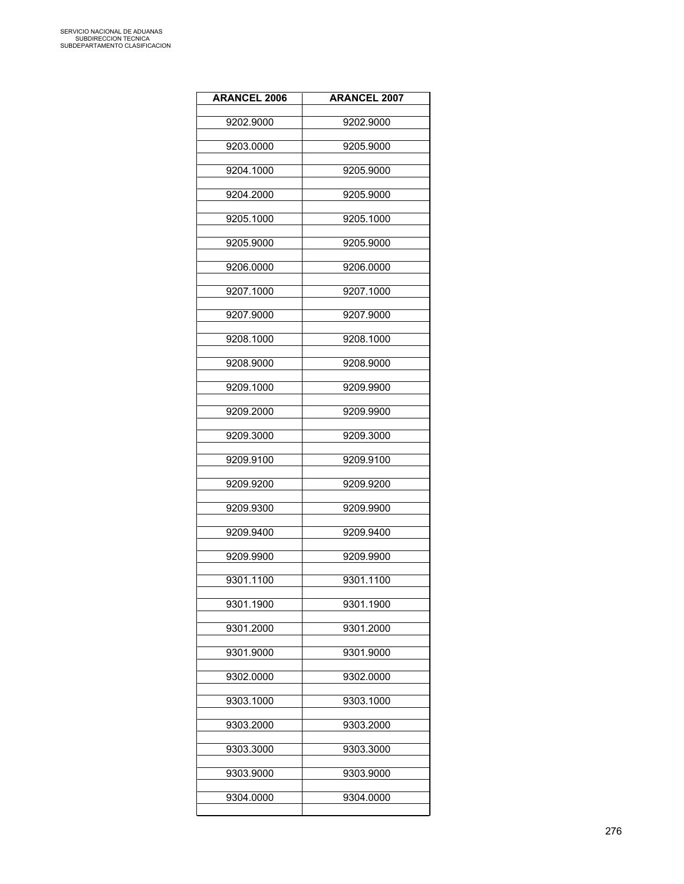| ARANCEL 2006 | ARANCEL 2007 |
|---|---|
| 9202.9000 | 9202.9000 |
| 9203.0000 | 9205.9000 |
| 9204.1000 | 9205.9000 |
| 9204.2000 | 9205.9000 |
| 9205.1000 | 9205.1000 |
| 9205.9000 | 9205.9000 |
| 9206.0000 | 9206.0000 |
| 9207.1000 | 9207.1000 |
| 9207.9000 | 9207.9000 |
| 9208.1000 | 9208.1000 |
| 9208.9000 | 9208.9000 |
| 9209.1000 | 9209.9900 |
| 9209.2000 | 9209.9900 |
| 9209.3000 | 9209.3000 |
| 9209.9100 | 9209.9100 |
| 9209.9200 | 9209.9200 |
| 9209.9300 | 9209.9900 |
| 9209.9400 | 9209.9400 |
| 9209.9900 | 9209.9900 |
| 9301.1100 | 9301.1100 |
| 9301.1900 | 9301.1900 |
| 9301.2000 | 9301.2000 |
| 9301.9000 | 9301.9000 |
| 9302.0000 | 9302.0000 |
| 9303.1000 | 9303.1000 |
| 9303.2000 | 9303.2000 |
| 9303.3000 | 9303.3000 |
| 9303.9000 | 9303.9000 |
| 9304.0000 | 9304.0000 |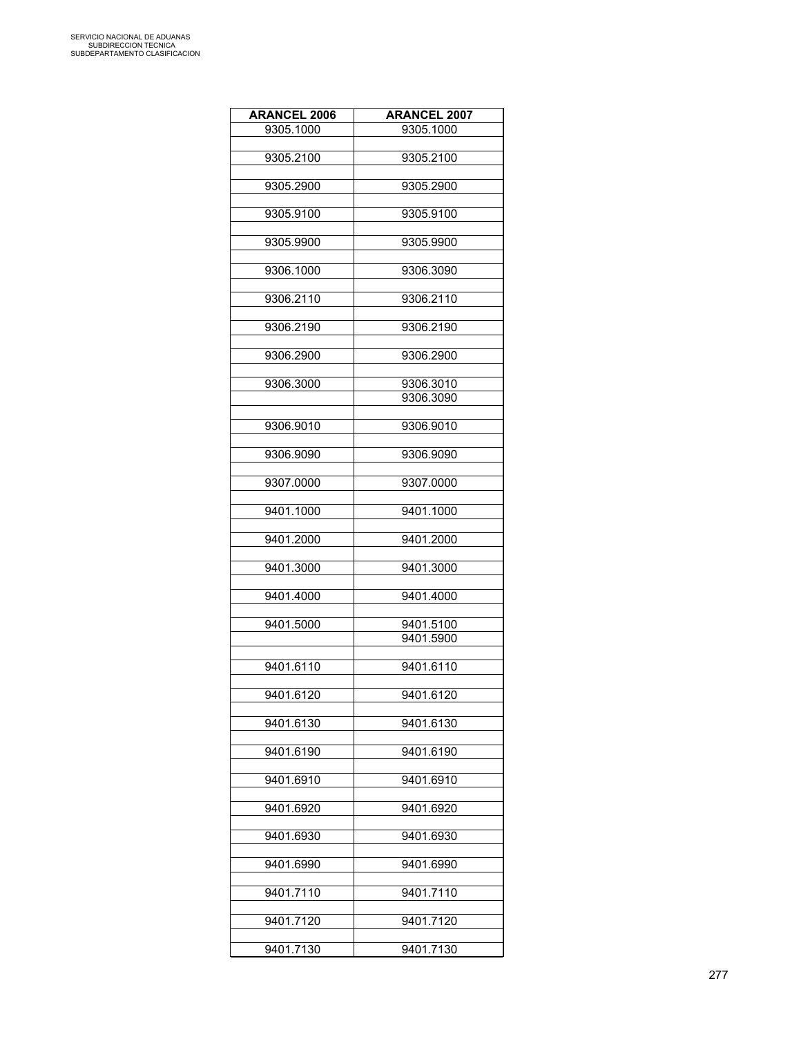| ARANCEL 2006 | ARANCEL 2007 |
|---|---|
| 9305.1000 | 9305.1000 |
| 9305.2100 | 9305.2100 |
| 9305.2900 | 9305.2900 |
| 9305.9100 | 9305.9100 |
| 9305.9900 | 9305.9900 |
| 9306.1000 | 9306.3090 |
| 9306.2110 | 9306.2110 |
| 9306.2190 | 9306.2190 |
| 9306.2900 | 9306.2900 |
| 9306.3000 | 9306.3010 |
| | 9306.3090 |
| 9306.9010 | 9306.9010 |
| 9306.9090 | 9306.9090 |
| 9307.0000 | 9307.0000 |
| 9401.1000 | 9401.1000 |
| 9401.2000 | 9401.2000 |
| 9401.3000 | 9401.3000 |
| 9401.4000 | 9401.4000 |
| 9401.5000 | 9401.5100 |
| | 9401.5900 |
| 9401.6110 | 9401.6110 |
| 9401.6120 | 9401.6120 |
| 9401.6130 | 9401.6130 |
| 9401.6190 | 9401.6190 |
| 9401.6910 | 9401.6910 |
| 9401.6920 | 9401.6920 |
| 9401.6930 | 9401.6930 |
| 9401.6990 | 9401.6990 |
| 9401.7110 | 9401.7110 |
| 9401.7120 | 9401.7120 |
| 9401.7130 | 9401.7130 |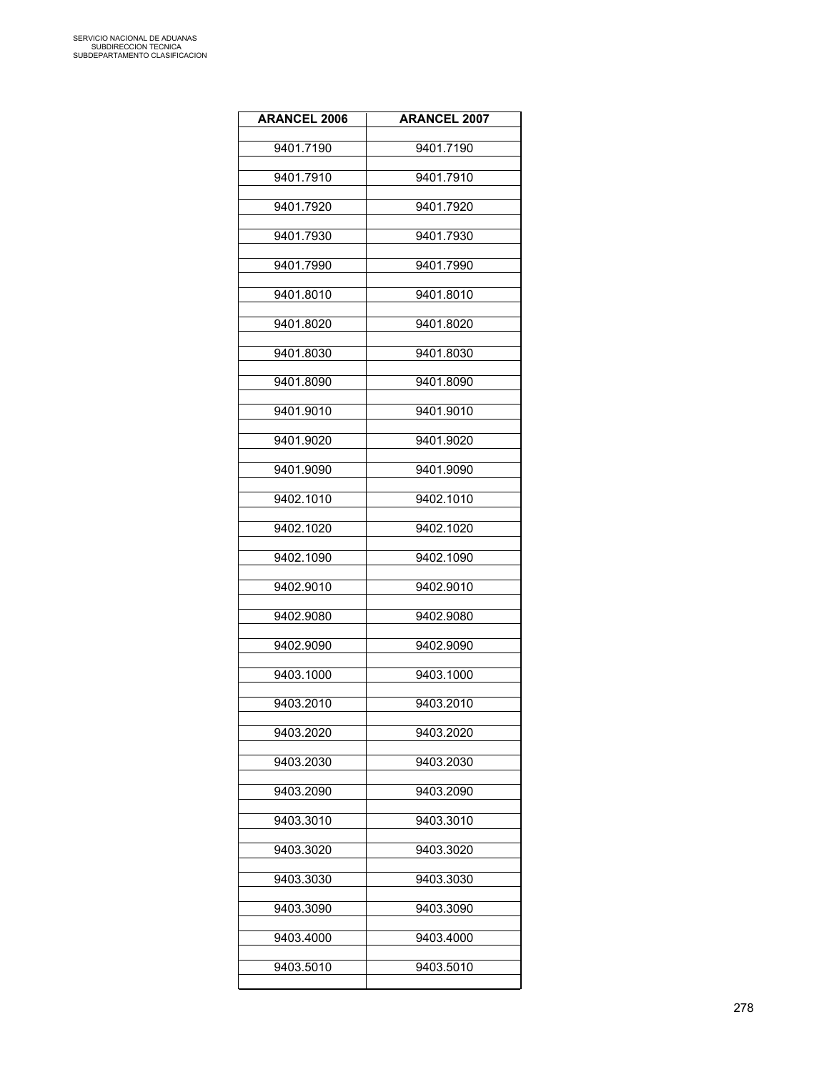| ARANCEL 2006 | ARANCEL 2007 |
|---|---|
| 9401.7190 | 9401.7190 |
| 9401.7910 | 9401.7910 |
| 9401.7920 | 9401.7920 |
| 9401.7930 | 9401.7930 |
| 9401.7990 | 9401.7990 |
| 9401.8010 | 9401.8010 |
| 9401.8020 | 9401.8020 |
| 9401.8030 | 9401.8030 |
| 9401.8090 | 9401.8090 |
| 9401.9010 | 9401.9010 |
| 9401.9020 | 9401.9020 |
| 9401.9090 | 9401.9090 |
| 9402.1010 | 9402.1010 |
| 9402.1020 | 9402.1020 |
| 9402.1090 | 9402.1090 |
| 9402.9010 | 9402.9010 |
| 9402.9080 | 9402.9080 |
| 9402.9090 | 9402.9090 |
| 9403.1000 | 9403.1000 |
| 9403.2010 | 9403.2010 |
| 9403.2020 | 9403.2020 |
| 9403.2030 | 9403.2030 |
| 9403.2090 | 9403.2090 |
| 9403.3010 | 9403.3010 |
| 9403.3020 | 9403.3020 |
| 9403.3030 | 9403.3030 |
| 9403.3090 | 9403.3090 |
| 9403.4000 | 9403.4000 |
| 9403.5010 | 9403.5010 |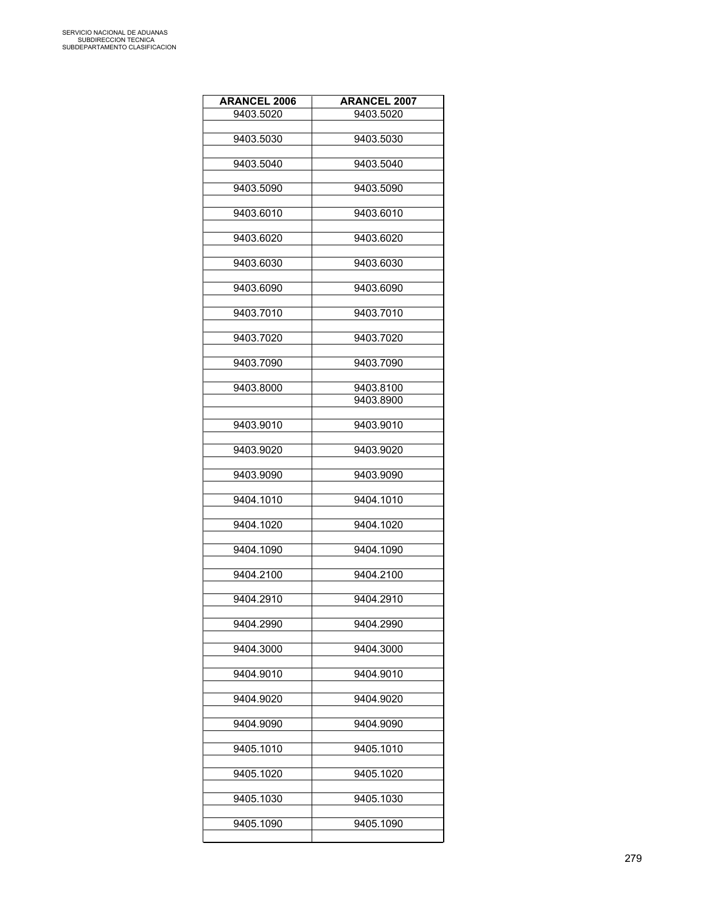| ARANCEL 2006 | ARANCEL 2007 |
|---|---|
| 9403.5020 | 9403.5020 |
| | |
| 9403.5030 | 9403.5030 |
| | |
| 9403.5040 | 9403.5040 |
| | |
| 9403.5090 | 9403.5090 |
| | |
| 9403.6010 | 9403.6010 |
| | |
| 9403.6020 | 9403.6020 |
| | |
| 9403.6030 | 9403.6030 |
| | |
| 9403.6090 | 9403.6090 |
| | |
| 9403.7010 | 9403.7010 |
| | |
| 9403.7020 | 9403.7020 |
| | |
| 9403.7090 | 9403.7090 |
| | |
| 9403.8000 | 9403.8100 |
| | 9403.8900 |
| | |
| 9403.9010 | 9403.9010 |
| | |
| 9403.9020 | 9403.9020 |
| | |
| 9403.9090 | 9403.9090 |
| | |
| 9404.1010 | 9404.1010 |
| | |
| 9404.1020 | 9404.1020 |
| | |
| 9404.1090 | 9404.1090 |
| | |
| 9404.2100 | 9404.2100 |
| | |
| 9404.2910 | 9404.2910 |
| | |
| 9404.2990 | 9404.2990 |
| | |
| 9404.3000 | 9404.3000 |
| | |
| 9404.9010 | 9404.9010 |
| | |
| 9404.9020 | 9404.9020 |
| | |
| 9404.9090 | 9404.9090 |
| | |
| 9405.1010 | 9405.1010 |
| | |
| 9405.1020 | 9405.1020 |
| | |
| 9405.1030 | 9405.1030 |
| | |
| 9405.1090 | 9405.1090 |
| | |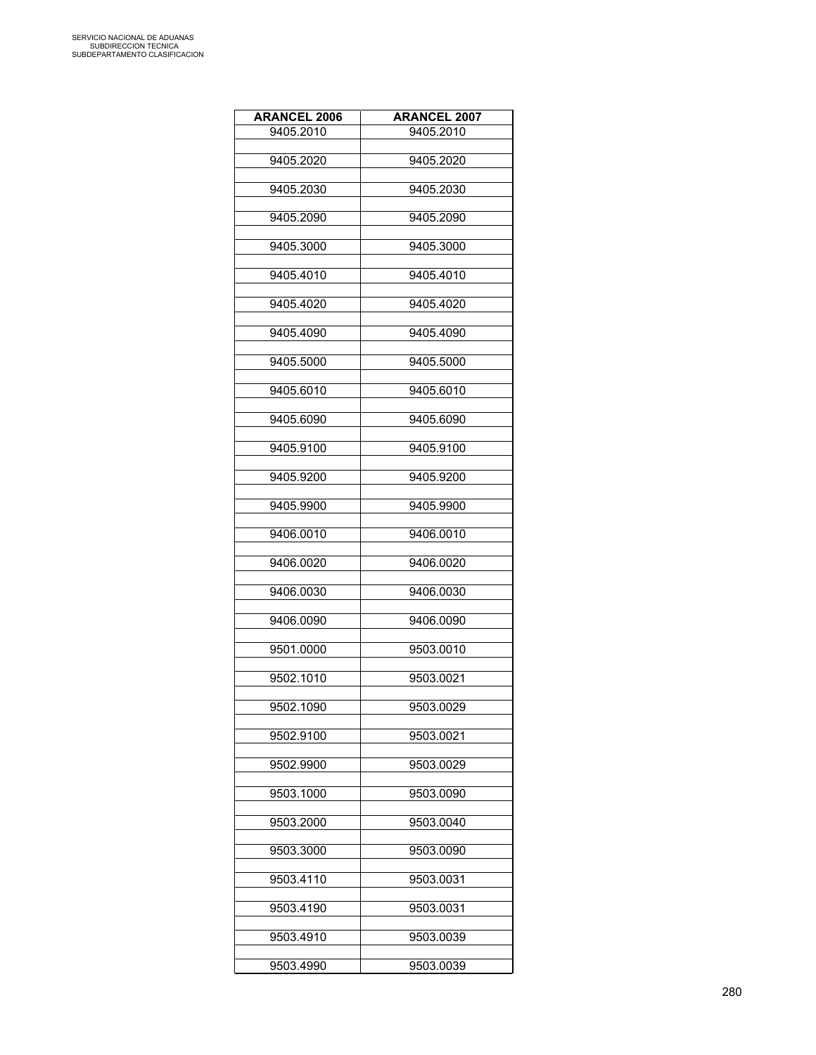| ARANCEL 2006 | ARANCEL 2007 |
|---|---|
| 9405.2010 | 9405.2010 |
| 9405.2020 | 9405.2020 |
| 9405.2030 | 9405.2030 |
| 9405.2090 | 9405.2090 |
| 9405.3000 | 9405.3000 |
| 9405.4010 | 9405.4010 |
| 9405.4020 | 9405.4020 |
| 9405.4090 | 9405.4090 |
| 9405.5000 | 9405.5000 |
| 9405.6010 | 9405.6010 |
| 9405.6090 | 9405.6090 |
| 9405.9100 | 9405.9100 |
| 9405.9200 | 9405.9200 |
| 9405.9900 | 9405.9900 |
| 9406.0010 | 9406.0010 |
| 9406.0020 | 9406.0020 |
| 9406.0030 | 9406.0030 |
| 9406.0090 | 9406.0090 |
| 9501.0000 | 9503.0010 |
| 9502.1010 | 9503.0021 |
| 9502.1090 | 9503.0029 |
| 9502.9100 | 9503.0021 |
| 9502.9900 | 9503.0029 |
| 9503.1000 | 9503.0090 |
| 9503.2000 | 9503.0040 |
| 9503.3000 | 9503.0090 |
| 9503.4110 | 9503.0031 |
| 9503.4190 | 9503.0031 |
| 9503.4910 | 9503.0039 |
| 9503.4990 | 9503.0039 |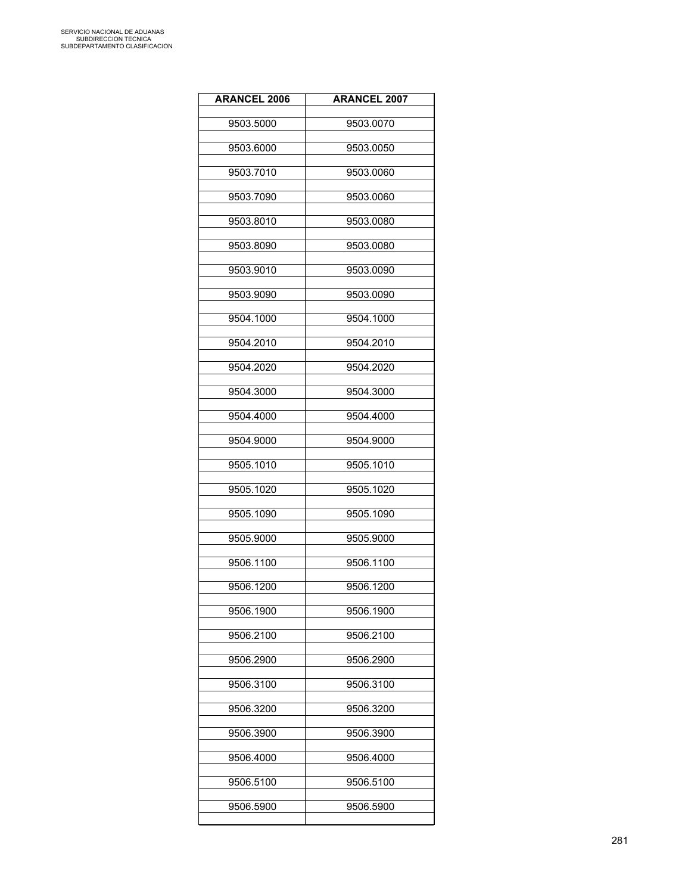| ARANCEL 2006 | ARANCEL 2007 |
|---|---|
| 9503.5000 | 9503.0070 |
| 9503.6000 | 9503.0050 |
| 9503.7010 | 9503.0060 |
| 9503.7090 | 9503.0060 |
| 9503.8010 | 9503.0080 |
| 9503.8090 | 9503.0080 |
| 9503.9010 | 9503.0090 |
| 9503.9090 | 9503.0090 |
| 9504.1000 | 9504.1000 |
| 9504.2010 | 9504.2010 |
| 9504.2020 | 9504.2020 |
| 9504.3000 | 9504.3000 |
| 9504.4000 | 9504.4000 |
| 9504.9000 | 9504.9000 |
| 9505.1010 | 9505.1010 |
| 9505.1020 | 9505.1020 |
| 9505.1090 | 9505.1090 |
| 9505.9000 | 9505.9000 |
| 9506.1100 | 9506.1100 |
| 9506.1200 | 9506.1200 |
| 9506.1900 | 9506.1900 |
| 9506.2100 | 9506.2100 |
| 9506.2900 | 9506.2900 |
| 9506.3100 | 9506.3100 |
| 9506.3200 | 9506.3200 |
| 9506.3900 | 9506.3900 |
| 9506.4000 | 9506.4000 |
| 9506.5100 | 9506.5100 |
| 9506.5900 | 9506.5900 |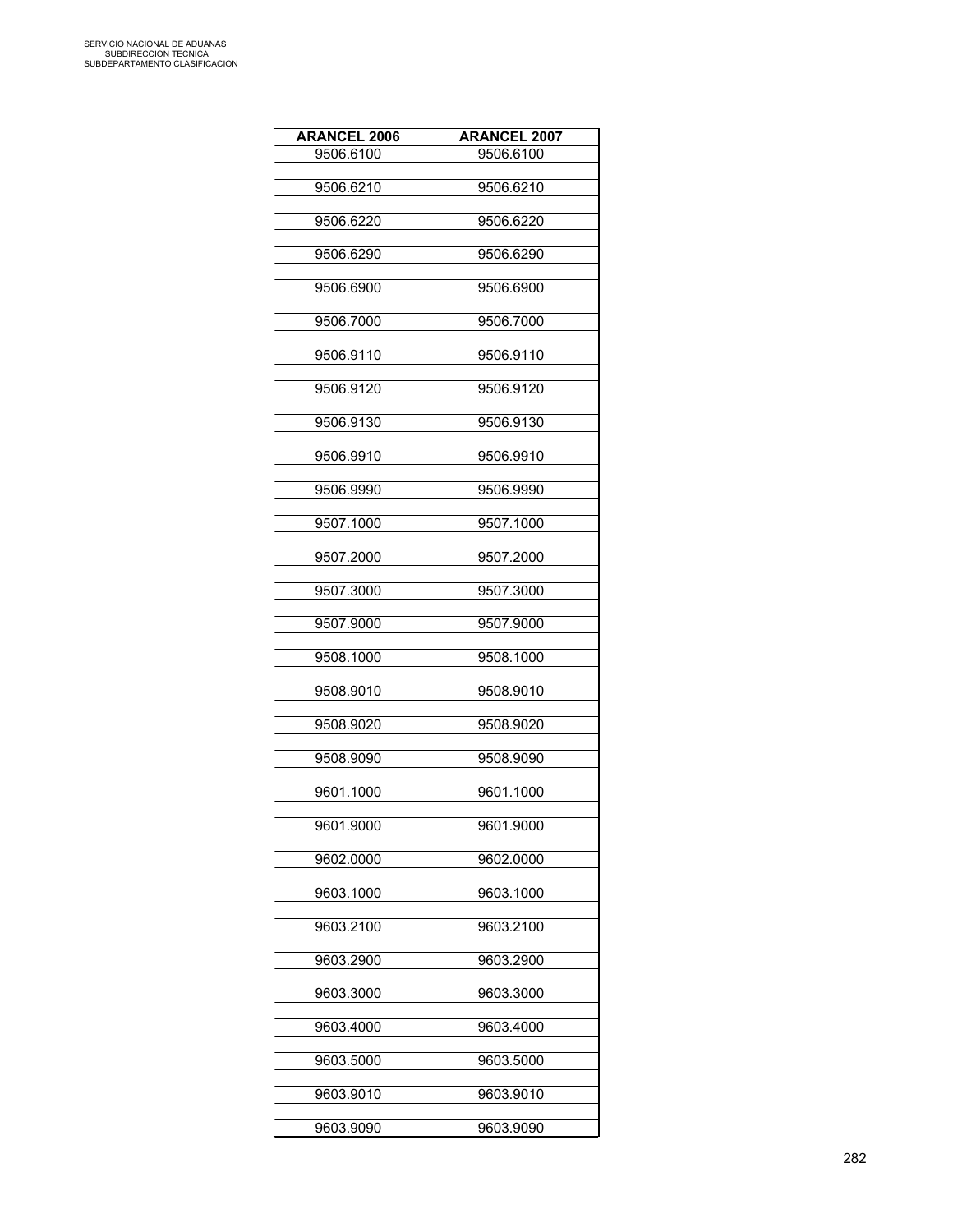| ARANCEL 2006 | ARANCEL 2007 |
|---|---|
| 9506.6100 | 9506.6100 |
| 9506.6210 | 9506.6210 |
| 9506.6220 | 9506.6220 |
| 9506.6290 | 9506.6290 |
| 9506.6900 | 9506.6900 |
| 9506.7000 | 9506.7000 |
| 9506.9110 | 9506.9110 |
| 9506.9120 | 9506.9120 |
| 9506.9130 | 9506.9130 |
| 9506.9910 | 9506.9910 |
| 9506.9990 | 9506.9990 |
| 9507.1000 | 9507.1000 |
| 9507.2000 | 9507.2000 |
| 9507.3000 | 9507.3000 |
| 9507.9000 | 9507.9000 |
| 9508.1000 | 9508.1000 |
| 9508.9010 | 9508.9010 |
| 9508.9020 | 9508.9020 |
| 9508.9090 | 9508.9090 |
| 9601.1000 | 9601.1000 |
| 9601.9000 | 9601.9000 |
| 9602.0000 | 9602.0000 |
| 9603.1000 | 9603.1000 |
| 9603.2100 | 9603.2100 |
| 9603.2900 | 9603.2900 |
| 9603.3000 | 9603.3000 |
| 9603.4000 | 9603.4000 |
| 9603.5000 | 9603.5000 |
| 9603.9010 | 9603.9010 |
| 9603.9090 | 9603.9090 |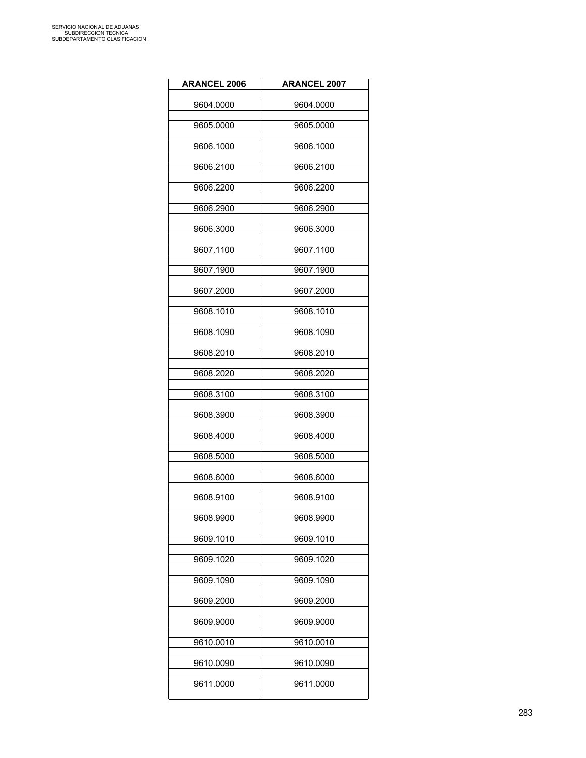| ARANCEL 2006 | ARANCEL 2007 |
|---|---|
| 9604.0000 | 9604.0000 |
| 9605.0000 | 9605.0000 |
| 9606.1000 | 9606.1000 |
| 9606.2100 | 9606.2100 |
| 9606.2200 | 9606.2200 |
| 9606.2900 | 9606.2900 |
| 9606.3000 | 9606.3000 |
| 9607.1100 | 9607.1100 |
| 9607.1900 | 9607.1900 |
| 9607.2000 | 9607.2000 |
| 9608.1010 | 9608.1010 |
| 9608.1090 | 9608.1090 |
| 9608.2010 | 9608.2010 |
| 9608.2020 | 9608.2020 |
| 9608.3100 | 9608.3100 |
| 9608.3900 | 9608.3900 |
| 9608.4000 | 9608.4000 |
| 9608.5000 | 9608.5000 |
| 9608.6000 | 9608.6000 |
| 9608.9100 | 9608.9100 |
| 9608.9900 | 9608.9900 |
| 9609.1010 | 9609.1010 |
| 9609.1020 | 9609.1020 |
| 9609.1090 | 9609.1090 |
| 9609.2000 | 9609.2000 |
| 9609.9000 | 9609.9000 |
| 9610.0010 | 9610.0010 |
| 9610.0090 | 9610.0090 |
| 9611.0000 | 9611.0000 |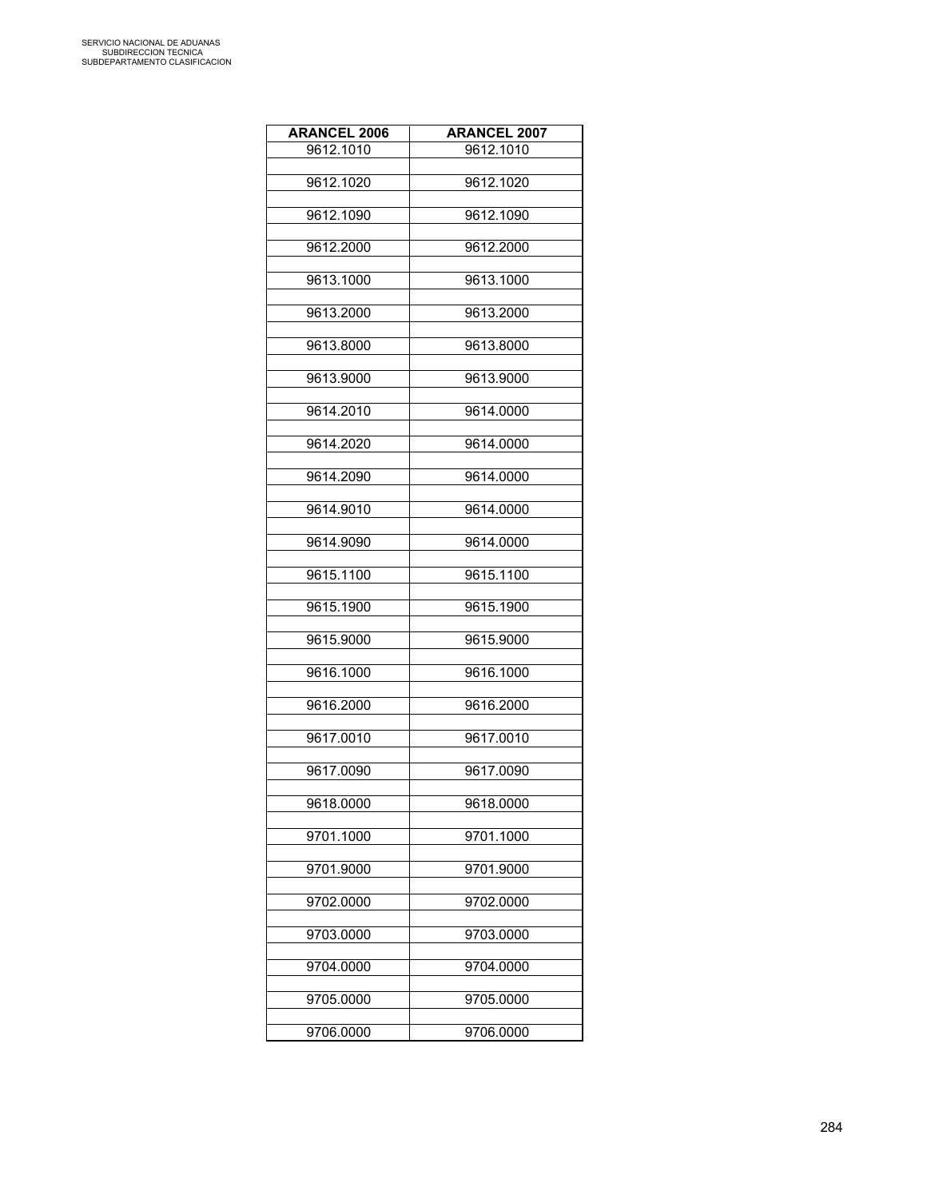| ARANCEL 2006 | ARANCEL 2007 |
|---|---|
| 9612.1010 | 9612.1010 |
| 9612.1020 | 9612.1020 |
| 9612.1090 | 9612.1090 |
| 9612.2000 | 9612.2000 |
| 9613.1000 | 9613.1000 |
| 9613.2000 | 9613.2000 |
| 9613.8000 | 9613.8000 |
| 9613.9000 | 9613.9000 |
| 9614.2010 | 9614.0000 |
| 9614.2020 | 9614.0000 |
| 9614.2090 | 9614.0000 |
| 9614.9010 | 9614.0000 |
| 9614.9090 | 9614.0000 |
| 9615.1100 | 9615.1100 |
| 9615.1900 | 9615.1900 |
| 9615.9000 | 9615.9000 |
| 9616.1000 | 9616.1000 |
| 9616.2000 | 9616.2000 |
| 9617.0010 | 9617.0010 |
| 9617.0090 | 9617.0090 |
| 9618.0000 | 9618.0000 |
| 9701.1000 | 9701.1000 |
| 9701.9000 | 9701.9000 |
| 9702.0000 | 9702.0000 |
| 9703.0000 | 9703.0000 |
| 9704.0000 | 9704.0000 |
| 9705.0000 | 9705.0000 |
| 9706.0000 | 9706.0000 |